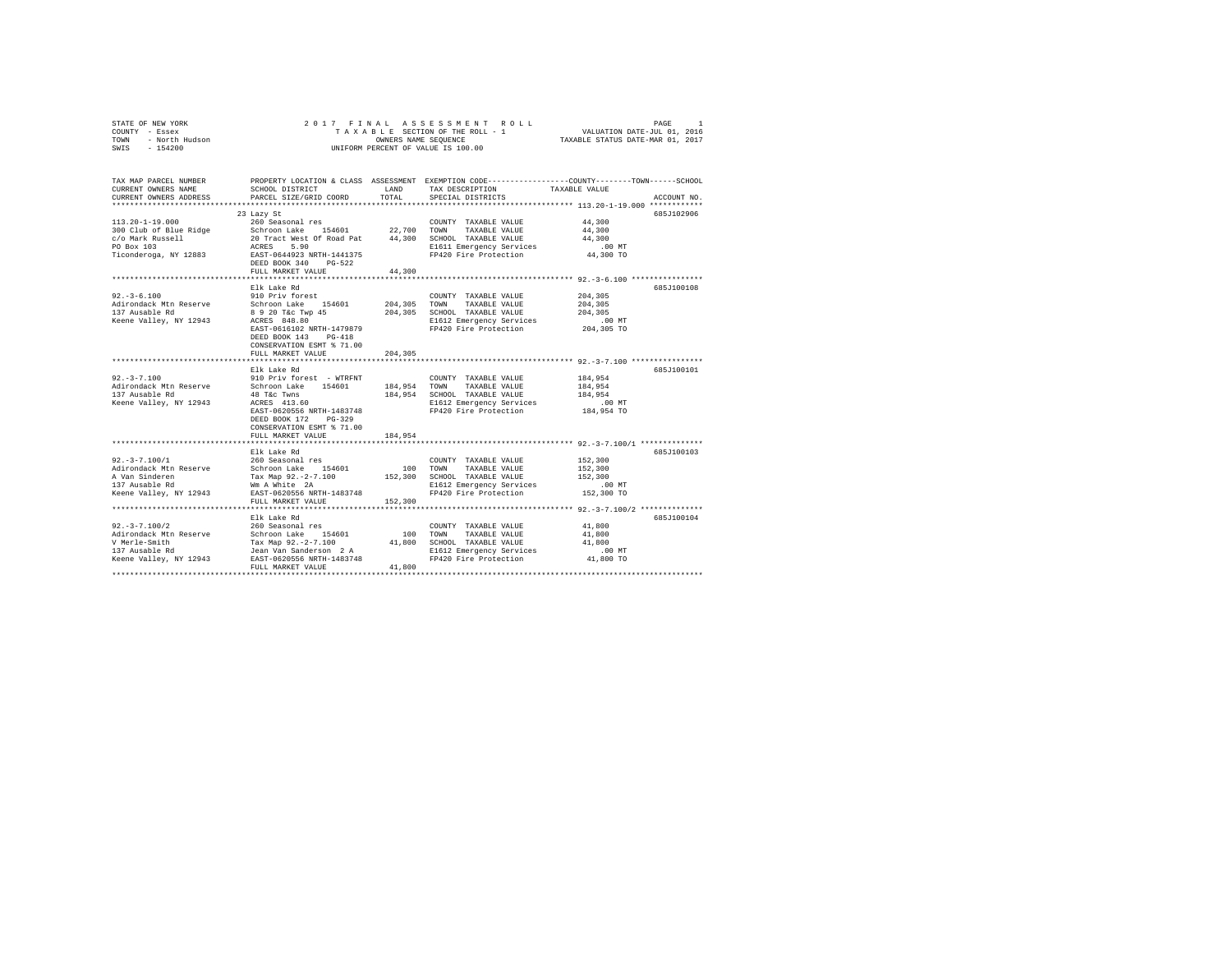STATE OF NEW YORK                    2017 FINAL ASSESSMENT ROLL
COUNTY - Essex                       TAXABLE SECTION OF THE ROLL - 1                VALUATION DATE-JUL 01, 2016
TOWN - North Hudson                  OWNERS NAME SEQUENCE                           TAXABLE STATUS DATE-MAR 01, 2017
SWIS - 154200                        UNIFORM PERCENT OF VALUE IS 100.00

| TAX MAP PARCEL NUMBER / CURRENT OWNERS NAME / CURRENT OWNERS ADDRESS | PROPERTY LOCATION & CLASS / SCHOOL DISTRICT / PARCEL SIZE/GRID COORD | ASSESSMENT LAND | TOTAL | EXEMPTION CODE / TAX DESCRIPTION / SPECIAL DISTRICTS | TAXABLE VALUE (COUNTY--TOWN--SCHOOL) | ACCOUNT NO. |
|---|---|---|---|---|---|---|
| 113.20-1-19.000 | 23 Lazy St | | | | | 685J102906 |
| 113.20-1-19.000 | 260 Seasonal res | | | COUNTY TAXABLE VALUE | 44,300 | |
| 300 Club of Blue Ridge | Schroon Lake 154601 | 22,700 | | TOWN TAXABLE VALUE | 44,300 | |
| c/o Mark Russell | 20 Tract West Of Road Pat | | 44,300 | SCHOOL TAXABLE VALUE | 44,300 | |
| PO Box 103 | ACRES 5.90 | | | E1611 Emergency Services | .00 MT | |
| Ticonderoga, NY 12883 | EAST-0644923 NRTH-1441375 | | | FP420 Fire Protection | 44,300 TO | |
| | DEED BOOK 340 PG-522 | | | | | |
| | FULL MARKET VALUE | | 44,300 | | | |
| 92.-3-6.100 | Elk Lake Rd | | | | | 685J100108 |
| 92.-3-6.100 | 910 Priv forest | | | COUNTY TAXABLE VALUE | 204,305 | |
| Adirondack Mtn Reserve | Schroon Lake 154601 | 204,305 | | TOWN TAXABLE VALUE | 204,305 | |
| 137 Ausable Rd | 8 9 20 T&c Twp 45 | | 204,305 | SCHOOL TAXABLE VALUE | 204,305 | |
| Keene Valley, NY 12943 | ACRES 848.80 | | | E1612 Emergency Services | .00 MT | |
| | EAST-0616102 NRTH-1479879 | | | FP420 Fire Protection | 204,305 TO | |
| | DEED BOOK 143 PG-418 | | | | | |
| | CONSERVATION ESMT % 71.00 | | | | | |
| | FULL MARKET VALUE | | 204,305 | | | |
| 92.-3-7.100 | Elk Lake Rd | | | | | 685J100101 |
| 92.-3-7.100 | 910 Priv forest - WTRFNT | | | COUNTY TAXABLE VALUE | 184,954 | |
| Adirondack Mtn Reserve | Schroon Lake 154601 | 184,954 | | TOWN TAXABLE VALUE | 184,954 | |
| 137 Ausable Rd | 48 T&c Twns | | 184,954 | SCHOOL TAXABLE VALUE | 184,954 | |
| Keene Valley, NY 12943 | ACRES 413.60 | | | E1612 Emergency Services | .00 MT | |
| | EAST-0620556 NRTH-1483748 | | | FP420 Fire Protection | 184,954 TO | |
| | DEED BOOK 172 PG-329 | | | | | |
| | CONSERVATION ESMT % 71.00 | | | | | |
| | FULL MARKET VALUE | | 184,954 | | | |
| 92.-3-7.100/1 | Elk Lake Rd | | | | | 685J100103 |
| 92.-3-7.100/1 | 260 Seasonal res | | | COUNTY TAXABLE VALUE | 152,300 | |
| Adirondack Mtn Reserve | Schroon Lake 154601 | 100 | | TOWN TAXABLE VALUE | 152,300 | |
| A Van Sinderen | Tax Map 92.-2-7.100 | | 152,300 | SCHOOL TAXABLE VALUE | 152,300 | |
| 137 Ausable Rd | Wm A White 2A | | | E1612 Emergency Services | .00 MT | |
| Keene Valley, NY 12943 | EAST-0620556 NRTH-1483748 | | | FP420 Fire Protection | 152,300 TO | |
| | FULL MARKET VALUE | | 152,300 | | | |
| 92.-3-7.100/2 | Elk Lake Rd | | | | | 685J100104 |
| 92.-3-7.100/2 | 260 Seasonal res | | | COUNTY TAXABLE VALUE | 41,800 | |
| Adirondack Mtn Reserve | Schroon Lake 154601 | 100 | | TOWN TAXABLE VALUE | 41,800 | |
| V Merle-Smith | Tax Map 92.-2-7.100 | | 41,800 | SCHOOL TAXABLE VALUE | 41,800 | |
| 137 Ausable Rd | Jean Van Sanderson 2 A | | | E1612 Emergency Services | .00 MT | |
| Keene Valley, NY 12943 | EAST-0620556 NRTH-1483748 | | | FP420 Fire Protection | 41,800 TO | |
| | FULL MARKET VALUE | | 41,800 | | | |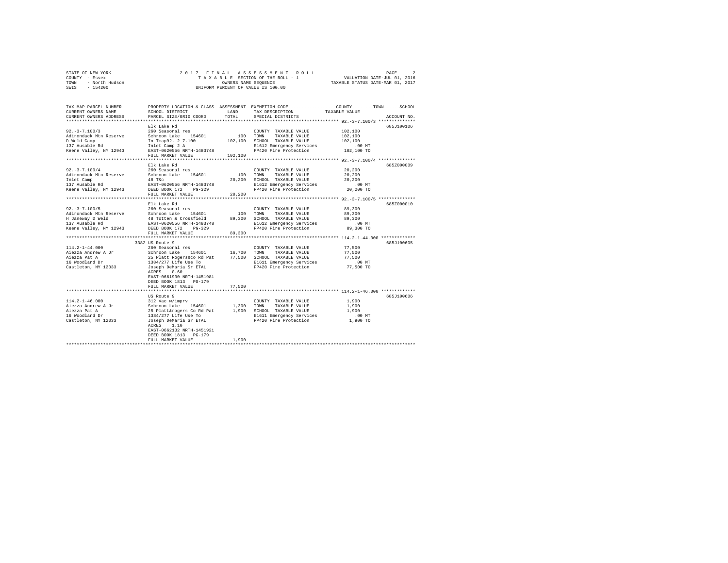STATE OF NEW YORK
COUNTY - Essex
TOWN - North Hudson
SWIS - 154200

2017 FINAL ASSESSMENT ROLL
TAXABLE SECTION OF THE ROLL - 1
OWNERS NAME SEQUENCE
UNIFORM PERCENT OF VALUE IS 100.00

VALUATION DATE-JUL 01, 2016
TAXABLE STATUS DATE-MAR 01, 2017

| TAX MAP PARCEL NUMBER / CURRENT OWNERS NAME / CURRENT OWNERS ADDRESS | PROPERTY LOCATION & CLASS / SCHOOL DISTRICT / PARCEL SIZE/GRID COORD | ASSESSMENT LAND / TOTAL | EXEMPTION CODE / TAX DESCRIPTION / SPECIAL DISTRICTS | COUNTY / TOWN / SCHOOL TAXABLE VALUE | ACCOUNT NO. |
|---|---|---|---|---|---|
| 92.-3-7.100/3 | Elk Lake Rd | | | | 685J100106 |
| 92.-3-7.100/3 | 260 Seasonal res | | COUNTY TAXABLE VALUE | 102,100 | |
| Adirondack Mtn Reserve | Schroon Lake 154601 | 100 | TOWN TAXABLE VALUE | 102,100 | |
| D Weld Camp | In Tmap92.-2-7.100 | 102,100 | SCHOOL TAXABLE VALUE | 102,100 | |
| 137 Ausable Rd | Inlet Camp 2 A | | E1612 Emergency Services | .00 MT | |
| Keene Valley, NY 12943 | EAST-0620556 NRTH-1483748 | | FP420 Fire Protection | 102,100 TO | |
| | FULL MARKET VALUE | 102,100 | | | |
| 92.-3-7.100/4 | Elk Lake Rd | | | | 685Z000009 |
| 92.-3-7.100/4 | 260 Seasonal res | | COUNTY TAXABLE VALUE | 20,200 | |
| Adirondack Mtn Reserve | Schroon Lake 154601 | 100 | TOWN TAXABLE VALUE | 20,200 | |
| Inlet Camp | 48 T&c | 20,200 | SCHOOL TAXABLE VALUE | 20,200 | |
| 137 Ausable Rd | EAST-0620556 NRTH-1483748 | | E1612 Emergency Services | .00 MT | |
| Keene Valley, NY 12943 | DEED BOOK 172 PG-329 | | FP420 Fire Protection | 20,200 TO | |
| | FULL MARKET VALUE | 20,200 | | | |
| 92.-3-7.100/5 | Elk Lake Rd | | | | 685Z000010 |
| 92.-3-7.100/5 | 260 Seasonal res | | COUNTY TAXABLE VALUE | 89,300 | |
| Adirondack Mtn Reserve | Schroon Lake 154601 | 100 | TOWN TAXABLE VALUE | 89,300 | |
| H Janeway D Weld | 48 Totten & Crossfield | 89,300 | SCHOOL TAXABLE VALUE | 89,300 | |
| 137 Ausable Rd | EAST-0620556 NRTH-1483748 | | E1612 Emergency Services | .00 MT | |
| Keene Valley, NY 12943 | DEED BOOK 172 PG-329 | | FP420 Fire Protection | 89,300 TO | |
| | FULL MARKET VALUE | 89,300 | | | |
| 114.2-1-44.000 | 3382 US Route 9 | | | | 685J100605 |
| 114.2-1-44.000 | 260 Seasonal res | | COUNTY TAXABLE VALUE | 77,500 | |
| Aiezza Andrew A Jr | Schroon Lake 154601 | 16,700 | TOWN TAXABLE VALUE | 77,500 | |
| Aiezza Pat A | 25 Platt Rogers&co Rd Pat | 77,500 | SCHOOL TAXABLE VALUE | 77,500 | |
| 16 Woodland Dr | 1384/277 Life Use To | | E1611 Emergency Services | .00 MT | |
| Castleton, NY 12033 | Joseph DeMaria Sr ETAL | | FP420 Fire Protection | 77,500 TO | |
| | ACRES 0.60 | | | | |
| | EAST-0661930 NRTH-1451981 | | | | |
| | DEED BOOK 1813 PG-179 | | | | |
| | FULL MARKET VALUE | 77,500 | | | |
| 114.2-1-46.000 | US Route 9 | | | | 685J100606 |
| 114.2-1-46.000 | 312 Vac w/imprv | | COUNTY TAXABLE VALUE | 1,900 | |
| Aiezza Andrew A Jr | Schroon Lake 154601 | 1,300 | TOWN TAXABLE VALUE | 1,900 | |
| Aiezza Pat A | 25 Platt&rogers Co Rd Pat | 1,900 | SCHOOL TAXABLE VALUE | 1,900 | |
| 16 Woodland Dr | 1384/277 Life Use To | | E1611 Emergency Services | .00 MT | |
| Castleton, NY 12033 | Joseph DeMaria Sr ETAL | | FP420 Fire Protection | 1,900 TO | |
| | ACRES 1.10 | | | | |
| | EAST-0662132 NRTH-1451921 | | | | |
| | DEED BOOK 1813 PG-179 | | | | |
| | FULL MARKET VALUE | 1,900 | | | |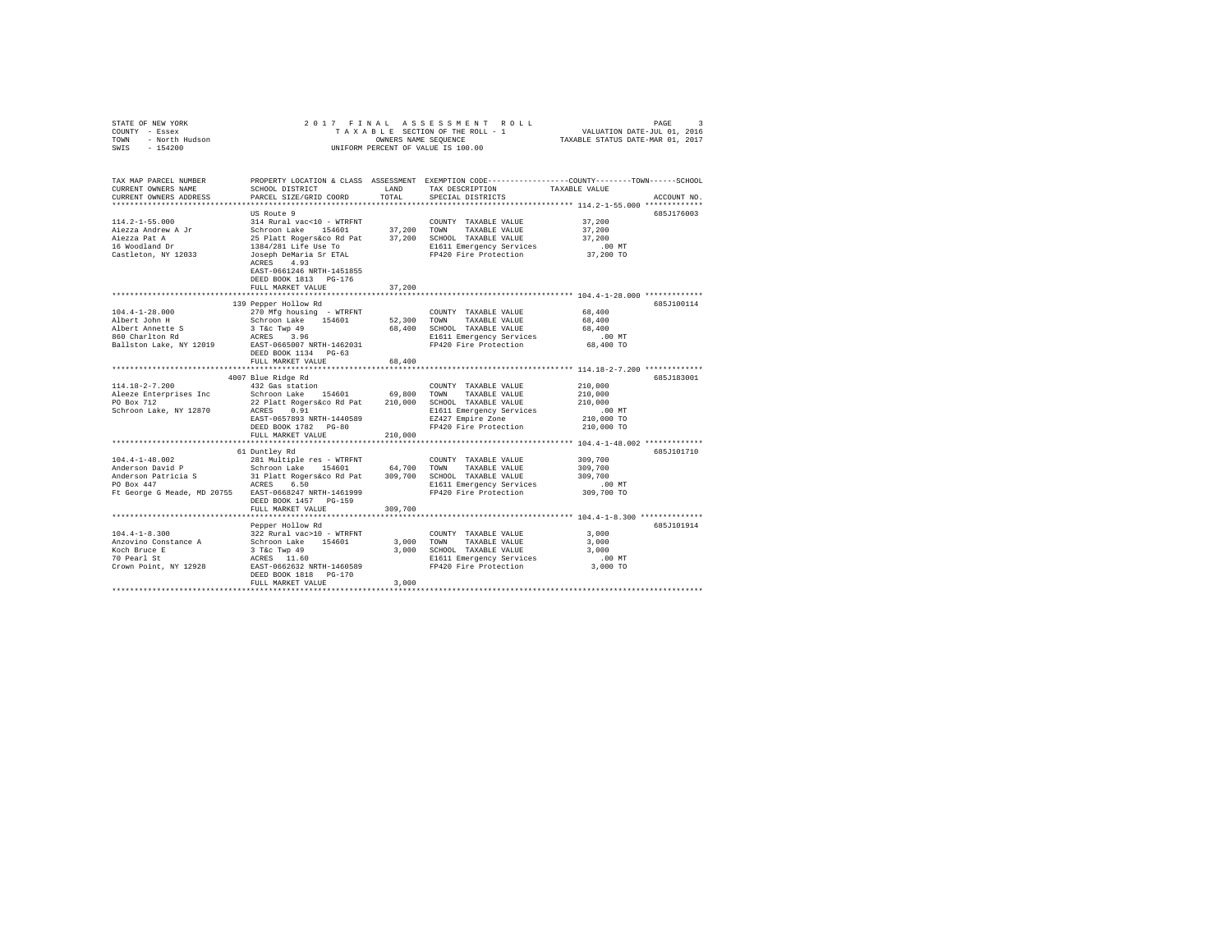STATE OF NEW YORK
COUNTY - Essex
TOWN - North Hudson
SWIS - 154200

2017 FINAL ASSESSMENT ROLL
TAXABLE SECTION OF THE ROLL - 1
OWNERS NAME SEQUENCE
UNIFORM PERCENT OF VALUE IS 100.00

VALUATION DATE-JUL 01, 2016
TAXABLE STATUS DATE-MAR 01, 2017

```
TAX MAP PARCEL NUMBER          PROPERTY LOCATION & CLASS  ASSESSMENT  EXEMPTION CODE-----------------COUNTY--------TOWN------SCHOOL
CURRENT OWNERS NAME            SCHOOL DISTRICT              LAND      TAX DESCRIPTION            TAXABLE VALUE
CURRENT OWNERS ADDRESS         PARCEL SIZE/GRID COORD       TOTAL     SPECIAL DISTRICTS                                    ACCOUNT NO.
*************************************************************************************************** 114.2-1-55.000 *************
                               US Route 9                                                                                685J176003
114.2-1-55.000                 314 Rural vac<10 - WTRFNT              COUNTY  TAXABLE VALUE          37,200
Aiezza Andrew A Jr             Schroon Lake    154601      37,200     TOWN    TAXABLE VALUE          37,200
Aiezza Pat A                   25 Platt Rogers&co Rd Pat   37,200     SCHOOL  TAXABLE VALUE          37,200
16 Woodland Dr                 1384/281 Life Use To                   E1611 Emergency Services          .00 MT
Castleton, NY 12033            Joseph DeMaria Sr ETAL                 FP420 Fire Protection          37,200 TO
                               ACRES    4.93
                               EAST-0661246 NRTH-1451855
                               DEED BOOK 1813   PG-176
                               FULL MARKET VALUE           37,200
*************************************************************************************************** 104.4-1-28.000 *************
                               139 Pepper Hollow Rd                                                                      685J100114
104.4-1-28.000                 270 Mfg housing  - WTRFNT              COUNTY  TAXABLE VALUE          68,400
Albert John H                  Schroon Lake    154601      52,300     TOWN    TAXABLE VALUE          68,400
Albert Annette S               3 T&c Twp 49                68,400     SCHOOL  TAXABLE VALUE          68,400
860 Charlton Rd                ACRES    3.96                          E1611 Emergency Services          .00 MT
Ballston Lake, NY 12019        EAST-0665007 NRTH-1462031              FP420 Fire Protection          68,400 TO
                               DEED BOOK 1134   PG-63
                               FULL MARKET VALUE           68,400
*************************************************************************************************** 114.18-2-7.200 *************
                               4007 Blue Ridge Rd                                                                        685J183001
114.18-2-7.200                 432 Gas station                        COUNTY  TAXABLE VALUE         210,000
Aleeze Enterprises Inc         Schroon Lake    154601      69,800     TOWN    TAXABLE VALUE         210,000
PO Box 712                     22 Platt Rogers&co Rd Pat  210,000     SCHOOL  TAXABLE VALUE         210,000
Schroon Lake, NY 12870         ACRES    0.91                          E1611 Emergency Services          .00 MT
                               EAST-0657893 NRTH-1440589              EZ427 Empire Zone             210,000 TO
                               DEED BOOK 1782   PG-80                 FP420 Fire Protection         210,000 TO
                               FULL MARKET VALUE          210,000
*************************************************************************************************** 104.4-1-48.002 *************
                               61 Duntley Rd                                                                             685J101710
104.4-1-48.002                 281 Multiple res - WTRFNT              COUNTY  TAXABLE VALUE         309,700
Anderson David P               Schroon Lake    154601      64,700     TOWN    TAXABLE VALUE         309,700
Anderson Patricia S            31 Platt Rogers&co Rd Pat  309,700     SCHOOL  TAXABLE VALUE         309,700
PO Box 447                     ACRES    6.50                          E1611 Emergency Services          .00 MT
Ft George G Meade, MD 20755    EAST-0668247 NRTH-1461999              FP420 Fire Protection         309,700 TO
                               DEED BOOK 1457   PG-159
                               FULL MARKET VALUE          309,700
*************************************************************************************************** 104.4-1-8.300 **************
                               Pepper Hollow Rd                                                                          685J101914
104.4-1-8.300                  322 Rural vac>10 - WTRFNT              COUNTY  TAXABLE VALUE           3,000
Anzovino Constance A           Schroon Lake    154601       3,000     TOWN    TAXABLE VALUE           3,000
Koch Bruce E                   3 T&c Twp 49                 3,000     SCHOOL  TAXABLE VALUE           3,000
70 Pearl St                    ACRES   11.60                          E1611 Emergency Services          .00 MT
Crown Point, NY 12928          EAST-0662632 NRTH-1460589              FP420 Fire Protection           3,000 TO
                               DEED BOOK 1818   PG-170
                               FULL MARKET VALUE            3,000
********************************************************************************************************************************
```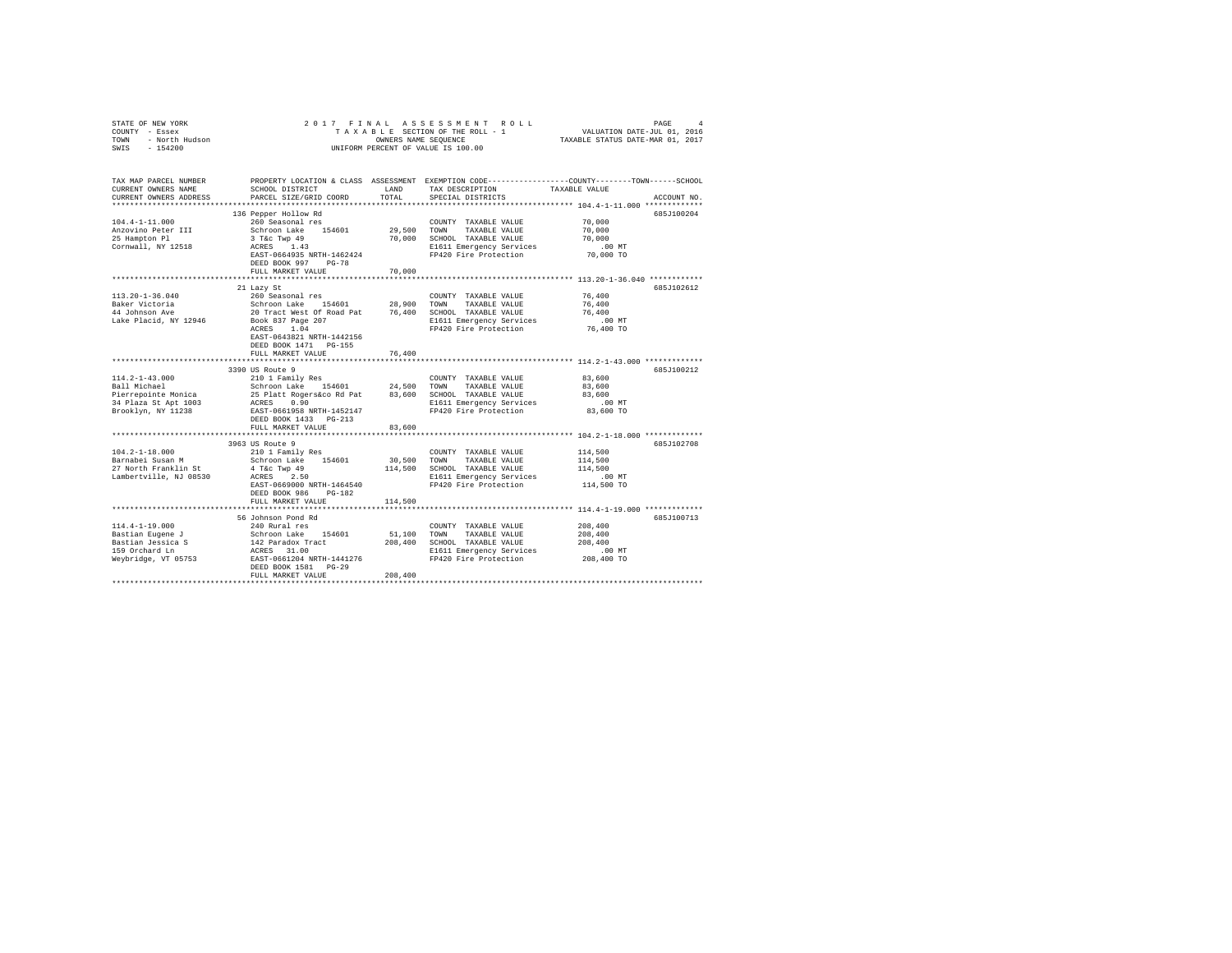STATE OF NEW YORK
COUNTY - Essex
TOWN - North Hudson
SWIS - 154200

2 0 1 7 F I N A L A S S E S S M E N T R O L L
T A X A B L E SECTION OF THE ROLL - 1
OWNERS NAME SEQUENCE
UNIFORM PERCENT OF VALUE IS 100.00

VALUATION DATE-JUL 01, 2016
TAXABLE STATUS DATE-MAR 01, 2017

| TAX MAP PARCEL NUMBER / CURRENT OWNERS NAME / CURRENT OWNERS ADDRESS | PROPERTY LOCATION & CLASS / SCHOOL DISTRICT / PARCEL SIZE/GRID COORD | ASSESSMENT LAND / TOTAL | EXEMPTION CODE / TAX DESCRIPTION / SPECIAL DISTRICTS | COUNTY--------TOWN------SCHOOL TAXABLE VALUE | ACCOUNT NO. |
|---|---|---|---|---|---|
| 104.4-1-11.000 | 136 Pepper Hollow Rd | | | | 685J100204 |
| | 260 Seasonal res | | COUNTY TAXABLE VALUE | 70,000 | |
| Anzovino Peter III | Schroon Lake 154601 | 29,500 | TOWN TAXABLE VALUE | 70,000 | |
| 25 Hampton Pl | 3 T&c Twp 49 | 70,000 | SCHOOL TAXABLE VALUE | 70,000 | |
| Cornwall, NY 12518 | ACRES 1.43 | | E1611 Emergency Services | .00 MT | |
| | EAST-0664935 NRTH-1462424 | | FP420 Fire Protection | 70,000 TO | |
| | DEED BOOK 997 PG-78 | | | | |
| | FULL MARKET VALUE | 70,000 | | | |
| 113.20-1-36.040 | 21 Lazy St | | | | 685J102612 |
| | 260 Seasonal res | | COUNTY TAXABLE VALUE | 76,400 | |
| Baker Victoria | Schroon Lake 154601 | 28,900 | TOWN TAXABLE VALUE | 76,400 | |
| 44 Johnson Ave | 20 Tract West Of Road Pat | 76,400 | SCHOOL TAXABLE VALUE | 76,400 | |
| Lake Placid, NY 12946 | Book 837 Page 207 | | E1611 Emergency Services | .00 MT | |
| | ACRES 1.04 | | FP420 Fire Protection | 76,400 TO | |
| | EAST-0643821 NRTH-1442156 | | | | |
| | DEED BOOK 1471 PG-155 | | | | |
| | FULL MARKET VALUE | 76,400 | | | |
| 114.2-1-43.000 | 3390 US Route 9 | | | | 685J100212 |
| | 210 1 Family Res | | COUNTY TAXABLE VALUE | 83,600 | |
| Ball Michael | Schroon Lake 154601 | 24,500 | TOWN TAXABLE VALUE | 83,600 | |
| Pierrepointe Monica | 25 Platt Rogers&co Rd Pat | 83,600 | SCHOOL TAXABLE VALUE | 83,600 | |
| 34 Plaza St Apt 1003 | ACRES 0.90 | | E1611 Emergency Services | .00 MT | |
| Brooklyn, NY 11238 | EAST-0661958 NRTH-1452147 | | FP420 Fire Protection | 83,600 TO | |
| | DEED BOOK 1433 PG-213 | | | | |
| | FULL MARKET VALUE | 83,600 | | | |
| 104.2-1-18.000 | 3963 US Route 9 | | | | 685J102708 |
| | 210 1 Family Res | | COUNTY TAXABLE VALUE | 114,500 | |
| Barnabei Susan M | Schroon Lake 154601 | 30,500 | TOWN TAXABLE VALUE | 114,500 | |
| 27 North Franklin St | 4 T&c Twp 49 | 114,500 | SCHOOL TAXABLE VALUE | 114,500 | |
| Lambertville, NJ 08530 | ACRES 2.50 | | E1611 Emergency Services | .00 MT | |
| | EAST-0669000 NRTH-1464540 | | FP420 Fire Protection | 114,500 TO | |
| | DEED BOOK 986 PG-182 | | | | |
| | FULL MARKET VALUE | 114,500 | | | |
| 114.4-1-19.000 | 56 Johnson Pond Rd | | | | 685J100713 |
| | 240 Rural res | | COUNTY TAXABLE VALUE | 208,400 | |
| Bastian Eugene J | Schroon Lake 154601 | 51,100 | TOWN TAXABLE VALUE | 208,400 | |
| Bastian Jessica S | 142 Paradox Tract | 208,400 | SCHOOL TAXABLE VALUE | 208,400 | |
| 159 Orchard Ln | ACRES 31.00 | | E1611 Emergency Services | .00 MT | |
| Weybridge, VT 05753 | EAST-0661204 NRTH-1441276 | | FP420 Fire Protection | 208,400 TO | |
| | DEED BOOK 1581 PG-29 | | | | |
| | FULL MARKET VALUE | 208,400 | | | |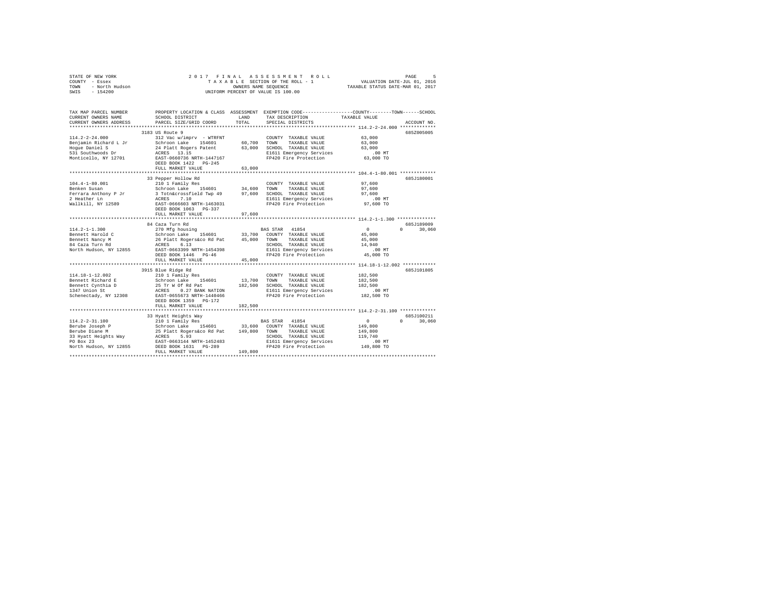STATE OF NEW YORK 2017 FINAL ASSESSMENT ROLL
COUNTY - Essex TAXABLE SECTION OF THE ROLL - 1 VALUATION DATE-JUL 01, 2016
TOWN - North Hudson OWNERS NAME SEQUENCE TAXABLE STATUS DATE-MAR 01, 2017
SWIS - 154200 UNIFORM PERCENT OF VALUE IS 100.00

```
TAX MAP PARCEL NUMBER          PROPERTY LOCATION & CLASS  ASSESSMENT  EXEMPTION CODE-----------------COUNTY--------TOWN------SCHOOL
CURRENT OWNERS NAME            SCHOOL DISTRICT               LAND      TAX DESCRIPTION             TAXABLE VALUE
CURRENT OWNERS ADDRESS         PARCEL SIZE/GRID COORD        TOTAL     SPECIAL DISTRICTS                                    ACCOUNT NO.
******************************************************************************************************* 114.2-2-24.000 *************
                               3183 US Route 9                                                                              685Z005005
114.2-2-24.000                 312 Vac w/imprv - WTRFNT               COUNTY  TAXABLE VALUE            63,000
Benjamin Richard L Jr          Schroon Lake   154601        60,700    TOWN    TAXABLE VALUE            63,000
Hogue Daniel S                 24 Platt Rogers Patent       63,000    SCHOOL  TAXABLE VALUE            63,000
531 Southwoods Dr              ACRES   13.15                          E1611 Emergency Services            .00 MT
Monticello, NY 12701           EAST-0660736 NRTH-1447167              FP420 Fire Protection            63,000 TO
                               DEED BOOK 1422   PG-245
                               FULL MARKET VALUE            63,000
******************************************************************************************************* 104.4-1-80.001 *************
                               33 Pepper Hollow Rd                                                                          685J180001
104.4-1-80.001                 210 1 Family Res                       COUNTY  TAXABLE VALUE            97,600
Benken Susan                   Schroon Lake   154601        34,600    TOWN    TAXABLE VALUE            97,600
Ferrara Anthony P Jr           3 Totn&crossfield Twp 49     97,600    SCHOOL  TAXABLE VALUE            97,600
2 Heather Ln                   ACRES    7.10                          E1611 Emergency Services            .00 MT
Wallkill, NY 12589             EAST-0666603 NRTH-1463031              FP420 Fire Protection            97,600 TO
                               DEED BOOK 1063   PG-337
                               FULL MARKET VALUE            97,600
******************************************************************************************************* 114.2-1-1.300 **************
                               84 Caza Turn Rd                                                                              685J189009
114.2-1-1.300                  270 Mfg housing                        BAS STAR  41854                  0           0      30,060
Bennett Harold C               Schroon Lake   154601        33,700    COUNTY  TAXABLE VALUE            45,000
Bennett Nancy M                26 Platt Rogers&co Rd Pat    45,000    TOWN    TAXABLE VALUE            45,000
84 Caza Turn Rd                ACRES    6.13                          SCHOOL  TAXABLE VALUE            14,940
North Hudson, NY 12855         EAST-0663399 NRTH-1454398              E1611 Emergency Services            .00 MT
                               DEED BOOK 1446   PG-46                 FP420 Fire Protection            45,000 TO
                               FULL MARKET VALUE            45,000
******************************************************************************************************* 114.18-1-12.002 ************
                               3915 Blue Ridge Rd                                                                           685J101805
114.18-1-12.002                210 1 Family Res                       COUNTY  TAXABLE VALUE           182,500
Bennett Richard E              Schroon Lake   154601        13,700    TOWN    TAXABLE VALUE           182,500
Bennett Cynthia D              25 Tr W Of Rd Pat           182,500    SCHOOL  TAXABLE VALUE           182,500
1347 Union St                  ACRES    0.27 BANK NATION              E1611 Emergency Services            .00 MT
Schenectady, NY 12308          EAST-0655673 NRTH-1440466              FP420 Fire Protection           182,500 TO
                               DEED BOOK 1359   PG-172
                               FULL MARKET VALUE           182,500
******************************************************************************************************* 114.2-2-31.100 *************
                               33 Hyatt Heights Way                                                                         685J100211
114.2-2-31.100                 210 1 Family Res                       BAS STAR  41854                  0           0      30,060
Berube Joseph P                Schroon Lake   154601        33,600    COUNTY  TAXABLE VALUE           149,800
Berube Diane M                 25 Platt Rogers&co Rd Pat   149,800    TOWN    TAXABLE VALUE           149,800
33 Hyatt Heights Way           ACRES    5.93                          SCHOOL  TAXABLE VALUE           119,740
PO Box 23                      EAST-0663144 NRTH-1452483              E1611 Emergency Services            .00 MT
North Hudson, NY 12855         DEED BOOK 1631   PG-289                FP420 Fire Protection           149,800 TO
                               FULL MARKET VALUE           149,800
************************************************************************************************************************************
```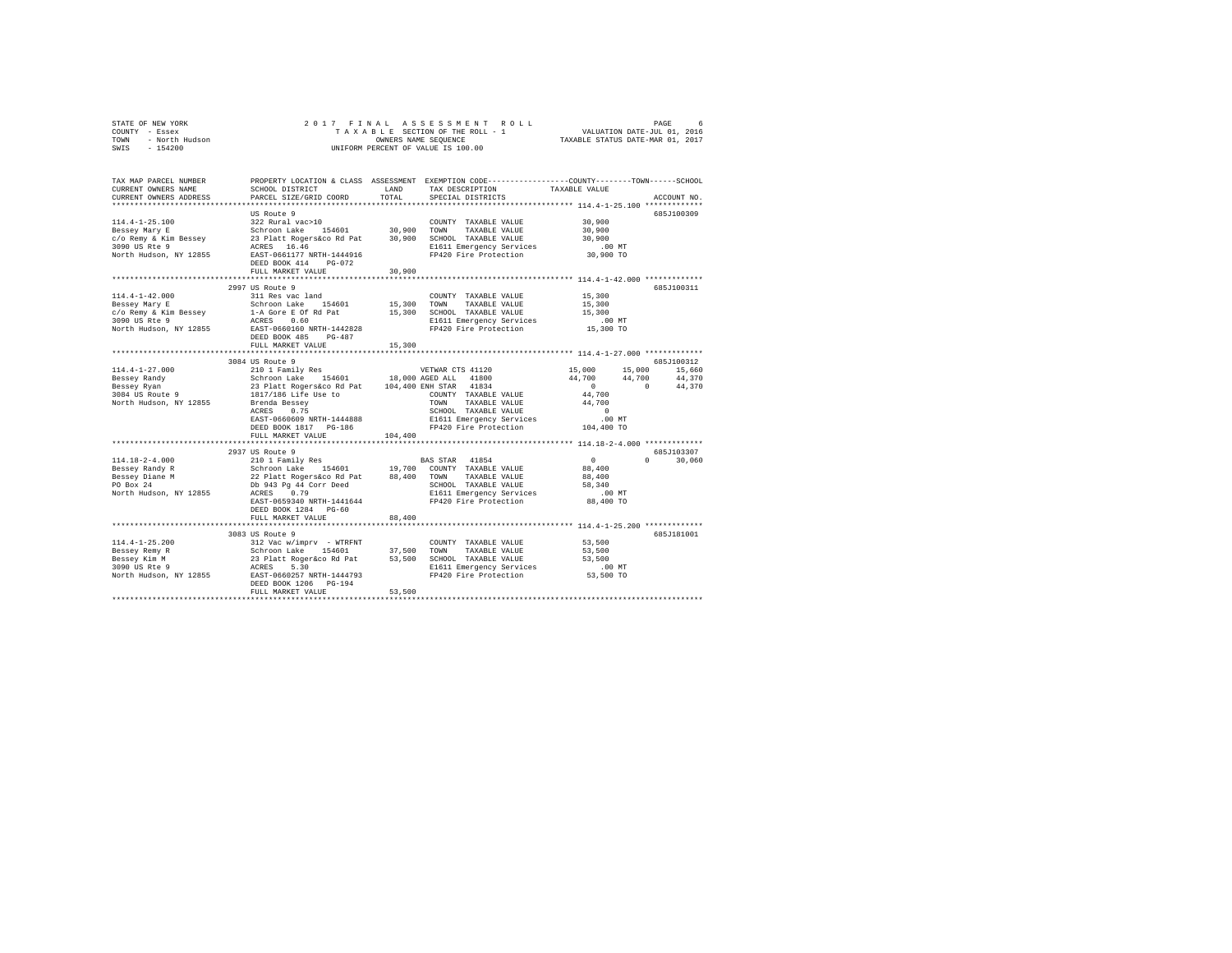STATE OF NEW YORK                2 0 1 7   F I N A L   A S S E S S M E N T   R O L L
COUNTY - Essex                   T A X A B L E  SECTION OF THE ROLL - 1                VALUATION DATE-JUL 01, 2016
TOWN - North Hudson              OWNERS NAME SEQUENCE                                  TAXABLE STATUS DATE-MAR 01, 2017
SWIS - 154200                    UNIFORM PERCENT OF VALUE IS 100.00

```
TAX MAP PARCEL NUMBER    PROPERTY LOCATION & CLASS  ASSESSMENT  EXEMPTION CODE-----------------COUNTY--------TOWN------SCHOOL
CURRENT OWNERS NAME      SCHOOL DISTRICT              LAND      TAX DESCRIPTION             TAXABLE VALUE
CURRENT OWNERS ADDRESS   PARCEL SIZE/GRID COORD       TOTAL     SPECIAL DISTRICTS                                      ACCOUNT NO.
*************************************************************************************************** 114.4-1-25.100 *************
                         US Route 9                                                                                 685J100309
114.4-1-25.100           322 Rural vac>10                       COUNTY  TAXABLE VALUE           30,900
Bessey Mary E            Schroon Lake   154601      30,900      TOWN    TAXABLE VALUE           30,900
c/o Remy & Kim Bessey    23 Platt Rogers&co Rd Pat  30,900      SCHOOL  TAXABLE VALUE           30,900
3090 US Rte 9            ACRES  16.46                           E1611 Emergency Services           .00 MT
North Hudson, NY 12855   EAST-0661177 NRTH-1444916              FP420 Fire Protection           30,900 TO
                         DEED BOOK 414   PG-072
                         FULL MARKET VALUE          30,900
*************************************************************************************************** 114.4-1-42.000 *************
                    2997 US Route 9                                                                                 685J100311
114.4-1-42.000           311 Res vac land                       COUNTY  TAXABLE VALUE           15,300
Bessey Mary E            Schroon Lake   154601      15,300      TOWN    TAXABLE VALUE           15,300
c/o Remy & Kim Bessey    1-A Gore E Of Rd Pat       15,300      SCHOOL  TAXABLE VALUE           15,300
3090 US Rte 9            ACRES   0.60                           E1611 Emergency Services           .00 MT
North Hudson, NY 12855   EAST-0660160 NRTH-1442828              FP420 Fire Protection           15,300 TO
                         DEED BOOK 485   PG-487
                         FULL MARKET VALUE          15,300
*************************************************************************************************** 114.4-1-27.000 *************
                    3084 US Route 9                                                                                 685J100312
114.4-1-27.000           210 1 Family Res                       VETWAR CTS 41120           15,000      15,000       15,660
Bessey Randy             Schroon Lake   154601      18,000 AGED ALL   41800                44,700      44,700       44,370
Bessey Ryan              23 Platt Rogers&co Rd Pat 104,400 ENH STAR   41834                     0           0       44,370
3084 US Route 9          1817/186 Life Use to                   COUNTY  TAXABLE VALUE           44,700
North Hudson, NY 12855   Brenda Bessey                          TOWN    TAXABLE VALUE           44,700
                         ACRES   0.75                           SCHOOL  TAXABLE VALUE                0
                         EAST-0660609 NRTH-1444888              E1611 Emergency Services           .00 MT
                         DEED BOOK 1817  PG-186                 FP420 Fire Protection          104,400 TO
                         FULL MARKET VALUE         104,400
*************************************************************************************************** 114.18-2-4.000 *************
                    2937 US Route 9                                                                                 685J103307
114.18-2-4.000           210 1 Family Res                       BAS STAR  41854                     0           0       30,060
Bessey Randy R           Schroon Lake   154601      19,700      COUNTY  TAXABLE VALUE           88,400
Bessey Diane M           22 Platt Rogers&co Rd Pat  88,400      TOWN    TAXABLE VALUE           88,400
PO Box 24                Db 943 Pg 44 Corr Deed                 SCHOOL  TAXABLE VALUE           58,340
North Hudson, NY 12855   ACRES   0.79                           E1611 Emergency Services           .00 MT
                         EAST-0659340 NRTH-1441644              FP420 Fire Protection           88,400 TO
                         DEED BOOK 1284  PG-60
                         FULL MARKET VALUE          88,400
*************************************************************************************************** 114.4-1-25.200 *************
                    3083 US Route 9                                                                                 685J181001
114.4-1-25.200           312 Vac w/imprv - WTRFNT               COUNTY  TAXABLE VALUE           53,500
Bessey Remy R            Schroon Lake   154601      37,500      TOWN    TAXABLE VALUE           53,500
Bessey Kim M             23 Platt Roger&co Rd Pat   53,500      SCHOOL  TAXABLE VALUE           53,500
3090 US Rte 9            ACRES   5.30                           E1611 Emergency Services           .00 MT
North Hudson, NY 12855   EAST-0660257 NRTH-1444793              FP420 Fire Protection           53,500 TO
                         DEED BOOK 1206  PG-194
                         FULL MARKET VALUE          53,500
********************************************************************************************************************************
```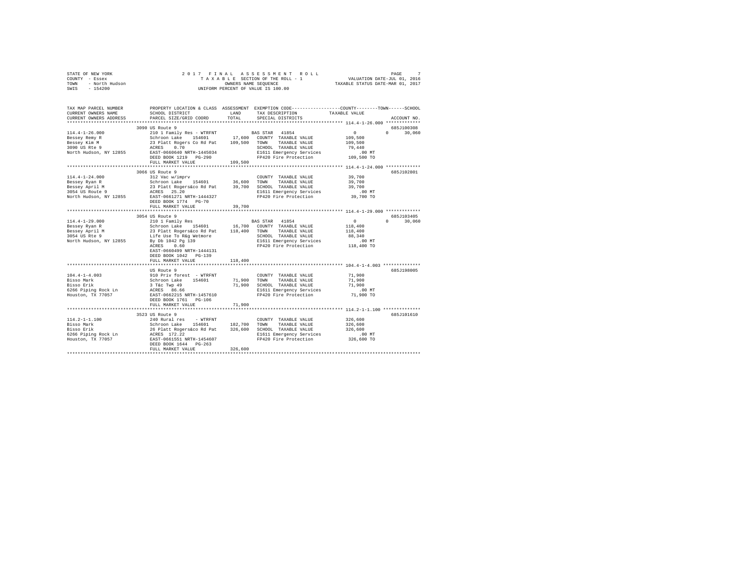STATE OF NEW YORK  
COUNTY - Essex  
TOWN - North Hudson  
SWIS - 154200

2017 FINAL ASSESSMENT ROLL  
TAXABLE SECTION OF THE ROLL - 1  
OWNERS NAME SEQUENCE  
UNIFORM PERCENT OF VALUE IS 100.00

VALUATION DATE-JUL 01, 2016  
TAXABLE STATUS DATE-MAR 01, 2017

```
TAX MAP PARCEL NUMBER    PROPERTY LOCATION & CLASS  ASSESSMENT  EXEMPTION CODE-----------------COUNTY--------TOWN------SCHOOL
CURRENT OWNERS NAME      SCHOOL DISTRICT             LAND       TAX DESCRIPTION            TAXABLE VALUE
CURRENT OWNERS ADDRESS   PARCEL SIZE/GRID COORD      TOTAL      SPECIAL DISTRICTS                                  ACCOUNT NO.
******************************************************************************************************* 114.4-1-26.000 ************
                         3090 US Route 9                                                                           685J100308
114.4-1-26.000           210 1 Family Res - WTRFNT            BAS STAR  41854                0            0      30,060
Bessey Remy R            Schroon Lake   154601       17,600   COUNTY  TAXABLE VALUE        109,500
Bessey Kim M             23 Platt Rogers Co Rd Pat  109,500   TOWN    TAXABLE VALUE        109,500
3090 US Rte 9            ACRES    0.70                        SCHOOL  TAXABLE VALUE         79,440
North Hudson, NY 12855   EAST-0660640 NRTH-1445034            E1611 Emergency Services         .00 MT
                         DEED BOOK 1219   PG-290              FP420 Fire Protection        109,500 TO
                         FULL MARKET VALUE          109,500
******************************************************************************************************* 114.4-1-24.000 ************
                         3066 US Route 9                                                                           685J102801
114.4-1-24.000           312 Vac w/imprv                      COUNTY  TAXABLE VALUE         39,700
Bessey Ryan R            Schroon Lake   154601       36,600   TOWN    TAXABLE VALUE         39,700
Bessey April M           23 Platt Rogers&co Rd Pat   39,700   SCHOOL  TAXABLE VALUE         39,700
3054 US Route 9          ACRES   25.20                        E1611 Emergency Services         .00 MT
North Hudson, NY 12855   EAST-0661271 NRTH-1444327            FP420 Fire Protection         39,700 TO
                         DEED BOOK 1774   PG-70
                         FULL MARKET VALUE           39,700
******************************************************************************************************* 114.4-1-29.000 ************
                         3054 US Route 9                                                                           685J103405
114.4-1-29.000           210 1 Family Res                     BAS STAR  41854                0            0      30,060
Bessey Ryan R            Schroon Lake   154601       16,700   COUNTY  TAXABLE VALUE        118,400
Bessey April M           23 Platt Rogers&co Rd Pat  118,400   TOWN    TAXABLE VALUE        118,400
3054 US Rte 9            Life Use To R&g Wetmore              SCHOOL  TAXABLE VALUE         88,340
North Hudson, NY 12855   By Db 1042 Pg 139                    E1611 Emergency Services         .00 MT
                         ACRES    0.60                        FP420 Fire Protection        118,400 TO
                         EAST-0660499 NRTH-1444131
                         DEED BOOK 1042   PG-139
                         FULL MARKET VALUE          118,400
******************************************************************************************************* 104.4-1-4.003 *************
                         US Route 9                                                                                685J198005
104.4-1-4.003            910 Priv forest  - WTRFNT            COUNTY  TAXABLE VALUE         71,900
Bisso Mark               Schroon Lake   154601       71,900   TOWN    TAXABLE VALUE         71,900
Bisso Erik               3 T&c Twp 49                71,900   SCHOOL  TAXABLE VALUE         71,900
6266 Piping Rock Ln      ACRES   86.66                        E1611 Emergency Services         .00 MT
Houston, TX 77057        EAST-0662215 NRTH-1457610            FP420 Fire Protection         71,900 TO
                         DEED BOOK 1761   PG-106
                         FULL MARKET VALUE           71,900
******************************************************************************************************* 114.2-1-1.100 *************
                         3523 US Route 9                                                                           685J101610
114.2-1-1.100            240 Rural res    - WTRFNT            COUNTY  TAXABLE VALUE        326,600
Bisso Mark               Schroon Lake   154601      182,700   TOWN    TAXABLE VALUE        326,600
Bisso Erik               26 Platt Rogers&co Rd Pat  326,600   SCHOOL  TAXABLE VALUE        326,600
6266 Piping Rock Ln      ACRES  172.22                        E1611 Emergency Services         .00 MT
Houston, TX 77057        EAST-0661551 NRTH-1454607            FP420 Fire Protection        326,600 TO
                         DEED BOOK 1644   PG-263
                         FULL MARKET VALUE          326,600
************************************************************************************************************************************
```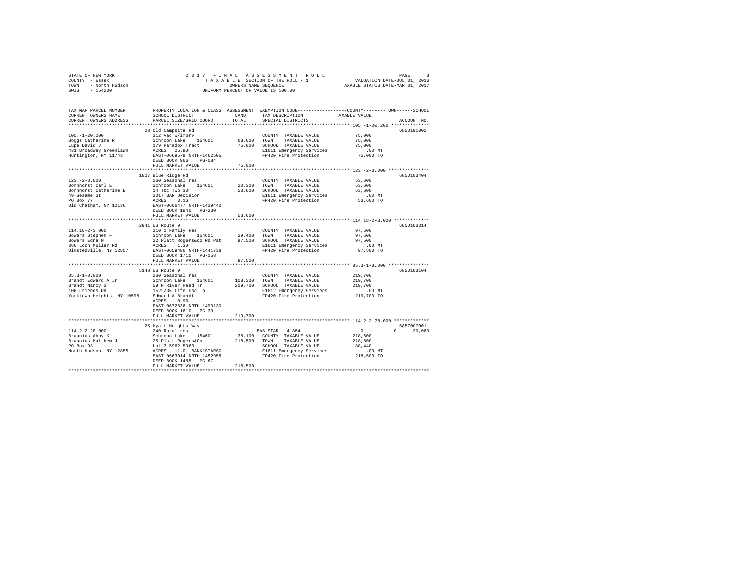STATE OF NEW YORK — 2017 FINAL ASSESSMENT ROLL — PAGE 8
COUNTY - Essex — TAXABLE SECTION OF THE ROLL - 1 — VALUATION DATE-JUL 01, 2016
TOWN - North Hudson — OWNERS NAME SEQUENCE — TAXABLE STATUS DATE-MAR 01, 2017
SWIS - 154200 — UNIFORM PERCENT OF VALUE IS 100.00

| TAX MAP PARCEL NUMBER / CURRENT OWNERS NAME / CURRENT OWNERS ADDRESS | PROPERTY LOCATION & CLASS / SCHOOL DISTRICT / PARCEL SIZE/GRID COORD | ASSESSMENT LAND | TOTAL | EXEMPTION CODE / TAX DESCRIPTION / SPECIAL DISTRICTS | COUNTY / TOWN / SCHOOL TAXABLE VALUE | ACCOUNT NO. |
|---|---|---|---|---|---|---|
| 105.-1-20.200 | 28 Old Campsite Rd | | | | | 685J191002 |
| Boggs Catherine R | 312 Vac w/imprv | | | COUNTY TAXABLE VALUE | 75,000 | |
| Lupe David J | Schroon Lake 154601 | 68,600 | | TOWN TAXABLE VALUE | 75,000 | |
| 431 Broadway Greenlawn | 179 Paradox Tract | | 75,000 | SCHOOL TAXABLE VALUE | 75,000 | |
| Huntington, NY 11743 | ACRES 25.90 | | | E1611 Emergency Services | .00 MT | |
| | EAST-0669579 NRTH-1462505 | | | FP420 Fire Protection | 75,000 TO | |
| | DEED BOOK 966 PG-084 | | | | | |
| | FULL MARKET VALUE | | 75,000 | | | |
| 123.-2-3.000 | 1827 Blue Ridge Rd | | | | | 685J103404 |
| Bornhorst Carl E | 260 Seasonal res | | | COUNTY TAXABLE VALUE | 53,600 | |
| Bornhorst Catherine E | Schroon Lake 154601 | 20,300 | | TOWN TAXABLE VALUE | 53,600 | |
| 49 Sesame St | 14 T&c Twp 30 | | 53,600 | SCHOOL TAXABLE VALUE | 53,600 | |
| PO Box 77 | 2017 BAR Decision | | | E1611 Emergency Services | .00 MT | |
| Old Chatham, NY 12136 | ACRES 3.16 | | | FP420 Fire Protection | 53,600 TO | |
| | EAST-0606477 NRTH-1439440 | | | | | |
| | DEED BOOK 1840 PG-230 | | | | | |
| | FULL MARKET VALUE | | 53,600 | | | |
| 114.18-2-3.000 | 2941 US Route 9 | | | | | 685J103314 |
| Bowers Stephen F | 210 1 Family Res | | | COUNTY TAXABLE VALUE | 97,500 | |
| Bowers Edna M | Schroon Lake 154601 | 29,400 | | TOWN TAXABLE VALUE | 97,500 | |
| 386 Loch Muller Rd | 22 Platt Rogers&co Rd Pat | | 97,500 | SCHOOL TAXABLE VALUE | 97,500 | |
| Olmstedville, NY 12857 | ACRES 1.30 | | | E1611 Emergency Services | .00 MT | |
| | EAST-0659486 NRTH-1441738 | | | FP420 Fire Protection | 97,500 TO | |
| | DEED BOOK 1710 PG-158 | | | | | |
| | FULL MARKET VALUE | | 97,500 | | | |
| 85.3-1-8.000 | 5148 US Route 9 | | | | | 685J103104 |
| Brandt Edward A Jr | 260 Seasonal res | | | COUNTY TAXABLE VALUE | 219,700 | |
| Brandt Nancy S | Schroon Lake 154601 | 108,300 | | TOWN TAXABLE VALUE | 219,700 | |
| 106 Friends Rd | 59 N River Head Tr | | 219,700 | SCHOOL TAXABLE VALUE | 219,700 | |
| Yorktown Heights, NY 10598 | 1522/35 Life Use To | | | E1612 Emergency Services | .00 MT | |
| | Edward A Brandt | | | FP420 Fire Protection | 219,700 TO | |
| | ACRES 0.96 | | | | | |
| | EAST-0672636 NRTH-1490130 | | | | | |
| | DEED BOOK 1610 PG-39 | | | | | |
| | FULL MARKET VALUE | | 219,700 | | | |
| 114.2-2-28.000 | 25 Hyatt Heights Way | | | | | 685Z007001 |
| Braunius Abby K | 240 Rural res | | | BAS STAR 41854 | 0 / 0 / 30,060 | |
| Braunius Matthew J | Schroon Lake 154601 | 38,100 | | COUNTY TAXABLE VALUE | 218,500 | |
| PO Box 93 | 25 Platt Rogers&Co | | 218,500 | TOWN TAXABLE VALUE | 218,500 | |
| North Hudson, NY 12855 | Lot 3 5962 5963 | | | SCHOOL TAXABLE VALUE | 188,440 | |
| | ACRES 11.01 BANK1STARSG | | | E1611 Emergency Services | .00 MT | |
| | EAST-0663014 NRTH-1452958 | | | FP420 Fire Protection | 218,500 TO | |
| | DEED BOOK 1485 PG-67 | | | | | |
| | FULL MARKET VALUE | | 218,500 | | | |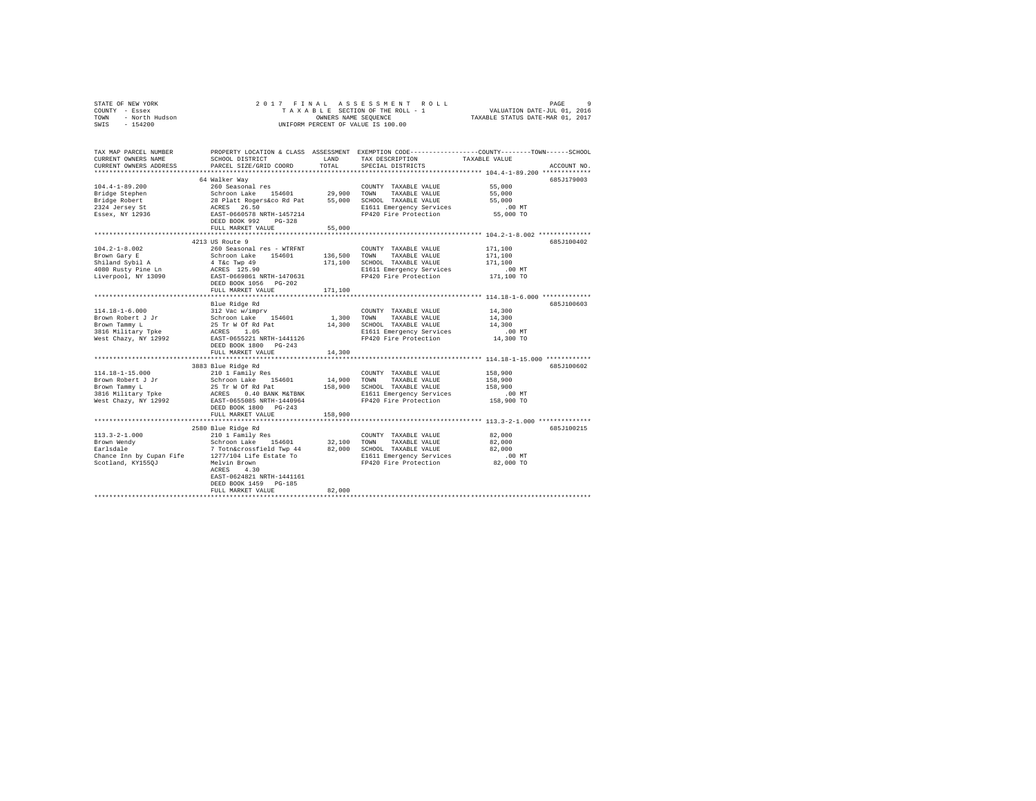STATE OF NEW YORK | COUNTY - Essex | TOWN - North Hudson | SWIS - 154200

2017 FINAL ASSESSMENT ROLL — TAXABLE SECTION OF THE ROLL - 1 — OWNERS NAME SEQUENCE — UNIFORM PERCENT OF VALUE IS 100.00

VALUATION DATE-JUL 01, 2016 | TAXABLE STATUS DATE-MAR 01, 2017

| TAX MAP PARCEL NUMBER / CURRENT OWNERS NAME / CURRENT OWNERS ADDRESS | PROPERTY LOCATION & CLASS / SCHOOL DISTRICT / PARCEL SIZE/GRID COORD | ASSESSMENT LAND | ASSESSMENT TOTAL | EXEMPTION CODE / TAX DESCRIPTION / SPECIAL DISTRICTS | TAXABLE VALUE (COUNTY / TOWN / SCHOOL) | ACCOUNT NO. |
|---|---|---|---|---|---|---|
| 104.4-1-89.200 | 64 Walker Way | | | | | 685J179003 |
| Bridge Stephen | 260 Seasonal res | | | COUNTY TAXABLE VALUE | 55,000 | |
| Bridge Robert | Schroon Lake 154601 | 29,900 | | TOWN TAXABLE VALUE | 55,000 | |
| 2324 Jersey St | 28 Platt Rogers&co Rd Pat | | 55,000 | SCHOOL TAXABLE VALUE | 55,000 | |
| Essex, NY 12936 | ACRES 26.50 | | | E1611 Emergency Services | .00 MT | |
| | EAST-0660578 NRTH-1457214 | | | FP420 Fire Protection | 55,000 TO | |
| | DEED BOOK 992 PG-328 | | | | | |
| | FULL MARKET VALUE | | 55,000 | | | |
| 104.2-1-8.002 | 4213 US Route 9 | | | | | 685J100402 |
| Brown Gary E | 260 Seasonal res - WTRFNT | | | COUNTY TAXABLE VALUE | 171,100 | |
| Shiland Sybil A | Schroon Lake 154601 | 136,500 | | TOWN TAXABLE VALUE | 171,100 | |
| 4080 Rusty Pine Ln | 4 T&c Twp 49 | | 171,100 | SCHOOL TAXABLE VALUE | 171,100 | |
| Liverpool, NY 13090 | ACRES 125.90 | | | E1611 Emergency Services | .00 MT | |
| | EAST-0669861 NRTH-1470631 | | | FP420 Fire Protection | 171,100 TO | |
| | DEED BOOK 1056 PG-202 | | | | | |
| | FULL MARKET VALUE | | 171,100 | | | |
| 114.18-1-6.000 | Blue Ridge Rd | | | | | 685J100603 |
| Brown Robert J Jr | 312 Vac w/imprv | | | COUNTY TAXABLE VALUE | 14,300 | |
| Brown Tammy L | Schroon Lake 154601 | 1,300 | | TOWN TAXABLE VALUE | 14,300 | |
| 3816 Military Tpke | 25 Tr W Of Rd Pat | | 14,300 | SCHOOL TAXABLE VALUE | 14,300 | |
| West Chazy, NY 12992 | ACRES 1.05 | | | E1611 Emergency Services | .00 MT | |
| | EAST-0655221 NRTH-1441126 | | | FP420 Fire Protection | 14,300 TO | |
| | DEED BOOK 1800 PG-243 | | | | | |
| | FULL MARKET VALUE | | 14,300 | | | |
| 114.18-1-15.000 | 3883 Blue Ridge Rd | | | | | 685J100602 |
| Brown Robert J Jr | 210 1 Family Res | | | COUNTY TAXABLE VALUE | 158,900 | |
| Brown Tammy L | Schroon Lake 154601 | 14,900 | | TOWN TAXABLE VALUE | 158,900 | |
| 3816 Military Tpke | 25 Tr W Of Rd Pat | | 158,900 | SCHOOL TAXABLE VALUE | 158,900 | |
| West Chazy, NY 12992 | ACRES 0.40 BANK M&TBNK | | | E1611 Emergency Services | .00 MT | |
| | EAST-0655085 NRTH-1440964 | | | FP420 Fire Protection | 158,900 TO | |
| | DEED BOOK 1800 PG-243 | | | | | |
| | FULL MARKET VALUE | | 158,900 | | | |
| 113.3-2-1.000 | 2580 Blue Ridge Rd | | | | | 685J100215 |
| Brown Wendy | 210 1 Family Res | | | COUNTY TAXABLE VALUE | 82,000 | |
| Earlsdale | Schroon Lake 154601 | 32,100 | | TOWN TAXABLE VALUE | 82,000 | |
| Chance Inn by Cupan Fife | 7 Totn&crossfield Twp 44 | | 82,000 | SCHOOL TAXABLE VALUE | 82,000 | |
| Scotland, KY155QJ | 1277/104 Life Estate To | | | E1611 Emergency Services | .00 MT | |
| | Melvin Brown | | | FP420 Fire Protection | 82,000 TO | |
| | ACRES 4.30 | | | | | |
| | EAST-0624821 NRTH-1441161 | | | | | |
| | DEED BOOK 1459 PG-185 | | | | | |
| | FULL MARKET VALUE | | 82,000 | | | |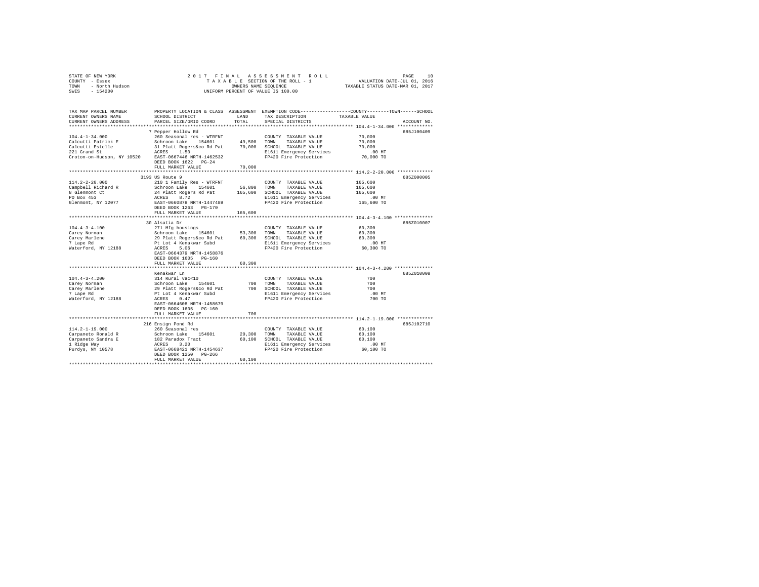STATE OF NEW YORK | 2017 FINAL ASSESSMENT ROLL | VALUATION DATE-JUL 01, 2016
COUNTY - Essex | TAXABLE SECTION OF THE ROLL - 1 | TAXABLE STATUS DATE-MAR 01, 2017
TOWN - North Hudson | OWNERS NAME SEQUENCE
SWIS - 154200 | UNIFORM PERCENT OF VALUE IS 100.00

| TAX MAP PARCEL NUMBER / CURRENT OWNERS NAME / CURRENT OWNERS ADDRESS | PROPERTY LOCATION & CLASS / SCHOOL DISTRICT / PARCEL SIZE/GRID COORD | ASSESSMENT LAND / TOTAL | EXEMPTION CODE / TAX DESCRIPTION / SPECIAL DISTRICTS | TAXABLE VALUE (COUNTY / TOWN / SCHOOL) | ACCOUNT NO. |
|---|---|---|---|---|---|
| 104.4-1-34.000 | 7 Pepper Hollow Rd | | | | 685J100409 |
| Calcutti Patrick E | 260 Seasonal res - WTRFNT | | COUNTY TAXABLE VALUE | 70,000 | |
| Calcutti Estelle | Schroon Lake 154601 | 49,500 | TOWN TAXABLE VALUE | 70,000 | |
| 221 Grand St | 31 Platt Rogers&co Rd Pat | 70,000 | SCHOOL TAXABLE VALUE | 70,000 | |
| Croton-on-Hudson, NY 10520 | ACRES 1.50 | | E1611 Emergency Services | .00 MT | |
| | EAST-0667446 NRTH-1462532 | | FP420 Fire Protection | 70,000 TO | |
| | DEED BOOK 1622 PG-24 | | | | |
| | FULL MARKET VALUE | 70,000 | | | |
| 114.2-2-20.000 | 3193 US Route 9 | | | | 685Z000005 |
| Campbell Richard R | 210 1 Family Res - WTRFNT | | COUNTY TAXABLE VALUE | 165,600 | |
| 8 Glenmont Ct | Schroon Lake 154601 | 56,800 | TOWN TAXABLE VALUE | 165,600 | |
| PO Box 453 | 24 Platt Rogers Rd Pat | 165,600 | SCHOOL TAXABLE VALUE | 165,600 | |
| Glenmont, NY 12077 | ACRES 8.72 | | E1611 Emergency Services | .00 MT | |
| | EAST-0660878 NRTH-1447489 | | FP420 Fire Protection | 165,600 TO | |
| | DEED BOOK 1263 PG-170 | | | | |
| | FULL MARKET VALUE | 165,600 | | | |
| 104.4-3-4.100 | 30 Alsatia Dr | | | | 685Z010007 |
| Carey Norman | 271 Mfg housings | | COUNTY TAXABLE VALUE | 60,300 | |
| Carey Marlene | Schroon Lake 154601 | 53,300 | TOWN TAXABLE VALUE | 60,300 | |
| 7 Lape Rd | 29 Platt Rogers&co Rd Pat | 60,300 | SCHOOL TAXABLE VALUE | 60,300 | |
| Waterford, NY 12188 | Pt Lot 4 Kenakwar Subd | | E1611 Emergency Services | .00 MT | |
| | ACRES 5.06 | | FP420 Fire Protection | 60,300 TO | |
| | EAST-0664379 NRTH-1458876 | | | | |
| | DEED BOOK 1605 PG-160 | | | | |
| | FULL MARKET VALUE | 60,300 | | | |
| 104.4-3-4.200 | Kenakwar Ln | | | | 685Z010008 |
| Carey Norman | 314 Rural vac<10 | | COUNTY TAXABLE VALUE | 700 | |
| Carey Marlene | Schroon Lake 154601 | 700 | TOWN TAXABLE VALUE | 700 | |
| 7 Lape Rd | 29 Platt Rogers&co Rd Pat | 700 | SCHOOL TAXABLE VALUE | 700 | |
| Waterford, NY 12188 | Pt Lot 4 Kenakwar Subd | | E1611 Emergency Services | .00 MT | |
| | ACRES 0.47 | | FP420 Fire Protection | 700 TO | |
| | EAST-0664608 NRTH-1458679 | | | | |
| | DEED BOOK 1605 PG-160 | | | | |
| | FULL MARKET VALUE | 700 | | | |
| 114.2-1-19.000 | 216 Ensign Pond Rd | | | | 685J102710 |
| Carpaneto Ronald R | 260 Seasonal res | | COUNTY TAXABLE VALUE | 60,100 | |
| Carpaneto Sandra E | Schroon Lake 154601 | 20,300 | TOWN TAXABLE VALUE | 60,100 | |
| 1 Ridge Way | 182 Paradox Tract | 60,100 | SCHOOL TAXABLE VALUE | 60,100 | |
| Purdys, NY 10578 | ACRES 3.20 | | E1611 Emergency Services | .00 MT | |
| | EAST-0668421 NRTH-1454637 | | FP420 Fire Protection | 60,100 TO | |
| | DEED BOOK 1250 PG-266 | | | | |
| | FULL MARKET VALUE | 60,100 | | | |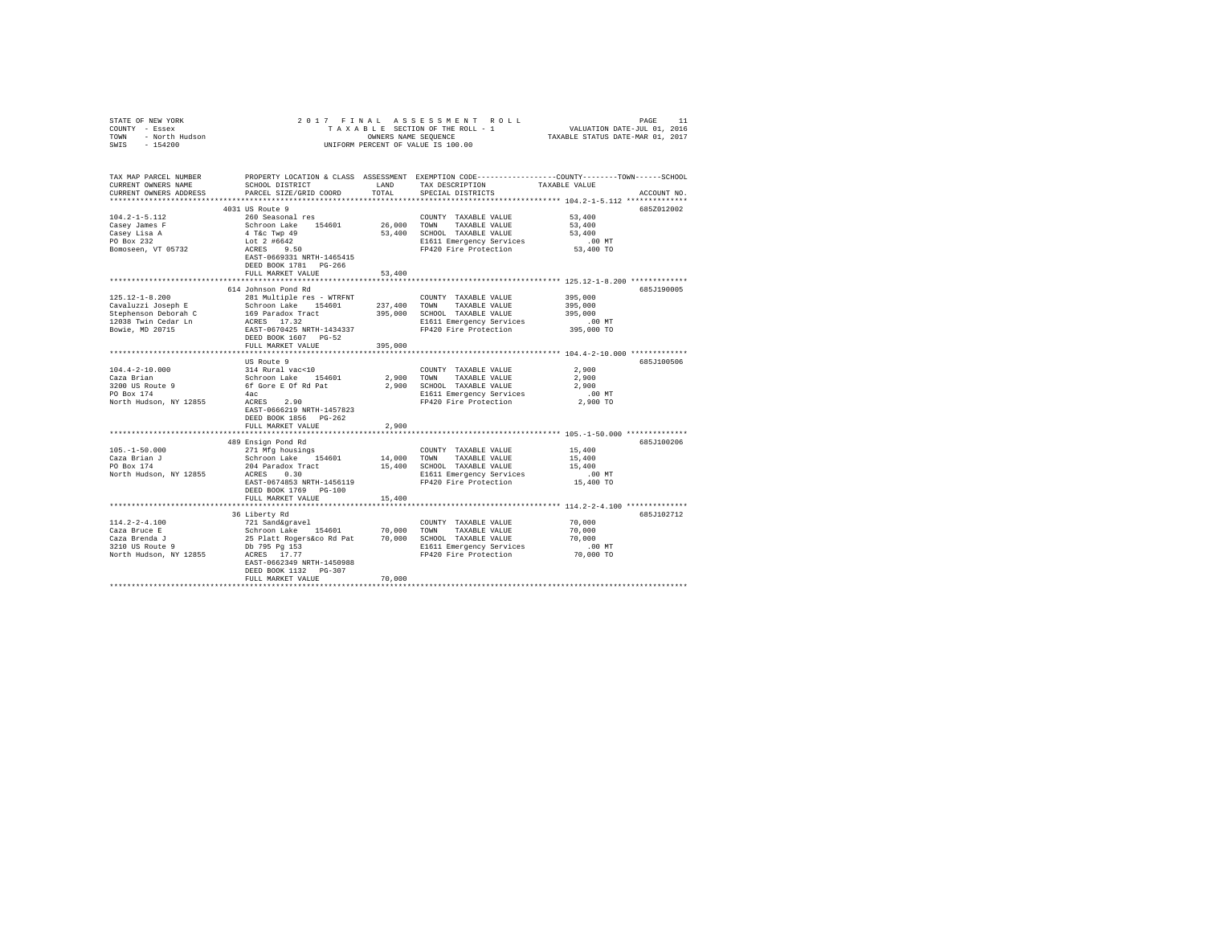STATE OF NEW YORK
COUNTY - Essex
TOWN - North Hudson
SWIS - 154200

2017 FINAL ASSESSMENT ROLL
TAXABLE SECTION OF THE ROLL - 1
OWNERS NAME SEQUENCE
UNIFORM PERCENT OF VALUE IS 100.00

VALUATION DATE-JUL 01, 2016
TAXABLE STATUS DATE-MAR 01, 2017

```
TAX MAP PARCEL NUMBER          PROPERTY LOCATION & CLASS  ASSESSMENT  EXEMPTION CODE-----------------COUNTY--------TOWN------SCHOOL
CURRENT OWNERS NAME            SCHOOL DISTRICT              LAND      TAX DESCRIPTION           TAXABLE VALUE
CURRENT OWNERS ADDRESS         PARCEL SIZE/GRID COORD       TOTAL     SPECIAL DISTRICTS                                  ACCOUNT NO.
*********************************************************************************************** 104.2-1-5.112 **************
                        4031 US Route 9                                                                              685Z012002
104.2-1-5.112              260 Seasonal res                          COUNTY  TAXABLE VALUE            53,400
Casey James F              Schroon Lake   154601       26,000   TOWN    TAXABLE VALUE            53,400
Casey Lisa A               4 T&c Twp 49                53,400   SCHOOL  TAXABLE VALUE            53,400
PO Box 232                 Lot 2 #6642                              E1611 Emergency Services           .00 MT
Bomoseen, VT 05732         ACRES    9.50                            FP420 Fire Protection           53,400 TO
                           EAST-0669331 NRTH-1465415
                           DEED BOOK 1781   PG-266
                           FULL MARKET VALUE           53,400
*********************************************************************************************** 125.12-1-8.200 *************
                        614 Johnson Pond Rd                                                                          685J190005
125.12-1-8.200             281 Multiple res - WTRFNT                 COUNTY  TAXABLE VALUE           395,000
Cavaluzzi Joseph E         Schroon Lake   154601      237,400   TOWN    TAXABLE VALUE           395,000
Stephenson Deborah C       169 Paradox Tract          395,000   SCHOOL  TAXABLE VALUE           395,000
12038 Twin Cedar Ln        ACRES   17.32                            E1611 Emergency Services           .00 MT
Bowie, MD 20715            EAST-0670425 NRTH-1434337                FP420 Fire Protection          395,000 TO
                           DEED BOOK 1607   PG-52
                           FULL MARKET VALUE          395,000
*********************************************************************************************** 104.4-2-10.000 *************
                        US Route 9                                                                                   685J100506
104.4-2-10.000             314 Rural vac<10                          COUNTY  TAXABLE VALUE             2,900
Caza Brian                 Schroon Lake   154601        2,900   TOWN    TAXABLE VALUE             2,900
3200 US Route 9            6f Gore E Of Rd Pat          2,900   SCHOOL  TAXABLE VALUE             2,900
PO Box 174                 4ac                                      E1611 Emergency Services           .00 MT
North Hudson, NY 12855     ACRES    2.90                            FP420 Fire Protection            2,900 TO
                           EAST-0666219 NRTH-1457823
                           DEED BOOK 1856   PG-262
                           FULL MARKET VALUE            2,900
*********************************************************************************************** 105.-1-50.000 **************
                        489 Ensign Pond Rd                                                                           685J100206
105.-1-50.000              271 Mfg housings                          COUNTY  TAXABLE VALUE            15,400
Caza Brian J               Schroon Lake   154601       14,000   TOWN    TAXABLE VALUE            15,400
PO Box 174                 204 Paradox Tract           15,400   SCHOOL  TAXABLE VALUE            15,400
North Hudson, NY 12855     ACRES    0.30                            E1611 Emergency Services           .00 MT
                           EAST-0674853 NRTH-1456119                FP420 Fire Protection           15,400 TO
                           DEED BOOK 1769   PG-100
                           FULL MARKET VALUE           15,400
*********************************************************************************************** 114.2-2-4.100 **************
                        36 Liberty Rd                                                                                685J102712
114.2-2-4.100              721 Sand&gravel                           COUNTY  TAXABLE VALUE            70,000
Caza Bruce E               Schroon Lake   154601       70,000   TOWN    TAXABLE VALUE            70,000
Caza Brenda J              25 Platt Rogers&co Rd Pat   70,000   SCHOOL  TAXABLE VALUE            70,000
3210 US Route 9            Db 795 Pg 153                            E1611 Emergency Services           .00 MT
North Hudson, NY 12855     ACRES   17.77                            FP420 Fire Protection           70,000 TO
                           EAST-0662349 NRTH-1450988
                           DEED BOOK 1132   PG-307
                           FULL MARKET VALUE           70,000
****************************************************************************************************************************
```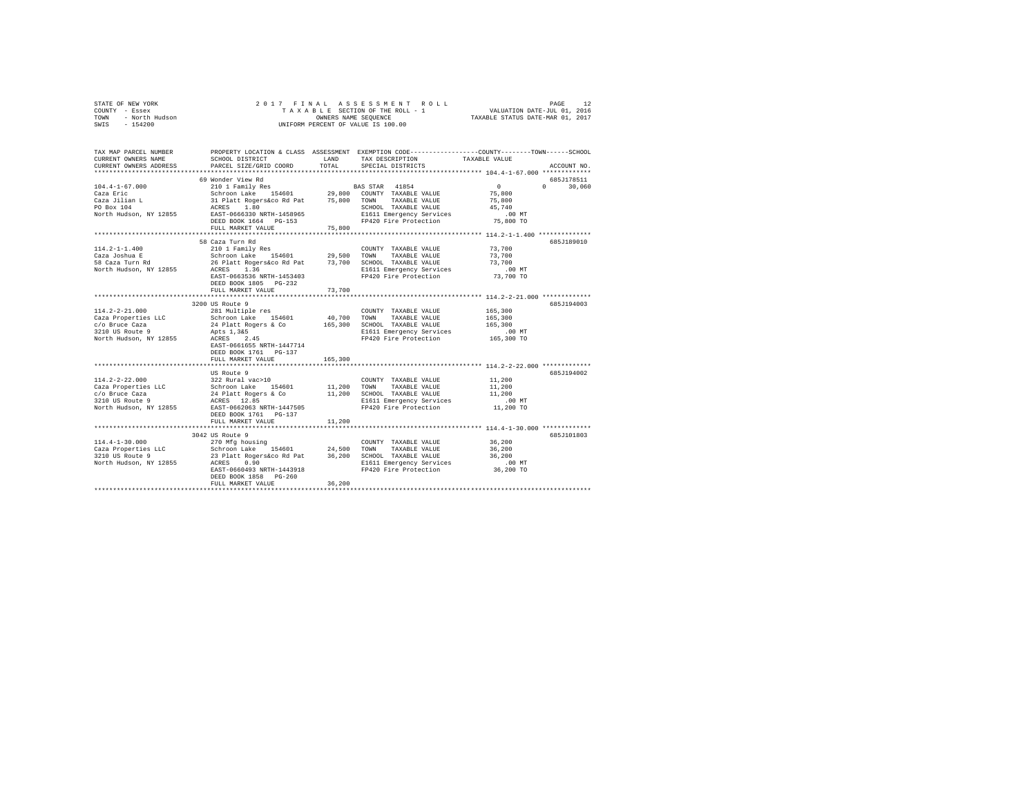STATE OF NEW YORK
COUNTY - Essex
TOWN - North Hudson
SWIS - 154200

2 0 1 7 F I N A L A S S E S S M E N T R O L L
T A X A B L E SECTION OF THE ROLL - 1
OWNERS NAME SEQUENCE
UNIFORM PERCENT OF VALUE IS 100.00

VALUATION DATE-JUL 01, 2016
TAXABLE STATUS DATE-MAR 01, 2017

```
TAX MAP PARCEL NUMBER          PROPERTY LOCATION & CLASS  ASSESSMENT  EXEMPTION CODE-----------------COUNTY--------TOWN------SCHOOL
CURRENT OWNERS NAME            SCHOOL DISTRICT               LAND      TAX DESCRIPTION            TAXABLE VALUE
CURRENT OWNERS ADDRESS         PARCEL SIZE/GRID COORD        TOTAL     SPECIAL DISTRICTS                                        ACCOUNT NO.
************************************************************************************************** 104.4-1-67.000 *************
                               69 Wonder View Rd                                                                          685J178511
104.4-1-67.000                 210 1 Family Res                        BAS STAR  41854              0             0     30,060
Caza Eric                      Schroon Lake   154601        29,800    COUNTY  TAXABLE VALUE          75,800
Caza Jilian L                  31 Platt Rogers&co Rd Pat    75,800    TOWN    TAXABLE VALUE          75,800
PO Box 104                     ACRES    1.80                          SCHOOL  TAXABLE VALUE          45,740
North Hudson, NY 12855         EAST-0666330 NRTH-1458965              E1611 Emergency Services          .00 MT
                               DEED BOOK 1664   PG-153                FP420 Fire Protection          75,800 TO
                               FULL MARKET VALUE            75,800
************************************************************************************************** 114.2-1-1.400 **************
                               58 Caza Turn Rd                                                                            685J189010
114.2-1-1.400                  210 1 Family Res                       COUNTY  TAXABLE VALUE          73,700
Caza Joshua E                  Schroon Lake   154601        29,500    TOWN    TAXABLE VALUE          73,700
58 Caza Turn Rd                26 Platt Rogers&co Rd Pat    73,700    SCHOOL  TAXABLE VALUE          73,700
North Hudson, NY 12855         ACRES    1.36                          E1611 Emergency Services          .00 MT
                               EAST-0663536 NRTH-1453403              FP420 Fire Protection          73,700 TO
                               DEED BOOK 1805   PG-232
                               FULL MARKET VALUE            73,700
************************************************************************************************** 114.2-2-21.000 *************
                               3200 US Route 9                                                                            685J194003
114.2-2-21.000                 281 Multiple res                       COUNTY  TAXABLE VALUE         165,300
Caza Properties LLC            Schroon Lake   154601        40,700    TOWN    TAXABLE VALUE         165,300
c/o Bruce Caza                 24 Platt Rogers & Co        165,300    SCHOOL  TAXABLE VALUE         165,300
3210 US Route 9                Apts 1,3&5                             E1611 Emergency Services          .00 MT
North Hudson, NY 12855         ACRES    2.45                          FP420 Fire Protection         165,300 TO
                               EAST-0661655 NRTH-1447714
                               DEED BOOK 1761   PG-137
                               FULL MARKET VALUE           165,300
************************************************************************************************** 114.2-2-22.000 *************
                               US Route 9                                                                                 685J194002
114.2-2-22.000                 322 Rural vac>10                       COUNTY  TAXABLE VALUE          11,200
Caza Properties LLC            Schroon Lake   154601        11,200    TOWN    TAXABLE VALUE          11,200
c/o Bruce Caza                 24 Platt Rogers & Co         11,200    SCHOOL  TAXABLE VALUE          11,200
3210 US Route 9                ACRES   12.85                          E1611 Emergency Services          .00 MT
North Hudson, NY 12855         EAST-0662063 NRTH-1447505              FP420 Fire Protection          11,200 TO
                               DEED BOOK 1761   PG-137
                               FULL MARKET VALUE            11,200
************************************************************************************************** 114.4-1-30.000 *************
                               3042 US Route 9                                                                            685J101803
114.4-1-30.000                 270 Mfg housing                        COUNTY  TAXABLE VALUE          36,200
Caza Properties LLC            Schroon Lake   154601        24,500    TOWN    TAXABLE VALUE          36,200
3210 US Route 9                23 Platt Rogers&co Rd Pat    36,200    SCHOOL  TAXABLE VALUE          36,200
North Hudson, NY 12855         ACRES    0.90                          E1611 Emergency Services          .00 MT
                               EAST-0660493 NRTH-1443918              FP420 Fire Protection          36,200 TO
                               DEED BOOK 1858   PG-260
                               FULL MARKET VALUE            36,200
********************************************************************************************************************************
```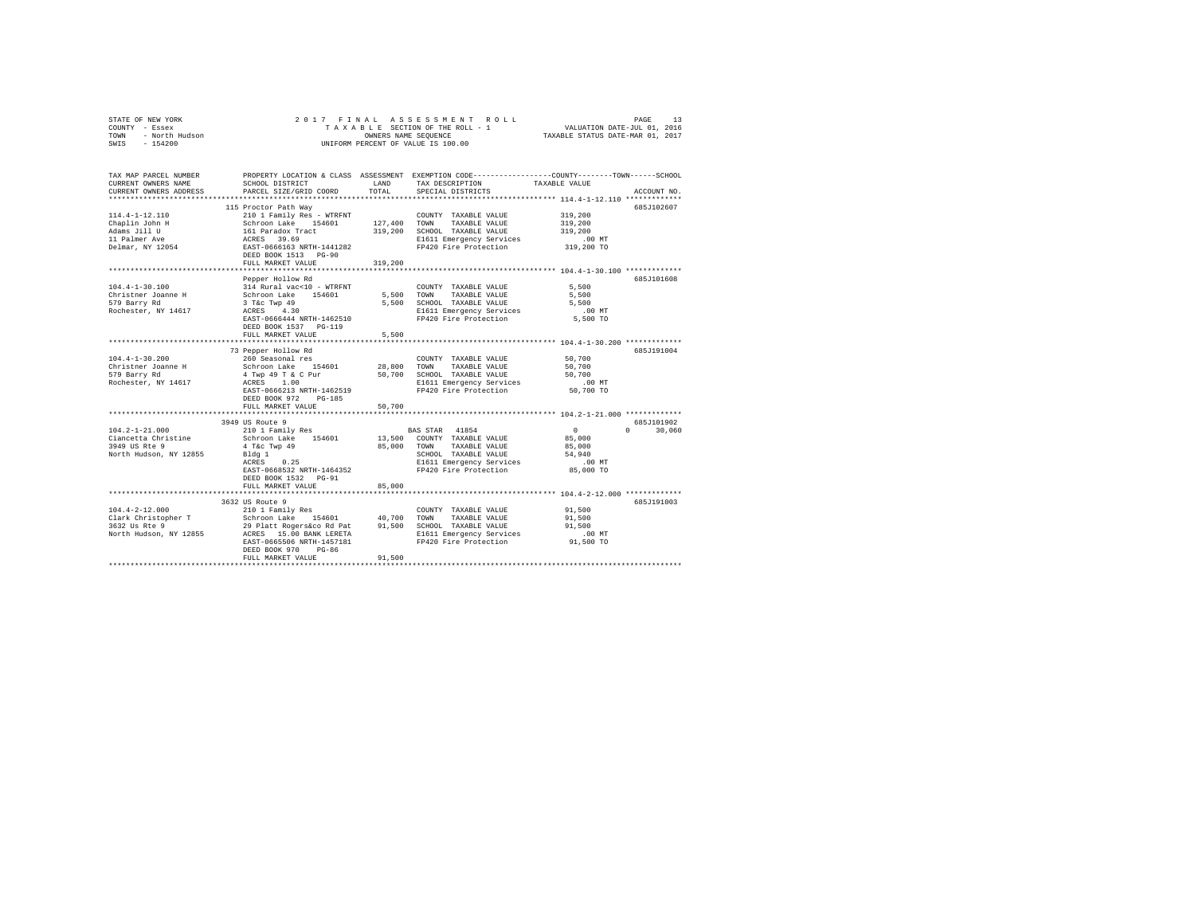STATE OF NEW YORK
COUNTY - Essex
TOWN - North Hudson
SWIS - 154200

2017 FINAL ASSESSMENT ROLL
TAXABLE SECTION OF THE ROLL - 1
OWNERS NAME SEQUENCE
UNIFORM PERCENT OF VALUE IS 100.00

VALUATION DATE-JUL 01, 2016
TAXABLE STATUS DATE-MAR 01, 2017

| TAX MAP PARCEL NUMBER / CURRENT OWNERS NAME / CURRENT OWNERS ADDRESS | PROPERTY LOCATION & CLASS / SCHOOL DISTRICT / PARCEL SIZE/GRID COORD | ASSESSMENT LAND / TOTAL | EXEMPTION CODE / TAX DESCRIPTION / SPECIAL DISTRICTS | COUNTY / TOWN / SCHOOL TAXABLE VALUE | ACCOUNT NO. |
|---|---|---|---|---|---|
| 114.4-1-12.110 | 115 Proctor Path Way | | | | 685J102607 |
| Chaplin John H | 210 1 Family Res - WTRFNT | | COUNTY TAXABLE VALUE | 319,200 | |
| Adams Jill U | Schroon Lake 154601 | 127,400 | TOWN TAXABLE VALUE | 319,200 | |
| 11 Palmer Ave | 161 Paradox Tract | 319,200 | SCHOOL TAXABLE VALUE | 319,200 | |
| Delmar, NY 12054 | ACRES 39.69 | | E1611 Emergency Services | .00 MT | |
| | EAST-0666163 NRTH-1441282 | | FP420 Fire Protection | 319,200 TO | |
| | DEED BOOK 1513 PG-90 | | | | |
| | FULL MARKET VALUE | 319,200 | | | |
| 104.4-1-30.100 | Pepper Hollow Rd | | | | 685J101608 |
| Christner Joanne H | 314 Rural vac<10 - WTRFNT | | COUNTY TAXABLE VALUE | 5,500 | |
| 579 Barry Rd | Schroon Lake 154601 | 5,500 | TOWN TAXABLE VALUE | 5,500 | |
| Rochester, NY 14617 | 3 T&c Twp 49 | 5,500 | SCHOOL TAXABLE VALUE | 5,500 | |
| | ACRES 4.30 | | E1611 Emergency Services | .00 MT | |
| | EAST-0666444 NRTH-1462510 | | FP420 Fire Protection | 5,500 TO | |
| | DEED BOOK 1537 PG-119 | | | | |
| | FULL MARKET VALUE | 5,500 | | | |
| 104.4-1-30.200 | 73 Pepper Hollow Rd | | | | 685J191004 |
| Christner Joanne H | 260 Seasonal res | | COUNTY TAXABLE VALUE | 50,700 | |
| 579 Barry Rd | Schroon Lake 154601 | 28,800 | TOWN TAXABLE VALUE | 50,700 | |
| Rochester, NY 14617 | 4 Twp 49 T & C Pur | 50,700 | SCHOOL TAXABLE VALUE | 50,700 | |
| | ACRES 1.00 | | E1611 Emergency Services | .00 MT | |
| | EAST-0666213 NRTH-1462519 | | FP420 Fire Protection | 50,700 TO | |
| | DEED BOOK 972 PG-185 | | | | |
| | FULL MARKET VALUE | 50,700 | | | |
| 104.2-1-21.000 | 3949 US Route 9 | | | | 685J101902 |
| Ciancetta Christine | 210 1 Family Res | | BAS STAR 41854 | 0 0 30,060 | |
| 3949 US Rte 9 | Schroon Lake 154601 | 13,500 | COUNTY TAXABLE VALUE | 85,000 | |
| North Hudson, NY 12855 | 4 T&c Twp 49 | 85,000 | TOWN TAXABLE VALUE | 85,000 | |
| | Bldg 1 | | SCHOOL TAXABLE VALUE | 54,940 | |
| | ACRES 0.25 | | E1611 Emergency Services | .00 MT | |
| | EAST-0668532 NRTH-1464352 | | FP420 Fire Protection | 85,000 TO | |
| | DEED BOOK 1532 PG-91 | | | | |
| | FULL MARKET VALUE | 85,000 | | | |
| 104.4-2-12.000 | 3632 US Route 9 | | | | 685J191003 |
| Clark Christopher T | 210 1 Family Res | | COUNTY TAXABLE VALUE | 91,500 | |
| 3632 Us Rte 9 | Schroon Lake 154601 | 40,700 | TOWN TAXABLE VALUE | 91,500 | |
| North Hudson, NY 12855 | 29 Platt Rogers&co Rd Pat | 91,500 | SCHOOL TAXABLE VALUE | 91,500 | |
| | ACRES 15.00 BANK LERETA | | E1611 Emergency Services | .00 MT | |
| | EAST-0665506 NRTH-1457181 | | FP420 Fire Protection | 91,500 TO | |
| | DEED BOOK 970 PG-86 | | | | |
| | FULL MARKET VALUE | 91,500 | | | |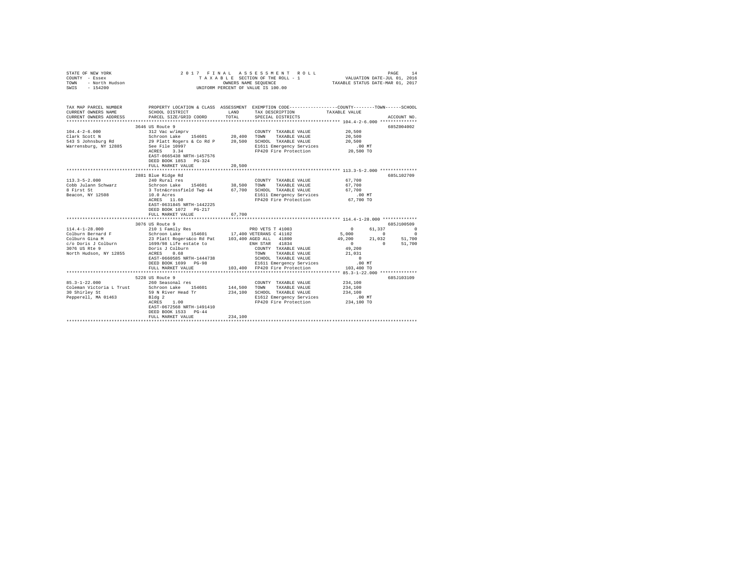STATE OF NEW YORK
COUNTY - Essex
TOWN - North Hudson
SWIS - 154200

2017 FINAL ASSESSMENT ROLL
TAXABLE SECTION OF THE ROLL - 1
OWNERS NAME SEQUENCE
UNIFORM PERCENT OF VALUE IS 100.00

VALUATION DATE-JUL 01, 2016
TAXABLE STATUS DATE-MAR 01, 2017

```
TAX MAP PARCEL NUMBER       PROPERTY LOCATION & CLASS  ASSESSMENT  EXEMPTION CODE-----------------COUNTY--------TOWN------SCHOOL
CURRENT OWNERS NAME         SCHOOL DISTRICT              LAND      TAX DESCRIPTION           TAXABLE VALUE
CURRENT OWNERS ADDRESS      PARCEL SIZE/GRID COORD       TOTAL     SPECIAL DISTRICTS                                    ACCOUNT NO.
******************************************************************************************************* 104.4-2-6.000 **************
                            3646 US Route 9                                                                          685Z004002
104.4-2-6.000               312 Vac w/imprv                         COUNTY  TAXABLE VALUE            20,500
Clark Scott N               Schroon Lake   154601      20,400       TOWN    TAXABLE VALUE            20,500
543 S Johnsburg Rd          29 Platt Rogers & Co Rd P  20,500       SCHOOL  TAXABLE VALUE            20,500
Warrensburg, NY 12885       See File 10997                          E1611 Emergency Services            .00 MT
                            ACRES    3.34                           FP420 Fire Protection            20,500 TO
                            EAST-0665438 NRTH-1457576
                            DEED BOOK 1853   PG-324
                            FULL MARKET VALUE          20,500
******************************************************************************************************* 113.3-5-2.000 **************
                            2881 Blue Ridge Rd                                                                       685L102709
113.3-5-2.000               240 Rural res                           COUNTY  TAXABLE VALUE            67,700
Cobb Julann Schwarz         Schroon Lake   154601      38,500       TOWN    TAXABLE VALUE            67,700
8 First St                  3 Totn&crossfield Twp 44   67,700       SCHOOL  TAXABLE VALUE            67,700
Beacon, NY 12508            10.0 Acres                              E1611 Emergency Services            .00 MT
                            ACRES   11.60                           FP420 Fire Protection            67,700 TO
                            EAST-0631845 NRTH-1442225
                            DEED BOOK 1072   PG-217
                            FULL MARKET VALUE          67,700
******************************************************************************************************* 114.4-1-28.000 *************
                            3076 US Route 9                                                                          685J100509
114.4-1-28.000              210 1 Family Res                  PRO VETS T 41003                   0      61,337            0
Colburn Bernard F           Schroon Lake   154601      17,400 VETERANS C 41102               5,000           0            0
Colburn Gina M              23 Platt Rogers&co Rd Pat 103,400 AGED ALL   41800              49,200      21,032       51,700
c/o Doris J Colburn         1699/98 Life estate to            ENH STAR   41834                   0           0       51,700
3076 US Rte 9               Doris J Colburn                   COUNTY  TAXABLE VALUE             49,200
North Hudson, NY 12855      ACRES    0.68                     TOWN    TAXABLE VALUE             21,031
                            EAST-0660585 NRTH-1444738         SCHOOL  TAXABLE VALUE                  0
                            DEED BOOK 1699   PG-98            E1611 Emergency Services             .00 MT
                            FULL MARKET VALUE         103,400 FP420 Fire Protection            103,400 TO
******************************************************************************************************* 85.3-1-22.000 **************
                            5228 US Route 9                                                                          685J103109
85.3-1-22.000               260 Seasonal res                        COUNTY  TAXABLE VALUE           234,100
Coleman Victoria L Trust    Schroon Lake   154601     144,500       TOWN    TAXABLE VALUE           234,100
30 Shirley St               59 N River Head Tr        234,100       SCHOOL  TAXABLE VALUE           234,100
Pepperell, MA 01463         Bldg 2                                  E1612 Emergency Services            .00 MT
                            ACRES    1.00                           FP420 Fire Protection           234,100 TO
                            EAST-0672568 NRTH-1491410
                            DEED BOOK 1533   PG-44
                            FULL MARKET VALUE         234,100
************************************************************************************************************************************
```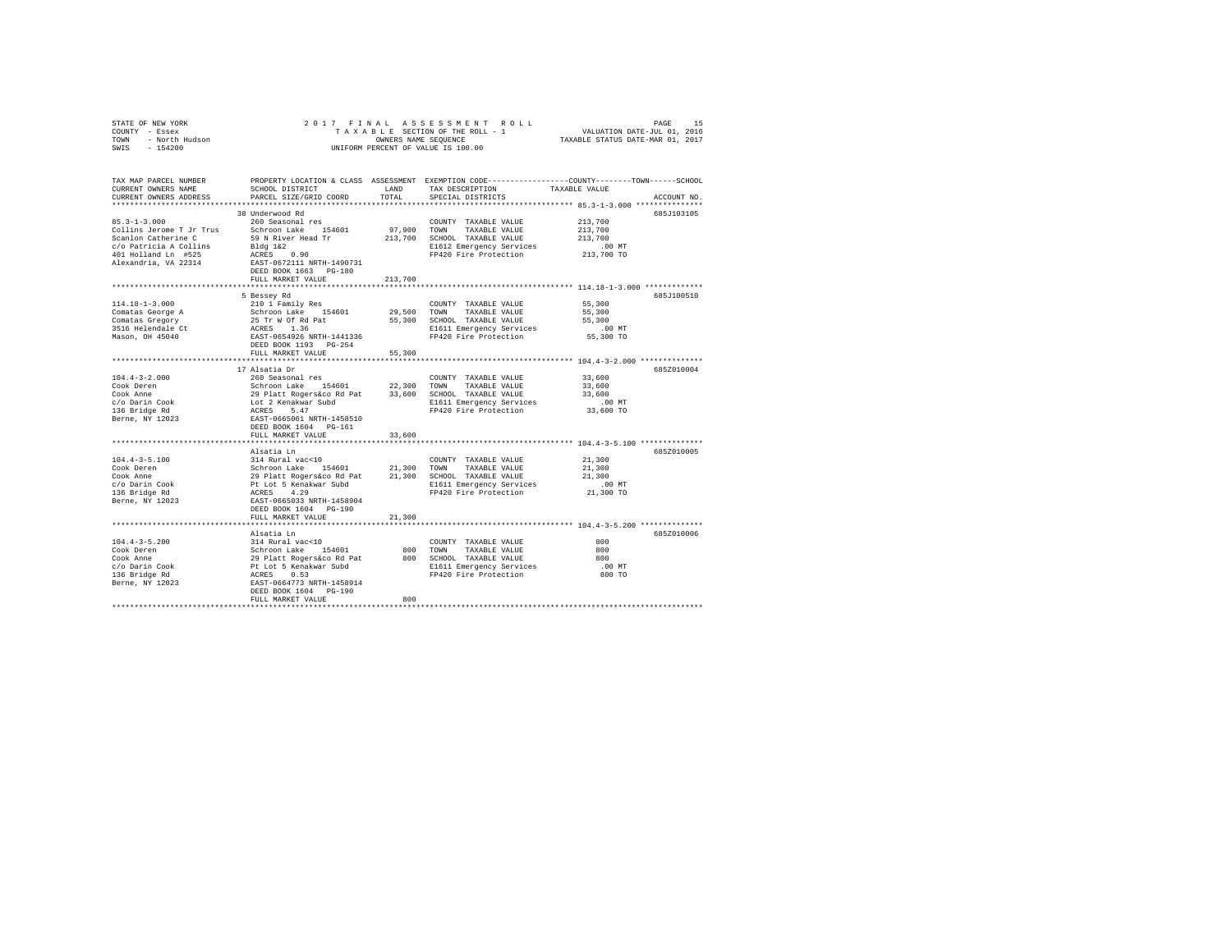STATE OF NEW YORK
COUNTY - Essex
TOWN - North Hudson
SWIS - 154200

2017 FINAL ASSESSMENT ROLL
TAXABLE SECTION OF THE ROLL - 1
OWNERS NAME SEQUENCE
UNIFORM PERCENT OF VALUE IS 100.00

VALUATION DATE-JUL 01, 2016
TAXABLE STATUS DATE-MAR 01, 2017

| TAX MAP PARCEL NUMBER / CURRENT OWNERS NAME / CURRENT OWNERS ADDRESS | PROPERTY LOCATION & CLASS / SCHOOL DISTRICT / PARCEL SIZE/GRID COORD | ASSESSMENT LAND / TOTAL | EXEMPTION CODE / TAX DESCRIPTION / SPECIAL DISTRICTS | COUNTY / TOWN / SCHOOL TAXABLE VALUE | ACCOUNT NO. |
|---|---|---|---|---|---|
| 85.3-1-3.000 | 38 Underwood Rd | | | | 685J103105 |
| 85.3-1-3.000 | 260 Seasonal res | | COUNTY TAXABLE VALUE | 213,700 | |
| Collins Jerome T Jr Trus | Schroon Lake 154601 | 97,900 | TOWN TAXABLE VALUE | 213,700 | |
| Scanlon Catherine C | 59 N River Head Tr | 213,700 | SCHOOL TAXABLE VALUE | 213,700 | |
| c/o Patricia A Collins | Bldg 1&2 | | E1612 Emergency Services | .00 MT | |
| 401 Holland Ln #525 | ACRES 0.90 | | FP420 Fire Protection | 213,700 TO | |
| Alexandria, VA 22314 | EAST-0672111 NRTH-1490731 | | | | |
| | DEED BOOK 1663 PG-180 | | | | |
| | FULL MARKET VALUE | 213,700 | | | |
| 114.18-1-3.000 | 5 Bessey Rd | | | | 685J100510 |
| 114.18-1-3.000 | 210 1 Family Res | | COUNTY TAXABLE VALUE | 55,300 | |
| Comatas George A | Schroon Lake 154601 | 29,500 | TOWN TAXABLE VALUE | 55,300 | |
| Comatas Gregory | 25 Tr W Of Rd Pat | 55,300 | SCHOOL TAXABLE VALUE | 55,300 | |
| 3516 Helendale Ct | ACRES 1.36 | | E1611 Emergency Services | .00 MT | |
| Mason, OH 45040 | EAST-0654926 NRTH-1441336 | | FP420 Fire Protection | 55,300 TO | |
| | DEED BOOK 1193 PG-254 | | | | |
| | FULL MARKET VALUE | 55,300 | | | |
| 104.4-3-2.000 | 17 Alsatia Dr | | | | 685Z010004 |
| 104.4-3-2.000 | 260 Seasonal res | | COUNTY TAXABLE VALUE | 33,600 | |
| Cook Deren | Schroon Lake 154601 | 22,300 | TOWN TAXABLE VALUE | 33,600 | |
| Cook Anne | 29 Platt Rogers&co Rd Pat | 33,600 | SCHOOL TAXABLE VALUE | 33,600 | |
| c/o Darin Cook | Lot 2 Kenakwar Subd | | E1611 Emergency Services | .00 MT | |
| 136 Bridge Rd | ACRES 5.47 | | FP420 Fire Protection | 33,600 TO | |
| Berne, NY 12023 | EAST-0665061 NRTH-1458510 | | | | |
| | DEED BOOK 1604 PG-161 | | | | |
| | FULL MARKET VALUE | 33,600 | | | |
| 104.4-3-5.100 | Alsatia Ln | | | | 685Z010005 |
| 104.4-3-5.100 | 314 Rural vac<10 | | COUNTY TAXABLE VALUE | 21,300 | |
| Cook Deren | Schroon Lake 154601 | 21,300 | TOWN TAXABLE VALUE | 21,300 | |
| Cook Anne | 29 Platt Rogers&co Rd Pat | 21,300 | SCHOOL TAXABLE VALUE | 21,300 | |
| c/o Darin Cook | Pt Lot 5 Kenakwar Subd | | E1611 Emergency Services | .00 MT | |
| 136 Bridge Rd | ACRES 4.29 | | FP420 Fire Protection | 21,300 TO | |
| Berne, NY 12023 | EAST-0665033 NRTH-1458904 | | | | |
| | DEED BOOK 1604 PG-190 | | | | |
| | FULL MARKET VALUE | 21,300 | | | |
| 104.4-3-5.200 | Alsatia Ln | | | | 685Z010006 |
| 104.4-3-5.200 | 314 Rural vac<10 | | COUNTY TAXABLE VALUE | 800 | |
| Cook Deren | Schroon Lake 154601 | 800 | TOWN TAXABLE VALUE | 800 | |
| Cook Anne | 29 Platt Rogers&co Rd Pat | 800 | SCHOOL TAXABLE VALUE | 800 | |
| c/o Darin Cook | Pt Lot 5 Kenakwar Subd | | E1611 Emergency Services | .00 MT | |
| 136 Bridge Rd | ACRES 0.53 | | FP420 Fire Protection | 800 TO | |
| Berne, NY 12023 | EAST-0664773 NRTH-1458914 | | | | |
| | DEED BOOK 1604 PG-190 | | | | |
| | FULL MARKET VALUE | 800 | | | |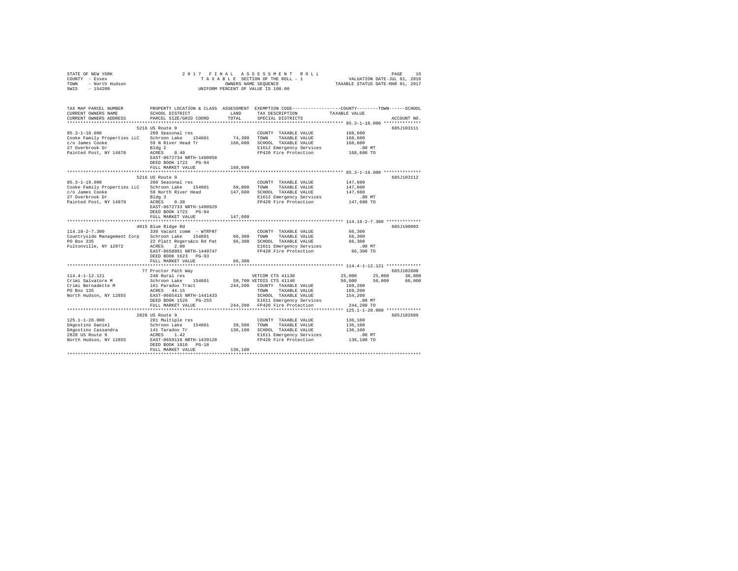STATE OF NEW YORK
COUNTY - Essex
TOWN - North Hudson
SWIS - 154200

2 0 1 7 F I N A L A S S E S S M E N T R O L L
T A X A B L E SECTION OF THE ROLL - 1
OWNERS NAME SEQUENCE
UNIFORM PERCENT OF VALUE IS 100.00

VALUATION DATE-JUL 01, 2016
TAXABLE STATUS DATE-MAR 01, 2017

```
TAX MAP PARCEL NUMBER          PROPERTY LOCATION & CLASS  ASSESSMENT  EXEMPTION CODE-----------------COUNTY--------TOWN------SCHOOL
CURRENT OWNERS NAME            SCHOOL DISTRICT              LAND      TAX DESCRIPTION           TAXABLE VALUE
CURRENT OWNERS ADDRESS         PARCEL SIZE/GRID COORD       TOTAL     SPECIAL DISTRICTS                                   ACCOUNT NO.
******************************************************************************************************* 85.3-1-18.000 **************
                               5216 US Route 9                                                                           685J103111
85.3-1-18.000                  260 Seasonal res                        COUNTY  TAXABLE VALUE           168,600
Cooke Family Properties LLC    Schroon Lake    154601        74,300    TOWN    TAXABLE VALUE           168,600
c/o James Cooke                59 N River Head Tr           168,600    SCHOOL  TAXABLE VALUE           168,600
27 Overbrook Dr                Bldg 2                                  E1612 Emergency Services             .00 MT
Painted Post, NY 14870         ACRES    0.40                           FP420 Fire Protection            168,600 TO
                               EAST-0672734 NRTH-1490858
                               DEED BOOK 1722   PG-94
                               FULL MARKET VALUE            168,600
******************************************************************************************************* 85.3-1-19.000 **************
                               5216 US Route 9                                                                           685J103112
85.3-1-19.000                  260 Seasonal res                        COUNTY  TAXABLE VALUE           147,600
Cooke Family Properties LLC    Schroon Lake    154601        69,800    TOWN    TAXABLE VALUE           147,600
c/o James Cooke                59 North River Head          147,600    SCHOOL  TAXABLE VALUE           147,600
27 Overbrook Dr                Bldg 3                                  E1612 Emergency Services             .00 MT
Painted Post, NY 14870         ACRES    0.30                           FP420 Fire Protection            147,600 TO
                               EAST-0672733 NRTH-1490929
                               DEED BOOK 1722   PG-94
                               FULL MARKET VALUE            147,600
******************************************************************************************************* 114.18-2-7.300 *************
                               4015 Blue Ridge Rd                                                                        685J190003
114.18-2-7.300                 330 Vacant comm  - WTRFNT               COUNTY  TAXABLE VALUE            66,300
Countryside Management Corp    Schroon Lake    154601        66,300    TOWN    TAXABLE VALUE            66,300
PO Box 335                     22 Platt Rogers&co Rd Pat     66,300    SCHOOL  TAXABLE VALUE            66,300
Fultonville, NY 12072          ACRES    2.00                           E1611 Emergency Services             .00 MT
                               EAST-0658091 NRTH-1440747               FP420 Fire Protection             66,300 TO
                               DEED BOOK 1623   PG-93
                               FULL MARKET VALUE             66,300
******************************************************************************************************* 114.4-1-12.121 *************
                               77 Proctor Path Way                                                                       685J102608
114.4-1-12.121                 240 Rural res                           VETCOM CTS 41130            25,000      25,000      30,000
Crimi Salvatore M              Schroon Lake    154601        59,700 VETDIS CTS 41140               50,000      50,000      60,000
Crimi Bernadette M             161 Paradox Tract            244,200    COUNTY  TAXABLE VALUE           169,200
PO Box 135                     ACRES   44.15                           TOWN    TAXABLE VALUE           169,200
North Hudson, NY 12855         EAST-0665415 NRTH-1441433               SCHOOL  TAXABLE VALUE           154,200
                               DEED BOOK 1526   PG-255                 E1611 Emergency Services             .00 MT
                               FULL MARKET VALUE            244,200    FP420 Fire Protection            244,200 TO
******************************************************************************************************* 125.1-1-28.000 *************
                               2828 US Route 9                                                                           685J102609
125.1-1-28.000                 281 Multiple res                        COUNTY  TAXABLE VALUE           136,100
DAgostino Daniel               Schroon Lake    154601        39,500    TOWN    TAXABLE VALUE           136,100
DAgostino Cassandra            141 Taradox Tr               136,100    SCHOOL  TAXABLE VALUE           136,100
2828 US Route 9                ACRES    1.42                           E1611 Emergency Services             .00 MT
North Hudson, NY 12855         EAST-0659118 NRTH-1439128               FP420 Fire Protection            136,100 TO
                               DEED BOOK 1816   PG-18
                               FULL MARKET VALUE            136,100
************************************************************************************************************************************
```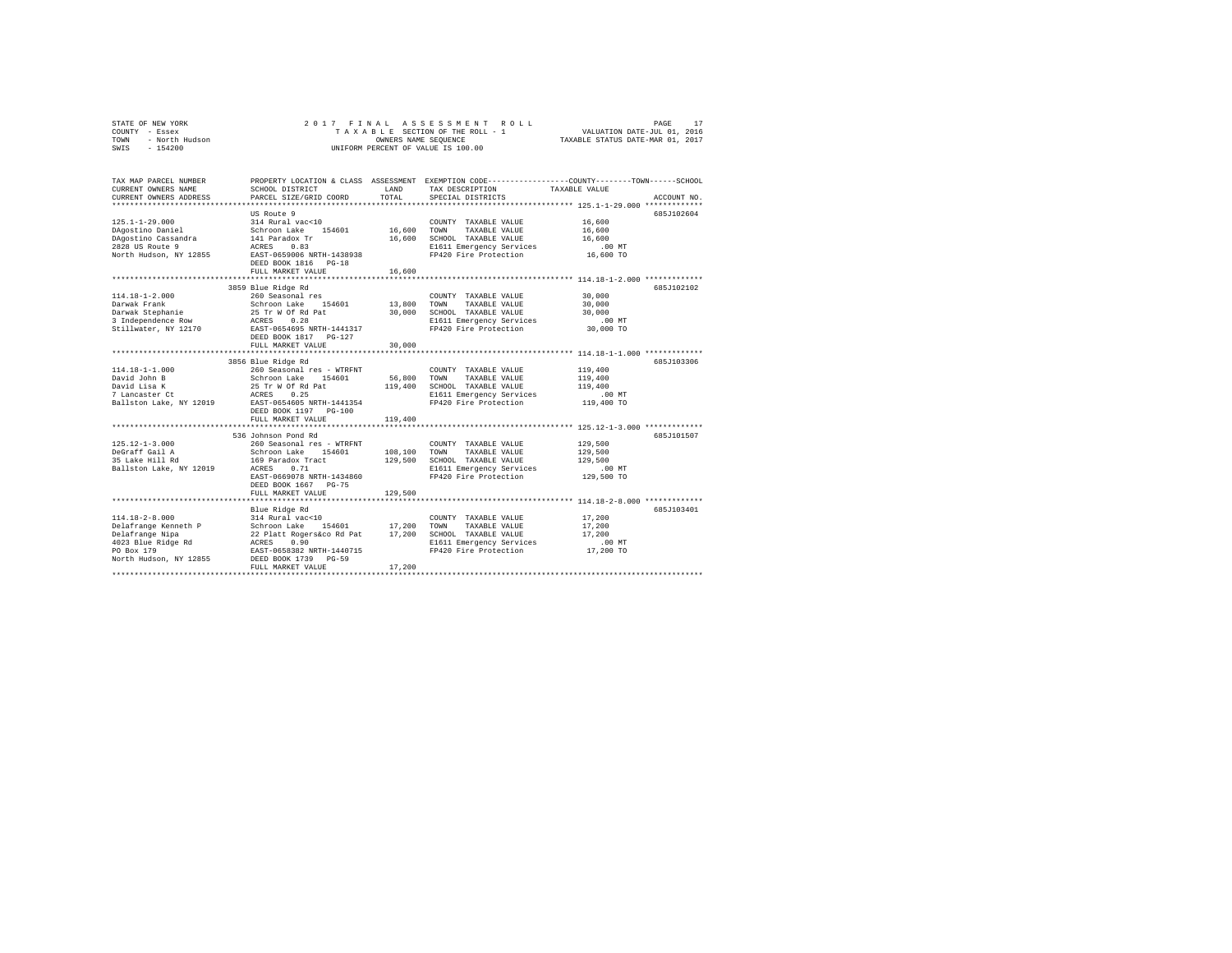STATE OF NEW YORK
COUNTY - Essex
TOWN - North Hudson
SWIS - 154200

2017 FINAL ASSESSMENT ROLL
TAXABLE SECTION OF THE ROLL - 1
OWNERS NAME SEQUENCE
UNIFORM PERCENT OF VALUE IS 100.00

VALUATION DATE-JUL 01, 2016
TAXABLE STATUS DATE-MAR 01, 2017

| TAX MAP PARCEL NUMBER / CURRENT OWNERS NAME / CURRENT OWNERS ADDRESS | PROPERTY LOCATION & CLASS / SCHOOL DISTRICT / PARCEL SIZE/GRID COORD | ASSESSMENT LAND | TOTAL | EXEMPTION CODE / TAX DESCRIPTION / SPECIAL DISTRICTS | COUNTY--------TOWN------SCHOOL TAXABLE VALUE | ACCOUNT NO. |
|---|---|---|---|---|---|---|
| 125.1-1-29.000 | US Route 9 | | | | | 685J102604 |
| 125.1-1-29.000 | 314 Rural vac<10 | | | COUNTY TAXABLE VALUE | 16,600 | |
| DAgostino Daniel | Schroon Lake 154601 | 16,600 | | TOWN TAXABLE VALUE | 16,600 | |
| DAgostino Cassandra | 141 Paradox Tr | | 16,600 | SCHOOL TAXABLE VALUE | 16,600 | |
| 2828 US Route 9 | ACRES 0.83 | | | E1611 Emergency Services | .00 MT | |
| North Hudson, NY 12855 | EAST-0659006 NRTH-1438938 | | | FP420 Fire Protection | 16,600 TO | |
| | DEED BOOK 1816 PG-18 | | | | | |
| | FULL MARKET VALUE | | 16,600 | | | |
| 114.18-1-2.000 | 3859 Blue Ridge Rd | | | | | 685J102102 |
| 114.18-1-2.000 | 260 Seasonal res | | | COUNTY TAXABLE VALUE | 30,000 | |
| Darwak Frank | Schroon Lake 154601 | 13,800 | | TOWN TAXABLE VALUE | 30,000 | |
| Darwak Stephanie | 25 Tr W Of Rd Pat | | 30,000 | SCHOOL TAXABLE VALUE | 30,000 | |
| 3 Independence Row | ACRES 0.28 | | | E1611 Emergency Services | .00 MT | |
| Stillwater, NY 12170 | EAST-0654695 NRTH-1441317 | | | FP420 Fire Protection | 30,000 TO | |
| | DEED BOOK 1817 PG-127 | | | | | |
| | FULL MARKET VALUE | | 30,000 | | | |
| 114.18-1-1.000 | 3856 Blue Ridge Rd | | | | | 685J103306 |
| 114.18-1-1.000 | 260 Seasonal res - WTRFNT | | | COUNTY TAXABLE VALUE | 119,400 | |
| David John B | Schroon Lake 154601 | 56,800 | | TOWN TAXABLE VALUE | 119,400 | |
| David Lisa K | 25 Tr W Of Rd Pat | | 119,400 | SCHOOL TAXABLE VALUE | 119,400 | |
| 7 Lancaster Ct | ACRES 0.25 | | | E1611 Emergency Services | .00 MT | |
| Ballston Lake, NY 12019 | EAST-0654605 NRTH-1441354 | | | FP420 Fire Protection | 119,400 TO | |
| | DEED BOOK 1197 PG-100 | | | | | |
| | FULL MARKET VALUE | | 119,400 | | | |
| 125.12-1-3.000 | 536 Johnson Pond Rd | | | | | 685J101507 |
| 125.12-1-3.000 | 260 Seasonal res - WTRFNT | | | COUNTY TAXABLE VALUE | 129,500 | |
| DeGraff Gail A | Schroon Lake 154601 | 108,100 | | TOWN TAXABLE VALUE | 129,500 | |
| 35 Lake Hill Rd | 169 Paradox Tract | | 129,500 | SCHOOL TAXABLE VALUE | 129,500 | |
| Ballston Lake, NY 12019 | ACRES 0.71 | | | E1611 Emergency Services | .00 MT | |
| | EAST-0669078 NRTH-1434860 | | | FP420 Fire Protection | 129,500 TO | |
| | DEED BOOK 1667 PG-75 | | | | | |
| | FULL MARKET VALUE | | 129,500 | | | |
| 114.18-2-8.000 | Blue Ridge Rd | | | | | 685J103401 |
| 114.18-2-8.000 | 314 Rural vac<10 | | | COUNTY TAXABLE VALUE | 17,200 | |
| Delafrange Kenneth P | Schroon Lake 154601 | 17,200 | | TOWN TAXABLE VALUE | 17,200 | |
| Delafrange Nipa | 22 Platt Rogers&co Rd Pat | | 17,200 | SCHOOL TAXABLE VALUE | 17,200 | |
| 4023 Blue Ridge Rd | ACRES 0.90 | | | E1611 Emergency Services | .00 MT | |
| PO Box 179 | EAST-0658382 NRTH-1440715 | | | FP420 Fire Protection | 17,200 TO | |
| North Hudson, NY 12855 | DEED BOOK 1739 PG-59 | | | | | |
| | FULL MARKET VALUE | | 17,200 | | | |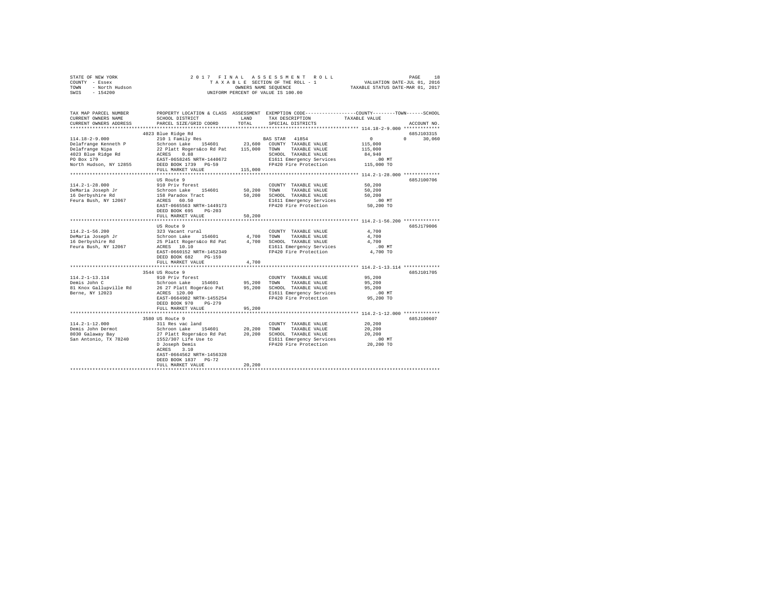STATE OF NEW YORK — 2017 FINAL ASSESSMENT ROLL
COUNTY - Essex — TAXABLE SECTION OF THE ROLL - 1 — VALUATION DATE-JUL 01, 2016
TOWN - North Hudson — OWNERS NAME SEQUENCE — TAXABLE STATUS DATE-MAR 01, 2017
SWIS - 154200 — UNIFORM PERCENT OF VALUE IS 100.00

| TAX MAP PARCEL NUMBER / CURRENT OWNERS NAME / CURRENT OWNERS ADDRESS | PROPERTY LOCATION & CLASS / SCHOOL DISTRICT / PARCEL SIZE/GRID COORD | ASSESSMENT LAND | TOTAL | EXEMPTION CODE / TAX DESCRIPTION / SPECIAL DISTRICTS | COUNTY / TOWN / SCHOOL TAXABLE VALUE | ACCOUNT NO. |
|---|---|---|---|---|---|---|
| **114.18-2-9.000** | 4023 Blue Ridge Rd | | | | | 685J103315 |
| | 210 1 Family Res | | | BAS STAR 41854 | 0 0 30,060 | |
| Delafrange Kenneth P | Schroon Lake 154601 | 23,600 | | COUNTY TAXABLE VALUE | 115,000 | |
| Delafrange Nipa | 22 Platt Rogers&co Rd Pat | | 115,000 | TOWN TAXABLE VALUE | 115,000 | |
| 4023 Blue Ridge Rd | ACRES 0.88 | | | SCHOOL TAXABLE VALUE | 84,940 | |
| PO Box 179 | EAST-0658245 NRTH-1440672 | | | E1611 Emergency Services | .00 MT | |
| North Hudson, NY 12855 | DEED BOOK 1739 PG-59 | | | FP420 Fire Protection | 115,000 TO | |
| | FULL MARKET VALUE | | 115,000 | | | |
| **114.2-1-28.000** | US Route 9 | | | | | 685J100706 |
| | 910 Priv forest | | | COUNTY TAXABLE VALUE | 50,200 | |
| DeMaria Joseph Jr | Schroon Lake 154601 | 50,200 | | TOWN TAXABLE VALUE | 50,200 | |
| 16 Derbyshire Rd | 158 Paradox Tract | | 50,200 | SCHOOL TAXABLE VALUE | 50,200 | |
| Feura Bush, NY 12067 | ACRES 60.50 | | | E1611 Emergency Services | .00 MT | |
| | EAST-0665563 NRTH-1449173 | | | FP420 Fire Protection | 50,200 TO | |
| | DEED BOOK 695 PG-203 | | | | | |
| | FULL MARKET VALUE | | 50,200 | | | |
| **114.2-1-56.200** | US Route 9 | | | | | 685J179006 |
| | 323 Vacant rural | | | COUNTY TAXABLE VALUE | 4,700 | |
| DeMaria Joseph Jr | Schroon Lake 154601 | 4,700 | | TOWN TAXABLE VALUE | 4,700 | |
| 16 Derbyshire Rd | 25 Platt Rogers&co Rd Pat | | 4,700 | SCHOOL TAXABLE VALUE | 4,700 | |
| Feura Bush, NY 12067 | ACRES 10.10 | | | E1611 Emergency Services | .00 MT | |
| | EAST-0660152 NRTH-1452349 | | | FP420 Fire Protection | 4,700 TO | |
| | DEED BOOK 682 PG-159 | | | | | |
| | FULL MARKET VALUE | | 4,700 | | | |
| **114.2-1-13.114** | 3544 US Route 9 | | | | | 685J101705 |
| | 910 Priv forest | | | COUNTY TAXABLE VALUE | 95,200 | |
| Demis John C | Schroon Lake 154601 | 95,200 | | TOWN TAXABLE VALUE | 95,200 | |
| 81 Knox Gallupville Rd | 26 27 Platt Roger&co Pat | | 95,200 | SCHOOL TAXABLE VALUE | 95,200 | |
| Berne, NY 12023 | ACRES 120.00 | | | E1611 Emergency Services | .00 MT | |
| | EAST-0664982 NRTH-1455254 | | | FP420 Fire Protection | 95,200 TO | |
| | DEED BOOK 970 PG-279 | | | | | |
| | FULL MARKET VALUE | | 95,200 | | | |
| **114.2-1-12.000** | 3580 US Route 9 | | | | | 685J100607 |
| | 311 Res vac land | | | COUNTY TAXABLE VALUE | 20,200 | |
| Demis John Dermot | Schroon Lake 154601 | 20,200 | | TOWN TAXABLE VALUE | 20,200 | |
| 8030 Galaway Bay | 27 Platt Rogers&co Rd Pat | | 20,200 | SCHOOL TAXABLE VALUE | 20,200 | |
| San Antonio, TX 78240 | 1552/307 Life Use to | | | E1611 Emergency Services | .00 MT | |
| | D Joseph Demis | | | FP420 Fire Protection | 20,200 TO | |
| | ACRES 3.10 | | | | | |
| | EAST-0664562 NRTH-1456328 | | | | | |
| | DEED BOOK 1837 PG-72 | | | | | |
| | FULL MARKET VALUE | | 20,200 | | | |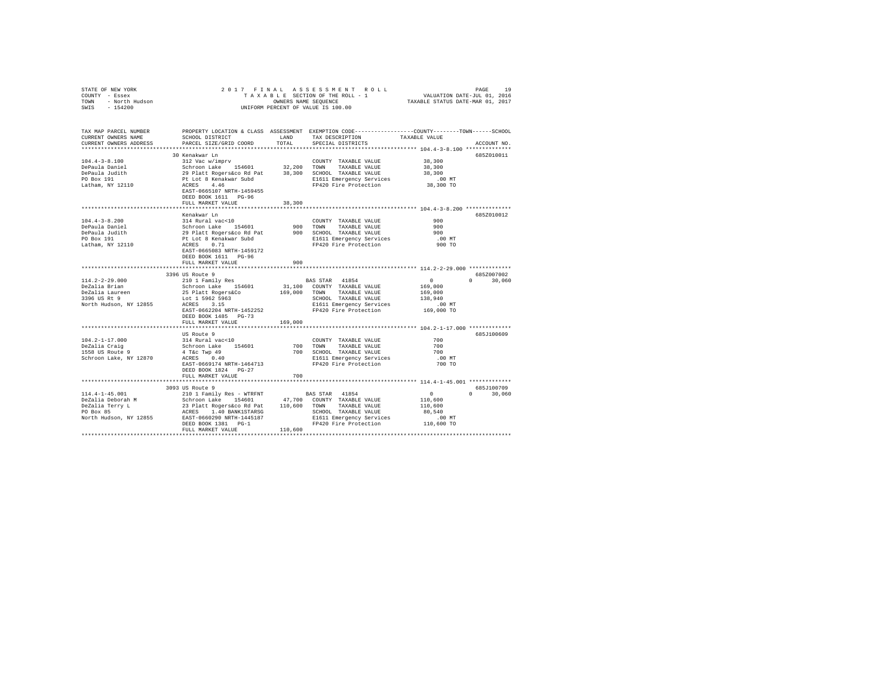STATE OF NEW YORK                    2017 FINAL ASSESSMENT ROLL
COUNTY - Essex                       TAXABLE SECTION OF THE ROLL - 1          VALUATION DATE-JUL 01, 2016
TOWN - North Hudson                  OWNERS NAME SEQUENCE                     TAXABLE STATUS DATE-MAR 01, 2017
SWIS - 154200                        UNIFORM PERCENT OF VALUE IS 100.00

```
TAX MAP PARCEL NUMBER     PROPERTY LOCATION & CLASS  ASSESSMENT  EXEMPTION CODE-----------------COUNTY--------TOWN------SCHOOL
CURRENT OWNERS NAME       SCHOOL DISTRICT             LAND        TAX DESCRIPTION             TAXABLE VALUE
CURRENT OWNERS ADDRESS    PARCEL SIZE/GRID COORD      TOTAL       SPECIAL DISTRICTS                                  ACCOUNT NO.
*************************************************************************************************** 104.4-3-8.100 **************
                          30 Kenakwar Ln                                                                              685Z010011
104.4-3-8.100             312 Vac w/imprv                         COUNTY  TAXABLE VALUE          38,300
DePaula Daniel            Schroon Lake   154601       32,200      TOWN    TAXABLE VALUE          38,300
DePaula Judith            29 Platt Rogers&co Rd Pat   38,300      SCHOOL  TAXABLE VALUE          38,300
PO Box 191                Pt Lot 8 Kenakwar Subd                  E1611 Emergency Services          .00 MT
Latham, NY 12110          ACRES    4.46                           FP420 Fire Protection          38,300 TO
                          EAST-0665107 NRTH-1459455
                          DEED BOOK 1611   PG-96
                          FULL MARKET VALUE           38,300
*************************************************************************************************** 104.4-3-8.200 **************
                          Kenakwar Ln                                                                                 685Z010012
104.4-3-8.200             314 Rural vac<10                        COUNTY  TAXABLE VALUE             900
DePaula Daniel            Schroon Lake   154601          900      TOWN    TAXABLE VALUE             900
DePaula Judith            29 Platt Rogers&co Rd Pat      900      SCHOOL  TAXABLE VALUE             900
PO Box 191                Pt Lot 8 Kenakwar Subd                  E1611 Emergency Services          .00 MT
Latham, NY 12110          ACRES    0.71                           FP420 Fire Protection             900 TO
                          EAST-0665083 NRTH-1459172
                          DEED BOOK 1611   PG-96
                          FULL MARKET VALUE              900
*************************************************************************************************** 114.2-2-29.000 *************
                          3396 US Route 9                                                                             685Z007002
114.2-2-29.000            210 1 Family Res                        BAS STAR  41854                      0          0      30,060
DeZalia Brian             Schroon Lake   154601       31,100      COUNTY  TAXABLE VALUE         169,000
DeZalia Laureen           25 Platt Rogers&Co         169,000      TOWN    TAXABLE VALUE         169,000
3396 US Rt 9              Lot 1 5962 5963                         SCHOOL  TAXABLE VALUE         138,940
North Hudson, NY 12855    ACRES    3.15                           E1611 Emergency Services          .00 MT
                          EAST-0662204 NRTH-1452252               FP420 Fire Protection         169,000 TO
                          DEED BOOK 1485   PG-73
                          FULL MARKET VALUE          169,000
*************************************************************************************************** 104.2-1-17.000 *************
                          US Route 9                                                                                  685J100609
104.2-1-17.000            314 Rural vac<10                        COUNTY  TAXABLE VALUE             700
DeZalia Craig             Schroon Lake   154601          700      TOWN    TAXABLE VALUE             700
1558 US Route 9           4 T&c Twp 49                   700      SCHOOL  TAXABLE VALUE             700
Schroon Lake, NY 12870    ACRES    0.40                           E1611 Emergency Services          .00 MT
                          EAST-0669174 NRTH-1464713               FP420 Fire Protection             700 TO
                          DEED BOOK 1824   PG-27
                          FULL MARKET VALUE              700
*************************************************************************************************** 114.4-1-45.001 *************
                          3093 US Route 9                                                                             685J100709
114.4-1-45.001            210 1 Family Res - WTRFNT               BAS STAR  41854                      0          0      30,060
DeZalia Deborah M         Schroon Lake   154601       47,700      COUNTY  TAXABLE VALUE         110,600
DeZalia Terry L           23 Platt Rogers&co Rd Pat  110,600      TOWN    TAXABLE VALUE         110,600
PO Box 85                 ACRES    1.40 BANK1STARSG               SCHOOL  TAXABLE VALUE          80,540
North Hudson, NY 12855    EAST-0660290 NRTH-1445187               E1611 Emergency Services          .00 MT
                          DEED BOOK 1381   PG-1                   FP420 Fire Protection         110,600 TO
                          FULL MARKET VALUE          110,600
********************************************************************************************************************************
```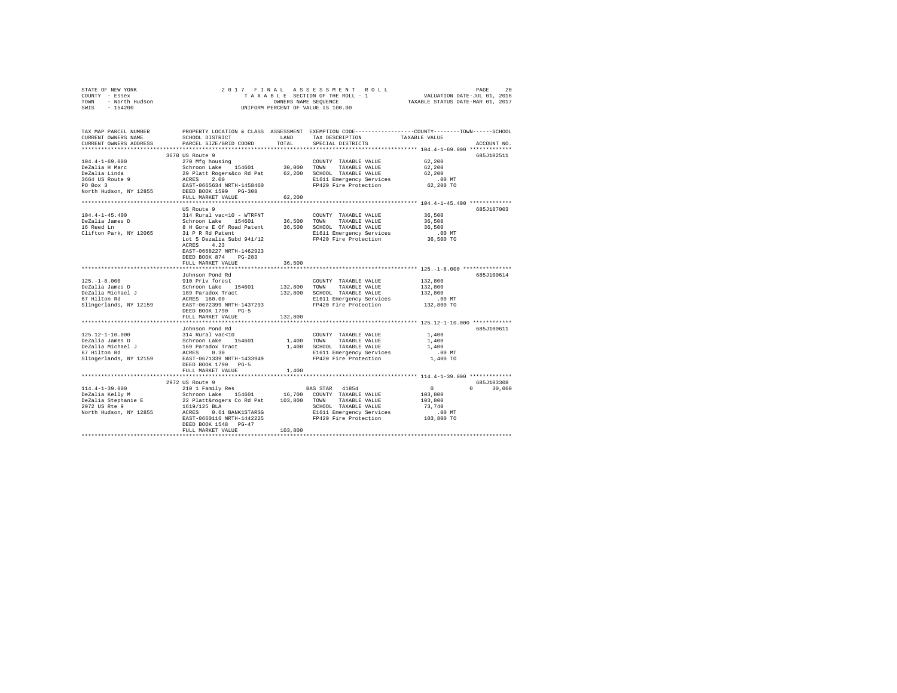STATE OF NEW YORK
COUNTY - Essex
TOWN - North Hudson
SWIS - 154200

2 0 1 7 F I N A L A S S E S S M E N T R O L L
T A X A B L E SECTION OF THE ROLL - 1
OWNERS NAME SEQUENCE
UNIFORM PERCENT OF VALUE IS 100.00

VALUATION DATE-JUL 01, 2016
TAXABLE STATUS DATE-MAR 01, 2017

```
TAX MAP PARCEL NUMBER          PROPERTY LOCATION & CLASS  ASSESSMENT  EXEMPTION CODE------------------COUNTY--------TOWN------SCHOOL
CURRENT OWNERS NAME            SCHOOL DISTRICT              LAND      TAX DESCRIPTION            TAXABLE VALUE
CURRENT OWNERS ADDRESS         PARCEL SIZE/GRID COORD      TOTAL      SPECIAL DISTRICTS                                   ACCOUNT NO.
********************************************************************************************** 104.4-1-69.000 *************
                               3678 US Route 9                                                                        685J102511
104.4-1-69.000                 270 Mfg housing                        COUNTY  TAXABLE VALUE          62,200
DeZalia H Marc                 Schroon Lake   154601        30,000    TOWN    TAXABLE VALUE          62,200
DeZalia Linda                  29 Platt Rogers&co Rd Pat    62,200    SCHOOL  TAXABLE VALUE          62,200
3664 US Route 9                ACRES    2.00                          E1611 Emergency Services          .00 MT
PO Box 3                       EAST-0665634 NRTH-1458460              FP420 Fire Protection          62,200 TO
North Hudson, NY 12855         DEED BOOK 1599   PG-308
                               FULL MARKET VALUE            62,200
********************************************************************************************** 104.4-1-45.400 *************
                               US Route 9                                                                             685J187003
104.4-1-45.400                 314 Rural vac<10 - WTRFNT              COUNTY  TAXABLE VALUE          36,500
DeZalia James D                Schroon Lake   154601        36,500    TOWN    TAXABLE VALUE          36,500
16 Reed Ln                     8 H Gore E Of Road Patent    36,500    SCHOOL  TAXABLE VALUE          36,500
Clifton Park, NY 12065         31 P R Rd Patent                       E1611 Emergency Services          .00 MT
                               Lot 5 Dezalia Subd 941/12              FP420 Fire Protection          36,500 TO
                               ACRES    4.23
                               EAST-0668227 NRTH-1462923
                               DEED BOOK 874    PG-283
                               FULL MARKET VALUE            36,500
********************************************************************************************** 125.-1-8.000 ***************
                               Johnson Pond Rd                                                                        685J100614
125.-1-8.000                   910 Priv forest                        COUNTY  TAXABLE VALUE         132,800
DeZalia James D                Schroon Lake   154601       132,800    TOWN    TAXABLE VALUE         132,800
DeZalia Michael J              189 Paradox Tract           132,800    SCHOOL  TAXABLE VALUE         132,800
67 Hilton Rd                   ACRES  160.00                          E1611 Emergency Services          .00 MT
Slingerlands, NY 12159         EAST-0672399 NRTH-1437293              FP420 Fire Protection         132,800 TO
                               DEED BOOK 1790   PG-5
                               FULL MARKET VALUE           132,800
********************************************************************************************** 125.12-1-10.000 ************
                               Johnson Pond Rd                                                                        685J100611
125.12-1-10.000                314 Rural vac<10                       COUNTY  TAXABLE VALUE           1,400
DeZalia James D                Schroon Lake   154601         1,400    TOWN    TAXABLE VALUE           1,400
DeZalia Michael J              169 Paradox Tract             1,400    SCHOOL  TAXABLE VALUE           1,400
67 Hilton Rd                   ACRES    0.30                          E1611 Emergency Services          .00 MT
Slingerlands, NY 12159         EAST-0671339 NRTH-1433949              FP420 Fire Protection           1,400 TO
                               DEED BOOK 1790   PG-5
                               FULL MARKET VALUE             1,400
********************************************************************************************** 114.4-1-39.000 *************
                               2972 US Route 9                                                                        685J103308
114.4-1-39.000                 210 1 Family Res                BAS STAR  41854                       0          0     30,060
DeZalia Kelly M                Schroon Lake   154601        16,700    COUNTY  TAXABLE VALUE         103,800
DeZalia Stephanie E            22 Platt&rogers Co Rd Pat   103,800    TOWN    TAXABLE VALUE         103,800
2972 US Rte 9                  1619/125 BLA                           SCHOOL  TAXABLE VALUE          73,740
North Hudson, NY 12855         ACRES    0.61 BANK1STARSG              E1611 Emergency Services          .00 MT
                               EAST-0660116 NRTH-1442225              FP420 Fire Protection         103,800 TO
                               DEED BOOK 1548   PG-47
                               FULL MARKET VALUE           103,800
****************************************************************************************************************************
```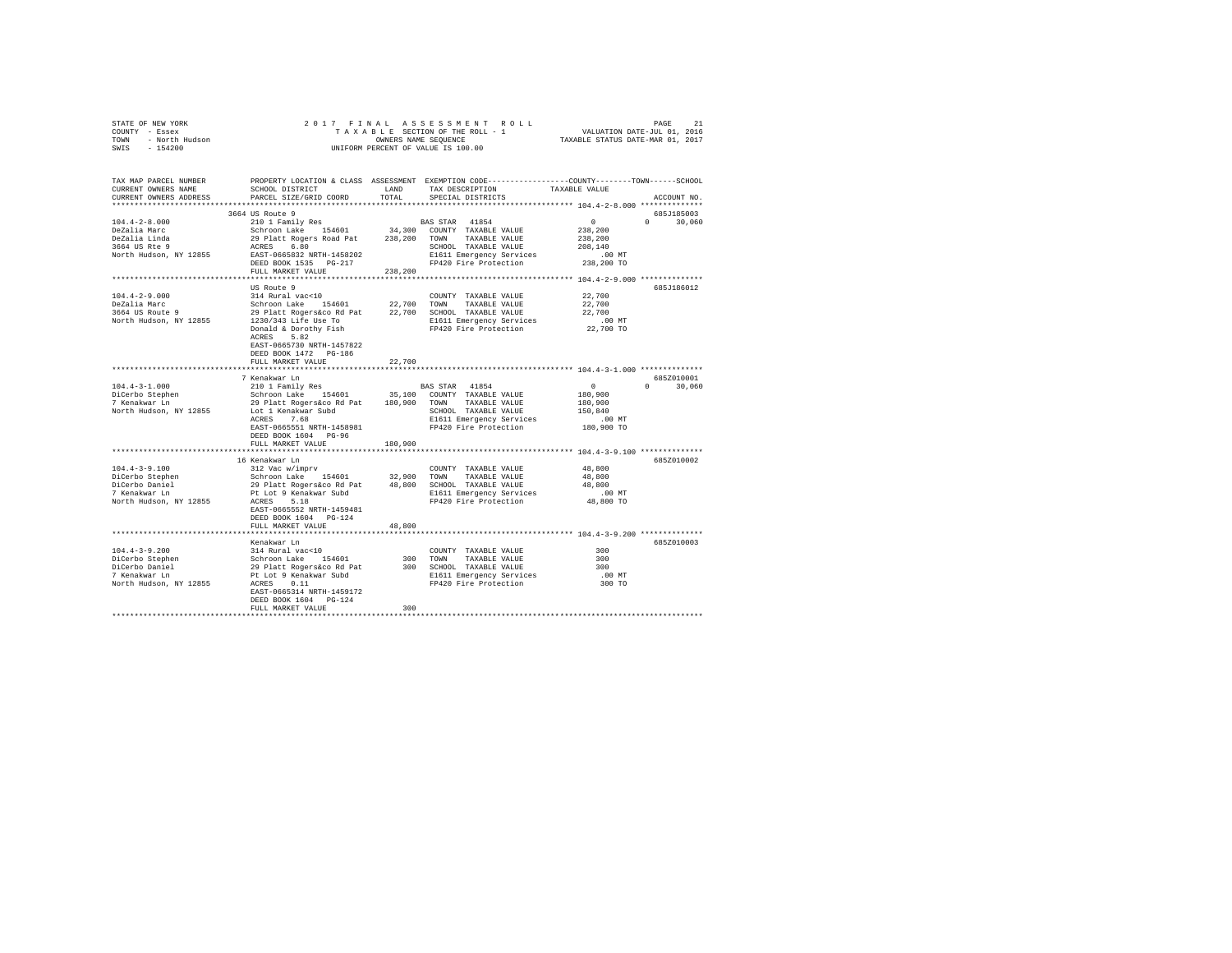STATE OF NEW YORK
COUNTY - Essex
TOWN - North Hudson
SWIS - 154200

2 0 1 7 F I N A L A S S E S S M E N T R O L L
T A X A B L E SECTION OF THE ROLL - 1
OWNERS NAME SEQUENCE
UNIFORM PERCENT OF VALUE IS 100.00

VALUATION DATE-JUL 01, 2016
TAXABLE STATUS DATE-MAR 01, 2017

```
TAX MAP PARCEL NUMBER     PROPERTY LOCATION & CLASS  ASSESSMENT  EXEMPTION CODE------------------COUNTY--------TOWN------SCHOOL
CURRENT OWNERS NAME       SCHOOL DISTRICT               LAND      TAX DESCRIPTION            TAXABLE VALUE
CURRENT OWNERS ADDRESS    PARCEL SIZE/GRID COORD        TOTAL     SPECIAL DISTRICTS                                   ACCOUNT NO.
******************************************************************************************** 104.4-2-8.000 **************
                          3664 US Route 9                                                                        685J185003
104.4-2-8.000             210 1 Family Res                    BAS STAR  41854                   0          0      30,060
DeZalia Marc              Schroon Lake   154601      34,300   COUNTY  TAXABLE VALUE          238,200
DeZalia Linda             29 Platt Rogers Road Pat   238,200  TOWN    TAXABLE VALUE          238,200
3664 US Rte 9             ACRES    6.80                       SCHOOL  TAXABLE VALUE          208,140
North Hudson, NY 12855    EAST-0665832 NRTH-1458202           E1611 Emergency Services           .00 MT
                          DEED BOOK 1535   PG-217             FP420 Fire Protection          238,200 TO
                          FULL MARKET VALUE          238,200
******************************************************************************************** 104.4-2-9.000 **************
                          US Route 9                                                                             685J186012
104.4-2-9.000             314 Rural vac<10                    COUNTY  TAXABLE VALUE           22,700
DeZalia Marc              Schroon Lake   154601      22,700   TOWN    TAXABLE VALUE           22,700
3664 US Route 9           29 Platt Rogers&co Rd Pat   22,700  SCHOOL  TAXABLE VALUE           22,700
North Hudson, NY 12855    1230/343 Life Use To                E1611 Emergency Services           .00 MT
                          Donald & Dorothy Fish               FP420 Fire Protection           22,700 TO
                          ACRES    5.82
                          EAST-0665730 NRTH-1457822
                          DEED BOOK 1472   PG-186
                          FULL MARKET VALUE           22,700
******************************************************************************************** 104.4-3-1.000 **************
                          7 Kenakwar Ln                                                                          685Z010001
104.4-3-1.000             210 1 Family Res                    BAS STAR  41854                   0          0      30,060
DiCerbo Stephen           Schroon Lake   154601      35,100   COUNTY  TAXABLE VALUE          180,900
7 Kenakwar Ln             29 Platt Rogers&co Rd Pat  180,900  TOWN    TAXABLE VALUE          180,900
North Hudson, NY 12855    Lot 1 Kenakwar Subd                 SCHOOL  TAXABLE VALUE          150,840
                          ACRES    7.68                       E1611 Emergency Services           .00 MT
                          EAST-0665551 NRTH-1458981           FP420 Fire Protection          180,900 TO
                          DEED BOOK 1604   PG-96
                          FULL MARKET VALUE          180,900
******************************************************************************************** 104.4-3-9.100 **************
                          16 Kenakwar Ln                                                                         685Z010002
104.4-3-9.100             312 Vac w/imprv                     COUNTY  TAXABLE VALUE           48,800
DiCerbo Stephen           Schroon Lake   154601      32,900   TOWN    TAXABLE VALUE           48,800
DiCerbo Daniel            29 Platt Rogers&co Rd Pat   48,800  SCHOOL  TAXABLE VALUE           48,800
7 Kenakwar Ln             Pt Lot 9 Kenakwar Subd              E1611 Emergency Services           .00 MT
North Hudson, NY 12855    ACRES    5.18                       FP420 Fire Protection           48,800 TO
                          EAST-0665552 NRTH-1459481
                          DEED BOOK 1604   PG-124
                          FULL MARKET VALUE           48,800
******************************************************************************************** 104.4-3-9.200 **************
                          Kenakwar Ln                                                                            685Z010003
104.4-3-9.200             314 Rural vac<10                    COUNTY  TAXABLE VALUE              300
DiCerbo Stephen           Schroon Lake   154601         300   TOWN    TAXABLE VALUE              300
DiCerbo Daniel            29 Platt Rogers&co Rd Pat      300  SCHOOL  TAXABLE VALUE              300
7 Kenakwar Ln             Pt Lot 9 Kenakwar Subd              E1611 Emergency Services           .00 MT
North Hudson, NY 12855    ACRES    0.11                       FP420 Fire Protection              300 TO
                          EAST-0665314 NRTH-1459172
                          DEED BOOK 1604   PG-124
                          FULL MARKET VALUE              300
****************************************************************************************************************************
```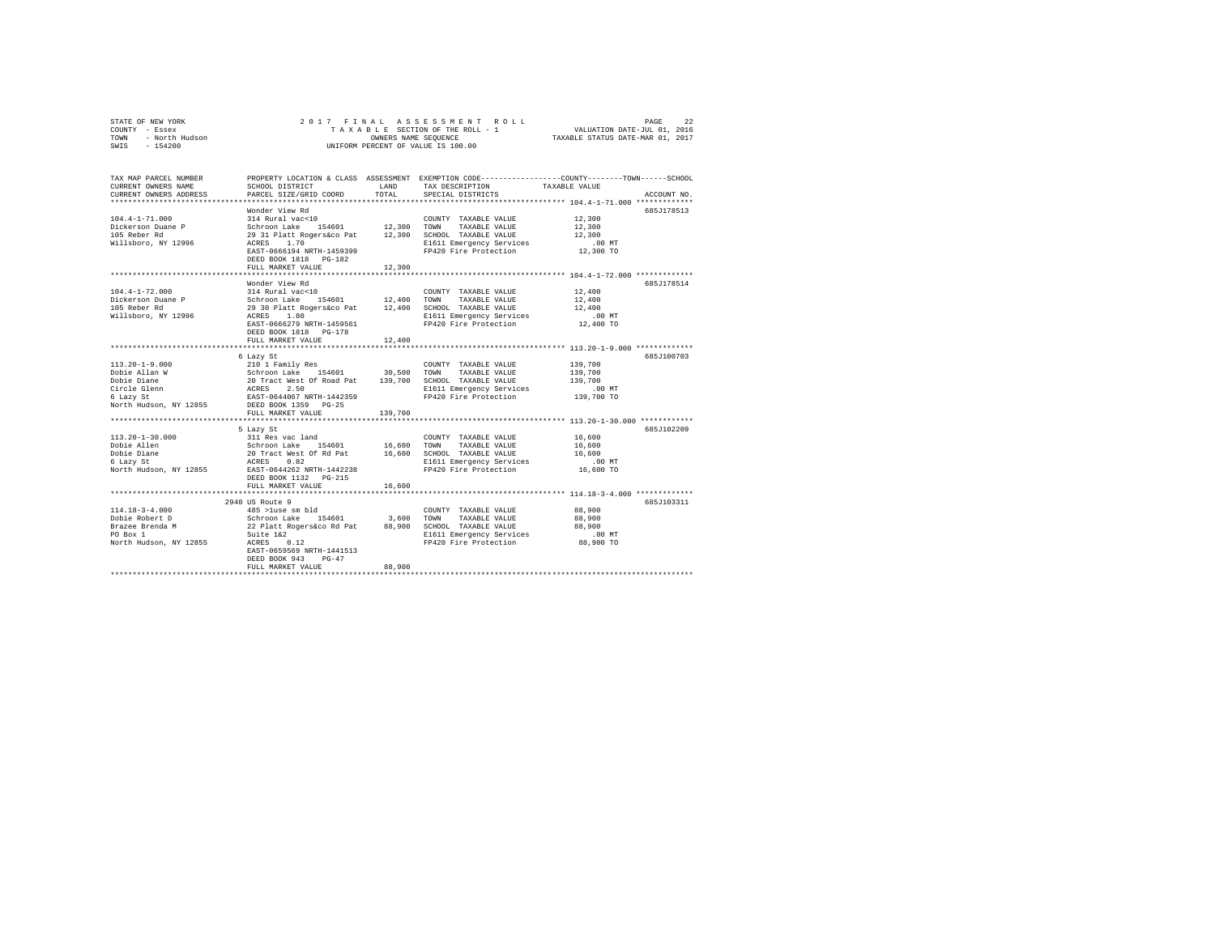STATE OF NEW YORK
COUNTY - Essex
TOWN - North Hudson
SWIS - 154200

2017 FINAL ASSESSMENT ROLL
TAXABLE SECTION OF THE ROLL - 1
OWNERS NAME SEQUENCE
UNIFORM PERCENT OF VALUE IS 100.00

VALUATION DATE-JUL 01, 2016
TAXABLE STATUS DATE-MAR 01, 2017

| TAX MAP PARCEL NUMBER / CURRENT OWNERS NAME / CURRENT OWNERS ADDRESS | PROPERTY LOCATION & CLASS / SCHOOL DISTRICT / PARCEL SIZE/GRID COORD | ASSESSMENT LAND | TOTAL | EXEMPTION CODE / TAX DESCRIPTION / SPECIAL DISTRICTS | COUNTY / TOWN / SCHOOL TAXABLE VALUE | ACCOUNT NO. |
|---|---|---|---|---|---|---|
| 104.4-1-71.000 | Wonder View Rd | | | | | 685J178513 |
| Dickerson Duane P | 314 Rural vac<10 | | | COUNTY TAXABLE VALUE | 12,300 | |
| 105 Reber Rd | Schroon Lake 154601 | 12,300 | | TOWN TAXABLE VALUE | 12,300 | |
| Willsboro, NY 12996 | 29 31 Platt Rogers&co Pat | | 12,300 | SCHOOL TAXABLE VALUE | 12,300 | |
| | ACRES 1.70 | | | E1611 Emergency Services | .00 MT | |
| | EAST-0666194 NRTH-1459399 | | | FP420 Fire Protection | 12,300 TO | |
| | DEED BOOK 1818 PG-182 | | | | | |
| | FULL MARKET VALUE | | 12,300 | | | |
| 104.4-1-72.000 | Wonder View Rd | | | | | 685J178514 |
| Dickerson Duane P | 314 Rural vac<10 | | | COUNTY TAXABLE VALUE | 12,400 | |
| 105 Reber Rd | Schroon Lake 154601 | 12,400 | | TOWN TAXABLE VALUE | 12,400 | |
| Willsboro, NY 12996 | 29 30 Platt Rogers&co Pat | | 12,400 | SCHOOL TAXABLE VALUE | 12,400 | |
| | ACRES 1.80 | | | E1611 Emergency Services | .00 MT | |
| | EAST-0666279 NRTH-1459561 | | | FP420 Fire Protection | 12,400 TO | |
| | DEED BOOK 1818 PG-178 | | | | | |
| | FULL MARKET VALUE | | 12,400 | | | |
| 113.20-1-9.000 | 6 Lazy St | | | | | 685J100703 |
| Dobie Allan W | 210 1 Family Res | | | COUNTY TAXABLE VALUE | 139,700 | |
| Dobie Diane | Schroon Lake 154601 | 30,500 | | TOWN TAXABLE VALUE | 139,700 | |
| Circle Glenn | 20 Tract West Of Road Pat | | 139,700 | SCHOOL TAXABLE VALUE | 139,700 | |
| 6 Lazy St | ACRES 2.50 | | | E1611 Emergency Services | .00 MT | |
| North Hudson, NY 12855 | EAST-0644067 NRTH-1442359 | | | FP420 Fire Protection | 139,700 TO | |
| | DEED BOOK 1359 PG-25 | | | | | |
| | FULL MARKET VALUE | | 139,700 | | | |
| 113.20-1-30.000 | 5 Lazy St | | | | | 685J102209 |
| Dobie Allen | 311 Res vac land | | | COUNTY TAXABLE VALUE | 16,600 | |
| Dobie Diane | Schroon Lake 154601 | 16,600 | | TOWN TAXABLE VALUE | 16,600 | |
| 6 Lazy St | 20 Tract West Of Rd Pat | | 16,600 | SCHOOL TAXABLE VALUE | 16,600 | |
| North Hudson, NY 12855 | ACRES 0.82 | | | E1611 Emergency Services | .00 MT | |
| | EAST-0644262 NRTH-1442238 | | | FP420 Fire Protection | 16,600 TO | |
| | DEED BOOK 1132 PG-215 | | | | | |
| | FULL MARKET VALUE | | 16,600 | | | |
| 114.18-3-4.000 | 2940 US Route 9 | | | | | 685J103311 |
| Dobie Robert D | 485 >1use sm bld | | | COUNTY TAXABLE VALUE | 88,900 | |
| Brazee Brenda M | Schroon Lake 154601 | 3,600 | | TOWN TAXABLE VALUE | 88,900 | |
| PO Box 1 | 22 Platt Rogers&co Rd Pat | | 88,900 | SCHOOL TAXABLE VALUE | 88,900 | |
| North Hudson, NY 12855 | Suite 1&2 | | | E1611 Emergency Services | .00 MT | |
| | ACRES 0.12 | | | FP420 Fire Protection | 88,900 TO | |
| | EAST-0659569 NRTH-1441513 | | | | | |
| | DEED BOOK 943 PG-47 | | | | | |
| | FULL MARKET VALUE | | 88,900 | | | |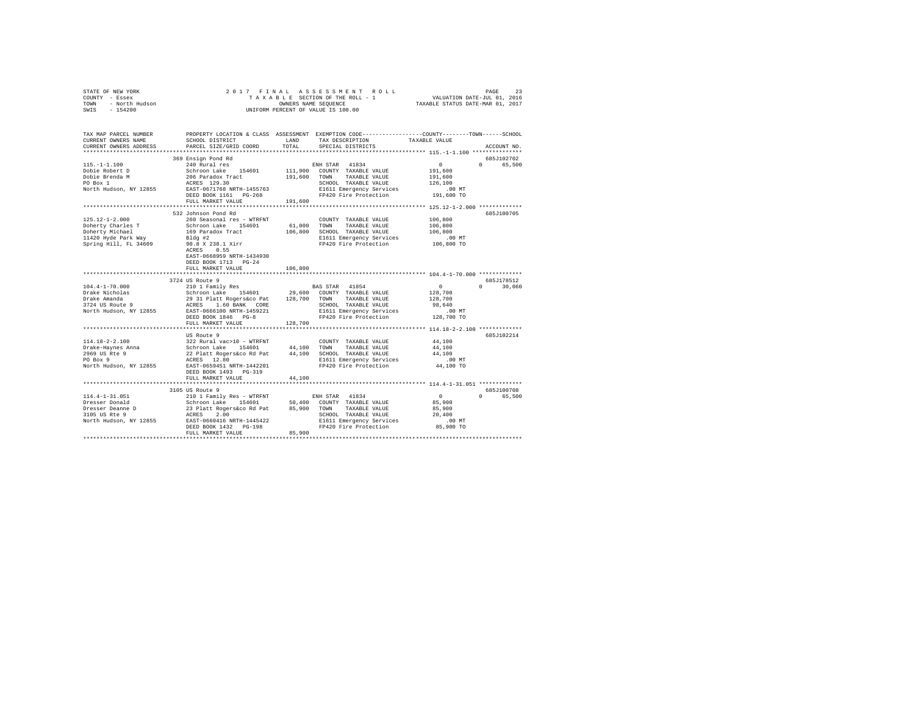STATE OF NEW YORK — 2017 FINAL ASSESSMENT ROLL
COUNTY - Essex — TAXABLE SECTION OF THE ROLL - 1 — VALUATION DATE-JUL 01, 2016
TOWN - North Hudson — OWNERS NAME SEQUENCE — TAXABLE STATUS DATE-MAR 01, 2017
SWIS - 154200 — UNIFORM PERCENT OF VALUE IS 100.00

```
TAX MAP PARCEL NUMBER          PROPERTY LOCATION & CLASS  ASSESSMENT  EXEMPTION CODE-----------------COUNTY--------TOWN------SCHOOL
CURRENT OWNERS NAME            SCHOOL DISTRICT               LAND      TAX DESCRIPTION            TAXABLE VALUE
CURRENT OWNERS ADDRESS         PARCEL SIZE/GRID COORD        TOTAL     SPECIAL DISTRICTS                                    ACCOUNT NO.
******************************************************************************************************* 115.-1-1.100 ***************
                               369 Ensign Pond Rd                                                                       685J102702
115.-1-1.100                   240 Rural res                          ENH STAR  41834                   0          0     65,500
Dobie Robert D                 Schroon Lake   154601      111,900   COUNTY  TAXABLE VALUE            191,600
Dobie Brenda M                 206 Paradox Tract          191,600   TOWN    TAXABLE VALUE            191,600
PO Box 1                       ACRES  129.30                          SCHOOL  TAXABLE VALUE            126,100
North Hudson, NY 12855         EAST-0671768 NRTH-1455763              E1611 Emergency Services              .00 MT
                               DEED BOOK 1161   PG-268                FP420 Fire Protection             191,600 TO
                               FULL MARKET VALUE          191,600
******************************************************************************************************* 125.12-1-2.000 ************
                               532 Johnson Pond Rd                                                                      685J100705
125.12-1-2.000                 260 Seasonal res - WTRFNT              COUNTY  TAXABLE VALUE            106,800
Doherty Charles T              Schroon Lake   154601       61,000   TOWN    TAXABLE VALUE            106,800
Doherty Michael                169 Paradox Tract          106,800   SCHOOL  TAXABLE VALUE            106,800
11420 Hyde Park Way            Bldg #2                                E1611 Emergency Services              .00 MT
Spring Hill, FL 34609          90.8 X 238.1 Xirr                      FP420 Fire Protection             106,800 TO
                               ACRES    0.55
                               EAST-0668959 NRTH-1434930
                               DEED BOOK 1713   PG-24
                               FULL MARKET VALUE          106,800
******************************************************************************************************* 104.4-1-70.000 ************
                               3724 US Route 9                                                                          685J178512
104.4-1-70.000                 210 1 Family Res                       BAS STAR  41854                   0          0     30,060
Drake Nicholas                 Schroon Lake   154601       29,600   COUNTY  TAXABLE VALUE            128,700
Drake Amanda                   29 31 Platt Rogers&co Pat  128,700   TOWN    TAXABLE VALUE            128,700
3724 US Route 9                ACRES    1.60 BANK   CORE              SCHOOL  TAXABLE VALUE             98,640
North Hudson, NY 12855         EAST-0666100 NRTH-1459221              E1611 Emergency Services              .00 MT
                               DEED BOOK 1846   PG-8                  FP420 Fire Protection             128,700 TO
                               FULL MARKET VALUE          128,700
******************************************************************************************************* 114.18-2-2.100 ************
                               US Route 9                                                                               685J102214
114.18-2-2.100                 322 Rural vac>10 - WTRFNT              COUNTY  TAXABLE VALUE             44,100
Drake-Haynes Anna              Schroon Lake   154601       44,100   TOWN    TAXABLE VALUE             44,100
2969 US Rte 9                  22 Platt Rogers&co Rd Pat   44,100   SCHOOL  TAXABLE VALUE             44,100
PO Box 9                       ACRES   12.80                          E1611 Emergency Services              .00 MT
North Hudson, NY 12855         EAST-0659451 NRTH-1442201              FP420 Fire Protection              44,100 TO
                               DEED BOOK 1493   PG-319
                               FULL MARKET VALUE           44,100
******************************************************************************************************* 114.4-1-31.051 ************
                               3105 US Route 9                                                                          685J100708
114.4-1-31.051                 210 1 Family Res - WTRFNT              ENH STAR  41834                   0          0     65,500
Dresser Donald                 Schroon Lake   154601       50,400   COUNTY  TAXABLE VALUE             85,900
Dresser Deanne D               23 Platt Rogers&co Rd Pat   85,900   TOWN    TAXABLE VALUE             85,900
3105 US Rte 9                  ACRES    2.00                          SCHOOL  TAXABLE VALUE             20,400
North Hudson, NY 12855         EAST-0660416 NRTH-1445422              E1611 Emergency Services              .00 MT
                               DEED BOOK 1432   PG-198                FP420 Fire Protection              85,900 TO
                               FULL MARKET VALUE           85,900
************************************************************************************************************************************
```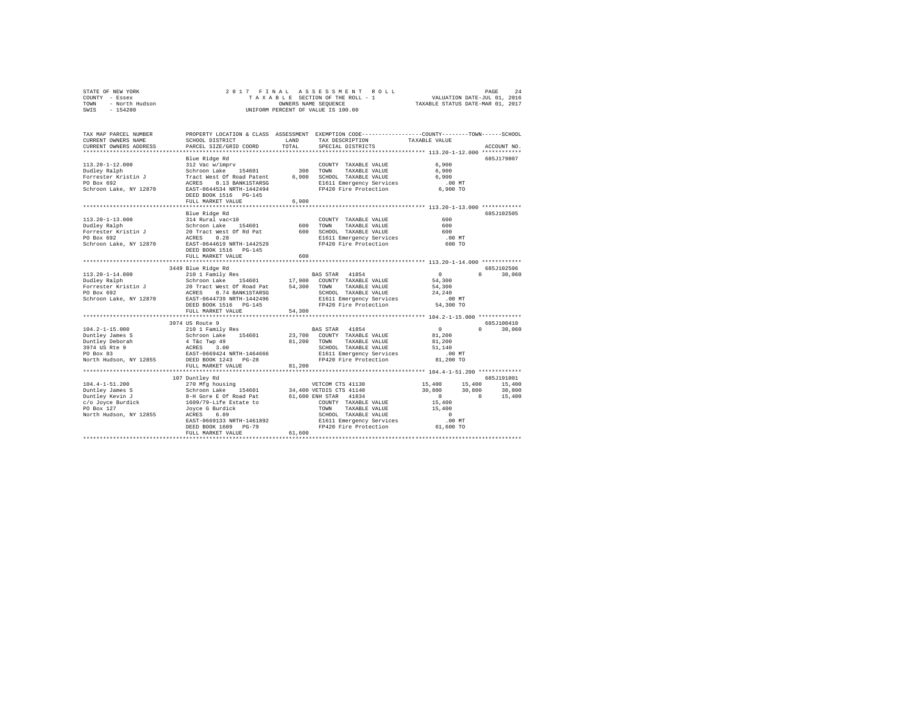STATE OF NEW YORK
COUNTY - Essex
TOWN - North Hudson
SWIS - 154200

2017 FINAL ASSESSMENT ROLL
TAXABLE SECTION OF THE ROLL - 1
OWNERS NAME SEQUENCE
UNIFORM PERCENT OF VALUE IS 100.00

VALUATION DATE-JUL 01, 2016
TAXABLE STATUS DATE-MAR 01, 2017

```
TAX MAP PARCEL NUMBER     PROPERTY LOCATION & CLASS  ASSESSMENT  EXEMPTION CODE-----------------COUNTY--------TOWN------SCHOOL
CURRENT OWNERS NAME       SCHOOL DISTRICT              LAND      TAX DESCRIPTION             TAXABLE VALUE
CURRENT OWNERS ADDRESS    PARCEL SIZE/GRID COORD       TOTAL     SPECIAL DISTRICTS                                      ACCOUNT NO.
******************************************************************************************** 113.20-1-12.000 ************
                          Blue Ridge Rd                                                                             685J179007
113.20-1-12.000           312 Vac w/imprv                         COUNTY  TAXABLE VALUE             6,900
Dudley Ralph              Schroon Lake    154601         300      TOWN    TAXABLE VALUE             6,900
Forrester Kristin J       Tract West Of Road Patent    6,900      SCHOOL  TAXABLE VALUE             6,900
PO Box 692                ACRES    0.13 BANK1STARSG               E1611 Emergency Services            .00 MT
Schroon Lake, NY 12870    EAST-0644534 NRTH-1442494               FP420 Fire Protection             6,900 TO
                          DEED BOOK 1516   PG-145
                          FULL MARKET VALUE              6,900
******************************************************************************************** 113.20-1-13.000 ************
                          Blue Ridge Rd                                                                             685J102505
113.20-1-13.000           314 Rural vac<10                        COUNTY  TAXABLE VALUE               600
Dudley Ralph              Schroon Lake    154601         600      TOWN    TAXABLE VALUE               600
Forrester Kristin J       20 Tract West Of Rd Pat        600      SCHOOL  TAXABLE VALUE               600
PO Box 692                ACRES    0.28                           E1611 Emergency Services            .00 MT
Schroon Lake, NY 12870    EAST-0644619 NRTH-1442529               FP420 Fire Protection               600 TO
                          DEED BOOK 1516   PG-145
                          FULL MARKET VALUE                600
******************************************************************************************** 113.20-1-14.000 ************
                          3449 Blue Ridge Rd                                                                        685J102506
113.20-1-14.000           210 1 Family Res                        BAS STAR  41854                       0          0     30,060
Dudley Ralph              Schroon Lake    154601      17,900      COUNTY  TAXABLE VALUE            54,300
Forrester Kristin J       20 Tract West Of Road Pat   54,300      TOWN    TAXABLE VALUE            54,300
PO Box 692                ACRES    0.74 BANK1STARSG               SCHOOL  TAXABLE VALUE            24,240
Schroon Lake, NY 12870    EAST-0644739 NRTH-1442496               E1611 Emergency Services            .00 MT
                          DEED BOOK 1516   PG-145                 FP420 Fire Protection            54,300 TO
                          FULL MARKET VALUE             54,300
******************************************************************************************** 104.2-1-15.000 *************
                          3974 US Route 9                                                                           685J100410
104.2-1-15.000            210 1 Family Res                        BAS STAR  41854                       0          0     30,060
Duntley James S           Schroon Lake    154601      23,700      COUNTY  TAXABLE VALUE            81,200
Duntley Deborah           4 T&c Twp 49                81,200      TOWN    TAXABLE VALUE            81,200
3974 US Rte 9             ACRES    3.00                           SCHOOL  TAXABLE VALUE            51,140
PO Box 83                 EAST-0669424 NRTH-1464666               E1611 Emergency Services            .00 MT
North Hudson, NY 12855    DEED BOOK 1243   PG-28                  FP420 Fire Protection            81,200 TO
                          FULL MARKET VALUE             81,200
******************************************************************************************** 104.4-1-51.200 *************
                          107 Duntley Rd                                                                            685J191001
104.4-1-51.200            270 Mfg housing                         VETCOM CTS 41130                 15,400     15,400     15,400
Duntley James S           Schroon Lake    154601      34,400      VETDIS CTS 41140                 30,800     30,800     30,800
Duntley Kevin J           8-H Gore E Of Road Pat      61,600      ENH STAR  41834                       0          0     15,400
c/o Joyce Burdick         1609/79-Life Estate to                  COUNTY  TAXABLE VALUE            15,400
PO Box 127                Joyce G Burdick                         TOWN    TAXABLE VALUE            15,400
North Hudson, NY 12855    ACRES    6.89                           SCHOOL  TAXABLE VALUE                 0
                          EAST-0669133 NRTH-1461892               E1611 Emergency Services            .00 MT
                          DEED BOOK 1609   PG-79                  FP420 Fire Protection            61,600 TO
                          FULL MARKET VALUE             61,600
**************************************************************************************************************************
```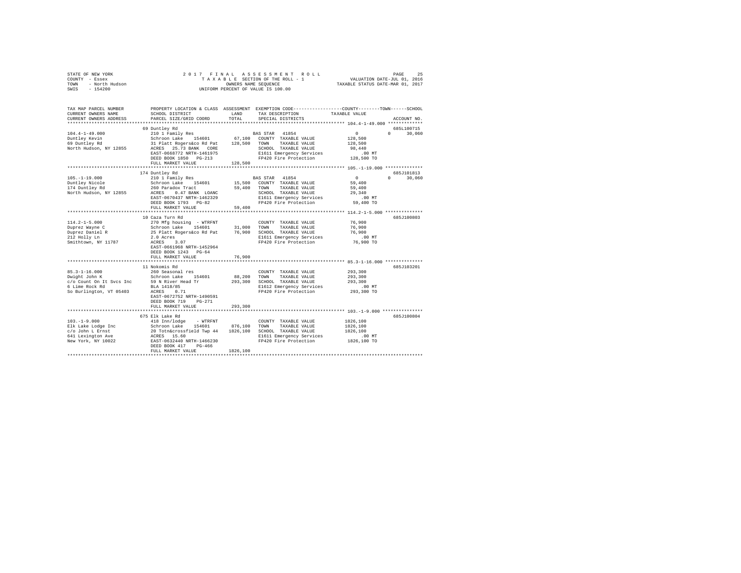STATE OF NEW YORK — 2017 FINAL ASSESSMENT ROLL — TAXABLE SECTION OF THE ROLL - 1 — OWNERS NAME SEQUENCE — UNIFORM PERCENT OF VALUE IS 100.00

COUNTY - Essex
TOWN - North Hudson
SWIS - 154200

VALUATION DATE-JUL 01, 2016
TAXABLE STATUS DATE-MAR 01, 2017

| TAX MAP PARCEL NUMBER / CURRENT OWNERS NAME / CURRENT OWNERS ADDRESS | PROPERTY LOCATION & CLASS / SCHOOL DISTRICT / PARCEL SIZE/GRID COORD | ASSESSMENT LAND | TOTAL | EXEMPTION CODE / TAX DESCRIPTION / SPECIAL DISTRICTS | COUNTY TAXABLE VALUE | TOWN | SCHOOL | ACCOUNT NO. |
|---|---|---|---|---|---|---|---|---|
| **104.4-1-49.000** | 69 Duntley Rd | | | | | | | 685L100715 |
| Duntley Kevin | 210 1 Family Res | | | BAS STAR 41854 | 0 | 0 | 30,060 | |
| 69 Duntley Rd | Schroon Lake 154601 | 67,100 | | COUNTY TAXABLE VALUE | 128,500 | | | |
| North Hudson, NY 12855 | 31 Platt Rogers&co Rd Pat | | 128,500 | TOWN TAXABLE VALUE | 128,500 | | | |
| | ACRES 25.73 BANK CORE | | | SCHOOL TAXABLE VALUE | 98,440 | | | |
| | EAST-0668772 NRTH-1461975 | | | E1611 Emergency Services | .00 MT | | | |
| | DEED BOOK 1850 PG-213 | | | FP420 Fire Protection | 128,500 TO | | | |
| | FULL MARKET VALUE | | 128,500 | | | | | |
| **105.-1-19.000** | 174 Duntley Rd | | | | | | | 685J101813 |
| Duntley Nicole | 210 1 Family Res | | | BAS STAR 41854 | 0 | 0 | 30,060 | |
| 174 Duntley Rd | Schroon Lake 154601 | 15,500 | | COUNTY TAXABLE VALUE | 59,400 | | | |
| North Hudson, NY 12855 | 260 Paradox Tract | | 59,400 | TOWN TAXABLE VALUE | 59,400 | | | |
| | ACRES 0.47 BANK LOANC | | | SCHOOL TAXABLE VALUE | 29,340 | | | |
| | EAST-0670437 NRTH-1462329 | | | E1611 Emergency Services | .00 MT | | | |
| | DEED BOOK 1793 PG-82 | | | FP420 Fire Protection | 59,400 TO | | | |
| | FULL MARKET VALUE | | 59,400 | | | | | |
| **114.2-1-5.000** | 10 Caza Turn Rd | | | | | | | 685J100803 |
| Duprez Wayne C | 270 Mfg housing - WTRFNT | | | COUNTY TAXABLE VALUE | 76,900 | | | |
| Duprez Daniel R | Schroon Lake 154601 | 31,000 | | TOWN TAXABLE VALUE | 76,900 | | | |
| 212 Holly Ln | 25 Platt Rogers&co Rd Pat | | 76,900 | SCHOOL TAXABLE VALUE | 76,900 | | | |
| Smithtown, NY 11787 | 2.0 Acres | | | E1611 Emergency Services | .00 MT | | | |
| | ACRES 3.07 | | | FP420 Fire Protection | 76,900 TO | | | |
| | EAST-0661968 NRTH-1452964 | | | | | | | |
| | DEED BOOK 1243 PG-64 | | | | | | | |
| | FULL MARKET VALUE | | 76,900 | | | | | |
| **85.3-1-16.000** | 11 Nokomis Rd | | | | | | | 685J103201 |
| Dwight John K | 260 Seasonal res | | | COUNTY TAXABLE VALUE | 293,300 | | | |
| c/o Count On It Svcs Inc | Schroon Lake 154601 | 88,200 | | TOWN TAXABLE VALUE | 293,300 | | | |
| 6 Lime Rock Rd | 59 N River Head Tr | | 293,300 | SCHOOL TAXABLE VALUE | 293,300 | | | |
| So Burlington, VT 05403 | BLA 1418/85 | | | E1612 Emergency Services | .00 MT | | | |
| | ACRES 0.71 | | | FP420 Fire Protection | 293,300 TO | | | |
| | EAST-0672752 NRTH-1490591 | | | | | | | |
| | DEED BOOK 719 PG-271 | | | | | | | |
| | FULL MARKET VALUE | | 293,300 | | | | | |
| **103.-1-9.000** | 675 Elk Lake Rd | | | | | | | 685J100804 |
| Elk Lake Lodge Inc | 418 Inn/lodge - WTRFNT | | | COUNTY TAXABLE VALUE | 1826,100 | | | |
| c/o John L Ernst | Schroon Lake 154601 | 876,100 | | TOWN TAXABLE VALUE | 1826,100 | | | |
| 641 Lexington Ave | 20 Totn&crossfield Twp 44 | | 1826,100 | SCHOOL TAXABLE VALUE | 1826,100 | | | |
| New York, NY 10022 | ACRES 15.60 | | | E1611 Emergency Services | .00 MT | | | |
| | EAST-0632440 NRTH-1466230 | | | FP420 Fire Protection | 1826,100 TO | | | |
| | DEED BOOK 417 PG-466 | | | | | | | |
| | FULL MARKET VALUE | | 1826,100 | | | | | |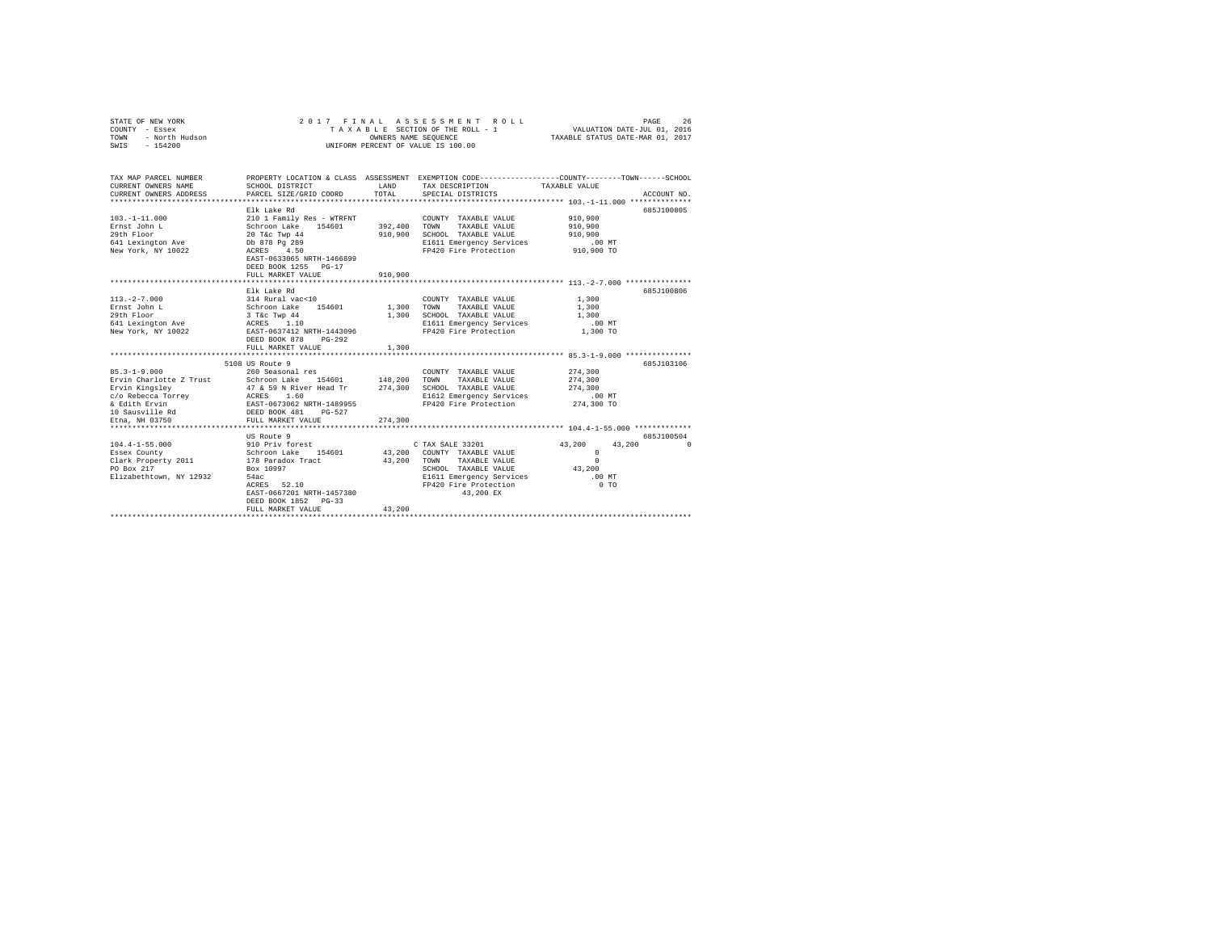STATE OF NEW YORK
COUNTY - Essex
TOWN - North Hudson
SWIS - 154200

2017 FINAL ASSESSMENT ROLL
TAXABLE SECTION OF THE ROLL - 1
OWNERS NAME SEQUENCE
UNIFORM PERCENT OF VALUE IS 100.00

VALUATION DATE-JUL 01, 2016
TAXABLE STATUS DATE-MAR 01, 2017

```
TAX MAP PARCEL NUMBER     PROPERTY LOCATION & CLASS  ASSESSMENT  EXEMPTION CODE-----------------COUNTY--------TOWN------SCHOOL
CURRENT OWNERS NAME       SCHOOL DISTRICT             LAND       TAX DESCRIPTION            TAXABLE VALUE
CURRENT OWNERS ADDRESS    PARCEL SIZE/GRID COORD      TOTAL      SPECIAL DISTRICTS                                    ACCOUNT NO.
******************************************************************************************************* 103.-1-11.000 **************
                          Elk Lake Rd                                                                                685J100805
103.-1-11.000             210 1 Family Res - WTRFNT              COUNTY  TAXABLE VALUE          910,900
Ernst John L              Schroon Lake   154601      392,400     TOWN    TAXABLE VALUE          910,900
29th Floor                20 T&c Twp 44              910,900     SCHOOL  TAXABLE VALUE          910,900
641 Lexington Ave         Db 878 Pg 289                          E1611 Emergency Services          .00 MT
New York, NY 10022        ACRES    4.50                          FP420 Fire Protection          910,900 TO
                          EAST-0633065 NRTH-1466899
                          DEED BOOK 1255   PG-17
                          FULL MARKET VALUE          910,900
******************************************************************************************************* 113.-2-7.000 ***************
                          Elk Lake Rd                                                                                685J100806
113.-2-7.000              314 Rural vac<10                       COUNTY  TAXABLE VALUE            1,300
Ernst John L              Schroon Lake   154601        1,300     TOWN    TAXABLE VALUE            1,300
29th Floor                3 T&c Twp 44                 1,300     SCHOOL  TAXABLE VALUE            1,300
641 Lexington Ave         ACRES    1.10                          E1611 Emergency Services          .00 MT
New York, NY 10022        EAST-0637412 NRTH-1443096              FP420 Fire Protection            1,300 TO
                          DEED BOOK 878    PG-292
                          FULL MARKET VALUE            1,300
******************************************************************************************************* 85.3-1-9.000 ***************
                          5108 US Route 9                                                                            685J103106
85.3-1-9.000              260 Seasonal res                       COUNTY  TAXABLE VALUE          274,300
Ervin Charlotte Z Trust   Schroon Lake   154601      148,200     TOWN    TAXABLE VALUE          274,300
Ervin Kingsley            47 & 59 N River Head Tr    274,300     SCHOOL  TAXABLE VALUE          274,300
c/o Rebecca Torrey        ACRES    1.60                          E1612 Emergency Services          .00 MT
& Edith Ervin             EAST-0673062 NRTH-1489955              FP420 Fire Protection          274,300 TO
10 Sausville Rd           DEED BOOK 481    PG-527
Etna, NH 03750            FULL MARKET VALUE          274,300
******************************************************************************************************* 104.4-1-55.000 *************
                          US Route 9                                                                                 685J100504
104.4-1-55.000            910 Priv forest                      C TAX SALE 33201             43,200      43,200           0
Essex County              Schroon Lake   154601       43,200     COUNTY  TAXABLE VALUE                0
Clark Property 2011       178 Paradox Tract           43,200     TOWN    TAXABLE VALUE                0
PO Box 217                Box 10997                              SCHOOL  TAXABLE VALUE           43,200
Elizabethtown, NY 12932   54ac                                   E1611 Emergency Services          .00 MT
                          ACRES   52.10                          FP420 Fire Protection                0 TO
                          EAST-0667201 NRTH-1457380                    43,200 EX
                          DEED BOOK 1852   PG-33
                          FULL MARKET VALUE           43,200
************************************************************************************************************************************
```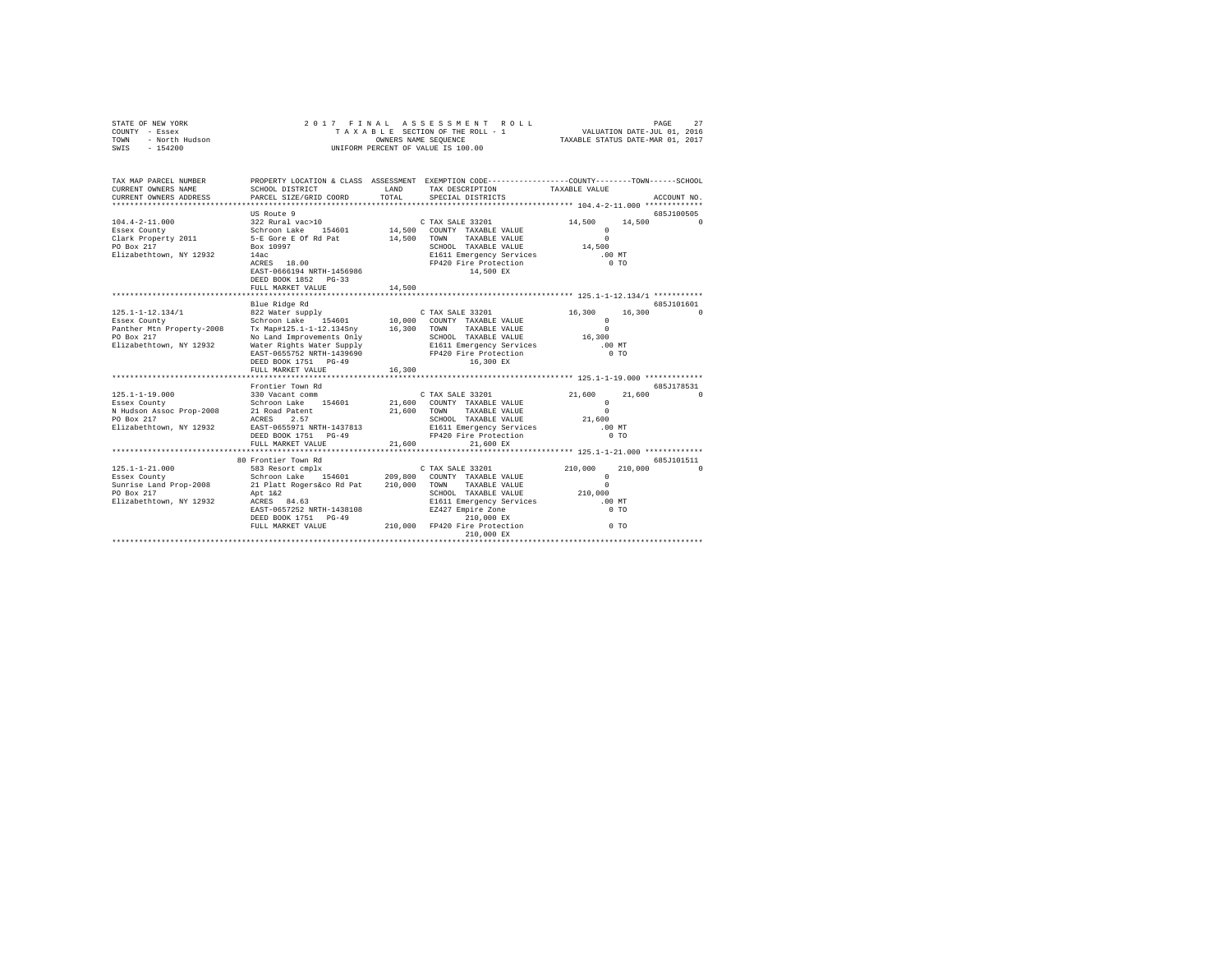STATE OF NEW YORK — 2017 FINAL ASSESSMENT ROLL
COUNTY - Essex — TAXABLE SECTION OF THE ROLL - 1 — VALUATION DATE-JUL 01, 2016
TOWN - North Hudson — OWNERS NAME SEQUENCE — TAXABLE STATUS DATE-MAR 01, 2017
SWIS - 154200 — UNIFORM PERCENT OF VALUE IS 100.00

| TAX MAP PARCEL NUMBER / CURRENT OWNERS NAME / CURRENT OWNERS ADDRESS | PROPERTY LOCATION & CLASS / SCHOOL DISTRICT / PARCEL SIZE/GRID COORD | ASSESSMENT LAND | TOTAL | EXEMPTION CODE / TAX DESCRIPTION / SPECIAL DISTRICTS | COUNTY TAXABLE VALUE | TOWN | SCHOOL | ACCOUNT NO. |
|---|---|---|---|---|---|---|---|---|
| **104.4-2-11.000** | US Route 9 | | | | | | | 685J100505 |
| 104.4-2-11.000 | 322 Rural vac>10 | | | C TAX SALE 33201 | 14,500 | 14,500 | 0 | |
| Essex County | Schroon Lake 154601 | 14,500 | | COUNTY TAXABLE VALUE | 0 | | | |
| Clark Property 2011 | 5-E Gore E Of Rd Pat | | 14,500 | TOWN TAXABLE VALUE | 0 | | | |
| PO Box 217 | Box 10997 | | | SCHOOL TAXABLE VALUE | 14,500 | | | |
| Elizabethtown, NY 12932 | 14ac | | | E1611 Emergency Services | .00 MT | | | |
| | ACRES 18.00 | | | FP420 Fire Protection | 0 TO | | | |
| | EAST-0666194 NRTH-1456986 | | | 14,500 EX | | | | |
| | DEED BOOK 1852 PG-33 | | | | | | | |
| | FULL MARKET VALUE | | 14,500 | | | | | |
| **125.1-1-12.134/1** | Blue Ridge Rd | | | | | | | 685J101601 |
| 125.1-1-12.134/1 | 822 Water supply | | | C TAX SALE 33201 | 16,300 | 16,300 | 0 | |
| Essex County | Schroon Lake 154601 | 10,000 | | COUNTY TAXABLE VALUE | 0 | | | |
| Panther Mtn Property-2008 | Tx Map#125.1-1-12.134Sny | | 16,300 | TOWN TAXABLE VALUE | 0 | | | |
| PO Box 217 | No Land Improvements Only | | | SCHOOL TAXABLE VALUE | 16,300 | | | |
| Elizabethtown, NY 12932 | Water Rights Water Supply | | | E1611 Emergency Services | .00 MT | | | |
| | EAST-0655752 NRTH-1439690 | | | FP420 Fire Protection | 0 TO | | | |
| | DEED BOOK 1751 PG-49 | | | 16,300 EX | | | | |
| | FULL MARKET VALUE | | 16,300 | | | | | |
| **125.1-1-19.000** | Frontier Town Rd | | | | | | | 685J178531 |
| 125.1-1-19.000 | 330 Vacant comm | | | C TAX SALE 33201 | 21,600 | 21,600 | 0 | |
| Essex County | Schroon Lake 154601 | 21,600 | | COUNTY TAXABLE VALUE | 0 | | | |
| N Hudson Assoc Prop-2008 | 21 Road Patent | | 21,600 | TOWN TAXABLE VALUE | 0 | | | |
| PO Box 217 | ACRES 2.57 | | | SCHOOL TAXABLE VALUE | 21,600 | | | |
| Elizabethtown, NY 12932 | EAST-0655971 NRTH-1437813 | | | E1611 Emergency Services | .00 MT | | | |
| | DEED BOOK 1751 PG-49 | | | FP420 Fire Protection | 0 TO | | | |
| | FULL MARKET VALUE | | 21,600 | 21,600 EX | | | | |
| **125.1-1-21.000** | 80 Frontier Town Rd | | | | | | | 685J101511 |
| 125.1-1-21.000 | 583 Resort cmplx | | | C TAX SALE 33201 | 210,000 | 210,000 | 0 | |
| Essex County | Schroon Lake 154601 | 209,800 | | COUNTY TAXABLE VALUE | 0 | | | |
| Sunrise Land Prop-2008 | 21 Platt Rogers&co Rd Pat | | 210,000 | TOWN TAXABLE VALUE | 0 | | | |
| PO Box 217 | Apt 1&2 | | | SCHOOL TAXABLE VALUE | 210,000 | | | |
| Elizabethtown, NY 12932 | ACRES 84.63 | | | E1611 Emergency Services | .00 MT | | | |
| | EAST-0657252 NRTH-1438108 | | | EZ427 Empire Zone | 0 TO | | | |
| | DEED BOOK 1751 PG-49 | | | 210,000 EX | | | | |
| | FULL MARKET VALUE | | 210,000 | FP420 Fire Protection | 0 TO | | | |
| | | | | 210,000 EX | | | | |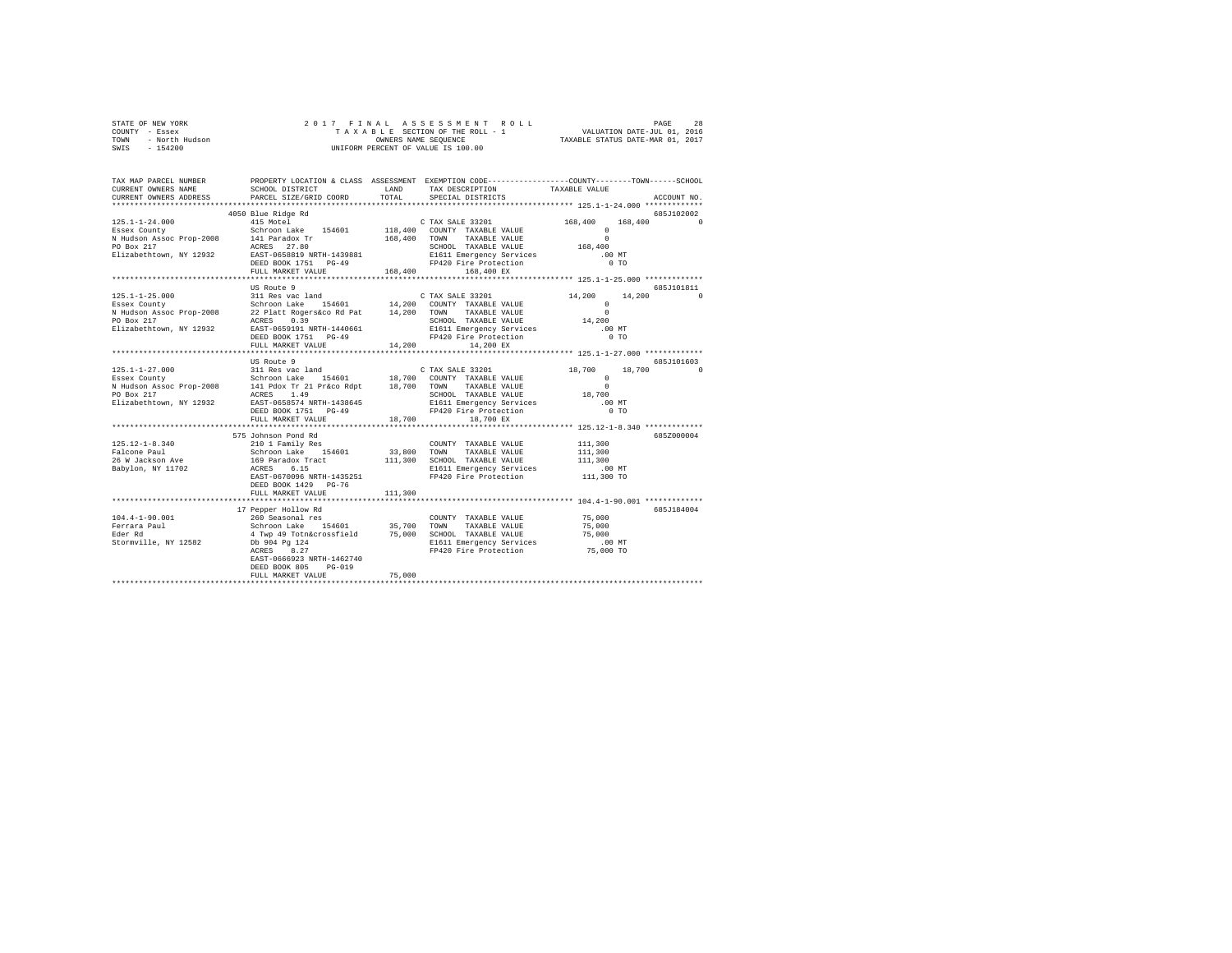STATE OF NEW YORK
COUNTY - Essex
TOWN - North Hudson
SWIS - 154200

2017 FINAL ASSESSMENT ROLL
TAXABLE SECTION OF THE ROLL - 1
OWNERS NAME SEQUENCE
UNIFORM PERCENT OF VALUE IS 100.00

VALUATION DATE-JUL 01, 2016
TAXABLE STATUS DATE-MAR 01, 2017

```
TAX MAP PARCEL NUMBER    PROPERTY LOCATION & CLASS  ASSESSMENT  EXEMPTION CODE-----------------COUNTY--------TOWN------SCHOOL
CURRENT OWNERS NAME      SCHOOL DISTRICT            LAND        TAX DESCRIPTION            TAXABLE VALUE
CURRENT OWNERS ADDRESS   PARCEL SIZE/GRID COORD     TOTAL       SPECIAL DISTRICTS                                      ACCOUNT NO.
******************************************************************************************* 125.1-1-24.000 *************
                         4050 Blue Ridge Rd                                                                         685J102002
125.1-1-24.000           415 Motel                              C TAX SALE 33201           168,400    168,400         0
Essex County             Schroon Lake   154601      118,400   COUNTY  TAXABLE VALUE             0
N Hudson Assoc Prop-2008 141 Paradox Tr             168,400   TOWN    TAXABLE VALUE             0
PO Box 217               ACRES  27.80                         SCHOOL  TAXABLE VALUE       168,400
Elizabethtown, NY 12932  EAST-0658819 NRTH-1439881            E1611 Emergency Services        .00 MT
                         DEED BOOK 1751   PG-49               FP420 Fire Protection             0 TO
                         FULL MARKET VALUE          168,400        168,400 EX
******************************************************************************************* 125.1-1-25.000 *************
                         US Route 9                                                                                 685J101811
125.1-1-25.000           311 Res vac land                       C TAX SALE 33201            14,200     14,200         0
Essex County             Schroon Lake   154601       14,200   COUNTY  TAXABLE VALUE             0
N Hudson Assoc Prop-2008 22 Platt Rogers&co Rd Pat   14,200   TOWN    TAXABLE VALUE             0
PO Box 217               ACRES   0.39                         SCHOOL  TAXABLE VALUE        14,200
Elizabethtown, NY 12932  EAST-0659191 NRTH-1440661            E1611 Emergency Services        .00 MT
                         DEED BOOK 1751   PG-49               FP420 Fire Protection             0 TO
                         FULL MARKET VALUE           14,200         14,200 EX
******************************************************************************************* 125.1-1-27.000 *************
                         US Route 9                                                                                 685J101603
125.1-1-27.000           311 Res vac land                       C TAX SALE 33201            18,700     18,700         0
Essex County             Schroon Lake   154601       18,700   COUNTY  TAXABLE VALUE             0
N Hudson Assoc Prop-2008 141 Pdox Tr 21 Pr&co Rdpt   18,700   TOWN    TAXABLE VALUE             0
PO Box 217               ACRES   1.49                         SCHOOL  TAXABLE VALUE        18,700
Elizabethtown, NY 12932  EAST-0658574 NRTH-1438645            E1611 Emergency Services        .00 MT
                         DEED BOOK 1751   PG-49               FP420 Fire Protection             0 TO
                         FULL MARKET VALUE           18,700         18,700 EX
******************************************************************************************* 125.12-1-8.340 *************
                         575 Johnson Pond Rd                                                                        685Z000004
125.12-1-8.340           210 1 Family Res                       COUNTY  TAXABLE VALUE       111,300
Falcone Paul             Schroon Lake   154601       33,800   TOWN    TAXABLE VALUE       111,300
26 W Jackson Ave         169 Paradox Tract          111,300   SCHOOL  TAXABLE VALUE       111,300
Babylon, NY 11702        ACRES   6.15                         E1611 Emergency Services        .00 MT
                         EAST-0670096 NRTH-1435251            FP420 Fire Protection       111,300 TO
                         DEED BOOK 1429   PG-76
                         FULL MARKET VALUE          111,300
******************************************************************************************* 104.4-1-90.001 *************
                         17 Pepper Hollow Rd                                                                        685J184004
104.4-1-90.001           260 Seasonal res                       COUNTY  TAXABLE VALUE        75,000
Ferrara Paul             Schroon Lake   154601       35,700   TOWN    TAXABLE VALUE        75,000
Eder Rd                  4 Twp 49 Totn&crossfield    75,000   SCHOOL  TAXABLE VALUE        75,000
Stormville, NY 12582     Db 904 Pg 124                        E1611 Emergency Services        .00 MT
                         ACRES   8.27                         FP420 Fire Protection        75,000 TO
                         EAST-0666923 NRTH-1462740
                         DEED BOOK 805    PG-019
                         FULL MARKET VALUE           75,000
************************************************************************************************************************
```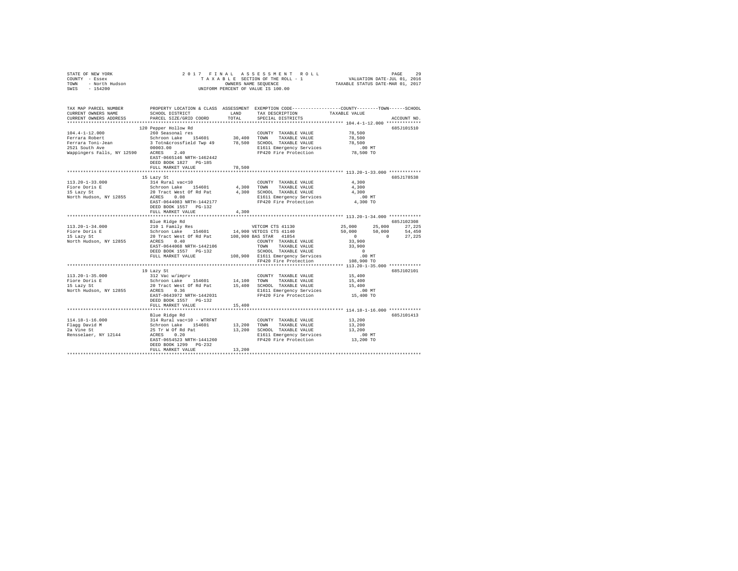STATE OF NEW YORK 2 0 1 7 F I N A L A S S E S S M E N T R O L L
COUNTY - Essex T A X A B L E SECTION OF THE ROLL - 1 VALUATION DATE-JUL 01, 2016
TOWN - North Hudson OWNERS NAME SEQUENCE TAXABLE STATUS DATE-MAR 01, 2017
SWIS - 154200 UNIFORM PERCENT OF VALUE IS 100.00

```
TAX MAP PARCEL NUMBER          PROPERTY LOCATION & CLASS  ASSESSMENT  EXEMPTION CODE-----------------COUNTY--------TOWN------SCHOOL
CURRENT OWNERS NAME            SCHOOL DISTRICT               LAND      TAX DESCRIPTION            TAXABLE VALUE
CURRENT OWNERS ADDRESS         PARCEL SIZE/GRID COORD        TOTAL     SPECIAL DISTRICTS                                    ACCOUNT NO.
******************************************************************************************************* 104.4-1-12.000 *************
                               120 Pepper Hollow Rd                                                                     685J101510
104.4-1-12.000                 260 Seasonal res                          COUNTY  TAXABLE VALUE           78,500
Ferrara Robert                 Schroon Lake   154601        30,400     TOWN    TAXABLE VALUE           78,500
Ferrara Toni-Jean              3 Totn&crossfield Twp 49     78,500     SCHOOL  TAXABLE VALUE           78,500
2521 South Ave                 00003.00                                  E1611 Emergency Services           .00 MT
Wappingers Falls, NY 12590     ACRES    2.40                             FP420 Fire Protection           78,500 TO
                               EAST-0665146 NRTH-1462442
                               DEED BOOK 1827   PG-185
                               FULL MARKET VALUE            78,500
******************************************************************************************************* 113.20-1-33.000 ************
                               15 Lazy St                                                                               685J178538
113.20-1-33.000                314 Rural vac<10                          COUNTY  TAXABLE VALUE            4,300
Fiore Doris E                  Schroon Lake   154601         4,300     TOWN    TAXABLE VALUE            4,300
15 Lazy St                     20 Tract West Of Rd Pat       4,300     SCHOOL  TAXABLE VALUE            4,300
North Hudson, NY 12855         ACRES    0.08                             E1611 Emergency Services           .00 MT
                               EAST-0644083 NRTH-1442177                 FP420 Fire Protection            4,300 TO
                               DEED BOOK 1557   PG-132
                               FULL MARKET VALUE             4,300
******************************************************************************************************* 113.20-1-34.000 ************
                               Blue Ridge Rd                                                                            685J102308
113.20-1-34.000                210 1 Family Res                          VETCOM CTS 41130            25,000     25,000     27,225
Fiore Doris E                  Schroon Lake   154601        14,900 VETDIS CTS 41140              50,000     50,000     54,450
15 Lazy St                     20 Tract West Of Rd Pat     108,900 BAS STAR  41854                    0          0     27,225
North Hudson, NY 12855         ACRES    0.40                             COUNTY  TAXABLE VALUE           33,900
                               EAST-0644068 NRTH-1442106                 TOWN    TAXABLE VALUE           33,900
                               DEED BOOK 1557   PG-132                   SCHOOL  TAXABLE VALUE                0
                               FULL MARKET VALUE           108,900     E1611 Emergency Services           .00 MT
                                                                         FP420 Fire Protection          108,900 TO
******************************************************************************************************* 113.20-1-35.000 ************
                               19 Lazy St                                                                               685J102101
113.20-1-35.000                312 Vac w/imprv                           COUNTY  TAXABLE VALUE           15,400
Fiore Doris E                  Schroon Lake   154601        14,100     TOWN    TAXABLE VALUE           15,400
15 Lazy St                     20 Tract West Of Rd Pat      15,400     SCHOOL  TAXABLE VALUE           15,400
North Hudson, NY 12855         ACRES    0.36                             E1611 Emergency Services           .00 MT
                               EAST-0643972 NRTH-1442031                 FP420 Fire Protection           15,400 TO
                               DEED BOOK 1557   PG-132
                               FULL MARKET VALUE            15,400
******************************************************************************************************* 114.18-1-16.000 ************
                               Blue Ridge Rd                                                                            685J101413
114.18-1-16.000                314 Rural vac<10 - WTRFNT                 COUNTY  TAXABLE VALUE           13,200
Flagg David M                  Schroon Lake   154601        13,200     TOWN    TAXABLE VALUE           13,200
2a Vine St                     25 Tr W Of Rd Pat            13,200     SCHOOL  TAXABLE VALUE           13,200
Rensselaer, NY 12144           ACRES    0.20                             E1611 Emergency Services           .00 MT
                               EAST-0654523 NRTH-1441260                 FP420 Fire Protection           13,200 TO
                               DEED BOOK 1299   PG-232
                               FULL MARKET VALUE            13,200
************************************************************************************************************************************
```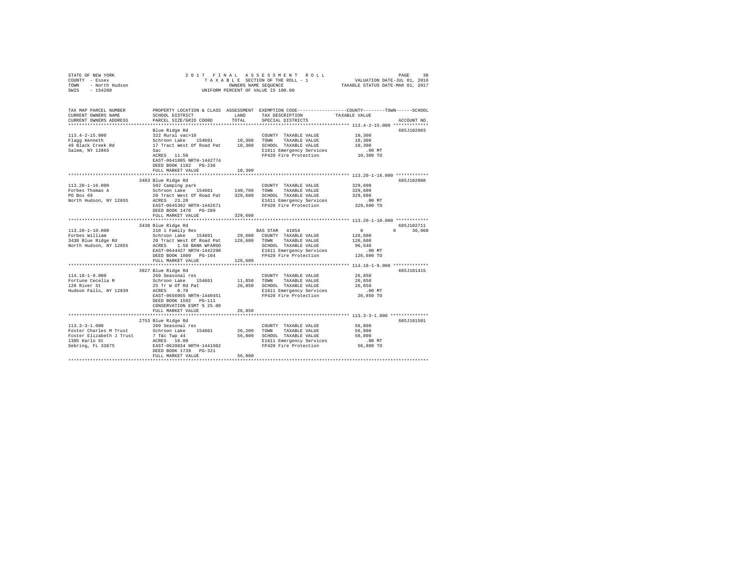STATE OF NEW YORK 2017 FINAL ASSESSMENT ROLL
COUNTY - Essex TAXABLE SECTION OF THE ROLL - 1 VALUATION DATE-JUL 01, 2016
TOWN - North Hudson OWNERS NAME SEQUENCE TAXABLE STATUS DATE-MAR 01, 2017
SWIS - 154200 UNIFORM PERCENT OF VALUE IS 100.00

```
TAX MAP PARCEL NUMBER          PROPERTY LOCATION & CLASS  ASSESSMENT  EXEMPTION CODE-----------------COUNTY--------TOWN------SCHOOL
CURRENT OWNERS NAME            SCHOOL DISTRICT              LAND      TAX DESCRIPTION              TAXABLE VALUE
CURRENT OWNERS ADDRESS         PARCEL SIZE/GRID COORD       TOTAL     SPECIAL DISTRICTS                                   ACCOUNT NO.
******************************************************************************************************* 113.4-2-15.000 *************
                               Blue Ridge Rd                                                                              685J102003
113.4-2-15.000                 322 Rural vac>10                       COUNTY  TAXABLE VALUE            10,300
Flagg Kenneth                  Schroon Lake   154601       10,300     TOWN    TAXABLE VALUE            10,300
49 Black Creek Rd              17 Tract West Of Road Pat   10,300     SCHOOL  TAXABLE VALUE            10,300
Salem, NY 12865                5ac                                    E1611 Emergency Services            .00 MT
                               ACRES   11.50                          FP420 Fire Protection            10,300 TO
                               EAST-0641805 NRTH-1442774
                               DEED BOOK 1182   PG-236
                               FULL MARKET VALUE           10,300
******************************************************************************************************* 113.20-1-16.000 ************
                               3483 Blue Ridge Rd                                                                         685J102008
113.20-1-16.000                582 Camping park                       COUNTY  TAXABLE VALUE           329,600
Forbes Thomas A                Schroon Lake   154601      140,700     TOWN    TAXABLE VALUE           329,600
PO Box 69                      20 Tract West Of Road Pat  329,600     SCHOOL  TAXABLE VALUE           329,600
North Hudson, NY 12855         ACRES   23.20                          E1611 Emergency Services            .00 MT
                               EAST-0645392 NRTH-1442671              FP420 Fire Protection           329,600 TO
                               DEED BOOK 1470   PG-289
                               FULL MARKET VALUE          329,600
******************************************************************************************************* 113.20-1-10.000 ************
                               3438 Blue Ridge Rd                                                                         685J102711
113.20-1-10.000                210 1 Family Res                       BAS STAR  41854                       0          0      30,060
Forbes William                 Schroon Lake   154601       29,600     COUNTY  TAXABLE VALUE           126,600
3438 Blue Ridge Rd             20 Tract West Of Road Pat  126,600     TOWN    TAXABLE VALUE           126,600
North Hudson, NY 12855         ACRES    1.50 BANK WFARGO              SCHOOL  TAXABLE VALUE            96,540
                               EAST-0644427 NRTH-1442290              E1611 Emergency Services            .00 MT
                               DEED BOOK 1800   PG-104                FP420 Fire Protection           126,600 TO
                               FULL MARKET VALUE          126,600
******************************************************************************************************* 114.18-1-9.000 *************
                               3927 Blue Ridge Rd                                                                         685J101415
114.18-1-9.000                 260 Seasonal res                       COUNTY  TAXABLE VALUE            26,850
Fortune Cecelia M              Schroon Lake   154601       11,850     TOWN    TAXABLE VALUE            26,850
120 River St                   25 Tr W Of Rd Pat           26,850     SCHOOL  TAXABLE VALUE            26,850
Hudson Falls, NY 12839         ACRES    0.70                          E1611 Emergency Services            .00 MT
                               EAST-0656055 NRTH-1440451              FP420 Fire Protection            26,850 TO
                               DEED BOOK 1592   PG-111
                               CONSERVATION ESMT % 25.00
                               FULL MARKET VALUE           26,850
******************************************************************************************************* 113.3-3-1.000 **************
                               2753 Blue Ridge Rd                                                                         685J101501
113.3-3-1.000                  260 Seasonal res                       COUNTY  TAXABLE VALUE            56,800
Foster Charles M Trust         Schroon Lake   154601       26,200     TOWN    TAXABLE VALUE            56,800
Foster Elizabeth J Trust       7 T&c Twp 44                56,800     SCHOOL  TAXABLE VALUE            56,800
1305 Karlo St                  ACRES   16.00                          E1611 Emergency Services            .00 MT
Sebring, FL 33875              EAST-0628834 NRTH-1441982              FP420 Fire Protection            56,800 TO
                               DEED BOOK 1739   PG-321
                               FULL MARKET VALUE           56,800
************************************************************************************************************************************
```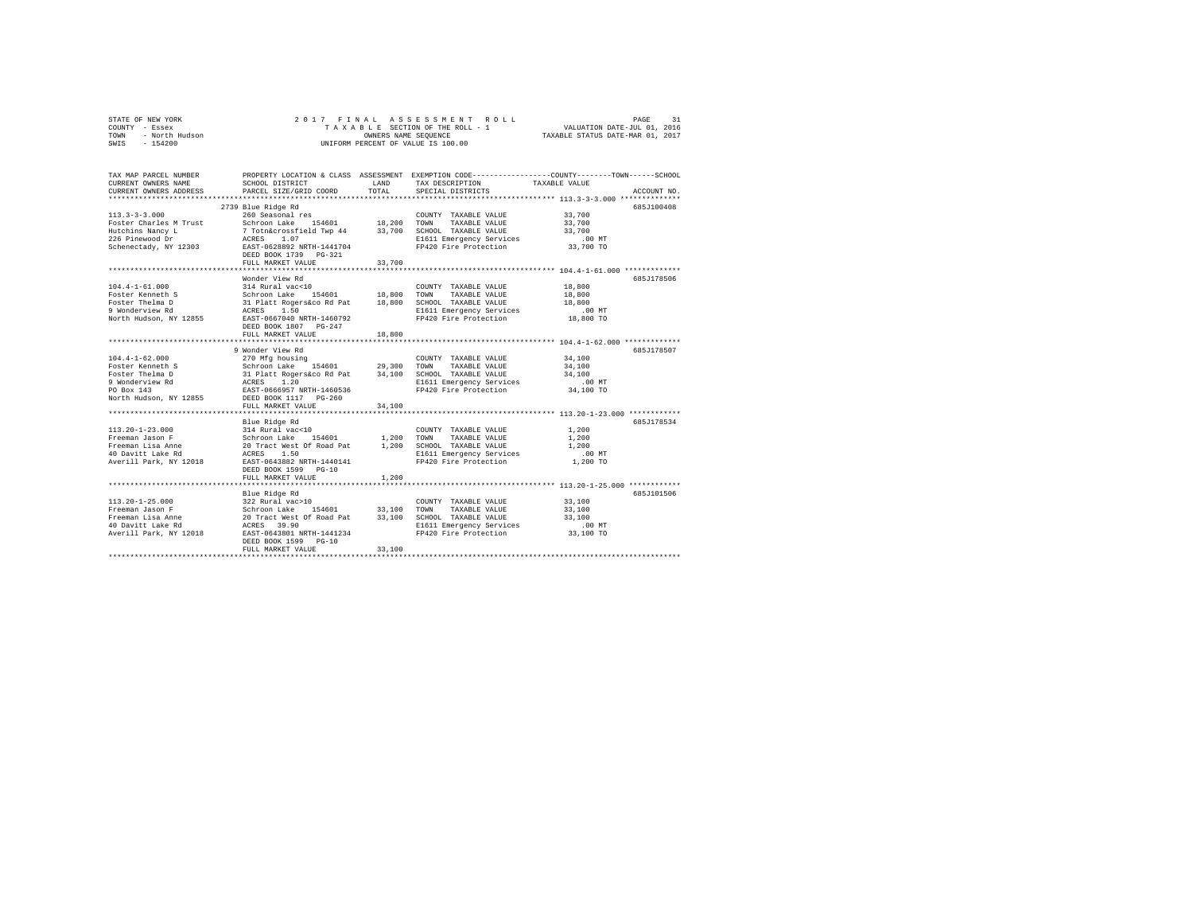STATE OF NEW YORK
COUNTY - Essex
TOWN - North Hudson
SWIS - 154200

2017 FINAL ASSESSMENT ROLL
TAXABLE SECTION OF THE ROLL - 1
OWNERS NAME SEQUENCE
UNIFORM PERCENT OF VALUE IS 100.00

VALUATION DATE-JUL 01, 2016
TAXABLE STATUS DATE-MAR 01, 2017

| TAX MAP PARCEL NUMBER / CURRENT OWNERS NAME / CURRENT OWNERS ADDRESS | PROPERTY LOCATION & CLASS / SCHOOL DISTRICT / PARCEL SIZE/GRID COORD | ASSESSMENT LAND / TOTAL | EXEMPTION CODE / TAX DESCRIPTION / SPECIAL DISTRICTS | COUNTY / TOWN / SCHOOL TAXABLE VALUE | ACCOUNT NO. |
|---|---|---|---|---|---|
| **113.3-3-3.000** | 2739 Blue Ridge Rd | | | | 685J100408 |
| 113.3-3-3.000 | 260 Seasonal res | | COUNTY TAXABLE VALUE | 33,700 | |
| Foster Charles M Trust | Schroon Lake 154601 | 18,200 | TOWN TAXABLE VALUE | 33,700 | |
| Hutchins Nancy L | 7 Totn&crossfield Twp 44 | 33,700 | SCHOOL TAXABLE VALUE | 33,700 | |
| 226 Pinewood Dr | ACRES 1.07 | | E1611 Emergency Services | .00 MT | |
| Schenectady, NY 12303 | EAST-0628892 NRTH-1441704 | | FP420 Fire Protection | 33,700 TO | |
| | DEED BOOK 1739 PG-321 | | | | |
| | FULL MARKET VALUE | 33,700 | | | |
| **104.4-1-61.000** | Wonder View Rd | | | | 685J178506 |
| 104.4-1-61.000 | 314 Rural vac<10 | | COUNTY TAXABLE VALUE | 18,800 | |
| Foster Kenneth S | Schroon Lake 154601 | 18,800 | TOWN TAXABLE VALUE | 18,800 | |
| Foster Thelma D | 31 Platt Rogers&co Rd Pat | 18,800 | SCHOOL TAXABLE VALUE | 18,800 | |
| 9 Wonderview Rd | ACRES 1.50 | | E1611 Emergency Services | .00 MT | |
| North Hudson, NY 12855 | EAST-0667040 NRTH-1460792 | | FP420 Fire Protection | 18,800 TO | |
| | DEED BOOK 1807 PG-247 | | | | |
| | FULL MARKET VALUE | 18,800 | | | |
| **104.4-1-62.000** | 9 Wonder View Rd | | | | 685J178507 |
| 104.4-1-62.000 | 270 Mfg housing | | COUNTY TAXABLE VALUE | 34,100 | |
| Foster Kenneth S | Schroon Lake 154601 | 29,300 | TOWN TAXABLE VALUE | 34,100 | |
| Foster Thelma D | 31 Platt Rogers&co Rd Pat | 34,100 | SCHOOL TAXABLE VALUE | 34,100 | |
| 9 Wonderview Rd | ACRES 1.20 | | E1611 Emergency Services | .00 MT | |
| PO Box 143 | EAST-0666957 NRTH-1460536 | | FP420 Fire Protection | 34,100 TO | |
| North Hudson, NY 12855 | DEED BOOK 1117 PG-260 | | | | |
| | FULL MARKET VALUE | 34,100 | | | |
| **113.20-1-23.000** | Blue Ridge Rd | | | | 685J178534 |
| 113.20-1-23.000 | 314 Rural vac<10 | | COUNTY TAXABLE VALUE | 1,200 | |
| Freeman Jason F | Schroon Lake 154601 | 1,200 | TOWN TAXABLE VALUE | 1,200 | |
| Freeman Lisa Anne | 20 Tract West Of Road Pat | 1,200 | SCHOOL TAXABLE VALUE | 1,200 | |
| 40 Davitt Lake Rd | ACRES 1.50 | | E1611 Emergency Services | .00 MT | |
| Averill Park, NY 12018 | EAST-0643882 NRTH-1440141 | | FP420 Fire Protection | 1,200 TO | |
| | DEED BOOK 1599 PG-10 | | | | |
| | FULL MARKET VALUE | 1,200 | | | |
| **113.20-1-25.000** | Blue Ridge Rd | | | | 685J101506 |
| 113.20-1-25.000 | 322 Rural vac>10 | | COUNTY TAXABLE VALUE | 33,100 | |
| Freeman Jason F | Schroon Lake 154601 | 33,100 | TOWN TAXABLE VALUE | 33,100 | |
| Freeman Lisa Anne | 20 Tract West Of Road Pat | 33,100 | SCHOOL TAXABLE VALUE | 33,100 | |
| 40 Davitt Lake Rd | ACRES 39.90 | | E1611 Emergency Services | .00 MT | |
| Averill Park, NY 12018 | EAST-0643801 NRTH-1441234 | | FP420 Fire Protection | 33,100 TO | |
| | DEED BOOK 1599 PG-10 | | | | |
| | FULL MARKET VALUE | 33,100 | | | |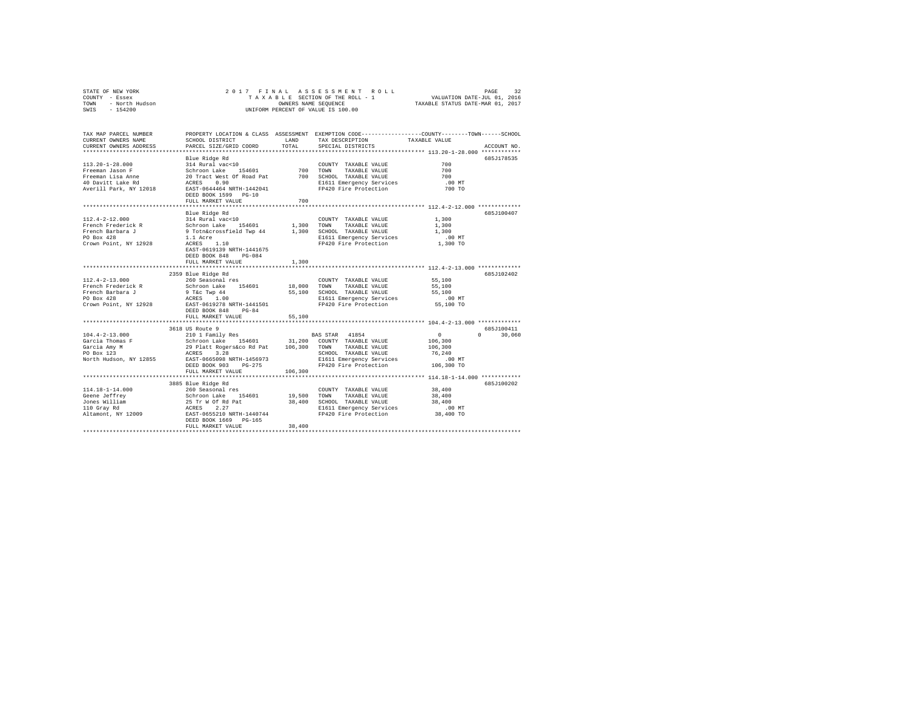STATE OF NEW YORK
COUNTY - Essex
TOWN - North Hudson
SWIS - 154200

2017 FINAL ASSESSMENT ROLL
TAXABLE SECTION OF THE ROLL - 1
OWNERS NAME SEQUENCE
UNIFORM PERCENT OF VALUE IS 100.00

VALUATION DATE-JUL 01, 2016
TAXABLE STATUS DATE-MAR 01, 2017

| TAX MAP PARCEL NUMBER / CURRENT OWNERS NAME / CURRENT OWNERS ADDRESS | PROPERTY LOCATION & CLASS / SCHOOL DISTRICT / PARCEL SIZE/GRID COORD | ASSESSMENT LAND / TOTAL | EXEMPTION CODE / TAX DESCRIPTION / SPECIAL DISTRICTS | COUNTY / TOWN / SCHOOL TAXABLE VALUE | ACCOUNT NO. |
|---|---|---|---|---|---|
| **113.20-1-28.000** | Blue Ridge Rd | | | | 685J178535 |
| 113.20-1-28.000 | 314 Rural vac<10 | | COUNTY TAXABLE VALUE | 700 | |
| Freeman Jason F | Schroon Lake 154601 | 700 | TOWN TAXABLE VALUE | 700 | |
| Freeman Lisa Anne | 20 Tract West Of Road Pat | 700 | SCHOOL TAXABLE VALUE | 700 | |
| 40 Davitt Lake Rd | ACRES 0.90 | | E1611 Emergency Services | .00 MT | |
| Averill Park, NY 12018 | EAST-0644464 NRTH-1442041 | | FP420 Fire Protection | 700 TO | |
| | DEED BOOK 1599 PG-10 | | | | |
| | FULL MARKET VALUE | 700 | | | |
| **112.4-2-12.000** | Blue Ridge Rd | | | | 685J100407 |
| 112.4-2-12.000 | 314 Rural vac<10 | | COUNTY TAXABLE VALUE | 1,300 | |
| French Frederick R | Schroon Lake 154601 | 1,300 | TOWN TAXABLE VALUE | 1,300 | |
| French Barbara J | 9 Totn&crossfield Twp 44 | 1,300 | SCHOOL TAXABLE VALUE | 1,300 | |
| PO Box 428 | 1.1 Acre | | E1611 Emergency Services | .00 MT | |
| Crown Point, NY 12928 | ACRES 1.10 | | FP420 Fire Protection | 1,300 TO | |
| | EAST-0619139 NRTH-1441675 | | | | |
| | DEED BOOK 848 PG-084 | | | | |
| | FULL MARKET VALUE | 1,300 | | | |
| **112.4-2-13.000** | 2359 Blue Ridge Rd | | | | 685J102402 |
| 112.4-2-13.000 | 260 Seasonal res | | COUNTY TAXABLE VALUE | 55,100 | |
| French Frederick R | Schroon Lake 154601 | 18,000 | TOWN TAXABLE VALUE | 55,100 | |
| French Barbara J | 9 T&c Twp 44 | 55,100 | SCHOOL TAXABLE VALUE | 55,100 | |
| PO Box 428 | ACRES 1.00 | | E1611 Emergency Services | .00 MT | |
| Crown Point, NY 12928 | EAST-0619278 NRTH-1441501 | | FP420 Fire Protection | 55,100 TO | |
| | DEED BOOK 848 PG-84 | | | | |
| | FULL MARKET VALUE | 55,100 | | | |
| **104.4-2-13.000** | 3618 US Route 9 | | | | 685J100411 |
| 104.4-2-13.000 | 210 1 Family Res | | BAS STAR 41854 | 0 / 0 / 30,060 | |
| Garcia Thomas F | Schroon Lake 154601 | 31,200 | COUNTY TAXABLE VALUE | 106,300 | |
| Garcia Amy M | 29 Platt Rogers&co Rd Pat | 106,300 | TOWN TAXABLE VALUE | 106,300 | |
| PO Box 123 | ACRES 3.28 | | SCHOOL TAXABLE VALUE | 76,240 | |
| North Hudson, NY 12855 | EAST-0665098 NRTH-1456973 | | E1611 Emergency Services | .00 MT | |
| | DEED BOOK 903 PG-275 | | FP420 Fire Protection | 106,300 TO | |
| | FULL MARKET VALUE | 106,300 | | | |
| **114.18-1-14.000** | 3885 Blue Ridge Rd | | | | 685J100202 |
| 114.18-1-14.000 | 260 Seasonal res | | COUNTY TAXABLE VALUE | 38,400 | |
| Geene Jeffrey | Schroon Lake 154601 | 19,500 | TOWN TAXABLE VALUE | 38,400 | |
| Jones William | 25 Tr W Of Rd Pat | 38,400 | SCHOOL TAXABLE VALUE | 38,400 | |
| 110 Gray Rd | ACRES 2.27 | | E1611 Emergency Services | .00 MT | |
| Altamont, NY 12009 | EAST-0655210 NRTH-1440744 | | FP420 Fire Protection | 38,400 TO | |
| | DEED BOOK 1669 PG-165 | | | | |
| | FULL MARKET VALUE | 38,400 | | | |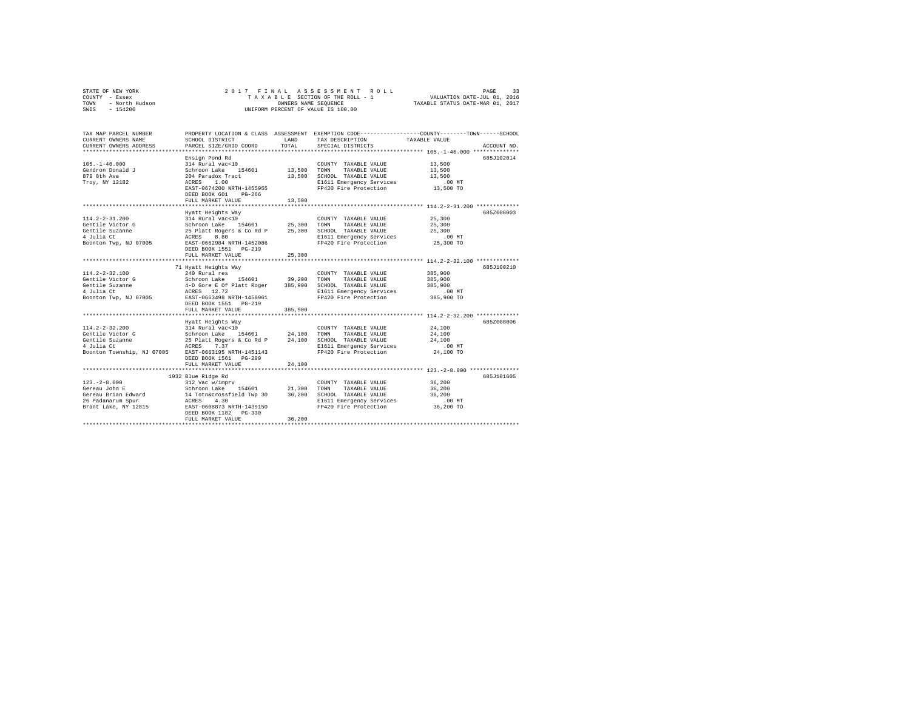STATE OF NEW YORK — 2017 FINAL ASSESSMENT ROLL
COUNTY - Essex — TAXABLE SECTION OF THE ROLL - 1 — VALUATION DATE-JUL 01, 2016
TOWN - North Hudson — OWNERS NAME SEQUENCE — TAXABLE STATUS DATE-MAR 01, 2017
SWIS - 154200 — UNIFORM PERCENT OF VALUE IS 100.00

| TAX MAP PARCEL NUMBER / CURRENT OWNERS NAME / CURRENT OWNERS ADDRESS | PROPERTY LOCATION & CLASS / SCHOOL DISTRICT / PARCEL SIZE/GRID COORD | ASSESSMENT LAND | TOTAL | EXEMPTION CODE / TAX DESCRIPTION / SPECIAL DISTRICTS | TAXABLE VALUE (COUNTY / TOWN / SCHOOL) | ACCOUNT NO. |
|---|---|---|---|---|---|---|
| 105.-1-46.000 | Ensign Pond Rd | | | | | 685J102014 |
| Gendron Donald J | 314 Rural vac<10 | | | COUNTY TAXABLE VALUE | 13,500 | |
| 879 8th Ave | Schroon Lake 154601 | 13,500 | | TOWN TAXABLE VALUE | 13,500 | |
| Troy, NY 12182 | 204 Paradox Tract | | 13,500 | SCHOOL TAXABLE VALUE | 13,500 | |
| | ACRES 1.00 | | | E1611 Emergency Services | .00 MT | |
| | EAST-0674200 NRTH-1455955 | | | FP420 Fire Protection | 13,500 TO | |
| | DEED BOOK 601 PG-266 | | | | | |
| | FULL MARKET VALUE | | 13,500 | | | |
| 114.2-2-31.200 | Hyatt Heights Way | | | | | 685Z008003 |
| Gentile Victor G | 314 Rural vac<10 | | | COUNTY TAXABLE VALUE | 25,300 | |
| Gentile Suzanne | Schroon Lake 154601 | 25,300 | | TOWN TAXABLE VALUE | 25,300 | |
| 4 Julia Ct | 25 Platt Rogers & Co Rd P | | 25,300 | SCHOOL TAXABLE VALUE | 25,300 | |
| Boonton Twp, NJ 07005 | ACRES 8.80 | | | E1611 Emergency Services | .00 MT | |
| | EAST-0662984 NRTH-1452086 | | | FP420 Fire Protection | 25,300 TO | |
| | DEED BOOK 1551 PG-219 | | | | | |
| | FULL MARKET VALUE | | 25,300 | | | |
| 114.2-2-32.100 | 71 Hyatt Heights Way | | | | | 685J100210 |
| Gentile Victor G | 240 Rural res | | | COUNTY TAXABLE VALUE | 385,900 | |
| Gentile Suzanne | Schroon Lake 154601 | 39,200 | | TOWN TAXABLE VALUE | 385,900 | |
| 4 Julia Ct | 4-D Gore E Of Platt Roger | | 385,900 | SCHOOL TAXABLE VALUE | 385,900 | |
| Boonton Twp, NJ 07005 | ACRES 12.72 | | | E1611 Emergency Services | .00 MT | |
| | EAST-0663498 NRTH-1450961 | | | FP420 Fire Protection | 385,900 TO | |
| | DEED BOOK 1551 PG-219 | | | | | |
| | FULL MARKET VALUE | | 385,900 | | | |
| 114.2-2-32.200 | Hyatt Heights Way | | | | | 685Z008006 |
| Gentile Victor G | 314 Rural vac<10 | | | COUNTY TAXABLE VALUE | 24,100 | |
| Gentile Suzanne | Schroon Lake 154601 | 24,100 | | TOWN TAXABLE VALUE | 24,100 | |
| 4 Julia Ct | 25 Platt Rogers & Co Rd P | | 24,100 | SCHOOL TAXABLE VALUE | 24,100 | |
| Boonton Township, NJ 07005 | ACRES 7.37 | | | E1611 Emergency Services | .00 MT | |
| | EAST-0663195 NRTH-1451143 | | | FP420 Fire Protection | 24,100 TO | |
| | DEED BOOK 1561 PG-299 | | | | | |
| | FULL MARKET VALUE | | 24,100 | | | |
| 123.-2-8.000 | 1932 Blue Ridge Rd | | | | | 685J101605 |
| Gereau John E | 312 Vac w/imprv | | | COUNTY TAXABLE VALUE | 36,200 | |
| Gereau Brian Edward | Schroon Lake 154601 | 21,300 | | TOWN TAXABLE VALUE | 36,200 | |
| 26 Padanarum Spur | 14 Totn&crossfield Twp 30 | | 36,200 | SCHOOL TAXABLE VALUE | 36,200 | |
| Brant Lake, NY 12815 | ACRES 4.30 | | | E1611 Emergency Services | .00 MT | |
| | EAST-0608873 NRTH-1439150 | | | FP420 Fire Protection | 36,200 TO | |
| | DEED BOOK 1182 PG-330 | | | | | |
| | FULL MARKET VALUE | | 36,200 | | | |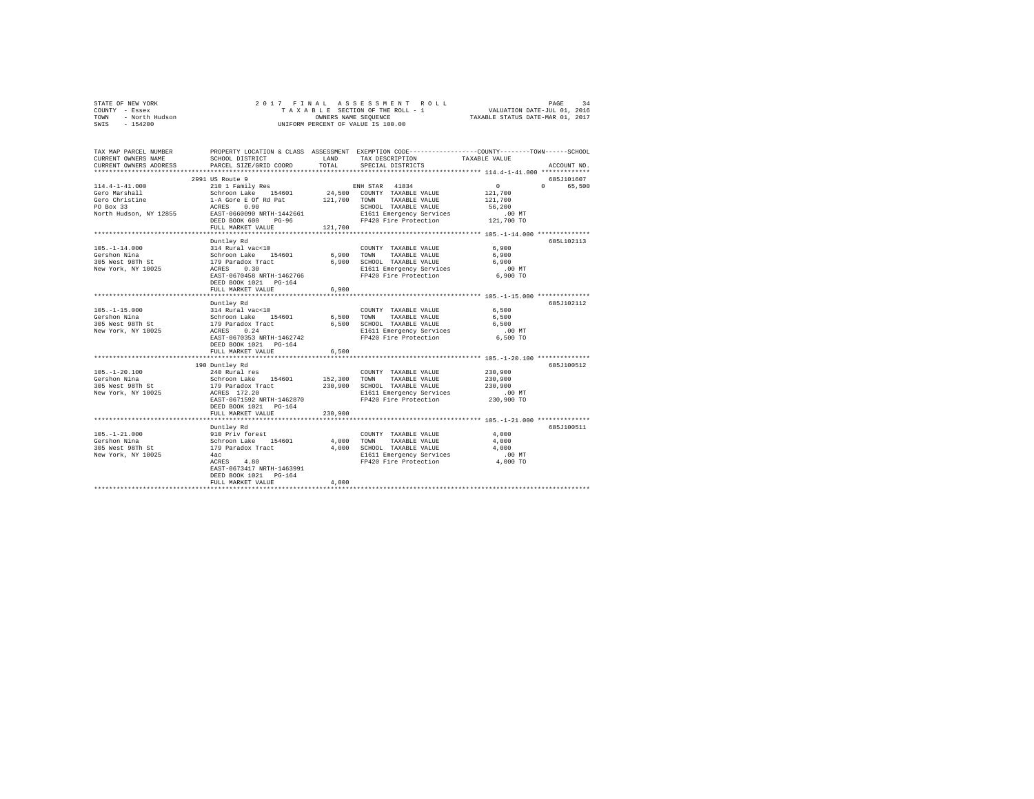STATE OF NEW YORK                    2 0 1 7   F I N A L   A S S E S S M E N T   R O L L
COUNTY - Essex                       T A X A B L E SECTION OF THE ROLL - 1                VALUATION DATE-JUL 01, 2016
TOWN   - North Hudson                OWNERS NAME SEQUENCE                                 TAXABLE STATUS DATE-MAR 01, 2017
SWIS   - 154200                      UNIFORM PERCENT OF VALUE IS 100.00

```
TAX MAP PARCEL NUMBER          PROPERTY LOCATION & CLASS  ASSESSMENT  EXEMPTION CODE-----------------COUNTY--------TOWN------SCHOOL
CURRENT OWNERS NAME            SCHOOL DISTRICT             LAND       TAX DESCRIPTION            TAXABLE VALUE
CURRENT OWNERS ADDRESS         PARCEL SIZE/GRID COORD      TOTAL      SPECIAL DISTRICTS                                  ACCOUNT NO.
*********************************************************************************************** 114.4-1-41.000 *************
                               2991 US Route 9                                                                          685J101607
114.4-1-41.000                 210 1 Family Res                       ENH STAR  41834                 0          0      65,500
Gero Marshall                  Schroon Lake   154601       24,500     COUNTY  TAXABLE VALUE         121,700
Gero Christine                 1-A Gore E Of Rd Pat       121,700     TOWN    TAXABLE VALUE         121,700
PO Box 33                      ACRES    0.90                          SCHOOL  TAXABLE VALUE          56,200
North Hudson, NY 12855         EAST-0660090 NRTH-1442661              E1611 Emergency Services          .00 MT
                               DEED BOOK 600    PG-96                 FP420 Fire Protection         121,700 TO
                               FULL MARKET VALUE          121,700
*********************************************************************************************** 105.-1-14.000 **************
                               Duntley Rd                                                                               685L102113
105.-1-14.000                  314 Rural vac<10                       COUNTY  TAXABLE VALUE           6,900
Gershon Nina                   Schroon Lake   154601        6,900     TOWN    TAXABLE VALUE           6,900
305 West 98Th St               179 Paradox Tract            6,900     SCHOOL  TAXABLE VALUE           6,900
New York, NY 10025             ACRES    0.30                          E1611 Emergency Services          .00 MT
                               EAST-0670458 NRTH-1462766              FP420 Fire Protection           6,900 TO
                               DEED BOOK 1021   PG-164
                               FULL MARKET VALUE            6,900
*********************************************************************************************** 105.-1-15.000 **************
                               Duntley Rd                                                                               685J102112
105.-1-15.000                  314 Rural vac<10                       COUNTY  TAXABLE VALUE           6,500
Gershon Nina                   Schroon Lake   154601        6,500     TOWN    TAXABLE VALUE           6,500
305 West 98Th St               179 Paradox Tract            6,500     SCHOOL  TAXABLE VALUE           6,500
New York, NY 10025             ACRES    0.24                          E1611 Emergency Services          .00 MT
                               EAST-0670353 NRTH-1462742              FP420 Fire Protection           6,500 TO
                               DEED BOOK 1021   PG-164
                               FULL MARKET VALUE            6,500
*********************************************************************************************** 105.-1-20.100 **************
                               190 Duntley Rd                                                                           685J100512
105.-1-20.100                  240 Rural res                          COUNTY  TAXABLE VALUE         230,900
Gershon Nina                   Schroon Lake   154601      152,300     TOWN    TAXABLE VALUE         230,900
305 West 98Th St               179 Paradox Tract          230,900     SCHOOL  TAXABLE VALUE         230,900
New York, NY 10025             ACRES  172.20                          E1611 Emergency Services          .00 MT
                               EAST-0671592 NRTH-1462870              FP420 Fire Protection         230,900 TO
                               DEED BOOK 1021   PG-164
                               FULL MARKET VALUE          230,900
*********************************************************************************************** 105.-1-21.000 **************
                               Duntley Rd                                                                               685J100511
105.-1-21.000                  910 Priv forest                        COUNTY  TAXABLE VALUE           4,000
Gershon Nina                   Schroon Lake   154601        4,000     TOWN    TAXABLE VALUE           4,000
305 West 98Th St               179 Paradox Tract            4,000     SCHOOL  TAXABLE VALUE           4,000
New York, NY 10025             4ac                                    E1611 Emergency Services          .00 MT
                               ACRES    4.80                          FP420 Fire Protection           4,000 TO
                               EAST-0673417 NRTH-1463991
                               DEED BOOK 1021   PG-164
                               FULL MARKET VALUE            4,000
****************************************************************************************************************************
```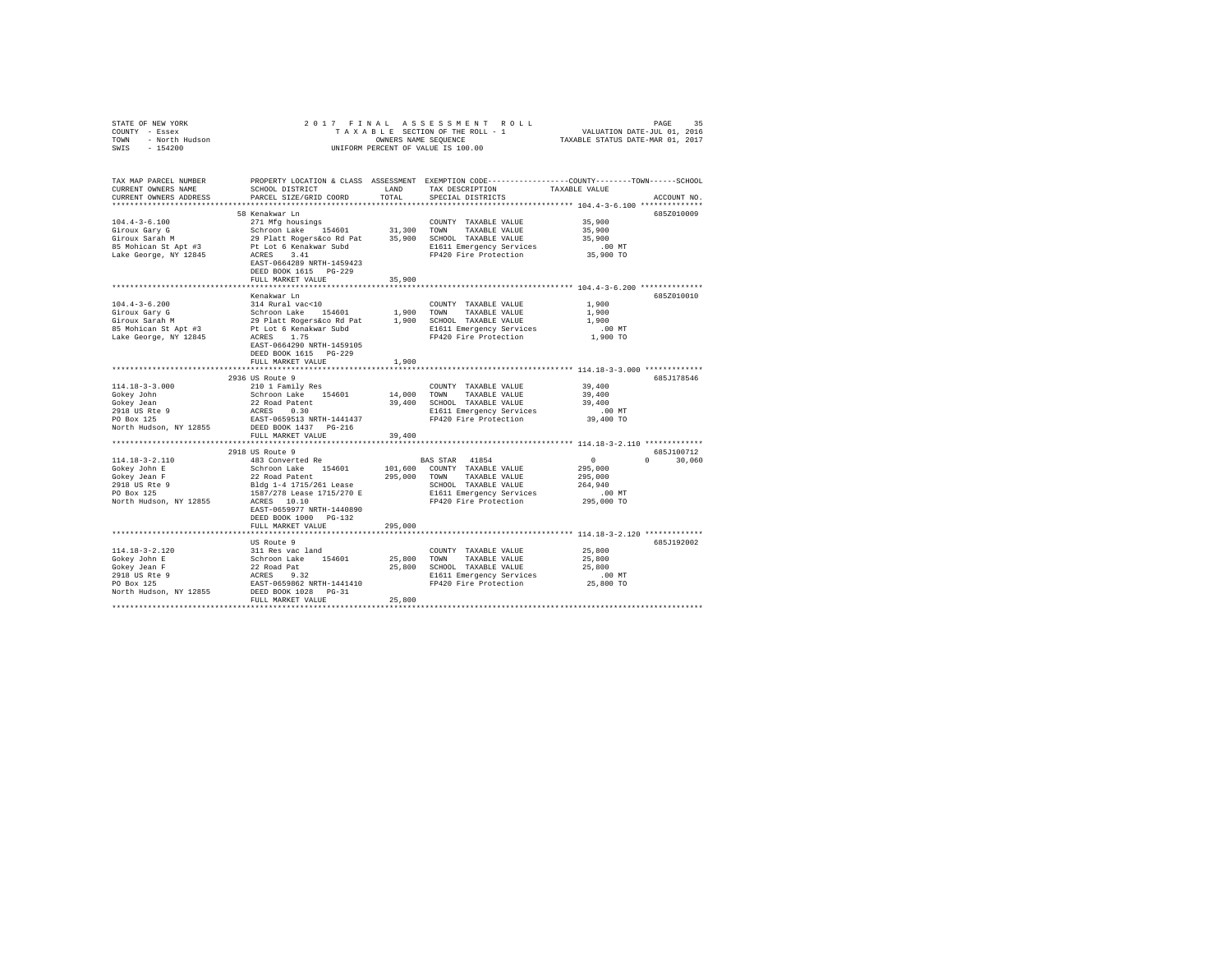STATE OF NEW YORK
COUNTY - Essex
TOWN - North Hudson
SWIS - 154200

2 0 1 7 F I N A L A S S E S S M E N T R O L L
T A X A B L E SECTION OF THE ROLL - 1
OWNERS NAME SEQUENCE
UNIFORM PERCENT OF VALUE IS 100.00

VALUATION DATE-JUL 01, 2016
TAXABLE STATUS DATE-MAR 01, 2017

```
TAX MAP PARCEL NUMBER          PROPERTY LOCATION & CLASS  ASSESSMENT  EXEMPTION CODE-----------------COUNTY--------TOWN------SCHOOL
CURRENT OWNERS NAME            SCHOOL DISTRICT              LAND      TAX DESCRIPTION            TAXABLE VALUE
CURRENT OWNERS ADDRESS         PARCEL SIZE/GRID COORD       TOTAL     SPECIAL DISTRICTS                                    ACCOUNT NO.
******************************************************************************************************* 104.4-3-6.100 **************
                               58 Kenakwar Ln                                                                           685Z010009
104.4-3-6.100                  271 Mfg housings                       COUNTY  TAXABLE VALUE          35,900
Giroux Gary G                  Schroon Lake   154601       31,300     TOWN    TAXABLE VALUE          35,900
Giroux Sarah M                 29 Platt Rogers&co Rd Pat   35,900     SCHOOL  TAXABLE VALUE          35,900
85 Mohican St Apt #3           Pt Lot 6 Kenakwar Subd                 E1611 Emergency Services          .00 MT
Lake George, NY 12845          ACRES    3.41                          FP420 Fire Protection          35,900 TO
                               EAST-0664289 NRTH-1459423
                               DEED BOOK 1615   PG-229
                               FULL MARKET VALUE            35,900
******************************************************************************************************* 104.4-3-6.200 **************
                               Kenakwar Ln                                                                              685Z010010
104.4-3-6.200                  314 Rural vac<10                       COUNTY  TAXABLE VALUE           1,900
Giroux Gary G                  Schroon Lake   154601        1,900     TOWN    TAXABLE VALUE           1,900
Giroux Sarah M                 29 Platt Rogers&co Rd Pat    1,900     SCHOOL  TAXABLE VALUE           1,900
85 Mohican St Apt #3           Pt Lot 6 Kenakwar Subd                 E1611 Emergency Services          .00 MT
Lake George, NY 12845          ACRES    1.75                          FP420 Fire Protection           1,900 TO
                               EAST-0664290 NRTH-1459105
                               DEED BOOK 1615   PG-229
                               FULL MARKET VALUE             1,900
******************************************************************************************************* 114.18-3-3.000 *************
                               2936 US Route 9                                                                          685J178546
114.18-3-3.000                 210 1 Family Res                       COUNTY  TAXABLE VALUE          39,400
Gokey John                     Schroon Lake   154601       14,000     TOWN    TAXABLE VALUE          39,400
Gokey Jean                     22 Road Patent              39,400     SCHOOL  TAXABLE VALUE          39,400
2918 US Rte 9                  ACRES    0.30                          E1611 Emergency Services          .00 MT
PO Box 125                     EAST-0659513 NRTH-1441437              FP420 Fire Protection          39,400 TO
North Hudson, NY 12855         DEED BOOK 1437   PG-216
                               FULL MARKET VALUE            39,400
******************************************************************************************************* 114.18-3-2.110 *************
                               2918 US Route 9                                                                          685J100712
114.18-3-2.110                 483 Converted Re                       BAS STAR  41854                     0            0      30,060
Gokey John E                   Schroon Lake   154601      101,600     COUNTY  TAXABLE VALUE         295,000
Gokey Jean F                   22 Road Patent             295,000     TOWN    TAXABLE VALUE         295,000
2918 US Rte 9                  Bldg 1-4 1715/261 Lease                SCHOOL  TAXABLE VALUE         264,940
PO Box 125                     1587/278 Lease 1715/270 E              E1611 Emergency Services          .00 MT
North Hudson, NY 12855         ACRES   10.10                          FP420 Fire Protection         295,000 TO
                               EAST-0659977 NRTH-1440890
                               DEED BOOK 1000   PG-132
                               FULL MARKET VALUE           295,000
******************************************************************************************************* 114.18-3-2.120 *************
                               US Route 9                                                                               685J192002
114.18-3-2.120                 311 Res vac land                       COUNTY  TAXABLE VALUE          25,800
Gokey John E                   Schroon Lake   154601       25,800     TOWN    TAXABLE VALUE          25,800
Gokey Jean F                   22 Road Pat                 25,800     SCHOOL  TAXABLE VALUE          25,800
2918 US Rte 9                  ACRES    9.32                          E1611 Emergency Services          .00 MT
PO Box 125                     EAST-0659862 NRTH-1441410              FP420 Fire Protection          25,800 TO
North Hudson, NY 12855         DEED BOOK 1028   PG-31
                               FULL MARKET VALUE            25,800
************************************************************************************************************************************
```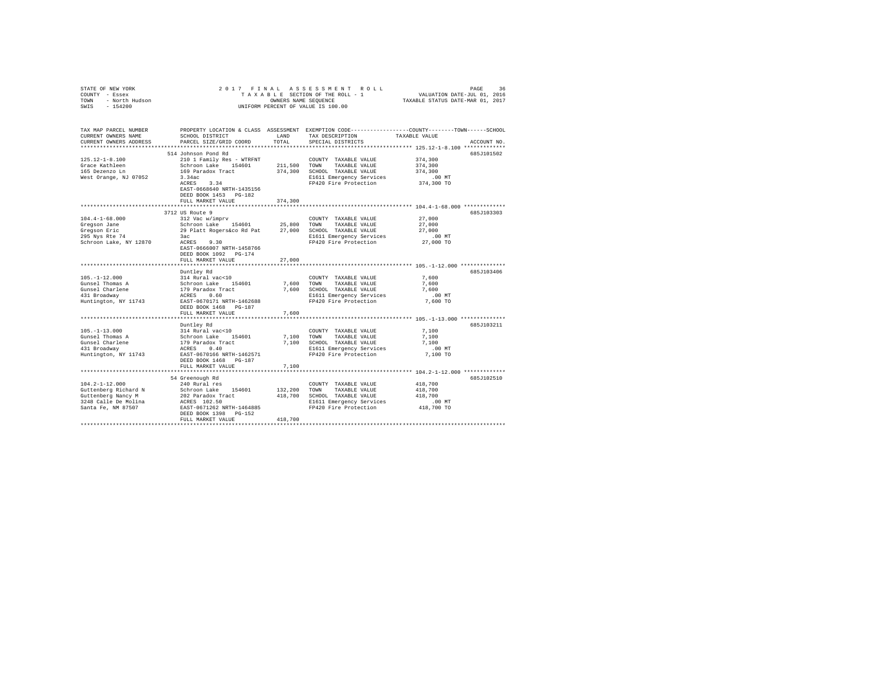STATE OF NEW YORK
COUNTY - Essex
TOWN - North Hudson
SWIS - 154200

2017 FINAL ASSESSMENT ROLL
TAXABLE SECTION OF THE ROLL - 1
OWNERS NAME SEQUENCE
UNIFORM PERCENT OF VALUE IS 100.00

VALUATION DATE-JUL 01, 2016
TAXABLE STATUS DATE-MAR 01, 2017

| TAX MAP PARCEL NUMBER / CURRENT OWNERS NAME / CURRENT OWNERS ADDRESS | PROPERTY LOCATION & CLASS / SCHOOL DISTRICT / PARCEL SIZE/GRID COORD | ASSESSMENT LAND / TOTAL | EXEMPTION CODE / TAX DESCRIPTION / SPECIAL DISTRICTS | COUNTY / TOWN / SCHOOL TAXABLE VALUE | ACCOUNT NO. |
|---|---|---|---|---|---|
| 125.12-1-8.100 | 514 Johnson Pond Rd | | | | 685J101502 |
| Grace Kathleen | 210 1 Family Res - WTRFNT | | COUNTY TAXABLE VALUE | 374,300 | |
| 165 Dezenzo Ln | Schroon Lake 154601 | 211,500 | TOWN TAXABLE VALUE | 374,300 | |
| West Orange, NJ 07052 | 169 Paradox Tract | 374,300 | SCHOOL TAXABLE VALUE | 374,300 | |
| | 3.34ac | | E1611 Emergency Services | .00 MT | |
| | ACRES 3.34 | | FP420 Fire Protection | 374,300 TO | |
| | EAST-0668640 NRTH-1435156 | | | | |
| | DEED BOOK 1453 PG-182 | | | | |
| | FULL MARKET VALUE | 374,300 | | | |
| 104.4-1-68.000 | 3712 US Route 9 | | | | 685J103303 |
| Gregson Jane | 312 Vac w/imprv | | COUNTY TAXABLE VALUE | 27,000 | |
| Gregson Eric | Schroon Lake 154601 | 25,800 | TOWN TAXABLE VALUE | 27,000 | |
| 295 Nys Rte 74 | 29 Platt Rogers&co Rd Pat | 27,000 | SCHOOL TAXABLE VALUE | 27,000 | |
| Schroon Lake, NY 12870 | 3ac | | E1611 Emergency Services | .00 MT | |
| | ACRES 9.30 | | FP420 Fire Protection | 27,000 TO | |
| | EAST-0666007 NRTH-1458766 | | | | |
| | DEED BOOK 1092 PG-174 | | | | |
| | FULL MARKET VALUE | 27,000 | | | |
| 105.-1-12.000 | Duntley Rd | | | | 685J103406 |
| Gunsel Thomas A | 314 Rural vac<10 | | COUNTY TAXABLE VALUE | 7,600 | |
| Gunsel Charlene | Schroon Lake 154601 | 7,600 | TOWN TAXABLE VALUE | 7,600 | |
| 431 Broadway | 179 Paradox Tract | 7,600 | SCHOOL TAXABLE VALUE | 7,600 | |
| Huntington, NY 11743 | ACRES 0.60 | | E1611 Emergency Services | .00 MT | |
| | EAST-0670171 NRTH-1462688 | | FP420 Fire Protection | 7,600 TO | |
| | DEED BOOK 1468 PG-187 | | | | |
| | FULL MARKET VALUE | 7,600 | | | |
| 105.-1-13.000 | Duntley Rd | | | | 685J103211 |
| Gunsel Thomas A | 314 Rural vac<10 | | COUNTY TAXABLE VALUE | 7,100 | |
| Gunsel Charlene | Schroon Lake 154601 | 7,100 | TOWN TAXABLE VALUE | 7,100 | |
| 431 Broadway | 179 Paradox Tract | 7,100 | SCHOOL TAXABLE VALUE | 7,100 | |
| Huntington, NY 11743 | ACRES 0.40 | | E1611 Emergency Services | .00 MT | |
| | EAST-0670166 NRTH-1462571 | | FP420 Fire Protection | 7,100 TO | |
| | DEED BOOK 1468 PG-187 | | | | |
| | FULL MARKET VALUE | 7,100 | | | |
| 104.2-1-12.000 | 54 Greenough Rd | | | | 685J102510 |
| Guttenberg Richard N | 240 Rural res | | COUNTY TAXABLE VALUE | 418,700 | |
| Guttenberg Nancy M | Schroon Lake 154601 | 132,200 | TOWN TAXABLE VALUE | 418,700 | |
| 3248 Calle De Molina | 202 Paradox Tract | 418,700 | SCHOOL TAXABLE VALUE | 418,700 | |
| Santa Fe, NM 87507 | ACRES 102.50 | | E1611 Emergency Services | .00 MT | |
| | EAST-0671262 NRTH-1464885 | | FP420 Fire Protection | 418,700 TO | |
| | DEED BOOK 1398 PG-152 | | | | |
| | FULL MARKET VALUE | 418,700 | | | |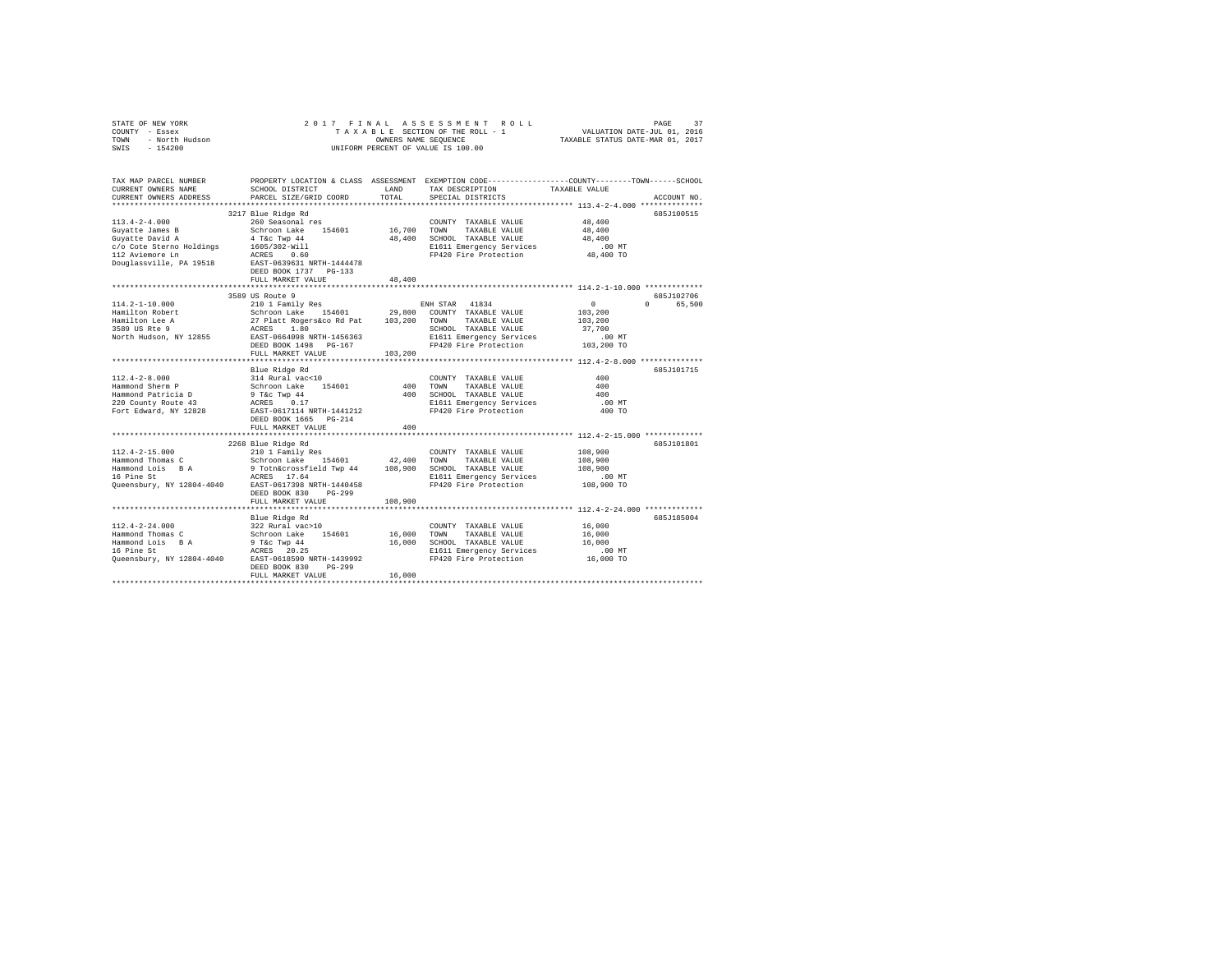STATE OF NEW YORK                    2 0 1 7   F I N A L   A S S E S S M E N T   R O L L
COUNTY - Essex                       T A X A B L E  SECTION OF THE ROLL - 1          VALUATION DATE-JUL 01, 2016
TOWN   - North Hudson                OWNERS NAME SEQUENCE                     TAXABLE STATUS DATE-MAR 01, 2017
SWIS   - 154200                      UNIFORM PERCENT OF VALUE IS 100.00

```
TAX MAP PARCEL NUMBER          PROPERTY LOCATION & CLASS  ASSESSMENT  EXEMPTION CODE-----------------COUNTY--------TOWN------SCHOOL
CURRENT OWNERS NAME            SCHOOL DISTRICT            LAND        TAX DESCRIPTION            TAXABLE VALUE
CURRENT OWNERS ADDRESS         PARCEL SIZE/GRID COORD     TOTAL       SPECIAL DISTRICTS                                    ACCOUNT NO.
************************************************************************************************* 113.4-2-4.000 **************
                               3217 Blue Ridge Rd                                                                          685J100515
113.4-2-4.000                  260 Seasonal res                       COUNTY  TAXABLE VALUE           48,400
Guyatte James B                Schroon Lake    154601      16,700    TOWN    TAXABLE VALUE           48,400
Guyatte David A                4 T&c Twp 44                48,400    SCHOOL  TAXABLE VALUE           48,400
c/o Cote Sterno Holdings       1605/302-Will                          E1611 Emergency Services           .00 MT
112 Aviemore Ln                ACRES    0.60                          FP420 Fire Protection           48,400 TO
Douglassville, PA 19518        EAST-0639631 NRTH-1444478
                               DEED BOOK 1737   PG-133
                               FULL MARKET VALUE           48,400
************************************************************************************************* 114.2-1-10.000 *************
                               3589 US Route 9                                                                             685J102706
114.2-1-10.000                 210 1 Family Res                       ENH STAR  41834                       0          0    65,500
Hamilton Robert                Schroon Lake    154601      29,800    COUNTY  TAXABLE VALUE          103,200
Hamilton Lee A                 27 Platt Rogers&co Rd Pat  103,200    TOWN    TAXABLE VALUE          103,200
3589 US Rte 9                  ACRES    1.80                          SCHOOL  TAXABLE VALUE           37,700
North Hudson, NY 12855         EAST-0664098 NRTH-1456363              E1611 Emergency Services           .00 MT
                               DEED BOOK 1498   PG-167                FP420 Fire Protection          103,200 TO
                               FULL MARKET VALUE          103,200
************************************************************************************************* 112.4-2-8.000 **************
                               Blue Ridge Rd                                                                               685J101715
112.4-2-8.000                  314 Rural vac<10                       COUNTY  TAXABLE VALUE              400
Hammond Sherm P                Schroon Lake    154601         400    TOWN    TAXABLE VALUE              400
Hammond Patricia D             9 T&c Twp 44                   400    SCHOOL  TAXABLE VALUE              400
220 County Route 43            ACRES    0.17                          E1611 Emergency Services           .00 MT
Fort Edward, NY 12828          EAST-0617114 NRTH-1441212              FP420 Fire Protection              400 TO
                               DEED BOOK 1665   PG-214
                               FULL MARKET VALUE              400
************************************************************************************************* 112.4-2-15.000 *************
                               2268 Blue Ridge Rd                                                                          685J101801
112.4-2-15.000                 210 1 Family Res                       COUNTY  TAXABLE VALUE          108,900
Hammond Thomas C               Schroon Lake    154601      42,400    TOWN    TAXABLE VALUE          108,900
Hammond Lois  B A              9 Totn&crossfield Twp 44   108,900    SCHOOL  TAXABLE VALUE          108,900
16 Pine St                     ACRES   17.64                          E1611 Emergency Services           .00 MT
Queensbury, NY 12804-4040      EAST-0617398 NRTH-1440458              FP420 Fire Protection          108,900 TO
                               DEED BOOK 830    PG-299
                               FULL MARKET VALUE          108,900
************************************************************************************************* 112.4-2-24.000 *************
                               Blue Ridge Rd                                                                               685J185004
112.4-2-24.000                 322 Rural vac>10                       COUNTY  TAXABLE VALUE           16,000
Hammond Thomas C               Schroon Lake    154601      16,000    TOWN    TAXABLE VALUE           16,000
Hammond Lois  B A              9 T&c Twp 44                16,000    SCHOOL  TAXABLE VALUE           16,000
16 Pine St                     ACRES   20.25                          E1611 Emergency Services           .00 MT
Queensbury, NY 12804-4040      EAST-0618590 NRTH-1439992              FP420 Fire Protection           16,000 TO
                               DEED BOOK 830    PG-299
                               FULL MARKET VALUE           16,000
********************************************************************************************************************************
```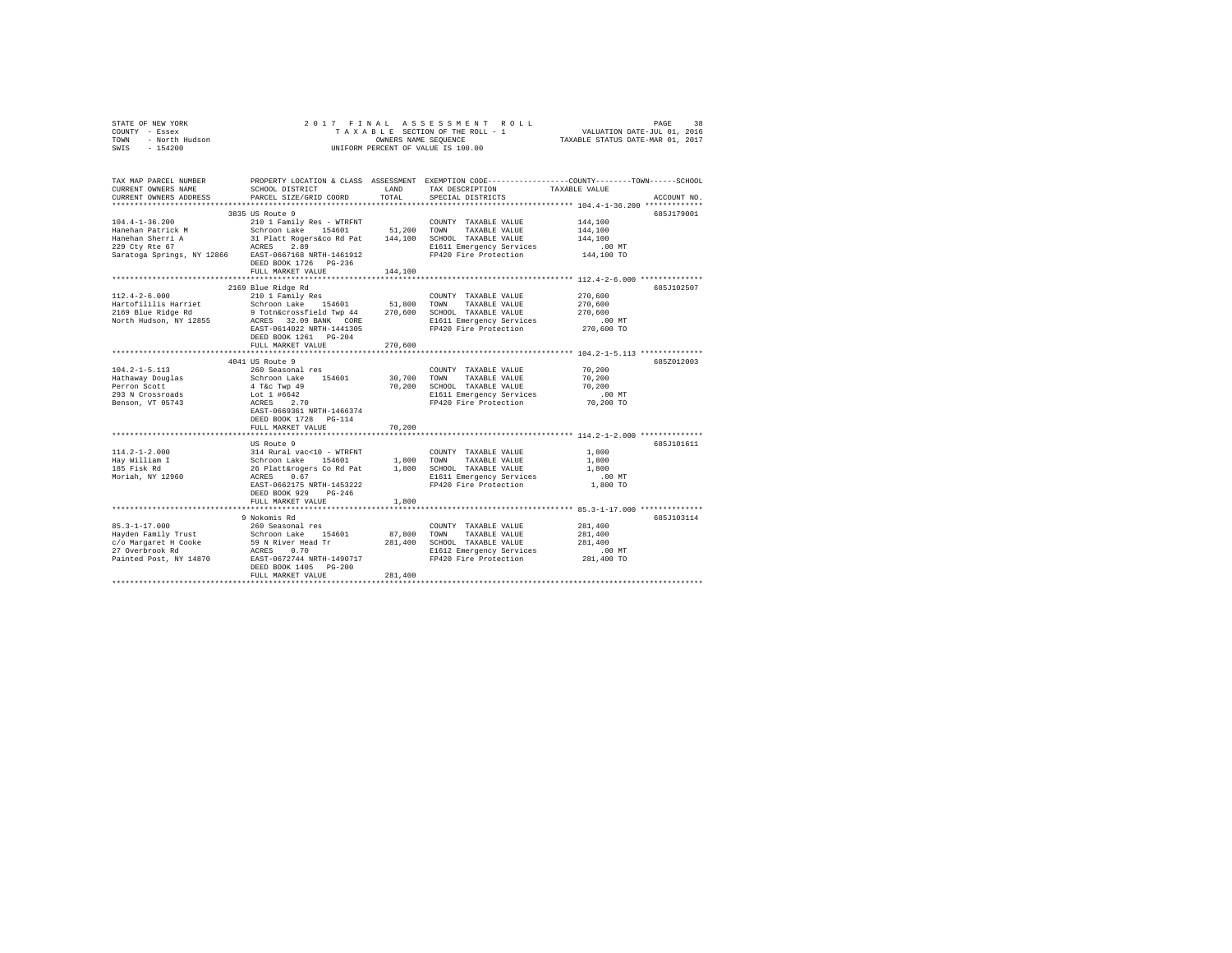STATE OF NEW YORK
COUNTY - Essex
TOWN - North Hudson
SWIS - 154200

2017 FINAL ASSESSMENT ROLL
TAXABLE SECTION OF THE ROLL - 1
OWNERS NAME SEQUENCE
UNIFORM PERCENT OF VALUE IS 100.00

VALUATION DATE-JUL 01, 2016
TAXABLE STATUS DATE-MAR 01, 2017

```
TAX MAP PARCEL NUMBER          PROPERTY LOCATION & CLASS  ASSESSMENT  EXEMPTION CODE-----------------COUNTY--------TOWN------SCHOOL
CURRENT OWNERS NAME            SCHOOL DISTRICT               LAND      TAX DESCRIPTION            TAXABLE VALUE
CURRENT OWNERS ADDRESS         PARCEL SIZE/GRID COORD        TOTAL     SPECIAL DISTRICTS                                   ACCOUNT NO.
************************************************************************************************ 104.4-1-36.200 *************
                               3835 US Route 9                                                                      685J179001
104.4-1-36.200                 210 1 Family Res - WTRFNT            COUNTY  TAXABLE VALUE           144,100
Hanehan Patrick M              Schroon Lake   154601      51,200   TOWN    TAXABLE VALUE           144,100
Hanehan Sherri A               31 Platt Rogers&co Rd Pat  144,100   SCHOOL  TAXABLE VALUE           144,100
229 Cty Rte 67                 ACRES    2.89                        E1611 Emergency Services            .00 MT
Saratoga Springs, NY 12866     EAST-0667168 NRTH-1461912            FP420 Fire Protection           144,100 TO
                               DEED BOOK 1726   PG-236
                               FULL MARKET VALUE          144,100
************************************************************************************************ 112.4-2-6.000 **************
                               2169 Blue Ridge Rd                                                                   685J102507
112.4-2-6.000                  210 1 Family Res                     COUNTY  TAXABLE VALUE           270,600
Hartofililis Harriet           Schroon Lake   154601      51,800   TOWN    TAXABLE VALUE           270,600
2169 Blue Ridge Rd             9 Totn&crossfield Twp 44   270,600   SCHOOL  TAXABLE VALUE           270,600
North Hudson, NY 12855         ACRES   32.09 BANK   CORE            E1611 Emergency Services            .00 MT
                               EAST-0614022 NRTH-1441305            FP420 Fire Protection           270,600 TO
                               DEED BOOK 1261   PG-204
                               FULL MARKET VALUE          270,600
************************************************************************************************ 104.2-1-5.113 **************
                               4041 US Route 9                                                                      685Z012003
104.2-1-5.113                  260 Seasonal res                     COUNTY  TAXABLE VALUE            70,200
Hathaway Douglas               Schroon Lake   154601      30,700   TOWN    TAXABLE VALUE            70,200
Perron Scott                   4 T&c Twp 49                70,200   SCHOOL  TAXABLE VALUE            70,200
293 N Crossroads               Lot 1 #6642                          E1611 Emergency Services            .00 MT
Benson, VT 05743               ACRES    2.70                        FP420 Fire Protection            70,200 TO
                               EAST-0669361 NRTH-1466374
                               DEED BOOK 1728   PG-114
                               FULL MARKET VALUE           70,200
************************************************************************************************ 114.2-1-2.000 **************
                               US Route 9                                                                           685J101611
114.2-1-2.000                  314 Rural vac<10 - WTRFNT            COUNTY  TAXABLE VALUE             1,800
Hay William I                  Schroon Lake   154601       1,800   TOWN    TAXABLE VALUE             1,800
185 Fisk Rd                    26 Platt&rogers Co Rd Pat    1,800   SCHOOL  TAXABLE VALUE             1,800
Moriah, NY 12960               ACRES    0.67                        E1611 Emergency Services            .00 MT
                               EAST-0662175 NRTH-1453222            FP420 Fire Protection             1,800 TO
                               DEED BOOK 929    PG-246
                               FULL MARKET VALUE            1,800
************************************************************************************************ 85.3-1-17.000 **************
                               9 Nokomis Rd                                                                         685J103114
85.3-1-17.000                  260 Seasonal res                     COUNTY  TAXABLE VALUE           281,400
Hayden Family Trust            Schroon Lake   154601      87,800   TOWN    TAXABLE VALUE           281,400
c/o Margaret H Cooke           59 N River Head Tr         281,400   SCHOOL  TAXABLE VALUE           281,400
27 Overbrook Rd                ACRES    0.70                        E1612 Emergency Services            .00 MT
Painted Post, NY 14870         EAST-0672744 NRTH-1490717            FP420 Fire Protection           281,400 TO
                               DEED BOOK 1405   PG-200
                               FULL MARKET VALUE          281,400
*****************************************************************************************************************************
```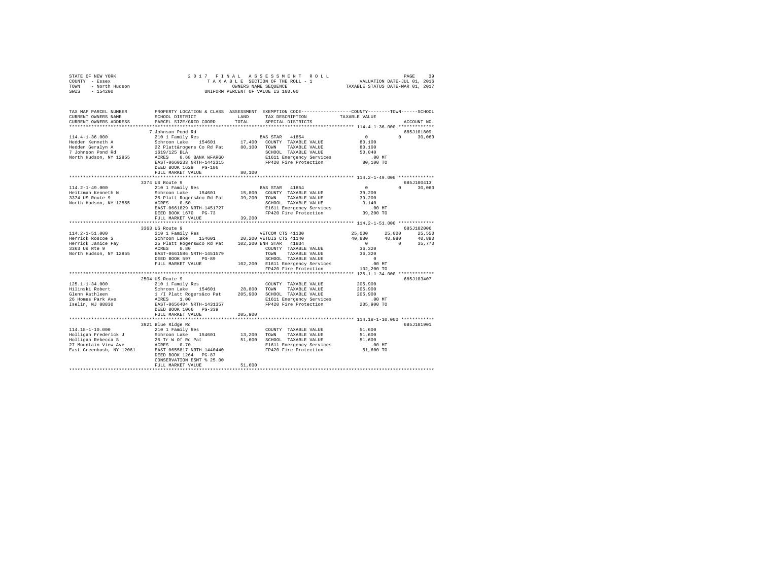STATE OF NEW YORK — 2017 FINAL ASSESSMENT ROLL
COUNTY - Essex — TAXABLE SECTION OF THE ROLL - 1 — VALUATION DATE-JUL 01, 2016
TOWN - North Hudson — OWNERS NAME SEQUENCE — TAXABLE STATUS DATE-MAR 01, 2017
SWIS - 154200 — UNIFORM PERCENT OF VALUE IS 100.00

```
TAX MAP PARCEL NUMBER          PROPERTY LOCATION & CLASS  ASSESSMENT  EXEMPTION CODE-----------------COUNTY--------TOWN------SCHOOL
CURRENT OWNERS NAME            SCHOOL DISTRICT               LAND      TAX DESCRIPTION             TAXABLE VALUE
CURRENT OWNERS ADDRESS         PARCEL SIZE/GRID COORD        TOTAL     SPECIAL DISTRICTS                                    ACCOUNT NO.
*************************************************************************************************** 114.4-1-36.000 *************
                               7 Johnson Pond Rd                                                                             685J101809
114.4-1-36.000                 210 1 Family Res                        BAS STAR  41854              0            0      30,060
Hedden Kenneth A               Schroon Lake   154601         17,400    COUNTY  TAXABLE VALUE        80,100
Hedden Geralyn A               22 Platt&rogers Co Rd Pat     80,100    TOWN    TAXABLE VALUE        80,100
7 Johnson Pond Rd              1619/125 BLA                            SCHOOL  TAXABLE VALUE        50,040
North Hudson, NY 12855         ACRES    0.68 BANK WFARGO               E1611 Emergency Services         .00 MT
                               EAST-0660233 NRTH-1442315               FP420 Fire Protection         80,100 TO
                               DEED BOOK 1629   PG-186
                               FULL MARKET VALUE             80,100
*************************************************************************************************** 114.2-1-49.000 *************
                               3374 US Route 9                                                                               685J100413
114.2-1-49.000                 210 1 Family Res                        BAS STAR  41854              0            0      30,060
Heitzman Kenneth N             Schroon Lake   154601         15,800    COUNTY  TAXABLE VALUE        39,200
3374 US Route 9                25 Platt Rogers&co Rd Pat     39,200    TOWN    TAXABLE VALUE        39,200
North Hudson, NY 12855         ACRES    0.50                           SCHOOL  TAXABLE VALUE         9,140
                               EAST-0661829 NRTH-1451727               E1611 Emergency Services         .00 MT
                               DEED BOOK 1670   PG-73                  FP420 Fire Protection         39,200 TO
                               FULL MARKET VALUE             39,200
*************************************************************************************************** 114.2-1-51.000 *************
                               3363 US Route 9                                                                               685J102006
114.2-1-51.000                 210 1 Family Res                        VETCOM CTS 41130         25,000       25,000     25,550
Herrick Roscoe S               Schroon Lake   154601         20,200 VETDIS CTS 41140            40,880       40,880     40,880
Herrick Janice Fay             25 Platt Rogers&co Rd Pat    102,200 ENH STAR  41834                  0            0     35,770
3363 Us Rte 9                  ACRES    0.80                           COUNTY  TAXABLE VALUE        36,320
North Hudson, NY 12855         EAST-0661586 NRTH-1451579               TOWN    TAXABLE VALUE        36,320
                               DEED BOOK 597    PG-89                  SCHOOL  TAXABLE VALUE             0
                               FULL MARKET VALUE            102,200    E1611 Emergency Services         .00 MT
                                                                       FP420 Fire Protection        102,200 TO
*************************************************************************************************** 125.1-1-34.000 *************
                               2504 US Route 9                                                                               685J103407
125.1-1-34.000                 210 1 Family Res                        COUNTY  TAXABLE VALUE       205,900
Hilinski Robert                Schroon Lake   154601         28,800    TOWN    TAXABLE VALUE       205,900
Glenn Kathleen                 1 /I Platt Rogers&co Pat     205,900    SCHOOL  TAXABLE VALUE       205,900
26 Homes Park Ave              ACRES    1.00                           E1611 Emergency Services         .00 MT
Iselin, NJ 08830               EAST-0656404 NRTH-1431357               FP420 Fire Protection        205,900 TO
                               DEED BOOK 1066   PG-339
                               FULL MARKET VALUE            205,900
*************************************************************************************************** 114.18-1-10.000 ************
                               3921 Blue Ridge Rd                                                                            685J101901
114.18-1-10.000                210 1 Family Res                        COUNTY  TAXABLE VALUE        51,600
Holligan Frederick J           Schroon Lake   154601         13,200    TOWN    TAXABLE VALUE        51,600
Holligan Rebecca S             25 Tr W Of Rd Pat             51,600    SCHOOL  TAXABLE VALUE        51,600
27 Mountain View Ave           ACRES    0.70                           E1611 Emergency Services         .00 MT
East Greenbush, NY 12061       EAST-0655817 NRTH-1440440               FP420 Fire Protection         51,600 TO
                               DEED BOOK 1264   PG-87
                               CONSERVATION ESMT % 25.00
                               FULL MARKET VALUE             51,600
********************************************************************************************************************************
```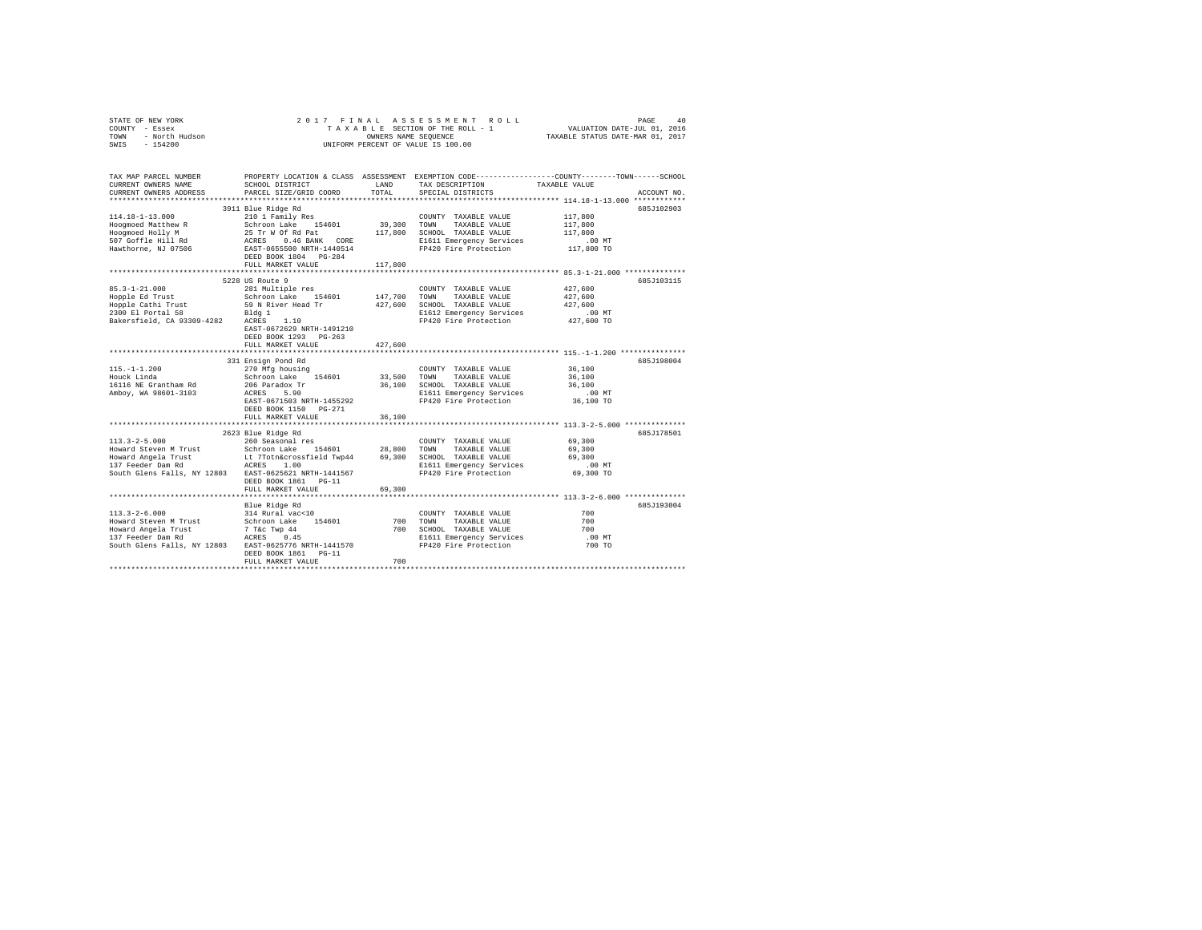STATE OF NEW YORK — 2017 FINAL ASSESSMENT ROLL — PAGE 40
COUNTY - Essex — TAXABLE SECTION OF THE ROLL - 1 — VALUATION DATE-JUL 01, 2016
TOWN - North Hudson — OWNERS NAME SEQUENCE — TAXABLE STATUS DATE-MAR 01, 2017
SWIS - 154200 — UNIFORM PERCENT OF VALUE IS 100.00

| TAX MAP PARCEL NUMBER / CURRENT OWNERS NAME / CURRENT OWNERS ADDRESS | PROPERTY LOCATION & CLASS / SCHOOL DISTRICT / PARCEL SIZE/GRID COORD | ASSESSMENT LAND | TOTAL | EXEMPTION CODE / TAX DESCRIPTION / SPECIAL DISTRICTS | TAXABLE VALUE (COUNTY / TOWN / SCHOOL) | ACCOUNT NO. |
|---|---|---|---|---|---|---|
| **114.18-1-13.000** | 3911 Blue Ridge Rd | | | | | 685J102903 |
| 114.18-1-13.000 | 210 1 Family Res | | | COUNTY TAXABLE VALUE | 117,800 | |
| Hoogmoed Matthew R | Schroon Lake 154601 | 39,300 | | TOWN TAXABLE VALUE | 117,800 | |
| Hoogmoed Holly M | 25 Tr W Of Rd Pat | | 117,800 | SCHOOL TAXABLE VALUE | 117,800 | |
| 507 Goffle Hill Rd | ACRES 0.46 BANK CORE | | | E1611 Emergency Services | .00 MT | |
| Hawthorne, NJ 07506 | EAST-0655500 NRTH-1440514 | | | FP420 Fire Protection | 117,800 TO | |
| | DEED BOOK 1804 PG-284 | | | | | |
| | FULL MARKET VALUE | | 117,800 | | | |
| **85.3-1-21.000** | 5228 US Route 9 | | | | | 685J103115 |
| 85.3-1-21.000 | 281 Multiple res | | | COUNTY TAXABLE VALUE | 427,600 | |
| Hopple Ed Trust | Schroon Lake 154601 | 147,700 | | TOWN TAXABLE VALUE | 427,600 | |
| Hopple Cathi Trust | 59 N River Head Tr | | 427,600 | SCHOOL TAXABLE VALUE | 427,600 | |
| 2300 El Portal 58 | Bldg 1 | | | E1612 Emergency Services | .00 MT | |
| Bakersfield, CA 93309-4282 | ACRES 1.10 | | | FP420 Fire Protection | 427,600 TO | |
| | EAST-0672629 NRTH-1491210 | | | | | |
| | DEED BOOK 1293 PG-263 | | | | | |
| | FULL MARKET VALUE | | 427,600 | | | |
| **115.-1-1.200** | 331 Ensign Pond Rd | | | | | 685J198004 |
| 115.-1-1.200 | 270 Mfg housing | | | COUNTY TAXABLE VALUE | 36,100 | |
| Houck Linda | Schroon Lake 154601 | 33,500 | | TOWN TAXABLE VALUE | 36,100 | |
| 16116 NE Grantham Rd | 206 Paradox Tr | | 36,100 | SCHOOL TAXABLE VALUE | 36,100 | |
| Amboy, WA 98601-3103 | ACRES 5.90 | | | E1611 Emergency Services | .00 MT | |
| | EAST-0671503 NRTH-1455292 | | | FP420 Fire Protection | 36,100 TO | |
| | DEED BOOK 1150 PG-271 | | | | | |
| | FULL MARKET VALUE | | 36,100 | | | |
| **113.3-2-5.000** | 2623 Blue Ridge Rd | | | | | 685J178501 |
| 113.3-2-5.000 | 260 Seasonal res | | | COUNTY TAXABLE VALUE | 69,300 | |
| Howard Steven M Trust | Schroon Lake 154601 | 28,800 | | TOWN TAXABLE VALUE | 69,300 | |
| Howard Angela Trust | Lt 7Totn&crossfield Twp44 | | 69,300 | SCHOOL TAXABLE VALUE | 69,300 | |
| 137 Feeder Dam Rd | ACRES 1.00 | | | E1611 Emergency Services | .00 MT | |
| South Glens Falls, NY 12803 | EAST-0625621 NRTH-1441567 | | | FP420 Fire Protection | 69,300 TO | |
| | DEED BOOK 1861 PG-11 | | | | | |
| | FULL MARKET VALUE | | 69,300 | | | |
| **113.3-2-6.000** | Blue Ridge Rd | | | | | 685J193004 |
| 113.3-2-6.000 | 314 Rural vac<10 | | | COUNTY TAXABLE VALUE | 700 | |
| Howard Steven M Trust | Schroon Lake 154601 | 700 | | TOWN TAXABLE VALUE | 700 | |
| Howard Angela Trust | 7 T&c Twp 44 | | 700 | SCHOOL TAXABLE VALUE | 700 | |
| 137 Feeder Dam Rd | ACRES 0.45 | | | E1611 Emergency Services | .00 MT | |
| South Glens Falls, NY 12803 | EAST-0625776 NRTH-1441570 | | | FP420 Fire Protection | 700 TO | |
| | DEED BOOK 1861 PG-11 | | | | | |
| | FULL MARKET VALUE | | 700 | | | |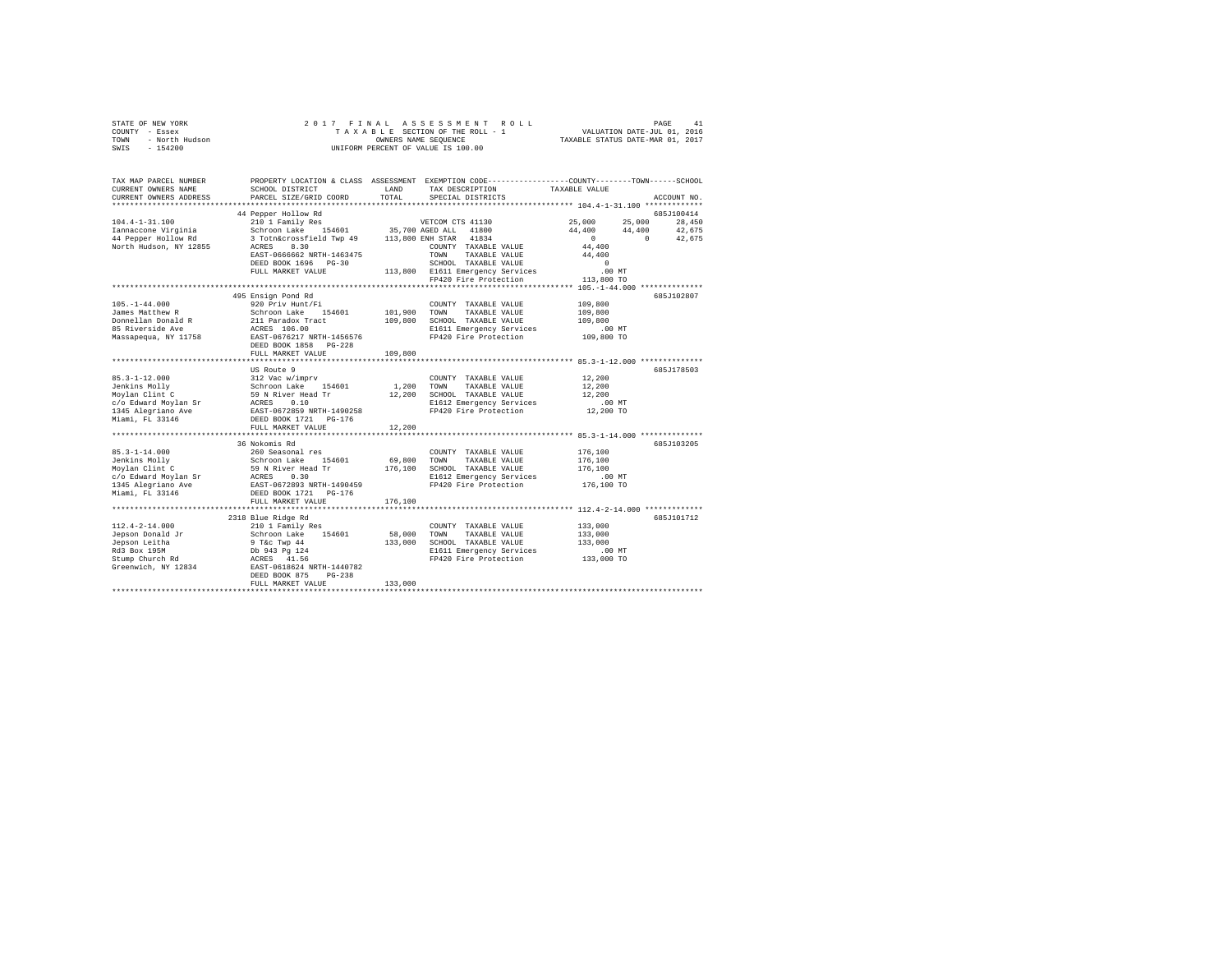STATE OF NEW YORK
COUNTY - Essex
TOWN - North Hudson
SWIS - 154200

2 0 1 7 F I N A L A S S E S S M E N T R O L L
T A X A B L E SECTION OF THE ROLL - 1
OWNERS NAME SEQUENCE
UNIFORM PERCENT OF VALUE IS 100.00

VALUATION DATE-JUL 01, 2016
TAXABLE STATUS DATE-MAR 01, 2017

```
TAX MAP PARCEL NUMBER     PROPERTY LOCATION & CLASS  ASSESSMENT  EXEMPTION CODE-----------------COUNTY--------TOWN------SCHOOL
CURRENT OWNERS NAME       SCHOOL DISTRICT             LAND       TAX DESCRIPTION           TAXABLE VALUE
CURRENT OWNERS ADDRESS    PARCEL SIZE/GRID COORD      TOTAL      SPECIAL DISTRICTS                                     ACCOUNT NO.
******************************************************************************************************* 104.4-1-31.100 *************
                          44 Pepper Hollow Rd                                                                           685J100414
104.4-1-31.100            210 1 Family Res                       VETCOM CTS 41130              25,000     25,000     28,450
Iannaccone Virginia       Schroon Lake   154601      35,700 AGED ALL   41800                   44,400     44,400     42,675
44 Pepper Hollow Rd       3 Totn&crossfield Twp 49  113,800 ENH STAR  41834                        0          0     42,675
North Hudson, NY 12855    ACRES    8.30                           COUNTY  TAXABLE VALUE         44,400
                          EAST-0666662 NRTH-1463475               TOWN    TAXABLE VALUE         44,400
                          DEED BOOK 1696   PG-30                  SCHOOL  TAXABLE VALUE              0
                          FULL MARKET VALUE          113,800  E1611 Emergency Services             .00 MT
                                                                  FP420 Fire Protection           113,800 TO
******************************************************************************************************* 105.-1-44.000 **************
                          495 Ensign Pond Rd                                                                            685J102807
105.-1-44.000             920 Priv Hunt/Fi                        COUNTY  TAXABLE VALUE        109,800
James Matthew R           Schroon Lake   154601     101,900       TOWN    TAXABLE VALUE        109,800
Donnellan Donald R        211 Paradox Tract         109,800       SCHOOL  TAXABLE VALUE        109,800
85 Riverside Ave          ACRES  106.00                           E1611 Emergency Services             .00 MT
Massapequa, NY 11758      EAST-0676217 NRTH-1456576               FP420 Fire Protection           109,800 TO
                          DEED BOOK 1858   PG-228
                          FULL MARKET VALUE          109,800
******************************************************************************************************* 85.3-1-12.000 **************
                          US Route 9                                                                                    685J178503
85.3-1-12.000             312 Vac w/imprv                         COUNTY  TAXABLE VALUE         12,200
Jenkins Molly             Schroon Lake   154601       1,200       TOWN    TAXABLE VALUE         12,200
Moylan Clint C            59 N River Head Tr         12,200       SCHOOL  TAXABLE VALUE         12,200
c/o Edward Moylan Sr      ACRES    0.10                           E1612 Emergency Services             .00 MT
1345 Alegriano Ave        EAST-0672859 NRTH-1490258               FP420 Fire Protection            12,200 TO
Miami, FL 33146           DEED BOOK 1721   PG-176
                          FULL MARKET VALUE           12,200
******************************************************************************************************* 85.3-1-14.000 **************
                          36 Nokomis Rd                                                                                 685J103205
85.3-1-14.000             260 Seasonal res                        COUNTY  TAXABLE VALUE        176,100
Jenkins Molly             Schroon Lake   154601      69,800       TOWN    TAXABLE VALUE        176,100
Moylan Clint C            59 N River Head Tr        176,100       SCHOOL  TAXABLE VALUE        176,100
c/o Edward Moylan Sr      ACRES    0.30                           E1612 Emergency Services             .00 MT
1345 Alegriano Ave        EAST-0672893 NRTH-1490459               FP420 Fire Protection           176,100 TO
Miami, FL 33146           DEED BOOK 1721   PG-176
                          FULL MARKET VALUE          176,100
******************************************************************************************************* 112.4-2-14.000 *************
                          2318 Blue Ridge Rd                                                                            685J101712
112.4-2-14.000            210 1 Family Res                        COUNTY  TAXABLE VALUE        133,000
Jepson Donald Jr          Schroon Lake   154601      58,000       TOWN    TAXABLE VALUE        133,000
Jepson Leitha             9 T&c Twp 44              133,000       SCHOOL  TAXABLE VALUE        133,000
Rd3 Box 195M              Db 943 Pg 124                           E1611 Emergency Services             .00 MT
Stump Church Rd           ACRES   41.56                           FP420 Fire Protection           133,000 TO
Greenwich, NY 12834       EAST-0618624 NRTH-1440782
                          DEED BOOK 875    PG-238
                          FULL MARKET VALUE          133,000
************************************************************************************************************************************
```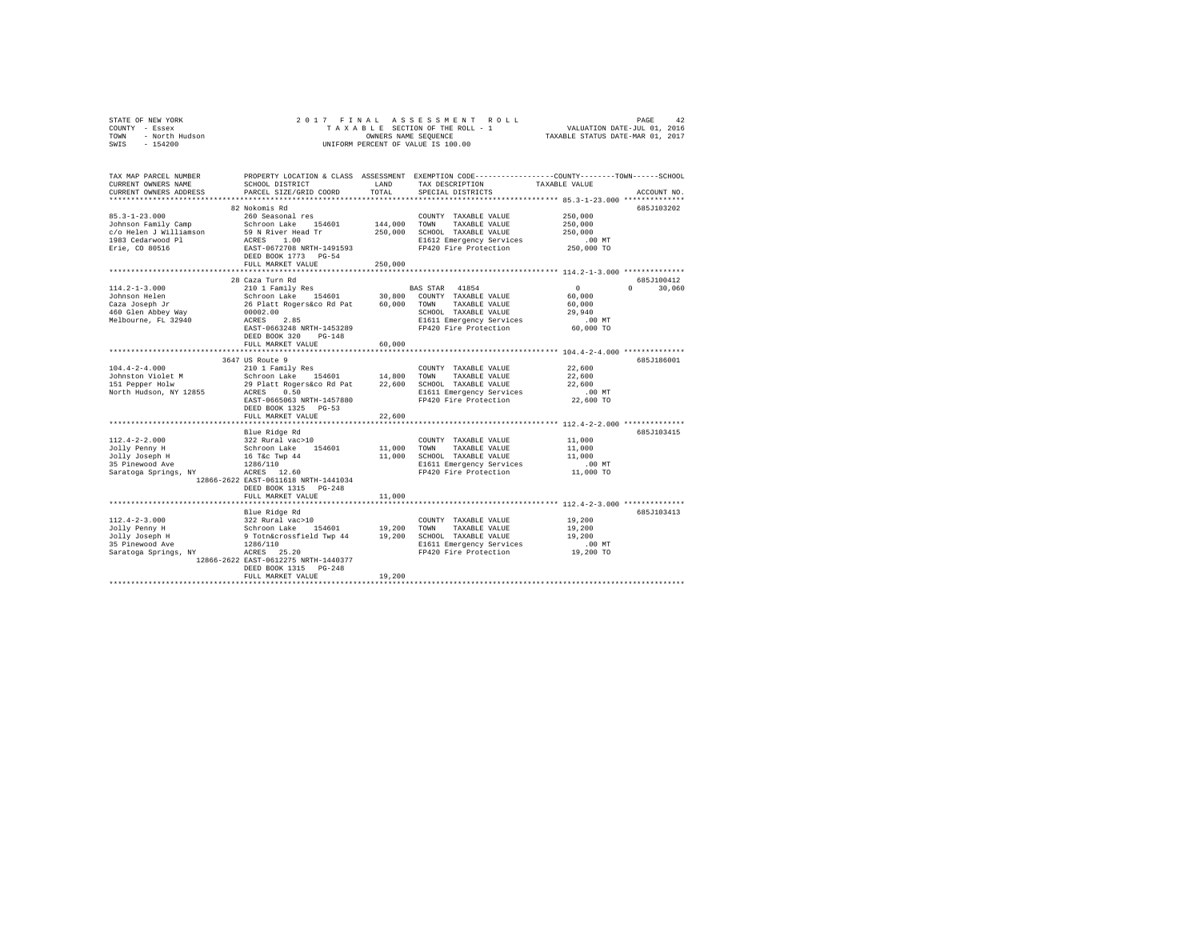STATE OF NEW YORK  
COUNTY - Essex  
TOWN - North Hudson  
SWIS - 154200

2 0 1 7 F I N A L A S S E S S M E N T R O L L  
T A X A B L E SECTION OF THE ROLL - 1  
OWNERS NAME SEQUENCE  
UNIFORM PERCENT OF VALUE IS 100.00

VALUATION DATE-JUL 01, 2016  
TAXABLE STATUS DATE-MAR 01, 2017

| TAX MAP PARCEL NUMBER / CURRENT OWNERS NAME / CURRENT OWNERS ADDRESS | PROPERTY LOCATION & CLASS / SCHOOL DISTRICT / PARCEL SIZE/GRID COORD | ASSESSMENT LAND / TOTAL | EXEMPTION CODE / TAX DESCRIPTION / SPECIAL DISTRICTS | COUNTY / TOWN / SCHOOL TAXABLE VALUE | ACCOUNT NO. |
|---|---|---|---|---|---|
| **85.3-1-23.000** | 82 Nokomis Rd | | | | 685J103202 |
| 85.3-1-23.000 | 260 Seasonal res | | COUNTY TAXABLE VALUE | 250,000 | |
| Johnson Family Camp | Schroon Lake 154601 | 144,000 | TOWN TAXABLE VALUE | 250,000 | |
| c/o Helen J Williamson | 59 N River Head Tr | 250,000 | SCHOOL TAXABLE VALUE | 250,000 | |
| 1983 Cedarwood Pl | ACRES 1.00 | | E1612 Emergency Services | .00 MT | |
| Erie, CO 80516 | EAST-0672708 NRTH-1491593 | | FP420 Fire Protection | 250,000 TO | |
| | DEED BOOK 1773 PG-54 | | | | |
| | FULL MARKET VALUE | 250,000 | | | |
| **114.2-1-3.000** | 28 Caza Turn Rd | | | | 685J100412 |
| 114.2-1-3.000 | 210 1 Family Res | | BAS STAR 41854 | 0 / 0 / 30,060 | |
| Johnson Helen | Schroon Lake 154601 | 30,800 | COUNTY TAXABLE VALUE | 60,000 | |
| Caza Joseph Jr | 26 Platt Rogers&co Rd Pat | 60,000 | TOWN TAXABLE VALUE | 60,000 | |
| 460 Glen Abbey Way | 00002.00 | | SCHOOL TAXABLE VALUE | 29,940 | |
| Melbourne, FL 32940 | ACRES 2.85 | | E1611 Emergency Services | .00 MT | |
| | EAST-0663248 NRTH-1453289 | | FP420 Fire Protection | 60,000 TO | |
| | DEED BOOK 320 PG-148 | | | | |
| | FULL MARKET VALUE | 60,000 | | | |
| **104.4-2-4.000** | 3647 US Route 9 | | | | 685J186001 |
| 104.4-2-4.000 | 210 1 Family Res | | COUNTY TAXABLE VALUE | 22,600 | |
| Johnston Violet M | Schroon Lake 154601 | 14,800 | TOWN TAXABLE VALUE | 22,600 | |
| 151 Pepper Holw | 29 Platt Rogers&co Rd Pat | 22,600 | SCHOOL TAXABLE VALUE | 22,600 | |
| North Hudson, NY 12855 | ACRES 0.50 | | E1611 Emergency Services | .00 MT | |
| | EAST-0665063 NRTH-1457880 | | FP420 Fire Protection | 22,600 TO | |
| | DEED BOOK 1325 PG-53 | | | | |
| | FULL MARKET VALUE | 22,600 | | | |
| **112.4-2-2.000** | Blue Ridge Rd | | | | 685J103415 |
| 112.4-2-2.000 | 322 Rural vac>10 | | COUNTY TAXABLE VALUE | 11,000 | |
| Jolly Penny H | Schroon Lake 154601 | 11,000 | TOWN TAXABLE VALUE | 11,000 | |
| Jolly Joseph H | 16 T&c Twp 44 | 11,000 | SCHOOL TAXABLE VALUE | 11,000 | |
| 35 Pinewood Ave | 1286/110 | | E1611 Emergency Services | .00 MT | |
| Saratoga Springs, NY 12866-2622 | ACRES 12.60 | | FP420 Fire Protection | 11,000 TO | |
| | EAST-0611618 NRTH-1441034 | | | | |
| | DEED BOOK 1315 PG-248 | | | | |
| | FULL MARKET VALUE | 11,000 | | | |
| **112.4-2-3.000** | Blue Ridge Rd | | | | 685J103413 |
| 112.4-2-3.000 | 322 Rural vac>10 | | COUNTY TAXABLE VALUE | 19,200 | |
| Jolly Penny H | Schroon Lake 154601 | 19,200 | TOWN TAXABLE VALUE | 19,200 | |
| Jolly Joseph H | 9 Totn&crossfield Twp 44 | 19,200 | SCHOOL TAXABLE VALUE | 19,200 | |
| 35 Pinewood Ave | 1286/110 | | E1611 Emergency Services | .00 MT | |
| Saratoga Springs, NY 12866-2622 | ACRES 25.20 | | FP420 Fire Protection | 19,200 TO | |
| | EAST-0612275 NRTH-1440377 | | | | |
| | DEED BOOK 1315 PG-248 | | | | |
| | FULL MARKET VALUE | 19,200 | | | |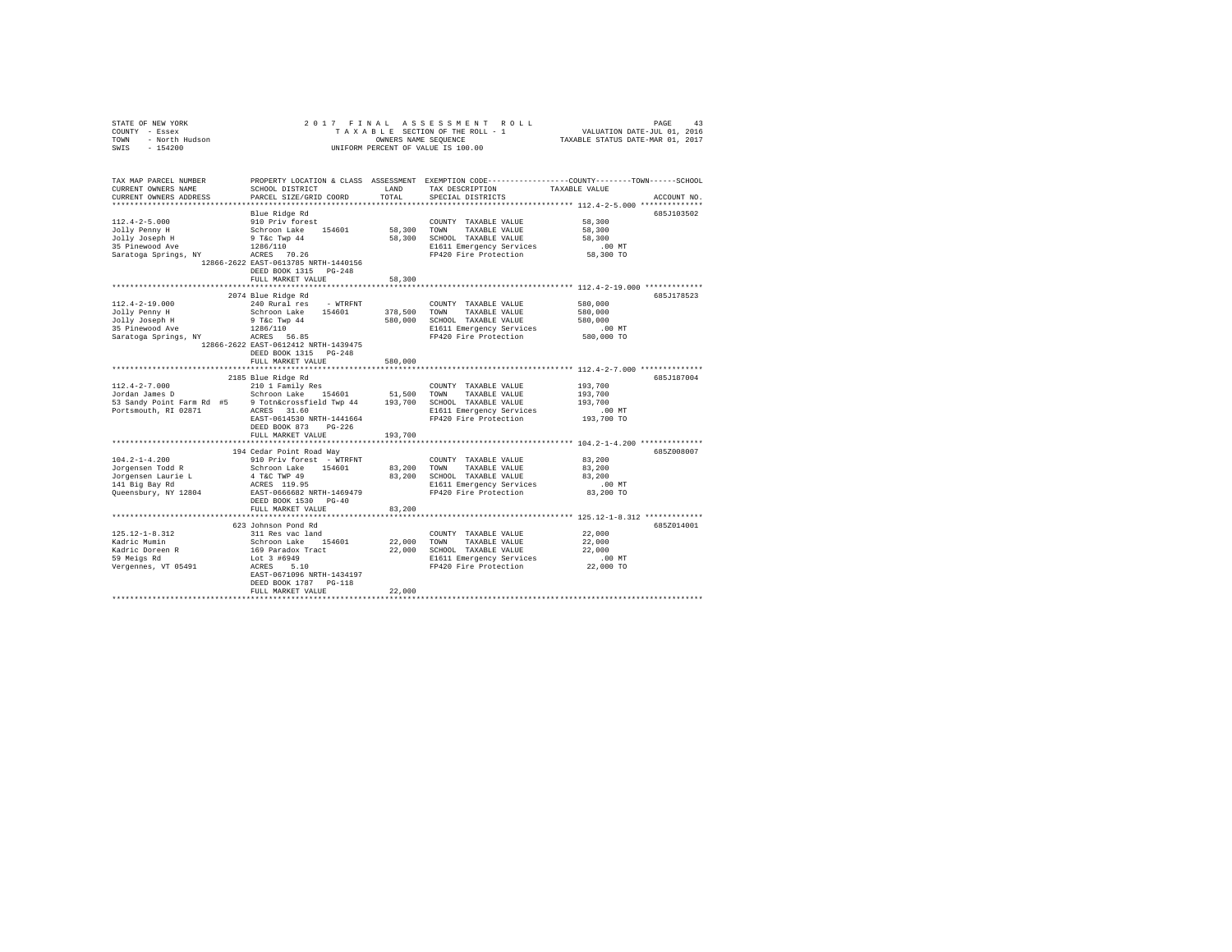STATE OF NEW YORK
COUNTY - Essex
TOWN - North Hudson
SWIS - 154200

2017 FINAL ASSESSMENT ROLL
TAXABLE SECTION OF THE ROLL - 1
OWNERS NAME SEQUENCE
UNIFORM PERCENT OF VALUE IS 100.00

VALUATION DATE-JUL 01, 2016
TAXABLE STATUS DATE-MAR 01, 2017

```
TAX MAP PARCEL NUMBER     PROPERTY LOCATION & CLASS  ASSESSMENT  EXEMPTION CODE------------------COUNTY--------TOWN------SCHOOL
CURRENT OWNERS NAME       SCHOOL DISTRICT               LAND      TAX DESCRIPTION            TAXABLE VALUE
CURRENT OWNERS ADDRESS    PARCEL SIZE/GRID COORD       TOTAL      SPECIAL DISTRICTS                                    ACCOUNT NO.
******************************************************************************************** 112.4-2-5.000 **************
                          Blue Ridge Rd                                                                            685J103502
112.4-2-5.000             910 Priv forest                         COUNTY  TAXABLE VALUE          58,300
Jolly Penny H             Schroon Lake   154601       58,300      TOWN    TAXABLE VALUE          58,300
Jolly Joseph H            9 T&c Twp 44                58,300      SCHOOL  TAXABLE VALUE          58,300
35 Pinewood Ave           1286/110                                E1611 Emergency Services          .00 MT
Saratoga Springs, NY      ACRES  70.26                            FP420 Fire Protection          58,300 TO
               12866-2622 EAST-0613785 NRTH-1440156
                          DEED BOOK 1315   PG-248
                          FULL MARKET VALUE           58,300
******************************************************************************************** 112.4-2-19.000 *************
                          2074 Blue Ridge Rd                                                                       685J178523
112.4-2-19.000            240 Rural res    - WTRFNT               COUNTY  TAXABLE VALUE         580,000
Jolly Penny H             Schroon Lake   154601      378,500      TOWN    TAXABLE VALUE         580,000
Jolly Joseph H            9 T&c Twp 44               580,000      SCHOOL  TAXABLE VALUE         580,000
35 Pinewood Ave           1286/110                                E1611 Emergency Services          .00 MT
Saratoga Springs, NY      ACRES  56.85                            FP420 Fire Protection         580,000 TO
               12866-2622 EAST-0612412 NRTH-1439475
                          DEED BOOK 1315   PG-248
                          FULL MARKET VALUE          580,000
******************************************************************************************** 112.4-2-7.000 **************
                          2185 Blue Ridge Rd                                                                       685J187004
112.4-2-7.000             210 1 Family Res                        COUNTY  TAXABLE VALUE         193,700
Jordan James D            Schroon Lake   154601       51,500      TOWN    TAXABLE VALUE         193,700
53 Sandy Point Farm Rd  #5  9 Totn&crossfield Twp 44  193,700     SCHOOL  TAXABLE VALUE         193,700
Portsmouth, RI 02871      ACRES  31.60                            E1611 Emergency Services          .00 MT
                          EAST-0614530 NRTH-1441664               FP420 Fire Protection         193,700 TO
                          DEED BOOK 873    PG-226
                          FULL MARKET VALUE          193,700
******************************************************************************************** 104.2-1-4.200 **************
                          194 Cedar Point Road Way                                                                 685Z008007
104.2-1-4.200             910 Priv forest  - WTRFNT               COUNTY  TAXABLE VALUE          83,200
Jorgensen Todd R          Schroon Lake   154601       83,200      TOWN    TAXABLE VALUE          83,200
Jorgensen Laurie L        4 T&C TWP 49                83,200      SCHOOL  TAXABLE VALUE          83,200
141 Big Bay Rd            ACRES 119.95                            E1611 Emergency Services          .00 MT
Queensbury, NY 12804      EAST-0666682 NRTH-1469479               FP420 Fire Protection          83,200 TO
                          DEED BOOK 1530   PG-40
                          FULL MARKET VALUE           83,200
******************************************************************************************** 125.12-1-8.312 *************
                          623 Johnson Pond Rd                                                                      685Z014001
125.12-1-8.312            311 Res vac land                        COUNTY  TAXABLE VALUE          22,000
Kadric Mumin              Schroon Lake   154601       22,000      TOWN    TAXABLE VALUE          22,000
Kadric Doreen R           169 Paradox Tract           22,000      SCHOOL  TAXABLE VALUE          22,000
59 Meigs Rd               Lot 3 #6949                             E1611 Emergency Services          .00 MT
Vergennes, VT 05491       ACRES   5.10                            FP420 Fire Protection          22,000 TO
                          EAST-0671096 NRTH-1434197
                          DEED BOOK 1787   PG-118
                          FULL MARKET VALUE           22,000
****************************************************************************************************************************
```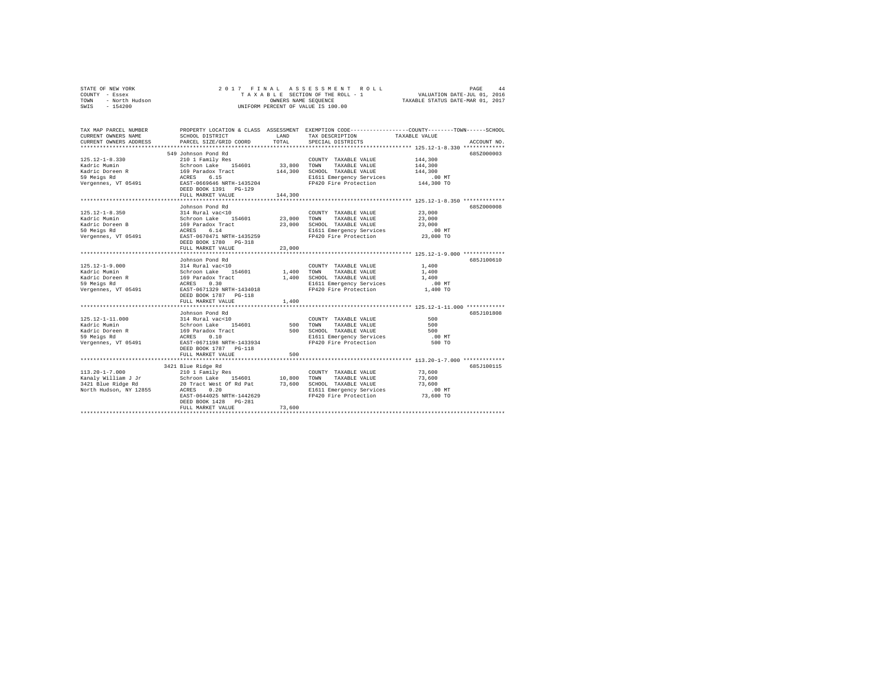STATE OF NEW YORK  
COUNTY - Essex  
TOWN - North Hudson  
SWIS - 154200

2017 FINAL ASSESSMENT ROLL  
TAXABLE SECTION OF THE ROLL - 1  
OWNERS NAME SEQUENCE  
UNIFORM PERCENT OF VALUE IS 100.00

VALUATION DATE-JUL 01, 2016  
TAXABLE STATUS DATE-MAR 01, 2017

| TAX MAP PARCEL NUMBER / CURRENT OWNERS NAME / CURRENT OWNERS ADDRESS | PROPERTY LOCATION & CLASS / SCHOOL DISTRICT / PARCEL SIZE/GRID COORD | ASSESSMENT LAND | TOTAL | EXEMPTION CODE / TAX DESCRIPTION / SPECIAL DISTRICTS | COUNTY--------TOWN------SCHOOL TAXABLE VALUE | ACCOUNT NO. |
|---|---|---|---|---|---|---|
| 125.12-1-8.330 | 549 Johnson Pond Rd | | | | | 685Z000003 |
| | 210 1 Family Res | | | COUNTY TAXABLE VALUE | 144,300 | |
| Kadric Mumin | Schroon Lake 154601 | 33,800 | | TOWN TAXABLE VALUE | 144,300 | |
| Kadric Doreen R | 169 Paradox Tract | | 144,300 | SCHOOL TAXABLE VALUE | 144,300 | |
| 59 Meigs Rd | ACRES 6.15 | | | E1611 Emergency Services | .00 MT | |
| Vergennes, VT 05491 | EAST-0669646 NRTH-1435204 | | | FP420 Fire Protection | 144,300 TO | |
| | DEED BOOK 1391 PG-129 | | | | | |
| | FULL MARKET VALUE | | 144,300 | | | |
| 125.12-1-8.350 | Johnson Pond Rd | | | | | 685Z000008 |
| | 314 Rural vac<10 | | | COUNTY TAXABLE VALUE | 23,000 | |
| Kadric Mumin | Schroon Lake 154601 | 23,000 | | TOWN TAXABLE VALUE | 23,000 | |
| Kadric Doreen B | 169 Paradox Tract | | 23,000 | SCHOOL TAXABLE VALUE | 23,000 | |
| 50 Meigs Rd | ACRES 6.14 | | | E1611 Emergency Services | .00 MT | |
| Vergennes, VT 05491 | EAST-0670471 NRTH-1435259 | | | FP420 Fire Protection | 23,000 TO | |
| | DEED BOOK 1780 PG-318 | | | | | |
| | FULL MARKET VALUE | | 23,000 | | | |
| 125.12-1-9.000 | Johnson Pond Rd | | | | | 685J100610 |
| | 314 Rural vac<10 | | | COUNTY TAXABLE VALUE | 1,400 | |
| Kadric Mumin | Schroon Lake 154601 | 1,400 | | TOWN TAXABLE VALUE | 1,400 | |
| Kadric Doreen R | 169 Paradox Tract | | 1,400 | SCHOOL TAXABLE VALUE | 1,400 | |
| 59 Meigs Rd | ACRES 0.30 | | | E1611 Emergency Services | .00 MT | |
| Vergennes, VT 05491 | EAST-0671329 NRTH-1434018 | | | FP420 Fire Protection | 1,400 TO | |
| | DEED BOOK 1787 PG-118 | | | | | |
| | FULL MARKET VALUE | | 1,400 | | | |
| 125.12-1-11.000 | Johnson Pond Rd | | | | | 685J101808 |
| | 314 Rural vac<10 | | | COUNTY TAXABLE VALUE | 500 | |
| Kadric Mumin | Schroon Lake 154601 | 500 | | TOWN TAXABLE VALUE | 500 | |
| Kadric Doreen R | 169 Paradox Tract | | 500 | SCHOOL TAXABLE VALUE | 500 | |
| 59 Meigs Rd | ACRES 0.10 | | | E1611 Emergency Services | .00 MT | |
| Vergennes, VT 05491 | EAST-0671198 NRTH-1433934 | | | FP420 Fire Protection | 500 TO | |
| | DEED BOOK 1787 PG-118 | | | | | |
| | FULL MARKET VALUE | | 500 | | | |
| 113.20-1-7.000 | 3421 Blue Ridge Rd | | | | | 685J100115 |
| | 210 1 Family Res | | | COUNTY TAXABLE VALUE | 73,600 | |
| Kanaly William J Jr | Schroon Lake 154601 | 10,800 | | TOWN TAXABLE VALUE | 73,600 | |
| 3421 Blue Ridge Rd | 20 Tract West Of Rd Pat | | 73,600 | SCHOOL TAXABLE VALUE | 73,600 | |
| North Hudson, NY 12855 | ACRES 0.20 | | | E1611 Emergency Services | .00 MT | |
| | EAST-0644025 NRTH-1442629 | | | FP420 Fire Protection | 73,600 TO | |
| | DEED BOOK 1428 PG-281 | | | | | |
| | FULL MARKET VALUE | | 73,600 | | | |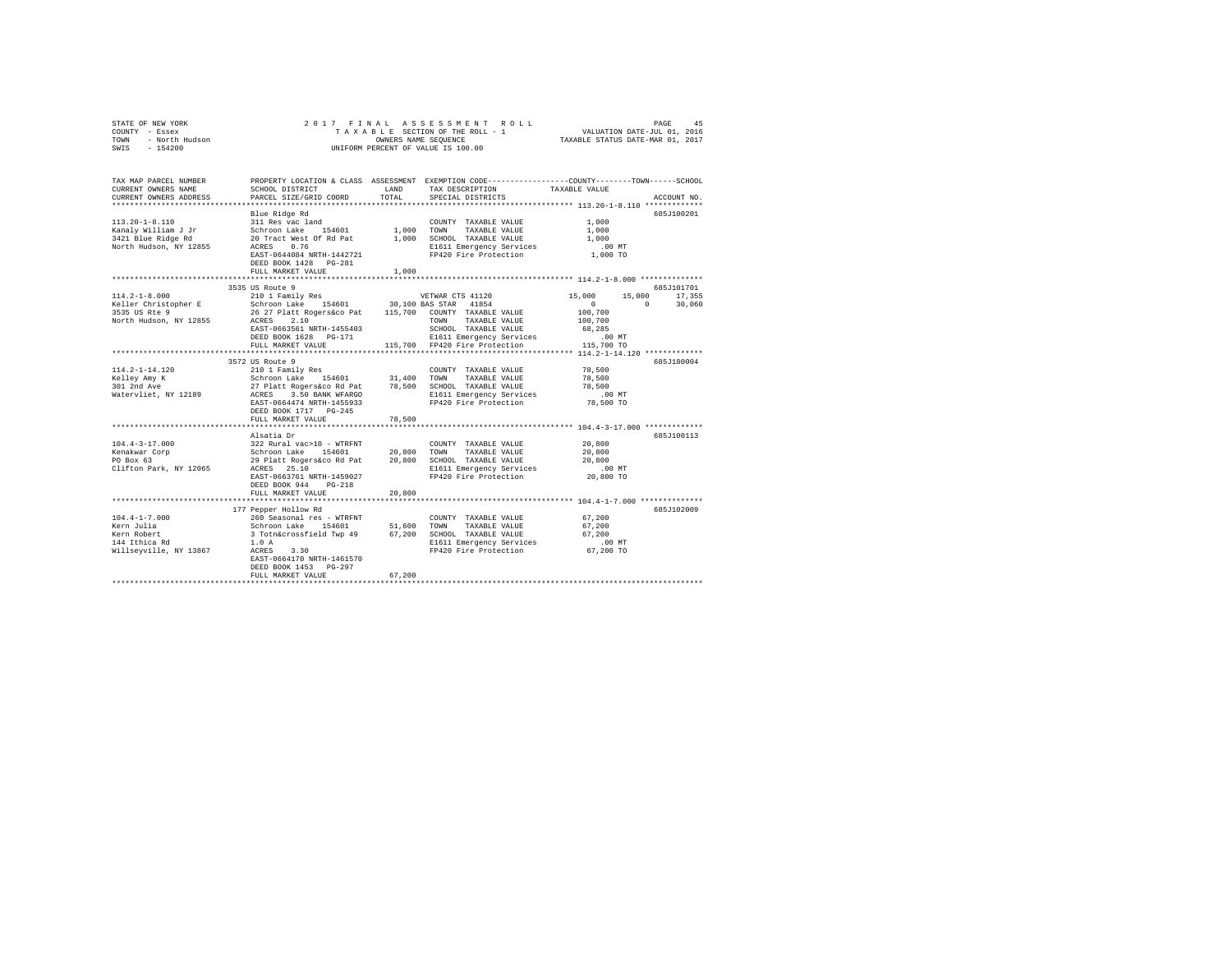STATE OF NEW YORK | 2017 FINAL ASSESSMENT ROLL | VALUATION DATE-JUL 01, 2016
COUNTY - Essex | TAXABLE SECTION OF THE ROLL - 1 | TAXABLE STATUS DATE-MAR 01, 2017
TOWN - North Hudson | OWNERS NAME SEQUENCE
SWIS - 154200 | UNIFORM PERCENT OF VALUE IS 100.00

```
TAX MAP PARCEL NUMBER          PROPERTY LOCATION & CLASS  ASSESSMENT  EXEMPTION CODE-----------------COUNTY--------TOWN------SCHOOL
CURRENT OWNERS NAME            SCHOOL DISTRICT              LAND      TAX DESCRIPTION            TAXABLE VALUE
CURRENT OWNERS ADDRESS         PARCEL SIZE/GRID COORD       TOTAL     SPECIAL DISTRICTS                                       ACCOUNT NO.
************************************************************************************************* 113.20-1-8.110 *************
                               Blue Ridge Rd                                                                                685J100201
113.20-1-8.110                 311 Res vac land                       COUNTY  TAXABLE VALUE            1,000
Kanaly William J Jr            Schroon Lake    154601       1,000     TOWN    TAXABLE VALUE            1,000
3421 Blue Ridge Rd             20 Tract West Of Rd Pat      1,000     SCHOOL  TAXABLE VALUE            1,000
North Hudson, NY 12855         ACRES    0.76                          E1611 Emergency Services           .00 MT
                               EAST-0644084 NRTH-1442721              FP420 Fire Protection            1,000 TO
                               DEED BOOK 1428   PG-281
                               FULL MARKET VALUE            1,000
************************************************************************************************* 114.2-1-8.000 **************
                               3535 US Route 9                                                                              685J101701
114.2-1-8.000                  210 1 Family Res                       VETWAR CTS 41120            15,000     15,000     17,355
Keller Christopher E           Schroon Lake    154601      30,100 BAS STAR   41854                    0          0     30,060
3535 US Rte 9                  26 27 Platt Rogers&co Pat  115,700     COUNTY  TAXABLE VALUE          100,700
North Hudson, NY 12855         ACRES    2.10                          TOWN    TAXABLE VALUE          100,700
                               EAST-0663561 NRTH-1455403              SCHOOL  TAXABLE VALUE           68,285
                               DEED BOOK 1628   PG-171                E1611 Emergency Services           .00 MT
                               FULL MARKET VALUE          115,700     FP420 Fire Protection          115,700 TO
************************************************************************************************* 114.2-1-14.120 *************
                               3572 US Route 9                                                                              685J180004
114.2-1-14.120                 210 1 Family Res                       COUNTY  TAXABLE VALUE           78,500
Kelley Amy K                   Schroon Lake    154601      31,400     TOWN    TAXABLE VALUE           78,500
301 2nd Ave                    27 Platt Rogers&co Rd Pat   78,500     SCHOOL  TAXABLE VALUE           78,500
Watervliet, NY 12189           ACRES    3.50 BANK WFARGO              E1611 Emergency Services           .00 MT
                               EAST-0664474 NRTH-1455933              FP420 Fire Protection           78,500 TO
                               DEED BOOK 1717   PG-245
                               FULL MARKET VALUE           78,500
************************************************************************************************* 104.4-3-17.000 *************
                               Alsatia Dr                                                                                   685J100113
104.4-3-17.000                 322 Rural vac>10 - WTRFNT              COUNTY  TAXABLE VALUE           20,800
Kenakwar Corp                  Schroon Lake    154601      20,800     TOWN    TAXABLE VALUE           20,800
PO Box 63                      29 Platt Rogers&co Rd Pat   20,800     SCHOOL  TAXABLE VALUE           20,800
Clifton Park, NY 12065         ACRES   25.10                          E1611 Emergency Services           .00 MT
                               EAST-0663761 NRTH-1459027              FP420 Fire Protection           20,800 TO
                               DEED BOOK 944    PG-218
                               FULL MARKET VALUE           20,800
************************************************************************************************* 104.4-1-7.000 **************
                               177 Pepper Hollow Rd                                                                         685J102009
104.4-1-7.000                  260 Seasonal res - WTRFNT              COUNTY  TAXABLE VALUE           67,200
Kern Julia                     Schroon Lake    154601      51,600     TOWN    TAXABLE VALUE           67,200
Kern Robert                    3 Totn&crossfield Twp 49    67,200     SCHOOL  TAXABLE VALUE           67,200
144 Ithica Rd                  1.0 A                                  E1611 Emergency Services           .00 MT
Willseyville, NY 13867         ACRES    3.30                          FP420 Fire Protection           67,200 TO
                               EAST-0664170 NRTH-1461570
                               DEED BOOK 1453   PG-297
                               FULL MARKET VALUE           67,200
********************************************************************************************************************************
```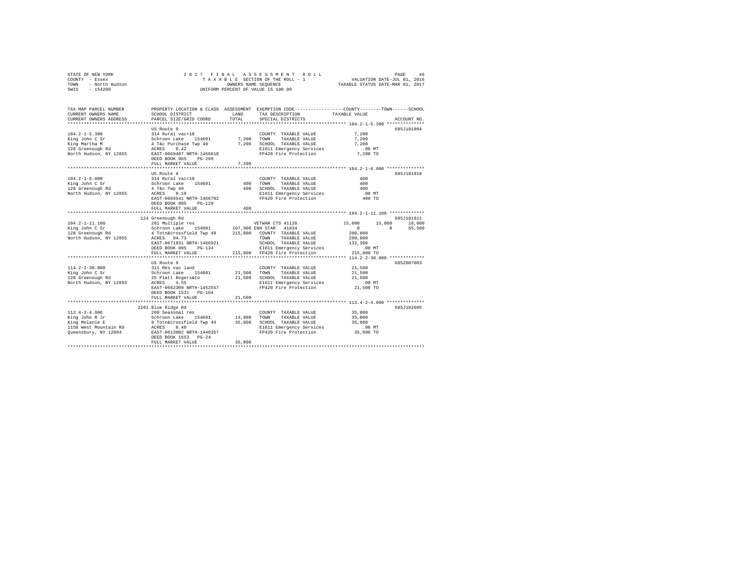STATE OF NEW YORK
COUNTY - Essex
TOWN - North Hudson
SWIS - 154200

2 0 1 7 F I N A L A S S E S S M E N T R O L L
T A X A B L E SECTION OF THE ROLL - 1
OWNERS NAME SEQUENCE
UNIFORM PERCENT OF VALUE IS 100.00

VALUATION DATE-JUL 01, 2016
TAXABLE STATUS DATE-MAR 01, 2017

```
TAX MAP PARCEL NUMBER          PROPERTY LOCATION & CLASS  ASSESSMENT  EXEMPTION CODE-----------------COUNTY--------TOWN------SCHOOL
CURRENT OWNERS NAME            SCHOOL DISTRICT              LAND      TAX DESCRIPTION              TAXABLE VALUE
CURRENT OWNERS ADDRESS         PARCEL SIZE/GRID COORD       TOTAL     SPECIAL DISTRICTS                                   ACCOUNT NO.
******************************************************************************************************* 104.2-1-5.300 **************
                               US Route 9                                                                                 685J181004
104.2-1-5.300                  314 Rural vac<10                        COUNTY  TAXABLE VALUE              7,200
King John C Sr                 Schroon Lake    154601        7,200     TOWN    TAXABLE VALUE              7,200
King Martha M                  4 T&c Purchase Twp 49         7,200     SCHOOL  TAXABLE VALUE              7,200
128 Greenough Rd               ACRES    0.42                           E1611 Emergency Services            .00 MT
North Hudson, NY 12855         EAST-0669487 NRTH-1466618               FP420 Fire Protection             7,200 TO
                               DEED BOOK 965    PG-299
                               FULL MARKET VALUE             7,200
******************************************************************************************************* 104.2-1-6.000 **************
                               US Route 9                                                                                 685J101910
104.2-1-6.000                  314 Rural vac<10                        COUNTY  TAXABLE VALUE                400
King John C Sr                 Schroon Lake    154601          400     TOWN    TAXABLE VALUE                400
128 Greenough Rd               4 T&c Twp 49                    400     SCHOOL  TAXABLE VALUE                400
North Hudson, NY 12855         ACRES    0.19                           E1611 Emergency Services            .00 MT
                               EAST-0669541 NRTH-1466702               FP420 Fire Protection               400 TO
                               DEED BOOK 805    PG-129
                               FULL MARKET VALUE               400
******************************************************************************************************* 104.2-1-11.100 *************
                               124 Greenough Rd                                                                           685J101911
104.2-1-11.100                 281 Multiple res                        VETWAR CTS 41120          15,000      15,000      18,000
King John C Sr                 Schroon Lake    154601      107,900 ENH STAR    41834                  0           0      65,500
128 Greenough Rd               4 Totn&crossfield Twp 49    215,800     COUNTY  TAXABLE VALUE            200,800
North Hudson, NY 12855         ACRES   94.73                           TOWN    TAXABLE VALUE            200,800
                               EAST-0671831 NRTH-1466921               SCHOOL  TAXABLE VALUE            132,300
                               DEED BOOK 805    PG-134                 E1611 Emergency Services            .00 MT
                               FULL MARKET VALUE           215,800     FP420 Fire Protection           215,800 TO
******************************************************************************************************* 114.2-2-30.000 *************
                               US Route 9                                                                                 685Z007003
114.2-2-30.000                 311 Res vac land                        COUNTY  TAXABLE VALUE             21,500
King John C Sr                 Schroon Lake    154601       21,500     TOWN    TAXABLE VALUE             21,500
128 Greenough Rd               25 Platt Rogers&Co           21,500     SCHOOL  TAXABLE VALUE             21,500
North Hudson, NY 12855         ACRES    4.55                           E1611 Emergency Services            .00 MT
                               EAST-0662309 NRTH-1452557               FP420 Fire Protection            21,500 TO
                               DEED BOOK 1531   PG-164
                               FULL MARKET VALUE            21,500
******************************************************************************************************* 112.4-2-4.000 **************
                               2101 Blue Ridge Rd                                                                         685J102605
112.4-2-4.000                  260 Seasonal res                        COUNTY  TAXABLE VALUE             35,000
King John R Jr                 Schroon Lake    154601       14,900     TOWN    TAXABLE VALUE             35,000
King Melanie E                 9 Totn&crossfield Twp 44     35,000     SCHOOL  TAXABLE VALUE             35,000
1158 West Mountain Rd          ACRES    0.40                           E1611 Emergency Services            .00 MT
Queensbury, NY 12804           EAST-0613082 NRTH-1440357               FP420 Fire Protection            35,000 TO
                               DEED BOOK 1653   PG-24
                               FULL MARKET VALUE            35,000
************************************************************************************************************************************
```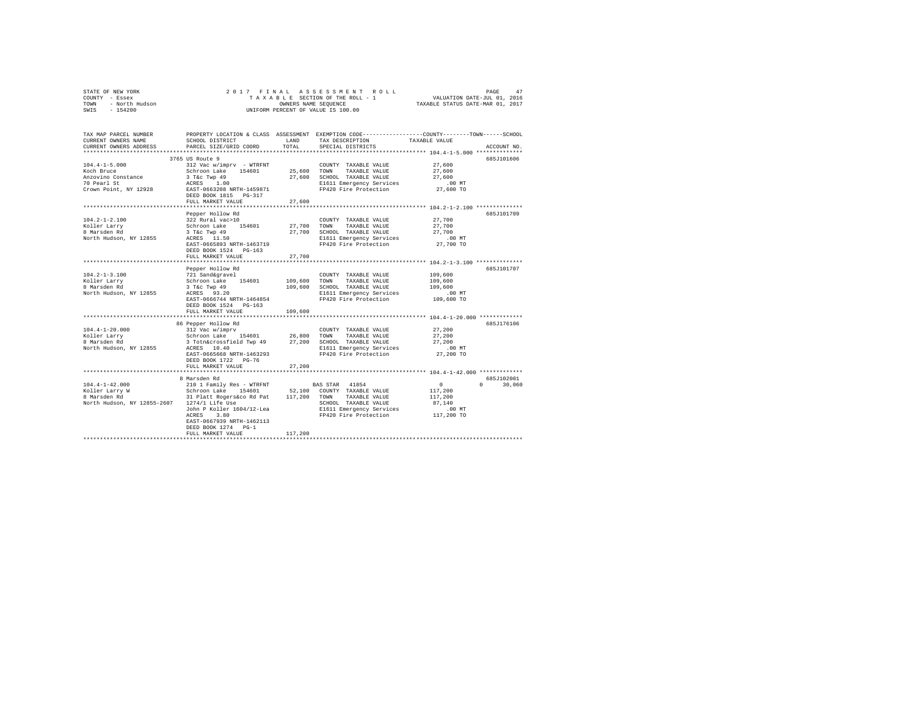STATE OF NEW YORK
COUNTY - Essex
TOWN - North Hudson
SWIS - 154200

2 0 1 7 F I N A L A S S E S S M E N T R O L L
T A X A B L E SECTION OF THE ROLL - 1
OWNERS NAME SEQUENCE
UNIFORM PERCENT OF VALUE IS 100.00

VALUATION DATE-JUL 01, 2016
TAXABLE STATUS DATE-MAR 01, 2017

```
TAX MAP PARCEL NUMBER          PROPERTY LOCATION & CLASS  ASSESSMENT  EXEMPTION CODE-----------------COUNTY--------TOWN------SCHOOL
CURRENT OWNERS NAME            SCHOOL DISTRICT              LAND      TAX DESCRIPTION            TAXABLE VALUE
CURRENT OWNERS ADDRESS         PARCEL SIZE/GRID COORD       TOTAL     SPECIAL DISTRICTS                                  ACCOUNT NO.
******************************************************************************************************* 104.4-1-5.000 **************
                          3765 US Route 9                                                                           685J101606
104.4-1-5.000             312 Vac w/imprv - WTRFNT               COUNTY  TAXABLE VALUE            27,600
Koch Bruce                Schroon Lake    154601       25,600    TOWN    TAXABLE VALUE            27,600
Anzovino Constance        3 T&c Twp 49                 27,600    SCHOOL  TAXABLE VALUE            27,600
70 Pearl St               ACRES    1.00                          E1611 Emergency Services            .00 MT
Crown Point, NY 12928     EAST-0663208 NRTH-1459871              FP420 Fire Protection            27,600 TO
                          DEED BOOK 1815   PG-317
                          FULL MARKET VALUE            27,600
******************************************************************************************************* 104.2-1-2.100 **************
                          Pepper Hollow Rd                                                                          685J101709
104.2-1-2.100             322 Rural vac>10                       COUNTY  TAXABLE VALUE            27,700
Koller Larry              Schroon Lake    154601       27,700    TOWN    TAXABLE VALUE            27,700
8 Marsden Rd              3 T&c Twp 49                 27,700    SCHOOL  TAXABLE VALUE            27,700
North Hudson, NY 12855    ACRES   11.50                          E1611 Emergency Services            .00 MT
                          EAST-0665893 NRTH-1463719              FP420 Fire Protection            27,700 TO
                          DEED BOOK 1524   PG-163
                          FULL MARKET VALUE            27,700
******************************************************************************************************* 104.2-1-3.100 **************
                          Pepper Hollow Rd                                                                          685J101707
104.2-1-3.100             721 Sand&gravel                        COUNTY  TAXABLE VALUE           109,600
Koller Larry              Schroon Lake    154601      109,600    TOWN    TAXABLE VALUE           109,600
8 Marsden Rd              3 T&c Twp 49                109,600    SCHOOL  TAXABLE VALUE           109,600
North Hudson, NY 12855    ACRES   93.20                          E1611 Emergency Services            .00 MT
                          EAST-0666744 NRTH-1464854              FP420 Fire Protection           109,600 TO
                          DEED BOOK 1524   PG-163
                          FULL MARKET VALUE           109,600
******************************************************************************************************* 104.4-1-20.000 *************
                          86 Pepper Hollow Rd                                                                       685J176106
104.4-1-20.000            312 Vac w/imprv                        COUNTY  TAXABLE VALUE            27,200
Koller Larry              Schroon Lake    154601       26,800    TOWN    TAXABLE VALUE            27,200
8 Marsden Rd              3 Totn&crossfield Twp 49     27,200    SCHOOL  TAXABLE VALUE            27,200
North Hudson, NY 12855    ACRES   10.40                          E1611 Emergency Services            .00 MT
                          EAST-0665668 NRTH-1463293              FP420 Fire Protection            27,200 TO
                          DEED BOOK 1722   PG-76
                          FULL MARKET VALUE            27,200
******************************************************************************************************* 104.4-1-42.000 *************
                          8 Marsden Rd                                                                              685J102001
104.4-1-42.000            210 1 Family Res - WTRFNT              BAS STAR  41854                      0            0      30,060
Koller Larry W            Schroon Lake    154601       52,100    COUNTY  TAXABLE VALUE           117,200
8 Marsden Rd              31 Platt Rogers&co Rd Pat   117,200    TOWN    TAXABLE VALUE           117,200
North Hudson, NY 12855-2607  1274/1 Life Use                     SCHOOL  TAXABLE VALUE            87,140
                          John P Koller 1604/12-Lea              E1611 Emergency Services            .00 MT
                          ACRES    3.80                          FP420 Fire Protection           117,200 TO
                          EAST-0667939 NRTH-1462113
                          DEED BOOK 1274   PG-1
                          FULL MARKET VALUE           117,200
************************************************************************************************************************************
```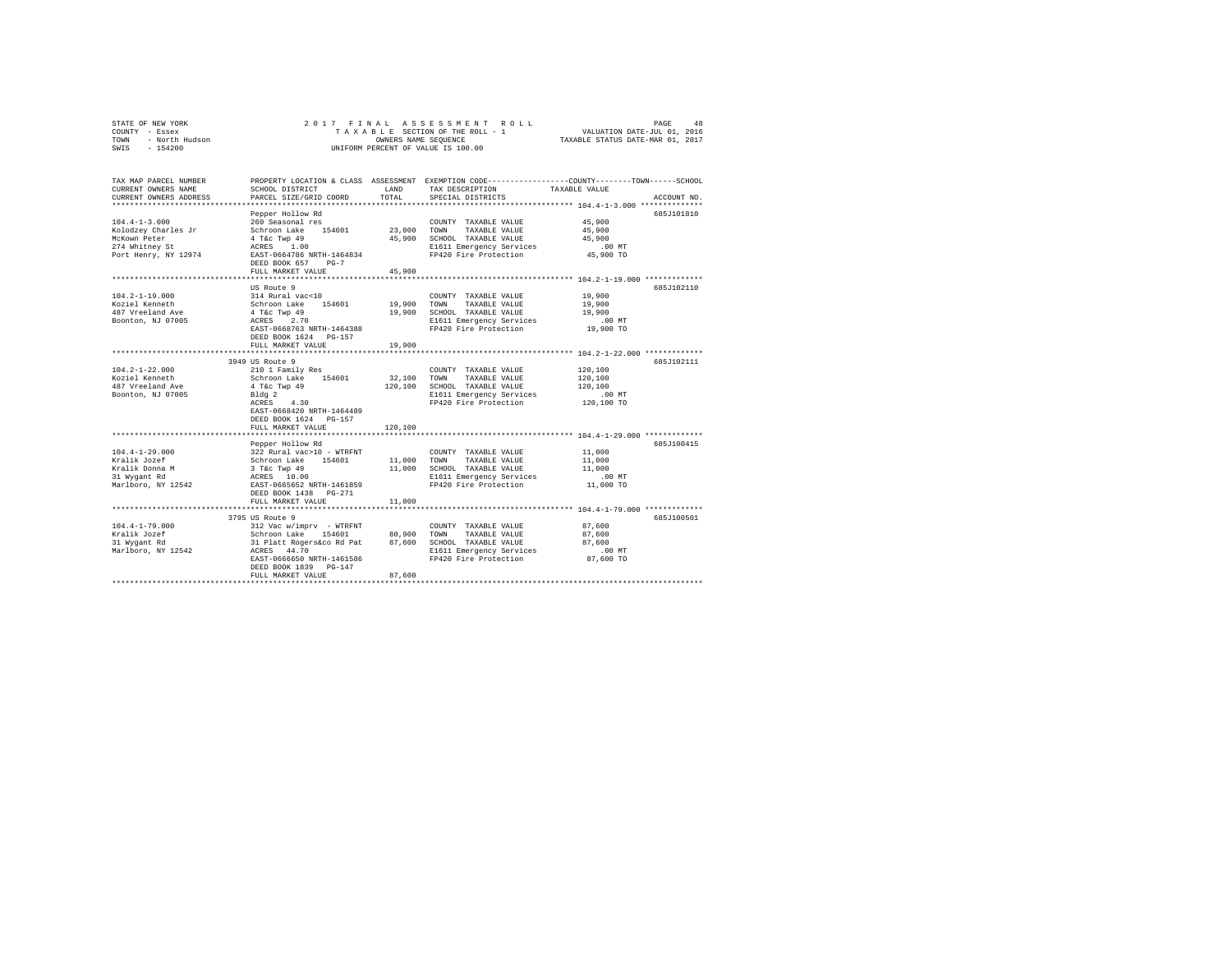STATE OF NEW YORK
COUNTY - Essex
TOWN - North Hudson
SWIS - 154200

2 0 1 7 F I N A L A S S E S S M E N T R O L L
T A X A B L E SECTION OF THE ROLL - 1
OWNERS NAME SEQUENCE
UNIFORM PERCENT OF VALUE IS 100.00

VALUATION DATE-JUL 01, 2016
TAXABLE STATUS DATE-MAR 01, 2017

| TAX MAP PARCEL NUMBER / CURRENT OWNERS NAME / CURRENT OWNERS ADDRESS | PROPERTY LOCATION & CLASS / SCHOOL DISTRICT / PARCEL SIZE/GRID COORD | ASSESSMENT LAND / TOTAL | EXEMPTION CODE / TAX DESCRIPTION / SPECIAL DISTRICTS | COUNTY / TOWN / SCHOOL TAXABLE VALUE | ACCOUNT NO. |
|---|---|---|---|---|---|
| 104.4-1-3.000 | Pepper Hollow Rd | | | | 685J101810 |
| Kolodzey Charles Jr | 260 Seasonal res | | COUNTY TAXABLE VALUE | 45,900 | |
| McKown Peter | Schroon Lake 154601 | 23,000 | TOWN TAXABLE VALUE | 45,900 | |
| 274 Whitney St | 4 T&c Twp 49 | 45,900 | SCHOOL TAXABLE VALUE | 45,900 | |
| Port Henry, NY 12974 | ACRES 1.00 | | E1611 Emergency Services | .00 MT | |
| | EAST-0664786 NRTH-1464834 | | FP420 Fire Protection | 45,900 TO | |
| | DEED BOOK 657 PG-7 | | | | |
| | FULL MARKET VALUE | 45,900 | | | |
| 104.2-1-19.000 | US Route 9 | | | | 685J102110 |
| Koziel Kenneth | 314 Rural vac<10 | | COUNTY TAXABLE VALUE | 19,900 | |
| 487 Vreeland Ave | Schroon Lake 154601 | 19,900 | TOWN TAXABLE VALUE | 19,900 | |
| Boonton, NJ 07005 | 4 T&c Twp 49 | 19,900 | SCHOOL TAXABLE VALUE | 19,900 | |
| | ACRES 2.70 | | E1611 Emergency Services | .00 MT | |
| | EAST-0668763 NRTH-1464388 | | FP420 Fire Protection | 19,900 TO | |
| | DEED BOOK 1624 PG-157 | | | | |
| | FULL MARKET VALUE | 19,900 | | | |
| 104.2-1-22.000 | 3949 US Route 9 | | | | 685J102111 |
| Koziel Kenneth | 210 1 Family Res | | COUNTY TAXABLE VALUE | 120,100 | |
| 487 Vreeland Ave | Schroon Lake 154601 | 32,100 | TOWN TAXABLE VALUE | 120,100 | |
| Boonton, NJ 07005 | 4 T&c Twp 49 | 120,100 | SCHOOL TAXABLE VALUE | 120,100 | |
| | Bldg 2 | | E1611 Emergency Services | .00 MT | |
| | ACRES 4.30 | | FP420 Fire Protection | 120,100 TO | |
| | EAST-0668420 NRTH-1464489 | | | | |
| | DEED BOOK 1624 PG-157 | | | | |
| | FULL MARKET VALUE | 120,100 | | | |
| 104.4-1-29.000 | Pepper Hollow Rd | | | | 685J100415 |
| Kralik Jozef | 322 Rural vac>10 - WTRFNT | | COUNTY TAXABLE VALUE | 11,000 | |
| Kralik Donna M | Schroon Lake 154601 | 11,000 | TOWN TAXABLE VALUE | 11,000 | |
| 31 Wygant Rd | 3 T&c Twp 49 | 11,000 | SCHOOL TAXABLE VALUE | 11,000 | |
| Marlboro, NY 12542 | ACRES 10.00 | | E1611 Emergency Services | .00 MT | |
| | EAST-0665652 NRTH-1461859 | | FP420 Fire Protection | 11,000 TO | |
| | DEED BOOK 1438 PG-271 | | | | |
| | FULL MARKET VALUE | 11,000 | | | |
| 104.4-1-79.000 | 3795 US Route 9 | | | | 685J100501 |
| Kralik Jozef | 312 Vac w/imprv - WTRFNT | | COUNTY TAXABLE VALUE | 87,600 | |
| 31 Wygant Rd | Schroon Lake 154601 | 80,900 | TOWN TAXABLE VALUE | 87,600 | |
| Marlboro, NY 12542 | 31 Platt Rogers&co Rd Pat | 87,600 | SCHOOL TAXABLE VALUE | 87,600 | |
| | ACRES 44.70 | | E1611 Emergency Services | .00 MT | |
| | EAST-0666650 NRTH-1461586 | | FP420 Fire Protection | 87,600 TO | |
| | DEED BOOK 1839 PG-147 | | | | |
| | FULL MARKET VALUE | 87,600 | | | |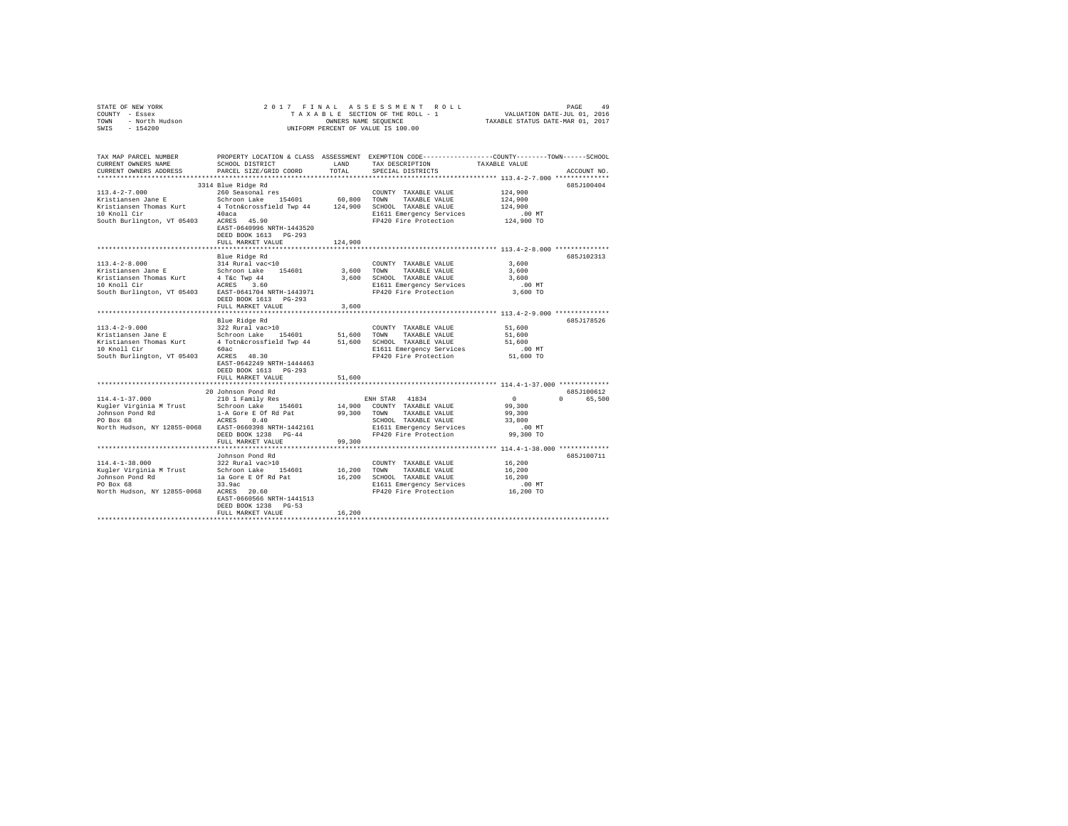STATE OF NEW YORK | 2017 FINAL ASSESSMENT ROLL | VALUATION DATE-JUL 01, 2016
COUNTY - Essex | TAXABLE SECTION OF THE ROLL - 1 | TAXABLE STATUS DATE-MAR 01, 2017
TOWN - North Hudson | OWNERS NAME SEQUENCE
SWIS - 154200 | UNIFORM PERCENT OF VALUE IS 100.00

| TAX MAP PARCEL NUMBER / CURRENT OWNERS NAME / CURRENT OWNERS ADDRESS | PROPERTY LOCATION & CLASS / SCHOOL DISTRICT / PARCEL SIZE/GRID COORD | ASSESSMENT LAND | TOTAL | EXEMPTION CODE / TAX DESCRIPTION / SPECIAL DISTRICTS | COUNTY | TOWN | SCHOOL / TAXABLE VALUE | ACCOUNT NO. |
|---|---|---|---|---|---|---|---|---|
| **113.4-2-7.000** | 3314 Blue Ridge Rd | | | | | | | 685J100404 |
| Kristiansen Jane E | 260 Seasonal res | | | COUNTY TAXABLE VALUE | 124,900 | | | |
| Kristiansen Thomas Kurt | Schroon Lake 154601 | 60,800 | | TOWN TAXABLE VALUE | | 124,900 | | |
| 10 Knoll Cir | 4 Totn&crossfield Twp 44 | | 124,900 | SCHOOL TAXABLE VALUE | | | 124,900 | |
| South Burlington, VT 05403 | 40aca | | | E1611 Emergency Services | | | .00 MT | |
| | ACRES 45.90 | | | FP420 Fire Protection | | | 124,900 TO | |
| | EAST-0640996 NRTH-1443520 | | | | | | | |
| | DEED BOOK 1613 PG-293 | | | | | | | |
| | FULL MARKET VALUE | | 124,900 | | | | | |
| **113.4-2-8.000** | Blue Ridge Rd | | | | | | | 685J102313 |
| Kristiansen Jane E | 314 Rural vac<10 | | | COUNTY TAXABLE VALUE | 3,600 | | | |
| Kristiansen Thomas Kurt | Schroon Lake 154601 | 3,600 | | TOWN TAXABLE VALUE | | 3,600 | | |
| 10 Knoll Cir | 4 T&c Twp 44 | | 3,600 | SCHOOL TAXABLE VALUE | | | 3,600 | |
| South Burlington, VT 05403 | ACRES 3.60 | | | E1611 Emergency Services | | | .00 MT | |
| | EAST-0641704 NRTH-1443971 | | | FP420 Fire Protection | | | 3,600 TO | |
| | DEED BOOK 1613 PG-293 | | | | | | | |
| | FULL MARKET VALUE | | 3,600 | | | | | |
| **113.4-2-9.000** | Blue Ridge Rd | | | | | | | 685J178526 |
| Kristiansen Jane E | 322 Rural vac>10 | | | COUNTY TAXABLE VALUE | 51,600 | | | |
| Kristiansen Thomas Kurt | Schroon Lake 154601 | 51,600 | | TOWN TAXABLE VALUE | | 51,600 | | |
| 10 Knoll Cir | 4 Totn&crossfield Twp 44 | | 51,600 | SCHOOL TAXABLE VALUE | | | 51,600 | |
| South Burlington, VT 05403 | 60ac | | | E1611 Emergency Services | | | .00 MT | |
| | ACRES 48.30 | | | FP420 Fire Protection | | | 51,600 TO | |
| | EAST-0642249 NRTH-1444463 | | | | | | | |
| | DEED BOOK 1613 PG-293 | | | | | | | |
| | FULL MARKET VALUE | | 51,600 | | | | | |
| **114.4-1-37.000** | 20 Johnson Pond Rd | | | | | | | 685J100612 |
| Kugler Virginia M Trust | 210 1 Family Res | | | ENH STAR 41834 | 0 | 0 | 65,500 | |
| Johnson Pond Rd | Schroon Lake 154601 | 14,900 | | COUNTY TAXABLE VALUE | 99,300 | | | |
| PO Box 68 | 1-A Gore E Of Rd Pat | | 99,300 | TOWN TAXABLE VALUE | | 99,300 | | |
| North Hudson, NY 12855-0068 | ACRES 0.40 | | | SCHOOL TAXABLE VALUE | | | 33,800 | |
| | EAST-0660398 NRTH-1442161 | | | E1611 Emergency Services | | | .00 MT | |
| | DEED BOOK 1238 PG-44 | | | FP420 Fire Protection | | | 99,300 TO | |
| | FULL MARKET VALUE | | 99,300 | | | | | |
| **114.4-1-38.000** | Johnson Pond Rd | | | | | | | 685J100711 |
| Kugler Virginia M Trust | 322 Rural vac>10 | | | COUNTY TAXABLE VALUE | 16,200 | | | |
| Johnson Pond Rd | Schroon Lake 154601 | 16,200 | | TOWN TAXABLE VALUE | | 16,200 | | |
| PO Box 68 | 1a Gore E Of Rd Pat | | 16,200 | SCHOOL TAXABLE VALUE | | | 16,200 | |
| North Hudson, NY 12855-0068 | 33.9ac | | | E1611 Emergency Services | | | .00 MT | |
| | ACRES 20.60 | | | FP420 Fire Protection | | | 16,200 TO | |
| | EAST-0660566 NRTH-1441513 | | | | | | | |
| | DEED BOOK 1238 PG-53 | | | | | | | |
| | FULL MARKET VALUE | | 16,200 | | | | | |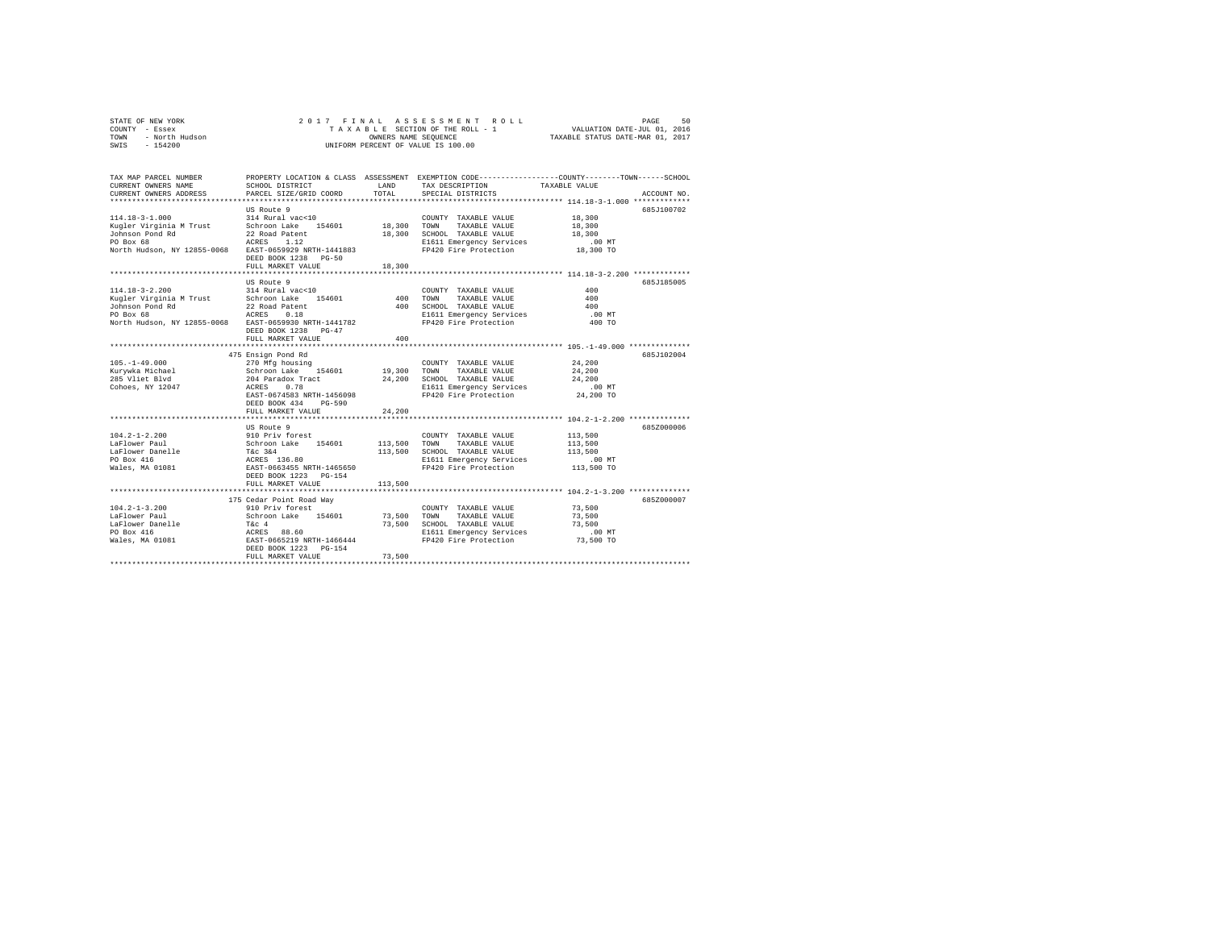STATE OF NEW YORK — 2017 FINAL ASSESSMENT ROLL — TAXABLE SECTION OF THE ROLL - 1 — VALUATION DATE-JUL 01, 2016
COUNTY - Essex — OWNERS NAME SEQUENCE — TAXABLE STATUS DATE-MAR 01, 2017
TOWN - North Hudson — UNIFORM PERCENT OF VALUE IS 100.00
SWIS - 154200

| TAX MAP PARCEL NUMBER / CURRENT OWNERS NAME / CURRENT OWNERS ADDRESS | PROPERTY LOCATION & CLASS / SCHOOL DISTRICT / PARCEL SIZE/GRID COORD | ASSESSMENT LAND | TOTAL | EXEMPTION CODE / TAX DESCRIPTION / SPECIAL DISTRICTS | TAXABLE VALUE (COUNTY--TOWN--SCHOOL) | ACCOUNT NO. |
|---|---|---|---|---|---|---|
| 114.18-3-1.000 | US Route 9 | | | | | 685J100702 |
| | 314 Rural vac<10 | | | COUNTY TAXABLE VALUE | 18,300 | |
| Kugler Virginia M Trust | Schroon Lake 154601 | 18,300 | | TOWN TAXABLE VALUE | 18,300 | |
| Johnson Pond Rd | 22 Road Patent | | 18,300 | SCHOOL TAXABLE VALUE | 18,300 | |
| PO Box 68 | ACRES 1.12 | | | E1611 Emergency Services | .00 MT | |
| North Hudson, NY 12855-0068 | EAST-0659929 NRTH-1441883 | | | FP420 Fire Protection | 18,300 TO | |
| | DEED BOOK 1238 PG-50 | | | | | |
| | FULL MARKET VALUE | | 18,300 | | | |
| 114.18-3-2.200 | US Route 9 | | | | | 685J185005 |
| | 314 Rural vac<10 | | | COUNTY TAXABLE VALUE | 400 | |
| Kugler Virginia M Trust | Schroon Lake 154601 | 400 | | TOWN TAXABLE VALUE | 400 | |
| Johnson Pond Rd | 22 Road Patent | | 400 | SCHOOL TAXABLE VALUE | 400 | |
| PO Box 68 | ACRES 0.18 | | | E1611 Emergency Services | .00 MT | |
| North Hudson, NY 12855-0068 | EAST-0659930 NRTH-1441782 | | | FP420 Fire Protection | 400 TO | |
| | DEED BOOK 1238 PG-47 | | | | | |
| | FULL MARKET VALUE | | 400 | | | |
| 105.-1-49.000 | 475 Ensign Pond Rd | | | | | 685J102004 |
| | 270 Mfg housing | | | COUNTY TAXABLE VALUE | 24,200 | |
| Kurywka Michael | Schroon Lake 154601 | 19,300 | | TOWN TAXABLE VALUE | 24,200 | |
| 285 Vliet Blvd | 204 Paradox Tract | | 24,200 | SCHOOL TAXABLE VALUE | 24,200 | |
| Cohoes, NY 12047 | ACRES 0.78 | | | E1611 Emergency Services | .00 MT | |
| | EAST-0674583 NRTH-1456098 | | | FP420 Fire Protection | 24,200 TO | |
| | DEED BOOK 434 PG-590 | | | | | |
| | FULL MARKET VALUE | | 24,200 | | | |
| 104.2-1-2.200 | US Route 9 | | | | | 685Z000006 |
| | 910 Priv forest | | | COUNTY TAXABLE VALUE | 113,500 | |
| LaFlower Paul | Schroon Lake 154601 | 113,500 | | TOWN TAXABLE VALUE | 113,500 | |
| LaFlower Danelle | T&c 3&4 | | 113,500 | SCHOOL TAXABLE VALUE | 113,500 | |
| PO Box 416 | ACRES 136.80 | | | E1611 Emergency Services | .00 MT | |
| Wales, MA 01081 | EAST-0663455 NRTH-1465650 | | | FP420 Fire Protection | 113,500 TO | |
| | DEED BOOK 1223 PG-154 | | | | | |
| | FULL MARKET VALUE | | 113,500 | | | |
| 104.2-1-3.200 | 175 Cedar Point Road Way | | | | | 685Z000007 |
| | 910 Priv forest | | | COUNTY TAXABLE VALUE | 73,500 | |
| LaFlower Paul | Schroon Lake 154601 | 73,500 | | TOWN TAXABLE VALUE | 73,500 | |
| LaFlower Danelle | T&c 4 | | 73,500 | SCHOOL TAXABLE VALUE | 73,500 | |
| PO Box 416 | ACRES 88.60 | | | E1611 Emergency Services | .00 MT | |
| Wales, MA 01081 | EAST-0665219 NRTH-1466444 | | | FP420 Fire Protection | 73,500 TO | |
| | DEED BOOK 1223 PG-154 | | | | | |
| | FULL MARKET VALUE | | 73,500 | | | |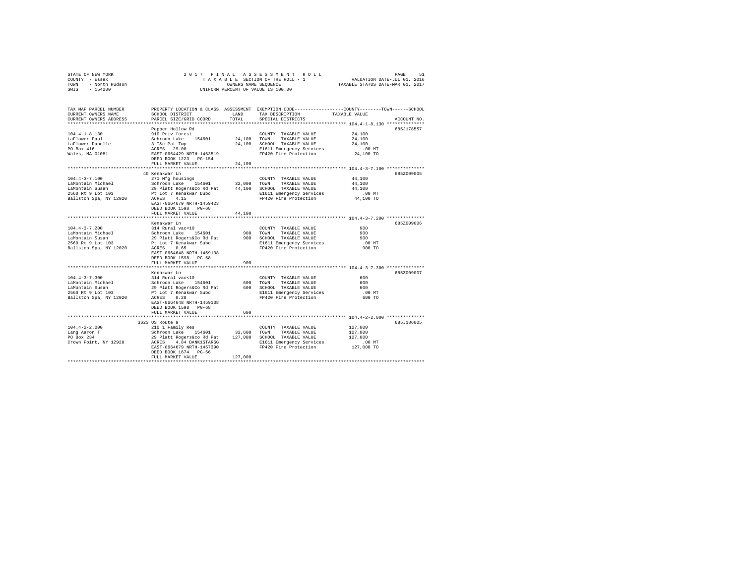STATE OF NEW YORK
COUNTY - Essex
TOWN - North Hudson
SWIS - 154200

2 0 1 7 F I N A L A S S E S S M E N T R O L L
T A X A B L E SECTION OF THE ROLL - 1
OWNERS NAME SEQUENCE
UNIFORM PERCENT OF VALUE IS 100.00

VALUATION DATE-JUL 01, 2016
TAXABLE STATUS DATE-MAR 01, 2017

| TAX MAP PARCEL NUMBER / CURRENT OWNERS NAME / CURRENT OWNERS ADDRESS | PROPERTY LOCATION & CLASS / SCHOOL DISTRICT / PARCEL SIZE/GRID COORD | ASSESSMENT LAND / TOTAL | EXEMPTION CODE / TAX DESCRIPTION / SPECIAL DISTRICTS | COUNTY / TOWN / SCHOOL TAXABLE VALUE | ACCOUNT NO. |
|---|---|---|---|---|---|
| **104.4-1-8.130** | Pepper Hollow Rd | | | | 685J178557 |
| 104.4-1-8.130 | 910 Priv forest | | COUNTY TAXABLE VALUE | 24,100 | |
| LaFlower Paul | Schroon Lake 154601 | 24,100 | TOWN TAXABLE VALUE | 24,100 | |
| LaFlower Danelle | 3 T&c Pat Twp | 24,100 | SCHOOL TAXABLE VALUE | 24,100 | |
| PO Box 416 | ACRES 29.00 | | E1611 Emergency Services | .00 MT | |
| Wales, MA 01081 | EAST-0664429 NRTH-1463519 | | FP420 Fire Protection | 24,100 TO | |
| | DEED BOOK 1223 PG-154 | | | | |
| | FULL MARKET VALUE | 24,100 | | | |
| **104.4-3-7.100** | 40 Kenakwar Ln | | | | 685Z009005 |
| 104.4-3-7.100 | 271 Mfg housings | | COUNTY TAXABLE VALUE | 44,100 | |
| LaMontain Michael | Schroon Lake 154601 | 32,000 | TOWN TAXABLE VALUE | 44,100 | |
| LaMontain Susan | 29 Platt Rogers&Co Rd Pat | 44,100 | SCHOOL TAXABLE VALUE | 44,100 | |
| 2560 Rt 9 Lot 103 | Pt Lot 7 Kenakwar Dubd | | E1611 Emergency Services | .00 MT | |
| Ballston Spa, NY 12020 | ACRES 4.15 | | FP420 Fire Protection | 44,100 TO | |
| | EAST-0664679 NRTH-1459423 | | | | |
| | DEED BOOK 1598 PG-68 | | | | |
| | FULL MARKET VALUE | 44,100 | | | |
| **104.4-3-7.200** | Kenakwar Ln | | | | 685Z009006 |
| 104.4-3-7.200 | 314 Rural vac<10 | | COUNTY TAXABLE VALUE | 900 | |
| LaMontain Michael | Schroon Lake 154601 | 900 | TOWN TAXABLE VALUE | 900 | |
| LaMontain Susan | 29 Platt Rogers&Co Rd Pat | 900 | SCHOOL TAXABLE VALUE | 900 | |
| 2560 Rt 9 Lot 103 | Pt Lot 7 Kenakwar Subd | | E1611 Emergency Services | .00 MT | |
| Ballston Spa, NY 12020 | ACRES 0.65 | | FP420 Fire Protection | 900 TO | |
| | EAST-0664648 NRTH-1459108 | | | | |
| | DEED BOOK 1598 PG-68 | | | | |
| | FULL MARKET VALUE | 900 | | | |
| **104.4-3-7.300** | Kenakwar Ln | | | | 685Z009007 |
| 104.4-3-7.300 | 314 Rural vac<10 | | COUNTY TAXABLE VALUE | 600 | |
| LaMontain Michael | Schroon Lake 154601 | 600 | TOWN TAXABLE VALUE | 600 | |
| LaMontain Susan | 29 Platt Rogers&Co Rd Pat | 600 | SCHOOL TAXABLE VALUE | 600 | |
| 2560 Rt 9 Lot 103 | Pt Lot 7 Kenakwar Subd | | E1611 Emergency Services | .00 MT | |
| Ballston Spa, NY 12020 | ACRES 0.28 | | FP420 Fire Protection | 600 TO | |
| | EAST-0664648 NRTH-1459108 | | | | |
| | DEED BOOK 1598 PG-68 | | | | |
| | FULL MARKET VALUE | 600 | | | |
| **104.4-2-2.000** | 3623 US Route 9 | | | | 685J186005 |
| 104.4-2-2.000 | 210 1 Family Res | | COUNTY TAXABLE VALUE | 127,000 | |
| Lang Aaron T | Schroon Lake 154601 | 32,600 | TOWN TAXABLE VALUE | 127,000 | |
| PO Box 234 | 29 Platt Rogers&co Rd Pat | 127,000 | SCHOOL TAXABLE VALUE | 127,000 | |
| Crown Point, NY 12928 | ACRES 4.84 BANK1STARSG | | E1611 Emergency Services | .00 MT | |
| | EAST-0664679 NRTH-1457390 | | FP420 Fire Protection | 127,000 TO | |
| | DEED BOOK 1674 PG-56 | | | | |
| | FULL MARKET VALUE | 127,000 | | | |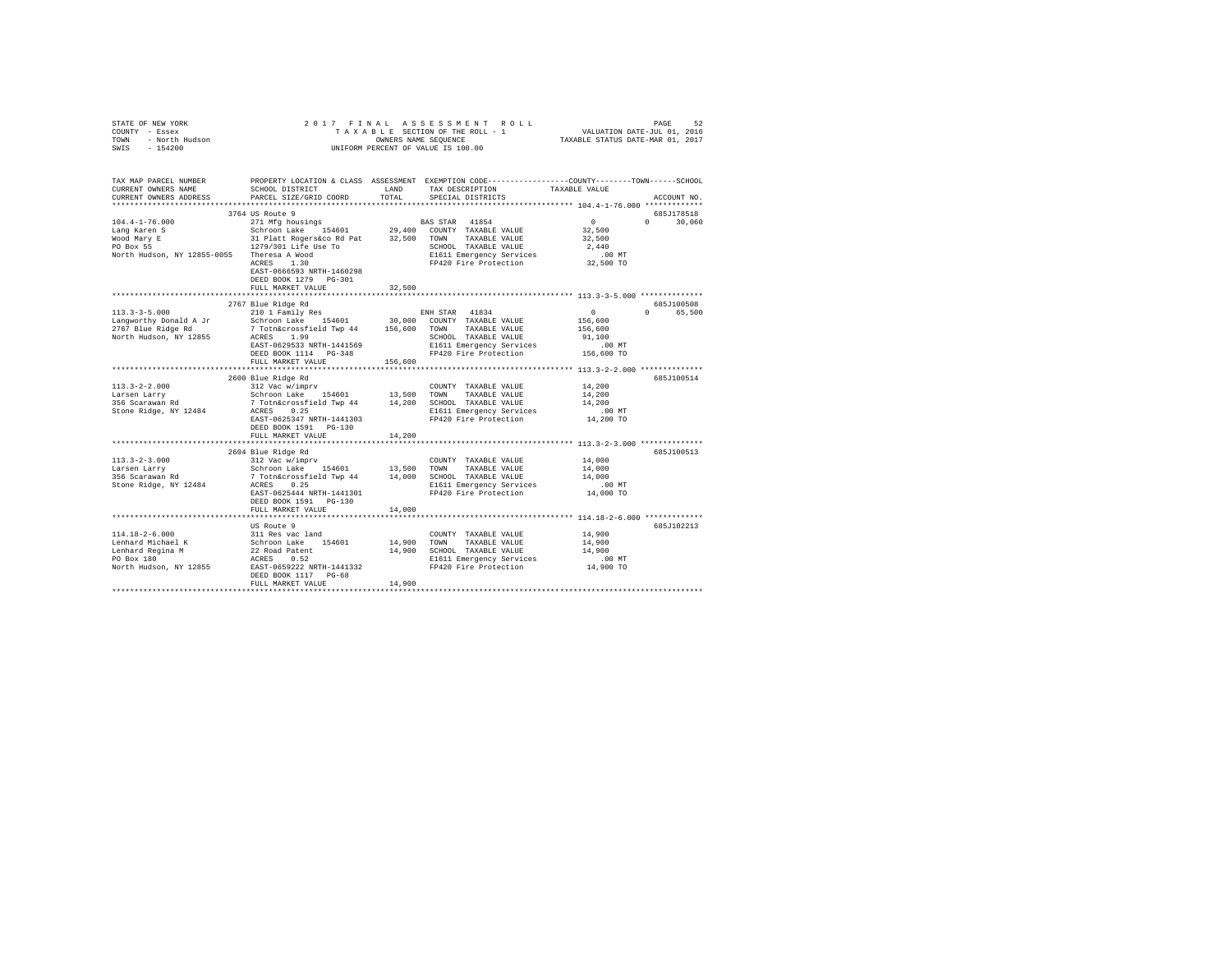STATE OF NEW YORK
COUNTY - Essex
TOWN - North Hudson
SWIS - 154200

2 0 1 7 F I N A L A S S E S S M E N T R O L L
T A X A B L E SECTION OF THE ROLL - 1
OWNERS NAME SEQUENCE
UNIFORM PERCENT OF VALUE IS 100.00

VALUATION DATE-JUL 01, 2016
TAXABLE STATUS DATE-MAR 01, 2017

```
TAX MAP PARCEL NUMBER          PROPERTY LOCATION & CLASS  ASSESSMENT  EXEMPTION CODE-----------------COUNTY--------TOWN------SCHOOL
CURRENT OWNERS NAME            SCHOOL DISTRICT              LAND       TAX DESCRIPTION            TAXABLE VALUE
CURRENT OWNERS ADDRESS         PARCEL SIZE/GRID COORD       TOTAL      SPECIAL DISTRICTS                                  ACCOUNT NO.
******************************************************************************************************* 104.4-1-76.000 *************
                               3764 US Route 9                                                                         685J178518
104.4-1-76.000                 271 Mfg housings                        BAS STAR  41854              0           0       30,060
Lang Karen S                   Schroon Lake   154601        29,400     COUNTY  TAXABLE VALUE         32,500
Wood Mary E                    31 Platt Rogers&co Rd Pat    32,500     TOWN    TAXABLE VALUE         32,500
PO Box 55                      1279/301 Life Use To                    SCHOOL  TAXABLE VALUE          2,440
North Hudson, NY 12855-0055    Theresa A Wood                          E1611 Emergency Services         .00 MT
                               ACRES    1.30                           FP420 Fire Protection         32,500 TO
                               EAST-0666593 NRTH-1460298
                               DEED BOOK 1279   PG-301
                               FULL MARKET VALUE            32,500
******************************************************************************************************* 113.3-3-5.000 **************
                               2767 Blue Ridge Rd                                                                      685J100508
113.3-3-5.000                  210 1 Family Res                        ENH STAR  41834              0           0       65,500
Langworthy Donald A Jr         Schroon Lake   154601        30,000     COUNTY  TAXABLE VALUE        156,600
2767 Blue Ridge Rd             7 Totn&crossfield Twp 44    156,600     TOWN    TAXABLE VALUE        156,600
North Hudson, NY 12855         ACRES    1.99                           SCHOOL  TAXABLE VALUE         91,100
                               EAST-0629533 NRTH-1441569               E1611 Emergency Services         .00 MT
                               DEED BOOK 1114   PG-348                 FP420 Fire Protection        156,600 TO
                               FULL MARKET VALUE           156,600
******************************************************************************************************* 113.3-2-2.000 **************
                               2600 Blue Ridge Rd                                                                      685J100514
113.3-2-2.000                  312 Vac w/imprv                         COUNTY  TAXABLE VALUE         14,200
Larsen Larry                   Schroon Lake   154601        13,500     TOWN    TAXABLE VALUE         14,200
356 Scarawan Rd                7 Totn&crossfield Twp 44     14,200     SCHOOL  TAXABLE VALUE         14,200
Stone Ridge, NY 12484          ACRES    0.25                           E1611 Emergency Services         .00 MT
                               EAST-0625347 NRTH-1441303               FP420 Fire Protection         14,200 TO
                               DEED BOOK 1591   PG-130
                               FULL MARKET VALUE            14,200
******************************************************************************************************* 113.3-2-3.000 **************
                               2604 Blue Ridge Rd                                                                      685J100513
113.3-2-3.000                  312 Vac w/imprv                         COUNTY  TAXABLE VALUE         14,000
Larsen Larry                   Schroon Lake   154601        13,500     TOWN    TAXABLE VALUE         14,000
356 Scarawan Rd                7 Totn&crossfield Twp 44     14,000     SCHOOL  TAXABLE VALUE         14,000
Stone Ridge, NY 12484          ACRES    0.25                           E1611 Emergency Services         .00 MT
                               EAST-0625444 NRTH-1441301               FP420 Fire Protection         14,000 TO
                               DEED BOOK 1591   PG-130
                               FULL MARKET VALUE            14,000
******************************************************************************************************* 114.18-2-6.000 *************
                               US Route 9                                                                              685J102213
114.18-2-6.000                 311 Res vac land                        COUNTY  TAXABLE VALUE         14,900
Lenhard Michael K              Schroon Lake   154601        14,900     TOWN    TAXABLE VALUE         14,900
Lenhard Regina M               22 Road Patent               14,900     SCHOOL  TAXABLE VALUE         14,900
PO Box 180                     ACRES    0.52                           E1611 Emergency Services         .00 MT
North Hudson, NY 12855         EAST-0659222 NRTH-1441332               FP420 Fire Protection         14,900 TO
                               DEED BOOK 1117   PG-68
                               FULL MARKET VALUE            14,900
************************************************************************************************************************************
```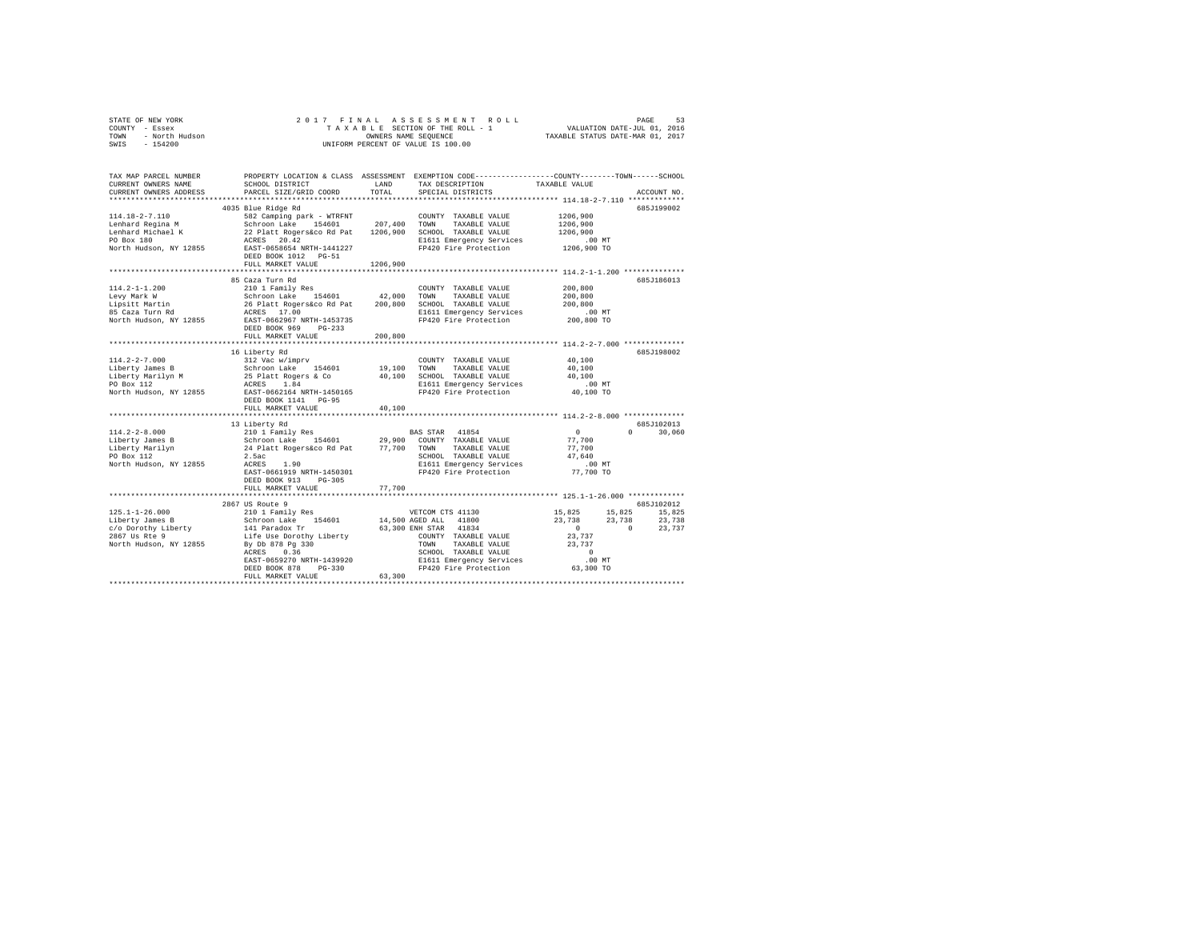STATE OF NEW YORK
COUNTY - Essex
TOWN - North Hudson
SWIS - 154200

2017 FINAL ASSESSMENT ROLL
TAXABLE SECTION OF THE ROLL - 1
OWNERS NAME SEQUENCE
UNIFORM PERCENT OF VALUE IS 100.00

VALUATION DATE-JUL 01, 2016
TAXABLE STATUS DATE-MAR 01, 2017

```
TAX MAP PARCEL NUMBER     PROPERTY LOCATION & CLASS  ASSESSMENT  EXEMPTION CODE-----------------COUNTY--------TOWN------SCHOOL
CURRENT OWNERS NAME       SCHOOL DISTRICT               LAND      TAX DESCRIPTION            TAXABLE VALUE
CURRENT OWNERS ADDRESS    PARCEL SIZE/GRID COORD        TOTAL     SPECIAL DISTRICTS                                  ACCOUNT NO.
******************************************************************************************* 114.18-2-7.110 *************
                          4035 Blue Ridge Rd                                                                        685J199002
114.18-2-7.110            582 Camping park - WTRFNT              COUNTY  TAXABLE VALUE          1206,900
Lenhard Regina M          Schroon Lake   154601      207,400     TOWN    TAXABLE VALUE          1206,900
Lenhard Michael K         22 Platt Rogers&co Rd Pat  1206,900    SCHOOL  TAXABLE VALUE          1206,900
PO Box 180                ACRES   20.42                          E1611 Emergency Services            .00 MT
North Hudson, NY 12855    EAST-0658654 NRTH-1441227              FP420 Fire Protection          1206,900 TO
                          DEED BOOK 1012   PG-51
                          FULL MARKET VALUE          1206,900
******************************************************************************************* 114.2-1-1.200 **************
                          85 Caza Turn Rd                                                                           685J186013
114.2-1-1.200             210 1 Family Res                       COUNTY  TAXABLE VALUE           200,800
Levy Mark W               Schroon Lake   154601       42,000     TOWN    TAXABLE VALUE           200,800
Lipsitt Martin            26 Platt Rogers&co Rd Pat   200,800    SCHOOL  TAXABLE VALUE           200,800
85 Caza Turn Rd           ACRES   17.00                          E1611 Emergency Services            .00 MT
North Hudson, NY 12855    EAST-0662967 NRTH-1453735              FP420 Fire Protection           200,800 TO
                          DEED BOOK 969    PG-233
                          FULL MARKET VALUE           200,800
******************************************************************************************* 114.2-2-7.000 **************
                          16 Liberty Rd                                                                             685J198002
114.2-2-7.000             312 Vac w/imprv                        COUNTY  TAXABLE VALUE            40,100
Liberty James B           Schroon Lake   154601       19,100     TOWN    TAXABLE VALUE            40,100
Liberty Marilyn M         25 Platt Rogers & Co         40,100    SCHOOL  TAXABLE VALUE            40,100
PO Box 112                ACRES    1.84                          E1611 Emergency Services            .00 MT
North Hudson, NY 12855    EAST-0662164 NRTH-1450165              FP420 Fire Protection            40,100 TO
                          DEED BOOK 1141   PG-95
                          FULL MARKET VALUE            40,100
******************************************************************************************* 114.2-2-8.000 **************
                          13 Liberty Rd                                                                             685J102013
114.2-2-8.000             210 1 Family Res                       BAS STAR  41854                    0          0      30,060
Liberty James B           Schroon Lake   154601       29,900     COUNTY  TAXABLE VALUE            77,700
Liberty Marilyn           24 Platt Rogers&co Rd Pat    77,700    TOWN    TAXABLE VALUE            77,700
PO Box 112                2.5ac                                  SCHOOL  TAXABLE VALUE            47,640
North Hudson, NY 12855    ACRES    1.90                          E1611 Emergency Services            .00 MT
                          EAST-0661919 NRTH-1450301              FP420 Fire Protection            77,700 TO
                          DEED BOOK 913    PG-305
                          FULL MARKET VALUE            77,700
******************************************************************************************* 125.1-1-26.000 *************
                          2867 US Route 9                                                                           685J102012
125.1-1-26.000            210 1 Family Res                       VETCOM CTS 41130             15,825     15,825     15,825
Liberty James B           Schroon Lake   154601       14,500 AGED ALL   41800                 23,738     23,738     23,738
c/o Dorothy Liberty       141 Paradox Tr               63,300 ENH STAR  41834                      0          0     23,737
2867 Us Rte 9             Life Use Dorothy Liberty               COUNTY  TAXABLE VALUE            23,737
North Hudson, NY 12855    By Db 878 Pg 330                       TOWN    TAXABLE VALUE            23,737
                          ACRES    0.36                          SCHOOL  TAXABLE VALUE                 0
                          EAST-0659270 NRTH-1439920              E1611 Emergency Services            .00 MT
                          DEED BOOK 878    PG-330                FP420 Fire Protection            63,300 TO
                          FULL MARKET VALUE            63,300
************************************************************************************************************************
```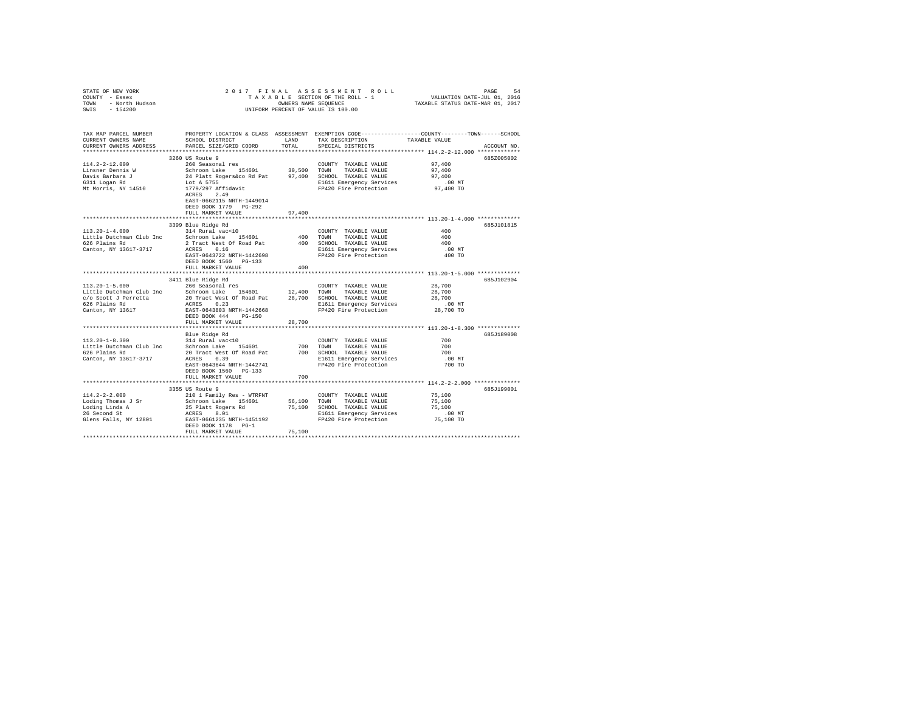STATE OF NEW YORK
COUNTY - Essex
TOWN - North Hudson
SWIS - 154200

2 0 1 7 F I N A L A S S E S S M E N T R O L L
T A X A B L E SECTION OF THE ROLL - 1
OWNERS NAME SEQUENCE
UNIFORM PERCENT OF VALUE IS 100.00

VALUATION DATE-JUL 01, 2016
TAXABLE STATUS DATE-MAR 01, 2017

```
TAX MAP PARCEL NUMBER          PROPERTY LOCATION & CLASS  ASSESSMENT  EXEMPTION CODE-----------------COUNTY--------TOWN------SCHOOL
CURRENT OWNERS NAME            SCHOOL DISTRICT              LAND      TAX DESCRIPTION           TAXABLE VALUE
CURRENT OWNERS ADDRESS         PARCEL SIZE/GRID COORD       TOTAL     SPECIAL DISTRICTS                                    ACCOUNT NO.
******************************************************************************************************* 114.2-2-12.000 *************
                               3260 US Route 9                                                                            685Z005002
114.2-2-12.000                 260 Seasonal res                       COUNTY  TAXABLE VALUE           97,400
Linsner Dennis W               Schroon Lake  154601         30,500    TOWN    TAXABLE VALUE           97,400
Davis Barbara J                24 Platt Rogers&co Rd Pat    97,400    SCHOOL  TAXABLE VALUE           97,400
6311 Logan Rd                  Lot A 5755                             E1611 Emergency Services          .00 MT
Mt Morris, NY 14510            1779/297 Affidavit                     FP420 Fire Protection           97,400 TO
                               ACRES    2.49
                               EAST-0662115 NRTH-1449014
                               DEED BOOK 1779   PG-292
                               FULL MARKET VALUE            97,400
******************************************************************************************************* 113.20-1-4.000 *************
                               3399 Blue Ridge Rd                                                                         685J101815
113.20-1-4.000                 314 Rural vac<10                       COUNTY  TAXABLE VALUE              400
Little Dutchman Club Inc       Schroon Lake  154601            400    TOWN    TAXABLE VALUE              400
626 Plains Rd                  2 Tract West Of Road Pat        400    SCHOOL  TAXABLE VALUE              400
Canton, NY 13617-3717          ACRES    0.16                          E1611 Emergency Services          .00 MT
                               EAST-0643722 NRTH-1442698              FP420 Fire Protection              400 TO
                               DEED BOOK 1560   PG-133
                               FULL MARKET VALUE               400
******************************************************************************************************* 113.20-1-5.000 *************
                               3411 Blue Ridge Rd                                                                         685J102904
113.20-1-5.000                 260 Seasonal res                       COUNTY  TAXABLE VALUE           28,700
Little Dutchman Club Inc       Schroon Lake  154601         12,400    TOWN    TAXABLE VALUE           28,700
c/o Scott J Perretta           20 Tract West Of Road Pat    28,700    SCHOOL  TAXABLE VALUE           28,700
626 Plains Rd                  ACRES    0.23                          E1611 Emergency Services          .00 MT
Canton, NY 13617               EAST-0643803 NRTH-1442668              FP420 Fire Protection           28,700 TO
                               DEED BOOK 444    PG-150
                               FULL MARKET VALUE            28,700
******************************************************************************************************* 113.20-1-8.300 *************
                               Blue Ridge Rd                                                                              685J189008
113.20-1-8.300                 314 Rural vac<10                       COUNTY  TAXABLE VALUE              700
Little Dutchman Club Inc       Schroon Lake  154601            700    TOWN    TAXABLE VALUE              700
626 Plains Rd                  20 Tract West Of Road Pat       700    SCHOOL  TAXABLE VALUE              700
Canton, NY 13617-3717          ACRES    0.39                          E1611 Emergency Services          .00 MT
                               EAST-0643644 NRTH-1442741              FP420 Fire Protection              700 TO
                               DEED BOOK 1560   PG-133
                               FULL MARKET VALUE               700
******************************************************************************************************* 114.2-2-2.000 **************
                               3355 US Route 9                                                                            685J199001
114.2-2-2.000                  210 1 Family Res - WTRFNT              COUNTY  TAXABLE VALUE           75,100
Loding Thomas J Sr             Schroon Lake  154601         56,100    TOWN    TAXABLE VALUE           75,100
Loding Linda A                 25 Platt Rogers Rd           75,100    SCHOOL  TAXABLE VALUE           75,100
26 Second St                   ACRES    8.01                          E1611 Emergency Services          .00 MT
Glens Falls, NY 12801          EAST-0661235 NRTH-1451192              FP420 Fire Protection           75,100 TO
                               DEED BOOK 1178   PG-1
                               FULL MARKET VALUE            75,100
************************************************************************************************************************************
```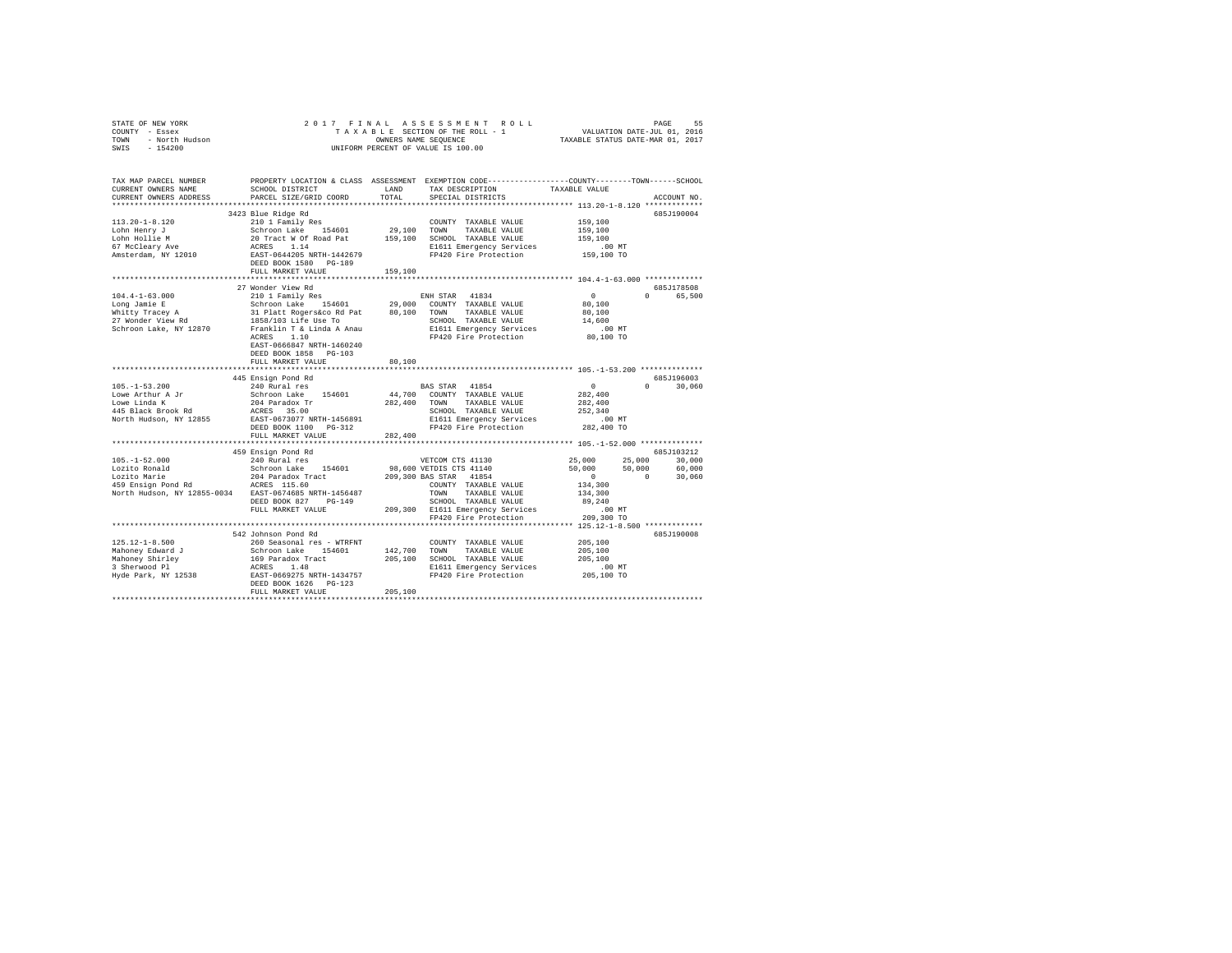STATE OF NEW YORK 2017 FINAL ASSESSMENT ROLL
COUNTY - Essex TAXABLE SECTION OF THE ROLL - 1 VALUATION DATE-JUL 01, 2016
TOWN - North Hudson OWNERS NAME SEQUENCE TAXABLE STATUS DATE-MAR 01, 2017
SWIS - 154200 UNIFORM PERCENT OF VALUE IS 100.00

```
TAX MAP PARCEL NUMBER          PROPERTY LOCATION & CLASS  ASSESSMENT  EXEMPTION CODE----------------COUNTY--------TOWN------SCHOOL
CURRENT OWNERS NAME            SCHOOL DISTRICT              LAND      TAX DESCRIPTION           TAXABLE VALUE
CURRENT OWNERS ADDRESS         PARCEL SIZE/GRID COORD       TOTAL     SPECIAL DISTRICTS                                ACCOUNT NO.
******************************************************************************************************* 113.20-1-8.120 *************
                               3423 Blue Ridge Rd                                                                      685J190004
113.20-1-8.120                 210 1 Family Res                       COUNTY  TAXABLE VALUE          159,100
Lohn Henry J                   Schroon Lake   154601       29,100     TOWN    TAXABLE VALUE          159,100
Lohn Hollie M                  20 Tract W Of Road Pat     159,100     SCHOOL  TAXABLE VALUE          159,100
67 McCleary Ave                ACRES    1.14                          E1611 Emergency Services          .00 MT
Amsterdam, NY 12010            EAST-0644205 NRTH-1442679              FP420 Fire Protection          159,100 TO
                               DEED BOOK 1580   PG-189
                               FULL MARKET VALUE          159,100
******************************************************************************************************* 104.4-1-63.000 *************
                               27 Wonder View Rd                                                                       685J178508
104.4-1-63.000                 210 1 Family Res                       ENH STAR  41834                     0          0      65,500
Long Jamie E                   Schroon Lake   154601       29,000     COUNTY  TAXABLE VALUE           80,100
Whitty Tracey A                31 Platt Rogers&co Rd Pat   80,100     TOWN    TAXABLE VALUE           80,100
27 Wonder View Rd              1858/103 Life Use To                   SCHOOL  TAXABLE VALUE           14,600
Schroon Lake, NY 12870         Franklin T & Linda A Anau              E1611 Emergency Services          .00 MT
                               ACRES    1.10                          FP420 Fire Protection           80,100 TO
                               EAST-0666847 NRTH-1460240
                               DEED BOOK 1858   PG-103
                               FULL MARKET VALUE           80,100
******************************************************************************************************* 105.-1-53.200 **************
                               445 Ensign Pond Rd                                                                      685J196003
105.-1-53.200                  240 Rural res                          BAS STAR  41854                     0          0      30,060
Lowe Arthur A Jr               Schroon Lake   154601       44,700     COUNTY  TAXABLE VALUE          282,400
Lowe Linda K                   204 Paradox Tr             282,400     TOWN    TAXABLE VALUE          282,400
445 Black Brook Rd             ACRES   35.00                          SCHOOL  TAXABLE VALUE          252,340
North Hudson, NY 12855         EAST-0673077 NRTH-1456891              E1611 Emergency Services          .00 MT
                               DEED BOOK 1100   PG-312                FP420 Fire Protection          282,400 TO
                               FULL MARKET VALUE          282,400
******************************************************************************************************* 105.-1-52.000 **************
                               459 Ensign Pond Rd                                                                      685J103212
105.-1-52.000                  240 Rural res                          VETCOM CTS 41130               25,000     25,000      30,000
Lozito Ronald                  Schroon Lake   154601       98,600     VETDIS CTS 41140               50,000     50,000      60,000
Lozito Marie                   204 Paradox Tract          209,300     BAS STAR  41854                     0          0      30,060
459 Ensign Pond Rd             ACRES  115.60                          COUNTY  TAXABLE VALUE          134,300
North Hudson, NY 12855-0034    EAST-0674685 NRTH-1456487              TOWN    TAXABLE VALUE          134,300
                               DEED BOOK 827    PG-149                SCHOOL  TAXABLE VALUE           89,240
                               FULL MARKET VALUE          209,300     E1611 Emergency Services          .00 MT
                                                                      FP420 Fire Protection          209,300 TO
******************************************************************************************************* 125.12-1-8.500 *************
                               542 Johnson Pond Rd                                                                     685J190008
125.12-1-8.500                 260 Seasonal res - WTRFNT              COUNTY  TAXABLE VALUE          205,100
Mahoney Edward J               Schroon Lake   154601      142,700     TOWN    TAXABLE VALUE          205,100
Mahoney Shirley                169 Paradox Tract          205,100     SCHOOL  TAXABLE VALUE          205,100
3 Sherwood Pl                  ACRES    1.48                          E1611 Emergency Services          .00 MT
Hyde Park, NY 12538            EAST-0669275 NRTH-1434757              FP420 Fire Protection          205,100 TO
                               DEED BOOK 1626   PG-123
                               FULL MARKET VALUE          205,100
************************************************************************************************************************************
```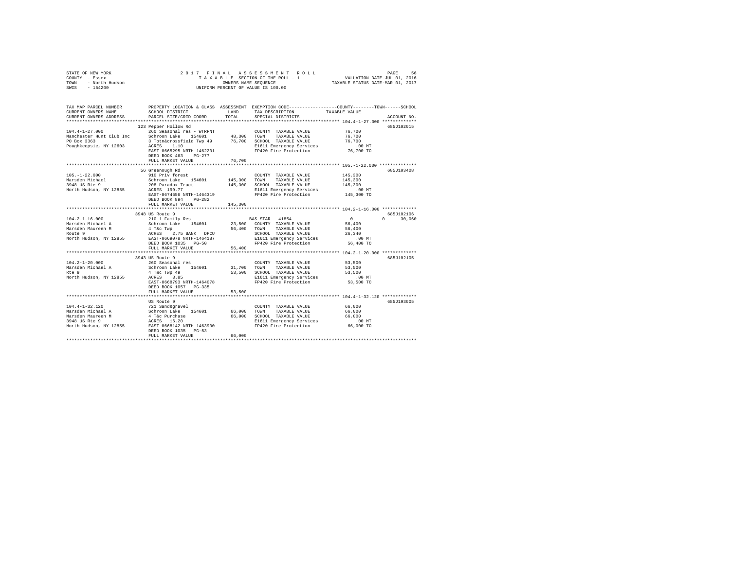STATE OF NEW YORK
COUNTY - Essex
TOWN - North Hudson
SWIS - 154200

2 0 1 7 F I N A L A S S E S S M E N T R O L L
T A X A B L E SECTION OF THE ROLL - 1
OWNERS NAME SEQUENCE
UNIFORM PERCENT OF VALUE IS 100.00

VALUATION DATE-JUL 01, 2016
TAXABLE STATUS DATE-MAR 01, 2017

```
TAX MAP PARCEL NUMBER          PROPERTY LOCATION & CLASS  ASSESSMENT  EXEMPTION CODE-----------------COUNTY--------TOWN------SCHOOL
CURRENT OWNERS NAME            SCHOOL DISTRICT               LAND      TAX DESCRIPTION            TAXABLE VALUE
CURRENT OWNERS ADDRESS         PARCEL SIZE/GRID COORD        TOTAL     SPECIAL DISTRICTS                                    ACCOUNT NO.
*********************************************************************************************** 104.4-1-27.000 *************
                               123 Pepper Hollow Rd                                                                         685J102015
104.4-1-27.000                 260 Seasonal res - WTRFNT               COUNTY  TAXABLE VALUE            76,700
Manchester Hunt Club Inc       Schroon Lake    154601        48,300    TOWN    TAXABLE VALUE            76,700
PO Box 3363                    3 Totn&crossfield Twp 49      76,700    SCHOOL  TAXABLE VALUE            76,700
Poughkeepsie, NY 12603         ACRES    1.10                           E1611 Emergency Services            .00 MT
                               EAST-0665295 NRTH-1462201               FP420 Fire Protection            76,700 TO
                               DEED BOOK 463    PG-277
                               FULL MARKET VALUE             76,700
*********************************************************************************************** 105.-1-22.000 **************
                               56 Greenough Rd                                                                              685J103408
105.-1-22.000                  910 Priv forest                         COUNTY  TAXABLE VALUE           145,300
Marsden Michael                Schroon Lake    154601       145,300    TOWN    TAXABLE VALUE           145,300
3948 US Rte 9                  208 Paradox Tract            145,300    SCHOOL  TAXABLE VALUE           145,300
North Hudson, NY 12855         ACRES  199.77                           E1611 Emergency Services            .00 MT
                               EAST-0674656 NRTH-1464319               FP420 Fire Protection           145,300 TO
                               DEED BOOK 894    PG-282
                               FULL MARKET VALUE            145,300
*********************************************************************************************** 104.2-1-16.000 *************
                               3948 US Route 9                                                                              685J102106
104.2-1-16.000                 210 1 Family Res                        BAS STAR  41854                   0           0     30,060
Marsden Michael A              Schroon Lake    154601        23,500    COUNTY  TAXABLE VALUE            56,400
Marsden Maureen M              4 T&c Twp                     56,400    TOWN    TAXABLE VALUE            56,400
Route 9                        ACRES    2.75 BANK   DFCU               SCHOOL  TAXABLE VALUE            26,340
North Hudson, NY 12855         EAST-0669078 NRTH-1464187               E1611 Emergency Services            .00 MT
                               DEED BOOK 1035   PG-50                  FP420 Fire Protection            56,400 TO
                               FULL MARKET VALUE             56,400
*********************************************************************************************** 104.2-1-20.000 *************
                               3943 US Route 9                                                                              685J102105
104.2-1-20.000                 260 Seasonal res                        COUNTY  TAXABLE VALUE            53,500
Marsden Michael A              Schroon Lake    154601        31,700    TOWN    TAXABLE VALUE            53,500
Rte 9                          4 T&c Twp 49                  53,500    SCHOOL  TAXABLE VALUE            53,500
North Hudson, NY 12855         ACRES    3.85                           E1611 Emergency Services            .00 MT
                               EAST-0668793 NRTH-1464078               FP420 Fire Protection            53,500 TO
                               DEED BOOK 1057   PG-335
                               FULL MARKET VALUE             53,500
*********************************************************************************************** 104.4-1-32.120 *************
                               US Route 9                                                                                   685J193005
104.4-1-32.120                 721 Sand&gravel                         COUNTY  TAXABLE VALUE            66,000
Marsden Michael A              Schroon Lake    154601        66,000    TOWN    TAXABLE VALUE            66,000
Marsden Maureen M              4 T&c Purchase                66,000    SCHOOL  TAXABLE VALUE            66,000
3948 US Rte 9                  ACRES   16.20                           E1611 Emergency Services            .00 MT
North Hudson, NY 12855         EAST-0668142 NRTH-1463900               FP420 Fire Protection            66,000 TO
                               DEED BOOK 1035   PG-53
                               FULL MARKET VALUE             66,000
****************************************************************************************************************************
```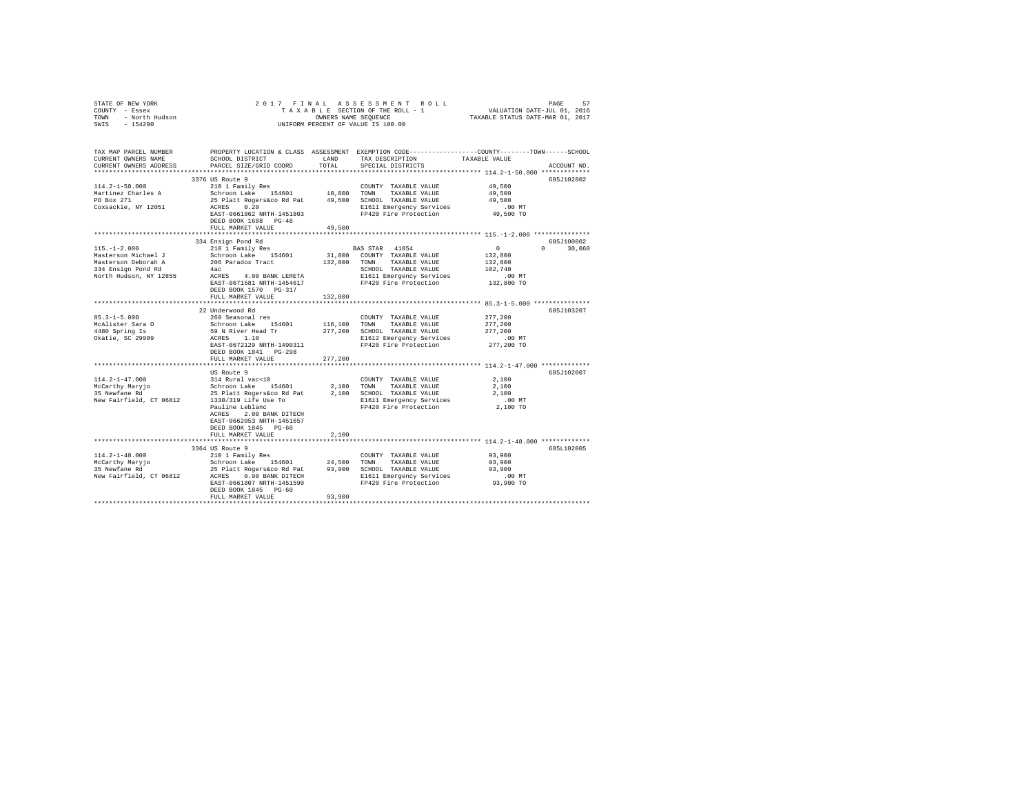STATE OF NEW YORK
COUNTY - Essex
TOWN - North Hudson
SWIS - 154200

2 0 1 7 F I N A L A S S E S S M E N T R O L L
T A X A B L E SECTION OF THE ROLL - 1
OWNERS NAME SEQUENCE
UNIFORM PERCENT OF VALUE IS 100.00

VALUATION DATE-JUL 01, 2016
TAXABLE STATUS DATE-MAR 01, 2017

```
TAX MAP PARCEL NUMBER          PROPERTY LOCATION & CLASS  ASSESSMENT  EXEMPTION CODE-----------------COUNTY--------TOWN------SCHOOL
CURRENT OWNERS NAME            SCHOOL DISTRICT             LAND      TAX DESCRIPTION            TAXABLE VALUE
CURRENT OWNERS ADDRESS         PARCEL SIZE/GRID COORD      TOTAL     SPECIAL DISTRICTS                                  ACCOUNT NO.
************************************************************************************************ 114.2-1-50.000 *************
                               3376 US Route 9                                                                          685J102802
114.2-1-50.000                 210 1 Family Res                       COUNTY  TAXABLE VALUE          49,500
Martinez Charles A             Schroon Lake   154601       10,800     TOWN    TAXABLE VALUE          49,500
PO Box 271                     25 Platt Rogers&co Rd Pat   49,500     SCHOOL  TAXABLE VALUE          49,500
Coxsackie, NY 12051            ACRES    0.20                          E1611 Emergency Services          .00 MT
                               EAST-0661862 NRTH-1451803              FP420 Fire Protection          49,500 TO
                               DEED BOOK 1688   PG-48
                               FULL MARKET VALUE           49,500
************************************************************************************************ 115.-1-2.000 ***************
                               334 Ensign Pond Rd                                                                       685J100802
115.-1-2.000                   210 1 Family Res                       BAS STAR  41854                 0           0      30,060
Masterson Michael J            Schroon Lake   154601       31,800     COUNTY  TAXABLE VALUE         132,800
Masterson Deborah A            206 Paradox Tract          132,800     TOWN    TAXABLE VALUE         132,800
334 Ensign Pond Rd             4ac                                    SCHOOL  TAXABLE VALUE         102,740
North Hudson, NY 12855         ACRES    4.00 BANK LERETA              E1611 Emergency Services          .00 MT
                               EAST-0671501 NRTH-1454617              FP420 Fire Protection         132,800 TO
                               DEED BOOK 1570   PG-317
                               FULL MARKET VALUE          132,800
************************************************************************************************ 85.3-1-5.000 ***************
                               22 Underwood Rd                                                                          685J103207
85.3-1-5.000                   260 Seasonal res                       COUNTY  TAXABLE VALUE         277,200
McAlister Sara O               Schroon Lake   154601      116,100     TOWN    TAXABLE VALUE         277,200
4480 Spring Is                 59 N River Head Tr         277,200     SCHOOL  TAXABLE VALUE         277,200
Okatie, SC 29909               ACRES    1.10                          E1612 Emergency Services          .00 MT
                               EAST-0672129 NRTH-1490311              FP420 Fire Protection         277,200 TO
                               DEED BOOK 1841   PG-298
                               FULL MARKET VALUE          277,200
************************************************************************************************ 114.2-1-47.000 *************
                               US Route 9                                                                               685J102007
114.2-1-47.000                 314 Rural vac<10                       COUNTY  TAXABLE VALUE           2,100
McCarthy Maryjo                Schroon Lake   154601        2,100     TOWN    TAXABLE VALUE           2,100
35 Newfane Rd                  25 Platt Rogers&co Rd Pat    2,100     SCHOOL  TAXABLE VALUE           2,100
New Fairfield, CT 06812        1330/319 Life Use To                   E1611 Emergency Services          .00 MT
                               Pauline Leblanc                        FP420 Fire Protection           2,100 TO
                               ACRES    2.00 BANK DITECH
                               EAST-0662053 NRTH-1451657
                               DEED BOOK 1845   PG-60
                               FULL MARKET VALUE            2,100
************************************************************************************************ 114.2-1-48.000 *************
                               3364 US Route 9                                                                          685L102005
114.2-1-48.000                 210 1 Family Res                       COUNTY  TAXABLE VALUE          93,900
McCarthy Maryjo                Schroon Lake   154601       24,500     TOWN    TAXABLE VALUE          93,900
35 Newfane Rd                  25 Platt Rogers&co Rd Pat   93,900     SCHOOL  TAXABLE VALUE          93,900
New Fairfield, CT 06812        ACRES    0.90 BANK DITECH              E1611 Emergency Services          .00 MT
                               EAST-0661807 NRTH-1451590              FP420 Fire Protection          93,900 TO
                               DEED BOOK 1845   PG-60
                               FULL MARKET VALUE           93,900
******************************************************************************************************************************
```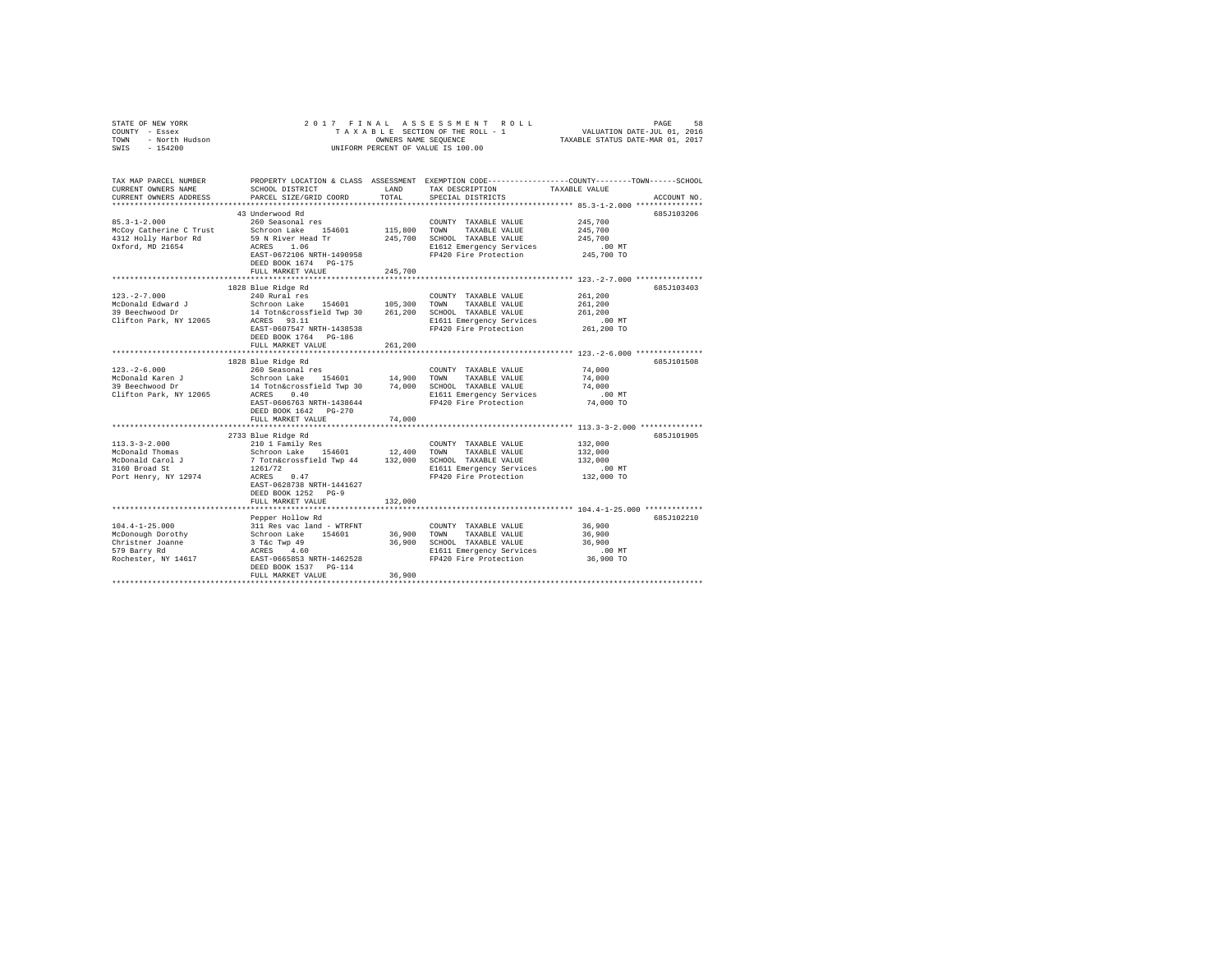STATE OF NEW YORK — COUNTY - Essex — TOWN - North Hudson — SWIS - 154200

2017 FINAL ASSESSMENT ROLL
TAXABLE SECTION OF THE ROLL - 1
OWNERS NAME SEQUENCE
UNIFORM PERCENT OF VALUE IS 100.00

VALUATION DATE-JUL 01, 2016
TAXABLE STATUS DATE-MAR 01, 2017

| TAX MAP PARCEL NUMBER / CURRENT OWNERS NAME / CURRENT OWNERS ADDRESS | PROPERTY LOCATION & CLASS / SCHOOL DISTRICT / PARCEL SIZE/GRID COORD | ASSESSMENT LAND / TOTAL | EXEMPTION CODE / TAX DESCRIPTION / SPECIAL DISTRICTS | TAXABLE VALUE (COUNTY / TOWN / SCHOOL) | ACCOUNT NO. |
|---|---|---|---|---|---|
| 85.3-1-2.000 | 43 Underwood Rd | | | | 685J103206 |
| McCoy Catherine C Trust | 260 Seasonal res | | COUNTY TAXABLE VALUE | 245,700 | |
| 4312 Holly Harbor Rd | Schroon Lake 154601 | 115,800 | TOWN TAXABLE VALUE | 245,700 | |
| Oxford, MD 21654 | 59 N River Head Tr | 245,700 | SCHOOL TAXABLE VALUE | 245,700 | |
| | ACRES 1.06 | | E1612 Emergency Services | .00 MT | |
| | EAST-0672106 NRTH-1490958 | | FP420 Fire Protection | 245,700 TO | |
| | DEED BOOK 1674 PG-175 | | | | |
| | FULL MARKET VALUE | 245,700 | | | |
| 123.-2-7.000 | 1828 Blue Ridge Rd | | | | 685J103403 |
| McDonald Edward J | 240 Rural res | | COUNTY TAXABLE VALUE | 261,200 | |
| 39 Beechwood Dr | Schroon Lake 154601 | 105,300 | TOWN TAXABLE VALUE | 261,200 | |
| Clifton Park, NY 12065 | 14 Totn&crossfield Twp 30 | 261,200 | SCHOOL TAXABLE VALUE | 261,200 | |
| | ACRES 93.11 | | E1611 Emergency Services | .00 MT | |
| | EAST-0607547 NRTH-1438538 | | FP420 Fire Protection | 261,200 TO | |
| | DEED BOOK 1764 PG-186 | | | | |
| | FULL MARKET VALUE | 261,200 | | | |
| 123.-2-6.000 | 1828 Blue Ridge Rd | | | | 685J101508 |
| McDonald Karen J | 260 Seasonal res | | COUNTY TAXABLE VALUE | 74,000 | |
| 39 Beechwood Dr | Schroon Lake 154601 | 14,900 | TOWN TAXABLE VALUE | 74,000 | |
| Clifton Park, NY 12065 | 14 Totn&crossfield Twp 30 | 74,000 | SCHOOL TAXABLE VALUE | 74,000 | |
| | ACRES 0.40 | | E1611 Emergency Services | .00 MT | |
| | EAST-0606763 NRTH-1438644 | | FP420 Fire Protection | 74,000 TO | |
| | DEED BOOK 1642 PG-270 | | | | |
| | FULL MARKET VALUE | 74,000 | | | |
| 113.3-3-2.000 | 2733 Blue Ridge Rd | | | | 685J101905 |
| McDonald Thomas | 210 1 Family Res | | COUNTY TAXABLE VALUE | 132,000 | |
| McDonald Carol J | Schroon Lake 154601 | 12,400 | TOWN TAXABLE VALUE | 132,000 | |
| 3160 Broad St | 7 Totn&crossfield Twp 44 | 132,000 | SCHOOL TAXABLE VALUE | 132,000 | |
| Port Henry, NY 12974 | 1261/72 | | E1611 Emergency Services | .00 MT | |
| | ACRES 0.47 | | FP420 Fire Protection | 132,000 TO | |
| | EAST-0628738 NRTH-1441627 | | | | |
| | DEED BOOK 1252 PG-9 | | | | |
| | FULL MARKET VALUE | 132,000 | | | |
| 104.4-1-25.000 | Pepper Hollow Rd | | | | 685J102210 |
| McDonough Dorothy | 311 Res vac land - WTRFNT | | COUNTY TAXABLE VALUE | 36,900 | |
| Christner Joanne | Schroon Lake 154601 | 36,900 | TOWN TAXABLE VALUE | 36,900 | |
| 579 Barry Rd | 3 T&c Twp 49 | 36,900 | SCHOOL TAXABLE VALUE | 36,900 | |
| Rochester, NY 14617 | ACRES 4.60 | | E1611 Emergency Services | .00 MT | |
| | EAST-0665853 NRTH-1462528 | | FP420 Fire Protection | 36,900 TO | |
| | DEED BOOK 1537 PG-114 | | | | |
| | FULL MARKET VALUE | 36,900 | | | |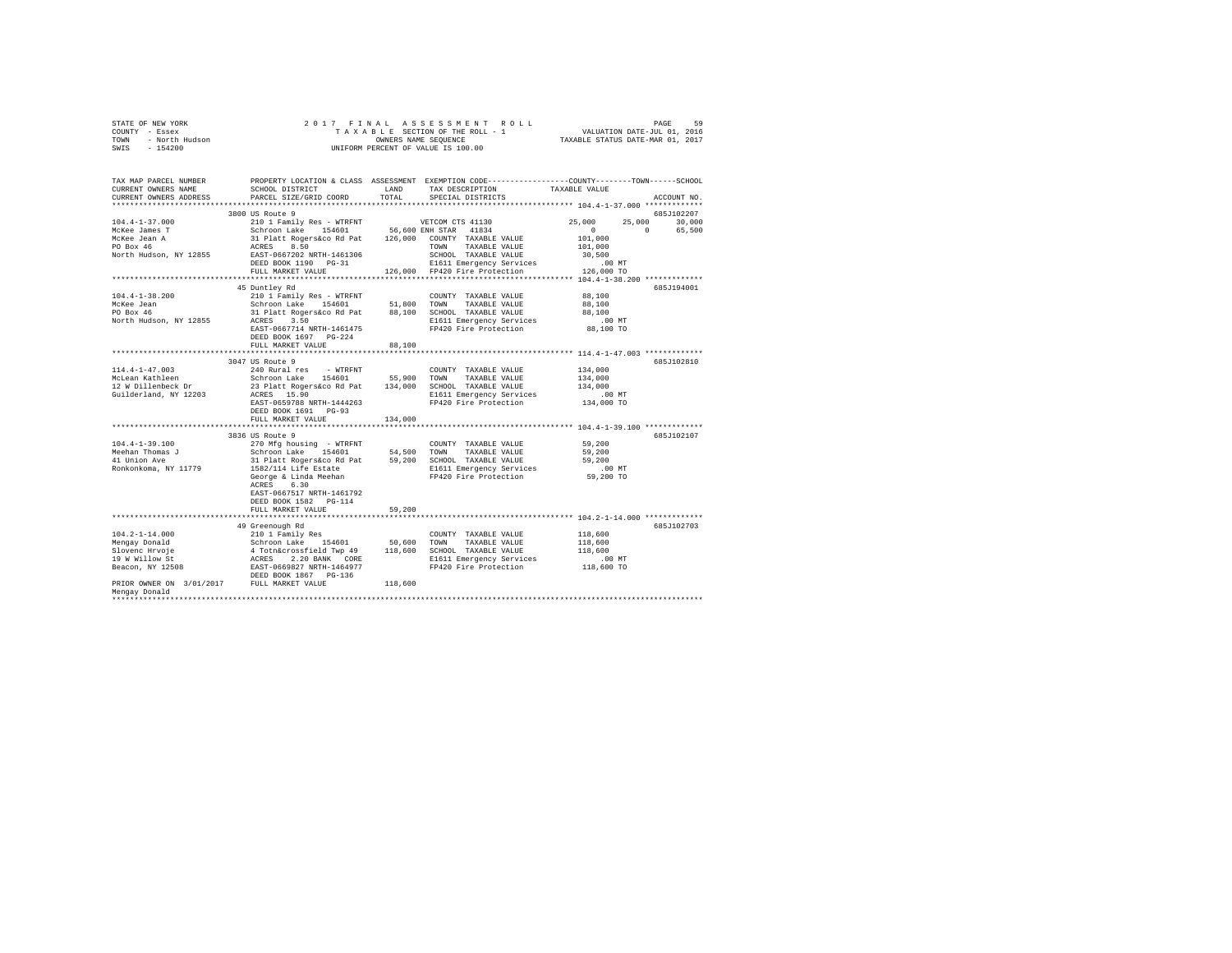STATE OF NEW YORK
COUNTY - Essex
TOWN - North Hudson
SWIS - 154200

2017 FINAL ASSESSMENT ROLL
TAXABLE SECTION OF THE ROLL - 1
OWNERS NAME SEQUENCE
UNIFORM PERCENT OF VALUE IS 100.00

VALUATION DATE-JUL 01, 2016
TAXABLE STATUS DATE-MAR 01, 2017

```
TAX MAP PARCEL NUMBER     PROPERTY LOCATION & CLASS  ASSESSMENT  EXEMPTION CODE------------------COUNTY--------TOWN------SCHOOL
CURRENT OWNERS NAME       SCHOOL DISTRICT              LAND      TAX DESCRIPTION            TAXABLE VALUE
CURRENT OWNERS ADDRESS    PARCEL SIZE/GRID COORD       TOTAL     SPECIAL DISTRICTS                                       ACCOUNT NO.
******************************************************************************************************* 104.4-1-37.000 *************
                          3800 US Route 9                                                                                685J102207
104.4-1-37.000            210 1 Family Res - WTRFNT           VETCOM CTS 41130             25,000     25,000     30,000
McKee James T             Schroon Lake   154601       56,600 ENH STAR  41834                    0          0     65,500
McKee Jean A              31 Platt Rogers&co Rd Pat  126,000  COUNTY  TAXABLE VALUE        101,000
PO Box 46                 ACRES    8.50                        TOWN    TAXABLE VALUE        101,000
North Hudson, NY 12855    EAST-0667202 NRTH-1461306            SCHOOL  TAXABLE VALUE         30,500
                          DEED BOOK 1190   PG-31               E1611 Emergency Services          .00 MT
                          FULL MARKET VALUE          126,000   FP420 Fire Protection        126,000 TO
******************************************************************************************************* 104.4-1-38.200 *************
                          45 Duntley Rd                                                                                  685J194001
104.4-1-38.200            210 1 Family Res - WTRFNT            COUNTY  TAXABLE VALUE         88,100
McKee Jean                Schroon Lake   154601       51,800   TOWN    TAXABLE VALUE         88,100
PO Box 46                 31 Platt Rogers&co Rd Pat   88,100   SCHOOL  TAXABLE VALUE         88,100
North Hudson, NY 12855    ACRES    3.50                        E1611 Emergency Services          .00 MT
                          EAST-0667714 NRTH-1461475            FP420 Fire Protection         88,100 TO
                          DEED BOOK 1697   PG-224
                          FULL MARKET VALUE           88,100
******************************************************************************************************* 114.4-1-47.003 *************
                          3047 US Route 9                                                                                685J102810
114.4-1-47.003            240 Rural res    - WTRFNT            COUNTY  TAXABLE VALUE        134,000
McLean Kathleen           Schroon Lake   154601       55,900   TOWN    TAXABLE VALUE        134,000
12 W Dillenbeck Dr        23 Platt Rogers&co Rd Pat  134,000   SCHOOL  TAXABLE VALUE        134,000
Guilderland, NY 12203     ACRES   15.90                        E1611 Emergency Services          .00 MT
                          EAST-0659708 NRTH-1444263            FP420 Fire Protection        134,000 TO
                          DEED BOOK 1691   PG-93
                          FULL MARKET VALUE          134,000
******************************************************************************************************* 104.4-1-39.100 *************
                          3836 US Route 9                                                                                685J102107
104.4-1-39.100            270 Mfg housing  - WTRFNT            COUNTY  TAXABLE VALUE         59,200
Meehan Thomas J           Schroon Lake   154601       54,500   TOWN    TAXABLE VALUE         59,200
41 Union Ave              31 Platt Rogers&co Rd Pat   59,200   SCHOOL  TAXABLE VALUE         59,200
Ronkonkoma, NY 11779      1582/114 Life Estate                 E1611 Emergency Services          .00 MT
                          George & Linda Meehan                FP420 Fire Protection         59,200 TO
                          ACRES    6.30
                          EAST-0667517 NRTH-1461792
                          DEED BOOK 1582   PG-114
                          FULL MARKET VALUE           59,200
******************************************************************************************************* 104.2-1-14.000 *************
                          49 Greenough Rd                                                                                685J102703
104.2-1-14.000            210 1 Family Res                     COUNTY  TAXABLE VALUE        118,600
Mengay Donald             Schroon Lake   154601       50,600   TOWN    TAXABLE VALUE        118,600
Slovenc Hrvoje            4 Totn&crossfield Twp 49   118,600   SCHOOL  TAXABLE VALUE        118,600
19 W Willow St            ACRES    2.20 BANK   CORE            E1611 Emergency Services          .00 MT
Beacon, NY 12508          EAST-0669827 NRTH-1464977            FP420 Fire Protection        118,600 TO
                          DEED BOOK 1867   PG-136
PRIOR OWNER ON 3/01/2017  FULL MARKET VALUE          118,600
Mengay Donald
************************************************************************************************************************************
```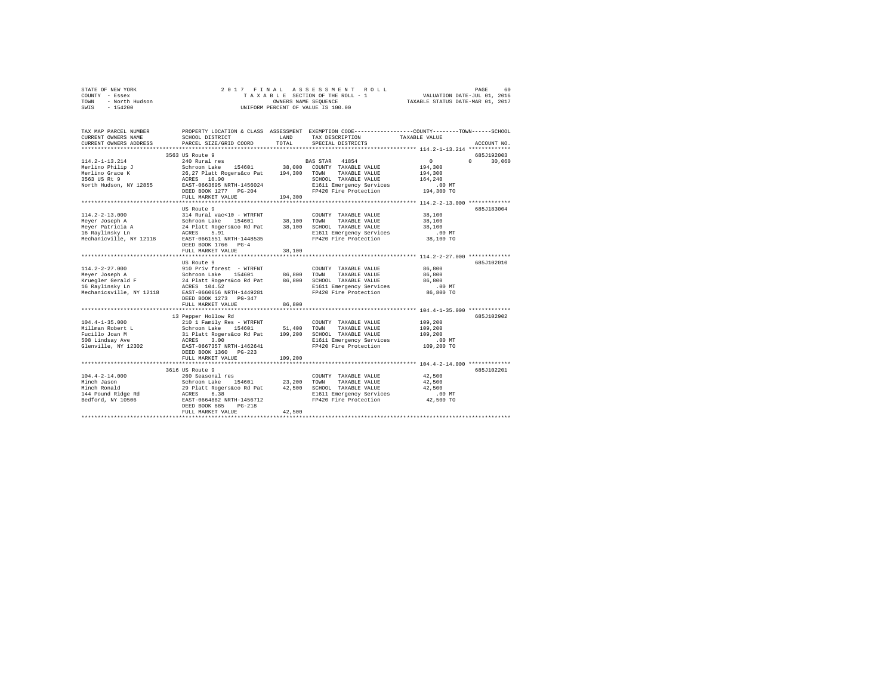STATE OF NEW YORK  
COUNTY - Essex  
TOWN - North Hudson  
SWIS - 154200

2017 FINAL ASSESSMENT ROLL  
TAXABLE SECTION OF THE ROLL - 1  
OWNERS NAME SEQUENCE  
UNIFORM PERCENT OF VALUE IS 100.00

VALUATION DATE-JUL 01, 2016  
TAXABLE STATUS DATE-MAR 01, 2017

| TAX MAP PARCEL NUMBER / CURRENT OWNERS NAME / CURRENT OWNERS ADDRESS | PROPERTY LOCATION & CLASS / SCHOOL DISTRICT / PARCEL SIZE/GRID COORD | ASSESSMENT LAND / TOTAL | EXEMPTION CODE / TAX DESCRIPTION / SPECIAL DISTRICTS | COUNTY / TOWN / SCHOOL TAXABLE VALUE | ACCOUNT NO. |
|---|---|---|---|---|---|
| **114.2-1-13.214** | 3563 US Route 9 | | | | 685J192003 |
| Merlino Philip J | 240 Rural res | | BAS STAR 41854 | 0 0 30,060 | |
| Merlino Grace K | Schroon Lake 154601 | 38,000 | COUNTY TAXABLE VALUE | 194,300 | |
| 3563 US Rt 9 | 26,27 Platt Rogers&co Pat | 194,300 | TOWN TAXABLE VALUE | 194,300 | |
| North Hudson, NY 12855 | ACRES 10.90 | | SCHOOL TAXABLE VALUE | 164,240 | |
| | EAST-0663695 NRTH-1456024 | | E1611 Emergency Services | .00 MT | |
| | DEED BOOK 1277 PG-204 | | FP420 Fire Protection | 194,300 TO | |
| | FULL MARKET VALUE | 194,300 | | | |
| **114.2-2-13.000** | US Route 9 | | | | 685J183004 |
| Meyer Joseph A | 314 Rural vac<10 - WTRFNT | | COUNTY TAXABLE VALUE | 38,100 | |
| Meyer Patricia A | Schroon Lake 154601 | 38,100 | TOWN TAXABLE VALUE | 38,100 | |
| 16 Raylinsky Ln | 24 Platt Rogers&co Rd Pat | 38,100 | SCHOOL TAXABLE VALUE | 38,100 | |
| Mechanicville, NY 12118 | ACRES 5.91 | | E1611 Emergency Services | .00 MT | |
| | EAST-0661551 NRTH-1448535 | | FP420 Fire Protection | 38,100 TO | |
| | DEED BOOK 1766 PG-4 | | | | |
| | FULL MARKET VALUE | 38,100 | | | |
| **114.2-2-27.000** | US Route 9 | | | | 685J102010 |
| Meyer Joseph A | 910 Priv forest - WTRFNT | | COUNTY TAXABLE VALUE | 86,800 | |
| Kruegler Gerald F | Schroon Lake 154601 | 86,800 | TOWN TAXABLE VALUE | 86,800 | |
| 16 Raylinsky Ln | 24 Platt Rogers&co Rd Pat | 86,800 | SCHOOL TAXABLE VALUE | 86,800 | |
| Mechanicsville, NY 12118 | ACRES 104.52 | | E1611 Emergency Services | .00 MT | |
| | EAST-0660656 NRTH-1449281 | | FP420 Fire Protection | 86,800 TO | |
| | DEED BOOK 1273 PG-347 | | | | |
| | FULL MARKET VALUE | 86,800 | | | |
| **104.4-1-35.000** | 13 Pepper Hollow Rd | | | | 685J102902 |
| Millman Robert L | 210 1 Family Res - WTRFNT | | COUNTY TAXABLE VALUE | 109,200 | |
| Fucillo Joan M | Schroon Lake 154601 | 51,400 | TOWN TAXABLE VALUE | 109,200 | |
| 508 Lindsay Ave | 31 Platt Rogers&co Rd Pat | 109,200 | SCHOOL TAXABLE VALUE | 109,200 | |
| Glenville, NY 12302 | ACRES 3.00 | | E1611 Emergency Services | .00 MT | |
| | EAST-0667357 NRTH-1462641 | | FP420 Fire Protection | 109,200 TO | |
| | DEED BOOK 1360 PG-223 | | | | |
| | FULL MARKET VALUE | 109,200 | | | |
| **104.4-2-14.000** | 3616 US Route 9 | | | | 685J102201 |
| Minch Jason | 260 Seasonal res | | COUNTY TAXABLE VALUE | 42,500 | |
| Minch Ronald | Schroon Lake 154601 | 23,200 | TOWN TAXABLE VALUE | 42,500 | |
| 144 Pound Ridge Rd | 29 Platt Rogers&co Rd Pat | 42,500 | SCHOOL TAXABLE VALUE | 42,500 | |
| Bedford, NY 10506 | ACRES 6.38 | | E1611 Emergency Services | .00 MT | |
| | EAST-0664882 NRTH-1456712 | | FP420 Fire Protection | 42,500 TO | |
| | DEED BOOK 685 PG-218 | | | | |
| | FULL MARKET VALUE | 42,500 | | | |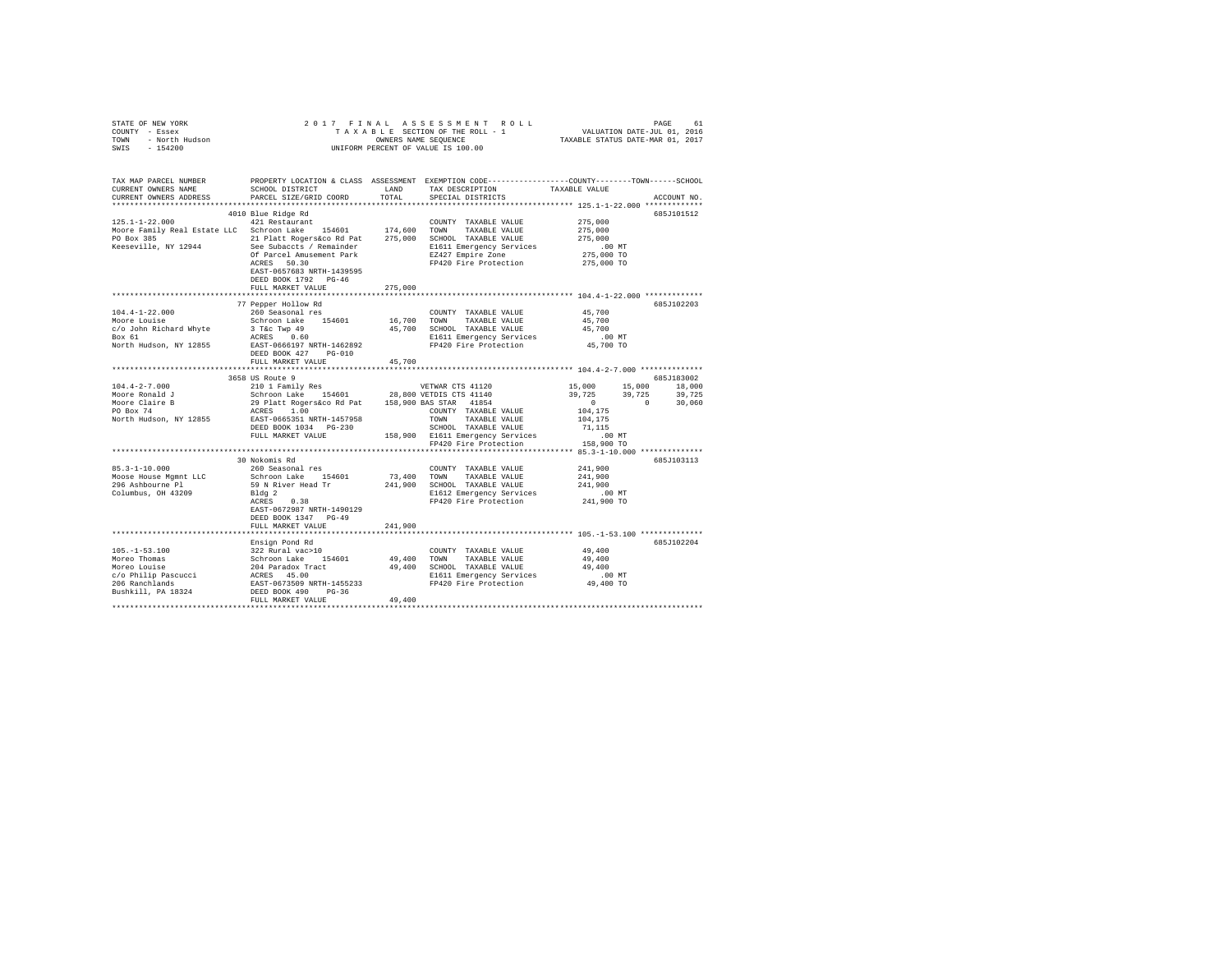STATE OF NEW YORK
COUNTY - Essex
TOWN - North Hudson
SWIS - 154200

2017 FINAL ASSESSMENT ROLL
TAXABLE SECTION OF THE ROLL - 1
OWNERS NAME SEQUENCE
UNIFORM PERCENT OF VALUE IS 100.00

VALUATION DATE-JUL 01, 2016
TAXABLE STATUS DATE-MAR 01, 2017

```
TAX MAP PARCEL NUMBER          PROPERTY LOCATION & CLASS  ASSESSMENT  EXEMPTION CODE-----------------COUNTY--------TOWN------SCHOOL
CURRENT OWNERS NAME            SCHOOL DISTRICT              LAND      TAX DESCRIPTION            TAXABLE VALUE
CURRENT OWNERS ADDRESS         PARCEL SIZE/GRID COORD       TOTAL     SPECIAL DISTRICTS                                  ACCOUNT NO.
******************************************************************************************************* 125.1-1-22.000 *************
                               4010 Blue Ridge Rd                                                                         685J101512
125.1-1-22.000                 421 Restaurant                         COUNTY  TAXABLE VALUE          275,000
Moore Family Real Estate LLC   Schroon Lake   154601     174,600      TOWN    TAXABLE VALUE          275,000
PO Box 385                     21 Platt Rogers&co Rd Pat 275,000      SCHOOL  TAXABLE VALUE          275,000
Keeseville, NY 12944           See Subaccts / Remainder               E1611 Emergency Services          .00 MT
                               Of Parcel Amusement Park               EZ427 Empire Zone              275,000 TO
                               ACRES   50.30                          FP420 Fire Protection          275,000 TO
                               EAST-0657683 NRTH-1439595
                               DEED BOOK 1792   PG-46
                               FULL MARKET VALUE         275,000
******************************************************************************************************* 104.4-1-22.000 *************
                               77 Pepper Hollow Rd                                                                        685J102203
104.4-1-22.000                 260 Seasonal res                       COUNTY  TAXABLE VALUE           45,700
Moore Louise                   Schroon Lake   154601      16,700      TOWN    TAXABLE VALUE           45,700
c/o John Richard Whyte         3 T&c Twp 49               45,700      SCHOOL  TAXABLE VALUE           45,700
Box 61                         ACRES    0.60                          E1611 Emergency Services          .00 MT
North Hudson, NY 12855         EAST-0666197 NRTH-1462892              FP420 Fire Protection           45,700 TO
                               DEED BOOK 427    PG-010
                               FULL MARKET VALUE          45,700
******************************************************************************************************* 104.4-2-7.000 **************
                               3658 US Route 9                                                                            685J183002
104.4-2-7.000                  210 1 Family Res                 VETWAR CTS 41120           15,000      15,000      18,000
Moore Ronald J                 Schroon Lake   154601      28,800 VETDIS CTS 41140          39,725      39,725      39,725
Moore Claire B                 29 Platt Rogers&co Rd Pat 158,900 BAS STAR  41854               0           0      30,060
PO Box 74                      ACRES    1.00                          COUNTY  TAXABLE VALUE          104,175
North Hudson, NY 12855         EAST-0665351 NRTH-1457958              TOWN    TAXABLE VALUE          104,175
                               DEED BOOK 1034   PG-230                SCHOOL  TAXABLE VALUE           71,115
                               FULL MARKET VALUE         158,900      E1611 Emergency Services          .00 MT
                                                                      FP420 Fire Protection          158,900 TO
******************************************************************************************************* 85.3-1-10.000 **************
                               30 Nokomis Rd                                                                              685J103113
85.3-1-10.000                  260 Seasonal res                       COUNTY  TAXABLE VALUE          241,900
Moose House Mgmnt LLC          Schroon Lake   154601      73,400      TOWN    TAXABLE VALUE          241,900
296 Ashbourne Pl               59 N River Head Tr        241,900      SCHOOL  TAXABLE VALUE          241,900
Columbus, OH 43209             Bldg 2                                 E1612 Emergency Services          .00 MT
                               ACRES    0.38                          FP420 Fire Protection          241,900 TO
                               EAST-0672987 NRTH-1490129
                               DEED BOOK 1347   PG-49
                               FULL MARKET VALUE         241,900
******************************************************************************************************* 105.-1-53.100 **************
                               Ensign Pond Rd                                                                             685J102204
105.-1-53.100                  322 Rural vac>10                       COUNTY  TAXABLE VALUE           49,400
Moreo Thomas                   Schroon Lake   154601      49,400      TOWN    TAXABLE VALUE           49,400
Moreo Louise                   204 Paradox Tract          49,400      SCHOOL  TAXABLE VALUE           49,400
c/o Philip Pascucci            ACRES   45.00                          E1611 Emergency Services          .00 MT
206 Ranchlands                 EAST-0673509 NRTH-1455233              FP420 Fire Protection           49,400 TO
Bushkill, PA 18324             DEED BOOK 490    PG-36
                               FULL MARKET VALUE          49,400
************************************************************************************************************************************
```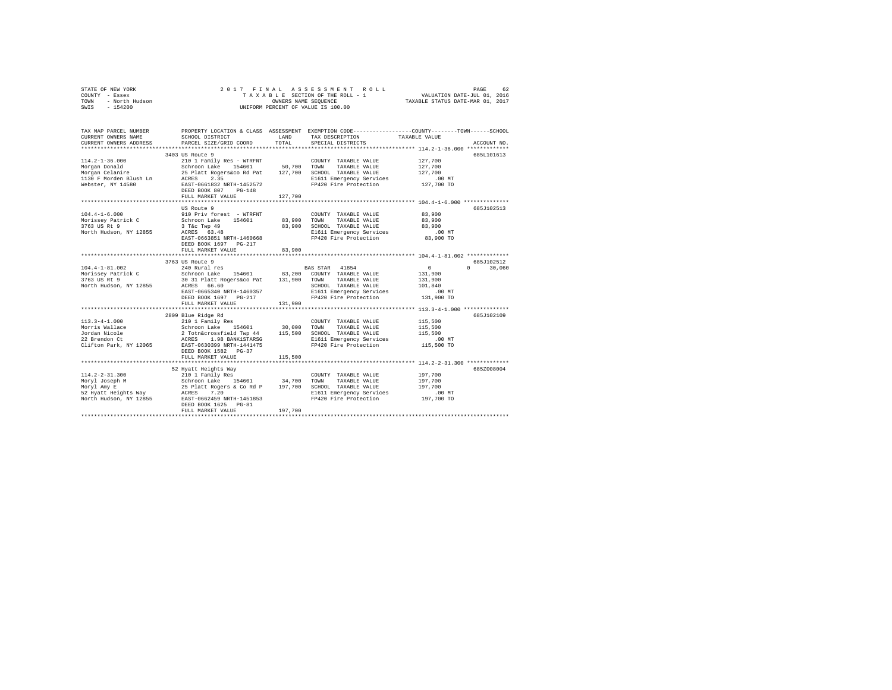STATE OF NEW YORK  
COUNTY - Essex  
TOWN - North Hudson  
SWIS - 154200

2 0 1 7 F I N A L A S S E S S M E N T R O L L  
T A X A B L E SECTION OF THE ROLL - 1  
OWNERS NAME SEQUENCE  
UNIFORM PERCENT OF VALUE IS 100.00

VALUATION DATE-JUL 01, 2016  
TAXABLE STATUS DATE-MAR 01, 2017

```
TAX MAP PARCEL NUMBER          PROPERTY LOCATION & CLASS  ASSESSMENT  EXEMPTION CODE-----------------COUNTY--------TOWN------SCHOOL
CURRENT OWNERS NAME            SCHOOL DISTRICT              LAND      TAX DESCRIPTION            TAXABLE VALUE
CURRENT OWNERS ADDRESS         PARCEL SIZE/GRID COORD       TOTAL     SPECIAL DISTRICTS                                 ACCOUNT NO.
*********************************************************************************************** 114.2-1-36.000 *************
                    3403 US Route 9                                                                                 685L101613
114.2-1-36.000                 210 1 Family Res - WTRFNT             COUNTY  TAXABLE VALUE           127,700
Morgan Donald                  Schroon Lake   154601       50,700    TOWN    TAXABLE VALUE           127,700
Morgan Celanire                25 Platt Rogers&co Rd Pat  127,700    SCHOOL  TAXABLE VALUE           127,700
1130 F Morden Blush Ln         ACRES    2.35                         E1611 Emergency Services            .00 MT
Webster, NY 14580              EAST-0661832 NRTH-1452572             FP420 Fire Protection           127,700 TO
                               DEED BOOK 807    PG-148
                               FULL MARKET VALUE          127,700
*********************************************************************************************** 104.4-1-6.000 **************
                    US Route 9                                                                                      685J102513
104.4-1-6.000                  910 Priv forest  - WTRFNT             COUNTY  TAXABLE VALUE            83,900
Morissey Patrick C             Schroon Lake   154601       83,900    TOWN    TAXABLE VALUE            83,900
3763 US Rt 9                   3 T&c Twp 49                83,900    SCHOOL  TAXABLE VALUE            83,900
North Hudson, NY 12855         ACRES   63.48                         E1611 Emergency Services            .00 MT
                               EAST-0663851 NRTH-1460668             FP420 Fire Protection            83,900 TO
                               DEED BOOK 1697   PG-217
                               FULL MARKET VALUE           83,900
*********************************************************************************************** 104.4-1-81.002 *************
                    3763 US Route 9                                                                                 685J102512
104.4-1-81.002                 240 Rural res                         BAS STAR  41854                      0          0      30,060
Morissey Patrick C             Schroon Lake   154601       83,200    COUNTY  TAXABLE VALUE           131,900
3763 US Rt 9                   30 31 Platt Rogers&co Pat  131,900    TOWN    TAXABLE VALUE           131,900
North Hudson, NY 12855         ACRES   66.60                         SCHOOL  TAXABLE VALUE           101,840
                               EAST-0665340 NRTH-1460357             E1611 Emergency Services            .00 MT
                               DEED BOOK 1697   PG-217               FP420 Fire Protection           131,900 TO
                               FULL MARKET VALUE          131,900
*********************************************************************************************** 113.3-4-1.000 **************
                    2809 Blue Ridge Rd                                                                              685J102109
113.3-4-1.000                  210 1 Family Res                      COUNTY  TAXABLE VALUE           115,500
Morris Wallace                 Schroon Lake   154601       30,000    TOWN    TAXABLE VALUE           115,500
Jordan Nicole                  2 Totn&crossfield Twp 44   115,500    SCHOOL  TAXABLE VALUE           115,500
22 Brendon Ct                  ACRES    1.98 BANK1STARSG             E1611 Emergency Services            .00 MT
Clifton Park, NY 12065         EAST-0630399 NRTH-1441475             FP420 Fire Protection           115,500 TO
                               DEED BOOK 1582   PG-37
                               FULL MARKET VALUE          115,500
*********************************************************************************************** 114.2-2-31.300 *************
                    52 Hyatt Heights Way                                                                            685Z008004
114.2-2-31.300                 210 1 Family Res                      COUNTY  TAXABLE VALUE           197,700
Moryl Joseph M                 Schroon Lake   154601       34,700    TOWN    TAXABLE VALUE           197,700
Moryl Amy E                    25 Platt Rogers & Co Rd P  197,700    SCHOOL  TAXABLE VALUE           197,700
52 Hyatt Heights Way           ACRES    7.20                         E1611 Emergency Services            .00 MT
North Hudson, NY 12855         EAST-0662459 NRTH-1451853             FP420 Fire Protection           197,700 TO
                               DEED BOOK 1625   PG-81
                               FULL MARKET VALUE          197,700
****************************************************************************************************************************
```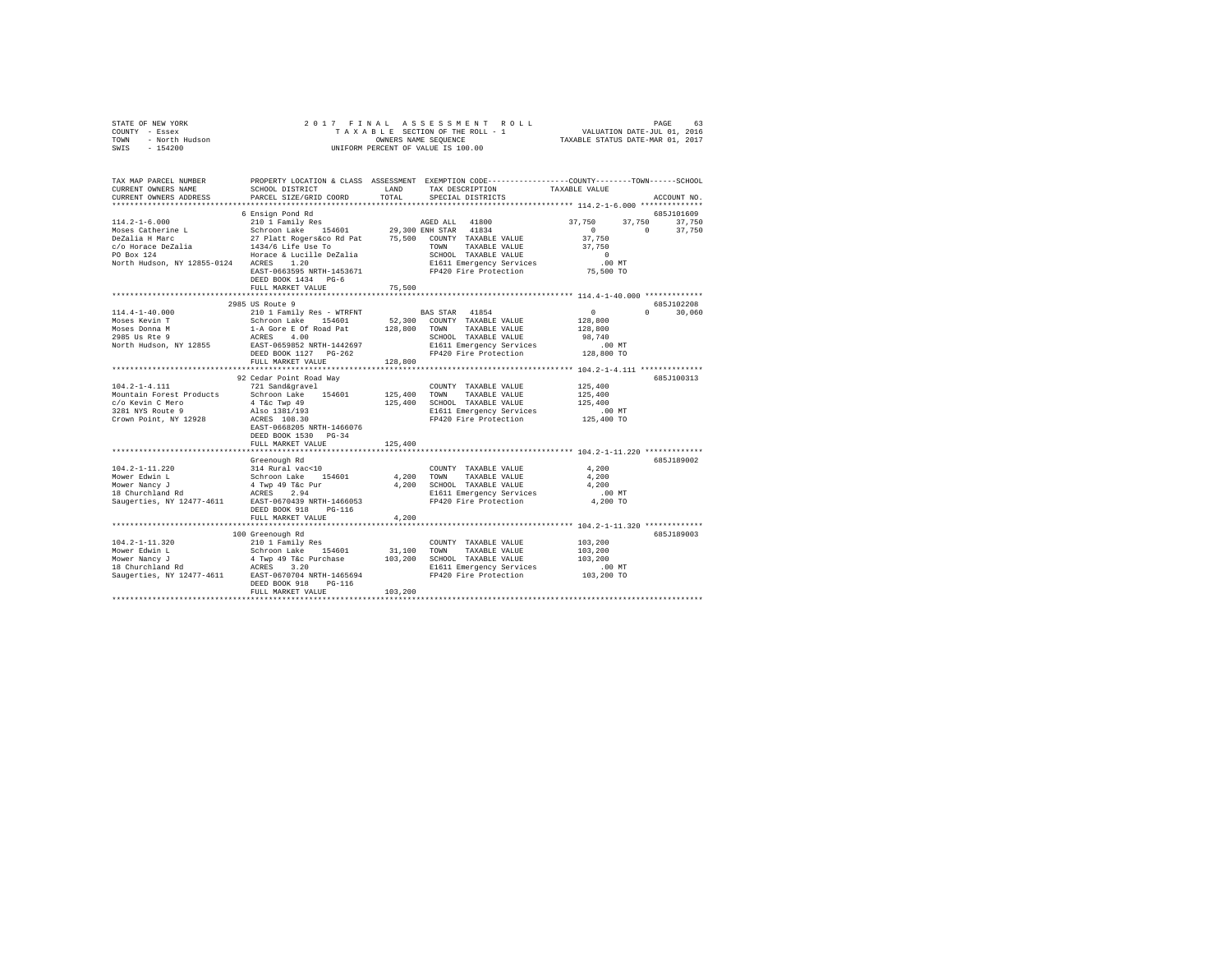STATE OF NEW YORK — 2017 FINAL ASSESSMENT ROLL
COUNTY - Essex — TAXABLE SECTION OF THE ROLL - 1 — VALUATION DATE-JUL 01, 2016
TOWN - North Hudson — OWNERS NAME SEQUENCE — TAXABLE STATUS DATE-MAR 01, 2017
SWIS - 154200 — UNIFORM PERCENT OF VALUE IS 100.00

| TAX MAP PARCEL NUMBER / CURRENT OWNERS NAME / CURRENT OWNERS ADDRESS | PROPERTY LOCATION & CLASS / SCHOOL DISTRICT / PARCEL SIZE/GRID COORD | ASSESSMENT LAND | TOTAL | EXEMPTION CODE / TAX DESCRIPTION / SPECIAL DISTRICTS | COUNTY TAXABLE VALUE | TOWN | SCHOOL | ACCOUNT NO. |
|---|---|---|---|---|---|---|---|---|
| **114.2-1-6.000** | 6 Ensign Pond Rd | | | | | | | 685J101609 |
| 114.2-1-6.000 | 210 1 Family Res | | | AGED ALL 41800 | 37,750 | 37,750 | 37,750 | |
| Moses Catherine L | Schroon Lake 154601 | 29,300 | | ENH STAR 41834 | 0 | 0 | 37,750 | |
| DeZalia H Marc | 27 Platt Rogers&co Rd Pat | | 75,500 | COUNTY TAXABLE VALUE | 37,750 | | | |
| c/o Horace DeZalia | 1434/6 Life Use To | | | TOWN TAXABLE VALUE | 37,750 | | | |
| PO Box 124 | Horace & Lucille DeZalia | | | SCHOOL TAXABLE VALUE | 0 | | | |
| North Hudson, NY 12855-0124 | ACRES 1.20 | | | E1611 Emergency Services | .00 MT | | | |
| | EAST-0663595 NRTH-1453671 | | | FP420 Fire Protection | 75,500 TO | | | |
| | DEED BOOK 1434 PG-6 | | | | | | | |
| | FULL MARKET VALUE | | 75,500 | | | | | |
| **114.4-1-40.000** | 2985 US Route 9 | | | | | | | 685J102208 |
| 114.4-1-40.000 | 210 1 Family Res - WTRFNT | | | BAS STAR 41854 | 0 | 0 | 30,060 | |
| Moses Kevin T | Schroon Lake 154601 | 52,300 | | COUNTY TAXABLE VALUE | 128,800 | | | |
| Moses Donna M | 1-A Gore E Of Road Pat | | 128,800 | TOWN TAXABLE VALUE | 128,800 | | | |
| 2985 Us Rte 9 | ACRES 4.00 | | | SCHOOL TAXABLE VALUE | 98,740 | | | |
| North Hudson, NY 12855 | EAST-0659852 NRTH-1442697 | | | E1611 Emergency Services | .00 MT | | | |
| | DEED BOOK 1127 PG-262 | | | FP420 Fire Protection | 128,800 TO | | | |
| | FULL MARKET VALUE | | 128,800 | | | | | |
| **104.2-1-4.111** | 92 Cedar Point Road Way | | | | | | | 685J100313 |
| 104.2-1-4.111 | 721 Sand&gravel | | | COUNTY TAXABLE VALUE | 125,400 | | | |
| Mountain Forest Products | Schroon Lake 154601 | 125,400 | | TOWN TAXABLE VALUE | 125,400 | | | |
| c/o Kevin C Mero | 4 T&c Twp 49 | | 125,400 | SCHOOL TAXABLE VALUE | 125,400 | | | |
| 3281 NYS Route 9 | Also 1381/193 | | | E1611 Emergency Services | .00 MT | | | |
| Crown Point, NY 12928 | ACRES 108.30 | | | FP420 Fire Protection | 125,400 TO | | | |
| | EAST-0668205 NRTH-1466076 | | | | | | | |
| | DEED BOOK 1530 PG-34 | | | | | | | |
| | FULL MARKET VALUE | | 125,400 | | | | | |
| **104.2-1-11.220** | Greenough Rd | | | | | | | 685J189002 |
| 104.2-1-11.220 | 314 Rural vac<10 | | | COUNTY TAXABLE VALUE | 4,200 | | | |
| Mower Edwin L | Schroon Lake 154601 | 4,200 | | TOWN TAXABLE VALUE | 4,200 | | | |
| Mower Nancy J | 4 Twp 49 T&c Pur | | 4,200 | SCHOOL TAXABLE VALUE | 4,200 | | | |
| 18 Churchland Rd | ACRES 2.94 | | | E1611 Emergency Services | .00 MT | | | |
| Saugerties, NY 12477-4611 | EAST-0670439 NRTH-1466053 | | | FP420 Fire Protection | 4,200 TO | | | |
| | DEED BOOK 918 PG-116 | | | | | | | |
| | FULL MARKET VALUE | | 4,200 | | | | | |
| **104.2-1-11.320** | 100 Greenough Rd | | | | | | | 685J189003 |
| 104.2-1-11.320 | 210 1 Family Res | | | COUNTY TAXABLE VALUE | 103,200 | | | |
| Mower Edwin L | Schroon Lake 154601 | 31,100 | | TOWN TAXABLE VALUE | 103,200 | | | |
| Mower Nancy J | 4 Twp 49 T&c Purchase | | 103,200 | SCHOOL TAXABLE VALUE | 103,200 | | | |
| 18 Churchland Rd | ACRES 3.20 | | | E1611 Emergency Services | .00 MT | | | |
| Saugerties, NY 12477-4611 | EAST-0670704 NRTH-1465694 | | | FP420 Fire Protection | 103,200 TO | | | |
| | DEED BOOK 918 PG-116 | | | | | | | |
| | FULL MARKET VALUE | | 103,200 | | | | | |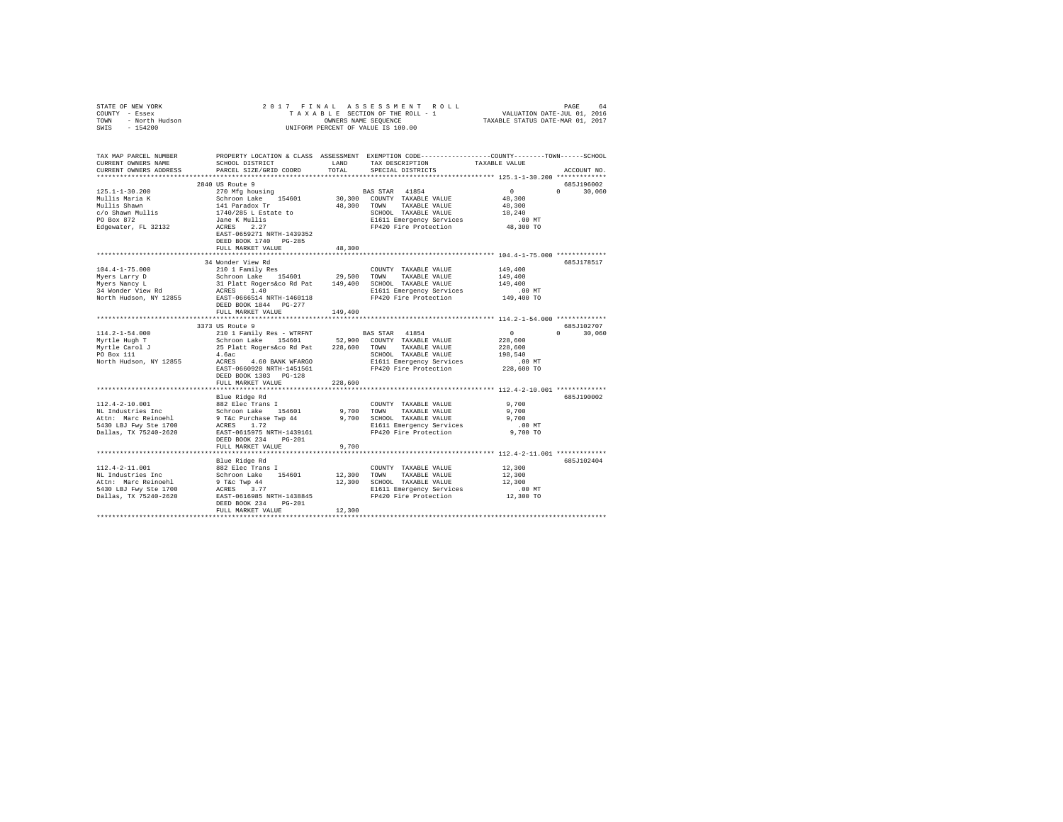STATE OF NEW YORK
COUNTY - Essex
TOWN - North Hudson
SWIS - 154200

2017 FINAL ASSESSMENT ROLL
TAXABLE SECTION OF THE ROLL - 1
OWNERS NAME SEQUENCE
UNIFORM PERCENT OF VALUE IS 100.00

VALUATION DATE-JUL 01, 2016
TAXABLE STATUS DATE-MAR 01, 2017

```
TAX MAP PARCEL NUMBER     PROPERTY LOCATION & CLASS  ASSESSMENT  EXEMPTION CODE-----------------COUNTY--------TOWN------SCHOOL
CURRENT OWNERS NAME       SCHOOL DISTRICT               LAND      TAX DESCRIPTION            TAXABLE VALUE
CURRENT OWNERS ADDRESS    PARCEL SIZE/GRID COORD        TOTAL     SPECIAL DISTRICTS                                  ACCOUNT NO.
******************************************************************************************************* 125.1-1-30.200 *************
                          2840 US Route 9                                                                            685J196002
125.1-1-30.200            270 Mfg housing                         BAS STAR  41854                   0          0       30,060
Mullis Maria K            Schroon Lake    154601        30,300    COUNTY  TAXABLE VALUE          48,300
Mullis Shawn              141 Paradox Tr                48,300    TOWN    TAXABLE VALUE          48,300
c/o Shawn Mullis          1740/285 L Estate to                    SCHOOL  TAXABLE VALUE          18,240
PO Box 872                Jane K Mullis                           E1611 Emergency Services          .00 MT
Edgewater, FL 32132       ACRES    2.27                           FP420 Fire Protection          48,300 TO
                          EAST-0659271 NRTH-1439352
                          DEED BOOK 1740   PG-285
                          FULL MARKET VALUE             48,300
******************************************************************************************************* 104.4-1-75.000 *************
                          34 Wonder View Rd                                                                          685J178517
104.4-1-75.000            210 1 Family Res                        COUNTY  TAXABLE VALUE         149,400
Myers Larry D             Schroon Lake    154601        29,500    TOWN    TAXABLE VALUE         149,400
Myers Nancy L             31 Platt Rogers&co Rd Pat    149,400    SCHOOL  TAXABLE VALUE         149,400
34 Wonder View Rd         ACRES    1.40                           E1611 Emergency Services          .00 MT
North Hudson, NY 12855    EAST-0666514 NRTH-1460118               FP420 Fire Protection         149,400 TO
                          DEED BOOK 1844   PG-277
                          FULL MARKET VALUE            149,400
******************************************************************************************************* 114.2-1-54.000 *************
                          3373 US Route 9                                                                            685J102707
114.2-1-54.000            210 1 Family Res - WTRFNT               BAS STAR  41854                   0          0       30,060
Myrtle Hugh T             Schroon Lake    154601        52,900    COUNTY  TAXABLE VALUE         228,600
Myrtle Carol J            25 Platt Rogers&co Rd Pat    228,600    TOWN    TAXABLE VALUE         228,600
PO Box 111                4.6ac                                   SCHOOL  TAXABLE VALUE         198,540
North Hudson, NY 12855    ACRES    4.60 BANK WFARGO               E1611 Emergency Services          .00 MT
                          EAST-0660920 NRTH-1451561               FP420 Fire Protection         228,600 TO
                          DEED BOOK 1303   PG-128
                          FULL MARKET VALUE            228,600
******************************************************************************************************* 112.4-2-10.001 *************
                          Blue Ridge Rd                                                                              685J190002
112.4-2-10.001            882 Elec Trans I                        COUNTY  TAXABLE VALUE           9,700
NL Industries Inc         Schroon Lake    154601         9,700    TOWN    TAXABLE VALUE           9,700
Attn: Marc Reinoehl       9 T&c Purchase Twp 44          9,700    SCHOOL  TAXABLE VALUE           9,700
5430 LBJ Fwy Ste 1700     ACRES    1.72                           E1611 Emergency Services          .00 MT
Dallas, TX 75240-2620     EAST-0615975 NRTH-1439161               FP420 Fire Protection           9,700 TO
                          DEED BOOK 234    PG-201
                          FULL MARKET VALUE              9,700
******************************************************************************************************* 112.4-2-11.001 *************
                          Blue Ridge Rd                                                                              685J102404
112.4-2-11.001            882 Elec Trans I                        COUNTY  TAXABLE VALUE          12,300
NL Industries Inc         Schroon Lake    154601        12,300    TOWN    TAXABLE VALUE          12,300
Attn: Marc Reinoehl       9 T&c Twp 44                  12,300    SCHOOL  TAXABLE VALUE          12,300
5430 LBJ Fwy Ste 1700     ACRES    3.77                           E1611 Emergency Services          .00 MT
Dallas, TX 75240-2620     EAST-0616985 NRTH-1438845               FP420 Fire Protection          12,300 TO
                          DEED BOOK 234    PG-201
                          FULL MARKET VALUE             12,300
************************************************************************************************************************************
```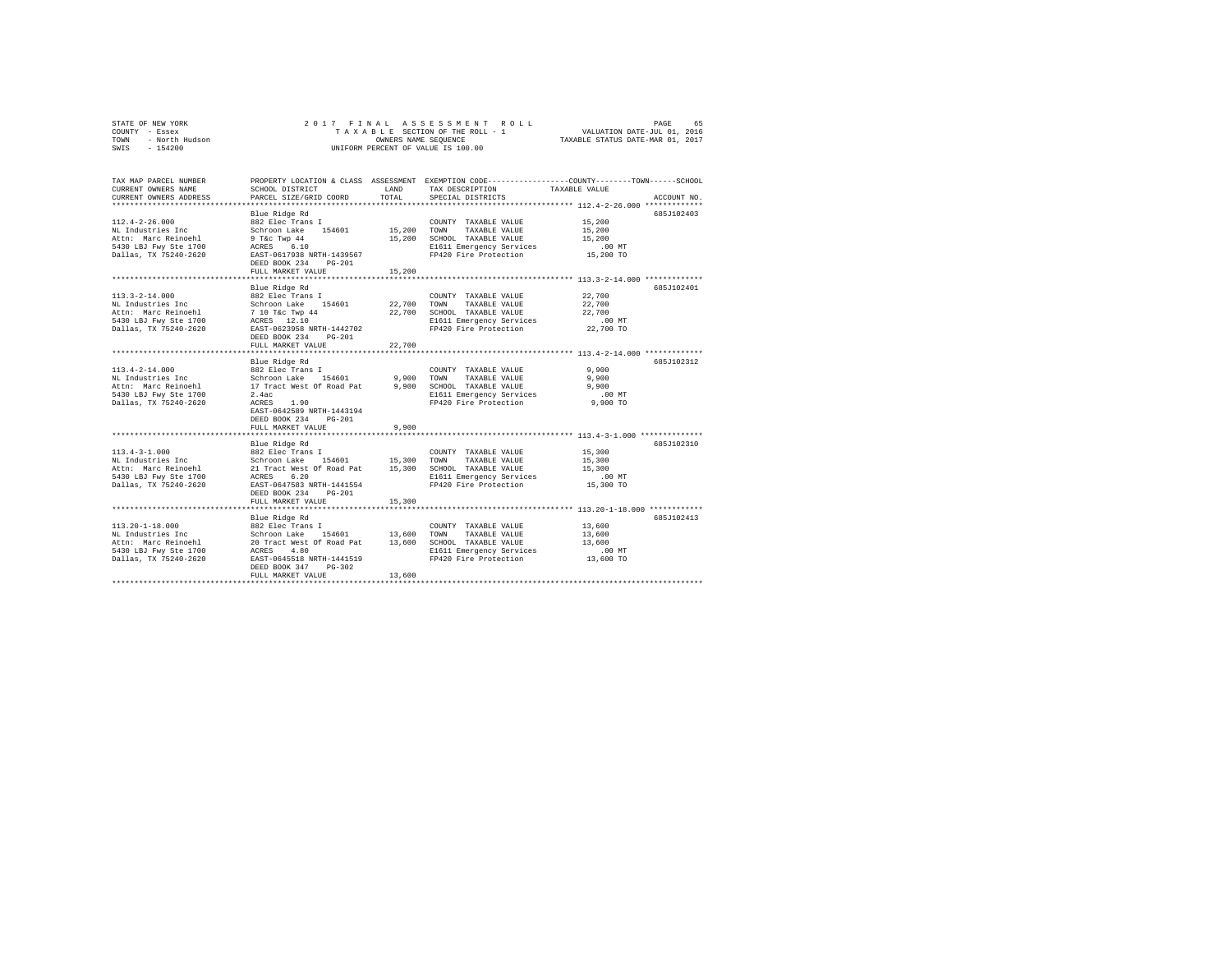STATE OF NEW YORK
COUNTY - Essex
TOWN - North Hudson
SWIS - 154200

2017 FINAL ASSESSMENT ROLL
TAXABLE SECTION OF THE ROLL - 1
OWNERS NAME SEQUENCE
UNIFORM PERCENT OF VALUE IS 100.00

VALUATION DATE-JUL 01, 2016
TAXABLE STATUS DATE-MAR 01, 2017

| TAX MAP PARCEL NUMBER / CURRENT OWNERS NAME / CURRENT OWNERS ADDRESS | PROPERTY LOCATION & CLASS / SCHOOL DISTRICT / PARCEL SIZE/GRID COORD | ASSESSMENT LAND / TOTAL | EXEMPTION CODE / TAX DESCRIPTION / SPECIAL DISTRICTS | COUNTY / TOWN / SCHOOL TAXABLE VALUE | ACCOUNT NO. |
|---|---|---|---|---|---|
| 112.4-2-26.000 | Blue Ridge Rd | | | | 685J102403 |
| | 882 Elec Trans I | | COUNTY TAXABLE VALUE | 15,200 | |
| NL Industries Inc | Schroon Lake 154601 | 15,200 | TOWN TAXABLE VALUE | 15,200 | |
| Attn: Marc Reinoehl | 9 T&c Twp 44 | 15,200 | SCHOOL TAXABLE VALUE | 15,200 | |
| 5430 LBJ Fwy Ste 1700 | ACRES 6.10 | | E1611 Emergency Services | .00 MT | |
| Dallas, TX 75240-2620 | EAST-0617938 NRTH-1439567 | | FP420 Fire Protection | 15,200 TO | |
| | DEED BOOK 234 PG-201 | | | | |
| | FULL MARKET VALUE | 15,200 | | | |
| 113.3-2-14.000 | Blue Ridge Rd | | | | 685J102401 |
| | 882 Elec Trans I | | COUNTY TAXABLE VALUE | 22,700 | |
| NL Industries Inc | Schroon Lake 154601 | 22,700 | TOWN TAXABLE VALUE | 22,700 | |
| Attn: Marc Reinoehl | 7 10 T&c Twp 44 | 22,700 | SCHOOL TAXABLE VALUE | 22,700 | |
| 5430 LBJ Fwy Ste 1700 | ACRES 12.10 | | E1611 Emergency Services | .00 MT | |
| Dallas, TX 75240-2620 | EAST-0623958 NRTH-1442702 | | FP420 Fire Protection | 22,700 TO | |
| | DEED BOOK 234 PG-201 | | | | |
| | FULL MARKET VALUE | 22,700 | | | |
| 113.4-2-14.000 | Blue Ridge Rd | | | | 685J102312 |
| | 882 Elec Trans I | | COUNTY TAXABLE VALUE | 9,900 | |
| NL Industries Inc | Schroon Lake 154601 | 9,900 | TOWN TAXABLE VALUE | 9,900 | |
| Attn: Marc Reinoehl | 17 Tract West Of Road Pat | 9,900 | SCHOOL TAXABLE VALUE | 9,900 | |
| 5430 LBJ Fwy Ste 1700 | 2.4ac | | E1611 Emergency Services | .00 MT | |
| Dallas, TX 75240-2620 | ACRES 1.90 | | FP420 Fire Protection | 9,900 TO | |
| | EAST-0642589 NRTH-1443194 | | | | |
| | DEED BOOK 234 PG-201 | | | | |
| | FULL MARKET VALUE | 9,900 | | | |
| 113.4-3-1.000 | Blue Ridge Rd | | | | 685J102310 |
| | 882 Elec Trans I | | COUNTY TAXABLE VALUE | 15,300 | |
| NL Industries Inc | Schroon Lake 154601 | 15,300 | TOWN TAXABLE VALUE | 15,300 | |
| Attn: Marc Reinoehl | 21 Tract West Of Road Pat | 15,300 | SCHOOL TAXABLE VALUE | 15,300 | |
| 5430 LBJ Fwy Ste 1700 | ACRES 6.20 | | E1611 Emergency Services | .00 MT | |
| Dallas, TX 75240-2620 | EAST-0647583 NRTH-1441554 | | FP420 Fire Protection | 15,300 TO | |
| | DEED BOOK 234 PG-201 | | | | |
| | FULL MARKET VALUE | 15,300 | | | |
| 113.20-1-18.000 | Blue Ridge Rd | | | | 685J102413 |
| | 882 Elec Trans I | | COUNTY TAXABLE VALUE | 13,600 | |
| NL Industries Inc | Schroon Lake 154601 | 13,600 | TOWN TAXABLE VALUE | 13,600 | |
| Attn: Marc Reinoehl | 20 Tract West Of Road Pat | 13,600 | SCHOOL TAXABLE VALUE | 13,600 | |
| 5430 LBJ Fwy Ste 1700 | ACRES 4.80 | | E1611 Emergency Services | .00 MT | |
| Dallas, TX 75240-2620 | EAST-0645518 NRTH-1441519 | | FP420 Fire Protection | 13,600 TO | |
| | DEED BOOK 347 PG-302 | | | | |
| | FULL MARKET VALUE | 13,600 | | | |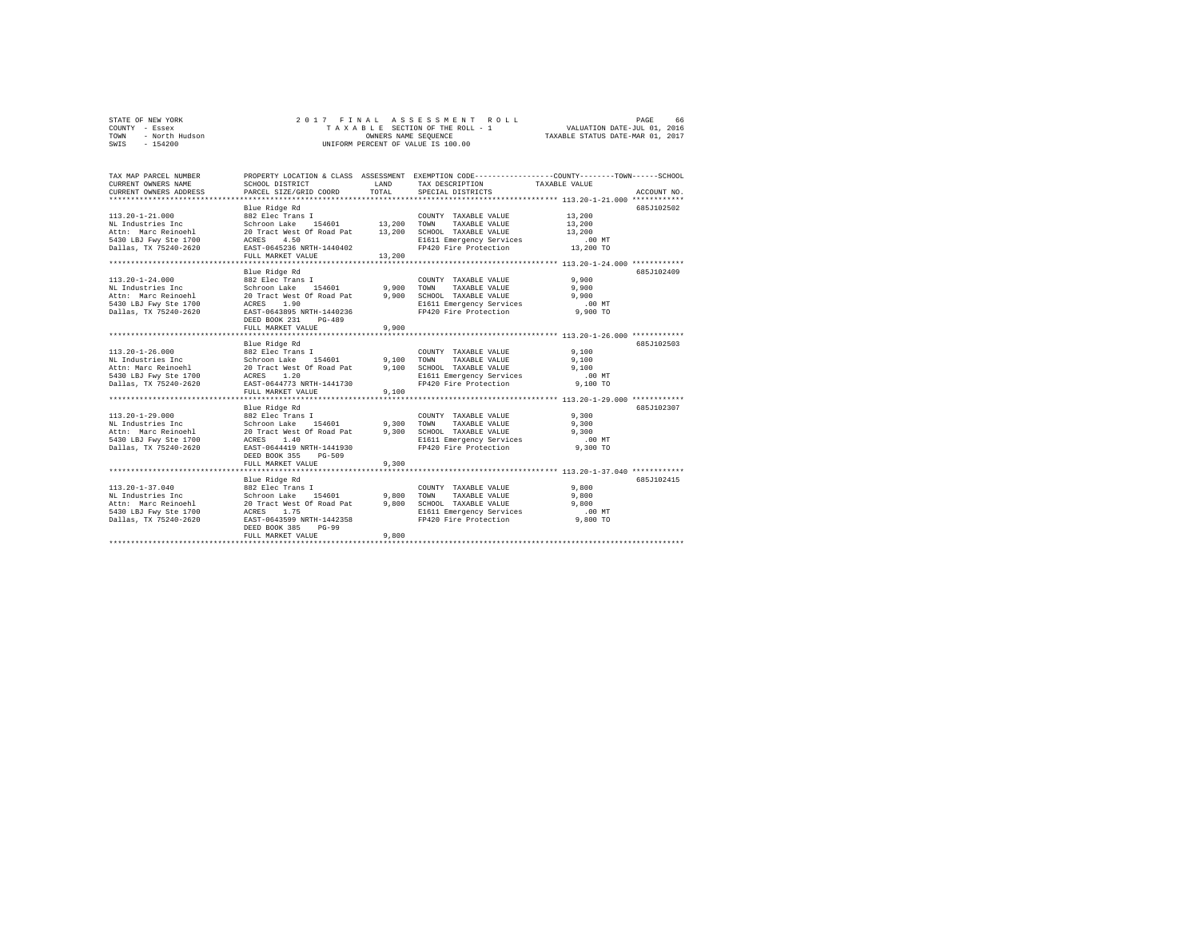STATE OF NEW YORK
COUNTY - Essex
TOWN - North Hudson
SWIS - 154200

2 0 1 7 F I N A L A S S E S S M E N T R O L L
T A X A B L E SECTION OF THE ROLL - 1
OWNERS NAME SEQUENCE
UNIFORM PERCENT OF VALUE IS 100.00

VALUATION DATE-JUL 01, 2016
TAXABLE STATUS DATE-MAR 01, 2017

| TAX MAP PARCEL NUMBER / CURRENT OWNERS NAME / CURRENT OWNERS ADDRESS | PROPERTY LOCATION & CLASS / SCHOOL DISTRICT / PARCEL SIZE/GRID COORD | ASSESSMENT LAND / TOTAL | EXEMPTION CODE / TAX DESCRIPTION / SPECIAL DISTRICTS | COUNTY--TOWN--SCHOOL TAXABLE VALUE | ACCOUNT NO. |
|---|---|---|---|---|---|
| **113.20-1-21.000** | Blue Ridge Rd | | | | 685J102502 |
| 113.20-1-21.000 | 882 Elec Trans I | | COUNTY TAXABLE VALUE | 13,200 | |
| NL Industries Inc | Schroon Lake 154601 | 13,200 | TOWN TAXABLE VALUE | 13,200 | |
| Attn: Marc Reinoehl | 20 Tract West Of Road Pat | 13,200 | SCHOOL TAXABLE VALUE | 13,200 | |
| 5430 LBJ Fwy Ste 1700 | ACRES 4.50 | | E1611 Emergency Services | .00 MT | |
| Dallas, TX 75240-2620 | EAST-0645236 NRTH-1440402 | | FP420 Fire Protection | 13,200 TO | |
| | FULL MARKET VALUE | 13,200 | | | |
| **113.20-1-24.000** | Blue Ridge Rd | | | | 685J102409 |
| 113.20-1-24.000 | 882 Elec Trans I | | COUNTY TAXABLE VALUE | 9,900 | |
| NL Industries Inc | Schroon Lake 154601 | 9,900 | TOWN TAXABLE VALUE | 9,900 | |
| Attn: Marc Reinoehl | 20 Tract West Of Road Pat | 9,900 | SCHOOL TAXABLE VALUE | 9,900 | |
| 5430 LBJ Fwy Ste 1700 | ACRES 1.90 | | E1611 Emergency Services | .00 MT | |
| Dallas, TX 75240-2620 | EAST-0643895 NRTH-1440236 | | FP420 Fire Protection | 9,900 TO | |
| | DEED BOOK 231 PG-489 | | | | |
| | FULL MARKET VALUE | 9,900 | | | |
| **113.20-1-26.000** | Blue Ridge Rd | | | | 685J102503 |
| 113.20-1-26.000 | 882 Elec Trans I | | COUNTY TAXABLE VALUE | 9,100 | |
| NL Industries Inc | Schroon Lake 154601 | 9,100 | TOWN TAXABLE VALUE | 9,100 | |
| Attn: Marc Reinoehl | 20 Tract West Of Road Pat | 9,100 | SCHOOL TAXABLE VALUE | 9,100 | |
| 5430 LBJ Fwy Ste 1700 | ACRES 1.20 | | E1611 Emergency Services | .00 MT | |
| Dallas, TX 75240-2620 | EAST-0644773 NRTH-1441730 | | FP420 Fire Protection | 9,100 TO | |
| | FULL MARKET VALUE | 9,100 | | | |
| **113.20-1-29.000** | Blue Ridge Rd | | | | 685J102307 |
| 113.20-1-29.000 | 882 Elec Trans I | | COUNTY TAXABLE VALUE | 9,300 | |
| NL Industries Inc | Schroon Lake 154601 | 9,300 | TOWN TAXABLE VALUE | 9,300 | |
| Attn: Marc Reinoehl | 20 Tract West Of Road Pat | 9,300 | SCHOOL TAXABLE VALUE | 9,300 | |
| 5430 LBJ Fwy Ste 1700 | ACRES 1.40 | | E1611 Emergency Services | .00 MT | |
| Dallas, TX 75240-2620 | EAST-0644419 NRTH-1441930 | | FP420 Fire Protection | 9,300 TO | |
| | DEED BOOK 355 PG-509 | | | | |
| | FULL MARKET VALUE | 9,300 | | | |
| **113.20-1-37.040** | Blue Ridge Rd | | | | 685J102415 |
| 113.20-1-37.040 | 882 Elec Trans I | | COUNTY TAXABLE VALUE | 9,800 | |
| NL Industries Inc | Schroon Lake 154601 | 9,800 | TOWN TAXABLE VALUE | 9,800 | |
| Attn: Marc Reinoehl | 20 Tract West Of Road Pat | 9,800 | SCHOOL TAXABLE VALUE | 9,800 | |
| 5430 LBJ Fwy Ste 1700 | ACRES 1.75 | | E1611 Emergency Services | .00 MT | |
| Dallas, TX 75240-2620 | EAST-0643599 NRTH-1442358 | | FP420 Fire Protection | 9,800 TO | |
| | DEED BOOK 385 PG-99 | | | | |
| | FULL MARKET VALUE | 9,800 | | | |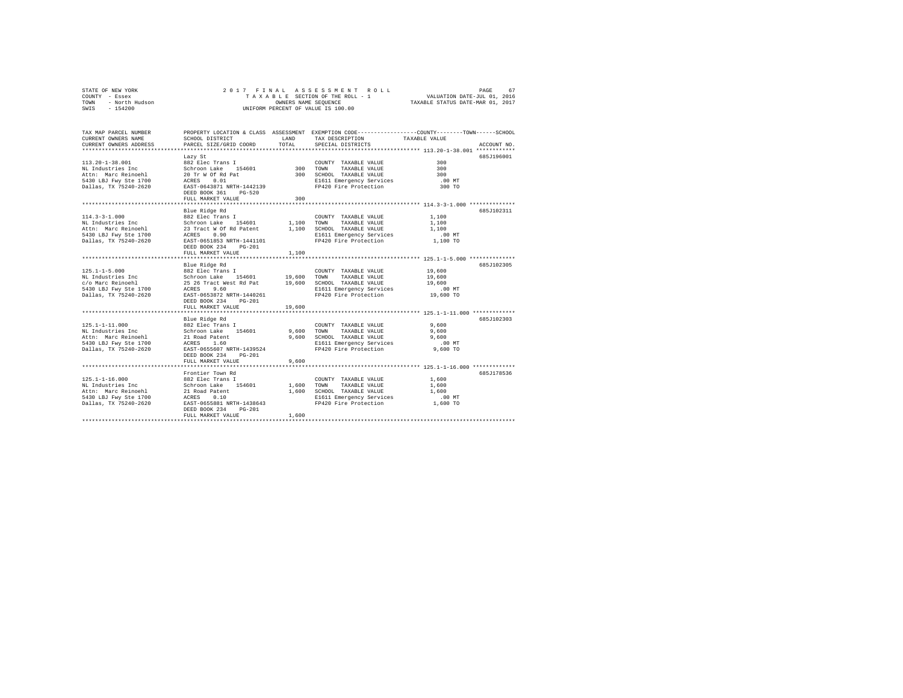STATE OF NEW YORK
COUNTY - Essex
TOWN - North Hudson
SWIS - 154200

2017 FINAL ASSESSMENT ROLL
TAXABLE SECTION OF THE ROLL - 1
OWNERS NAME SEQUENCE
UNIFORM PERCENT OF VALUE IS 100.00

VALUATION DATE-JUL 01, 2016
TAXABLE STATUS DATE-MAR 01, 2017

| TAX MAP PARCEL NUMBER / CURRENT OWNERS NAME / CURRENT OWNERS ADDRESS | PROPERTY LOCATION & CLASS / SCHOOL DISTRICT / PARCEL SIZE/GRID COORD | ASSESSMENT LAND / TOTAL | EXEMPTION CODE / TAX DESCRIPTION / SPECIAL DISTRICTS | COUNTY / TOWN / SCHOOL TAXABLE VALUE | ACCOUNT NO. |
|---|---|---|---|---|---|
| 113.20-1-38.001 | Lazy St | | | | 685J196001 |
| | 882 Elec Trans I | | COUNTY TAXABLE VALUE | 300 | |
| NL Industries Inc | Schroon Lake 154601 | 300 | TOWN TAXABLE VALUE | 300 | |
| Attn: Marc Reinoehl | 20 Tr W Of Rd Pat | 300 | SCHOOL TAXABLE VALUE | 300 | |
| 5430 LBJ Fwy Ste 1700 | ACRES 0.01 | | E1611 Emergency Services | .00 MT | |
| Dallas, TX 75240-2620 | EAST-0643871 NRTH-1442139 | | FP420 Fire Protection | 300 TO | |
| | DEED BOOK 361 PG-520 | | | | |
| | FULL MARKET VALUE | 300 | | | |
| 114.3-3-1.000 | Blue Ridge Rd | | | | 685J102311 |
| | 882 Elec Trans I | | COUNTY TAXABLE VALUE | 1,100 | |
| NL Industries Inc | Schroon Lake 154601 | 1,100 | TOWN TAXABLE VALUE | 1,100 | |
| Attn: Marc Reinoehl | 23 Tract W Of Rd Patent | 1,100 | SCHOOL TAXABLE VALUE | 1,100 | |
| 5430 LBJ Fwy Ste 1700 | ACRES 0.90 | | E1611 Emergency Services | .00 MT | |
| Dallas, TX 75240-2620 | EAST-0651853 NRTH-1441101 | | FP420 Fire Protection | 1,100 TO | |
| | DEED BOOK 234 PG-201 | | | | |
| | FULL MARKET VALUE | 1,100 | | | |
| 125.1-1-5.000 | Blue Ridge Rd | | | | 685J102305 |
| | 882 Elec Trans I | | COUNTY TAXABLE VALUE | 19,600 | |
| NL Industries Inc | Schroon Lake 154601 | 19,600 | TOWN TAXABLE VALUE | 19,600 | |
| c/o Marc Reinoehl | 25 26 Tract West Rd Pat | 19,600 | SCHOOL TAXABLE VALUE | 19,600 | |
| 5430 LBJ Fwy Ste 1700 | ACRES 9.60 | | E1611 Emergency Services | .00 MT | |
| Dallas, TX 75240-2620 | EAST-0653872 NRTH-1440261 | | FP420 Fire Protection | 19,600 TO | |
| | DEED BOOK 234 PG-201 | | | | |
| | FULL MARKET VALUE | 19,600 | | | |
| 125.1-1-11.000 | Blue Ridge Rd | | | | 685J102303 |
| | 882 Elec Trans I | | COUNTY TAXABLE VALUE | 9,600 | |
| NL Industries Inc | Schroon Lake 154601 | 9,600 | TOWN TAXABLE VALUE | 9,600 | |
| Attn: Marc Reinoehl | 21 Road Patent | 9,600 | SCHOOL TAXABLE VALUE | 9,600 | |
| 5430 LBJ Fwy Ste 1700 | ACRES 1.60 | | E1611 Emergency Services | .00 MT | |
| Dallas, TX 75240-2620 | EAST-0655607 NRTH-1439524 | | FP420 Fire Protection | 9,600 TO | |
| | DEED BOOK 234 PG-201 | | | | |
| | FULL MARKET VALUE | 9,600 | | | |
| 125.1-1-16.000 | Frontier Town Rd | | | | 685J178536 |
| | 882 Elec Trans I | | COUNTY TAXABLE VALUE | 1,600 | |
| NL Industries Inc | Schroon Lake 154601 | 1,600 | TOWN TAXABLE VALUE | 1,600 | |
| Attn: Marc Reinoehl | 21 Road Patent | 1,600 | SCHOOL TAXABLE VALUE | 1,600 | |
| 5430 LBJ Fwy Ste 1700 | ACRES 0.10 | | E1611 Emergency Services | .00 MT | |
| Dallas, TX 75240-2620 | EAST-0655081 NRTH-1438643 | | FP420 Fire Protection | 1,600 TO | |
| | DEED BOOK 234 PG-201 | | | | |
| | FULL MARKET VALUE | 1,600 | | | |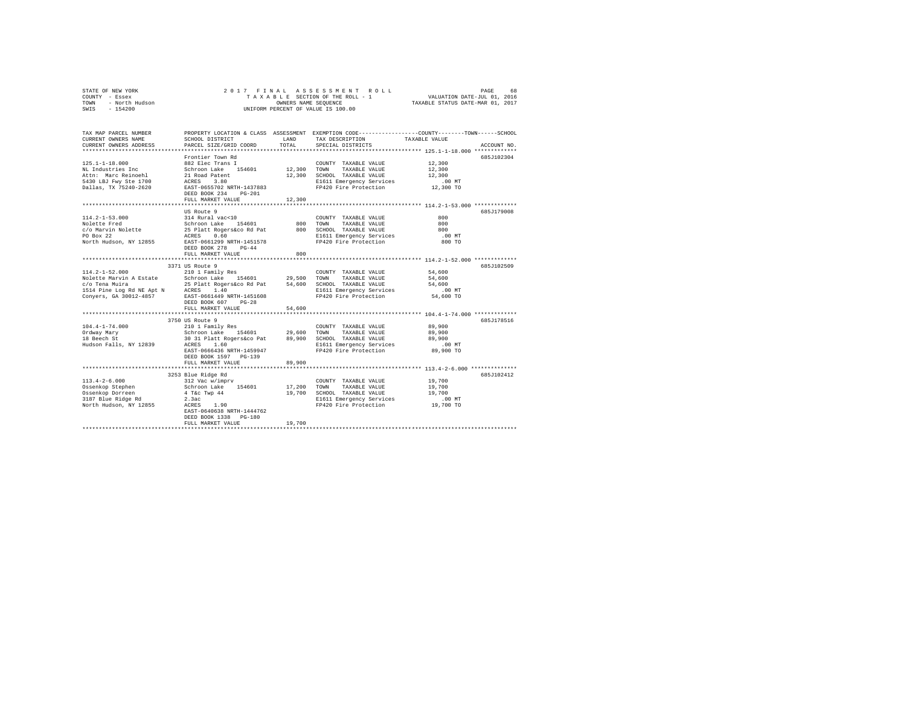STATE OF NEW YORK
COUNTY - Essex
TOWN - North Hudson
SWIS - 154200

2 0 1 7 F I N A L A S S E S S M E N T R O L L
T A X A B L E SECTION OF THE ROLL - 1
OWNERS NAME SEQUENCE
UNIFORM PERCENT OF VALUE IS 100.00

VALUATION DATE-JUL 01, 2016
TAXABLE STATUS DATE-MAR 01, 2017

| TAX MAP PARCEL NUMBER / CURRENT OWNERS NAME / CURRENT OWNERS ADDRESS | PROPERTY LOCATION & CLASS / SCHOOL DISTRICT / PARCEL SIZE/GRID COORD | ASSESSMENT LAND / TOTAL | EXEMPTION CODE / TAX DESCRIPTION / SPECIAL DISTRICTS | COUNTY--------TOWN------SCHOOL TAXABLE VALUE | ACCOUNT NO. |
|---|---|---|---|---|---|
| **125.1-1-18.000** | Frontier Town Rd | | | | 685J102304 |
| 125.1-1-18.000 | 882 Elec Trans I | | COUNTY TAXABLE VALUE | 12,300 | |
| NL Industries Inc | Schroon Lake 154601 | 12,300 | TOWN TAXABLE VALUE | 12,300 | |
| Attn: Marc Reinoehl | 21 Road Patent | 12,300 | SCHOOL TAXABLE VALUE | 12,300 | |
| 5430 LBJ Fwy Ste 1700 | ACRES 3.80 | | E1611 Emergency Services | .00 MT | |
| Dallas, TX 75240-2620 | EAST-0655702 NRTH-1437883 | | FP420 Fire Protection | 12,300 TO | |
| | DEED BOOK 234 PG-201 | | | | |
| | FULL MARKET VALUE | 12,300 | | | |
| **114.2-1-53.000** | US Route 9 | | | | 685J179008 |
| 114.2-1-53.000 | 314 Rural vac<10 | | COUNTY TAXABLE VALUE | 800 | |
| Nolette Fred | Schroon Lake 154601 | 800 | TOWN TAXABLE VALUE | 800 | |
| c/o Marvin Nolette | 25 Platt Rogers&co Rd Pat | 800 | SCHOOL TAXABLE VALUE | 800 | |
| PO Box 22 | ACRES 0.60 | | E1611 Emergency Services | .00 MT | |
| North Hudson, NY 12855 | EAST-0661299 NRTH-1451578 | | FP420 Fire Protection | 800 TO | |
| | DEED BOOK 278 PG-44 | | | | |
| | FULL MARKET VALUE | 800 | | | |
| **114.2-1-52.000** | 3371 US Route 9 | | | | 685J102509 |
| 114.2-1-52.000 | 210 1 Family Res | | COUNTY TAXABLE VALUE | 54,600 | |
| Nolette Marvin A Estate | Schroon Lake 154601 | 29,500 | TOWN TAXABLE VALUE | 54,600 | |
| c/o Tena Muira | 25 Platt Rogers&co Rd Pat | 54,600 | SCHOOL TAXABLE VALUE | 54,600 | |
| 1514 Pine Log Rd NE Apt N | ACRES 1.40 | | E1611 Emergency Services | .00 MT | |
| Conyers, GA 30012-4857 | EAST-0661449 NRTH-1451608 | | FP420 Fire Protection | 54,600 TO | |
| | DEED BOOK 607 PG-28 | | | | |
| | FULL MARKET VALUE | 54,600 | | | |
| **104.4-1-74.000** | 3750 US Route 9 | | | | 685J178516 |
| 104.4-1-74.000 | 210 1 Family Res | | COUNTY TAXABLE VALUE | 89,900 | |
| Ordway Mary | Schroon Lake 154601 | 29,600 | TOWN TAXABLE VALUE | 89,900 | |
| 18 Beech St | 30 31 Platt Rogers&co Pat | 89,900 | SCHOOL TAXABLE VALUE | 89,900 | |
| Hudson Falls, NY 12839 | ACRES 1.60 | | E1611 Emergency Services | .00 MT | |
| | EAST-0666436 NRTH-1459947 | | FP420 Fire Protection | 89,900 TO | |
| | DEED BOOK 1597 PG-139 | | | | |
| | FULL MARKET VALUE | 89,900 | | | |
| **113.4-2-6.000** | 3253 Blue Ridge Rd | | | | 685J102412 |
| 113.4-2-6.000 | 312 Vac w/imprv | | COUNTY TAXABLE VALUE | 19,700 | |
| Ossenkop Stephen | Schroon Lake 154601 | 17,200 | TOWN TAXABLE VALUE | 19,700 | |
| Ossenkop Dorreen | 4 T&c Twp 44 | 19,700 | SCHOOL TAXABLE VALUE | 19,700 | |
| 3187 Blue Ridge Rd | 2.3ac | | E1611 Emergency Services | .00 MT | |
| North Hudson, NY 12855 | ACRES 1.90 | | FP420 Fire Protection | 19,700 TO | |
| | EAST-0640638 NRTH-1444762 | | | | |
| | DEED BOOK 1338 PG-180 | | | | |
| | FULL MARKET VALUE | 19,700 | | | |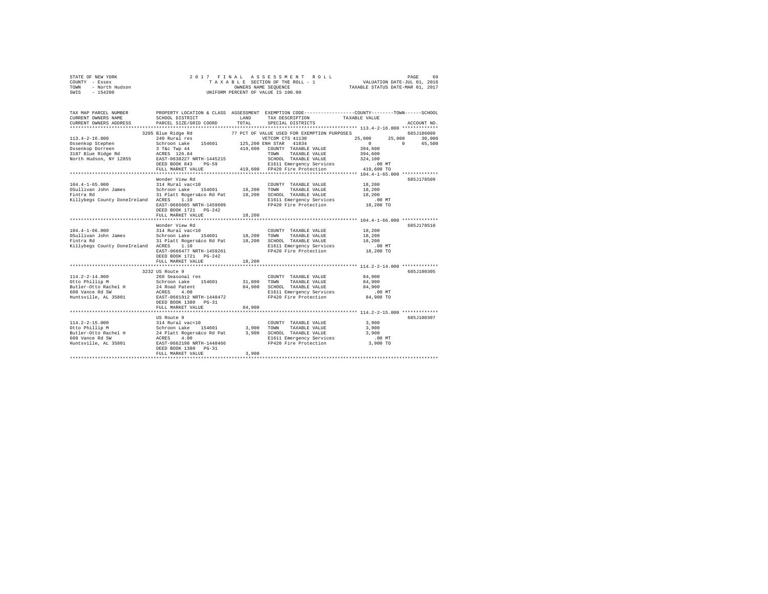```
STATE OF NEW YORK                2 0 1 7   F I N A L   A S S E S S M E N T   R O L L                         PAGE    69
COUNTY  - Essex                     T A X A B L E  SECTION OF THE ROLL - 1                 VALUATION DATE-JUL 01, 2016
TOWN    - North Hudson                     OWNERS NAME SEQUENCE                          TAXABLE STATUS DATE-MAR 01, 2017
SWIS    - 154200                      UNIFORM PERCENT OF VALUE IS 100.00

TAX MAP PARCEL NUMBER          PROPERTY LOCATION & CLASS  ASSESSMENT  EXEMPTION CODE------------------COUNTY--------TOWN------SCHOOL
CURRENT OWNERS NAME            SCHOOL DISTRICT              LAND      TAX DESCRIPTION             TAXABLE VALUE
CURRENT OWNERS ADDRESS         PARCEL SIZE/GRID COORD       TOTAL     SPECIAL DISTRICTS                                   ACCOUNT NO.
******************************************************************************************************* 113.4-2-16.000 *************
                             3205 Blue Ridge Rd           77 PCT OF VALUE USED FOR EXEMPTION PURPOSES                      685J186009
113.4-2-16.000                240 Rural res                         VETCOM CTS 41130               25,000      25,000      30,000
Ossenkop Stephen              Schroon Lake    154601      125,200 ENH STAR  41834                       0           0      65,500
Ossenkop Dorreen              3 T&c Twp 44                419,600   COUNTY  TAXABLE VALUE         394,600
3187 Blue Ridge Rd            ACRES  126.84                         TOWN    TAXABLE VALUE         394,600
North Hudson, NY 12855        EAST-0638227 NRTH-1445215             SCHOOL  TAXABLE VALUE         324,100
                              DEED BOOK 843    PG-59                E1611 Emergency Services          .00 MT
                              FULL MARKET VALUE           419,600   FP420 Fire Protection         419,600 TO
******************************************************************************************************* 104.4-1-65.000 *************
                              Wonder View Rd                                                                        685J178509
104.4-1-65.000                314 Rural vac<10                      COUNTY  TAXABLE VALUE          18,200
OSullivan John James          Schroon Lake    154601       18,200   TOWN    TAXABLE VALUE          18,200
Fintra Rd                     31 Platt Rogers&co Rd Pat    18,200   SCHOOL  TAXABLE VALUE          18,200
Killybegs County DoneIreland  ACRES    1.10                         E1611 Emergency Services          .00 MT
                              EAST-0666605 NRTH-1459609             FP420 Fire Protection          18,200 TO
                              DEED BOOK 1721   PG-242
                              FULL MARKET VALUE            18,200
******************************************************************************************************* 104.4-1-66.000 *************
                              Wonder View Rd                                                                        685J178510
104.4-1-66.000                314 Rural vac<10                      COUNTY  TAXABLE VALUE          18,200
OSullivan John James          Schroon Lake    154601       18,200   TOWN    TAXABLE VALUE          18,200
Fintra Rd                     31 Platt Rogers&co Rd Pat    18,200   SCHOOL  TAXABLE VALUE          18,200
Killybegs County DoneIreland  ACRES    1.10                         E1611 Emergency Services          .00 MT
                              EAST-0666477 NRTH-1459261             FP420 Fire Protection          18,200 TO
                              DEED BOOK 1721   PG-242
                              FULL MARKET VALUE            18,200
******************************************************************************************************* 114.2-2-14.000 *************
                             3232 US Route 9                                                                        685J100305
114.2-2-14.000                260 Seasonal res                      COUNTY  TAXABLE VALUE          84,900
Otto Phillip M                Schroon Lake    154601       31,800   TOWN    TAXABLE VALUE          84,900
Butler-Otto Rachel H          24 Road Patent               84,900   SCHOOL  TAXABLE VALUE          84,900
608 Vance Rd SW               ACRES    4.00                         E1611 Emergency Services          .00 MT
Huntsville, AL 35801          EAST-0661912 NRTH-1448472             FP420 Fire Protection          84,900 TO
                              DEED BOOK 1380   PG-31
                              FULL MARKET VALUE            84,900
******************************************************************************************************* 114.2-2-15.000 *************
                              US Route 9                                                                            685J100307
114.2-2-15.000                314 Rural vac<10                      COUNTY  TAXABLE VALUE           3,900
Otto Phillip M                Schroon Lake    154601        3,900   TOWN    TAXABLE VALUE           3,900
Butler-Otto Rachel H          24 Platt Rogers&co Rd Pat     3,900   SCHOOL  TAXABLE VALUE           3,900
608 Vance Rd SW               ACRES    4.00                         E1611 Emergency Services          .00 MT
Huntsville, AL 35801          EAST-0662198 NRTH-1448466             FP420 Fire Protection           3,900 TO
                              DEED BOOK 1380   PG-31
                              FULL MARKET VALUE             3,900
************************************************************************************************************************************
```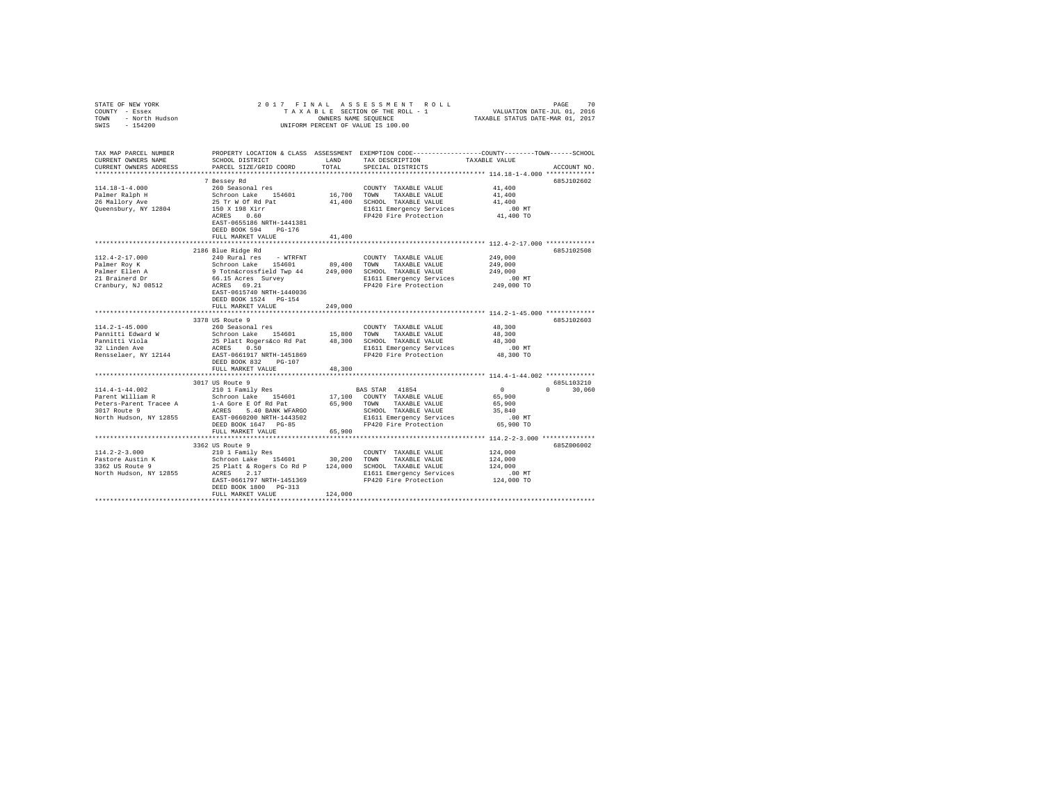STATE OF NEW YORK
COUNTY - Essex
TOWN - North Hudson
SWIS - 154200

2017 FINAL ASSESSMENT ROLL
TAXABLE SECTION OF THE ROLL - 1
OWNERS NAME SEQUENCE
UNIFORM PERCENT OF VALUE IS 100.00

VALUATION DATE-JUL 01, 2016
TAXABLE STATUS DATE-MAR 01, 2017

```
TAX MAP PARCEL NUMBER          PROPERTY LOCATION & CLASS  ASSESSMENT  EXEMPTION CODE-----------------COUNTY--------TOWN------SCHOOL
CURRENT OWNERS NAME            SCHOOL DISTRICT              LAND      TAX DESCRIPTION             TAXABLE VALUE
CURRENT OWNERS ADDRESS         PARCEL SIZE/GRID COORD       TOTAL     SPECIAL DISTRICTS                                    ACCOUNT NO.
*********************************************************************************************** 114.18-1-4.000 *************
                               7 Bessey Rd                                                                                  685J102602
114.18-1-4.000                 260 Seasonal res                       COUNTY  TAXABLE VALUE          41,400
Palmer Ralph H                 Schroon Lake   154601       16,700     TOWN    TAXABLE VALUE          41,400
26 Mallory Ave                 25 Tr W Of Rd Pat           41,400     SCHOOL  TAXABLE VALUE          41,400
Queensbury, NY 12804           150 X 198 Xirr                         E1611 Emergency Services          .00 MT
                               ACRES    0.60                          FP420 Fire Protection          41,400 TO
                               EAST-0655186 NRTH-1441381
                               DEED BOOK 594    PG-176
                               FULL MARKET VALUE           41,400
*********************************************************************************************** 112.4-2-17.000 *************
                               2186 Blue Ridge Rd                                                                           685J102508
112.4-2-17.000                 240 Rural res    - WTRFNT              COUNTY  TAXABLE VALUE         249,000
Palmer Roy K                   Schroon Lake   154601       89,400     TOWN    TAXABLE VALUE         249,000
Palmer Ellen A                 9 Totn&crossfield Twp 44   249,000     SCHOOL  TAXABLE VALUE         249,000
21 Brainerd Dr                 66.15 Acres  Survey                    E1611 Emergency Services          .00 MT
Cranbury, NJ 08512             ACRES   69.21                          FP420 Fire Protection         249,000 TO
                               EAST-0615740 NRTH-1440036
                               DEED BOOK 1524   PG-154
                               FULL MARKET VALUE          249,000
*********************************************************************************************** 114.2-1-45.000 *************
                               3378 US Route 9                                                                              685J102603
114.2-1-45.000                 260 Seasonal res                       COUNTY  TAXABLE VALUE          48,300
Pannitti Edward W              Schroon Lake   154601       15,800     TOWN    TAXABLE VALUE          48,300
Pannitti Viola                 25 Platt Rogers&co Rd Pat   48,300     SCHOOL  TAXABLE VALUE          48,300
32 Linden Ave                  ACRES    0.50                          E1611 Emergency Services          .00 MT
Rensselaer, NY 12144           EAST-0661917 NRTH-1451869              FP420 Fire Protection          48,300 TO
                               DEED BOOK 832    PG-107
                               FULL MARKET VALUE           48,300
*********************************************************************************************** 114.4-1-44.002 *************
                               3017 US Route 9                                                                              685L103210
114.4-1-44.002                 210 1 Family Res                       BAS STAR  41854                     0          0      30,060
Parent William R               Schroon Lake   154601       17,100     COUNTY  TAXABLE VALUE          65,900
Peters-Parent Tracee A         1-A Gore E Of Rd Pat        65,900     TOWN    TAXABLE VALUE          65,900
3017 Route 9                   ACRES    5.40 BANK WFARGO              SCHOOL  TAXABLE VALUE          35,840
North Hudson, NY 12855         EAST-0660200 NRTH-1443502              E1611 Emergency Services          .00 MT
                               DEED BOOK 1647   PG-85                 FP420 Fire Protection          65,900 TO
                               FULL MARKET VALUE           65,900
*********************************************************************************************** 114.2-2-3.000 **************
                               3362 US Route 9                                                                              685Z006002
114.2-2-3.000                  210 1 Family Res                       COUNTY  TAXABLE VALUE         124,000
Pastore Austin K               Schroon Lake   154601       30,200     TOWN    TAXABLE VALUE         124,000
3362 US Route 9                25 Platt & Rogers Co Rd P  124,000     SCHOOL  TAXABLE VALUE         124,000
North Hudson, NY 12855         ACRES    2.17                          E1611 Emergency Services          .00 MT
                               EAST-0661797 NRTH-1451369              FP420 Fire Protection         124,000 TO
                               DEED BOOK 1800   PG-313
                               FULL MARKET VALUE          124,000
****************************************************************************************************************************
```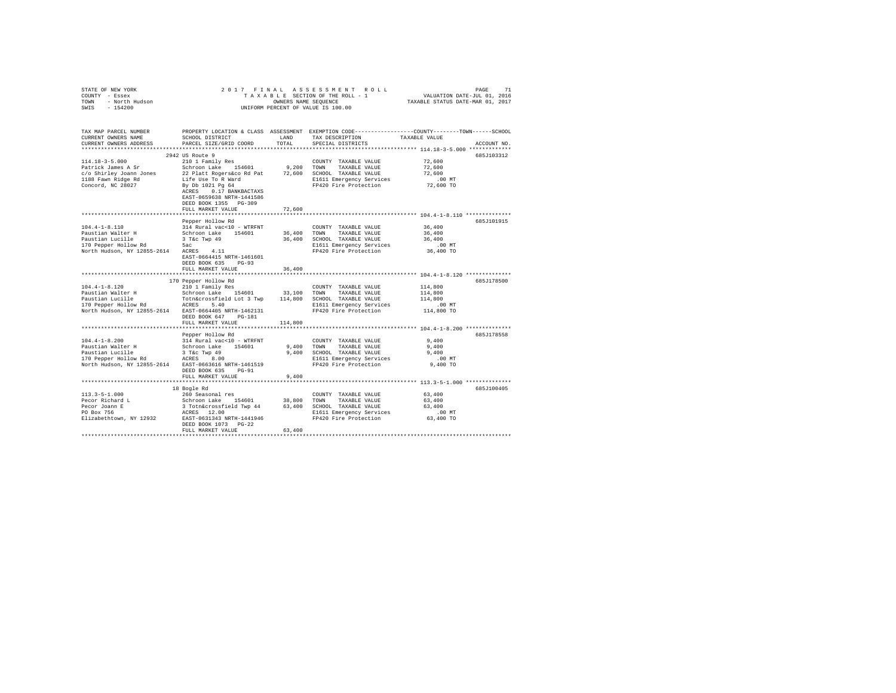STATE OF NEW YORK
COUNTY - Essex
TOWN - North Hudson
SWIS - 154200

2017 FINAL ASSESSMENT ROLL
TAXABLE SECTION OF THE ROLL - 1
OWNERS NAME SEQUENCE
UNIFORM PERCENT OF VALUE IS 100.00

VALUATION DATE-JUL 01, 2016
TAXABLE STATUS DATE-MAR 01, 2017

```
TAX MAP PARCEL NUMBER          PROPERTY LOCATION & CLASS  ASSESSMENT  EXEMPTION CODE-----------------COUNTY--------TOWN------SCHOOL
CURRENT OWNERS NAME            SCHOOL DISTRICT               LAND      TAX DESCRIPTION            TAXABLE VALUE
CURRENT OWNERS ADDRESS         PARCEL SIZE/GRID COORD        TOTAL     SPECIAL DISTRICTS                                    ACCOUNT NO.
******************************************************************************************************* 114.18-3-5.000 *************
                               2942 US Route 9                                                                               685J103312
114.18-3-5.000                 210 1 Family Res                        COUNTY  TAXABLE VALUE          72,600
Patrick James A Sr             Schroon Lake    154601        9,200     TOWN    TAXABLE VALUE          72,600
c/o Shirley Joann Jones        22 Platt Rogers&co Rd Pat    72,600     SCHOOL  TAXABLE VALUE          72,600
1188 Fawn Ridge Rd             Life Use To R Ward                      E1611 Emergency Services          .00 MT
Concord, NC 28027              By Db 1021 Pg 64                        FP420 Fire Protection          72,600 TO
                               ACRES    0.17 BANKBACTAXS
                               EAST-0659638 NRTH-1441586
                               DEED BOOK 1355   PG-309
                               FULL MARKET VALUE            72,600
******************************************************************************************************* 104.4-1-8.110 **************
                               Pepper Hollow Rd                                                                              685J101915
104.4-1-8.110                  314 Rural vac<10 - WTRFNT               COUNTY  TAXABLE VALUE          36,400
Paustian Walter H              Schroon Lake    154601       36,400     TOWN    TAXABLE VALUE          36,400
Paustian Lucille               3 T&c Twp 49                 36,400     SCHOOL  TAXABLE VALUE          36,400
170 Pepper Hollow Rd           5ac                                     E1611 Emergency Services          .00 MT
North Hudson, NY 12855-2614    ACRES    4.11                           FP420 Fire Protection          36,400 TO
                               EAST-0664415 NRTH-1461601
                               DEED BOOK 635    PG-93
                               FULL MARKET VALUE            36,400
******************************************************************************************************* 104.4-1-8.120 **************
                               170 Pepper Hollow Rd                                                                          685J178500
104.4-1-8.120                  210 1 Family Res                        COUNTY  TAXABLE VALUE         114,800
Paustian Walter H              Schroon Lake    154601       33,100     TOWN    TAXABLE VALUE         114,800
Paustian Lucille               Totn&crossfield Lot 3 Twp   114,800     SCHOOL  TAXABLE VALUE         114,800
170 Pepper Hollow Rd           ACRES    5.40                           E1611 Emergency Services          .00 MT
North Hudson, NY 12855-2614    EAST-0664405 NRTH-1462131               FP420 Fire Protection         114,800 TO
                               DEED BOOK 647    PG-181
                               FULL MARKET VALUE           114,800
******************************************************************************************************* 104.4-1-8.200 **************
                               Pepper Hollow Rd                                                                              685J178558
104.4-1-8.200                  314 Rural vac<10 - WTRFNT               COUNTY  TAXABLE VALUE           9,400
Paustian Walter H              Schroon Lake    154601        9,400     TOWN    TAXABLE VALUE           9,400
Paustian Lucille               3 T&c Twp 49                  9,400     SCHOOL  TAXABLE VALUE           9,400
170 Pepper Hollow Rd           ACRES    8.00                           E1611 Emergency Services          .00 MT
North Hudson, NY 12855-2614    EAST-0663616 NRTH-1461519               FP420 Fire Protection           9,400 TO
                               DEED BOOK 635    PG-91
                               FULL MARKET VALUE             9,400
******************************************************************************************************* 113.3-5-1.000 **************
                               18 Bogle Rd                                                                                   685J100405
113.3-5-1.000                  260 Seasonal res                        COUNTY  TAXABLE VALUE          63,400
Pecor Richard L                Schroon Lake    154601       38,800     TOWN    TAXABLE VALUE          63,400
Pecor Joann E                  3 Totn&crossfield Twp 44     63,400     SCHOOL  TAXABLE VALUE          63,400
PO Box 756                     ACRES   12.00                           E1611 Emergency Services          .00 MT
Elizabethtown, NY 12932        EAST-0631343 NRTH-1441946               FP420 Fire Protection          63,400 TO
                               DEED BOOK 1073   PG-22
                               FULL MARKET VALUE            63,400
************************************************************************************************************************************
```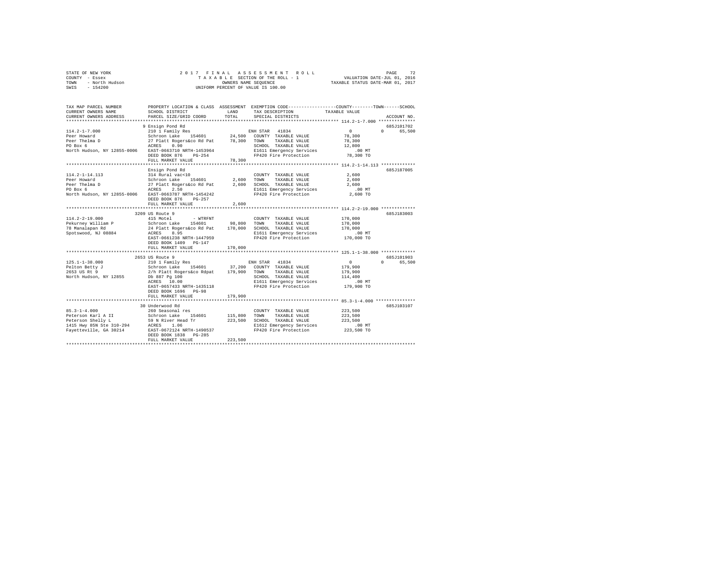STATE OF NEW YORK
COUNTY - Essex
TOWN - North Hudson
SWIS - 154200

2 0 1 7 F I N A L A S S E S S M E N T R O L L
T A X A B L E SECTION OF THE ROLL - 1
OWNERS NAME SEQUENCE
UNIFORM PERCENT OF VALUE IS 100.00

VALUATION DATE-JUL 01, 2016
TAXABLE STATUS DATE-MAR 01, 2017

```
TAX MAP PARCEL NUMBER          PROPERTY LOCATION & CLASS  ASSESSMENT  EXEMPTION CODE-----------------COUNTY--------TOWN------SCHOOL
CURRENT OWNERS NAME            SCHOOL DISTRICT               LAND     TAX DESCRIPTION            TAXABLE VALUE
CURRENT OWNERS ADDRESS         PARCEL SIZE/GRID COORD        TOTAL    SPECIAL DISTRICTS                                     ACCOUNT NO.
******************************************************************************************************* 114.2-1-7.000 **************
                               9 Ensign Pond Rd                                                                          685J101702
114.2-1-7.000                  210 1 Family Res                        ENH STAR  41834                0          0      65,500
Peer Howard                    Schroon Lake    154601       24,500    COUNTY  TAXABLE VALUE           78,300
Peer Thelma D                  27 Platt Rogers&co Rd Pat    78,300    TOWN    TAXABLE VALUE           78,300
PO Box 6                       ACRES    0.90                          SCHOOL  TAXABLE VALUE           12,800
North Hudson, NY 12855-0006    EAST-0663710 NRTH-1453964              E1611 Emergency Services           .00 MT
                               DEED BOOK 876    PG-254                FP420 Fire Protection           78,300 TO
                               FULL MARKET VALUE            78,300
******************************************************************************************************* 114.2-1-14.113 *************
                               Ensign Pond Rd                                                                            685J187005
114.2-1-14.113                 314 Rural vac<10                         COUNTY  TAXABLE VALUE            2,600
Peer Howard                    Schroon Lake    154601        2,600    TOWN    TAXABLE VALUE            2,600
Peer Thelma D                  27 Platt Rogers&co Rd Pat     2,600    SCHOOL  TAXABLE VALUE            2,600
PO Box 6                       ACRES    2.50                          E1611 Emergency Services           .00 MT
North Hudson, NY 12855-0006    EAST-0663787 NRTH-1454242              FP420 Fire Protection            2,600 TO
                               DEED BOOK 876    PG-257
                               FULL MARKET VALUE             2,600
******************************************************************************************************* 114.2-2-19.000 *************
                               3209 US Route 9                                                                           685J183003
114.2-2-19.000                 415 Motel       - WTRFNT                 COUNTY  TAXABLE VALUE          170,000
Pekurney William P             Schroon Lake    154601       98,800    TOWN    TAXABLE VALUE          170,000
78 Manalapan Rd                24 Platt Rogers&co Rd Pat   170,000    SCHOOL  TAXABLE VALUE          170,000
Spotswood, NJ 08884            ACRES    8.95                          E1611 Emergency Services           .00 MT
                               EAST-0661238 NRTH-1447959              FP420 Fire Protection          170,000 TO
                               DEED BOOK 1409   PG-147
                               FULL MARKET VALUE           170,000
******************************************************************************************************* 125.1-1-38.000 *************
                               2653 US Route 9                                                                           685J101903
125.1-1-38.000                 210 1 Family Res                        ENH STAR  41834                0          0      65,500
Pelton Betty J                 Schroon Lake    154601       37,200    COUNTY  TAXABLE VALUE          179,900
2653 US Rt 9                   2/h Platt Rogers&co Rdpat   179,900    TOWN    TAXABLE VALUE          179,900
North Hudson, NY 12855         Db 887 Pg 100                          SCHOOL  TAXABLE VALUE          114,400
                               ACRES   10.00                          E1611 Emergency Services           .00 MT
                               EAST-0657433 NRTH-1435118              FP420 Fire Protection          179,900 TO
                               DEED BOOK 1696   PG-98
                               FULL MARKET VALUE           179,900
******************************************************************************************************* 85.3-1-4.000 ***************
                               30 Underwood Rd                                                                           685J103107
85.3-1-4.000                   260 Seasonal res                         COUNTY  TAXABLE VALUE          223,500
Peterson Karl A II             Schroon Lake    154601      115,800    TOWN    TAXABLE VALUE          223,500
Peterson Shelly L              59 N River Head Tr          223,500    SCHOOL  TAXABLE VALUE          223,500
1415 Hwy 85N Ste 310-294       ACRES    1.06                          E1612 Emergency Services           .00 MT
Fayetteville, GA 30214         EAST-0672124 NRTH-1490537              FP420 Fire Protection          223,500 TO
                               DEED BOOK 1838   PG-285
                               FULL MARKET VALUE           223,500
************************************************************************************************************************************
```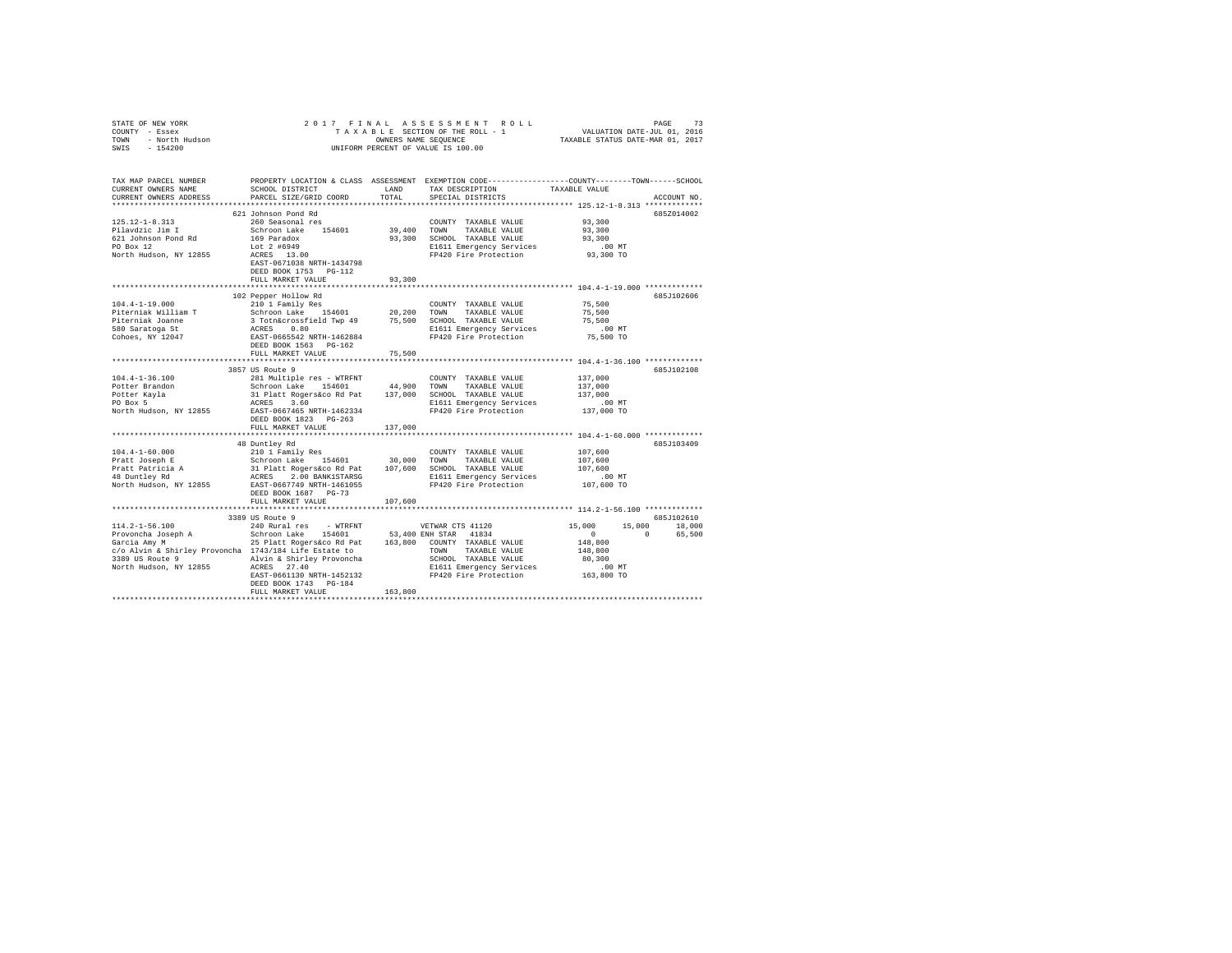STATE OF NEW YORK
COUNTY - Essex
TOWN - North Hudson
SWIS - 154200

2017 FINAL ASSESSMENT ROLL
TAXABLE SECTION OF THE ROLL - 1
OWNERS NAME SEQUENCE
UNIFORM PERCENT OF VALUE IS 100.00

VALUATION DATE-JUL 01, 2016
TAXABLE STATUS DATE-MAR 01, 2017

```
TAX MAP PARCEL NUMBER          PROPERTY LOCATION & CLASS  ASSESSMENT  EXEMPTION CODE-----------------COUNTY--------TOWN------SCHOOL
CURRENT OWNERS NAME            SCHOOL DISTRICT              LAND      TAX DESCRIPTION              TAXABLE VALUE
CURRENT OWNERS ADDRESS         PARCEL SIZE/GRID COORD       TOTAL     SPECIAL DISTRICTS                                        ACCOUNT NO.
************************************************************************************************* 125.12-1-8.313 *************
                               621 Johnson Pond Rd                                                                             685Z014002
125.12-1-8.313                 260 Seasonal res                       COUNTY  TAXABLE VALUE           93,300
Pilavdzic Jim I                Schroon Lake    154601       39,400    TOWN    TAXABLE VALUE           93,300
621 Johnson Pond Rd            169 Paradox                  93,300    SCHOOL  TAXABLE VALUE           93,300
PO Box 12                      Lot 2 #6949                            E1611 Emergency Services           .00 MT
North Hudson, NY 12855         ACRES  13.00                           FP420 Fire Protection           93,300 TO
                               EAST-0671038 NRTH-1434798
                               DEED BOOK 1753   PG-112
                               FULL MARKET VALUE            93,300
************************************************************************************************* 104.4-1-19.000 *************
                               102 Pepper Hollow Rd                                                                            685J102606
104.4-1-19.000                 210 1 Family Res                       COUNTY  TAXABLE VALUE           75,500
Piterniak William T            Schroon Lake    154601       20,200    TOWN    TAXABLE VALUE           75,500
Piterniak Joanne               3 Totn&crossfield Twp 49     75,500    SCHOOL  TAXABLE VALUE           75,500
580 Saratoga St                ACRES   0.80                           E1611 Emergency Services           .00 MT
Cohoes, NY 12047               EAST-0665542 NRTH-1462884              FP420 Fire Protection           75,500 TO
                               DEED BOOK 1563   PG-162
                               FULL MARKET VALUE            75,500
************************************************************************************************* 104.4-1-36.100 *************
                               3857 US Route 9                                                                                 685J102108
104.4-1-36.100                 281 Multiple res - WTRFNT              COUNTY  TAXABLE VALUE          137,000
Potter Brandon                 Schroon Lake    154601       44,900    TOWN    TAXABLE VALUE          137,000
Potter Kayla                   31 Platt Rogers&co Rd Pat   137,000    SCHOOL  TAXABLE VALUE          137,000
PO Box 5                       ACRES   3.60                           E1611 Emergency Services           .00 MT
North Hudson, NY 12855         EAST-0667465 NRTH-1462334              FP420 Fire Protection          137,000 TO
                               DEED BOOK 1823   PG-263
                               FULL MARKET VALUE           137,000
************************************************************************************************* 104.4-1-60.000 *************
                               48 Duntley Rd                                                                                   685J103409
104.4-1-60.000                 210 1 Family Res                       COUNTY  TAXABLE VALUE          107,600
Pratt Joseph E                 Schroon Lake    154601       30,000    TOWN    TAXABLE VALUE          107,600
Pratt Patricia A               31 Platt Rogers&co Rd Pat   107,600    SCHOOL  TAXABLE VALUE          107,600
48 Duntley Rd                  ACRES   2.00 BANK1STARSG               E1611 Emergency Services           .00 MT
North Hudson, NY 12855         EAST-0667749 NRTH-1461055              FP420 Fire Protection          107,600 TO
                               DEED BOOK 1687   PG-73
                               FULL MARKET VALUE           107,600
************************************************************************************************* 114.2-1-56.100 *************
                               3389 US Route 9                                                                                 685J102610
114.2-1-56.100                 240 Rural res   - WTRFNT               VETWAR CTS 41120          15,000      15,000      18,000
Provoncha Joseph A             Schroon Lake    154601       53,400 ENH STAR  41834                 0           0      65,500
Garcia Amy M                   25 Platt Rogers&co Rd Pat   163,800    COUNTY  TAXABLE VALUE          148,800
c/o Alvin & Shirley Provoncha  1743/184 Life Estate to                TOWN    TAXABLE VALUE          148,800
3389 US Route 9                Alvin & Shirley Provoncha              SCHOOL  TAXABLE VALUE           80,300
North Hudson, NY 12855         ACRES  27.40                           E1611 Emergency Services           .00 MT
                               EAST-0661130 NRTH-1452132              FP420 Fire Protection          163,800 TO
                               DEED BOOK 1743   PG-184
                               FULL MARKET VALUE           163,800
********************************************************************************************************************************
```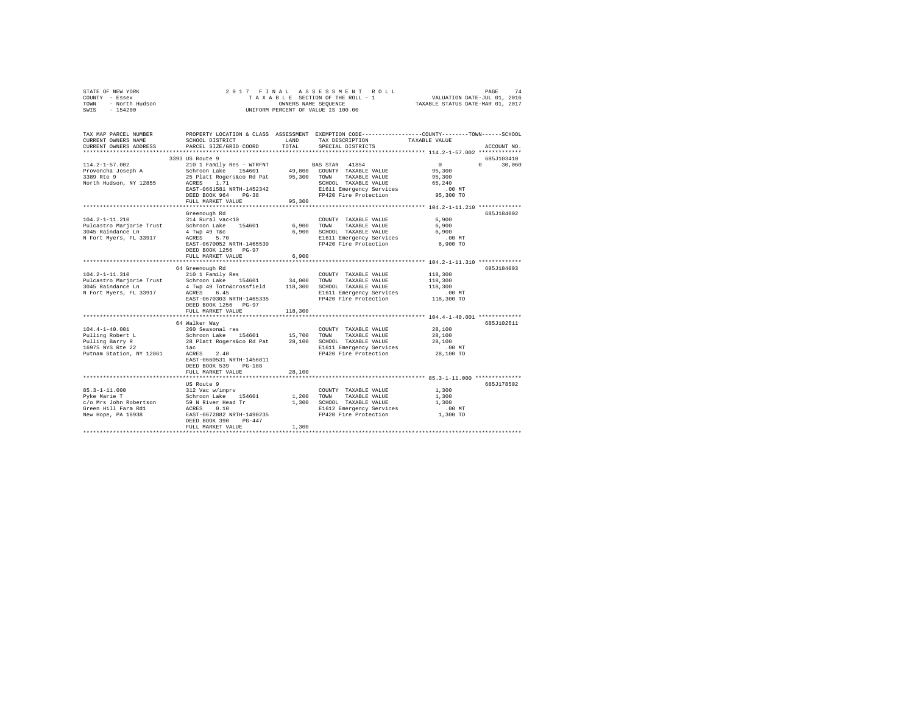STATE OF NEW YORK
COUNTY - Essex
TOWN - North Hudson
SWIS - 154200

2017 FINAL ASSESSMENT ROLL
TAXABLE SECTION OF THE ROLL - 1
OWNERS NAME SEQUENCE
UNIFORM PERCENT OF VALUE IS 100.00

VALUATION DATE-JUL 01, 2016
TAXABLE STATUS DATE-MAR 01, 2017

| TAX MAP PARCEL NUMBER / CURRENT OWNERS NAME / CURRENT OWNERS ADDRESS | PROPERTY LOCATION & CLASS / SCHOOL DISTRICT / PARCEL SIZE/GRID COORD | ASSESSMENT LAND | TOTAL | EXEMPTION CODE / TAX DESCRIPTION / SPECIAL DISTRICTS | COUNTY / TOWN / SCHOOL TAXABLE VALUE | ACCOUNT NO. |
|---|---|---|---|---|---|---|
| 114.2-1-57.002 | 3393 US Route 9 | | | | | 685J103410 |
| Provoncha Joseph A | 210 1 Family Res - WTRFNT | | | BAS STAR 41854 | 0 0 30,060 | |
| 3389 Rte 9 | Schroon Lake 154601 | 49,800 | | COUNTY TAXABLE VALUE | 95,300 | |
| North Hudson, NY 12855 | 25 Platt Rogers&co Rd Pat | | 95,300 | TOWN TAXABLE VALUE | 95,300 | |
| | ACRES 1.71 | | | SCHOOL TAXABLE VALUE | 65,240 | |
| | EAST-0661581 NRTH-1452342 | | | E1611 Emergency Services | .00 MT | |
| | DEED BOOK 964 PG-38 | | | FP420 Fire Protection | 95,300 TO | |
| | FULL MARKET VALUE | | 95,300 | | | |
| 104.2-1-11.210 | Greenough Rd | | | | | 685J184002 |
| Pulcastro Marjorie Trust | 314 Rural vac<10 | | | COUNTY TAXABLE VALUE | 6,900 | |
| 3045 Raindance Ln | Schroon Lake 154601 | 6,900 | | TOWN TAXABLE VALUE | 6,900 | |
| N Fort Myers, FL 33917 | 4 Twp 49 T&c | | 6,900 | SCHOOL TAXABLE VALUE | 6,900 | |
| | ACRES 5.70 | | | E1611 Emergency Services | .00 MT | |
| | EAST-0670052 NRTH-1465539 | | | FP420 Fire Protection | 6,900 TO | |
| | DEED BOOK 1256 PG-97 | | | | | |
| | FULL MARKET VALUE | | 6,900 | | | |
| 104.2-1-11.310 | 64 Greenough Rd | | | | | 685J184003 |
| Pulcastro Marjorie Trust | 210 1 Family Res | | | COUNTY TAXABLE VALUE | 118,300 | |
| 3045 Raindance Ln | Schroon Lake 154601 | 34,000 | | TOWN TAXABLE VALUE | 118,300 | |
| N Fort Myers, FL 33917 | 4 Twp 49 Totn&crossfield | | 118,300 | SCHOOL TAXABLE VALUE | 118,300 | |
| | ACRES 6.45 | | | E1611 Emergency Services | .00 MT | |
| | EAST-0670303 NRTH-1465335 | | | FP420 Fire Protection | 118,300 TO | |
| | DEED BOOK 1256 PG-97 | | | | | |
| | FULL MARKET VALUE | | 118,300 | | | |
| 104.4-1-40.001 | 64 Walker Way | | | | | 685J102611 |
| Pulling Robert L | 260 Seasonal res | | | COUNTY TAXABLE VALUE | 28,100 | |
| Pulling Barry R | Schroon Lake 154601 | 15,700 | | TOWN TAXABLE VALUE | 28,100 | |
| 16975 NYS Rte 22 | 28 Platt Rogers&co Rd Pat | | 28,100 | SCHOOL TAXABLE VALUE | 28,100 | |
| Putnam Station, NY 12861 | 1ac | | | E1611 Emergency Services | .00 MT | |
| | ACRES 2.40 | | | FP420 Fire Protection | 28,100 TO | |
| | EAST-0660531 NRTH-1456811 | | | | | |
| | DEED BOOK 539 PG-188 | | | | | |
| | FULL MARKET VALUE | | 28,100 | | | |
| 85.3-1-11.000 | US Route 9 | | | | | 685J178502 |
| Pyke Marie T | 312 Vac w/imprv | | | COUNTY TAXABLE VALUE | 1,300 | |
| c/o Mrs John Robertson | Schroon Lake 154601 | 1,200 | | TOWN TAXABLE VALUE | 1,300 | |
| Green Hill Farm Rd1 | 59 N River Head Tr | | 1,300 | SCHOOL TAXABLE VALUE | 1,300 | |
| New Hope, PA 18938 | ACRES 0.10 | | | E1612 Emergency Services | .00 MT | |
| | EAST-0672882 NRTH-1490235 | | | FP420 Fire Protection | 1,300 TO | |
| | DEED BOOK 390 PG-447 | | | | | |
| | FULL MARKET VALUE | | 1,300 | | | |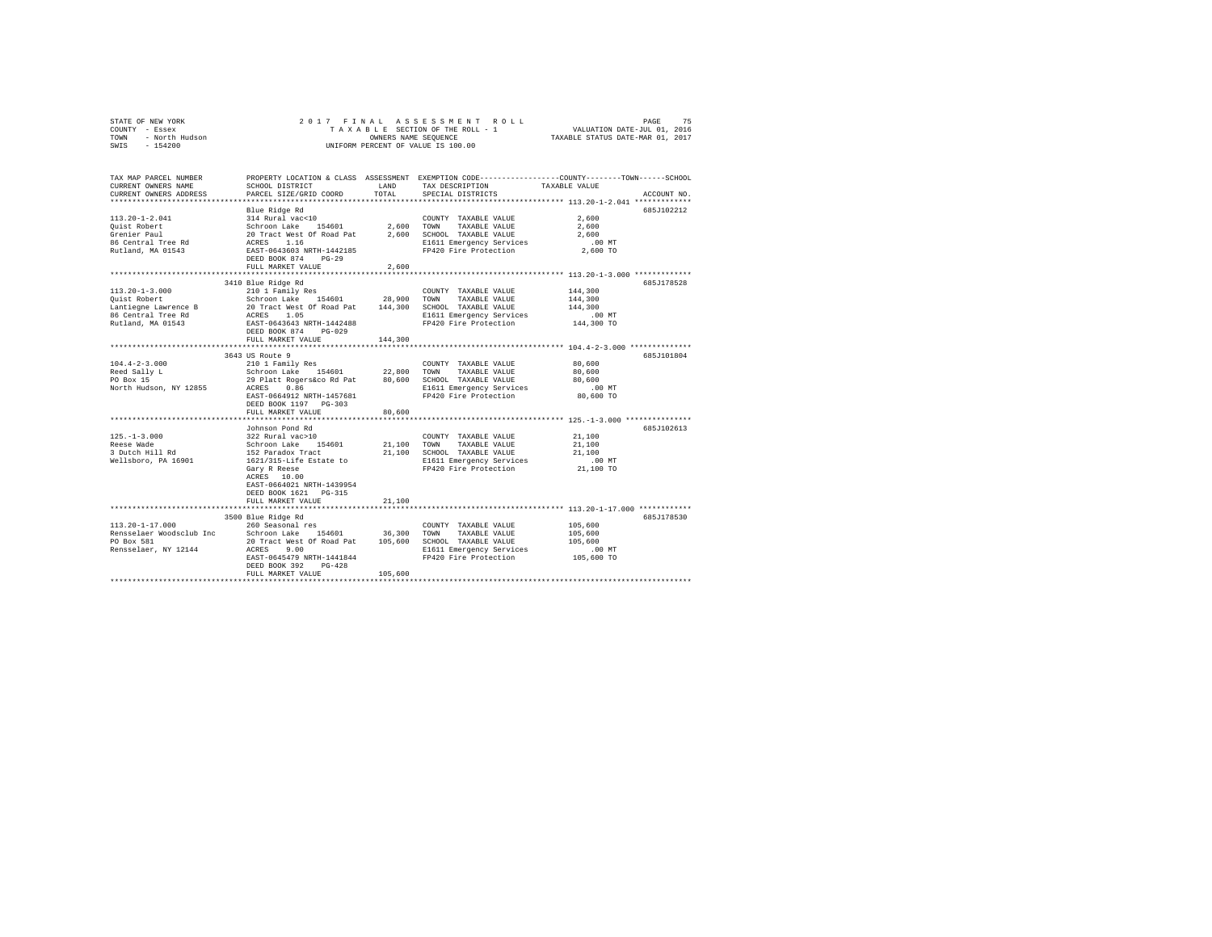STATE OF NEW YORK
COUNTY - Essex
TOWN - North Hudson
SWIS - 154200

2 0 1 7 F I N A L A S S E S S M E N T R O L L
T A X A B L E SECTION OF THE ROLL - 1
OWNERS NAME SEQUENCE
UNIFORM PERCENT OF VALUE IS 100.00

VALUATION DATE-JUL 01, 2016
TAXABLE STATUS DATE-MAR 01, 2017

```
TAX MAP PARCEL NUMBER    PROPERTY LOCATION & CLASS  ASSESSMENT  EXEMPTION CODE-----------------COUNTY--------TOWN------SCHOOL
CURRENT OWNERS NAME      SCHOOL DISTRICT             LAND       TAX DESCRIPTION            TAXABLE VALUE
CURRENT OWNERS ADDRESS   PARCEL SIZE/GRID COORD      TOTAL      SPECIAL DISTRICTS                                    ACCOUNT NO.
******************************************************************************************** 113.20-1-2.041 *************
                         Blue Ridge Rd                                                                            685J102212
113.20-1-2.041           314 Rural vac<10                        COUNTY  TAXABLE VALUE             2,600
Quist Robert             Schroon Lake   154601        2,600      TOWN    TAXABLE VALUE             2,600
Grenier Paul             20 Tract West Of Road Pat    2,600      SCHOOL  TAXABLE VALUE             2,600
86 Central Tree Rd       ACRES    1.16                           E1611 Emergency Services            .00 MT
Rutland, MA 01543        EAST-0643603 NRTH-1442185               FP420 Fire Protection             2,600 TO
                         DEED BOOK 874    PG-29
                         FULL MARKET VALUE            2,600
******************************************************************************************** 113.20-1-3.000 ************
                         3410 Blue Ridge Rd                                                                       685J178528
113.20-1-3.000           210 1 Family Res                        COUNTY  TAXABLE VALUE           144,300
Quist Robert             Schroon Lake   154601       28,900      TOWN    TAXABLE VALUE           144,300
Lantiegne Lawrence B     20 Tract West Of Road Pat  144,300      SCHOOL  TAXABLE VALUE           144,300
86 Central Tree Rd       ACRES    1.05                           E1611 Emergency Services            .00 MT
Rutland, MA 01543        EAST-0643643 NRTH-1442488               FP420 Fire Protection           144,300 TO
                         DEED BOOK 874    PG-029
                         FULL MARKET VALUE          144,300
******************************************************************************************** 104.4-2-3.000 *************
                         3643 US Route 9                                                                          685J101804
104.4-2-3.000            210 1 Family Res                        COUNTY  TAXABLE VALUE            80,600
Reed Sally L             Schroon Lake   154601       22,800      TOWN    TAXABLE VALUE            80,600
PO Box 15                29 Platt Rogers&co Rd Pat   80,600      SCHOOL  TAXABLE VALUE            80,600
North Hudson, NY 12855   ACRES    0.86                           E1611 Emergency Services            .00 MT
                         EAST-0664912 NRTH-1457681               FP420 Fire Protection            80,600 TO
                         DEED BOOK 1197   PG-303
                         FULL MARKET VALUE           80,600
******************************************************************************************** 125.-1-3.000 **************
                         Johnson Pond Rd                                                                          685J102613
125.-1-3.000             322 Rural vac>10                        COUNTY  TAXABLE VALUE            21,100
Reese Wade               Schroon Lake   154601       21,100      TOWN    TAXABLE VALUE            21,100
3 Dutch Hill Rd          152 Paradox Tract           21,100      SCHOOL  TAXABLE VALUE            21,100
Wellsboro, PA 16901      1621/315-Life Estate to                 E1611 Emergency Services            .00 MT
                         Gary R Reese                            FP420 Fire Protection            21,100 TO
                         ACRES   10.00
                         EAST-0664021 NRTH-1439954
                         DEED BOOK 1621   PG-315
                         FULL MARKET VALUE           21,100
******************************************************************************************** 113.20-1-17.000 ***********
                         3500 Blue Ridge Rd                                                                       685J178530
113.20-1-17.000          260 Seasonal res                        COUNTY  TAXABLE VALUE           105,600
Rensselaer Woodsclub Inc Schroon Lake   154601       36,300      TOWN    TAXABLE VALUE           105,600
PO Box 581               20 Tract West Of Road Pat  105,600      SCHOOL  TAXABLE VALUE           105,600
Rensselaer, NY 12144     ACRES    9.00                           E1611 Emergency Services            .00 MT
                         EAST-0645479 NRTH-1441844               FP420 Fire Protection           105,600 TO
                         DEED BOOK 392    PG-428
                         FULL MARKET VALUE          105,600
************************************************************************************************************************
```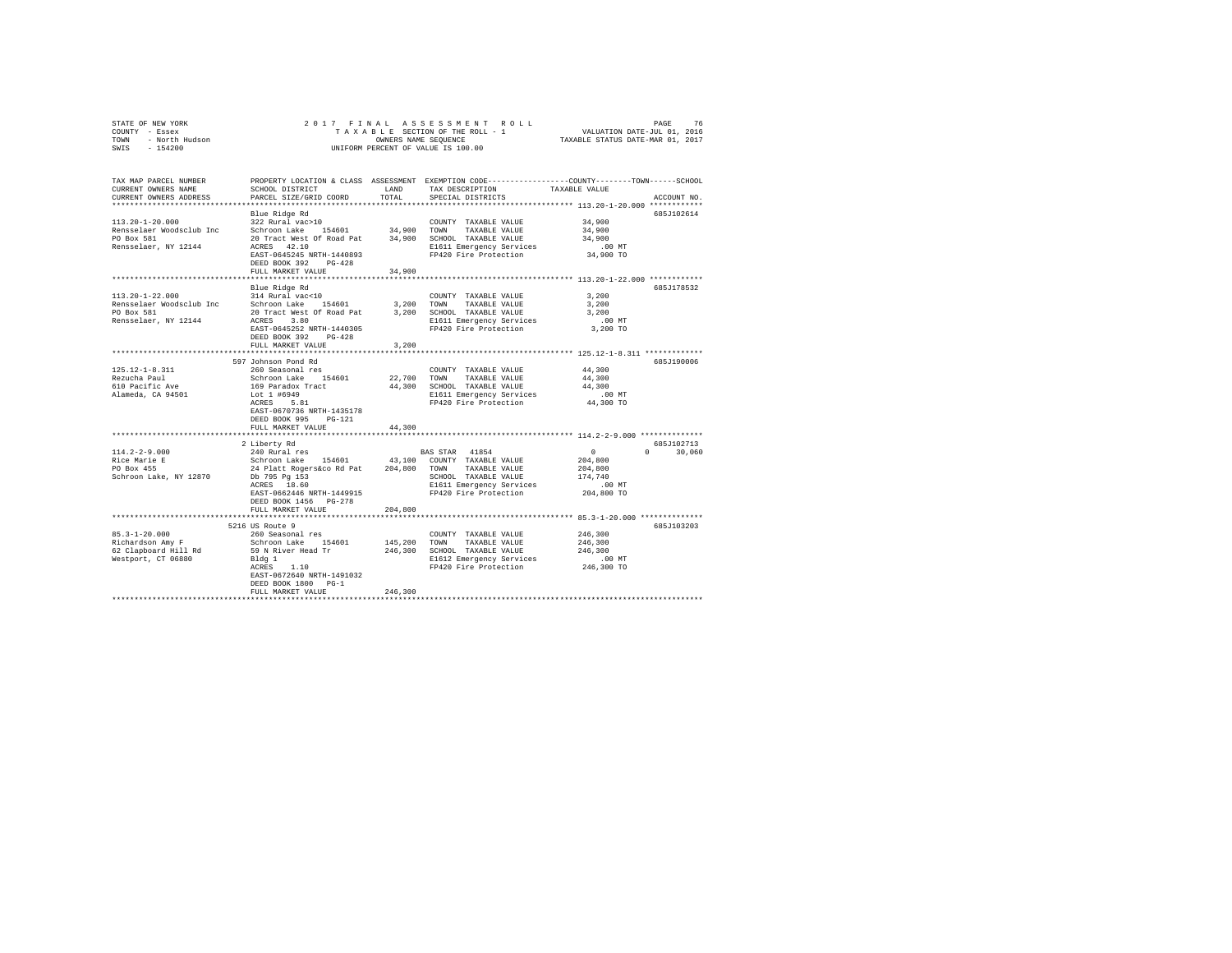STATE OF NEW YORK
COUNTY - Essex
TOWN - North Hudson
SWIS - 154200

2017 FINAL ASSESSMENT ROLL
TAXABLE SECTION OF THE ROLL - 1
OWNERS NAME SEQUENCE
UNIFORM PERCENT OF VALUE IS 100.00

VALUATION DATE-JUL 01, 2016
TAXABLE STATUS DATE-MAR 01, 2017

| TAX MAP PARCEL NUMBER / CURRENT OWNERS NAME / CURRENT OWNERS ADDRESS | PROPERTY LOCATION & CLASS / SCHOOL DISTRICT / PARCEL SIZE/GRID COORD | ASSESSMENT LAND | TOTAL | EXEMPTION CODE / TAX DESCRIPTION / SPECIAL DISTRICTS | COUNTY | TOWN | SCHOOL | TAXABLE VALUE | ACCOUNT NO. |
|---|---|---|---|---|---|---|---|---|---|
| **113.20-1-20.000** | Blue Ridge Rd | | | | | | | | 685J102614 |
| 113.20-1-20.000 | 322 Rural vac>10 | | | COUNTY TAXABLE VALUE | | | | 34,900 | |
| Rensselaer Woodsclub Inc | Schroon Lake 154601 | 34,900 | | TOWN TAXABLE VALUE | | | | 34,900 | |
| PO Box 581 | 20 Tract West Of Road Pat | | 34,900 | SCHOOL TAXABLE VALUE | | | | 34,900 | |
| Rensselaer, NY 12144 | ACRES 42.10 | | | E1611 Emergency Services | | | | .00 MT | |
| | EAST-0645245 NRTH-1440893 | | | FP420 Fire Protection | | | | 34,900 TO | |
| | DEED BOOK 392 PG-428 | | | | | | | | |
| | FULL MARKET VALUE | | 34,900 | | | | | | |
| **113.20-1-22.000** | Blue Ridge Rd | | | | | | | | 685J178532 |
| 113.20-1-22.000 | 314 Rural vac<10 | | | COUNTY TAXABLE VALUE | | | | 3,200 | |
| Rensselaer Woodsclub Inc | Schroon Lake 154601 | 3,200 | | TOWN TAXABLE VALUE | | | | 3,200 | |
| PO Box 581 | 20 Tract West Of Road Pat | | 3,200 | SCHOOL TAXABLE VALUE | | | | 3,200 | |
| Rensselaer, NY 12144 | ACRES 3.80 | | | E1611 Emergency Services | | | | .00 MT | |
| | EAST-0645252 NRTH-1440305 | | | FP420 Fire Protection | | | | 3,200 TO | |
| | DEED BOOK 392 PG-428 | | | | | | | | |
| | FULL MARKET VALUE | | 3,200 | | | | | | |
| **125.12-1-8.311** | 597 Johnson Pond Rd | | | | | | | | 685J190006 |
| 125.12-1-8.311 | 260 Seasonal res | | | COUNTY TAXABLE VALUE | | | | 44,300 | |
| Rezucha Paul | Schroon Lake 154601 | 22,700 | | TOWN TAXABLE VALUE | | | | 44,300 | |
| 610 Pacific Ave | 169 Paradox Tract | | 44,300 | SCHOOL TAXABLE VALUE | | | | 44,300 | |
| Alameda, CA 94501 | Lot 1 #6949 | | | E1611 Emergency Services | | | | .00 MT | |
| | ACRES 5.81 | | | FP420 Fire Protection | | | | 44,300 TO | |
| | EAST-0670736 NRTH-1435178 | | | | | | | | |
| | DEED BOOK 995 PG-121 | | | | | | | | |
| | FULL MARKET VALUE | | 44,300 | | | | | | |
| **114.2-2-9.000** | 2 Liberty Rd | | | | | | | | 685J102713 |
| 114.2-2-9.000 | 240 Rural res | | | BAS STAR 41854 | 0 | 0 | 30,060 | | |
| Rice Marie E | Schroon Lake 154601 | 43,100 | | COUNTY TAXABLE VALUE | | | | 204,800 | |
| PO Box 455 | 24 Platt Rogers&co Rd Pat | | 204,800 | TOWN TAXABLE VALUE | | | | 204,800 | |
| Schroon Lake, NY 12870 | Db 795 Pg 153 | | | SCHOOL TAXABLE VALUE | | | | 174,740 | |
| | ACRES 18.60 | | | E1611 Emergency Services | | | | .00 MT | |
| | EAST-0662446 NRTH-1449915 | | | FP420 Fire Protection | | | | 204,800 TO | |
| | DEED BOOK 1456 PG-278 | | | | | | | | |
| | FULL MARKET VALUE | | 204,800 | | | | | | |
| **85.3-1-20.000** | 5216 US Route 9 | | | | | | | | 685J103203 |
| 85.3-1-20.000 | 260 Seasonal res | | | COUNTY TAXABLE VALUE | | | | 246,300 | |
| Richardson Amy F | Schroon Lake 154601 | 145,200 | | TOWN TAXABLE VALUE | | | | 246,300 | |
| 62 Clapboard Hill Rd | 59 N River Head Tr | | 246,300 | SCHOOL TAXABLE VALUE | | | | 246,300 | |
| Westport, CT 06880 | Bldg 1 | | | E1612 Emergency Services | | | | .00 MT | |
| | ACRES 1.10 | | | FP420 Fire Protection | | | | 246,300 TO | |
| | EAST-0672640 NRTH-1491032 | | | | | | | | |
| | DEED BOOK 1800 PG-1 | | | | | | | | |
| | FULL MARKET VALUE | | 246,300 | | | | | | |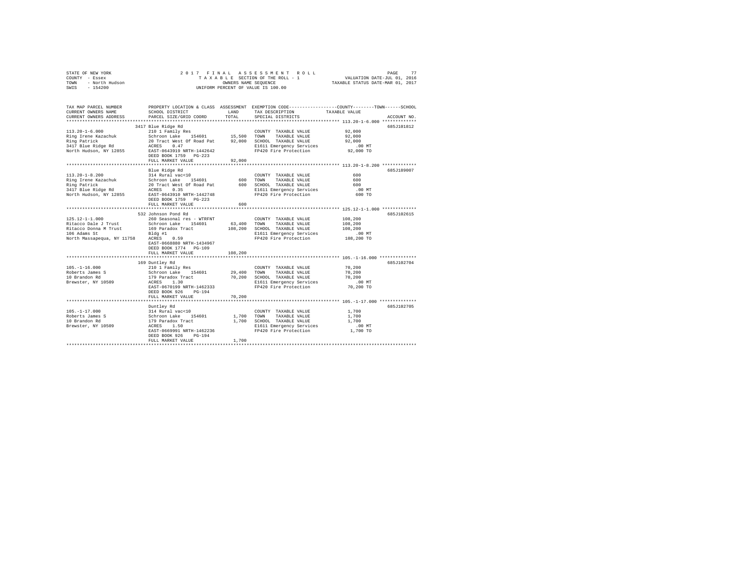STATE OF NEW YORK
COUNTY - Essex
TOWN - North Hudson
SWIS - 154200

2017 FINAL ASSESSMENT ROLL
TAXABLE SECTION OF THE ROLL - 1
OWNERS NAME SEQUENCE
UNIFORM PERCENT OF VALUE IS 100.00

VALUATION DATE-JUL 01, 2016
TAXABLE STATUS DATE-MAR 01, 2017

```
TAX MAP PARCEL NUMBER          PROPERTY LOCATION & CLASS  ASSESSMENT  EXEMPTION CODE------------------COUNTY--------TOWN------SCHOOL
CURRENT OWNERS NAME            SCHOOL DISTRICT             LAND       TAX DESCRIPTION            TAXABLE VALUE
CURRENT OWNERS ADDRESS         PARCEL SIZE/GRID COORD      TOTAL      SPECIAL DISTRICTS                                    ACCOUNT NO.
*********************************************************************************************** 113.20-1-6.000 *************
                               3417 Blue Ridge Rd                                                                          685J101812
113.20-1-6.000                 210 1 Family Res                       COUNTY  TAXABLE VALUE            92,000
Ring Irene Kazachuk            Schroon Lake   154601       15,500     TOWN    TAXABLE VALUE            92,000
Ring Patrick                   20 Tract West Of Road Pat   92,000     SCHOOL  TAXABLE VALUE            92,000
3417 Blue Ridge Rd             ACRES    0.47                          E1611 Emergency Services            .00 MT
North Hudson, NY 12855         EAST-0643919 NRTH-1442642              FP420 Fire Protection            92,000 TO
                               DEED BOOK 1759   PG-223
                               FULL MARKET VALUE           92,000
*********************************************************************************************** 113.20-1-8.200 *************
                               Blue Ridge Rd                                                                               685J189007
113.20-1-8.200                 314 Rural vac<10                       COUNTY  TAXABLE VALUE               600
Ring Irene Kazachuk            Schroon Lake   154601          600     TOWN    TAXABLE VALUE               600
Ring Patrick                   20 Tract West Of Road Pat      600     SCHOOL  TAXABLE VALUE               600
3417 Blue Ridge Rd             ACRES    0.35                          E1611 Emergency Services            .00 MT
North Hudson, NY 12855         EAST-0643910 NRTH-1442748              FP420 Fire Protection               600 TO
                               DEED BOOK 1759   PG-223
                               FULL MARKET VALUE              600
*********************************************************************************************** 125.12-1-1.000 *************
                               532 Johnson Pond Rd                                                                         685J102615
125.12-1-1.000                 260 Seasonal res - WTRFNT              COUNTY  TAXABLE VALUE           108,200
Ritacco Dale J Trust           Schroon Lake   154601       63,400     TOWN    TAXABLE VALUE           108,200
Ritacco Donna M Trust          169 Paradox Tract          108,200     SCHOOL  TAXABLE VALUE           108,200
106 Adams St                   Bldg #1                                E1611 Emergency Services            .00 MT
North Massapequa, NY 11758     ACRES    0.59                          FP420 Fire Protection           108,200 TO
                               EAST-0668880 NRTH-1434967
                               DEED BOOK 1774   PG-109
                               FULL MARKET VALUE          108,200
*********************************************************************************************** 105.-1-16.000 **************
                               169 Duntley Rd                                                                              685J102704
105.-1-16.000                  210 1 Family Res                       COUNTY  TAXABLE VALUE            70,200
Roberts James S                Schroon Lake   154601       29,400     TOWN    TAXABLE VALUE            70,200
10 Brandon Rd                  179 Paradox Tract           70,200     SCHOOL  TAXABLE VALUE            70,200
Brewster, NY 10509             ACRES    1.30                          E1611 Emergency Services            .00 MT
                               EAST-0670199 NRTH-1462333              FP420 Fire Protection            70,200 TO
                               DEED BOOK 926    PG-194
                               FULL MARKET VALUE           70,200
*********************************************************************************************** 105.-1-17.000 **************
                               Duntley Rd                                                                                  685J102705
105.-1-17.000                  314 Rural vac<10                       COUNTY  TAXABLE VALUE             1,700
Roberts James S                Schroon Lake   154601        1,700     TOWN    TAXABLE VALUE             1,700
10 Brandon Rd                  179 Paradox Tract            1,700     SCHOOL  TAXABLE VALUE             1,700
Brewster, NY 10509             ACRES    1.50                          E1611 Emergency Services            .00 MT
                               EAST-0669991 NRTH-1462236              FP420 Fire Protection             1,700 TO
                               DEED BOOK 926    PG-194
                               FULL MARKET VALUE            1,700
****************************************************************************************************************************
```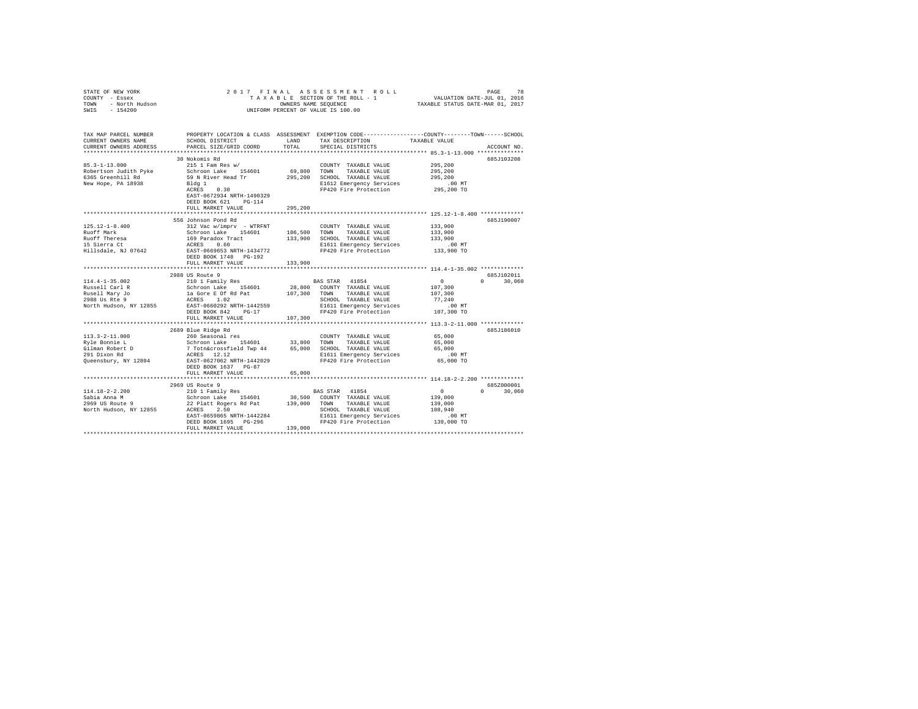STATE OF NEW YORK — COUNTY - Essex — TOWN - North Hudson — SWIS - 154200

2017 FINAL ASSESSMENT ROLL
TAXABLE SECTION OF THE ROLL - 1
OWNERS NAME SEQUENCE
UNIFORM PERCENT OF VALUE IS 100.00

VALUATION DATE-JUL 01, 2016
TAXABLE STATUS DATE-MAR 01, 2017

| TAX MAP PARCEL NUMBER / CURRENT OWNERS NAME / CURRENT OWNERS ADDRESS | PROPERTY LOCATION & CLASS / SCHOOL DISTRICT / PARCEL SIZE/GRID COORD | ASSESSMENT LAND / TOTAL | EXEMPTION CODE / TAX DESCRIPTION / SPECIAL DISTRICTS | COUNTY TAXABLE VALUE | TOWN | SCHOOL | ACCOUNT NO. |
|---|---|---|---|---|---|---|---|
| 85.3-1-13.000 | 30 Nokomis Rd | | | | | | 685J103208 |
| Robertson Judith Pyke | 215 1 Fam Res w/ | | COUNTY TAXABLE VALUE | 295,200 | | | |
| 6365 Greenhill Rd | Schroon Lake 154601 | 69,800 | TOWN TAXABLE VALUE | 295,200 | | | |
| New Hope, PA 18938 | 59 N River Head Tr | 295,200 | SCHOOL TAXABLE VALUE | 295,200 | | | |
| | Bldg 1 | | E1612 Emergency Services | .00 MT | | | |
| | ACRES 0.30 | | FP420 Fire Protection | 295,200 TO | | | |
| | EAST-0672934 NRTH-1490329 | | | | | | |
| | DEED BOOK 621 PG-114 | | | | | | |
| | FULL MARKET VALUE | 295,200 | | | | | |
| 125.12-1-8.400 | 556 Johnson Pond Rd | | | | | | 685J190007 |
| Ruoff Mark | 312 Vac w/imprv - WTRFNT | | COUNTY TAXABLE VALUE | 133,900 | | | |
| Ruoff Theresa | Schroon Lake 154601 | 106,500 | TOWN TAXABLE VALUE | 133,900 | | | |
| 15 Sierra Ct | 169 Paradox Tract | 133,900 | SCHOOL TAXABLE VALUE | 133,900 | | | |
| Hillsdale, NJ 07642 | ACRES 0.60 | | E1611 Emergency Services | .00 MT | | | |
| | EAST-0669653 NRTH-1434772 | | FP420 Fire Protection | 133,900 TO | | | |
| | DEED BOOK 1748 PG-192 | | | | | | |
| | FULL MARKET VALUE | 133,900 | | | | | |
| 114.4-1-35.002 | 2988 US Route 9 | | | | | | 685J102011 |
| Russell Carl R | 210 1 Family Res | | BAS STAR 41854 | 0 | 0 | 30,060 | |
| Rusell Mary Jo | Schroon Lake 154601 | 28,800 | COUNTY TAXABLE VALUE | 107,300 | | | |
| 2988 Us Rte 9 | 1a Gore E Of Rd Pat | 107,300 | TOWN TAXABLE VALUE | 107,300 | | | |
| North Hudson, NY 12855 | ACRES 1.02 | | SCHOOL TAXABLE VALUE | 77,240 | | | |
| | EAST-0660292 NRTH-1442559 | | E1611 Emergency Services | .00 MT | | | |
| | DEED BOOK 842 PG-17 | | FP420 Fire Protection | 107,300 TO | | | |
| | FULL MARKET VALUE | 107,300 | | | | | |
| 113.3-2-11.000 | 2689 Blue Ridge Rd | | | | | | 685J186010 |
| Ryle Bonnie L | 260 Seasonal res | | COUNTY TAXABLE VALUE | 65,000 | | | |
| Gilman Robert D | Schroon Lake 154601 | 33,800 | TOWN TAXABLE VALUE | 65,000 | | | |
| 291 Dixon Rd | 7 Totn&crossfield Twp 44 | 65,000 | SCHOOL TAXABLE VALUE | 65,000 | | | |
| Queensbury, NY 12804 | ACRES 12.12 | | E1611 Emergency Services | .00 MT | | | |
| | EAST-0627062 NRTH-1442029 | | FP420 Fire Protection | 65,000 TO | | | |
| | DEED BOOK 1637 PG-87 | | | | | | |
| | FULL MARKET VALUE | 65,000 | | | | | |
| 114.18-2-2.200 | 2969 US Route 9 | | | | | | 685Z000001 |
| Sabia Anna M | 210 1 Family Res | | BAS STAR 41854 | 0 | 0 | 30,060 | |
| 2969 US Route 9 | Schroon Lake 154601 | 30,500 | COUNTY TAXABLE VALUE | 139,000 | | | |
| North Hudson, NY 12855 | 22 Platt Rogers Rd Pat | 139,000 | TOWN TAXABLE VALUE | 139,000 | | | |
| | ACRES 2.50 | | SCHOOL TAXABLE VALUE | 108,940 | | | |
| | EAST-0659865 NRTH-1442284 | | E1611 Emergency Services | .00 MT | | | |
| | DEED BOOK 1695 PG-296 | | FP420 Fire Protection | 139,000 TO | | | |
| | FULL MARKET VALUE | 139,000 | | | | | |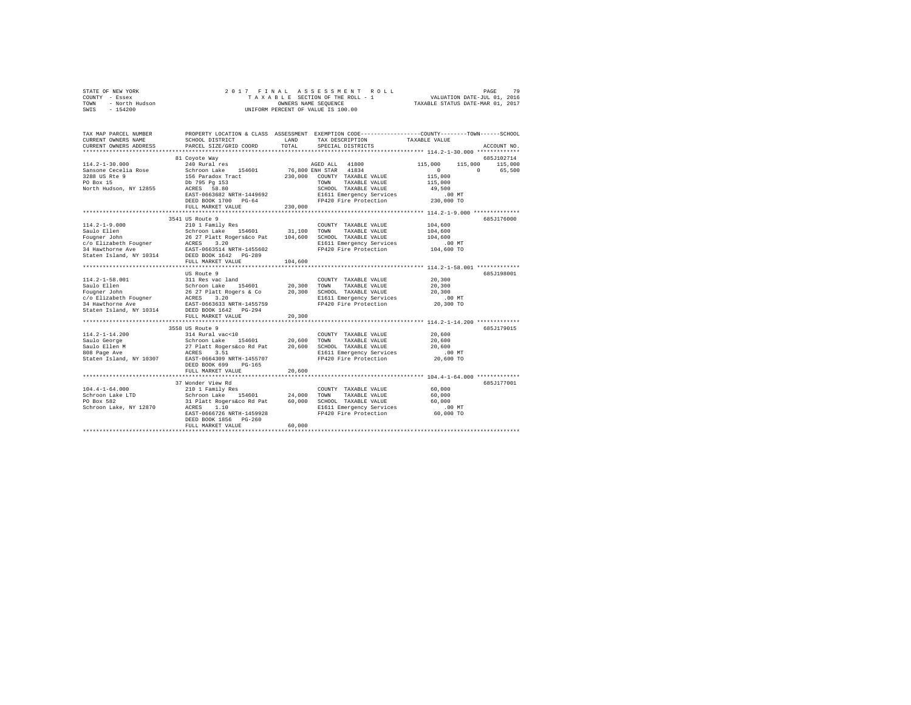STATE OF NEW YORK
COUNTY - Essex
TOWN - North Hudson
SWIS - 154200

2 0 1 7 F I N A L A S S E S S M E N T R O L L
T A X A B L E SECTION OF THE ROLL - 1
OWNERS NAME SEQUENCE
UNIFORM PERCENT OF VALUE IS 100.00

VALUATION DATE-JUL 01, 2016
TAXABLE STATUS DATE-MAR 01, 2017

```
TAX MAP PARCEL NUMBER        PROPERTY LOCATION & CLASS  ASSESSMENT  EXEMPTION CODE------------------COUNTY--------TOWN------SCHOOL
CURRENT OWNERS NAME          SCHOOL DISTRICT             LAND        TAX DESCRIPTION            TAXABLE VALUE
CURRENT OWNERS ADDRESS       PARCEL SIZE/GRID COORD      TOTAL       SPECIAL DISTRICTS                                       ACCOUNT NO.
*********************************************************************************************** 114.2-1-30.000 *************
                             81 Coyote Way                                                                               685J102714
114.2-1-30.000               240 Rural res                            AGED ALL  41800             115,000    115,000    115,000
Sansone Cecelia Rose         Schroon Lake   154601      76,800 ENH STAR  41834                      0          0         65,500
3288 US Rte 9                156 Paradox Tract          230,000   COUNTY  TAXABLE VALUE           115,000
PO Box 15                    Db 795 Pg 153                         TOWN    TAXABLE VALUE           115,000
North Hudson, NY 12855       ACRES  58.80                          SCHOOL  TAXABLE VALUE            49,500
                             EAST-0663682 NRTH-1449692             E1611 Emergency Services            .00 MT
                             DEED BOOK 1700   PG-64                FP420 Fire Protection           230,000 TO
                             FULL MARKET VALUE          230,000
*********************************************************************************************** 114.2-1-9.000 **************
                             3541 US Route 9                                                                             685J176000
114.2-1-9.000                210 1 Family Res                      COUNTY  TAXABLE VALUE           104,600
Saulo Ellen                  Schroon Lake   154601      31,100    TOWN    TAXABLE VALUE           104,600
Fougner John                 26 27 Platt Rogers&co Pat  104,600   SCHOOL  TAXABLE VALUE           104,600
c/o Elizabeth Fougner        ACRES   3.20                          E1611 Emergency Services            .00 MT
34 Hawthorne Ave             EAST-0663514 NRTH-1455602             FP420 Fire Protection           104,600 TO
Staten Island, NY 10314      DEED BOOK 1642   PG-289
                             FULL MARKET VALUE          104,600
*********************************************************************************************** 114.2-1-58.001 *************
                             US Route 9                                                                                  685J198001
114.2-1-58.001               311 Res vac land                      COUNTY  TAXABLE VALUE            20,300
Saulo Ellen                  Schroon Lake   154601      20,300    TOWN    TAXABLE VALUE            20,300
Fougner John                 26 27 Platt Rogers & Co    20,300    SCHOOL  TAXABLE VALUE            20,300
c/o Elizabeth Fougner        ACRES   3.20                          E1611 Emergency Services            .00 MT
34 Hawthorne Ave             EAST-0663633 NRTH-1455759             FP420 Fire Protection            20,300 TO
Staten Island, NY 10314      DEED BOOK 1642   PG-294
                             FULL MARKET VALUE           20,300
*********************************************************************************************** 114.2-1-14.200 *************
                             3558 US Route 9                                                                             685J179015
114.2-1-14.200               314 Rural vac<10                      COUNTY  TAXABLE VALUE            20,600
Saulo George                 Schroon Lake   154601      20,600    TOWN    TAXABLE VALUE            20,600
Saulo Ellen M                27 Platt Rogers&co Rd Pat  20,600    SCHOOL  TAXABLE VALUE            20,600
808 Page Ave                 ACRES   3.51                          E1611 Emergency Services            .00 MT
Staten Island, NY 10307      EAST-0664309 NRTH-1455707             FP420 Fire Protection            20,600 TO
                             DEED BOOK 699    PG-165
                             FULL MARKET VALUE           20,600
*********************************************************************************************** 104.4-1-64.000 *************
                             37 Wonder View Rd                                                                           685J177001
104.4-1-64.000               210 1 Family Res                      COUNTY  TAXABLE VALUE            60,000
Schroon Lake LTD             Schroon Lake   154601      24,000    TOWN    TAXABLE VALUE            60,000
PO Box 582                   31 Platt Rogers&co Rd Pat  60,000    SCHOOL  TAXABLE VALUE            60,000
Schroon Lake, NY 12870       ACRES   1.10                          E1611 Emergency Services            .00 MT
                             EAST-0666726 NRTH-1459928             FP420 Fire Protection            60,000 TO
                             DEED BOOK 1856   PG-260
                             FULL MARKET VALUE           60,000
****************************************************************************************************************************
```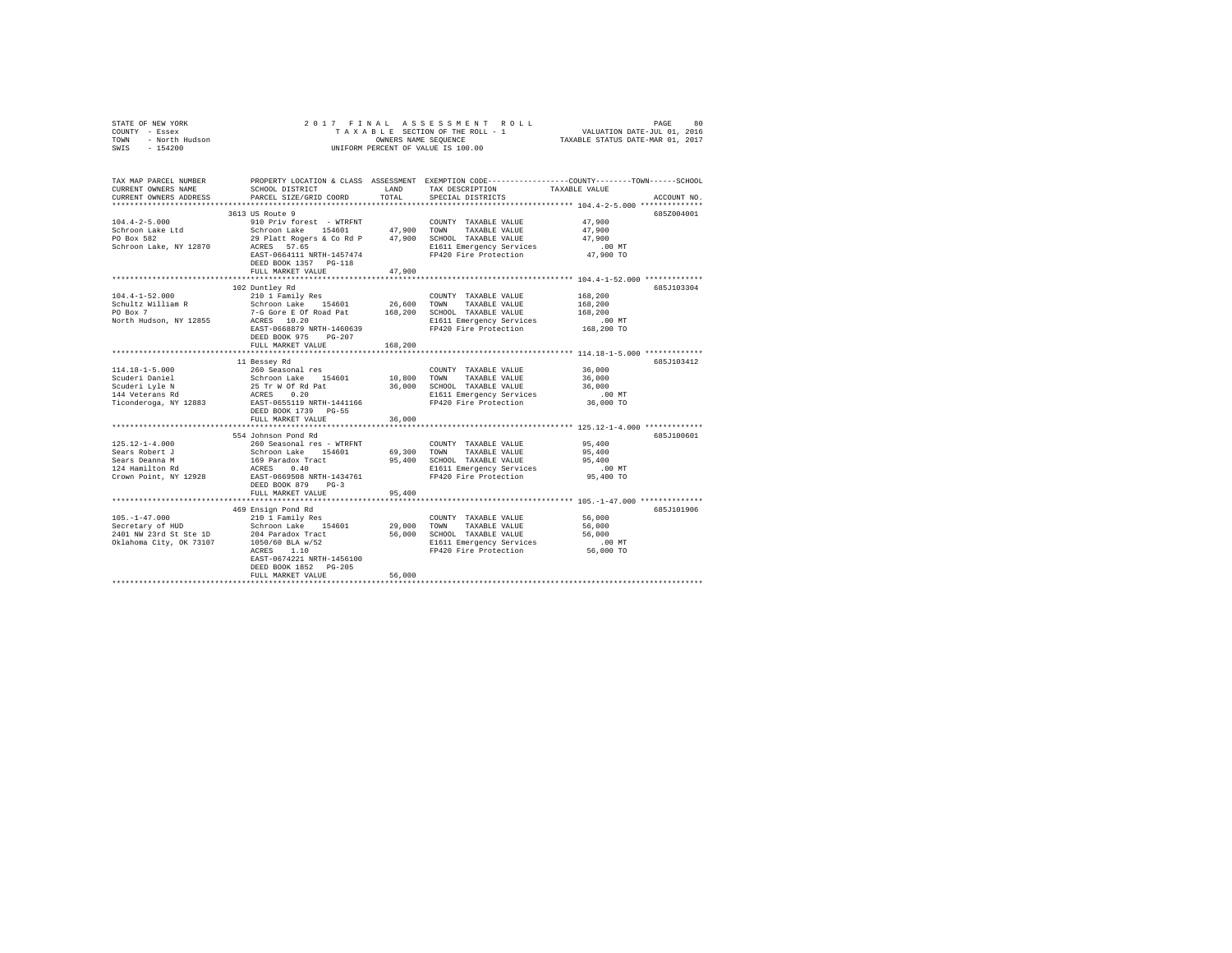STATE OF NEW YORK
COUNTY - Essex
TOWN - North Hudson
SWIS - 154200

2017 FINAL ASSESSMENT ROLL
TAXABLE SECTION OF THE ROLL - 1
OWNERS NAME SEQUENCE
UNIFORM PERCENT OF VALUE IS 100.00

VALUATION DATE-JUL 01, 2016
TAXABLE STATUS DATE-MAR 01, 2017

```
TAX MAP PARCEL NUMBER          PROPERTY LOCATION & CLASS  ASSESSMENT  EXEMPTION CODE-----------------COUNTY--------TOWN------SCHOOL
CURRENT OWNERS NAME            SCHOOL DISTRICT               LAND      TAX DESCRIPTION           TAXABLE VALUE
CURRENT OWNERS ADDRESS         PARCEL SIZE/GRID COORD        TOTAL     SPECIAL DISTRICTS                                 ACCOUNT NO.
*********************************************************************************************** 104.4-2-5.000 **************
                               3613 US Route 9                                                                         685Z004001
104.4-2-5.000                  910 Priv forest  - WTRFNT              COUNTY  TAXABLE VALUE           47,900
Schroon Lake Ltd               Schroon Lake    154601     47,900      TOWN    TAXABLE VALUE           47,900
PO Box 582                     29 Platt Rogers & Co Rd P  47,900      SCHOOL  TAXABLE VALUE           47,900
Schroon Lake, NY 12870         ACRES  57.65                           E1611 Emergency Services           .00 MT
                               EAST-0664111 NRTH-1457474              FP420 Fire Protection           47,900 TO
                               DEED BOOK 1357   PG-118
                               FULL MARKET VALUE          47,900
*********************************************************************************************** 104.4-1-52.000 *************
                               102 Duntley Rd                                                                          685J103304
104.4-1-52.000                 210 1 Family Res                       COUNTY  TAXABLE VALUE          168,200
Schultz William R              Schroon Lake    154601     26,600      TOWN    TAXABLE VALUE          168,200
PO Box 7                       7-G Gore E Of Road Pat    168,200      SCHOOL  TAXABLE VALUE          168,200
North Hudson, NY 12855         ACRES  10.20                           E1611 Emergency Services           .00 MT
                               EAST-0668879 NRTH-1460639              FP420 Fire Protection          168,200 TO
                               DEED BOOK 975    PG-207
                               FULL MARKET VALUE         168,200
*********************************************************************************************** 114.18-1-5.000 *************
                               11 Bessey Rd                                                                            685J103412
114.18-1-5.000                 260 Seasonal res                       COUNTY  TAXABLE VALUE           36,000
Scuderi Daniel                 Schroon Lake    154601     10,800      TOWN    TAXABLE VALUE           36,000
Scuderi Lyle N                 25 Tr W Of Rd Pat          36,000      SCHOOL  TAXABLE VALUE           36,000
144 Veterans Rd                ACRES   0.20                           E1611 Emergency Services           .00 MT
Ticonderoga, NY 12883          EAST-0655119 NRTH-1441166              FP420 Fire Protection           36,000 TO
                               DEED BOOK 1739   PG-55
                               FULL MARKET VALUE          36,000
*********************************************************************************************** 125.12-1-4.000 *************
                               554 Johnson Pond Rd                                                                     685J100601
125.12-1-4.000                 260 Seasonal res - WTRFNT              COUNTY  TAXABLE VALUE           95,400
Sears Robert J                 Schroon Lake    154601     69,300      TOWN    TAXABLE VALUE           95,400
Sears Deanna M                 169 Paradox Tract          95,400      SCHOOL  TAXABLE VALUE           95,400
124 Hamilton Rd                ACRES   0.40                           E1611 Emergency Services           .00 MT
Crown Point, NY 12928          EAST-0669508 NRTH-1434761              FP420 Fire Protection           95,400 TO
                               DEED BOOK 879    PG-3
                               FULL MARKET VALUE          95,400
*********************************************************************************************** 105.-1-47.000 **************
                               469 Ensign Pond Rd                                                                      685J101906
105.-1-47.000                  210 1 Family Res                       COUNTY  TAXABLE VALUE           56,000
Secretary of HUD               Schroon Lake    154601     29,000      TOWN    TAXABLE VALUE           56,000
2401 NW 23rd St Ste 1D         204 Paradox Tract          56,000      SCHOOL  TAXABLE VALUE           56,000
Oklahoma City, OK 73107        1050/60 BLA w/52                       E1611 Emergency Services           .00 MT
                               ACRES   1.10                           FP420 Fire Protection           56,000 TO
                               EAST-0674221 NRTH-1456100
                               DEED BOOK 1852   PG-205
                               FULL MARKET VALUE          56,000
****************************************************************************************************************************
```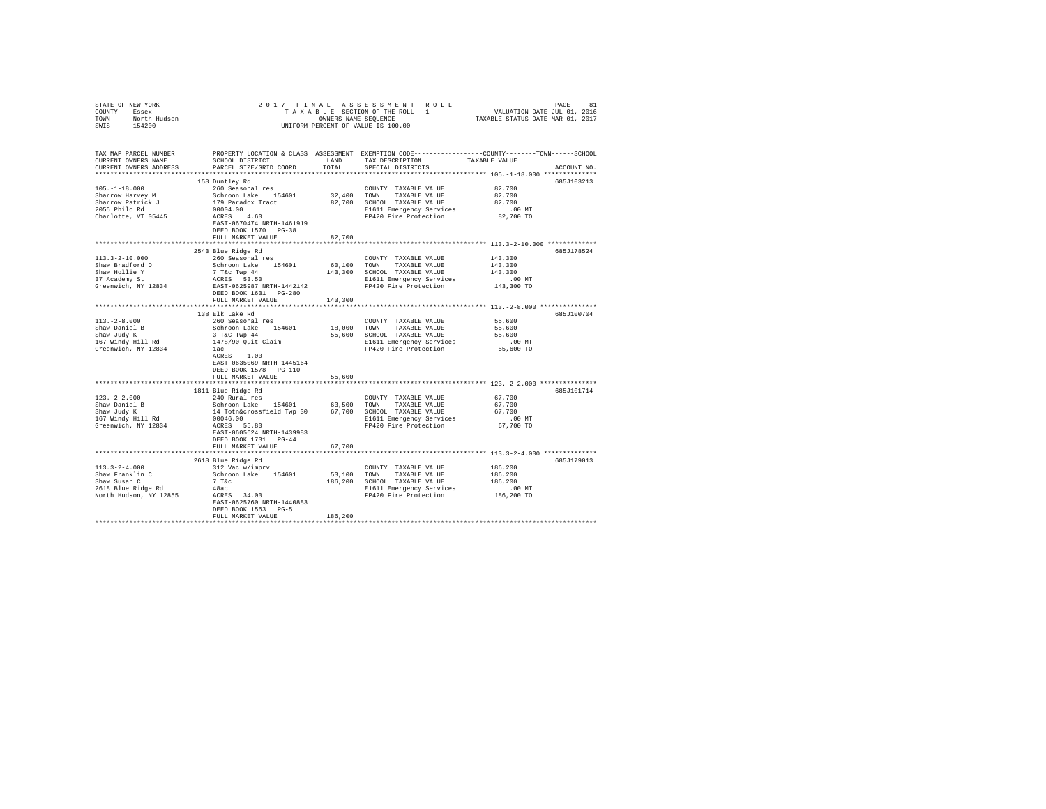STATE OF NEW YORK — 2017 FINAL ASSESSMENT ROLL — PAGE 81
COUNTY - Essex — TAXABLE SECTION OF THE ROLL - 1 — VALUATION DATE-JUL 01, 2016
TOWN - North Hudson — OWNERS NAME SEQUENCE — TAXABLE STATUS DATE-MAR 01, 2017
SWIS - 154200 — UNIFORM PERCENT OF VALUE IS 100.00

| TAX MAP PARCEL NUMBER / CURRENT OWNERS NAME / CURRENT OWNERS ADDRESS | PROPERTY LOCATION & CLASS / SCHOOL DISTRICT / PARCEL SIZE/GRID COORD | ASSESSMENT LAND | TOTAL | EXEMPTION CODE / TAX DESCRIPTION / SPECIAL DISTRICTS | COUNTY/TOWN/SCHOOL TAXABLE VALUE | ACCOUNT NO. |
|---|---|---|---|---|---|---|
| **105.-1-18.000** | 158 Duntley Rd | | | | | 685J103213 |
| 105.-1-18.000 | 260 Seasonal res | | | COUNTY TAXABLE VALUE | 82,700 | |
| Sharrow Harvey M | Schroon Lake 154601 | 32,400 | | TOWN TAXABLE VALUE | 82,700 | |
| Sharrow Patrick J | 179 Paradox Tract | | 82,700 | SCHOOL TAXABLE VALUE | 82,700 | |
| 2055 Philo Rd | 00004.00 | | | E1611 Emergency Services | .00 MT | |
| Charlotte, VT 05445 | ACRES 4.60 | | | FP420 Fire Protection | 82,700 TO | |
| | EAST-0670474 NRTH-1461919 | | | | | |
| | DEED BOOK 1570 PG-38 | | | | | |
| | FULL MARKET VALUE | | 82,700 | | | |
| **113.3-2-10.000** | 2543 Blue Ridge Rd | | | | | 685J178524 |
| 113.3-2-10.000 | 260 Seasonal res | | | COUNTY TAXABLE VALUE | 143,300 | |
| Shaw Bradford D | Schroon Lake 154601 | 60,100 | | TOWN TAXABLE VALUE | 143,300 | |
| Shaw Hollie Y | 7 T&c Twp 44 | | 143,300 | SCHOOL TAXABLE VALUE | 143,300 | |
| 37 Academy St | ACRES 53.50 | | | E1611 Emergency Services | .00 MT | |
| Greenwich, NY 12834 | EAST-0625987 NRTH-1442142 | | | FP420 Fire Protection | 143,300 TO | |
| | DEED BOOK 1631 PG-280 | | | | | |
| | FULL MARKET VALUE | | 143,300 | | | |
| **113.-2-8.000** | 138 Elk Lake Rd | | | | | 685J100704 |
| 113.-2-8.000 | 260 Seasonal res | | | COUNTY TAXABLE VALUE | 55,600 | |
| Shaw Daniel B | Schroon Lake 154601 | 18,000 | | TOWN TAXABLE VALUE | 55,600 | |
| Shaw Judy K | 3 T&C Twp 44 | | 55,600 | SCHOOL TAXABLE VALUE | 55,600 | |
| 167 Windy Hill Rd | 1478/90 Quit Claim | | | E1611 Emergency Services | .00 MT | |
| Greenwich, NY 12834 | 1ac | | | FP420 Fire Protection | 55,600 TO | |
| | ACRES 1.00 | | | | | |
| | EAST-0635069 NRTH-1445164 | | | | | |
| | DEED BOOK 1578 PG-110 | | | | | |
| | FULL MARKET VALUE | | 55,600 | | | |
| **123.-2-2.000** | 1811 Blue Ridge Rd | | | | | 685J101714 |
| 123.-2-2.000 | 240 Rural res | | | COUNTY TAXABLE VALUE | 67,700 | |
| Shaw Daniel B | Schroon Lake 154601 | 63,500 | | TOWN TAXABLE VALUE | 67,700 | |
| Shaw Judy K | 14 Totn&crossfield Twp 30 | | 67,700 | SCHOOL TAXABLE VALUE | 67,700 | |
| 167 Windy Hill Rd | 00046.00 | | | E1611 Emergency Services | .00 MT | |
| Greenwich, NY 12834 | ACRES 55.80 | | | FP420 Fire Protection | 67,700 TO | |
| | EAST-0605624 NRTH-1439983 | | | | | |
| | DEED BOOK 1731 PG-44 | | | | | |
| | FULL MARKET VALUE | | 67,700 | | | |
| **113.3-2-4.000** | 2618 Blue Ridge Rd | | | | | 685J179013 |
| 113.3-2-4.000 | 312 Vac w/imprv | | | COUNTY TAXABLE VALUE | 186,200 | |
| Shaw Franklin C | Schroon Lake 154601 | 53,100 | | TOWN TAXABLE VALUE | 186,200 | |
| Shaw Susan C | 7 T&c | | 186,200 | SCHOOL TAXABLE VALUE | 186,200 | |
| 2618 Blue Ridge Rd | 48ac | | | E1611 Emergency Services | .00 MT | |
| North Hudson, NY 12855 | ACRES 34.00 | | | FP420 Fire Protection | 186,200 TO | |
| | EAST-0625760 NRTH-1440883 | | | | | |
| | DEED BOOK 1563 PG-5 | | | | | |
| | FULL MARKET VALUE | | 186,200 | | | |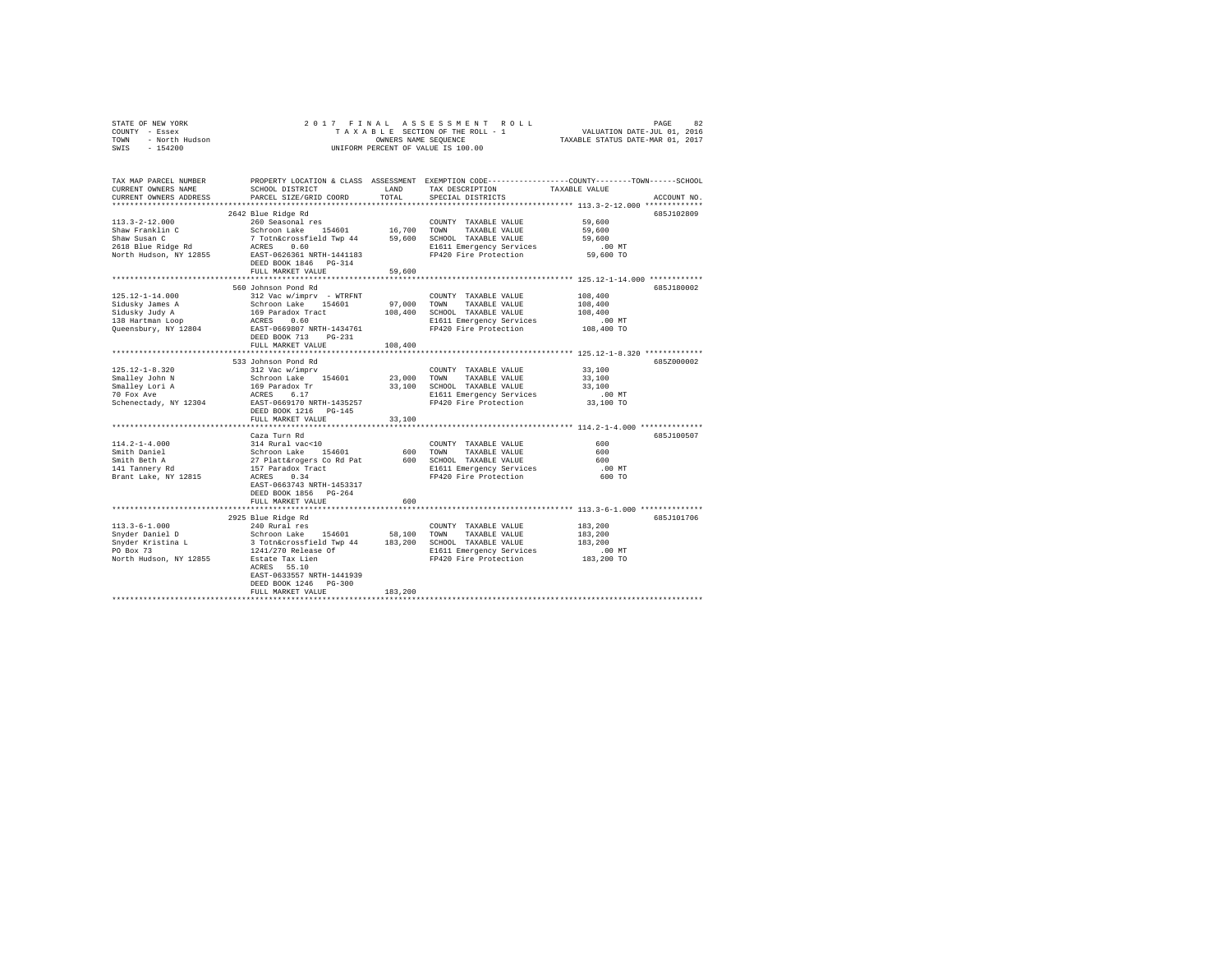STATE OF NEW YORK  
COUNTY - Essex  
TOWN - North Hudson  
SWIS - 154200

2 0 1 7 F I N A L A S S E S S M E N T R O L L  
T A X A B L E SECTION OF THE ROLL - 1  
OWNERS NAME SEQUENCE  
UNIFORM PERCENT OF VALUE IS 100.00

VALUATION DATE-JUL 01, 2016  
TAXABLE STATUS DATE-MAR 01, 2017

```
TAX MAP PARCEL NUMBER          PROPERTY LOCATION & CLASS  ASSESSMENT  EXEMPTION CODE-----------------COUNTY--------TOWN------SCHOOL
CURRENT OWNERS NAME            SCHOOL DISTRICT              LAND      TAX DESCRIPTION            TAXABLE VALUE
CURRENT OWNERS ADDRESS         PARCEL SIZE/GRID COORD       TOTAL     SPECIAL DISTRICTS                                ACCOUNT NO.
************************************************************************************************* 113.3-2-12.000 *************
                               2642 Blue Ridge Rd                                                                     685J102809
113.3-2-12.000                 260 Seasonal res                       COUNTY  TAXABLE VALUE            59,600
Shaw Franklin C                Schroon Lake   154601       16,700     TOWN    TAXABLE VALUE            59,600
Shaw Susan C                   7 Totn&crossfield Twp 44    59,600     SCHOOL  TAXABLE VALUE            59,600
2618 Blue Ridge Rd             ACRES    0.60                          E1611 Emergency Services            .00 MT
North Hudson, NY 12855         EAST-0626361 NRTH-1441183              FP420 Fire Protection            59,600 TO
                               DEED BOOK 1846   PG-314
                               FULL MARKET VALUE           59,600
************************************************************************************************* 125.12-1-14.000 ************
                               560 Johnson Pond Rd                                                                    685J180002
125.12-1-14.000                312 Vac w/imprv  - WTRFNT              COUNTY  TAXABLE VALUE           108,400
Sidusky James A                Schroon Lake   154601       97,000     TOWN    TAXABLE VALUE           108,400
Sidusky Judy A                 169 Paradox Tract          108,400     SCHOOL  TAXABLE VALUE           108,400
138 Hartman Loop               ACRES    0.60                          E1611 Emergency Services            .00 MT
Queensbury, NY 12804           EAST-0669807 NRTH-1434761              FP420 Fire Protection           108,400 TO
                               DEED BOOK 713    PG-231
                               FULL MARKET VALUE          108,400
************************************************************************************************* 125.12-1-8.320 *************
                               533 Johnson Pond Rd                                                                    685Z000002
125.12-1-8.320                 312 Vac w/imprv                        COUNTY  TAXABLE VALUE            33,100
Smalley John N                 Schroon Lake   154601       23,000     TOWN    TAXABLE VALUE            33,100
Smalley Lori A                 169 Paradox Tr              33,100     SCHOOL  TAXABLE VALUE            33,100
70 Fox Ave                     ACRES    6.17                          E1611 Emergency Services            .00 MT
Schenectady, NY 12304          EAST-0669170 NRTH-1435257              FP420 Fire Protection            33,100 TO
                               DEED BOOK 1216   PG-145
                               FULL MARKET VALUE           33,100
************************************************************************************************* 114.2-1-4.000 **************
                               Caza Turn Rd                                                                           685J100507
114.2-1-4.000                  314 Rural vac<10                       COUNTY  TAXABLE VALUE               600
Smith Daniel                   Schroon Lake   154601          600     TOWN    TAXABLE VALUE               600
Smith Beth A                   27 Platt&rogers Co Rd Pat      600     SCHOOL  TAXABLE VALUE               600
141 Tannery Rd                 157 Paradox Tract                      E1611 Emergency Services            .00 MT
Brant Lake, NY 12815           ACRES    0.34                          FP420 Fire Protection               600 TO
                               EAST-0663743 NRTH-1453317
                               DEED BOOK 1856   PG-264
                               FULL MARKET VALUE              600
************************************************************************************************* 113.3-6-1.000 **************
                               2925 Blue Ridge Rd                                                                     685J101706
113.3-6-1.000                  240 Rural res                          COUNTY  TAXABLE VALUE           183,200
Snyder Daniel D                Schroon Lake   154601       58,100     TOWN    TAXABLE VALUE           183,200
Snyder Kristina L              3 Totn&crossfield Twp 44   183,200     SCHOOL  TAXABLE VALUE           183,200
PO Box 73                      1241/270 Release Of                    E1611 Emergency Services            .00 MT
North Hudson, NY 12855         Estate Tax Lien                        FP420 Fire Protection           183,200 TO
                               ACRES   55.10
                               EAST-0633557 NRTH-1441939
                               DEED BOOK 1246   PG-300
                               FULL MARKET VALUE          183,200
********************************************************************************************************************************
```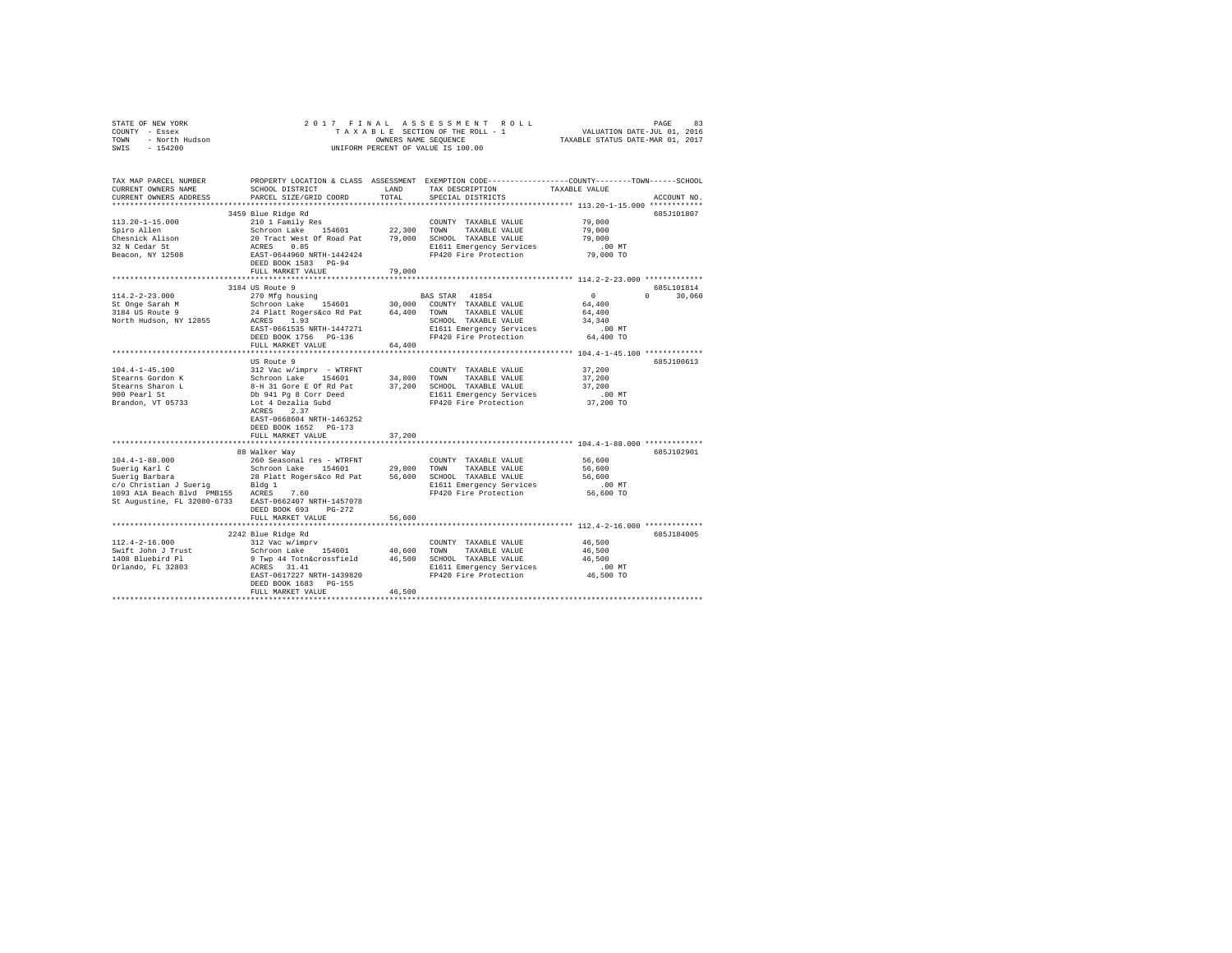STATE OF NEW YORK — 2017 FINAL ASSESSMENT ROLL
COUNTY - Essex — TAXABLE SECTION OF THE ROLL - 1 — VALUATION DATE-JUL 01, 2016
TOWN - North Hudson — OWNERS NAME SEQUENCE — TAXABLE STATUS DATE-MAR 01, 2017
SWIS - 154200 — UNIFORM PERCENT OF VALUE IS 100.00

| TAX MAP PARCEL NUMBER / CURRENT OWNERS NAME / CURRENT OWNERS ADDRESS | PROPERTY LOCATION & CLASS / SCHOOL DISTRICT / PARCEL SIZE/GRID COORD | ASSESSMENT LAND | TOTAL | EXEMPTION CODE / TAX DESCRIPTION / SPECIAL DISTRICTS | COUNTY / TOWN / SCHOOL TAXABLE VALUE | ACCOUNT NO. |
|---|---|---|---|---|---|---|
| 113.20-1-15.000 | 3459 Blue Ridge Rd | | | | | 685J101807 |
| 113.20-1-15.000 | 210 1 Family Res | | | COUNTY TAXABLE VALUE | 79,000 | |
| Spiro Allen | Schroon Lake 154601 | 22,300 | | TOWN TAXABLE VALUE | 79,000 | |
| Chesnick Alison | 20 Tract West Of Road Pat | | 79,000 | SCHOOL TAXABLE VALUE | 79,000 | |
| 32 N Cedar St | ACRES 0.85 | | | E1611 Emergency Services | .00 MT | |
| Beacon, NY 12508 | EAST-0644960 NRTH-1442424 | | | FP420 Fire Protection | 79,000 TO | |
| | DEED BOOK 1583 PG-94 | | | | | |
| | FULL MARKET VALUE | | 79,000 | | | |
| 114.2-2-23.000 | 3184 US Route 9 | | | | | 685L101814 |
| 114.2-2-23.000 | 270 Mfg housing | | | BAS STAR 41854 | 0 / 0 / 30,060 | |
| St Onge Sarah M | Schroon Lake 154601 | 30,000 | | COUNTY TAXABLE VALUE | 64,400 | |
| 3184 US Route 9 | 24 Platt Rogers&co Rd Pat | | 64,400 | TOWN TAXABLE VALUE | 64,400 | |
| North Hudson, NY 12855 | ACRES 1.93 | | | SCHOOL TAXABLE VALUE | 34,340 | |
| | EAST-0661535 NRTH-1447271 | | | E1611 Emergency Services | .00 MT | |
| | DEED BOOK 1756 PG-136 | | | FP420 Fire Protection | 64,400 TO | |
| | FULL MARKET VALUE | | 64,400 | | | |
| 104.4-1-45.100 | US Route 9 | | | | | 685J100613 |
| 104.4-1-45.100 | 312 Vac w/imprv - WTRFNT | | | COUNTY TAXABLE VALUE | 37,200 | |
| Stearns Gordon K | Schroon Lake 154601 | 34,800 | | TOWN TAXABLE VALUE | 37,200 | |
| Stearns Sharon L | 8-H 31 Gore E Of Rd Pat | | 37,200 | SCHOOL TAXABLE VALUE | 37,200 | |
| 900 Pearl St | Db 941 Pg 8 Corr Deed | | | E1611 Emergency Services | .00 MT | |
| Brandon, VT 05733 | Lot 4 Dezalia Subd | | | FP420 Fire Protection | 37,200 TO | |
| | ACRES 2.37 | | | | | |
| | EAST-0668604 NRTH-1463252 | | | | | |
| | DEED BOOK 1652 PG-173 | | | | | |
| | FULL MARKET VALUE | | 37,200 | | | |
| 104.4-1-88.000 | 88 Walker Way | | | | | 685J102901 |
| 104.4-1-88.000 | 260 Seasonal res - WTRFNT | | | COUNTY TAXABLE VALUE | 56,600 | |
| Suerig Karl C | Schroon Lake 154601 | 29,800 | | TOWN TAXABLE VALUE | 56,600 | |
| Suerig Barbara | 28 Platt Rogers&co Rd Pat | | 56,600 | SCHOOL TAXABLE VALUE | 56,600 | |
| c/o Christian J Suerig | Bldg 1 | | | E1611 Emergency Services | .00 MT | |
| 1093 A1A Beach Blvd PMB155 | ACRES 7.60 | | | FP420 Fire Protection | 56,600 TO | |
| St Augustine, FL 32080-6733 | EAST-0662407 NRTH-1457078 | | | | | |
| | DEED BOOK 693 PG-272 | | | | | |
| | FULL MARKET VALUE | | 56,600 | | | |
| 112.4-2-16.000 | 2242 Blue Ridge Rd | | | | | 685J184005 |
| 112.4-2-16.000 | 312 Vac w/imprv | | | COUNTY TAXABLE VALUE | 46,500 | |
| Swift John J Trust | Schroon Lake 154601 | 40,600 | | TOWN TAXABLE VALUE | 46,500 | |
| 1408 Bluebird Pl | 9 Twp 44 Totn&crossfield | | 46,500 | SCHOOL TAXABLE VALUE | 46,500 | |
| Orlando, FL 32803 | ACRES 31.41 | | | E1611 Emergency Services | .00 MT | |
| | EAST-0617227 NRTH-1439820 | | | FP420 Fire Protection | 46,500 TO | |
| | DEED BOOK 1683 PG-155 | | | | | |
| | FULL MARKET VALUE | | 46,500 | | | |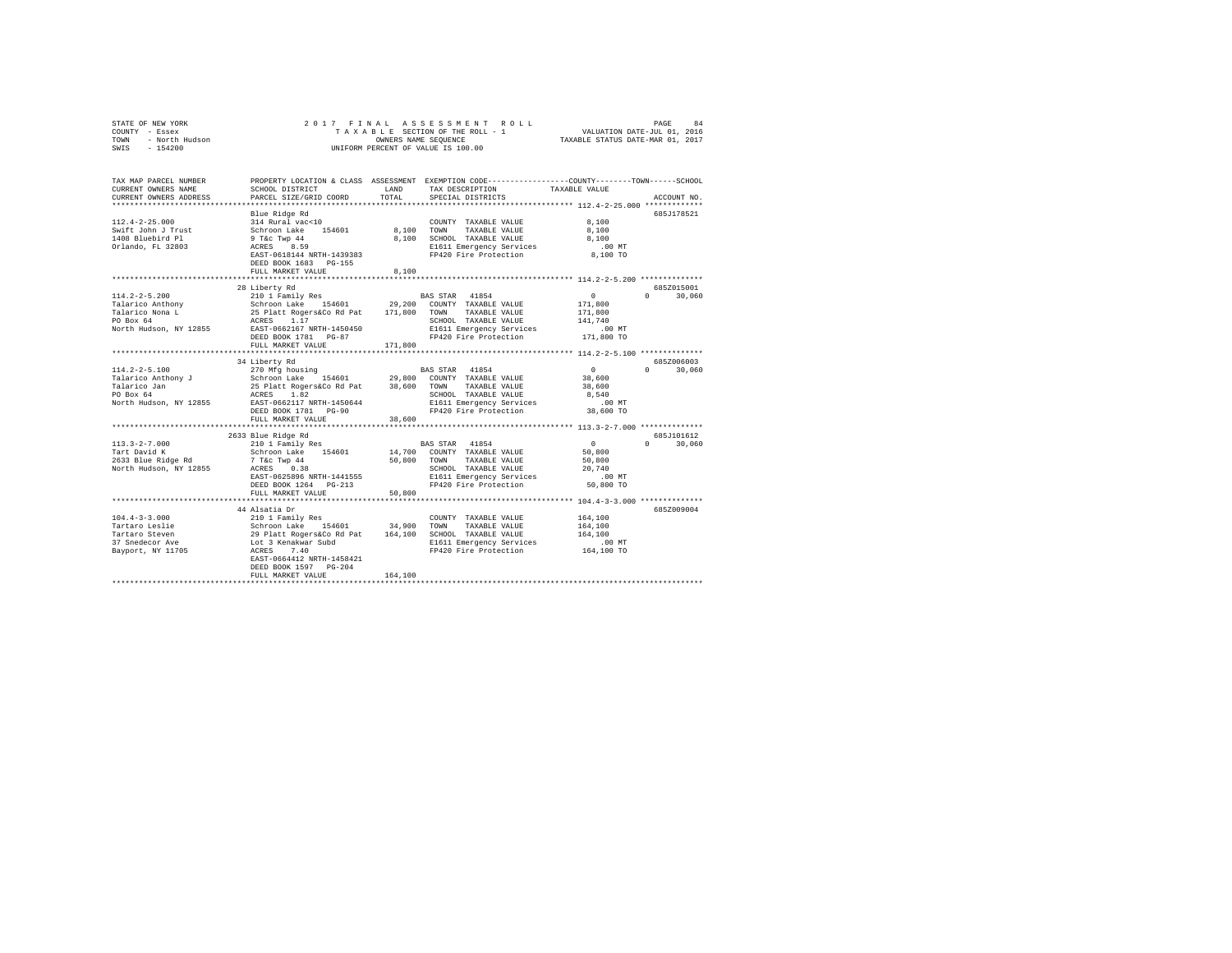STATE OF NEW YORK — 2017 FINAL ASSESSMENT ROLL
COUNTY - Essex — TAXABLE SECTION OF THE ROLL - 1 — VALUATION DATE-JUL 01, 2016
TOWN - North Hudson — OWNERS NAME SEQUENCE — TAXABLE STATUS DATE-MAR 01, 2017
SWIS - 154200 — UNIFORM PERCENT OF VALUE IS 100.00

| TAX MAP PARCEL NUMBER / CURRENT OWNERS NAME / CURRENT OWNERS ADDRESS | PROPERTY LOCATION & CLASS / SCHOOL DISTRICT / PARCEL SIZE/GRID COORD | ASSESSMENT LAND | TOTAL | EXEMPTION CODE / TAX DESCRIPTION / SPECIAL DISTRICTS | COUNTY | TOWN | SCHOOL | ACCOUNT NO. |
|---|---|---|---|---|---|---|---|---|
| **112.4-2-25.000** | Blue Ridge Rd | | | | | | | 685J178521 |
| Swift John J Trust | 314 Rural vac<10 | | | COUNTY TAXABLE VALUE | 8,100 | | | |
| 1408 Bluebird Pl | Schroon Lake 154601 | 8,100 | | TOWN TAXABLE VALUE | | 8,100 | | |
| Orlando, FL 32803 | 9 T&c Twp 44 | | 8,100 | SCHOOL TAXABLE VALUE | | | 8,100 | |
| | ACRES 8.59 | | | E1611 Emergency Services | .00 MT | | | |
| | EAST-0618144 NRTH-1439383 | | | FP420 Fire Protection | 8,100 TO | | | |
| | DEED BOOK 1683 PG-155 | | | | | | | |
| | FULL MARKET VALUE | | 8,100 | | | | | |
| **114.2-2-5.200** | 28 Liberty Rd | | | | | | | 685Z015001 |
| Talarico Anthony | 210 1 Family Res | | | BAS STAR 41854 | 0 | 0 | 30,060 | |
| Talarico Nona L | Schroon Lake 154601 | 29,200 | | COUNTY TAXABLE VALUE | 171,800 | | | |
| PO Box 64 | 25 Platt Rogers&Co Rd Pat | | 171,800 | TOWN TAXABLE VALUE | | 171,800 | | |
| North Hudson, NY 12855 | ACRES 1.17 | | | SCHOOL TAXABLE VALUE | | | 141,740 | |
| | EAST-0662167 NRTH-1450450 | | | E1611 Emergency Services | .00 MT | | | |
| | DEED BOOK 1781 PG-87 | | | FP420 Fire Protection | 171,800 TO | | | |
| | FULL MARKET VALUE | | 171,800 | | | | | |
| **114.2-2-5.100** | 34 Liberty Rd | | | | | | | 685Z006003 |
| Talarico Anthony J | 270 Mfg housing | | | BAS STAR 41854 | 0 | 0 | 30,060 | |
| Talarico Jan | Schroon Lake 154601 | 29,800 | | COUNTY TAXABLE VALUE | 38,600 | | | |
| PO Box 64 | 25 Platt Rogers&Co Rd Pat | | 38,600 | TOWN TAXABLE VALUE | | 38,600 | | |
| North Hudson, NY 12855 | ACRES 1.82 | | | SCHOOL TAXABLE VALUE | | | 8,540 | |
| | EAST-0662117 NRTH-1450644 | | | E1611 Emergency Services | .00 MT | | | |
| | DEED BOOK 1781 PG-90 | | | FP420 Fire Protection | 38,600 TO | | | |
| | FULL MARKET VALUE | | 38,600 | | | | | |
| **113.3-2-7.000** | 2633 Blue Ridge Rd | | | | | | | 685J101612 |
| Tart David K | 210 1 Family Res | | | BAS STAR 41854 | 0 | 0 | 30,060 | |
| 2633 Blue Ridge Rd | Schroon Lake 154601 | 14,700 | | COUNTY TAXABLE VALUE | 50,800 | | | |
| North Hudson, NY 12855 | 7 T&c Twp 44 | | 50,800 | TOWN TAXABLE VALUE | | 50,800 | | |
| | ACRES 0.38 | | | SCHOOL TAXABLE VALUE | | | 20,740 | |
| | EAST-0625896 NRTH-1441555 | | | E1611 Emergency Services | .00 MT | | | |
| | DEED BOOK 1264 PG-213 | | | FP420 Fire Protection | 50,800 TO | | | |
| | FULL MARKET VALUE | | 50,800 | | | | | |
| **104.4-3-3.000** | 44 Alsatia Dr | | | | | | | 685Z009004 |
| Tartaro Leslie | 210 1 Family Res | | | COUNTY TAXABLE VALUE | 164,100 | | | |
| Tartaro Steven | Schroon Lake 154601 | 34,900 | | TOWN TAXABLE VALUE | | 164,100 | | |
| 37 Snedecor Ave | 29 Platt Rogers&Co Rd Pat | | 164,100 | SCHOOL TAXABLE VALUE | | | 164,100 | |
| Bayport, NY 11705 | Lot 3 Kenakwar Subd | | | E1611 Emergency Services | .00 MT | | | |
| | ACRES 7.40 | | | FP420 Fire Protection | 164,100 TO | | | |
| | EAST-0664412 NRTH-1458421 | | | | | | | |
| | DEED BOOK 1597 PG-204 | | | | | | | |
| | FULL MARKET VALUE | | 164,100 | | | | | |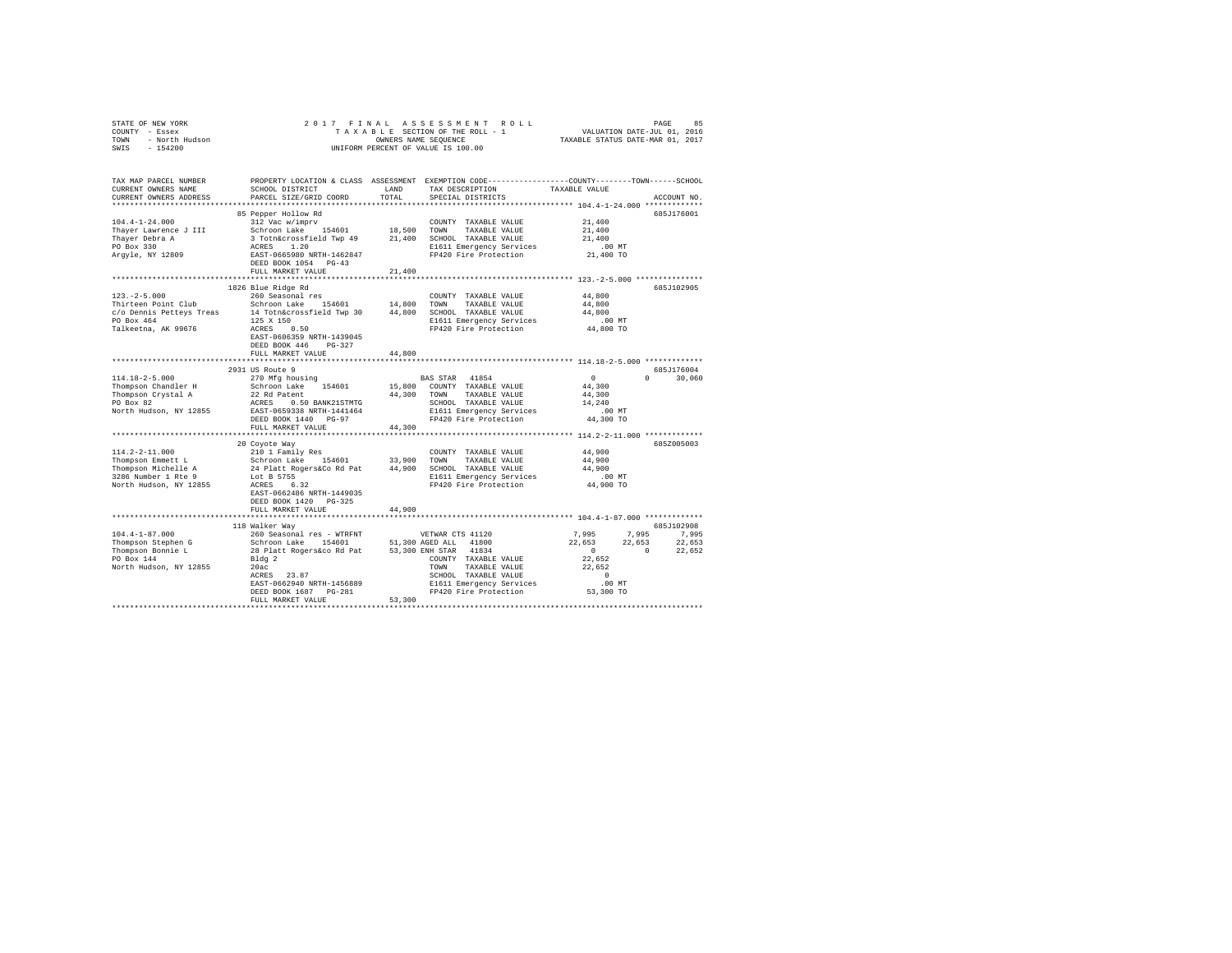STATE OF NEW YORK | 2017 FINAL ASSESSMENT ROLL | PAGE 85
COUNTY - Essex | TAXABLE SECTION OF THE ROLL - 1 | VALUATION DATE-JUL 01, 2016
TOWN - North Hudson | OWNERS NAME SEQUENCE | TAXABLE STATUS DATE-MAR 01, 2017
SWIS - 154200 | UNIFORM PERCENT OF VALUE IS 100.00

```
TAX MAP PARCEL NUMBER          PROPERTY LOCATION & CLASS  ASSESSMENT  EXEMPTION CODE-----------------COUNTY--------TOWN------SCHOOL
CURRENT OWNERS NAME            SCHOOL DISTRICT               LAND      TAX DESCRIPTION            TAXABLE VALUE
CURRENT OWNERS ADDRESS         PARCEL SIZE/GRID COORD        TOTAL     SPECIAL DISTRICTS                                ACCOUNT NO.
******************************************************************************************************* 104.4-1-24.000 *************
                               85 Pepper Hollow Rd                                                                        685J176001
104.4-1-24.000                 312 Vac w/imprv                          COUNTY  TAXABLE VALUE          21,400
Thayer Lawrence J III          Schroon Lake   154601       18,500     TOWN    TAXABLE VALUE          21,400
Thayer Debra A                 3 Totn&crossfield Twp 49    21,400     SCHOOL  TAXABLE VALUE          21,400
PO Box 330                     ACRES    1.20                          E1611 Emergency Services          .00 MT
Argyle, NY 12809               EAST-0665980 NRTH-1462847              FP420 Fire Protection          21,400 TO
                               DEED BOOK 1054   PG-43
                               FULL MARKET VALUE           21,400
******************************************************************************************************* 123.-2-5.000 ***************
                               1826 Blue Ridge Rd                                                                         685J102905
123.-2-5.000                   260 Seasonal res                         COUNTY  TAXABLE VALUE          44,800
Thirteen Point Club            Schroon Lake   154601       14,800     TOWN    TAXABLE VALUE          44,800
c/o Dennis Petteys Treas       14 Totn&crossfield Twp 30   44,800     SCHOOL  TAXABLE VALUE          44,800
PO Box 464                     125 X 150                              E1611 Emergency Services          .00 MT
Talkeetna, AK 99676            ACRES    0.50                          FP420 Fire Protection          44,800 TO
                               EAST-0606359 NRTH-1439045
                               DEED BOOK 446    PG-327
                               FULL MARKET VALUE           44,800
******************************************************************************************************* 114.18-2-5.000 *************
                               2931 US Route 9                                                                            685J176004
114.18-2-5.000                 270 Mfg housing                        BAS STAR  41854                   0          0      30,060
Thompson Chandler H            Schroon Lake   154601       15,800     COUNTY  TAXABLE VALUE          44,300
Thompson Crystal A             22 Rd Patent                44,300     TOWN    TAXABLE VALUE          44,300
PO Box 82                      ACRES    0.50 BANK21STMTG              SCHOOL  TAXABLE VALUE          14,240
North Hudson, NY 12855         EAST-0659338 NRTH-1441464              E1611 Emergency Services          .00 MT
                               DEED BOOK 1440   PG-97                 FP420 Fire Protection          44,300 TO
                               FULL MARKET VALUE           44,300
******************************************************************************************************* 114.2-2-11.000 *************
                               20 Coyote Way                                                                              685Z005003
114.2-2-11.000                 210 1 Family Res                         COUNTY  TAXABLE VALUE          44,900
Thompson Emmett L              Schroon Lake   154601       33,900     TOWN    TAXABLE VALUE          44,900
Thompson Michelle A            24 Platt Rogers&Co Rd Pat   44,900     SCHOOL  TAXABLE VALUE          44,900
3286 Number 1 Rte 9            Lot B 5755                             E1611 Emergency Services          .00 MT
North Hudson, NY 12855         ACRES    6.32                          FP420 Fire Protection          44,900 TO
                               EAST-0662486 NRTH-1449035
                               DEED BOOK 1420   PG-325
                               FULL MARKET VALUE           44,900
******************************************************************************************************* 104.4-1-87.000 *************
                               118 Walker Way                                                                             685J102908
104.4-1-87.000                 260 Seasonal res - WTRFNT              VETWAR CTS 41120              7,995      7,995       7,995
Thompson Stephen G             Schroon Lake   154601       51,300 AGED ALL    41800              22,653     22,653      22,653
Thompson Bonnie L              28 Platt Rogers&co Rd Pat   53,300 ENH STAR    41834                   0          0      22,652
PO Box 144                     Bldg 2                                 COUNTY  TAXABLE VALUE          22,652
North Hudson, NY 12855         20ac                                   TOWN    TAXABLE VALUE          22,652
                               ACRES   23.87                          SCHOOL  TAXABLE VALUE               0
                               EAST-0662940 NRTH-1456889              E1611 Emergency Services          .00 MT
                               DEED BOOK 1687   PG-281                FP420 Fire Protection          53,300 TO
                               FULL MARKET VALUE           53,300
************************************************************************************************************************************
```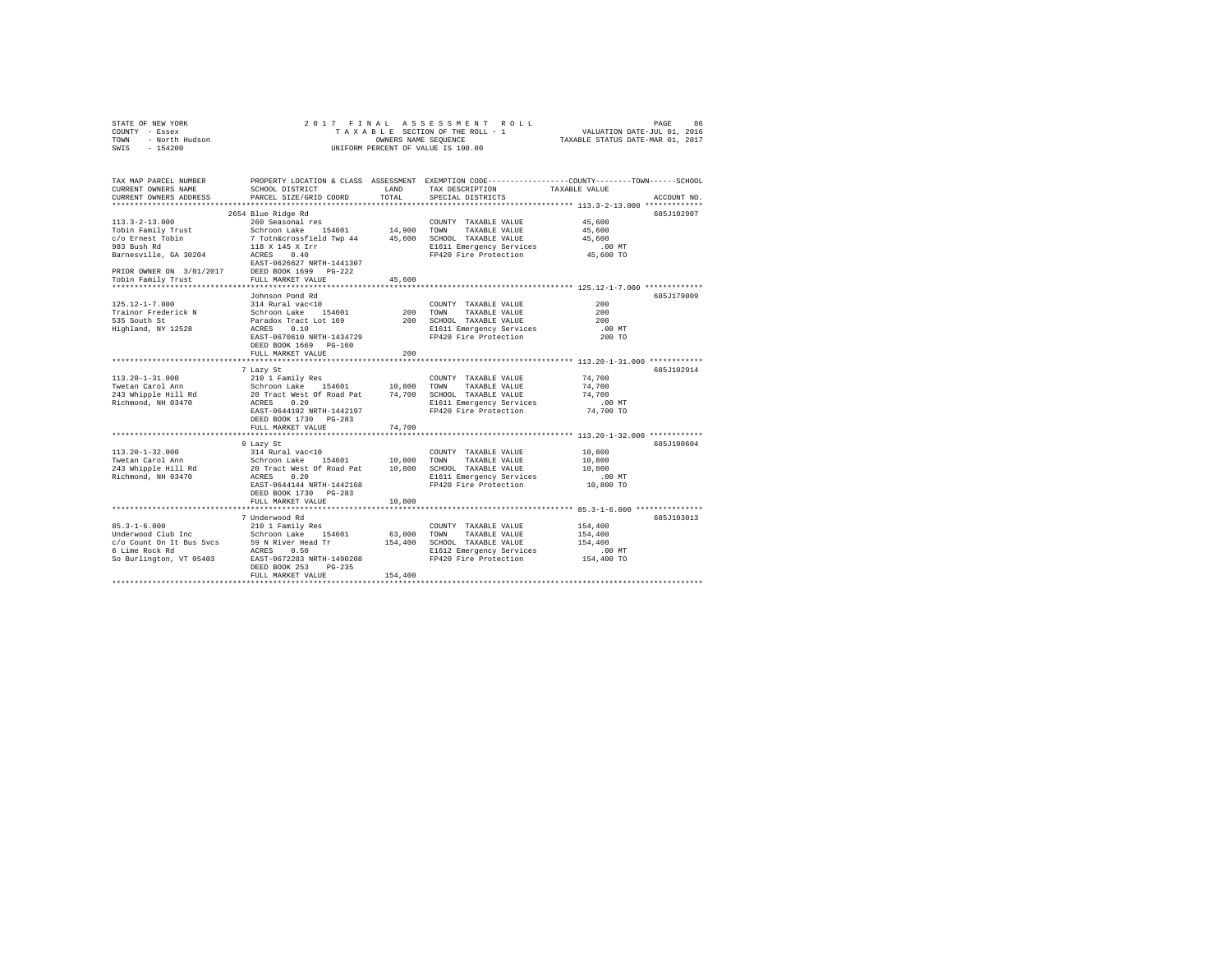STATE OF NEW YORK — COUNTY - Essex — TOWN - North Hudson — SWIS - 154200

2 0 1 7 F I N A L A S S E S S M E N T R O L L
T A X A B L E SECTION OF THE ROLL - 1
OWNERS NAME SEQUENCE
UNIFORM PERCENT OF VALUE IS 100.00

VALUATION DATE-JUL 01, 2016
TAXABLE STATUS DATE-MAR 01, 2017

```
TAX MAP PARCEL NUMBER          PROPERTY LOCATION & CLASS  ASSESSMENT  EXEMPTION CODE-----------------COUNTY--------TOWN------SCHOOL
CURRENT OWNERS NAME            SCHOOL DISTRICT              LAND      TAX DESCRIPTION            TAXABLE VALUE
CURRENT OWNERS ADDRESS         PARCEL SIZE/GRID COORD       TOTAL     SPECIAL DISTRICTS                                  ACCOUNT NO.
******************************************************************************************************* 113.3-2-13.000 *************
                               2654 Blue Ridge Rd                                                                     685J102907
113.3-2-13.000                 260 Seasonal res                        COUNTY  TAXABLE VALUE             45,600
Tobin Family Trust             Schroon Lake    154601       14,900     TOWN    TAXABLE VALUE             45,600
c/o Ernest Tobin               7 Totn&crossfield Twp 44     45,600     SCHOOL  TAXABLE VALUE             45,600
983 Bush Rd                    118 X 145 X Irr                         E1611 Emergency Services             .00 MT
Barnesville, GA 30204          ACRES    0.40                           FP420 Fire Protection             45,600 TO
                               EAST-0626627 NRTH-1441307
PRIOR OWNER ON 3/01/2017       DEED BOOK 1699   PG-222
Tobin Family Trust             FULL MARKET VALUE            45,600
******************************************************************************************************* 125.12-1-7.000 *************
                               Johnson Pond Rd                                                                        685J179009
125.12-1-7.000                 314 Rural vac<10                        COUNTY  TAXABLE VALUE                200
Trainor Frederick N            Schroon Lake    154601          200     TOWN    TAXABLE VALUE                200
535 South St                   Paradox Tract Lot 169           200     SCHOOL  TAXABLE VALUE                200
Highland, NY 12528             ACRES    0.10                           E1611 Emergency Services             .00 MT
                               EAST-0670610 NRTH-1434729               FP420 Fire Protection                200 TO
                               DEED BOOK 1669   PG-160
                               FULL MARKET VALUE               200
******************************************************************************************************* 113.20-1-31.000 ************
                               7 Lazy St                                                                              685J102914
113.20-1-31.000                210 1 Family Res                        COUNTY  TAXABLE VALUE             74,700
Twetan Carol Ann               Schroon Lake    154601       10,800     TOWN    TAXABLE VALUE             74,700
243 Whipple Hill Rd            20 Tract West Of Road Pat    74,700     SCHOOL  TAXABLE VALUE             74,700
Richmond, NH 03470             ACRES    0.20                           E1611 Emergency Services             .00 MT
                               EAST-0644192 NRTH-1442197               FP420 Fire Protection             74,700 TO
                               DEED BOOK 1730   PG-283
                               FULL MARKET VALUE            74,700
******************************************************************************************************* 113.20-1-32.000 ************
                               9 Lazy St                                                                              685J100604
113.20-1-32.000                314 Rural vac<10                        COUNTY  TAXABLE VALUE             10,800
Twetan Carol Ann               Schroon Lake    154601       10,800     TOWN    TAXABLE VALUE             10,800
243 Whipple Hill Rd            20 Tract West Of Road Pat    10,800     SCHOOL  TAXABLE VALUE             10,800
Richmond, NH 03470             ACRES    0.20                           E1611 Emergency Services             .00 MT
                               EAST-0644144 NRTH-1442168               FP420 Fire Protection             10,800 TO
                               DEED BOOK 1730   PG-283
                               FULL MARKET VALUE            10,800
******************************************************************************************************* 85.3-1-6.000 ***************
                               7 Underwood Rd                                                                         685J103013
85.3-1-6.000                   210 1 Family Res                        COUNTY  TAXABLE VALUE            154,400
Underwood Club Inc             Schroon Lake    154601       63,000     TOWN    TAXABLE VALUE            154,400
c/o Count On It Bus Svcs       59 N River Head Tr          154,400     SCHOOL  TAXABLE VALUE            154,400
6 Lime Rock Rd                 ACRES    0.50                           E1612 Emergency Services             .00 MT
So Burlington, VT 05403        EAST-0672283 NRTH-1490208               FP420 Fire Protection            154,400 TO
                               DEED BOOK 253    PG-235
                               FULL MARKET VALUE           154,400
************************************************************************************************************************************
```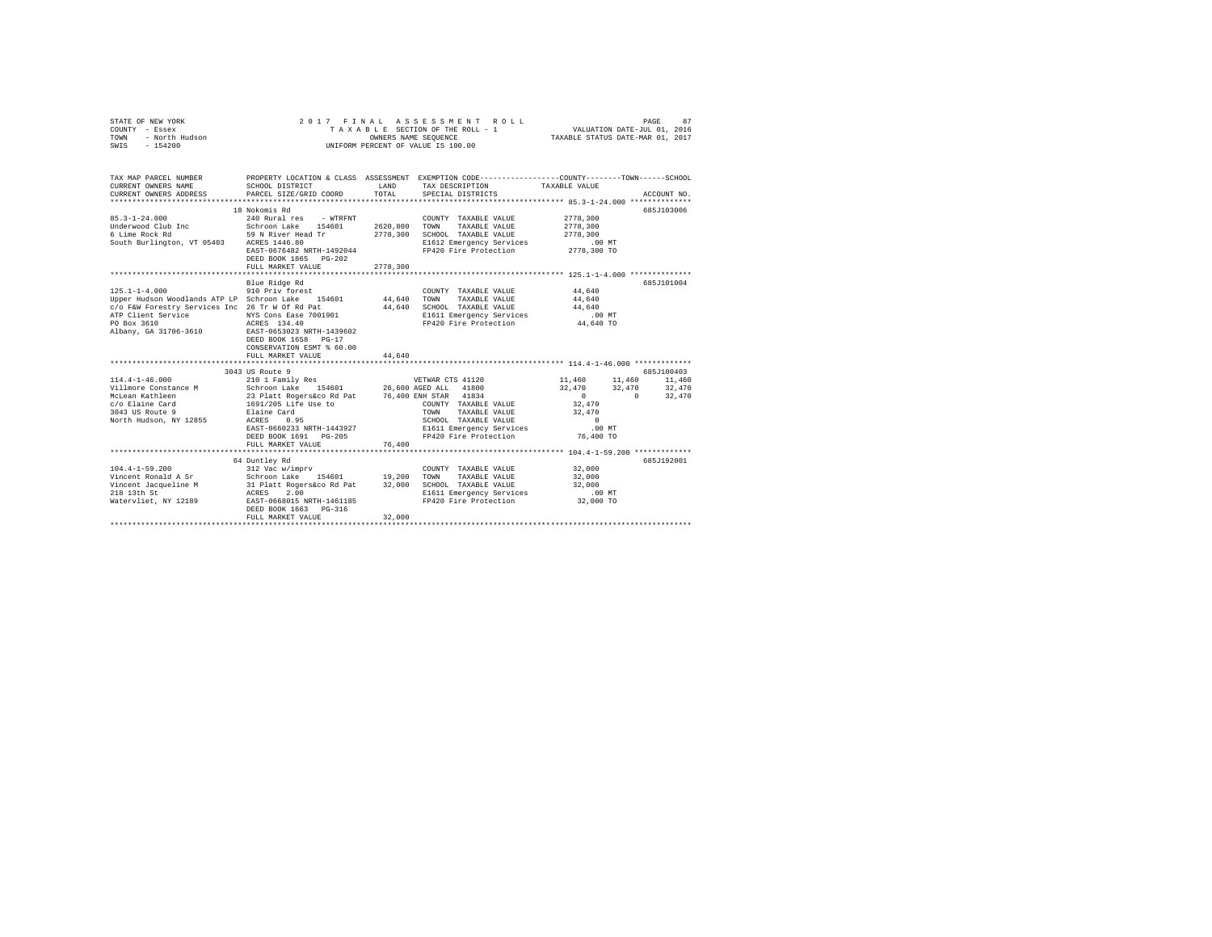STATE OF NEW YORK
COUNTY - Essex
TOWN - North Hudson
SWIS - 154200

2017 FINAL ASSESSMENT ROLL
TAXABLE SECTION OF THE ROLL - 1
OWNERS NAME SEQUENCE
UNIFORM PERCENT OF VALUE IS 100.00

VALUATION DATE-JUL 01, 2016
TAXABLE STATUS DATE-MAR 01, 2017

```
TAX MAP PARCEL NUMBER          PROPERTY LOCATION & CLASS  ASSESSMENT  EXEMPTION CODE-----------------COUNTY--------TOWN------SCHOOL
CURRENT OWNERS NAME            SCHOOL DISTRICT               LAND      TAX DESCRIPTION            TAXABLE VALUE
CURRENT OWNERS ADDRESS         PARCEL SIZE/GRID COORD        TOTAL     SPECIAL DISTRICTS                                    ACCOUNT NO.
*********************************************************************************************** 85.3-1-24.000 **************
                               18 Nokomis Rd                                                                              685J103006
85.3-1-24.000                  240 Rural res   - WTRFNT                COUNTY  TAXABLE VALUE          2778,300
Underwood Club Inc             Schroon Lake    154601      2620,800    TOWN    TAXABLE VALUE          2778,300
6 Lime Rock Rd                 59 N River Head Tr          2778,300    SCHOOL  TAXABLE VALUE          2778,300
South Burlington, VT 05403     ACRES 1446.80                           E1612 Emergency Services            .00 MT
                               EAST-0676482 NRTH-1492044               FP420 Fire Protection          2778,300 TO
                               DEED BOOK 1865   PG-202
                               FULL MARKET VALUE          2778,300
*********************************************************************************************** 125.1-1-4.000 **************
                               Blue Ridge Rd                                                                              685J101004
125.1-1-4.000                  910 Priv forest                         COUNTY  TAXABLE VALUE            44,640
Upper Hudson Woodlands ATP LP  Schroon Lake    154601        44,640    TOWN    TAXABLE VALUE            44,640
c/o F&W Forestry Services Inc  26 Tr W Of Rd Pat             44,640    SCHOOL  TAXABLE VALUE            44,640
ATP Client Service             NYS Cons Ease 7001901                   E1611 Emergency Services            .00 MT
PO Box 3610                    ACRES 134.40                            FP420 Fire Protection            44,640 TO
Albany, GA 31706-3610          EAST-0653023 NRTH-1439602
                               DEED BOOK 1658   PG-17
                               CONSERVATION ESMT % 60.00
                               FULL MARKET VALUE             44,640
*********************************************************************************************** 114.4-1-46.000 *************
                               3043 US Route 9                                                                            685J100403
114.4-1-46.000                 210 1 Family Res                        VETWAR CTS 41120           11,460      11,460      11,460
Villmore Constance M           Schroon Lake    154601        26,600 AGED ALL  41800               32,470      32,470      32,470
McLean Kathleen                23 Platt Rogers&co Rd Pat     76,400 ENH STAR  41834                    0           0      32,470
c/o Elaine Card                1691/205 Life Use to                    COUNTY  TAXABLE VALUE            32,470
3043 US Route 9                Elaine Card                             TOWN    TAXABLE VALUE            32,470
North Hudson, NY 12855         ACRES    0.95                           SCHOOL  TAXABLE VALUE                 0
                               EAST-0660233 NRTH-1443927               E1611 Emergency Services            .00 MT
                               DEED BOOK 1691   PG-205                 FP420 Fire Protection            76,400 TO
                               FULL MARKET VALUE             76,400
*********************************************************************************************** 104.4-1-59.200 *************
                               64 Duntley Rd                                                                              685J192001
104.4-1-59.200                 312 Vac w/imprv                         COUNTY  TAXABLE VALUE            32,000
Vincent Ronald A Sr            Schroon Lake    154601        19,200    TOWN    TAXABLE VALUE            32,000
Vincent Jacqueline M           31 Platt Rogers&co Rd Pat     32,000    SCHOOL  TAXABLE VALUE            32,000
218 13th St                    ACRES    2.00                           E1611 Emergency Services            .00 MT
Watervliet, NY 12189           EAST-0668015 NRTH-1461185               FP420 Fire Protection            32,000 TO
                               DEED BOOK 1663   PG-316
                               FULL MARKET VALUE             32,000
****************************************************************************************************************************
```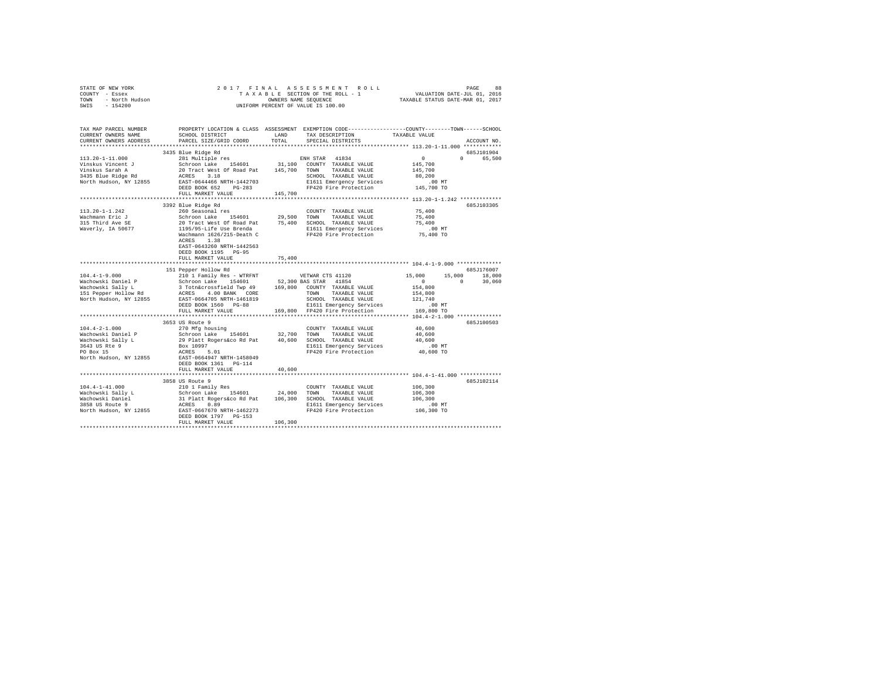STATE OF NEW YORK                     2017 FINAL ASSESSMENT ROLL                                   
COUNTY - Essex                        TAXABLE SECTION OF THE ROLL - 1           VALUATION DATE-JUL 01, 2016
TOWN - North Hudson                   OWNERS NAME SEQUENCE                      TAXABLE STATUS DATE-MAR 01, 2017
SWIS - 154200                         UNIFORM PERCENT OF VALUE IS 100.00

```
TAX MAP PARCEL NUMBER     PROPERTY LOCATION & CLASS  ASSESSMENT  EXEMPTION CODE-----------------COUNTY--------TOWN------SCHOOL
CURRENT OWNERS NAME       SCHOOL DISTRICT              LAND      TAX DESCRIPTION              TAXABLE VALUE
CURRENT OWNERS ADDRESS    PARCEL SIZE/GRID COORD       TOTAL     SPECIAL DISTRICTS                                  ACCOUNT NO.
********************************************************************************************** 113.20-1-11.000 ************
                          3435 Blue Ridge Rd                                                                       685J101904
113.20-1-11.000           281 Multiple res                       ENH STAR  41834                  0          0      65,500
Vinskus Vincent J         Schroon Lake   154601       31,100     COUNTY  TAXABLE VALUE         145,700
Vinskus Sarah A           20 Tract West Of Road Pat  145,700     TOWN    TAXABLE VALUE         145,700
3435 Blue Ridge Rd        ACRES    3.18                          SCHOOL  TAXABLE VALUE          80,200
North Hudson, NY 12855    EAST-0644466 NRTH-1442703              E1611 Emergency Services          .00 MT
                          DEED BOOK 652    PG-283                FP420 Fire Protection         145,700 TO
                          FULL MARKET VALUE          145,700
********************************************************************************************** 113.20-1-1.242 *************
                          3392 Blue Ridge Rd                                                                       685J103305
113.20-1-1.242            260 Seasonal res                       COUNTY  TAXABLE VALUE          75,400
Wachmann Eric J           Schroon Lake   154601       29,500     TOWN    TAXABLE VALUE          75,400
315 Third Ave SE          20 Tract West Of Road Pat   75,400     SCHOOL  TAXABLE VALUE          75,400
Waverly, IA 50677         1195/95-Life Use Brenda                E1611 Emergency Services          .00 MT
                          Wachmann 1626/215-Death C              FP420 Fire Protection          75,400 TO
                          ACRES    1.38
                          EAST-0643260 NRTH-1442563
                          DEED BOOK 1195   PG-95
                          FULL MARKET VALUE           75,400
********************************************************************************************** 104.4-1-9.000 **************
                          151 Pepper Hollow Rd                                                                     685J176007
104.4-1-9.000             210 1 Family Res - WTRFNT              VETWAR CTS 41120            15,000     15,000      18,000
Wachowski Daniel P        Schroon Lake   154601       52,300 BAS STAR  41854                  0          0      30,060
Wachowski Sally L         3 Totn&crossfield Twp 49   169,800     COUNTY  TAXABLE VALUE         154,800
151 Pepper Hollow Rd      ACRES    4.00 BANK   CORE              TOWN    TAXABLE VALUE         154,800
North Hudson, NY 12855    EAST-0664705 NRTH-1461819              SCHOOL  TAXABLE VALUE         121,740
                          DEED BOOK 1560   PG-88                 E1611 Emergency Services          .00 MT
                          FULL MARKET VALUE          169,800     FP420 Fire Protection         169,800 TO
********************************************************************************************** 104.4-2-1.000 **************
                          3653 US Route 9                                                                          685J100503
104.4-2-1.000             270 Mfg housing                        COUNTY  TAXABLE VALUE          40,600
Wachowski Daniel P        Schroon Lake   154601       32,700     TOWN    TAXABLE VALUE          40,600
Wachowski Sally L         29 Platt Rogers&co Rd Pat   40,600     SCHOOL  TAXABLE VALUE          40,600
3643 US Rte 9             Box 10997                              E1611 Emergency Services          .00 MT
PO Box 15                 ACRES    5.01                          FP420 Fire Protection          40,600 TO
North Hudson, NY 12855    EAST-0664947 NRTH-1458049
                          DEED BOOK 1361   PG-114
                          FULL MARKET VALUE           40,600
********************************************************************************************** 104.4-1-41.000 *************
                          3858 US Route 9                                                                          685J102114
104.4-1-41.000            210 1 Family Res                       COUNTY  TAXABLE VALUE         106,300
Wachowski Sally L         Schroon Lake   154601       24,000     TOWN    TAXABLE VALUE         106,300
Wachowski Daniel          31 Platt Rogers&co Rd Pat  106,300     SCHOOL  TAXABLE VALUE         106,300
3858 US Route 9           ACRES    0.89                          E1611 Emergency Services          .00 MT
North Hudson, NY 12855    EAST-0667670 NRTH-1462273              FP420 Fire Protection         106,300 TO
                          DEED BOOK 1797   PG-153
                          FULL MARKET VALUE          106,300
****************************************************************************************************************************
```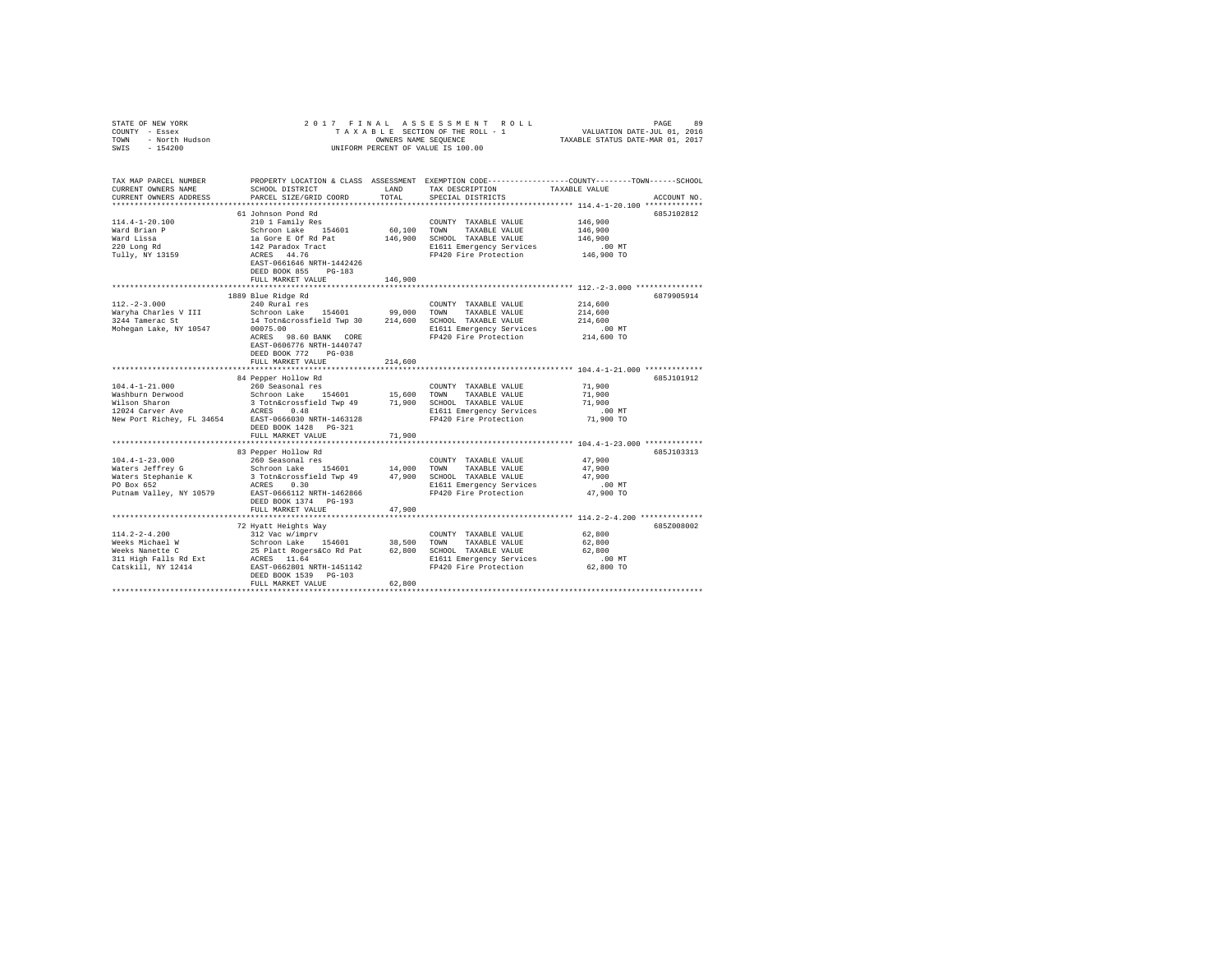STATE OF NEW YORK — 2017 FINAL ASSESSMENT ROLL
COUNTY - Essex — TAXABLE SECTION OF THE ROLL - 1 — VALUATION DATE-JUL 01, 2016
TOWN - North Hudson — OWNERS NAME SEQUENCE — TAXABLE STATUS DATE-MAR 01, 2017
SWIS - 154200 — UNIFORM PERCENT OF VALUE IS 100.00

| TAX MAP PARCEL NUMBER / CURRENT OWNERS NAME / CURRENT OWNERS ADDRESS | PROPERTY LOCATION & CLASS / SCHOOL DISTRICT / PARCEL SIZE/GRID COORD | ASSESSMENT LAND | TOTAL | EXEMPTION CODE / TAX DESCRIPTION / SPECIAL DISTRICTS | COUNTY / TOWN / SCHOOL TAXABLE VALUE | ACCOUNT NO. |
|---|---|---|---|---|---|---|
| 114.4-1-20.100 | 61 Johnson Pond Rd | | | | | 685J102812 |
| 114.4-1-20.100 | 210 1 Family Res | | | COUNTY TAXABLE VALUE | 146,900 | |
| Ward Brian P | Schroon Lake 154601 | 60,100 | | TOWN TAXABLE VALUE | 146,900 | |
| Ward Lissa | 1a Gore E Of Rd Pat | | 146,900 | SCHOOL TAXABLE VALUE | 146,900 | |
| 220 Long Rd | 142 Paradox Tract | | | E1611 Emergency Services | .00 MT | |
| Tully, NY 13159 | ACRES 44.76 | | | FP420 Fire Protection | 146,900 TO | |
| | EAST-0661646 NRTH-1442426 | | | | | |
| | DEED BOOK 855 PG-183 | | | | | |
| | FULL MARKET VALUE | | 146,900 | | | |
| 112.-2-3.000 | 1889 Blue Ridge Rd | | | | | 6879905914 |
| 112.-2-3.000 | 240 Rural res | | | COUNTY TAXABLE VALUE | 214,600 | |
| Waryha Charles V III | Schroon Lake 154601 | 99,000 | | TOWN TAXABLE VALUE | 214,600 | |
| 3244 Tamerac St | 14 Totn&crossfield Twp 30 | | 214,600 | SCHOOL TAXABLE VALUE | 214,600 | |
| Mohegan Lake, NY 10547 | 00075.00 | | | E1611 Emergency Services | .00 MT | |
| | ACRES 98.60 BANK CORE | | | FP420 Fire Protection | 214,600 TO | |
| | EAST-0606776 NRTH-1440747 | | | | | |
| | DEED BOOK 772 PG-038 | | | | | |
| | FULL MARKET VALUE | | 214,600 | | | |
| 104.4-1-21.000 | 84 Pepper Hollow Rd | | | | | 685J101912 |
| 104.4-1-21.000 | 260 Seasonal res | | | COUNTY TAXABLE VALUE | 71,900 | |
| Washburn Derwood | Schroon Lake 154601 | 15,600 | | TOWN TAXABLE VALUE | 71,900 | |
| Wilson Sharon | 3 Totn&crossfield Twp 49 | | 71,900 | SCHOOL TAXABLE VALUE | 71,900 | |
| 12024 Carver Ave | ACRES 0.48 | | | E1611 Emergency Services | .00 MT | |
| New Port Richey, FL 34654 | EAST-0666030 NRTH-1463128 | | | FP420 Fire Protection | 71,900 TO | |
| | DEED BOOK 1428 PG-321 | | | | | |
| | FULL MARKET VALUE | | 71,900 | | | |
| 104.4-1-23.000 | 83 Pepper Hollow Rd | | | | | 685J103313 |
| 104.4-1-23.000 | 260 Seasonal res | | | COUNTY TAXABLE VALUE | 47,900 | |
| Waters Jeffrey G | Schroon Lake 154601 | 14,000 | | TOWN TAXABLE VALUE | 47,900 | |
| Waters Stephanie K | 3 Totn&crossfield Twp 49 | | 47,900 | SCHOOL TAXABLE VALUE | 47,900 | |
| PO Box 652 | ACRES 0.30 | | | E1611 Emergency Services | .00 MT | |
| Putnam Valley, NY 10579 | EAST-0666112 NRTH-1462866 | | | FP420 Fire Protection | 47,900 TO | |
| | DEED BOOK 1374 PG-193 | | | | | |
| | FULL MARKET VALUE | | 47,900 | | | |
| 114.2-2-4.200 | 72 Hyatt Heights Way | | | | | 685Z008002 |
| 114.2-2-4.200 | 312 Vac w/imprv | | | COUNTY TAXABLE VALUE | 62,800 | |
| Weeks Michael W | Schroon Lake 154601 | 38,500 | | TOWN TAXABLE VALUE | 62,800 | |
| Weeks Nanette C | 25 Platt Rogers&Co Rd Pat | | 62,800 | SCHOOL TAXABLE VALUE | 62,800 | |
| 311 High Falls Rd Ext | ACRES 11.64 | | | E1611 Emergency Services | .00 MT | |
| Catskill, NY 12414 | EAST-0662801 NRTH-1451142 | | | FP420 Fire Protection | 62,800 TO | |
| | DEED BOOK 1539 PG-103 | | | | | |
| | FULL MARKET VALUE | | 62,800 | | | |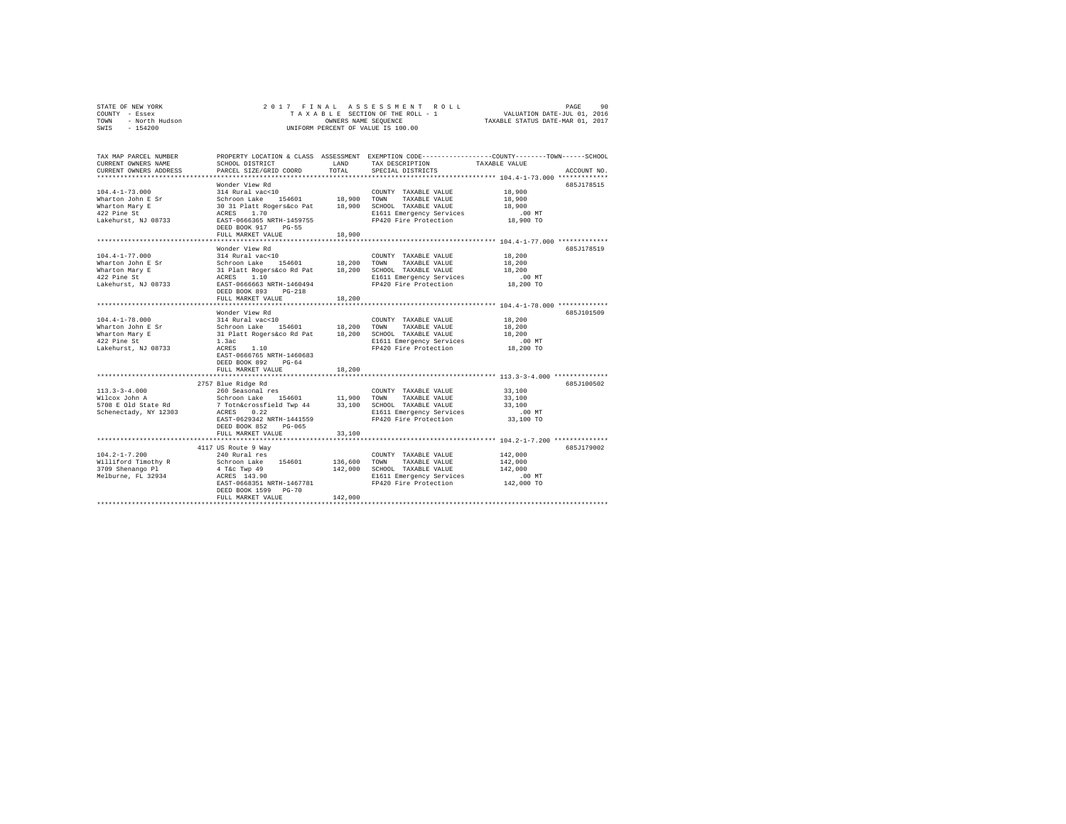STATE OF NEW YORK
COUNTY - Essex
TOWN - North Hudson
SWIS - 154200

2017 FINAL ASSESSMENT ROLL
TAXABLE SECTION OF THE ROLL - 1
OWNERS NAME SEQUENCE
UNIFORM PERCENT OF VALUE IS 100.00

VALUATION DATE-JUL 01, 2016
TAXABLE STATUS DATE-MAR 01, 2017

| TAX MAP PARCEL NUMBER / CURRENT OWNERS NAME / CURRENT OWNERS ADDRESS | PROPERTY LOCATION & CLASS / SCHOOL DISTRICT / PARCEL SIZE/GRID COORD | ASSESSMENT LAND | TOTAL | EXEMPTION CODE / TAX DESCRIPTION / SPECIAL DISTRICTS | TAXABLE VALUE (COUNTY / TOWN / SCHOOL) | ACCOUNT NO. |
|---|---|---|---|---|---|---|
| 104.4-1-73.000 | Wonder View Rd | | | | | 685J178515 |
| Wharton John E Sr | 314 Rural vac<10 | | | COUNTY TAXABLE VALUE | 18,900 | |
| Wharton Mary E | Schroon Lake 154601 | 18,900 | | TOWN TAXABLE VALUE | 18,900 | |
| 422 Pine St | 30 31 Platt Rogers&co Pat | | 18,900 | SCHOOL TAXABLE VALUE | 18,900 | |
| Lakehurst, NJ 08733 | ACRES 1.70 | | | E1611 Emergency Services | .00 MT | |
| | EAST-0666365 NRTH-1459755 | | | FP420 Fire Protection | 18,900 TO | |
| | DEED BOOK 917 PG-55 | | | | | |
| | FULL MARKET VALUE | | 18,900 | | | |
| 104.4-1-77.000 | Wonder View Rd | | | | | 685J178519 |
| Wharton John E Sr | 314 Rural vac<10 | | | COUNTY TAXABLE VALUE | 18,200 | |
| Wharton Mary E | Schroon Lake 154601 | 18,200 | | TOWN TAXABLE VALUE | 18,200 | |
| 422 Pine St | 31 Platt Rogers&co Rd Pat | | 18,200 | SCHOOL TAXABLE VALUE | 18,200 | |
| Lakehurst, NJ 08733 | ACRES 1.10 | | | E1611 Emergency Services | .00 MT | |
| | EAST-0666663 NRTH-1460494 | | | FP420 Fire Protection | 18,200 TO | |
| | DEED BOOK 893 PG-218 | | | | | |
| | FULL MARKET VALUE | | 18,200 | | | |
| 104.4-1-78.000 | Wonder View Rd | | | | | 685J101509 |
| Wharton John E Sr | 314 Rural vac<10 | | | COUNTY TAXABLE VALUE | 18,200 | |
| Wharton Mary E | Schroon Lake 154601 | 18,200 | | TOWN TAXABLE VALUE | 18,200 | |
| 422 Pine St | 31 Platt Rogers&co Rd Pat | | 18,200 | SCHOOL TAXABLE VALUE | 18,200 | |
| Lakehurst, NJ 08733 | 1.3ac | | | E1611 Emergency Services | .00 MT | |
| | ACRES 1.10 | | | FP420 Fire Protection | 18,200 TO | |
| | EAST-0666765 NRTH-1460683 | | | | | |
| | DEED BOOK 892 PG-64 | | | | | |
| | FULL MARKET VALUE | | 18,200 | | | |
| 113.3-3-4.000 | 2757 Blue Ridge Rd | | | | | 685J100502 |
| Wilcox John A | 260 Seasonal res | | | COUNTY TAXABLE VALUE | 33,100 | |
| 5708 E Old State Rd | Schroon Lake 154601 | 11,900 | | TOWN TAXABLE VALUE | 33,100 | |
| Schenectady, NY 12303 | 7 Totn&crossfield Twp 44 | | 33,100 | SCHOOL TAXABLE VALUE | 33,100 | |
| | ACRES 0.22 | | | E1611 Emergency Services | .00 MT | |
| | EAST-0629342 NRTH-1441559 | | | FP420 Fire Protection | 33,100 TO | |
| | DEED BOOK 852 PG-065 | | | | | |
| | FULL MARKET VALUE | | 33,100 | | | |
| 104.2-1-7.200 | 4117 US Route 9 Way | | | | | 685J179002 |
| Williford Timothy R | 240 Rural res | | | COUNTY TAXABLE VALUE | 142,000 | |
| 3709 Shenango Pl | Schroon Lake 154601 | 136,600 | | TOWN TAXABLE VALUE | 142,000 | |
| Melburne, FL 32934 | 4 T&c Twp 49 | | 142,000 | SCHOOL TAXABLE VALUE | 142,000 | |
| | ACRES 143.90 | | | E1611 Emergency Services | .00 MT | |
| | EAST-0668351 NRTH-1467781 | | | FP420 Fire Protection | 142,000 TO | |
| | DEED BOOK 1599 PG-70 | | | | | |
| | FULL MARKET VALUE | | 142,000 | | | |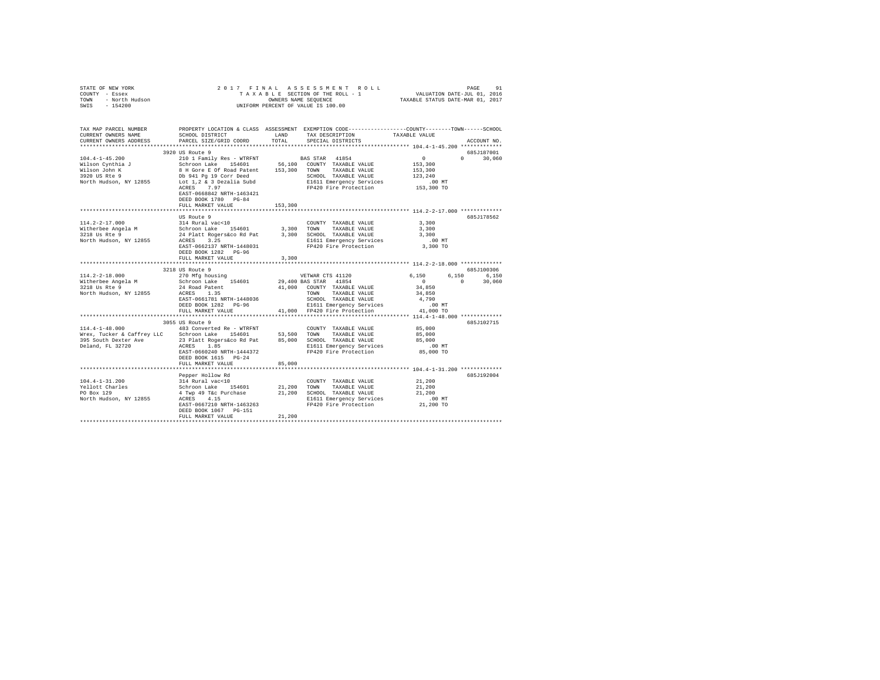STATE OF NEW YORK
COUNTY - Essex
TOWN - North Hudson
SWIS - 154200

2017 FINAL ASSESSMENT ROLL
TAXABLE SECTION OF THE ROLL - 1
OWNERS NAME SEQUENCE
UNIFORM PERCENT OF VALUE IS 100.00

VALUATION DATE-JUL 01, 2016
TAXABLE STATUS DATE-MAR 01, 2017

```
TAX MAP PARCEL NUMBER          PROPERTY LOCATION & CLASS  ASSESSMENT  EXEMPTION CODE-----------------COUNTY--------TOWN------SCHOOL
CURRENT OWNERS NAME            SCHOOL DISTRICT              LAND      TAX DESCRIPTION            TAXABLE VALUE
CURRENT OWNERS ADDRESS         PARCEL SIZE/GRID COORD       TOTAL     SPECIAL DISTRICTS                                 ACCOUNT NO.
*********************************************************************************************** 104.4-1-45.200 *************
                               3920 US Route 9                                                                          685J187001
104.4-1-45.200                 210 1 Family Res - WTRFNT              BAS STAR  41854                  0           0     30,060
Wilson Cynthia J               Schroon Lake    154601      56,100   COUNTY  TAXABLE VALUE          153,300
Wilson John K                  8 H Gore E Of Road Patent  153,300   TOWN    TAXABLE VALUE          153,300
3920 US Rte 9                  Db 941 Pg 19 Corr Deed               SCHOOL  TAXABLE VALUE          123,240
North Hudson, NY 12855         Lot 1,2 & 3 Dezalia Subd             E1611 Emergency Services            .00 MT
                               ACRES    7.97                        FP420 Fire Protection          153,300 TO
                               EAST-0668842 NRTH-1463421
                               DEED BOOK 1780   PG-84
                               FULL MARKET VALUE          153,300
*********************************************************************************************** 114.2-2-17.000 *************
                               US Route 9                                                                               685J178562
114.2-2-17.000                 314 Rural vac<10                     COUNTY  TAXABLE VALUE            3,300
Witherbee Angela M             Schroon Lake    154601       3,300   TOWN    TAXABLE VALUE            3,300
3218 Us Rte 9                  24 Platt Rogers&co Rd Pat    3,300   SCHOOL  TAXABLE VALUE            3,300
North Hudson, NY 12855         ACRES    3.25                        E1611 Emergency Services            .00 MT
                               EAST-0662137 NRTH-1448031            FP420 Fire Protection            3,300 TO
                               DEED BOOK 1282   PG-96
                               FULL MARKET VALUE            3,300
*********************************************************************************************** 114.2-2-18.000 *************
                               3218 US Route 9                                                                          685J100306
114.2-2-18.000                 270 Mfg housing                        VETWAR CTS 41120             6,150       6,150      6,150
Witherbee Angela M             Schroon Lake    154601      29,400 BAS STAR  41854                  0           0     30,060
3218 Us Rte 9                  24 Road Patent              41,000   COUNTY  TAXABLE VALUE           34,850
North Hudson, NY 12855         ACRES    1.35                        TOWN    TAXABLE VALUE           34,850
                               EAST-0661781 NRTH-1448036            SCHOOL  TAXABLE VALUE            4,790
                               DEED BOOK 1282   PG-96               E1611 Emergency Services            .00 MT
                               FULL MARKET VALUE           41,000   FP420 Fire Protection           41,000 TO
*********************************************************************************************** 114.4-1-48.000 *************
                               3055 US Route 9                                                                          685J102715
114.4-1-48.000                 483 Converted Re - WTRFNT            COUNTY  TAXABLE VALUE           85,000
Wrex, Tucker & Caffrey LLC     Schroon Lake    154601      53,500   TOWN    TAXABLE VALUE           85,000
395 South Dexter Ave           23 Platt Rogers&co Rd Pat   85,000   SCHOOL  TAXABLE VALUE           85,000
Deland, FL 32720               ACRES    1.85                        E1611 Emergency Services            .00 MT
                               EAST-0660240 NRTH-1444372            FP420 Fire Protection           85,000 TO
                               DEED BOOK 1615   PG-24
                               FULL MARKET VALUE           85,000
*********************************************************************************************** 104.4-1-31.200 *************
                               Pepper Hollow Rd                                                                         685J192004
104.4-1-31.200                 314 Rural vac<10                     COUNTY  TAXABLE VALUE           21,200
Yellott Charles                Schroon Lake    154601      21,200   TOWN    TAXABLE VALUE           21,200
PO Box 129                     4 Twp 49 T&c Purchase       21,200   SCHOOL  TAXABLE VALUE           21,200
North Hudson, NY 12855         ACRES    4.15                        E1611 Emergency Services            .00 MT
                               EAST-0667210 NRTH-1463263            FP420 Fire Protection           21,200 TO
                               DEED BOOK 1067   PG-151
                               FULL MARKET VALUE           21,200
****************************************************************************************************************************
```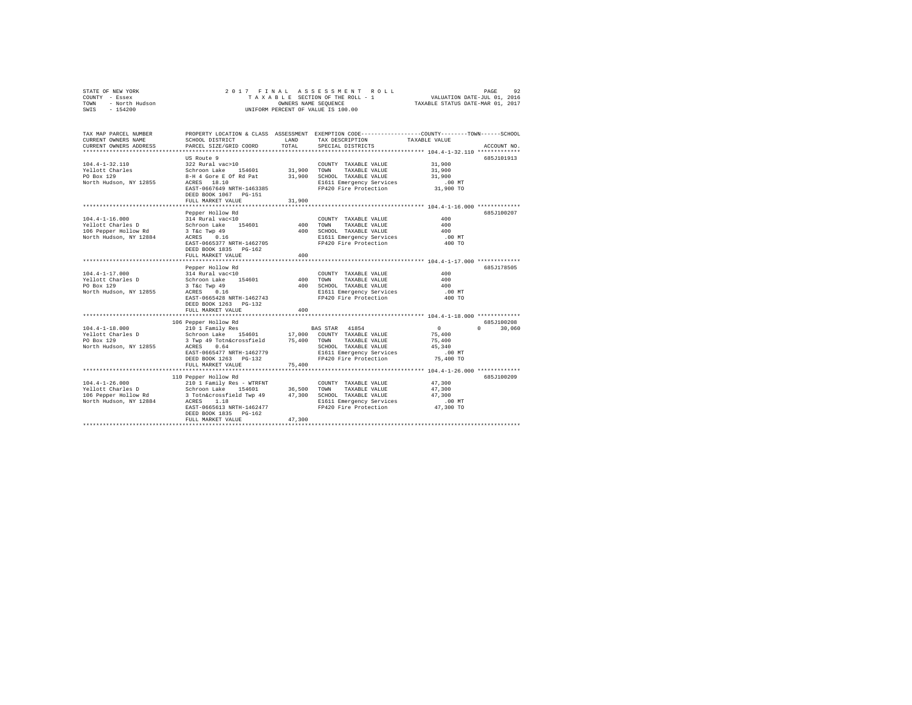STATE OF NEW YORK  
COUNTY - Essex  
TOWN - North Hudson  
SWIS - 154200

2017 FINAL ASSESSMENT ROLL  
TAXABLE SECTION OF THE ROLL - 1  
OWNERS NAME SEQUENCE  
UNIFORM PERCENT OF VALUE IS 100.00

VALUATION DATE-JUL 01, 2016  
TAXABLE STATUS DATE-MAR 01, 2017

| TAX MAP PARCEL NUMBER / CURRENT OWNERS NAME / CURRENT OWNERS ADDRESS | PROPERTY LOCATION & CLASS / SCHOOL DISTRICT / PARCEL SIZE/GRID COORD | ASSESSMENT LAND | TOTAL | EXEMPTION CODE / TAX DESCRIPTION / SPECIAL DISTRICTS | COUNTY | TOWN | SCHOOL / TAXABLE VALUE | ACCOUNT NO. |
|---|---|---|---|---|---|---|---|---|
| **104.4-1-32.110** | US Route 9 | | | | | | | 685J101913 |
| 104.4-1-32.110 | 322 Rural vac>10 | | | COUNTY TAXABLE VALUE | 31,900 | | | |
| Yellott Charles | Schroon Lake 154601 | 31,900 | | TOWN TAXABLE VALUE | | 31,900 | | |
| PO Box 129 | 8-H 4 Gore E Of Rd Pat | | 31,900 | SCHOOL TAXABLE VALUE | | | 31,900 | |
| North Hudson, NY 12855 | ACRES 18.10 | | | E1611 Emergency Services | | | .00 MT | |
| | EAST-0667649 NRTH-1463385 | | | FP420 Fire Protection | | | 31,900 TO | |
| | DEED BOOK 1067 PG-151 | | | | | | | |
| | FULL MARKET VALUE | | 31,900 | | | | | |
| **104.4-1-16.000** | Pepper Hollow Rd | | | | | | | 685J100207 |
| 104.4-1-16.000 | 314 Rural vac<10 | | | COUNTY TAXABLE VALUE | 400 | | | |
| Yellott Charles D | Schroon Lake 154601 | 400 | | TOWN TAXABLE VALUE | | 400 | | |
| 106 Pepper Hollow Rd | 3 T&c Twp 49 | | 400 | SCHOOL TAXABLE VALUE | | | 400 | |
| North Hudson, NY 12884 | ACRES 0.16 | | | E1611 Emergency Services | | | .00 MT | |
| | EAST-0665377 NRTH-1462705 | | | FP420 Fire Protection | | | 400 TO | |
| | DEED BOOK 1835 PG-162 | | | | | | | |
| | FULL MARKET VALUE | | 400 | | | | | |
| **104.4-1-17.000** | Pepper Hollow Rd | | | | | | | 685J178505 |
| 104.4-1-17.000 | 314 Rural vac<10 | | | COUNTY TAXABLE VALUE | 400 | | | |
| Yellott Charles D | Schroon Lake 154601 | 400 | | TOWN TAXABLE VALUE | | 400 | | |
| PO Box 129 | 3 T&c Twp 49 | | 400 | SCHOOL TAXABLE VALUE | | | 400 | |
| North Hudson, NY 12855 | ACRES 0.16 | | | E1611 Emergency Services | | | .00 MT | |
| | EAST-0665428 NRTH-1462743 | | | FP420 Fire Protection | | | 400 TO | |
| | DEED BOOK 1263 PG-132 | | | | | | | |
| | FULL MARKET VALUE | | 400 | | | | | |
| **104.4-1-18.000** | 106 Pepper Hollow Rd | | | | | | | 685J100208 |
| 104.4-1-18.000 | 210 1 Family Res | | | BAS STAR 41854 | 0 | 0 | 30,060 | |
| Yellott Charles D | Schroon Lake 154601 | 17,000 | | COUNTY TAXABLE VALUE | 75,400 | | | |
| PO Box 129 | 3 Twp 49 Totn&crossfield | | 75,400 | TOWN TAXABLE VALUE | | 75,400 | | |
| North Hudson, NY 12855 | ACRES 0.64 | | | SCHOOL TAXABLE VALUE | | | 45,340 | |
| | EAST-0665477 NRTH-1462779 | | | E1611 Emergency Services | | | .00 MT | |
| | DEED BOOK 1263 PG-132 | | | FP420 Fire Protection | | | 75,400 TO | |
| | FULL MARKET VALUE | | 75,400 | | | | | |
| **104.4-1-26.000** | 110 Pepper Hollow Rd | | | | | | | 685J100209 |
| 104.4-1-26.000 | 210 1 Family Res - WTRFNT | | | COUNTY TAXABLE VALUE | 47,300 | | | |
| Yellott Charles D | Schroon Lake 154601 | 36,500 | | TOWN TAXABLE VALUE | | 47,300 | | |
| 106 Pepper Hollow Rd | 3 Totn&crossfield Twp 49 | | 47,300 | SCHOOL TAXABLE VALUE | | | 47,300 | |
| North Hudson, NY 12884 | ACRES 1.18 | | | E1611 Emergency Services | | | .00 MT | |
| | EAST-0665613 NRTH-1462477 | | | FP420 Fire Protection | | | 47,300 TO | |
| | DEED BOOK 1835 PG-162 | | | | | | | |
| | FULL MARKET VALUE | | 47,300 | | | | | |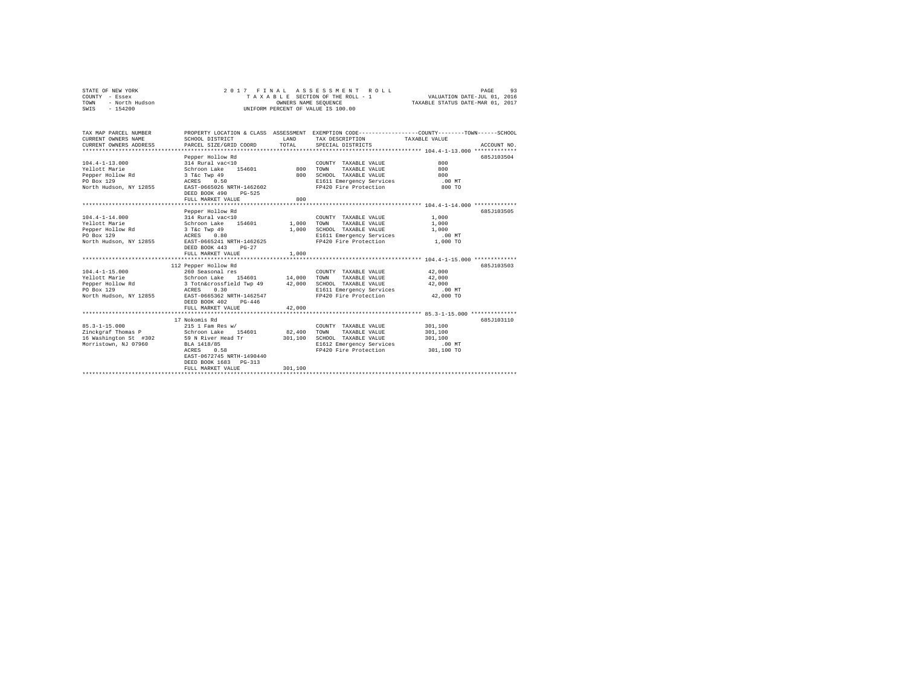STATE OF NEW YORK
COUNTY - Essex
TOWN - North Hudson
SWIS - 154200

2017 FINAL ASSESSMENT ROLL
TAXABLE SECTION OF THE ROLL - 1
OWNERS NAME SEQUENCE
UNIFORM PERCENT OF VALUE IS 100.00

VALUATION DATE-JUL 01, 2016
TAXABLE STATUS DATE-MAR 01, 2017

| TAX MAP PARCEL NUMBER / CURRENT OWNERS NAME / CURRENT OWNERS ADDRESS | PROPERTY LOCATION & CLASS / SCHOOL DISTRICT / PARCEL SIZE/GRID COORD | ASSESSMENT LAND | TOTAL | EXEMPTION CODE / TAX DESCRIPTION / SPECIAL DISTRICTS | TAXABLE VALUE (COUNTY / TOWN / SCHOOL) | ACCOUNT NO. |
|---|---|---|---|---|---|---|
| 104.4-1-13.000 | Pepper Hollow Rd | | | | | 685J103504 |
| Yellott Marie | 314 Rural vac<10 | | | COUNTY TAXABLE VALUE | 800 | |
| Pepper Hollow Rd | Schroon Lake 154601 | 800 | | TOWN TAXABLE VALUE | 800 | |
| PO Box 129 | 3 T&c Twp 49 | | 800 | SCHOOL TAXABLE VALUE | 800 | |
| North Hudson, NY 12855 | ACRES 0.50 | | | E1611 Emergency Services | .00 MT | |
| | EAST-0665026 NRTH-1462602 | | | FP420 Fire Protection | 800 TO | |
| | DEED BOOK 490 PG-525 | | | | | |
| | FULL MARKET VALUE | | 800 | | | |
| 104.4-1-14.000 | Pepper Hollow Rd | | | | | 685J103505 |
| Yellott Marie | 314 Rural vac<10 | | | COUNTY TAXABLE VALUE | 1,000 | |
| Pepper Hollow Rd | Schroon Lake 154601 | 1,000 | | TOWN TAXABLE VALUE | 1,000 | |
| PO Box 129 | 3 T&c Twp 49 | | 1,000 | SCHOOL TAXABLE VALUE | 1,000 | |
| North Hudson, NY 12855 | ACRES 0.80 | | | E1611 Emergency Services | .00 MT | |
| | EAST-0665241 NRTH-1462625 | | | FP420 Fire Protection | 1,000 TO | |
| | DEED BOOK 443 PG-27 | | | | | |
| | FULL MARKET VALUE | | 1,000 | | | |
| 104.4-1-15.000 | 112 Pepper Hollow Rd | | | | | 685J103503 |
| Yellott Marie | 260 Seasonal res | | | COUNTY TAXABLE VALUE | 42,000 | |
| Pepper Hollow Rd | Schroon Lake 154601 | 14,000 | | TOWN TAXABLE VALUE | 42,000 | |
| PO Box 129 | 3 Totn&crossfield Twp 49 | | 42,000 | SCHOOL TAXABLE VALUE | 42,000 | |
| North Hudson, NY 12855 | ACRES 0.30 | | | E1611 Emergency Services | .00 MT | |
| | EAST-0665362 NRTH-1462547 | | | FP420 Fire Protection | 42,000 TO | |
| | DEED BOOK 402 PG-446 | | | | | |
| | FULL MARKET VALUE | | 42,000 | | | |
| 85.3-1-15.000 | 17 Nokomis Rd | | | | | 685J103110 |
| Zinckgraf Thomas P | 215 1 Fam Res w/ | | | COUNTY TAXABLE VALUE | 301,100 | |
| 16 Washington St #302 | Schroon Lake 154601 | 82,400 | | TOWN TAXABLE VALUE | 301,100 | |
| Morristown, NJ 07960 | 59 N River Head Tr | | 301,100 | SCHOOL TAXABLE VALUE | 301,100 | |
| | BLA 1418/85 | | | E1612 Emergency Services | .00 MT | |
| | ACRES 0.58 | | | FP420 Fire Protection | 301,100 TO | |
| | EAST-0672745 NRTH-1490440 | | | | | |
| | DEED BOOK 1683 PG-313 | | | | | |
| | FULL MARKET VALUE | | 301,100 | | | |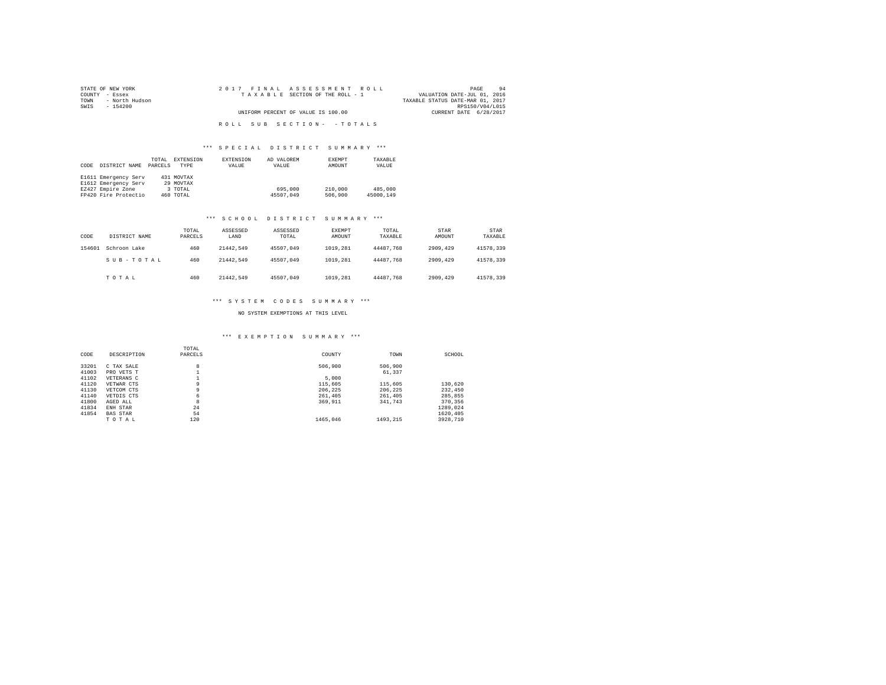STATE OF NEW YORK
COUNTY - Essex
TOWN - North Hudson
SWIS - 154200

2 0 1 7 F I N A L A S S E S S M E N T R O L L
T A X A B L E SECTION OF THE ROLL - 1
UNIFORM PERCENT OF VALUE IS 100.00

VALUATION DATE-JUL 01, 2016
TAXABLE STATUS DATE-MAR 01, 2017
RPS150/V04/L015
CURRENT DATE 6/28/2017

R O L L S U B S E C T I O N - - T O T A L S

### *** S P E C I A L D I S T R I C T S U M M A R Y ***

| CODE | DISTRICT NAME | TOTAL PARCELS | EXTENSION TYPE | EXTENSION VALUE | AD VALOREM VALUE | EXEMPT AMOUNT | TAXABLE VALUE |
|---|---|---|---|---|---|---|---|
| E1611 | Emergency Serv | 431 | MOVTAX | | | | |
| E1612 | Emergency Serv | 29 | MOVTAX | | | | |
| EZ427 | Empire Zone | 3 | TOTAL | | 695,000 | 210,000 | 485,000 |
| FP420 | Fire Protectio | 460 | TOTAL | | 45507,049 | 506,900 | 45000,149 |

### *** S C H O O L D I S T R I C T S U M M A R Y ***

| CODE | DISTRICT NAME | TOTAL PARCELS | ASSESSED LAND | ASSESSED TOTAL | EXEMPT AMOUNT | TOTAL TAXABLE | STAR AMOUNT | STAR TAXABLE |
|---|---|---|---|---|---|---|---|---|
| 154601 | Schroon Lake | 460 | 21442,549 | 45507,049 | 1019,281 | 44487,768 | 2909,429 | 41578,339 |
| | S U B - T O T A L | 460 | 21442,549 | 45507,049 | 1019,281 | 44487,768 | 2909,429 | 41578,339 |
| | T O T A L | 460 | 21442,549 | 45507,049 | 1019,281 | 44487,768 | 2909,429 | 41578,339 |

### *** S Y S T E M C O D E S S U M M A R Y ***

NO SYSTEM EXEMPTIONS AT THIS LEVEL

### *** E X E M P T I O N S U M M A R Y ***

| CODE | DESCRIPTION | TOTAL PARCELS | COUNTY | TOWN | SCHOOL |
|---|---|---|---|---|---|
| 33201 | C TAX SALE | 8 | 506,900 | 506,900 | |
| 41003 | PRO VETS T | 1 | | 61,337 | |
| 41102 | VETERANS C | 1 | 5,000 | | |
| 41120 | VETWAR CTS | 9 | 115,605 | 115,605 | 130,620 |
| 41130 | VETCOM CTS | 9 | 206,225 | 206,225 | 232,450 |
| 41140 | VETDIS CTS | 6 | 261,405 | 261,405 | 285,855 |
| 41800 | AGED ALL | 8 | 369,911 | 341,743 | 370,356 |
| 41834 | ENH STAR | 24 | | | 1289,024 |
| 41854 | BAS STAR | 54 | | | 1620,405 |
| | T O T A L | 120 | 1465,046 | 1493,215 | 3928,710 |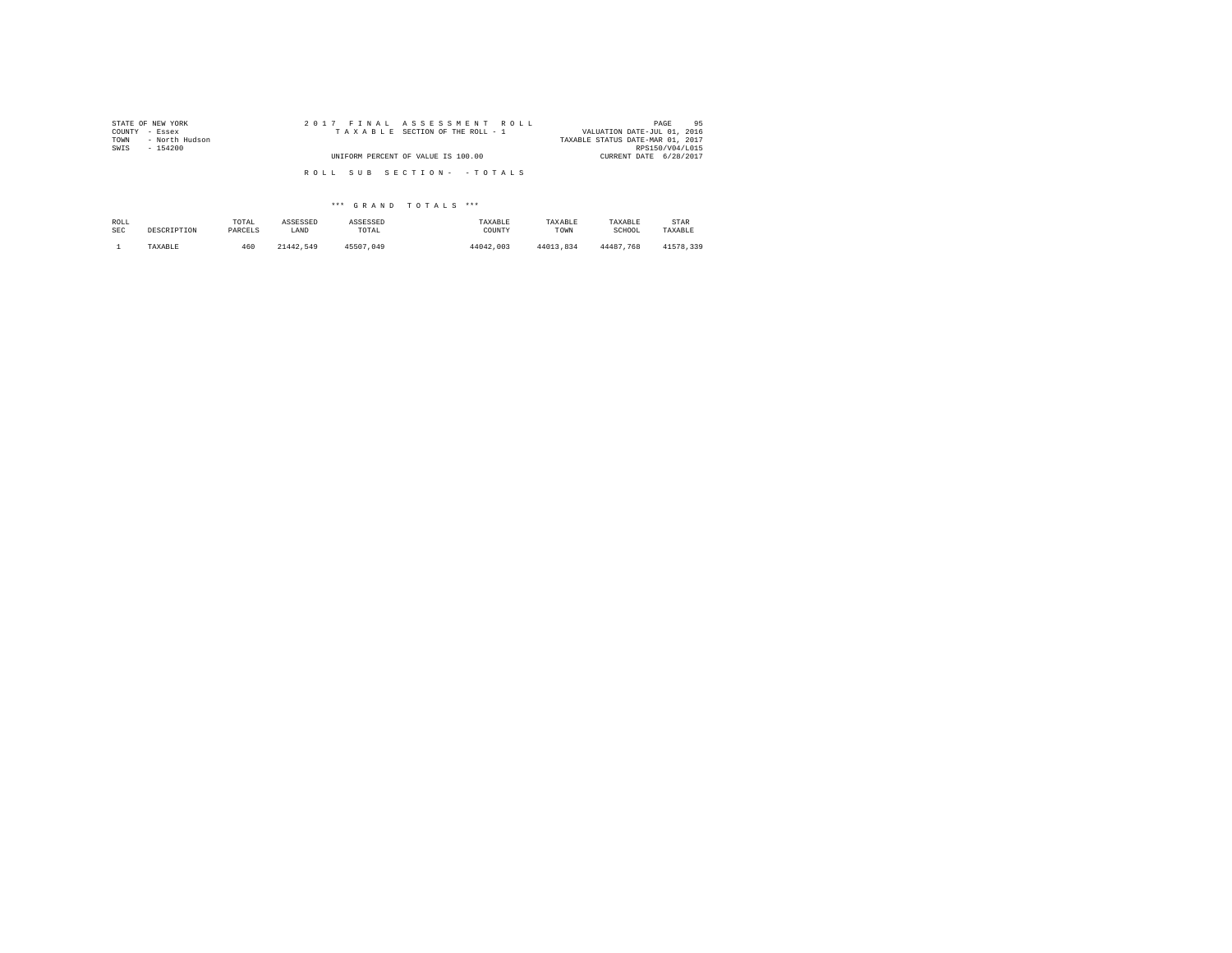STATE OF NEW YORK | 2017 FINAL ASSESSMENT ROLL | PAGE 95
COUNTY - Essex | TAXABLE SECTION OF THE ROLL - 1 | VALUATION DATE-JUL 01, 2016
TOWN - North Hudson | | TAXABLE STATUS DATE-MAR 01, 2017
SWIS - 154200 | | RPS150/V04/L015
UNIFORM PERCENT OF VALUE IS 100.00 | CURRENT DATE 6/28/2017

ROLL SUB SECTION- - TOTALS

*** GRAND TOTALS ***

| ROLL SEC | DESCRIPTION | TOTAL PARCELS | ASSESSED LAND | ASSESSED TOTAL | TAXABLE COUNTY | TAXABLE TOWN | TAXABLE SCHOOL | STAR TAXABLE |
|---|---|---|---|---|---|---|---|---|
| 1 | TAXABLE | 460 | 21442,549 | 45507,049 | 44042,003 | 44013,834 | 44487,768 | 41578,339 |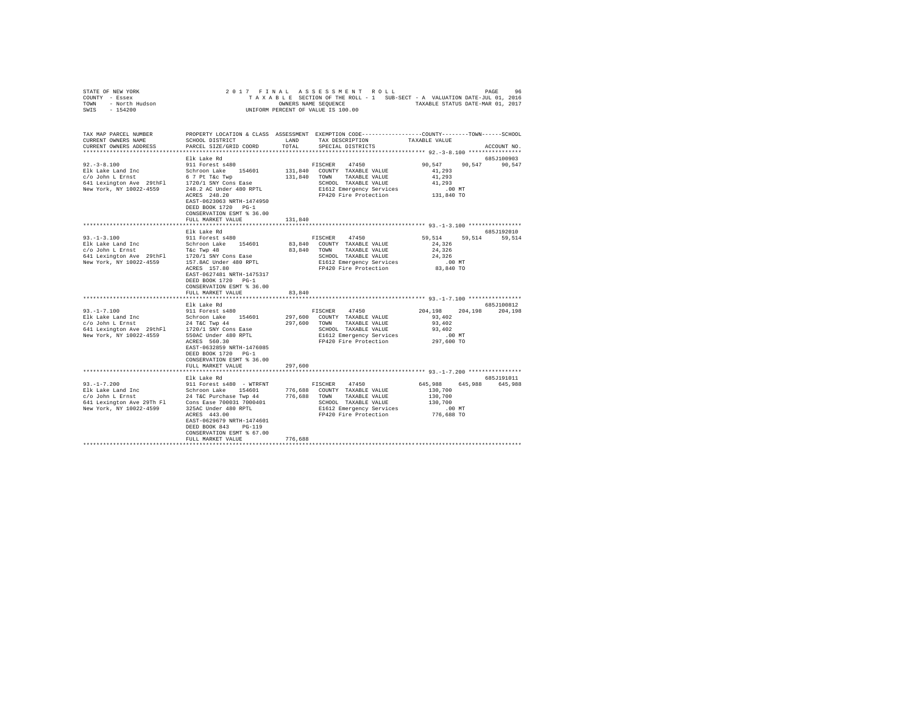```
STATE OF NEW YORK                2 0 1 7   F I N A L   A S S E S S M E N T   R O L L                    PAGE    96
COUNTY  - Essex                    T A X A B L E  SECTION OF THE ROLL - 1   SUB-SECT - A  VALUATION DATE-JUL 01, 2016
TOWN    - North Hudson                         OWNERS NAME SEQUENCE                  TAXABLE STATUS DATE-MAR 01, 2017
SWIS    - 154200                         UNIFORM PERCENT OF VALUE IS 100.00

TAX MAP PARCEL NUMBER      PROPERTY LOCATION & CLASS  ASSESSMENT  EXEMPTION CODE-----------------COUNTY--------TOWN------SCHOOL
CURRENT OWNERS NAME        SCHOOL DISTRICT             LAND       TAX DESCRIPTION            TAXABLE VALUE
CURRENT OWNERS ADDRESS     PARCEL SIZE/GRID COORD      TOTAL      SPECIAL DISTRICTS                                  ACCOUNT NO.
******************************************************************************************** 92.-3-8.100 ****************
                           Elk Lake Rd                                                                              685J100903
92.-3-8.100                911 Forest s480                        FISCHER    47450             90,547     90,547     90,547
Elk Lake Land Inc          Schroon Lake   154601      131,840    COUNTY  TAXABLE VALUE          41,293
c/o John L Ernst           6 7 Pt T&c Twp             131,840    TOWN    TAXABLE VALUE          41,293
641 Lexington Ave  29thFl  1720/1 SNY Cons Ease                  SCHOOL  TAXABLE VALUE          41,293
New York, NY 10022-4559    248.2 AC Under 480 RPTL               E1612 Emergency Services          .00 MT
                           ACRES  248.20                         FP420 Fire Protection         131,840 TO
                           EAST-0623063 NRTH-1474950
                           DEED BOOK 1720   PG-1
                           CONSERVATION ESMT % 36.00
                           FULL MARKET VALUE          131,840
******************************************************************************************** 93.-1-3.100 ****************
                           Elk Lake Rd                                                                              685J192010
93.-1-3.100                911 Forest s480                        FISCHER    47450             59,514     59,514     59,514
Elk Lake Land Inc          Schroon Lake   154601       83,840    COUNTY  TAXABLE VALUE          24,326
c/o John L Ernst           T&c Twp 48                  83,840    TOWN    TAXABLE VALUE          24,326
641 Lexington Ave  29thFl  1720/1 SNY Cons Ease                  SCHOOL  TAXABLE VALUE          24,326
New York, NY 10022-4559    157.8AC Under 480 RPTL                E1612 Emergency Services          .00 MT
                           ACRES  157.80                         FP420 Fire Protection          83,840 TO
                           EAST-0627481 NRTH-1475317
                           DEED BOOK 1720   PG-1
                           CONSERVATION ESMT % 36.00
                           FULL MARKET VALUE           83,840
******************************************************************************************** 93.-1-7.100 ****************
                           Elk Lake Rd                                                                              685J100812
93.-1-7.100                911 Forest s480                        FISCHER    47450            204,198    204,198    204,198
Elk Lake Land Inc          Schroon Lake   154601      297,600    COUNTY  TAXABLE VALUE          93,402
c/o John L Ernst           24 T&C Twp 44              297,600    TOWN    TAXABLE VALUE          93,402
641 Lexington Ave  29thFl  1720/1 SNY Cons Ease                  SCHOOL  TAXABLE VALUE          93,402
New York, NY 10022-4559    550AC Under 480 RPTL                  E1612 Emergency Services          .00 MT
                           ACRES  560.30                         FP420 Fire Protection         297,600 TO
                           EAST-0632859 NRTH-1476085
                           DEED BOOK 1720   PG-1
                           CONSERVATION ESMT % 36.00
                           FULL MARKET VALUE          297,600
******************************************************************************************** 93.-1-7.200 ****************
                           Elk Lake Rd                                                                              685J191011
93.-1-7.200                911 Forest s480  - WTRFNT              FISCHER    47450            645,988    645,988    645,988
Elk Lake Land Inc          Schroon Lake   154601      776,688    COUNTY  TAXABLE VALUE         130,700
c/o John L Ernst           24 T&C Purchase Twp 44     776,688    TOWN    TAXABLE VALUE         130,700
641 Lexington Ave 29Th Fl  Cons Ease 700031 7000401              SCHOOL  TAXABLE VALUE         130,700
New York, NY 10022-4599    325AC Under 480 RPTL                  E1612 Emergency Services          .00 MT
                           ACRES  443.00                         FP420 Fire Protection         776,688 TO
                           EAST-0629679 NRTH-1474601
                           DEED BOOK 843    PG-119
                           CONSERVATION ESMT % 67.00
                           FULL MARKET VALUE          776,688
****************************************************************************************************************************
```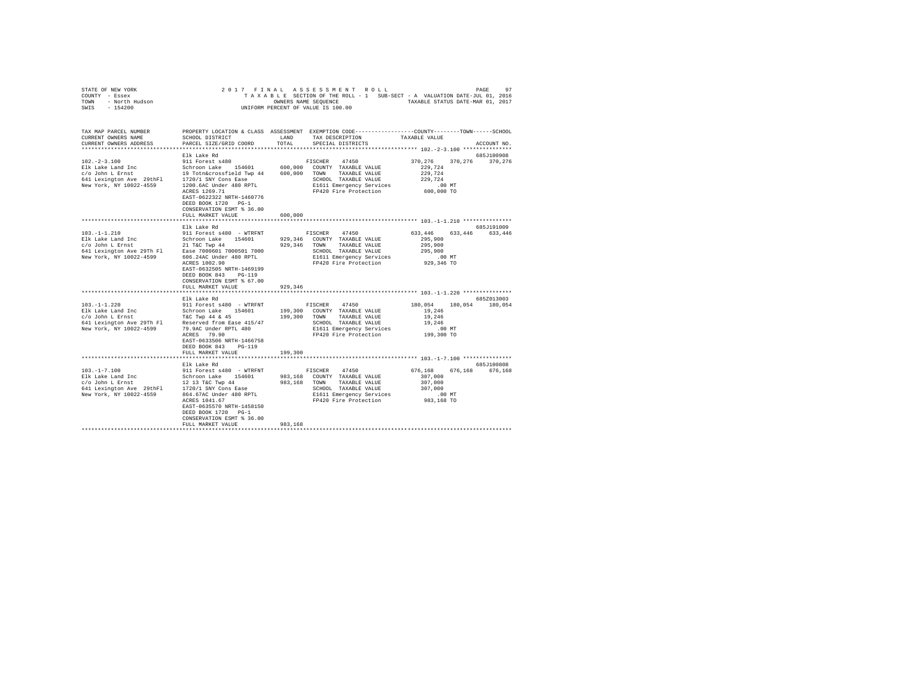STATE OF NEW YORK 2 0 1 7 F I N A L A S S E S S M E N T R O L L
COUNTY - Essex T A X A B L E SECTION OF THE ROLL - 1 SUB-SECT - A VALUATION DATE-JUL 01, 2016
TOWN - North Hudson OWNERS NAME SEQUENCE TAXABLE STATUS DATE-MAR 01, 2017
SWIS - 154200 UNIFORM PERCENT OF VALUE IS 100.00

```
TAX MAP PARCEL NUMBER          PROPERTY LOCATION & CLASS  ASSESSMENT  EXEMPTION CODE-----------------COUNTY--------TOWN------SCHOOL
CURRENT OWNERS NAME            SCHOOL DISTRICT             LAND       TAX DESCRIPTION            TAXABLE VALUE
CURRENT OWNERS ADDRESS         PARCEL SIZE/GRID COORD      TOTAL      SPECIAL DISTRICTS                                  ACCOUNT NO.
******************************************************************************************************* 102.-2-3.100 ***************
                               Elk Lake Rd                                                                          685J100908
102.-2-3.100                   911 Forest s480                        FISCHER   47450                 370,276    370,276    370,276
Elk Lake Land Inc              Schroon Lake    154601      600,000    COUNTY  TAXABLE VALUE           229,724
c/o John L Ernst               19 Totn&crossfield Twp 44   600,000    TOWN    TAXABLE VALUE           229,724
641 Lexington Ave  29thFl      1720/1 SNY Cons Ease                   SCHOOL  TAXABLE VALUE           229,724
New York, NY 10022-4559        1200.6AC Under 480 RPTL                E1611 Emergency Services            .00 MT
                               ACRES 1269.71                          FP420 Fire Protection           600,000 TO
                               EAST-0622322 NRTH-1460776
                               DEED BOOK 1720   PG-1
                               CONSERVATION ESMT % 36.00
                               FULL MARKET VALUE           600,000
******************************************************************************************************* 103.-1-1.210 ***************
                               Elk Lake Rd                                                                          685J191009
103.-1-1.210                   911 Forest s480  - WTRFNT              FISCHER   47450                 633,446    633,446    633,446
Elk Lake Land Inc              Schroon Lake    154601      929,346    COUNTY  TAXABLE VALUE           295,900
c/o John L Ernst               21 T&C Twp 44               929,346    TOWN    TAXABLE VALUE           295,900
641 Lexington Ave 29Th Fl      Ease 7000601 7000501 7000              SCHOOL  TAXABLE VALUE           295,900
New York, NY 10022-4599        606.24AC Under 480 RPTL                E1611 Emergency Services            .00 MT
                               ACRES 1002.90                          FP420 Fire Protection           929,346 TO
                               EAST-0632505 NRTH-1469199
                               DEED BOOK 843    PG-119
                               CONSERVATION ESMT % 67.00
                               FULL MARKET VALUE           929,346
******************************************************************************************************* 103.-1-1.220 ***************
                               Elk Lake Rd                                                                          685Z013003
103.-1-1.220                   911 Forest s480  - WTRFNT              FISCHER   47450                 180,054    180,054    180,054
Elk Lake Land Inc              Schroon Lake    154601      199,300    COUNTY  TAXABLE VALUE            19,246
c/o John L Ernst               T&C Twp 44 & 45             199,300    TOWN    TAXABLE VALUE            19,246
641 Lexington Ave 29Th Fl      Reserved from Ease 415/47              SCHOOL  TAXABLE VALUE            19,246
New York, NY 10022-4599        79.9AC Under RPTL 480                  E1611 Emergency Services            .00 MT
                               ACRES  79.90                           FP420 Fire Protection           199,300 TO
                               EAST-0633506 NRTH-1466758
                               DEED BOOK 843    PG-119
                               FULL MARKET VALUE           199,300
******************************************************************************************************* 103.-1-7.100 ***************
                               Elk Lake Rd                                                                          685J100808
103.-1-7.100                   911 Forest s480  - WTRFNT              FISCHER   47450                 676,168    676,168    676,168
Elk Lake Land Inc              Schroon Lake    154601      983,168    COUNTY  TAXABLE VALUE           307,000
c/o John L Ernst               12 13 T&C Twp 44            983,168    TOWN    TAXABLE VALUE           307,000
641 Lexington Ave  29thFl      1720/1 SNY Cons Ease                   SCHOOL  TAXABLE VALUE           307,000
New York, NY 10022-4559        864.67AC Under 480 RPTL                E1611 Emergency Services            .00 MT
                               ACRES 1041.67                          FP420 Fire Protection           983,168 TO
                               EAST-0635570 NRTH-1458150
                               DEED BOOK 1720   PG-1
                               CONSERVATION ESMT % 36.00
                               FULL MARKET VALUE           983,168
************************************************************************************************************************************
```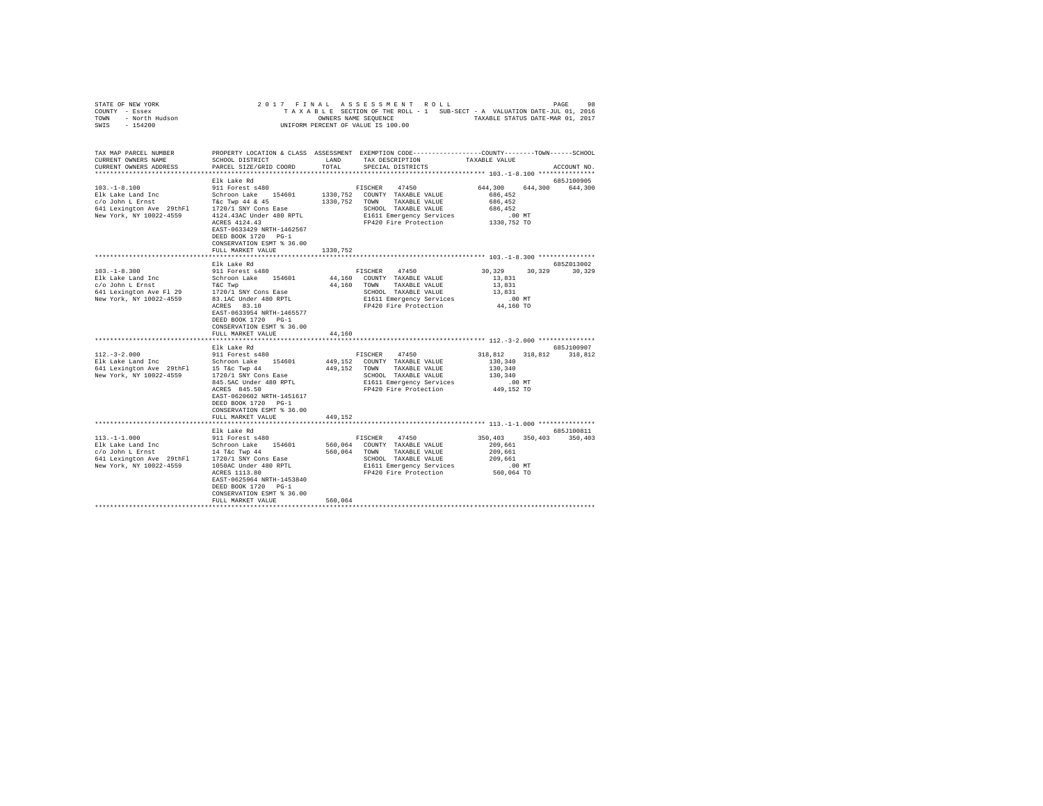STATE OF NEW YORK
COUNTY - Essex
TOWN - North Hudson
SWIS - 154200

2 0 1 7 F I N A L A S S E S S M E N T R O L L
T A X A B L E SECTION OF THE ROLL - 1 SUB-SECT - A VALUATION DATE-JUL 01, 2016
OWNERS NAME SEQUENCE TAXABLE STATUS DATE-MAR 01, 2017
UNIFORM PERCENT OF VALUE IS 100.00

```
TAX MAP PARCEL NUMBER          PROPERTY LOCATION & CLASS  ASSESSMENT  EXEMPTION CODE-----------------COUNTY--------TOWN------SCHOOL
CURRENT OWNERS NAME            SCHOOL DISTRICT              LAND      TAX DESCRIPTION           TAXABLE VALUE
CURRENT OWNERS ADDRESS         PARCEL SIZE/GRID COORD       TOTAL     SPECIAL DISTRICTS                                     ACCOUNT NO.
******************************************************************************************************* 103.-1-8.100 ***************
                               Elk Lake Rd                                                                                685J100905
103.-1-8.100                   911 Forest s480                         FISCHER   47450               644,300    644,300    644,300
Elk Lake Land Inc              Schroon Lake   154601      1330,752  COUNTY  TAXABLE VALUE           686,452
c/o John L Ernst               T&c Twp 44 & 45            1330,752  TOWN    TAXABLE VALUE           686,452
641 Lexington Ave  29thFl      1720/1 SNY Cons Ease                  SCHOOL  TAXABLE VALUE           686,452
New York, NY 10022-4559        4124.43AC Under 480 RPTL              E1611 Emergency Services            .00 MT
                               ACRES 4124.43                         FP420 Fire Protection          1330,752 TO
                               EAST-0633429 NRTH-1462567
                               DEED BOOK 1720   PG-1
                               CONSERVATION ESMT % 36.00
                               FULL MARKET VALUE          1330,752
******************************************************************************************************* 103.-1-8.300 ***************
                               Elk Lake Rd                                                                                685Z013002
103.-1-8.300                   911 Forest s480                         FISCHER   47450                30,329     30,329     30,329
Elk Lake Land Inc              Schroon Lake   154601        44,160  COUNTY  TAXABLE VALUE            13,831
c/o John L Ernst               T&C Twp                      44,160  TOWN    TAXABLE VALUE            13,831
641 Lexington Ave Fl 29        1720/1 SNY Cons Ease                  SCHOOL  TAXABLE VALUE            13,831
New York, NY 10022-4559        83.1AC Under 480 RPTL                 E1611 Emergency Services            .00 MT
                               ACRES   83.10                         FP420 Fire Protection            44,160 TO
                               EAST-0633954 NRTH-1465577
                               DEED BOOK 1720   PG-1
                               CONSERVATION ESMT % 36.00
                               FULL MARKET VALUE            44,160
******************************************************************************************************* 112.-3-2.000 ***************
                               Elk Lake Rd                                                                                685J100907
112.-3-2.000                   911 Forest s480                         FISCHER   47450               318,812    318,812    318,812
Elk Lake Land Inc              Schroon Lake   154601       449,152  COUNTY  TAXABLE VALUE           130,340
641 Lexington Ave  29thFl      15 T&c Twp 44               449,152  TOWN    TAXABLE VALUE           130,340
New York, NY 10022-4559        1720/1 SNY Cons Ease                  SCHOOL  TAXABLE VALUE           130,340
                               845.5AC Under 480 RPTL                E1611 Emergency Services            .00 MT
                               ACRES  845.50                         FP420 Fire Protection           449,152 TO
                               EAST-0620602 NRTH-1451617
                               DEED BOOK 1720   PG-1
                               CONSERVATION ESMT % 36.00
                               FULL MARKET VALUE           449,152
******************************************************************************************************* 113.-1-1.000 ***************
                               Elk Lake Rd                                                                                685J100811
113.-1-1.000                   911 Forest s480                         FISCHER   47450               350,403    350,403    350,403
Elk Lake Land Inc              Schroon Lake   154601       560,064  COUNTY  TAXABLE VALUE           209,661
c/o John L Ernst               14 T&c Twp 44               560,064  TOWN    TAXABLE VALUE           209,661
641 Lexington Ave  29thFl      1720/1 SNY Cons Ease                  SCHOOL  TAXABLE VALUE           209,661
New York, NY 10022-4559        1050AC Under 480 RPTL                 E1611 Emergency Services            .00 MT
                               ACRES 1113.80                         FP420 Fire Protection           560,064 TO
                               EAST-0625964 NRTH-1453840
                               DEED BOOK 1720   PG-1
                               CONSERVATION ESMT % 36.00
                               FULL MARKET VALUE           560,064
************************************************************************************************************************************
```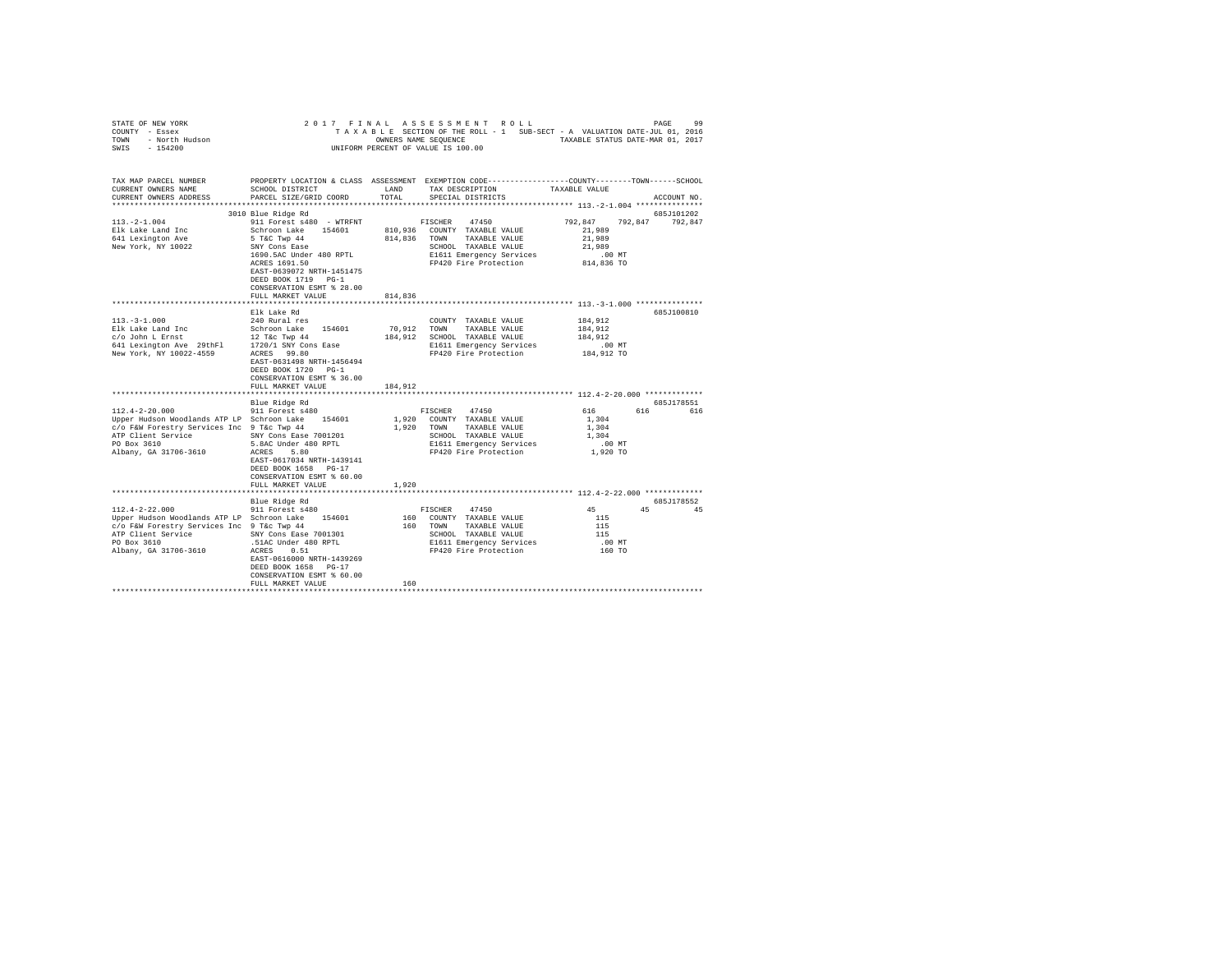STATE OF NEW YORK
COUNTY - Essex
TOWN - North Hudson
SWIS - 154200

2 0 1 7 F I N A L A S S E S S M E N T R O L L
T A X A B L E SECTION OF THE ROLL - 1 SUB-SECT - A VALUATION DATE-JUL 01, 2016
OWNERS NAME SEQUENCE TAXABLE STATUS DATE-MAR 01, 2017
UNIFORM PERCENT OF VALUE IS 100.00

| TAX MAP PARCEL NUMBER / CURRENT OWNERS NAME / CURRENT OWNERS ADDRESS | PROPERTY LOCATION & CLASS / SCHOOL DISTRICT / PARCEL SIZE/GRID COORD | ASSESSMENT LAND / TOTAL | EXEMPTION CODE / TAX DESCRIPTION / SPECIAL DISTRICTS | COUNTY / TAXABLE VALUE | TOWN | SCHOOL / ACCOUNT NO. |
|---|---|---|---|---|---|---|
| **113.-2-1.004** | 3010 Blue Ridge Rd | | | | | 685J101202 |
| 113.-2-1.004 | 911 Forest s480 - WTRFNT | | FISCHER 47450 | 792,847 | 792,847 | 792,847 |
| Elk Lake Land Inc | Schroon Lake 154601 | 810,936 | COUNTY TAXABLE VALUE | 21,989 | | |
| 641 Lexington Ave | 5 T&C Twp 44 | 814,836 | TOWN TAXABLE VALUE | 21,989 | | |
| New York, NY 10022 | SNY Cons Ease | | SCHOOL TAXABLE VALUE | 21,989 | | |
| | 1690.5AC Under 480 RPTL | | E1611 Emergency Services | .00 MT | | |
| | ACRES 1691.50 | | FP420 Fire Protection | 814,836 TO | | |
| | EAST-0639072 NRTH-1451475 | | | | | |
| | DEED BOOK 1719 PG-1 | | | | | |
| | CONSERVATION ESMT % 28.00 | | | | | |
| | FULL MARKET VALUE | 814,836 | | | | |
| **113.-3-1.000** | Elk Lake Rd | | | | | 685J100810 |
| 113.-3-1.000 | 240 Rural res | | COUNTY TAXABLE VALUE | 184,912 | | |
| Elk Lake Land Inc | Schroon Lake 154601 | 70,912 | TOWN TAXABLE VALUE | 184,912 | | |
| c/o John L Ernst | 12 T&c Twp 44 | 184,912 | SCHOOL TAXABLE VALUE | 184,912 | | |
| 641 Lexington Ave 29thFl | 1720/1 SNY Cons Ease | | E1611 Emergency Services | .00 MT | | |
| New York, NY 10022-4559 | ACRES 99.80 | | FP420 Fire Protection | 184,912 TO | | |
| | EAST-0631498 NRTH-1456494 | | | | | |
| | DEED BOOK 1720 PG-1 | | | | | |
| | CONSERVATION ESMT % 36.00 | | | | | |
| | FULL MARKET VALUE | 184,912 | | | | |
| **112.4-2-20.000** | Blue Ridge Rd | | | | | 685J178551 |
| 112.4-2-20.000 | 911 Forest s480 | | FISCHER 47450 | 616 | 616 | 616 |
| Upper Hudson Woodlands ATP LP | Schroon Lake 154601 | 1,920 | COUNTY TAXABLE VALUE | 1,304 | | |
| c/o F&W Forestry Services Inc | 9 T&c Twp 44 | 1,920 | TOWN TAXABLE VALUE | 1,304 | | |
| ATP Client Service | SNY Cons Ease 7001201 | | SCHOOL TAXABLE VALUE | 1,304 | | |
| PO Box 3610 | 5.8AC Under 480 RPTL | | E1611 Emergency Services | .00 MT | | |
| Albany, GA 31706-3610 | ACRES 5.80 | | FP420 Fire Protection | 1,920 TO | | |
| | EAST-0617034 NRTH-1439141 | | | | | |
| | DEED BOOK 1658 PG-17 | | | | | |
| | CONSERVATION ESMT % 60.00 | | | | | |
| | FULL MARKET VALUE | 1,920 | | | | |
| **112.4-2-22.000** | Blue Ridge Rd | | | | | 685J178552 |
| 112.4-2-22.000 | 911 Forest s480 | | FISCHER 47450 | 45 | 45 | 45 |
| Upper Hudson Woodlands ATP LP | Schroon Lake 154601 | 160 | COUNTY TAXABLE VALUE | 115 | | |
| c/o F&W Forestry Services Inc | 9 T&c Twp 44 | 160 | TOWN TAXABLE VALUE | 115 | | |
| ATP Client Service | SNY Cons Ease 7001301 | | SCHOOL TAXABLE VALUE | 115 | | |
| PO Box 3610 | .51AC Under 480 RPTL | | E1611 Emergency Services | .00 MT | | |
| Albany, GA 31706-3610 | ACRES 0.51 | | FP420 Fire Protection | 160 TO | | |
| | EAST-0616000 NRTH-1439269 | | | | | |
| | DEED BOOK 1658 PG-17 | | | | | |
| | CONSERVATION ESMT % 60.00 | | | | | |
| | FULL MARKET VALUE | 160 | | | | |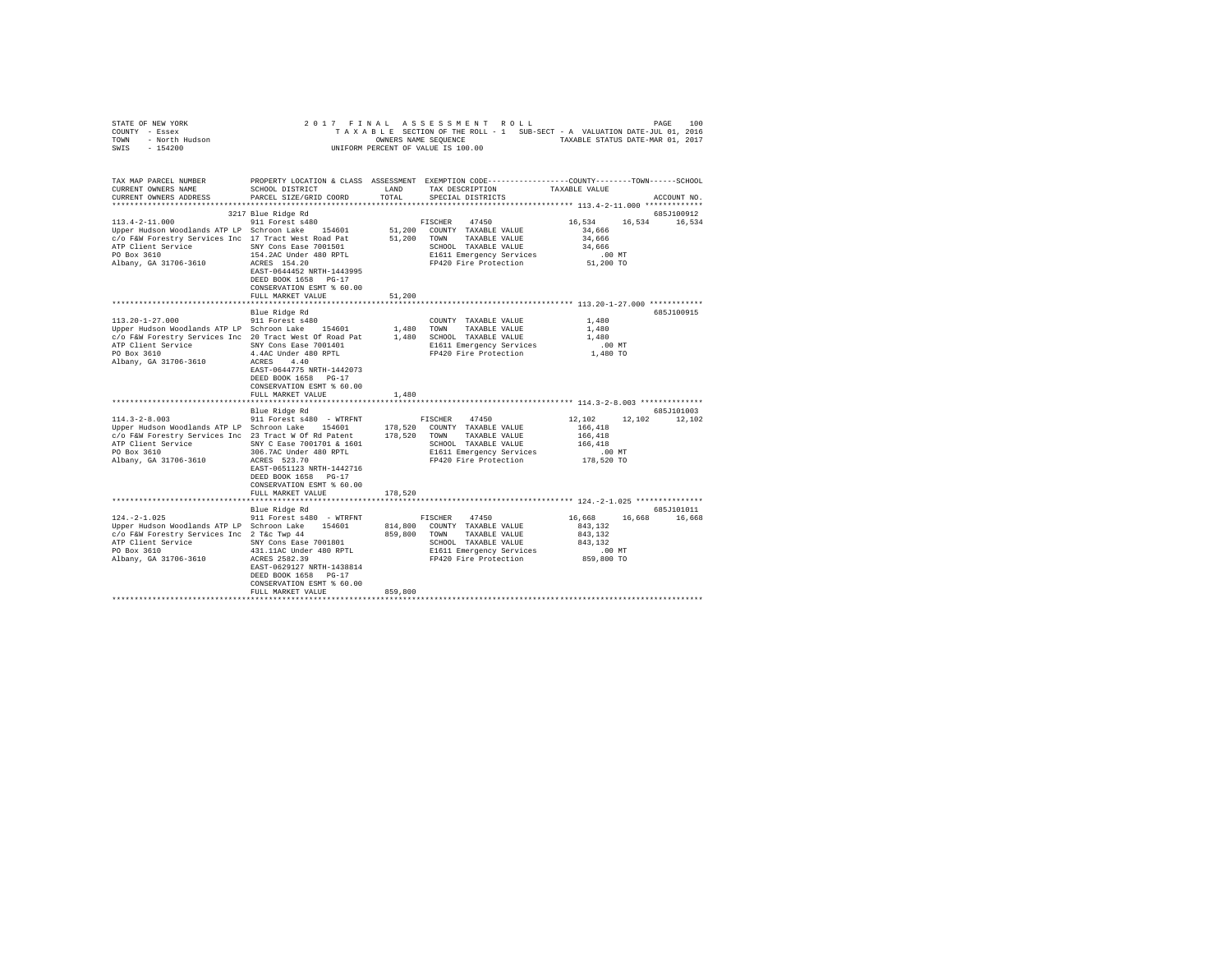STATE OF NEW YORK
COUNTY - Essex
TOWN - North Hudson
SWIS - 154200

2017 FINAL ASSESSMENT ROLL
TAXABLE SECTION OF THE ROLL - 1 SUB-SECT - A VALUATION DATE-JUL 01, 2016
OWNERS NAME SEQUENCE TAXABLE STATUS DATE-MAR 01, 2017
UNIFORM PERCENT OF VALUE IS 100.00

```
TAX MAP PARCEL NUMBER          PROPERTY LOCATION & CLASS  ASSESSMENT  EXEMPTION CODE-----------------COUNTY--------TOWN------SCHOOL
CURRENT OWNERS NAME            SCHOOL DISTRICT             LAND       TAX DESCRIPTION              TAXABLE VALUE
CURRENT OWNERS ADDRESS         PARCEL SIZE/GRID COORD      TOTAL      SPECIAL DISTRICTS                                     ACCOUNT NO.
********************************************************************************************** 113.4-2-11.000 *************
                               3217 Blue Ridge Rd                                                                          685J100912
113.4-2-11.000                 911 Forest s480                        FISCHER     47450               16,534     16,534      16,534
Upper Hudson Woodlands ATP LP  Schroon Lake    154601       51,200   COUNTY  TAXABLE VALUE            34,666
c/o F&W Forestry Services Inc  17 Tract West Road Pat       51,200   TOWN    TAXABLE VALUE            34,666
ATP Client Service             SNY Cons Ease 7001501                 SCHOOL  TAXABLE VALUE            34,666
PO Box 3610                    154.2AC Under 480 RPTL                E1611 Emergency Services            .00 MT
Albany, GA 31706-3610          ACRES  154.20                         FP420 Fire Protection            51,200 TO
                               EAST-0644452 NRTH-1443995
                               DEED BOOK 1658   PG-17
                               CONSERVATION ESMT % 60.00
                               FULL MARKET VALUE            51,200
********************************************************************************************** 113.20-1-27.000 ************
                               Blue Ridge Rd                                                                               685J100915
113.20-1-27.000                911 Forest s480                       COUNTY  TAXABLE VALUE             1,480
Upper Hudson Woodlands ATP LP  Schroon Lake    154601        1,480   TOWN    TAXABLE VALUE             1,480
c/o F&W Forestry Services Inc  20 Tract West Of Road Pat     1,480   SCHOOL  TAXABLE VALUE             1,480
ATP Client Service             SNY Cons Ease 7001401                 E1611 Emergency Services            .00 MT
PO Box 3610                    4.4AC Under 480 RPTL                  FP420 Fire Protection             1,480 TO
Albany, GA 31706-3610          ACRES    4.40
                               EAST-0644775 NRTH-1442073
                               DEED BOOK 1658   PG-17
                               CONSERVATION ESMT % 60.00
                               FULL MARKET VALUE             1,480
********************************************************************************************** 114.3-2-8.003 **************
                               Blue Ridge Rd                                                                               685J101003
114.3-2-8.003                  911 Forest s480  - WTRFNT              FISCHER     47450               12,102     12,102      12,102
Upper Hudson Woodlands ATP LP  Schroon Lake    154601      178,520   COUNTY  TAXABLE VALUE           166,418
c/o F&W Forestry Services Inc  23 Tract W Of Rd Patent     178,520   TOWN    TAXABLE VALUE           166,418
ATP Client Service             SNY C Ease 7001701 & 1601             SCHOOL  TAXABLE VALUE           166,418
PO Box 3610                    306.7AC Under 480 RPTL                E1611 Emergency Services            .00 MT
Albany, GA 31706-3610          ACRES  523.70                         FP420 Fire Protection           178,520 TO
                               EAST-0651123 NRTH-1442716
                               DEED BOOK 1658   PG-17
                               CONSERVATION ESMT % 60.00
                               FULL MARKET VALUE           178,520
********************************************************************************************** 124.-2-1.025 ***************
                               Blue Ridge Rd                                                                               685J101011
124.-2-1.025                   911 Forest s480  - WTRFNT              FISCHER     47450               16,668     16,668      16,668
Upper Hudson Woodlands ATP LP  Schroon Lake    154601      814,800   COUNTY  TAXABLE VALUE           843,132
c/o F&W Forestry Services Inc  2 T&c Twp 44                859,800   TOWN    TAXABLE VALUE           843,132
ATP Client Service             SNY Cons Ease 7001801                 SCHOOL  TAXABLE VALUE           843,132
PO Box 3610                    431.11AC Under 480 RPTL               E1611 Emergency Services            .00 MT
Albany, GA 31706-3610          ACRES 2582.39                         FP420 Fire Protection           859,800 TO
                               EAST-0629127 NRTH-1438814
                               DEED BOOK 1658   PG-17
                               CONSERVATION ESMT % 60.00
                               FULL MARKET VALUE           859,800
****************************************************************************************************************************
```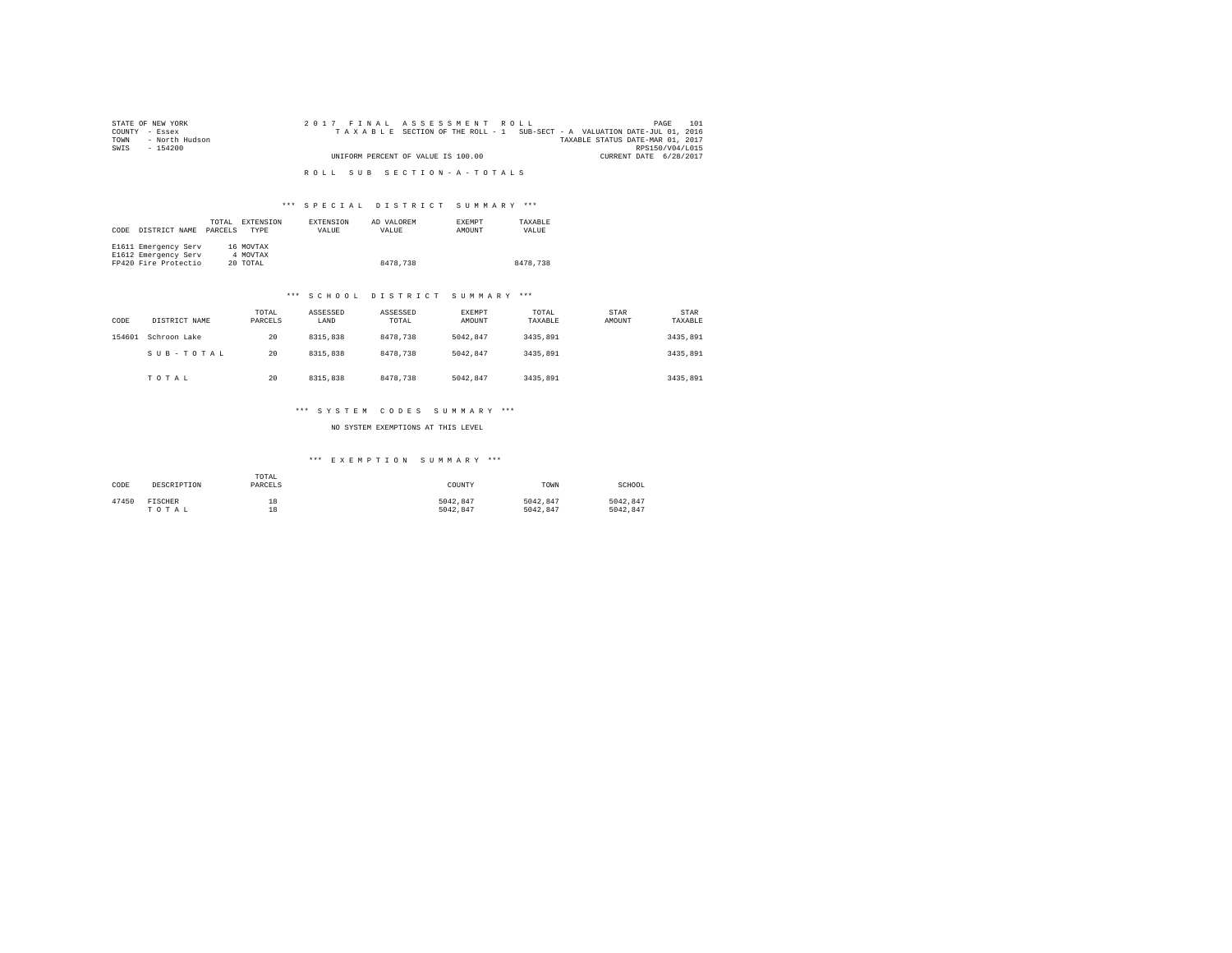STATE OF NEW YORK
COUNTY - Essex
TOWN - North Hudson
SWIS - 154200

2017 FINAL ASSESSMENT ROLL
TAXABLE SECTION OF THE ROLL - 1 SUB-SECT - A VALUATION DATE-JUL 01, 2016
TAXABLE STATUS DATE-MAR 01, 2017
RPS150/V04/L015
UNIFORM PERCENT OF VALUE IS 100.00 CURRENT DATE 6/28/2017

ROLL SUB SECTION - A - TOTALS

### *** SPECIAL DISTRICT SUMMARY ***

| CODE | DISTRICT NAME | TOTAL PARCELS | EXTENSION TYPE | EXTENSION VALUE | AD VALOREM VALUE | EXEMPT AMOUNT | TAXABLE VALUE |
|---|---|---|---|---|---|---|---|
| E1611 | Emergency Serv | 16 | MOVTAX | | | | |
| E1612 | Emergency Serv | 4 | MOVTAX | | | | |
| FP420 | Fire Protectio | 20 | TOTAL | | 8478,738 | | 8478,738 |

### *** SCHOOL DISTRICT SUMMARY ***

| CODE | DISTRICT NAME | TOTAL PARCELS | ASSESSED LAND | ASSESSED TOTAL | EXEMPT AMOUNT | TOTAL TAXABLE | STAR AMOUNT | STAR TAXABLE |
|---|---|---|---|---|---|---|---|---|
| 154601 | Schroon Lake | 20 | 8315,838 | 8478,738 | 5042,847 | 3435,891 | | 3435,891 |
| | SUB-TOTAL | 20 | 8315,838 | 8478,738 | 5042,847 | 3435,891 | | 3435,891 |
| | TOTAL | 20 | 8315,838 | 8478,738 | 5042,847 | 3435,891 | | 3435,891 |

### *** SYSTEM CODES SUMMARY ***

NO SYSTEM EXEMPTIONS AT THIS LEVEL

### *** EXEMPTION SUMMARY ***

| CODE | DESCRIPTION | TOTAL PARCELS | COUNTY | TOWN | SCHOOL |
|---|---|---|---|---|---|
| 47450 | FISCHER | 18 | 5042,847 | 5042,847 | 5042,847 |
| | TOTAL | 18 | 5042,847 | 5042,847 | 5042,847 |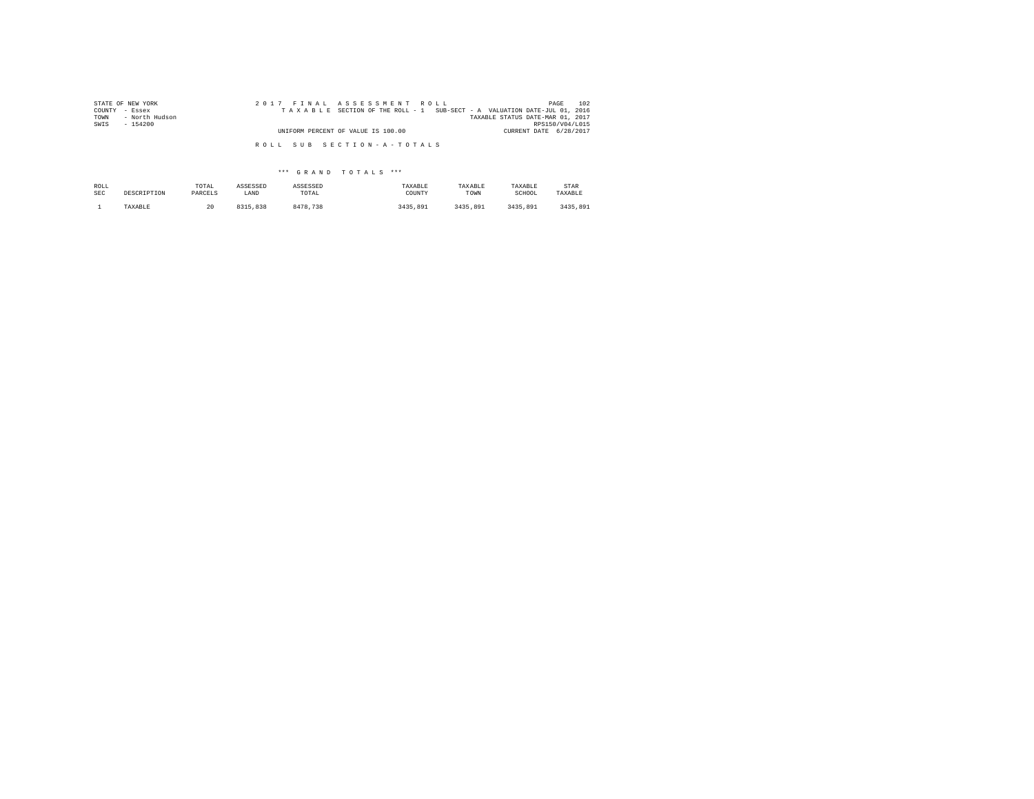STATE OF NEW YORK
COUNTY - Essex
TOWN - North Hudson
SWIS - 154200

2 0 1 7 F I N A L A S S E S S M E N T R O L L
T A X A B L E SECTION OF THE ROLL - 1 SUB-SECT - A VALUATION DATE-JUL 01, 2016
TAXABLE STATUS DATE-MAR 01, 2017
RPS150/V04/L015
UNIFORM PERCENT OF VALUE IS 100.00 CURRENT DATE 6/28/2017

R O L L S U B S E C T I O N - A - T O T A L S

\*\*\* G R A N D T O T A L S \*\*\*

| ROLL SEC | DESCRIPTION | TOTAL PARCELS | ASSESSED LAND | ASSESSED TOTAL | TAXABLE COUNTY | TAXABLE TOWN | TAXABLE SCHOOL | STAR TAXABLE |
|---|---|---|---|---|---|---|---|---|
| 1 | TAXABLE | 20 | 8315,838 | 8478,738 | 3435,891 | 3435,891 | 3435,891 | 3435,891 |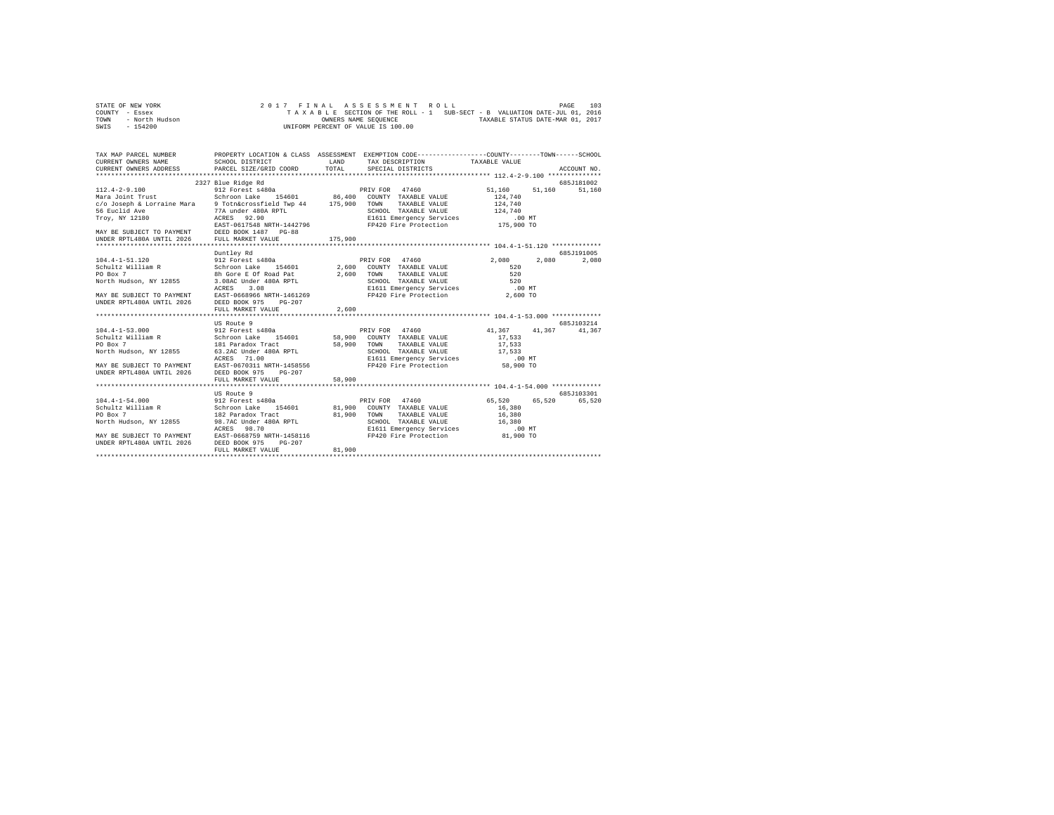```
STATE OF NEW YORK              2 0 1 7   F I N A L   A S S E S S M E N T   R O L L                    PAGE   103
COUNTY  - Essex                  T A X A B L E  SECTION OF THE ROLL - 1   SUB-SECT - B  VALUATION DATE-JUL 01, 2016
TOWN    - North Hudson                      OWNERS NAME SEQUENCE                 TAXABLE STATUS DATE-MAR 01, 2017
SWIS    - 154200                       UNIFORM PERCENT OF VALUE IS 100.00

TAX MAP PARCEL NUMBER          PROPERTY LOCATION & CLASS  ASSESSMENT  EXEMPTION CODE------------------COUNTY--------TOWN------SCHOOL
CURRENT OWNERS NAME            SCHOOL DISTRICT             LAND       TAX DESCRIPTION            TAXABLE VALUE
CURRENT OWNERS ADDRESS         PARCEL SIZE/GRID COORD      TOTAL      SPECIAL DISTRICTS                                  ACCOUNT NO.
******************************************************************************************************* 112.4-2-9.100 **************
                          2327 Blue Ridge Rd                                                                            685J181002
112.4-2-9.100              912 Forest s480a                     PRIV FOR   47460              51,160     51,160     51,160
Mara Joint Trust           Schroon Lake   154601       86,400   COUNTY  TAXABLE VALUE         124,740
c/o Joseph & Lorraine Mara  9 Totn&crossfield Twp 44   175,900   TOWN    TAXABLE VALUE         124,740
56 Euclid Ave              77A under 480A RPTL                  SCHOOL  TAXABLE VALUE         124,740
Troy, NY 12180             ACRES   92.90                        E1611 Emergency Services          .00 MT
                           EAST-0617548 NRTH-1442796            FP420 Fire Protection          175,900 TO
MAY BE SUBJECT TO PAYMENT  DEED BOOK 1487   PG-88
UNDER RPTL480A UNTIL 2026  FULL MARKET VALUE           175,900
******************************************************************************************************* 104.4-1-51.120 *************
                           Duntley Rd                                                                                   685J191005
104.4-1-51.120             912 Forest s480a                     PRIV FOR   47460               2,080      2,080      2,080
Schultz William R          Schroon Lake   154601        2,600   COUNTY  TAXABLE VALUE             520
PO Box 7                   8h Gore E Of Road Pat         2,600   TOWN    TAXABLE VALUE             520
North Hudson, NY 12855     3.08AC Under 480A RPTL               SCHOOL  TAXABLE VALUE             520
                           ACRES    3.08                        E1611 Emergency Services          .00 MT
MAY BE SUBJECT TO PAYMENT  EAST-0668966 NRTH-1461269            FP420 Fire Protection            2,600 TO
UNDER RPTL480A UNTIL 2026  DEED BOOK 975    PG-207
                           FULL MARKET VALUE             2,600
******************************************************************************************************* 104.4-1-53.000 *************
                           US Route 9                                                                                   685J103214
104.4-1-53.000             912 Forest s480a                     PRIV FOR   47460              41,367     41,367     41,367
Schultz William R          Schroon Lake   154601       58,900   COUNTY  TAXABLE VALUE          17,533
PO Box 7                   181 Paradox Tract            58,900   TOWN    TAXABLE VALUE          17,533
North Hudson, NY 12855     63.2AC Under 480A RPTL               SCHOOL  TAXABLE VALUE          17,533
                           ACRES   71.00                        E1611 Emergency Services          .00 MT
MAY BE SUBJECT TO PAYMENT  EAST-0670311 NRTH-1458556            FP420 Fire Protection           58,900 TO
UNDER RPTL480A UNTIL 2026  DEED BOOK 975    PG-207
                           FULL MARKET VALUE            58,900
******************************************************************************************************* 104.4-1-54.000 *************
                           US Route 9                                                                                   685J103301
104.4-1-54.000             912 Forest s480a                     PRIV FOR   47460              65,520     65,520     65,520
Schultz William R          Schroon Lake   154601       81,900   COUNTY  TAXABLE VALUE          16,380
PO Box 7                   182 Paradox Tract            81,900   TOWN    TAXABLE VALUE          16,380
North Hudson, NY 12855     98.7AC Under 480A RPTL               SCHOOL  TAXABLE VALUE          16,380
                           ACRES   98.70                        E1611 Emergency Services          .00 MT
MAY BE SUBJECT TO PAYMENT  EAST-0668759 NRTH-1458116            FP420 Fire Protection           81,900 TO
UNDER RPTL480A UNTIL 2026  DEED BOOK 975    PG-207
                           FULL MARKET VALUE            81,900
************************************************************************************************************************************
```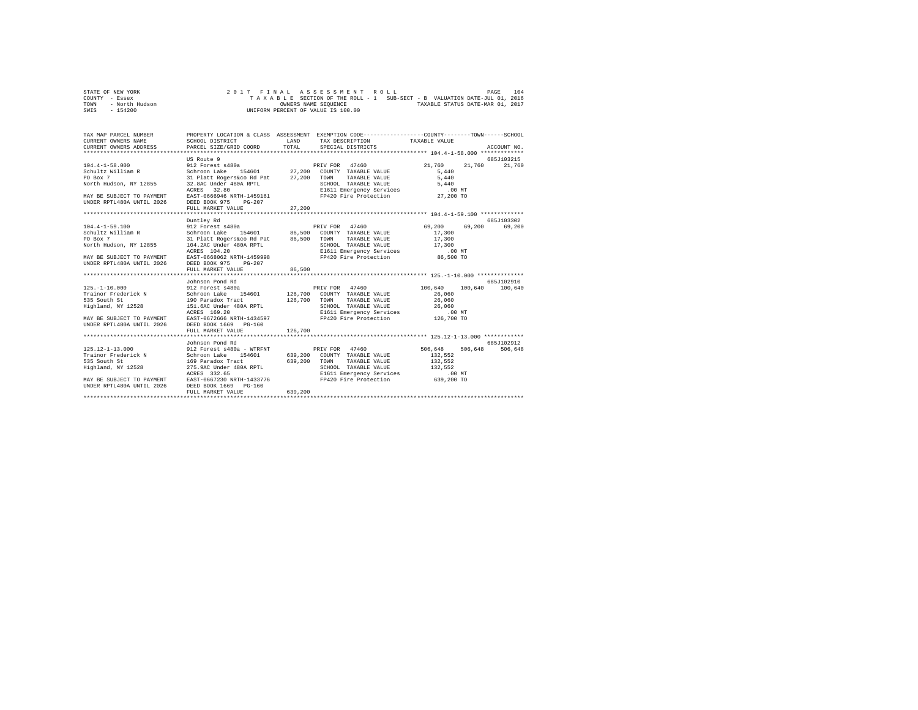STATE OF NEW YORK
COUNTY - Essex
TOWN - North Hudson
SWIS - 154200

2017 FINAL ASSESSMENT ROLL
TAXABLE SECTION OF THE ROLL - 1 SUB-SECT - B VALUATION DATE-JUL 01, 2016
OWNERS NAME SEQUENCE TAXABLE STATUS DATE-MAR 01, 2017
UNIFORM PERCENT OF VALUE IS 100.00

| TAX MAP PARCEL NUMBER / CURRENT OWNERS NAME / CURRENT OWNERS ADDRESS | PROPERTY LOCATION & CLASS / SCHOOL DISTRICT / PARCEL SIZE/GRID COORD | ASSESSMENT LAND / TOTAL | EXEMPTION CODE / TAX DESCRIPTION / SPECIAL DISTRICTS | COUNTY TAXABLE VALUE | TOWN | SCHOOL | ACCOUNT NO. |
|---|---|---|---|---|---|---|---|
| **104.4-1-58.000** | US Route 9 | | | | | | 685J103215 |
| | 912 Forest s480a | | PRIV FOR 47460 | 21,760 | 21,760 | 21,760 | |
| Schultz William R | Schroon Lake 154601 | 27,200 | COUNTY TAXABLE VALUE | 5,440 | | | |
| PO Box 7 | 31 Platt Rogers&co Rd Pat | 27,200 | TOWN TAXABLE VALUE | 5,440 | | | |
| North Hudson, NY 12855 | 32.8AC Under 480A RPTL | | SCHOOL TAXABLE VALUE | 5,440 | | | |
| | ACRES 32.80 | | E1611 Emergency Services | .00 MT | | | |
| MAY BE SUBJECT TO PAYMENT | EAST-0666946 NRTH-1459161 | | FP420 Fire Protection | 27,200 TO | | | |
| UNDER RPTL480A UNTIL 2026 | DEED BOOK 975 PG-207 | | | | | | |
| | FULL MARKET VALUE | 27,200 | | | | | |
| **104.4-1-59.100** | Duntley Rd | | | | | | 685J103302 |
| | 912 Forest s480a | | PRIV FOR 47460 | 69,200 | 69,200 | 69,200 | |
| Schultz William R | Schroon Lake 154601 | 86,500 | COUNTY TAXABLE VALUE | 17,300 | | | |
| PO Box 7 | 31 Platt Rogers&co Rd Pat | 86,500 | TOWN TAXABLE VALUE | 17,300 | | | |
| North Hudson, NY 12855 | 104.2AC Under 480A RPTL | | SCHOOL TAXABLE VALUE | 17,300 | | | |
| | ACRES 104.20 | | E1611 Emergency Services | .00 MT | | | |
| MAY BE SUBJECT TO PAYMENT | EAST-0668062 NRTH-1459998 | | FP420 Fire Protection | 86,500 TO | | | |
| UNDER RPTL480A UNTIL 2026 | DEED BOOK 975 PG-207 | | | | | | |
| | FULL MARKET VALUE | 86,500 | | | | | |
| **125.-1-10.000** | Johnson Pond Rd | | | | | | 685J102910 |
| | 912 Forest s480a | | PRIV FOR 47460 | 100,640 | 100,640 | 100,640 | |
| Trainor Frederick N | Schroon Lake 154601 | 126,700 | COUNTY TAXABLE VALUE | 26,060 | | | |
| 535 South St | 190 Paradox Tract | 126,700 | TOWN TAXABLE VALUE | 26,060 | | | |
| Highland, NY 12528 | 151.6AC Under 480A RPTL | | SCHOOL TAXABLE VALUE | 26,060 | | | |
| | ACRES 169.20 | | E1611 Emergency Services | .00 MT | | | |
| MAY BE SUBJECT TO PAYMENT | EAST-0672666 NRTH-1434597 | | FP420 Fire Protection | 126,700 TO | | | |
| UNDER RPTL480A UNTIL 2026 | DEED BOOK 1669 PG-160 | | | | | | |
| | FULL MARKET VALUE | 126,700 | | | | | |
| **125.12-1-13.000** | Johnson Pond Rd | | | | | | 685J102912 |
| | 912 Forest s480a - WTRFNT | | PRIV FOR 47460 | 506,648 | 506,648 | 506,648 | |
| Trainor Frederick N | Schroon Lake 154601 | 639,200 | COUNTY TAXABLE VALUE | 132,552 | | | |
| 535 South St | 169 Paradox Tract | 639,200 | TOWN TAXABLE VALUE | 132,552 | | | |
| Highland, NY 12528 | 275.9AC Under 480A RPTL | | SCHOOL TAXABLE VALUE | 132,552 | | | |
| | ACRES 332.65 | | E1611 Emergency Services | .00 MT | | | |
| MAY BE SUBJECT TO PAYMENT | EAST-0667230 NRTH-1433776 | | FP420 Fire Protection | 639,200 TO | | | |
| UNDER RPTL480A UNTIL 2026 | DEED BOOK 1669 PG-160 | | | | | | |
| | FULL MARKET VALUE | 639,200 | | | | | |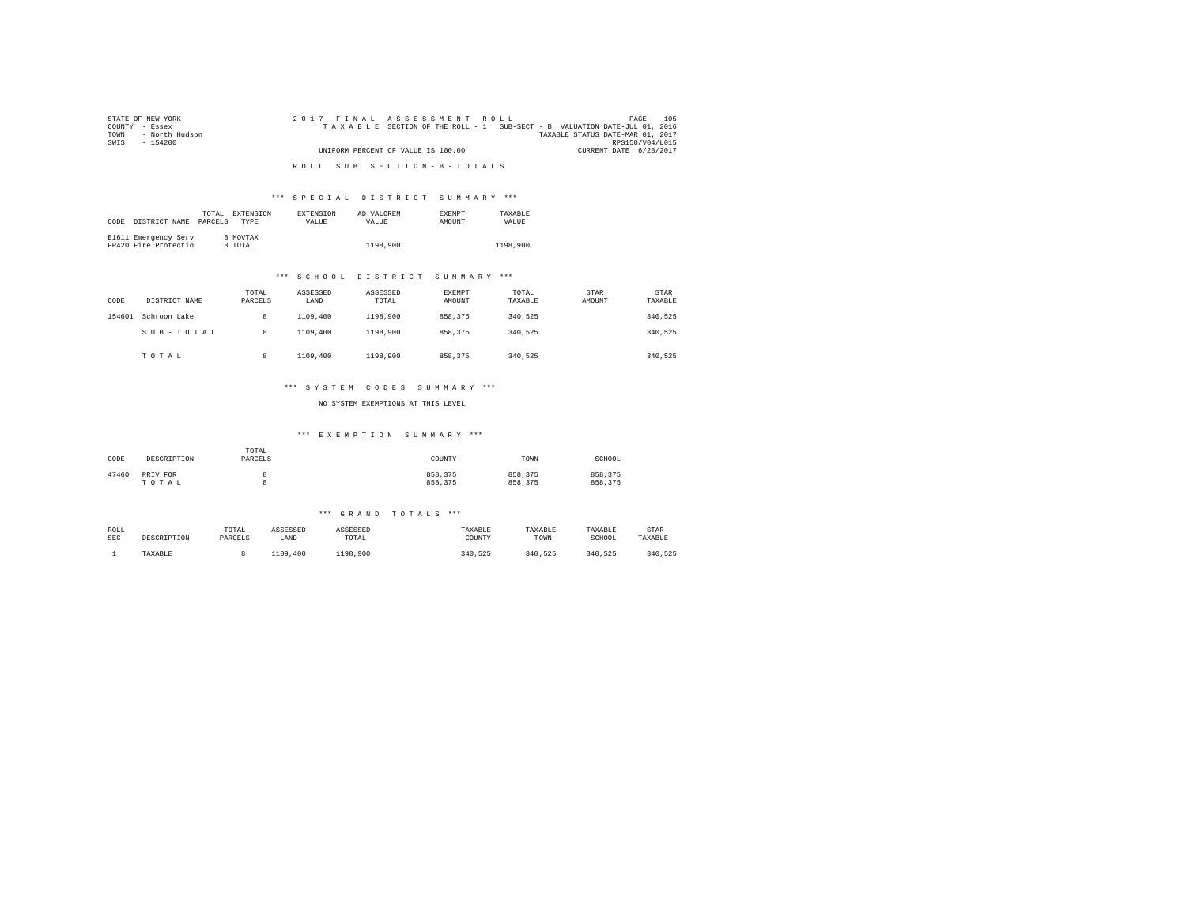STATE OF NEW YORK
COUNTY - Essex
TOWN - North Hudson
SWIS - 154200

2 0 1 7 F I N A L A S S E S S M E N T R O L L
T A X A B L E SECTION OF THE ROLL - 1 SUB-SECT - B VALUATION DATE-JUL 01, 2016
TAXABLE STATUS DATE-MAR 01, 2017
RPS150/V04/L015
UNIFORM PERCENT OF VALUE IS 100.00 CURRENT DATE 6/28/2017

R O L L S U B S E C T I O N - B - T O T A L S

### *** S P E C I A L D I S T R I C T S U M M A R Y ***

| CODE | DISTRICT NAME | TOTAL PARCELS | EXTENSION TYPE | EXTENSION VALUE | AD VALOREM VALUE | EXEMPT AMOUNT | TAXABLE VALUE |
|---|---|---|---|---|---|---|---|
| E1611 | Emergency Serv | 8 | MOVTAX | | | | |
| FP420 | Fire Protectio | 8 | TOTAL | | 1198,900 | | 1198,900 |

### *** S C H O O L D I S T R I C T S U M M A R Y ***

| CODE | DISTRICT NAME | TOTAL PARCELS | ASSESSED LAND | ASSESSED TOTAL | EXEMPT AMOUNT | TOTAL TAXABLE | STAR AMOUNT | STAR TAXABLE |
|---|---|---|---|---|---|---|---|---|
| 154601 | Schroon Lake | 8 | 1109,400 | 1198,900 | 858,375 | 340,525 | | 340,525 |
| | S U B - T O T A L | 8 | 1109,400 | 1198,900 | 858,375 | 340,525 | | 340,525 |
| | T O T A L | 8 | 1109,400 | 1198,900 | 858,375 | 340,525 | | 340,525 |

### *** S Y S T E M C O D E S S U M M A R Y ***

NO SYSTEM EXEMPTIONS AT THIS LEVEL

### *** E X E M P T I O N S U M M A R Y ***

| CODE | DESCRIPTION | TOTAL PARCELS | COUNTY | TOWN | SCHOOL |
|---|---|---|---|---|---|
| 47460 | PRIV FOR | 8 | 858,375 | 858,375 | 858,375 |
| | T O T A L | 8 | 858,375 | 858,375 | 858,375 |

### *** G R A N D T O T A L S ***

| ROLL SEC | DESCRIPTION | TOTAL PARCELS | ASSESSED LAND | ASSESSED TOTAL | TAXABLE COUNTY | TAXABLE TOWN | TAXABLE SCHOOL | STAR TAXABLE |
|---|---|---|---|---|---|---|---|---|
| 1 | TAXABLE | 8 | 1109,400 | 1198,900 | 340,525 | 340,525 | 340,525 | 340,525 |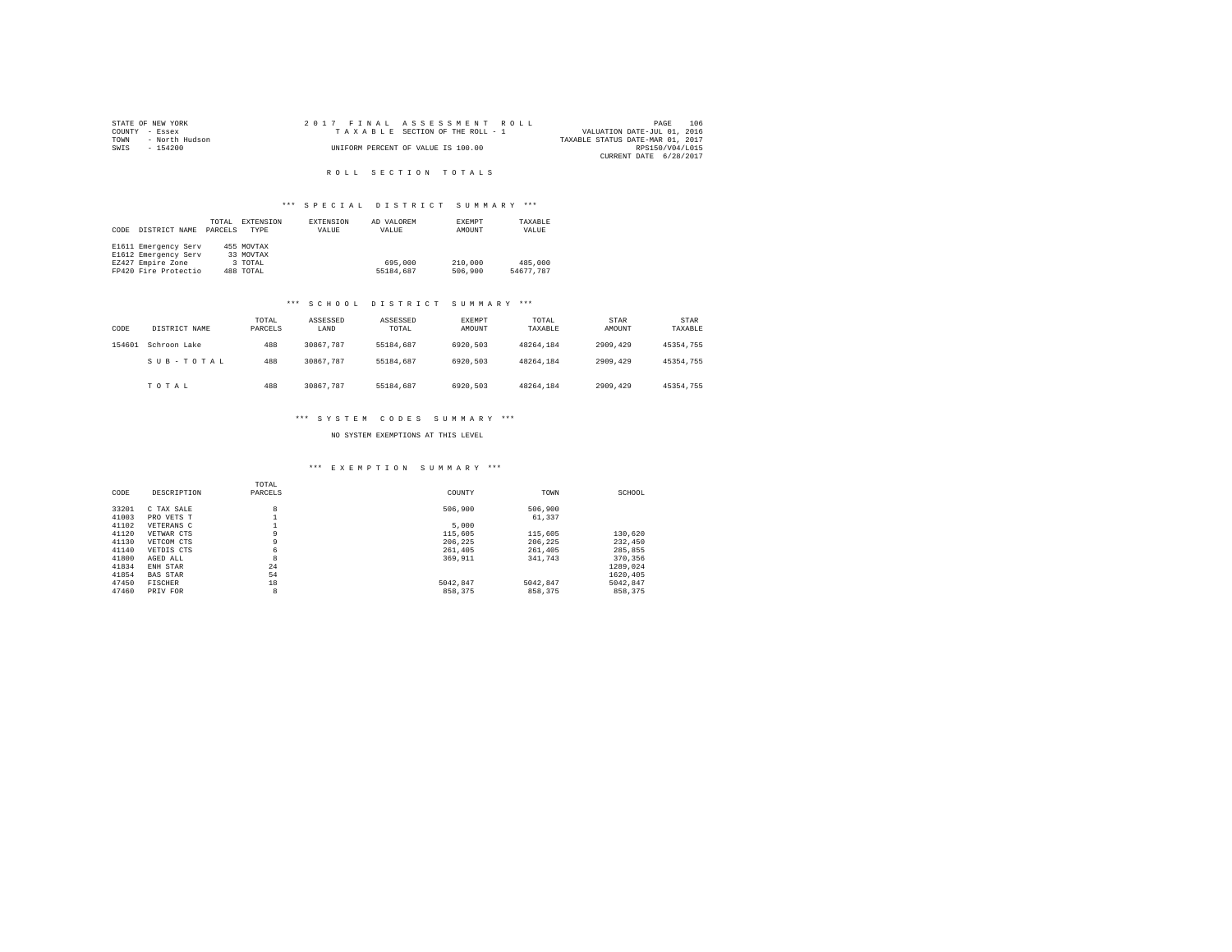STATE OF NEW YORK
COUNTY - Essex
TOWN - North Hudson
SWIS - 154200

2 0 1 7 F I N A L A S S E S S M E N T R O L L
T A X A B L E SECTION OF THE ROLL - 1
UNIFORM PERCENT OF VALUE IS 100.00

VALUATION DATE-JUL 01, 2016
TAXABLE STATUS DATE-MAR 01, 2017
RPS150/V04/L015
CURRENT DATE 6/28/2017

## R O L L S E C T I O N T O T A L S

### *** S P E C I A L D I S T R I C T S U M M A R Y ***

| CODE | DISTRICT NAME | TOTAL PARCELS | EXTENSION TYPE | EXTENSION VALUE | AD VALOREM VALUE | EXEMPT AMOUNT | TAXABLE VALUE |
|---|---|---|---|---|---|---|---|
| E1611 | Emergency Serv | 455 | MOVTAX | | | | |
| E1612 | Emergency Serv | 33 | MOVTAX | | | | |
| EZ427 | Empire Zone | 3 | TOTAL | | 695,000 | 210,000 | 485,000 |
| FP420 | Fire Protectio | 488 | TOTAL | | 55184,687 | 506,900 | 54677,787 |

### *** S C H O O L D I S T R I C T S U M M A R Y ***

| CODE | DISTRICT NAME | TOTAL PARCELS | ASSESSED LAND | ASSESSED TOTAL | EXEMPT AMOUNT | TOTAL TAXABLE | STAR AMOUNT | STAR TAXABLE |
|---|---|---|---|---|---|---|---|---|
| 154601 | Schroon Lake | 488 | 30867,787 | 55184,687 | 6920,503 | 48264,184 | 2909,429 | 45354,755 |
| | S U B - T O T A L | 488 | 30867,787 | 55184,687 | 6920,503 | 48264,184 | 2909,429 | 45354,755 |
| | T O T A L | 488 | 30867,787 | 55184,687 | 6920,503 | 48264,184 | 2909,429 | 45354,755 |

### *** S Y S T E M C O D E S S U M M A R Y ***

NO SYSTEM EXEMPTIONS AT THIS LEVEL

### *** E X E M P T I O N S U M M A R Y ***

| CODE | DESCRIPTION | TOTAL PARCELS | COUNTY | TOWN | SCHOOL |
|---|---|---|---|---|---|
| 33201 | C TAX SALE | 8 | 506,900 | 506,900 | |
| 41003 | PRO VETS T | 1 | | 61,337 | |
| 41102 | VETERANS C | 1 | 5,000 | | |
| 41120 | VETWAR CTS | 9 | 115,605 | 115,605 | 130,620 |
| 41130 | VETCOM CTS | 9 | 206,225 | 206,225 | 232,450 |
| 41140 | VETDIS CTS | 6 | 261,405 | 261,405 | 285,855 |
| 41800 | AGED ALL | 8 | 369,911 | 341,743 | 370,356 |
| 41834 | ENH STAR | 24 | | | 1289,024 |
| 41854 | BAS STAR | 54 | | | 1620,405 |
| 47450 | FISCHER | 18 | 5042,847 | 5042,847 | 5042,847 |
| 47460 | PRIV FOR | 8 | 858,375 | 858,375 | 858,375 |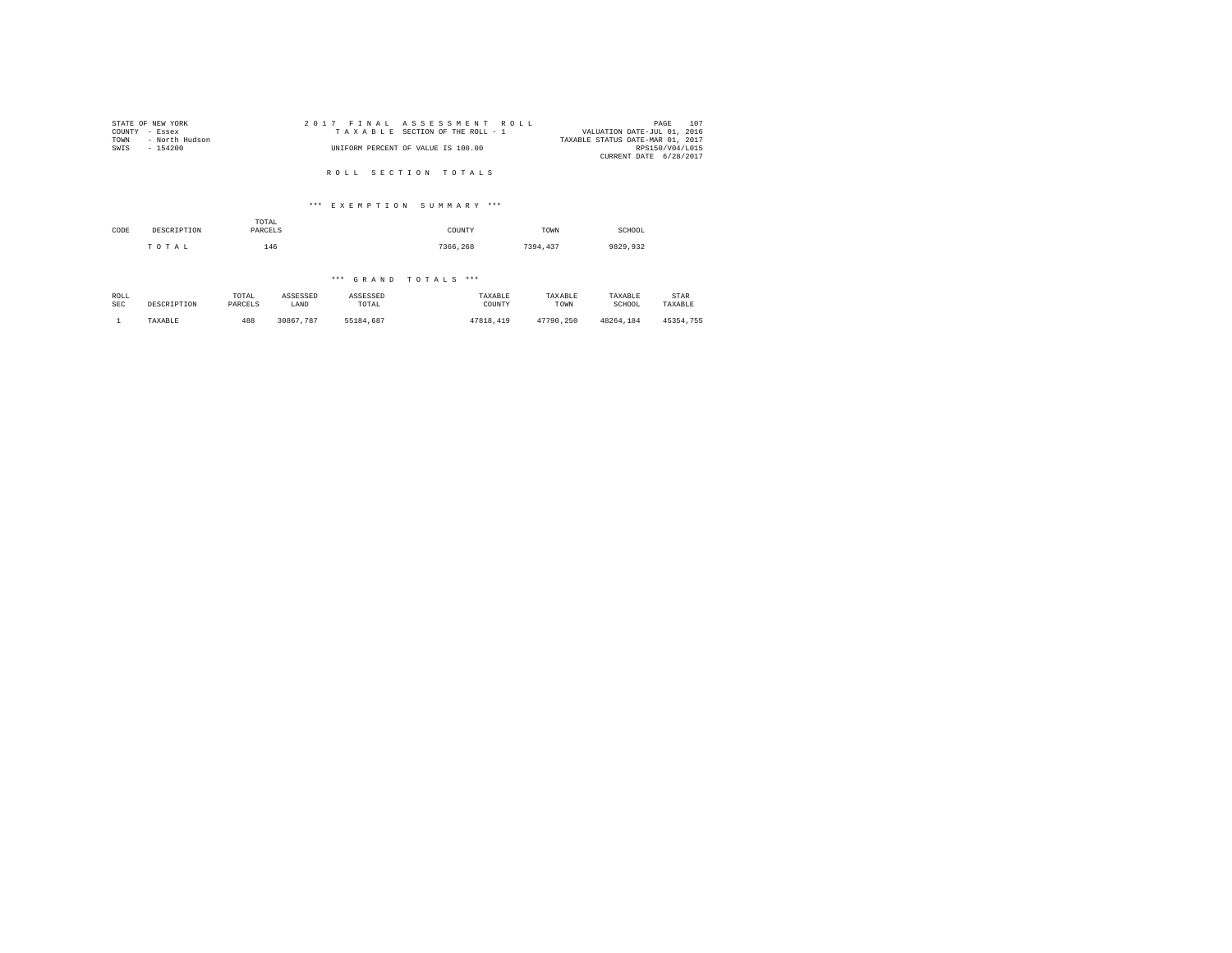STATE OF NEW YORK
COUNTY - Essex
TOWN - North Hudson
SWIS - 154200

2017 FINAL ASSESSMENT ROLL
TAXABLE SECTION OF THE ROLL - 1
UNIFORM PERCENT OF VALUE IS 100.00

VALUATION DATE-JUL 01, 2016
TAXABLE STATUS DATE-MAR 01, 2017
RPS150/V04/L015
CURRENT DATE 6/28/2017

# ROLL SECTION TOTALS

## *** EXEMPTION SUMMARY ***

| CODE | DESCRIPTION | TOTAL PARCELS | COUNTY | TOWN | SCHOOL |
|---|---|---|---|---|---|
| | TOTAL | 146 | 7366,268 | 7394,437 | 9829,932 |

## *** GRAND TOTALS ***

| ROLL SEC | DESCRIPTION | TOTAL PARCELS | ASSESSED LAND | ASSESSED TOTAL | TAXABLE COUNTY | TAXABLE TOWN | TAXABLE SCHOOL | STAR TAXABLE |
|---|---|---|---|---|---|---|---|---|
| 1 | TAXABLE | 488 | 30867,787 | 55184,687 | 47818,419 | 47790,250 | 48264,184 | 45354,755 |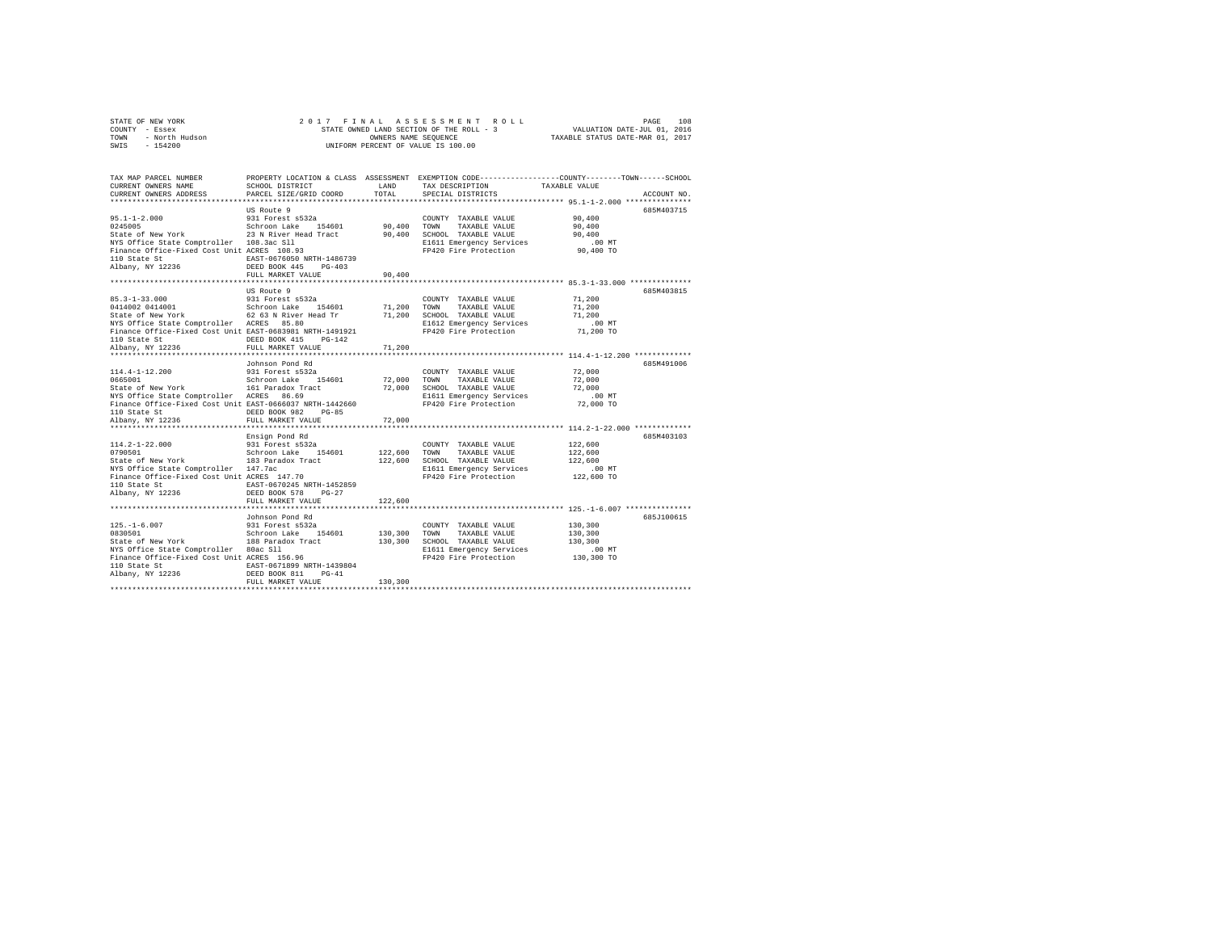STATE OF NEW YORK
COUNTY - Essex
TOWN - North Hudson
SWIS - 154200

2 0 1 7 F I N A L A S S E S S M E N T R O L L
STATE OWNED LAND SECTION OF THE ROLL - 3
OWNERS NAME SEQUENCE
UNIFORM PERCENT OF VALUE IS 100.00

VALUATION DATE-JUL 01, 2016
TAXABLE STATUS DATE-MAR 01, 2017

| TAX MAP PARCEL NUMBER / CURRENT OWNERS NAME / CURRENT OWNERS ADDRESS | PROPERTY LOCATION & CLASS / SCHOOL DISTRICT / PARCEL SIZE/GRID COORD | ASSESSMENT LAND / TOTAL | EXEMPTION CODE / TAX DESCRIPTION / SPECIAL DISTRICTS | COUNTY--------TOWN------SCHOOL TAXABLE VALUE | ACCOUNT NO. |
|---|---|---|---|---|---|
| **95.1-1-2.000** | US Route 9 | | | | 685M403715 |
| 95.1-1-2.000 | 931 Forest s532a | | COUNTY TAXABLE VALUE | 90,400 | |
| 0245005 | Schroon Lake 154601 | 90,400 | TOWN TAXABLE VALUE | 90,400 | |
| State of New York | 23 N River Head Tract | 90,400 | SCHOOL TAXABLE VALUE | 90,400 | |
| NYS Office State Comptroller | 108.3ac Sll | | E1611 Emergency Services | .00 MT | |
| Finance Office-Fixed Cost Unit | ACRES 108.93 | | FP420 Fire Protection | 90,400 TO | |
| 110 State St | EAST-0676050 NRTH-1486739 | | | | |
| Albany, NY 12236 | DEED BOOK 445 PG-403 | | | | |
| | FULL MARKET VALUE | 90,400 | | | |
| **85.3-1-33.000** | US Route 9 | | | | 685M403815 |
| 85.3-1-33.000 | 931 Forest s532a | | COUNTY TAXABLE VALUE | 71,200 | |
| 0414002 0414001 | Schroon Lake 154601 | 71,200 | TOWN TAXABLE VALUE | 71,200 | |
| State of New York | 62 63 N River Head Tr | 71,200 | SCHOOL TAXABLE VALUE | 71,200 | |
| NYS Office State Comptroller | ACRES 85.80 | | E1612 Emergency Services | .00 MT | |
| Finance Office-Fixed Cost Unit | EAST-0683981 NRTH-1491921 | | FP420 Fire Protection | 71,200 TO | |
| 110 State St | DEED BOOK 415 PG-142 | | | | |
| Albany, NY 12236 | FULL MARKET VALUE | 71,200 | | | |
| **114.4-1-12.200** | Johnson Pond Rd | | | | 685M491006 |
| 114.4-1-12.200 | 931 Forest s532a | | COUNTY TAXABLE VALUE | 72,000 | |
| 0665001 | Schroon Lake 154601 | 72,000 | TOWN TAXABLE VALUE | 72,000 | |
| State of New York | 161 Paradox Tract | 72,000 | SCHOOL TAXABLE VALUE | 72,000 | |
| NYS Office State Comptroller | ACRES 86.69 | | E1611 Emergency Services | .00 MT | |
| Finance Office-Fixed Cost Unit | EAST-0666037 NRTH-1442660 | | FP420 Fire Protection | 72,000 TO | |
| 110 State St | DEED BOOK 982 PG-85 | | | | |
| Albany, NY 12236 | FULL MARKET VALUE | 72,000 | | | |
| **114.2-1-22.000** | Ensign Pond Rd | | | | 685M403103 |
| 114.2-1-22.000 | 931 Forest s532a | | COUNTY TAXABLE VALUE | 122,600 | |
| 0790501 | Schroon Lake 154601 | 122,600 | TOWN TAXABLE VALUE | 122,600 | |
| State of New York | 183 Paradox Tract | 122,600 | SCHOOL TAXABLE VALUE | 122,600 | |
| NYS Office State Comptroller | 147.7ac | | E1611 Emergency Services | .00 MT | |
| Finance Office-Fixed Cost Unit | ACRES 147.70 | | FP420 Fire Protection | 122,600 TO | |
| 110 State St | EAST-0670245 NRTH-1452859 | | | | |
| Albany, NY 12236 | DEED BOOK 578 PG-27 | | | | |
| | FULL MARKET VALUE | 122,600 | | | |
| **125.-1-6.007** | Johnson Pond Rd | | | | 685J100615 |
| 125.-1-6.007 | 931 Forest s532a | | COUNTY TAXABLE VALUE | 130,300 | |
| 0830501 | Schroon Lake 154601 | 130,300 | TOWN TAXABLE VALUE | 130,300 | |
| State of New York | 188 Paradox Tract | 130,300 | SCHOOL TAXABLE VALUE | 130,300 | |
| NYS Office State Comptroller | 80ac Sll | | E1611 Emergency Services | .00 MT | |
| Finance Office-Fixed Cost Unit | ACRES 156.96 | | FP420 Fire Protection | 130,300 TO | |
| 110 State St | EAST-0671899 NRTH-1439804 | | | | |
| Albany, NY 12236 | DEED BOOK 811 PG-41 | | | | |
| | FULL MARKET VALUE | 130,300 | | | |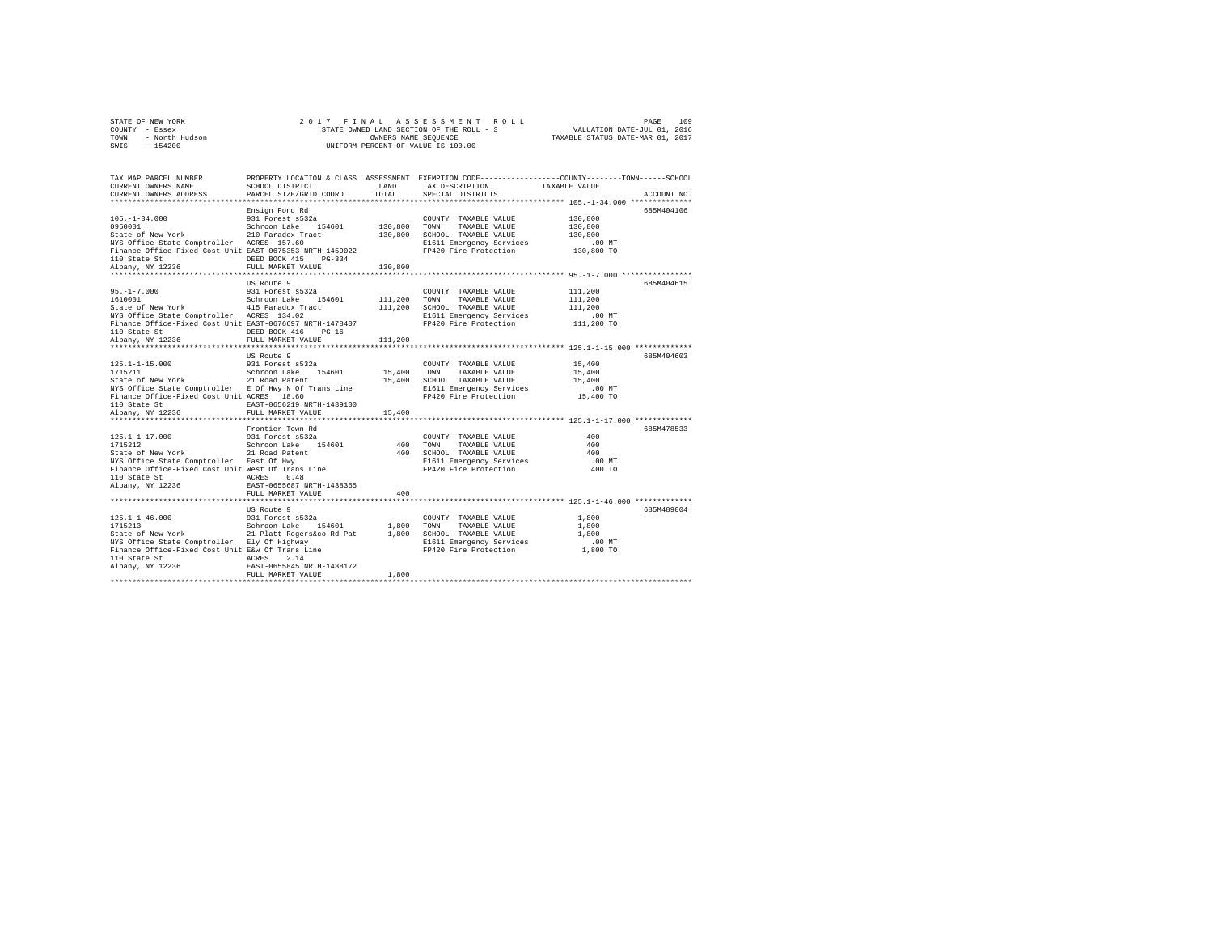STATE OF NEW YORK — 2017 FINAL ASSESSMENT ROLL
COUNTY - Essex — STATE OWNED LAND SECTION OF THE ROLL - 3 — VALUATION DATE-JUL 01, 2016
TOWN - North Hudson — OWNERS NAME SEQUENCE — TAXABLE STATUS DATE-MAR 01, 2017
SWIS - 154200 — UNIFORM PERCENT OF VALUE IS 100.00

| TAX MAP PARCEL NUMBER / CURRENT OWNERS NAME / CURRENT OWNERS ADDRESS | PROPERTY LOCATION & CLASS / SCHOOL DISTRICT / PARCEL SIZE/GRID COORD | ASSESSMENT LAND | TOTAL | EXEMPTION CODE / TAX DESCRIPTION / SPECIAL DISTRICTS | COUNTY / TOWN / SCHOOL TAXABLE VALUE | ACCOUNT NO. |
|---|---|---|---|---|---|---|
| 105.-1-34.000 | Ensign Pond Rd | | | | | 685M404106 |
| 0950001 | 931 Forest s532a | | | COUNTY TAXABLE VALUE | 130,800 | |
| State of New York | Schroon Lake 154601 | 130,800 | | TOWN TAXABLE VALUE | 130,800 | |
| NYS Office State Comptroller | 210 Paradox Tract | | 130,800 | SCHOOL TAXABLE VALUE | 130,800 | |
| Finance Office-Fixed Cost Unit | ACRES 157.60 | | | E1611 Emergency Services | .00 MT | |
| 110 State St | EAST-0675353 NRTH-1459022 | | | FP420 Fire Protection | 130,800 TO | |
| Albany, NY 12236 | DEED BOOK 415 PG-334 | | | | | |
| | FULL MARKET VALUE | | 130,800 | | | |
| 95.-1-7.000 | US Route 9 | | | | | 685M404615 |
| 1610001 | 931 Forest s532a | | | COUNTY TAXABLE VALUE | 111,200 | |
| State of New York | Schroon Lake 154601 | 111,200 | | TOWN TAXABLE VALUE | 111,200 | |
| NYS Office State Comptroller | 415 Paradox Tract | | 111,200 | SCHOOL TAXABLE VALUE | 111,200 | |
| Finance Office-Fixed Cost Unit | ACRES 134.02 | | | E1611 Emergency Services | .00 MT | |
| 110 State St | EAST-0676697 NRTH-1478407 | | | FP420 Fire Protection | 111,200 TO | |
| Albany, NY 12236 | DEED BOOK 416 PG-16 | | | | | |
| | FULL MARKET VALUE | | 111,200 | | | |
| 125.1-1-15.000 | US Route 9 | | | | | 685M404603 |
| 1715211 | 931 Forest s532a | | | COUNTY TAXABLE VALUE | 15,400 | |
| State of New York | Schroon Lake 154601 | 15,400 | | TOWN TAXABLE VALUE | 15,400 | |
| NYS Office State Comptroller | 21 Road Patent | | 15,400 | SCHOOL TAXABLE VALUE | 15,400 | |
| Finance Office-Fixed Cost Unit | E Of Hwy N Of Trans Line | | | E1611 Emergency Services | .00 MT | |
| 110 State St | ACRES 18.60 | | | FP420 Fire Protection | 15,400 TO | |
| Albany, NY 12236 | EAST-0656219 NRTH-1439100 | | | | | |
| | FULL MARKET VALUE | | 15,400 | | | |
| 125.1-1-17.000 | Frontier Town Rd | | | | | 685M478533 |
| 1715212 | 931 Forest s532a | | | COUNTY TAXABLE VALUE | 400 | |
| State of New York | Schroon Lake 154601 | 400 | | TOWN TAXABLE VALUE | 400 | |
| NYS Office State Comptroller | 21 Road Patent | | 400 | SCHOOL TAXABLE VALUE | 400 | |
| Finance Office-Fixed Cost Unit | East Of Hwy | | | E1611 Emergency Services | .00 MT | |
| 110 State St | West Of Trans Line | | | FP420 Fire Protection | 400 TO | |
| Albany, NY 12236 | ACRES 0.48 | | | | | |
| | EAST-0655687 NRTH-1438365 | | | | | |
| | FULL MARKET VALUE | | 400 | | | |
| 125.1-1-46.000 | US Route 9 | | | | | 685M489004 |
| 1715213 | 931 Forest s532a | | | COUNTY TAXABLE VALUE | 1,800 | |
| State of New York | Schroon Lake 154601 | 1,800 | | TOWN TAXABLE VALUE | 1,800 | |
| NYS Office State Comptroller | 21 Platt Rogers&co Rd Pat | | 1,800 | SCHOOL TAXABLE VALUE | 1,800 | |
| Finance Office-Fixed Cost Unit | Ely Of Highway | | | E1611 Emergency Services | .00 MT | |
| 110 State St | E&w Of Trans Line | | | FP420 Fire Protection | 1,800 TO | |
| Albany, NY 12236 | ACRES 2.14 | | | | | |
| | EAST-0655845 NRTH-1438172 | | | | | |
| | FULL MARKET VALUE | | 1,800 | | | |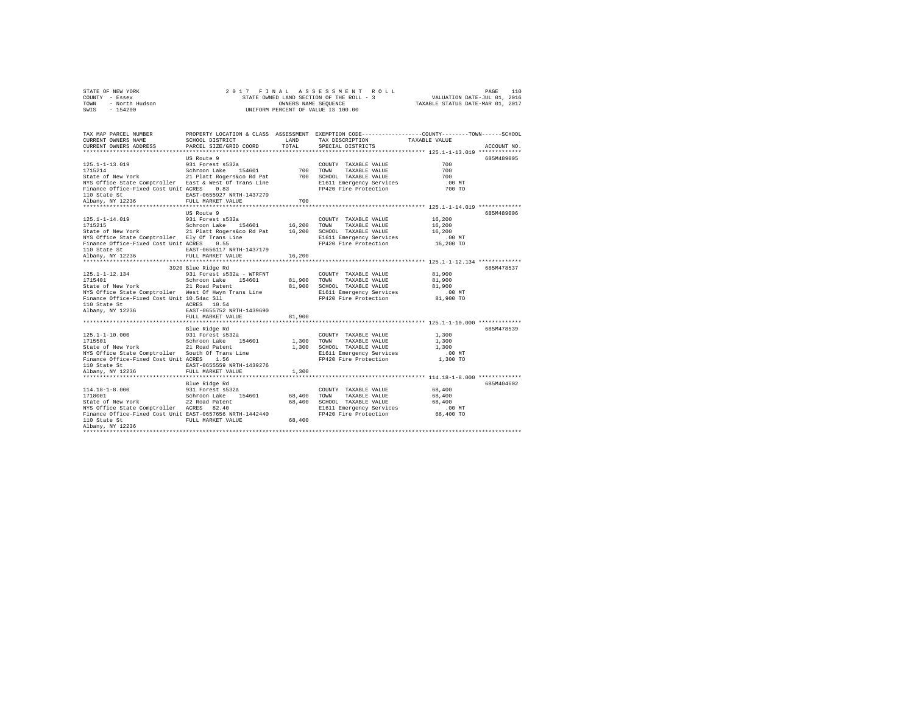STATE OF NEW YORK
COUNTY - Essex
TOWN - North Hudson
SWIS - 154200

2 0 1 7 F I N A L A S S E S S M E N T R O L L
STATE OWNED LAND SECTION OF THE ROLL - 3
OWNERS NAME SEQUENCE
UNIFORM PERCENT OF VALUE IS 100.00

VALUATION DATE-JUL 01, 2016
TAXABLE STATUS DATE-MAR 01, 2017

```
TAX MAP PARCEL NUMBER          PROPERTY LOCATION & CLASS  ASSESSMENT  EXEMPTION CODE-----------------COUNTY--------TOWN------SCHOOL
CURRENT OWNERS NAME            SCHOOL DISTRICT              LAND      TAX DESCRIPTION             TAXABLE VALUE
CURRENT OWNERS ADDRESS         PARCEL SIZE/GRID COORD       TOTAL     SPECIAL DISTRICTS                                   ACCOUNT NO.
******************************************************************************************************* 125.1-1-13.019 *************
                               US Route 9                                                                                  685M489005
125.1-1-13.019                 931 Forest s532a                        COUNTY  TAXABLE VALUE             700
1715214                        Schroon Lake    154601          700     TOWN    TAXABLE VALUE             700
State of New York              21 Platt Rogers&co Rd Pat       700     SCHOOL  TAXABLE VALUE             700
NYS Office State Comptroller   East & West Of Trans Line               E1611 Emergency Services           .00 MT
Finance Office-Fixed Cost Unit ACRES    0.83                           FP420 Fire Protection              700 TO
110 State St                   EAST-0655927 NRTH-1437279
Albany, NY 12236               FULL MARKET VALUE               700
******************************************************************************************************* 125.1-1-14.019 *************
                               US Route 9                                                                                  685M489006
125.1-1-14.019                 931 Forest s532a                        COUNTY  TAXABLE VALUE          16,200
1715215                        Schroon Lake    154601       16,200     TOWN    TAXABLE VALUE          16,200
State of New York              21 Platt Rogers&co Rd Pat    16,200     SCHOOL  TAXABLE VALUE          16,200
NYS Office State Comptroller   Ely Of Trans Line                       E1611 Emergency Services           .00 MT
Finance Office-Fixed Cost Unit ACRES    0.55                           FP420 Fire Protection           16,200 TO
110 State St                   EAST-0656117 NRTH-1437179
Albany, NY 12236               FULL MARKET VALUE            16,200
******************************************************************************************************* 125.1-1-12.134 *************
                          3920 Blue Ridge Rd                                                                               685M478537
125.1-1-12.134                 931 Forest s532a - WTRFNT               COUNTY  TAXABLE VALUE          81,900
1715401                        Schroon Lake    154601       81,900     TOWN    TAXABLE VALUE          81,900
State of New York              21 Road Patent               81,900     SCHOOL  TAXABLE VALUE          81,900
NYS Office State Comptroller   West Of Hwyn Trans Line                 E1611 Emergency Services           .00 MT
Finance Office-Fixed Cost Unit 10.54ac Sll                             FP420 Fire Protection           81,900 TO
110 State St                   ACRES   10.54
Albany, NY 12236               EAST-0655752 NRTH-1439690
                               FULL MARKET VALUE            81,900
******************************************************************************************************* 125.1-1-10.000 *************
                               Blue Ridge Rd                                                                               685M478539
125.1-1-10.000                 931 Forest s532a                        COUNTY  TAXABLE VALUE           1,300
1715501                        Schroon Lake    154601        1,300     TOWN    TAXABLE VALUE           1,300
State of New York              21 Road Patent                1,300     SCHOOL  TAXABLE VALUE           1,300
NYS Office State Comptroller   South Of Trans Line                     E1611 Emergency Services           .00 MT
Finance Office-Fixed Cost Unit ACRES    1.56                           FP420 Fire Protection            1,300 TO
110 State St                   EAST-0655559 NRTH-1439276
Albany, NY 12236               FULL MARKET VALUE             1,300
******************************************************************************************************* 114.18-1-8.000 *************
                               Blue Ridge Rd                                                                               685M404602
114.18-1-8.000                 931 Forest s532a                        COUNTY  TAXABLE VALUE          68,400
1718001                        Schroon Lake    154601       68,400     TOWN    TAXABLE VALUE          68,400
State of New York              22 Road Patent               68,400     SCHOOL  TAXABLE VALUE          68,400
NYS Office State Comptroller   ACRES   82.40                           E1611 Emergency Services           .00 MT
Finance Office-Fixed Cost Unit EAST-0657656 NRTH-1442440               FP420 Fire Protection           68,400 TO
110 State St                   FULL MARKET VALUE            68,400
Albany, NY 12236
************************************************************************************************************************************
```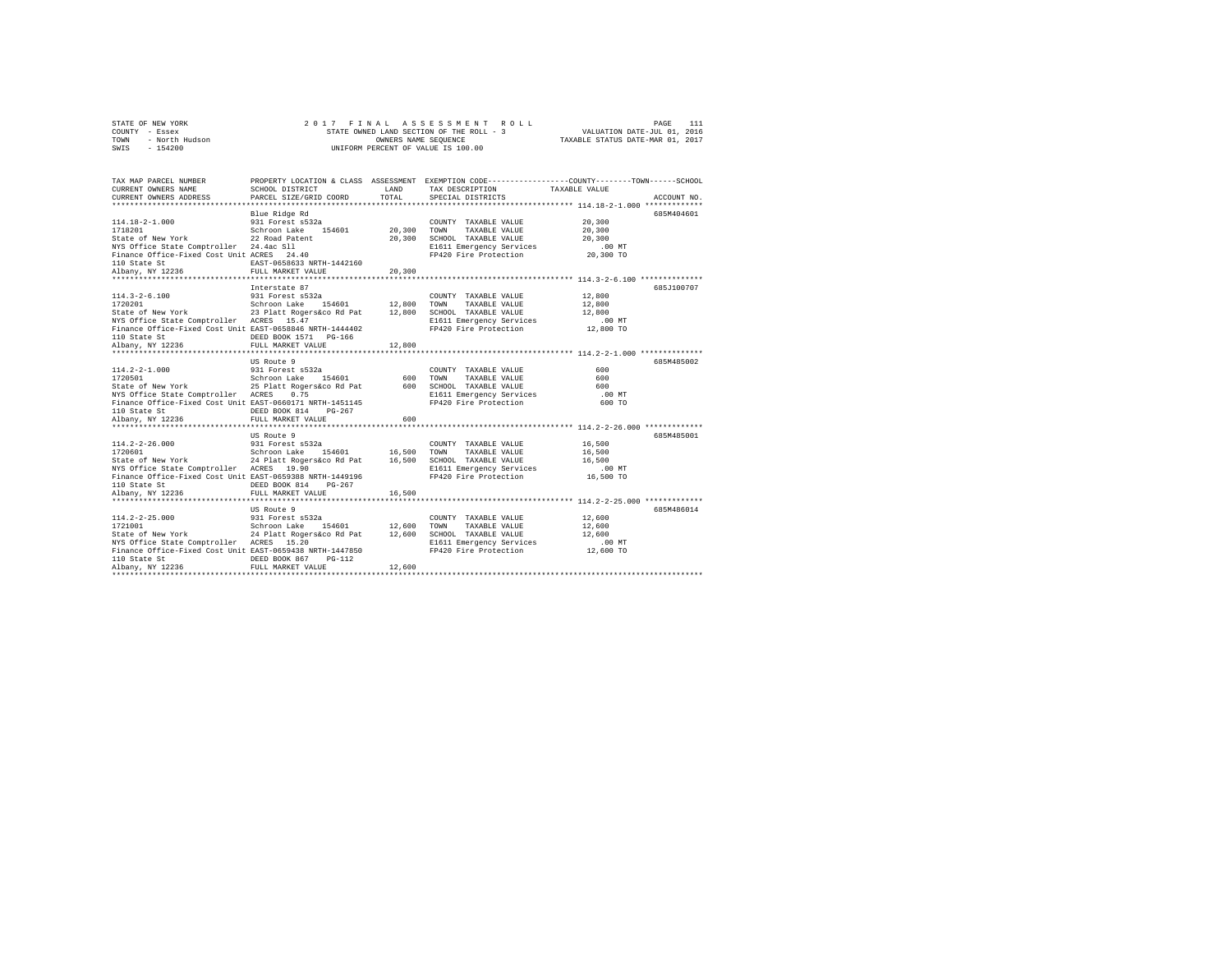STATE OF NEW YORK
COUNTY - Essex
TOWN - North Hudson
SWIS - 154200

2 0 1 7 F I N A L A S S E S S M E N T R O L L
STATE OWNED LAND SECTION OF THE ROLL - 3
OWNERS NAME SEQUENCE
UNIFORM PERCENT OF VALUE IS 100.00

VALUATION DATE-JUL 01, 2016
TAXABLE STATUS DATE-MAR 01, 2017

| TAX MAP PARCEL NUMBER / CURRENT OWNERS NAME / CURRENT OWNERS ADDRESS | PROPERTY LOCATION & CLASS / SCHOOL DISTRICT / PARCEL SIZE/GRID COORD | ASSESSMENT LAND / TOTAL | EXEMPTION CODE / TAX DESCRIPTION / SPECIAL DISTRICTS | COUNTY--------TOWN------SCHOOL TAXABLE VALUE | ACCOUNT NO. |
|---|---|---|---|---|---|
| 114.18-2-1.000 | Blue Ridge Rd | | | | 685M404601 |
| 114.18-2-1.000 | 931 Forest s532a | | COUNTY TAXABLE VALUE | 20,300 | |
| 1718201 | Schroon Lake 154601 | 20,300 | TOWN TAXABLE VALUE | 20,300 | |
| State of New York | 22 Road Patent | 20,300 | SCHOOL TAXABLE VALUE | 20,300 | |
| NYS Office State Comptroller | 24.4ac Sll | | E1611 Emergency Services | .00 MT | |
| Finance Office-Fixed Cost Unit | ACRES 24.40 | | FP420 Fire Protection | 20,300 TO | |
| 110 State St | EAST-0658633 NRTH-1442160 | | | | |
| Albany, NY 12236 | FULL MARKET VALUE | 20,300 | | | |
| 114.3-2-6.100 | Interstate 87 | | | | 685J100707 |
| 114.3-2-6.100 | 931 Forest s532a | | COUNTY TAXABLE VALUE | 12,800 | |
| 1720201 | Schroon Lake 154601 | 12,800 | TOWN TAXABLE VALUE | 12,800 | |
| State of New York | 23 Platt Rogers&co Rd Pat | 12,800 | SCHOOL TAXABLE VALUE | 12,800 | |
| NYS Office State Comptroller | ACRES 15.47 | | E1611 Emergency Services | .00 MT | |
| Finance Office-Fixed Cost Unit | EAST-0658846 NRTH-1444402 | | FP420 Fire Protection | 12,800 TO | |
| 110 State St | DEED BOOK 1571 PG-166 | | | | |
| Albany, NY 12236 | FULL MARKET VALUE | 12,800 | | | |
| 114.2-2-1.000 | US Route 9 | | | | 685M485002 |
| 114.2-2-1.000 | 931 Forest s532a | | COUNTY TAXABLE VALUE | 600 | |
| 1720501 | Schroon Lake 154601 | 600 | TOWN TAXABLE VALUE | 600 | |
| State of New York | 25 Platt Rogers&co Rd Pat | 600 | SCHOOL TAXABLE VALUE | 600 | |
| NYS Office State Comptroller | ACRES 0.75 | | E1611 Emergency Services | .00 MT | |
| Finance Office-Fixed Cost Unit | EAST-0660171 NRTH-1451145 | | FP420 Fire Protection | 600 TO | |
| 110 State St | DEED BOOK 814 PG-267 | | | | |
| Albany, NY 12236 | FULL MARKET VALUE | 600 | | | |
| 114.2-2-26.000 | US Route 9 | | | | 685M485001 |
| 114.2-2-26.000 | 931 Forest s532a | | COUNTY TAXABLE VALUE | 16,500 | |
| 1720601 | Schroon Lake 154601 | 16,500 | TOWN TAXABLE VALUE | 16,500 | |
| State of New York | 24 Platt Rogers&co Rd Pat | 16,500 | SCHOOL TAXABLE VALUE | 16,500 | |
| NYS Office State Comptroller | ACRES 19.90 | | E1611 Emergency Services | .00 MT | |
| Finance Office-Fixed Cost Unit | EAST-0659388 NRTH-1449196 | | FP420 Fire Protection | 16,500 TO | |
| 110 State St | DEED BOOK 814 PG-267 | | | | |
| Albany, NY 12236 | FULL MARKET VALUE | 16,500 | | | |
| 114.2-2-25.000 | US Route 9 | | | | 685M486014 |
| 114.2-2-25.000 | 931 Forest s532a | | COUNTY TAXABLE VALUE | 12,600 | |
| 1721001 | Schroon Lake 154601 | 12,600 | TOWN TAXABLE VALUE | 12,600 | |
| State of New York | 24 Platt Rogers&co Rd Pat | 12,600 | SCHOOL TAXABLE VALUE | 12,600 | |
| NYS Office State Comptroller | ACRES 15.20 | | E1611 Emergency Services | .00 MT | |
| Finance Office-Fixed Cost Unit | EAST-0659438 NRTH-1447850 | | FP420 Fire Protection | 12,600 TO | |
| 110 State St | DEED BOOK 867 PG-112 | | | | |
| Albany, NY 12236 | FULL MARKET VALUE | 12,600 | | | |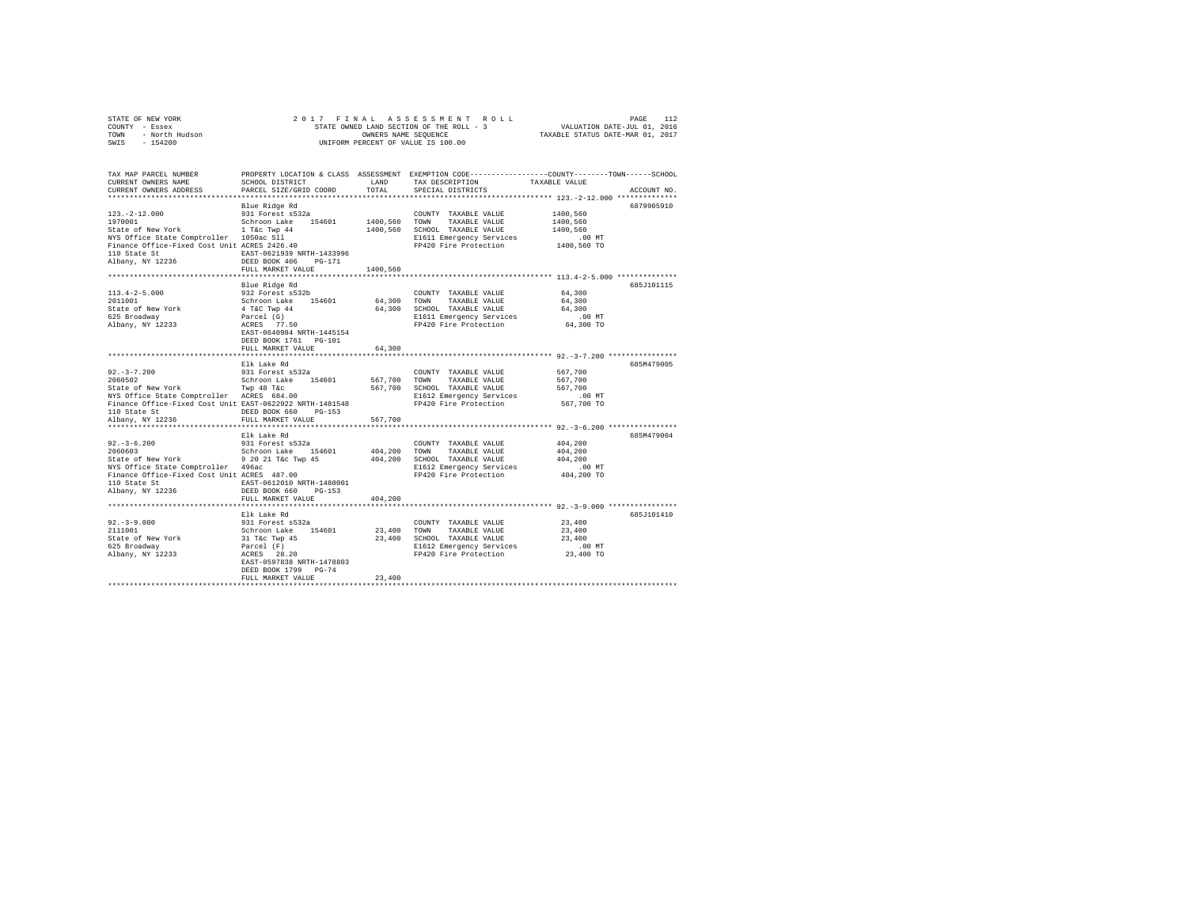STATE OF NEW YORK
COUNTY - Essex
TOWN - North Hudson
SWIS - 154200

2017 FINAL ASSESSMENT ROLL
STATE OWNED LAND SECTION OF THE ROLL - 3
OWNERS NAME SEQUENCE
UNIFORM PERCENT OF VALUE IS 100.00

VALUATION DATE-JUL 01, 2016
TAXABLE STATUS DATE-MAR 01, 2017

| TAX MAP PARCEL NUMBER / CURRENT OWNERS NAME / CURRENT OWNERS ADDRESS | PROPERTY LOCATION & CLASS / SCHOOL DISTRICT / PARCEL SIZE/GRID COORD | ASSESSMENT LAND | TOTAL | EXEMPTION CODE / TAX DESCRIPTION / SPECIAL DISTRICTS | TAXABLE VALUE (COUNTY / TOWN / SCHOOL) | ACCOUNT NO. |
|---|---|---|---|---|---|---|
| 123.-2-12.000 | Blue Ridge Rd | | | | | 6879905910 |
| 1970001 | 931 Forest s532a | | | COUNTY TAXABLE VALUE | 1400,560 | |
| State of New York | Schroon Lake 154601 | 1400,560 | | TOWN TAXABLE VALUE | 1400,560 | |
| NYS Office State Comptroller | 1 T&c Twp 44 | | 1400,560 | SCHOOL TAXABLE VALUE | 1400,560 | |
| Finance Office-Fixed Cost Unit | 1050ac Sll | | | E1611 Emergency Services | .00 MT | |
| 110 State St | ACRES 2426.40 | | | FP420 Fire Protection | 1400,560 TO | |
| Albany, NY 12236 | EAST-0621939 NRTH-1433996 | | | | | |
| | DEED BOOK 406 PG-171 | | | | | |
| | FULL MARKET VALUE | | 1400,560 | | | |
| 113.4-2-5.000 | Blue Ridge Rd | | | | | 685J101115 |
| 2011001 | 932 Forest s532b | | | COUNTY TAXABLE VALUE | 64,300 | |
| State of New York | Schroon Lake 154601 | 64,300 | | TOWN TAXABLE VALUE | 64,300 | |
| 625 Broadway | 4 T&C Twp 44 | | 64,300 | SCHOOL TAXABLE VALUE | 64,300 | |
| Albany, NY 12233 | Parcel (G) | | | E1611 Emergency Services | .00 MT | |
| | ACRES 77.50 | | | FP420 Fire Protection | 64,300 TO | |
| | EAST-0640984 NRTH-1445154 | | | | | |
| | DEED BOOK 1761 PG-101 | | | | | |
| | FULL MARKET VALUE | | 64,300 | | | |
| 92.-3-7.200 | Elk Lake Rd | | | | | 685M479005 |
| 2060502 | 931 Forest s532a | | | COUNTY TAXABLE VALUE | 567,700 | |
| State of New York | Schroon Lake 154601 | 567,700 | | TOWN TAXABLE VALUE | 567,700 | |
| NYS Office State Comptroller | Twp 48 T&c | | 567,700 | SCHOOL TAXABLE VALUE | 567,700 | |
| Finance Office-Fixed Cost Unit | ACRES 684.00 | | | E1612 Emergency Services | .00 MT | |
| 110 State St | EAST-0622922 NRTH-1481548 | | | FP420 Fire Protection | 567,700 TO | |
| Albany, NY 12236 | DEED BOOK 660 PG-153 | | | | | |
| | FULL MARKET VALUE | | 567,700 | | | |
| 92.-3-6.200 | Elk Lake Rd | | | | | 685M479004 |
| 2060603 | 931 Forest s532a | | | COUNTY TAXABLE VALUE | 404,200 | |
| State of New York | Schroon Lake 154601 | 404,200 | | TOWN TAXABLE VALUE | 404,200 | |
| NYS Office State Comptroller | 9 20 21 T&c Twp 45 | | 404,200 | SCHOOL TAXABLE VALUE | 404,200 | |
| Finance Office-Fixed Cost Unit | 496ac | | | E1612 Emergency Services | .00 MT | |
| 110 State St | ACRES 487.00 | | | FP420 Fire Protection | 404,200 TO | |
| Albany, NY 12236 | EAST-0612010 NRTH-1480001 | | | | | |
| | DEED BOOK 660 PG-153 | | | | | |
| | FULL MARKET VALUE | | 404,200 | | | |
| 92.-3-9.000 | Elk Lake Rd | | | | | 685J101410 |
| 2111001 | 931 Forest s532a | | | COUNTY TAXABLE VALUE | 23,400 | |
| State of New York | Schroon Lake 154601 | 23,400 | | TOWN TAXABLE VALUE | 23,400 | |
| 625 Broadway | 31 T&c Twp 45 | | 23,400 | SCHOOL TAXABLE VALUE | 23,400 | |
| Albany, NY 12233 | Parcel (F) | | | E1612 Emergency Services | .00 MT | |
| | ACRES 28.20 | | | FP420 Fire Protection | 23,400 TO | |
| | EAST-0597838 NRTH-1478803 | | | | | |
| | DEED BOOK 1799 PG-74 | | | | | |
| | FULL MARKET VALUE | | 23,400 | | | |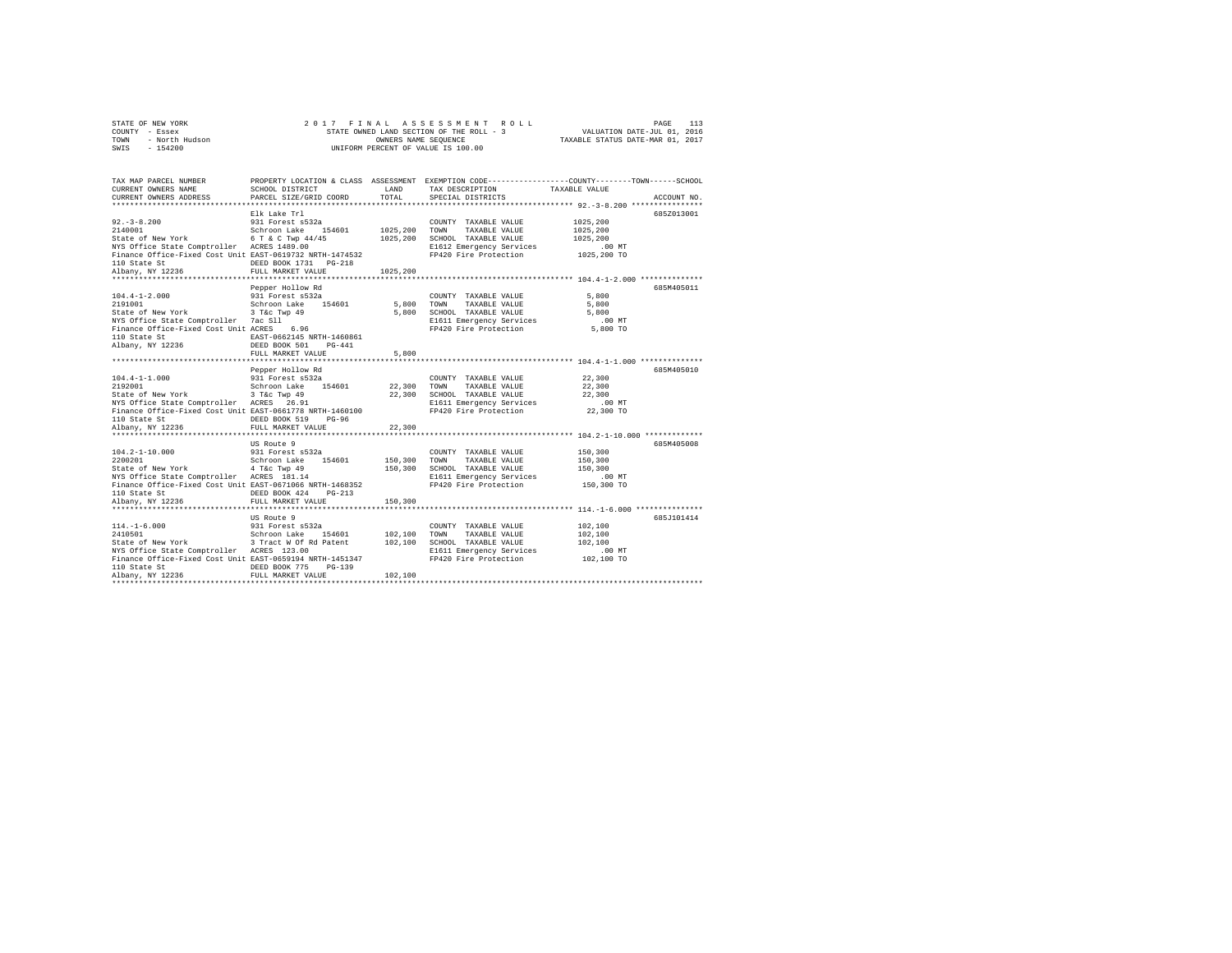STATE OF NEW YORK — 2017 FINAL ASSESSMENT ROLL
COUNTY - Essex — STATE OWNED LAND SECTION OF THE ROLL - 3 — VALUATION DATE-JUL 01, 2016
TOWN - North Hudson — OWNERS NAME SEQUENCE — TAXABLE STATUS DATE-MAR 01, 2017
SWIS - 154200 — UNIFORM PERCENT OF VALUE IS 100.00

| TAX MAP PARCEL NUMBER / CURRENT OWNERS NAME / CURRENT OWNERS ADDRESS | PROPERTY LOCATION & CLASS / SCHOOL DISTRICT / PARCEL SIZE/GRID COORD | ASSESSMENT LAND / TOTAL | EXEMPTION CODE / TAX DESCRIPTION / SPECIAL DISTRICTS | COUNTY / TOWN / SCHOOL TAXABLE VALUE | ACCOUNT NO. |
|---|---|---|---|---|---|
| 92.-3-8.200 | Elk Lake Trl | | | | 685Z013001 |
| 2140001 | 931 Forest s532a | | COUNTY TAXABLE VALUE | 1025,200 | |
| State of New York | Schroon Lake 154601 | 1025,200 | TOWN TAXABLE VALUE | 1025,200 | |
| NYS Office State Comptroller | 6 T & C Twp 44/45 | 1025,200 | SCHOOL TAXABLE VALUE | 1025,200 | |
| Finance Office-Fixed Cost Unit | ACRES 1489.00 | | E1612 Emergency Services | .00 MT | |
| 110 State St | EAST-0619732 NRTH-1474532 | | FP420 Fire Protection | 1025,200 TO | |
| Albany, NY 12236 | DEED BOOK 1731 PG-218 | | | | |
| | FULL MARKET VALUE | 1025,200 | | | |
| 104.4-1-2.000 | Pepper Hollow Rd | | | | 685M405011 |
| 2191001 | 931 Forest s532a | | COUNTY TAXABLE VALUE | 5,800 | |
| State of New York | Schroon Lake 154601 | 5,800 | TOWN TAXABLE VALUE | 5,800 | |
| NYS Office State Comptroller | 3 T&c Twp 49 | 5,800 | SCHOOL TAXABLE VALUE | 5,800 | |
| Finance Office-Fixed Cost Unit | 7ac Sll | | E1611 Emergency Services | .00 MT | |
| 110 State St | ACRES 6.96 | | FP420 Fire Protection | 5,800 TO | |
| Albany, NY 12236 | EAST-0662145 NRTH-1460861 | | | | |
| | DEED BOOK 501 PG-441 | | | | |
| | FULL MARKET VALUE | 5,800 | | | |
| 104.4-1-1.000 | Pepper Hollow Rd | | | | 685M405010 |
| 2192001 | 931 Forest s532a | | COUNTY TAXABLE VALUE | 22,300 | |
| State of New York | Schroon Lake 154601 | 22,300 | TOWN TAXABLE VALUE | 22,300 | |
| NYS Office State Comptroller | 3 T&c Twp 49 | 22,300 | SCHOOL TAXABLE VALUE | 22,300 | |
| Finance Office-Fixed Cost Unit | ACRES 26.91 | | E1611 Emergency Services | .00 MT | |
| 110 State St | EAST-0661778 NRTH-1460100 | | FP420 Fire Protection | 22,300 TO | |
| Albany, NY 12236 | DEED BOOK 519 PG-96 | | | | |
| | FULL MARKET VALUE | 22,300 | | | |
| 104.2-1-10.000 | US Route 9 | | | | 685M405008 |
| 2200201 | 931 Forest s532a | | COUNTY TAXABLE VALUE | 150,300 | |
| State of New York | Schroon Lake 154601 | 150,300 | TOWN TAXABLE VALUE | 150,300 | |
| NYS Office State Comptroller | 4 T&c Twp 49 | 150,300 | SCHOOL TAXABLE VALUE | 150,300 | |
| Finance Office-Fixed Cost Unit | ACRES 181.14 | | E1611 Emergency Services | .00 MT | |
| 110 State St | EAST-0671066 NRTH-1468352 | | FP420 Fire Protection | 150,300 TO | |
| Albany, NY 12236 | DEED BOOK 424 PG-213 | | | | |
| | FULL MARKET VALUE | 150,300 | | | |
| 114.-1-6.000 | US Route 9 | | | | 685J101414 |
| 2410501 | 931 Forest s532a | | COUNTY TAXABLE VALUE | 102,100 | |
| State of New York | Schroon Lake 154601 | 102,100 | TOWN TAXABLE VALUE | 102,100 | |
| NYS Office State Comptroller | 3 Tract W Of Rd Patent | 102,100 | SCHOOL TAXABLE VALUE | 102,100 | |
| Finance Office-Fixed Cost Unit | ACRES 123.00 | | E1611 Emergency Services | .00 MT | |
| 110 State St | EAST-0659194 NRTH-1451347 | | FP420 Fire Protection | 102,100 TO | |
| Albany, NY 12236 | DEED BOOK 775 PG-139 | | | | |
| | FULL MARKET VALUE | 102,100 | | | |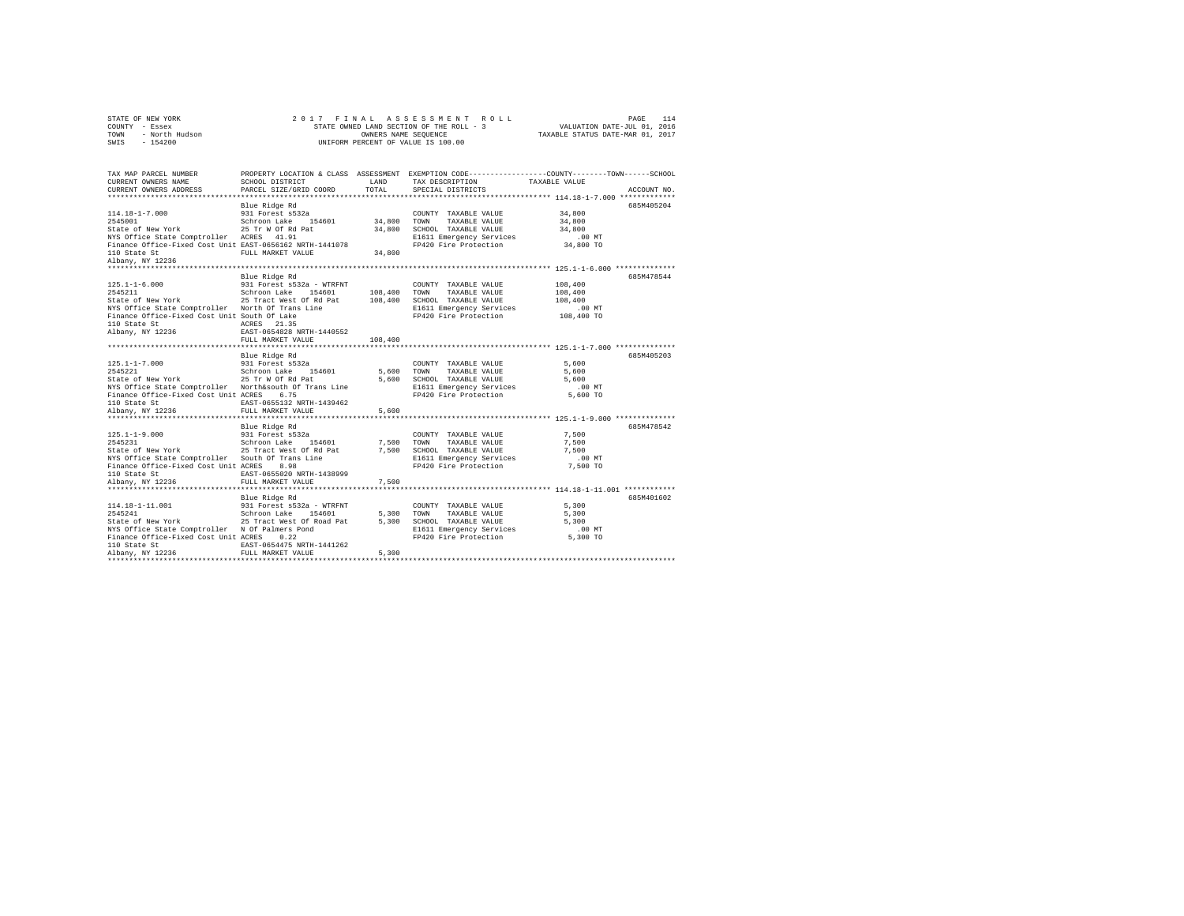STATE OF NEW YORK — 2017 FINAL ASSESSMENT ROLL
COUNTY - Essex — STATE OWNED LAND SECTION OF THE ROLL - 3 — VALUATION DATE-JUL 01, 2016
TOWN - North Hudson — OWNERS NAME SEQUENCE — TAXABLE STATUS DATE-MAR 01, 2017
SWIS - 154200 — UNIFORM PERCENT OF VALUE IS 100.00

| TAX MAP PARCEL NUMBER / CURRENT OWNERS NAME / CURRENT OWNERS ADDRESS | PROPERTY LOCATION & CLASS / SCHOOL DISTRICT / PARCEL SIZE/GRID COORD | ASSESSMENT LAND | TOTAL | EXEMPTION CODE / TAX DESCRIPTION / SPECIAL DISTRICTS | COUNTY--TOWN--SCHOOL TAXABLE VALUE | ACCOUNT NO. |
|---|---|---|---|---|---|---|
| 114.18-1-7.000 | Blue Ridge Rd | | | | | 685M405204 |
| | 931 Forest s532a | | | COUNTY TAXABLE VALUE | 34,800 | |
| 2545001 | Schroon Lake 154601 | 34,800 | | TOWN TAXABLE VALUE | 34,800 | |
| State of New York | 25 Tr W Of Rd Pat | | 34,800 | SCHOOL TAXABLE VALUE | 34,800 | |
| NYS Office State Comptroller | ACRES 41.91 | | | E1611 Emergency Services | .00 MT | |
| Finance Office-Fixed Cost Unit | EAST-0656162 NRTH-1441078 | | | FP420 Fire Protection | 34,800 TO | |
| 110 State St | FULL MARKET VALUE | | 34,800 | | | |
| Albany, NY 12236 | | | | | | |
| 125.1-1-6.000 | Blue Ridge Rd | | | | | 685M478544 |
| | 931 Forest s532a - WTRFNT | | | COUNTY TAXABLE VALUE | 108,400 | |
| 2545211 | Schroon Lake 154601 | 108,400 | | TOWN TAXABLE VALUE | 108,400 | |
| State of New York | 25 Tract West Of Rd Pat | | 108,400 | SCHOOL TAXABLE VALUE | 108,400 | |
| NYS Office State Comptroller | North Of Trans Line | | | E1611 Emergency Services | .00 MT | |
| Finance Office-Fixed Cost Unit | South Of Lake | | | FP420 Fire Protection | 108,400 TO | |
| 110 State St | ACRES 21.35 | | | | | |
| Albany, NY 12236 | EAST-0654828 NRTH-1440552 | | | | | |
| | FULL MARKET VALUE | | 108,400 | | | |
| 125.1-1-7.000 | Blue Ridge Rd | | | | | 685M405203 |
| | 931 Forest s532a | | | COUNTY TAXABLE VALUE | 5,600 | |
| 2545221 | Schroon Lake 154601 | 5,600 | | TOWN TAXABLE VALUE | 5,600 | |
| State of New York | 25 Tr W Of Rd Pat | | 5,600 | SCHOOL TAXABLE VALUE | 5,600 | |
| NYS Office State Comptroller | North&south Of Trans Line | | | E1611 Emergency Services | .00 MT | |
| Finance Office-Fixed Cost Unit | ACRES 6.75 | | | FP420 Fire Protection | 5,600 TO | |
| 110 State St | EAST-0655132 NRTH-1439462 | | | | | |
| Albany, NY 12236 | FULL MARKET VALUE | | 5,600 | | | |
| 125.1-1-9.000 | Blue Ridge Rd | | | | | 685M478542 |
| | 931 Forest s532a | | | COUNTY TAXABLE VALUE | 7,500 | |
| 2545231 | Schroon Lake 154601 | 7,500 | | TOWN TAXABLE VALUE | 7,500 | |
| State of New York | 25 Tract West Of Rd Pat | | 7,500 | SCHOOL TAXABLE VALUE | 7,500 | |
| NYS Office State Comptroller | South Of Trans Line | | | E1611 Emergency Services | .00 MT | |
| Finance Office-Fixed Cost Unit | ACRES 8.98 | | | FP420 Fire Protection | 7,500 TO | |
| 110 State St | EAST-0655020 NRTH-1438999 | | | | | |
| Albany, NY 12236 | FULL MARKET VALUE | | 7,500 | | | |
| 114.18-1-11.001 | Blue Ridge Rd | | | | | 685M401602 |
| | 931 Forest s532a - WTRFNT | | | COUNTY TAXABLE VALUE | 5,300 | |
| 2545241 | Schroon Lake 154601 | 5,300 | | TOWN TAXABLE VALUE | 5,300 | |
| State of New York | 25 Tract West Of Road Pat | | 5,300 | SCHOOL TAXABLE VALUE | 5,300 | |
| NYS Office State Comptroller | N Of Palmers Pond | | | E1611 Emergency Services | .00 MT | |
| Finance Office-Fixed Cost Unit | ACRES 0.22 | | | FP420 Fire Protection | 5,300 TO | |
| 110 State St | EAST-0654475 NRTH-1441262 | | | | | |
| Albany, NY 12236 | FULL MARKET VALUE | | 5,300 | | | |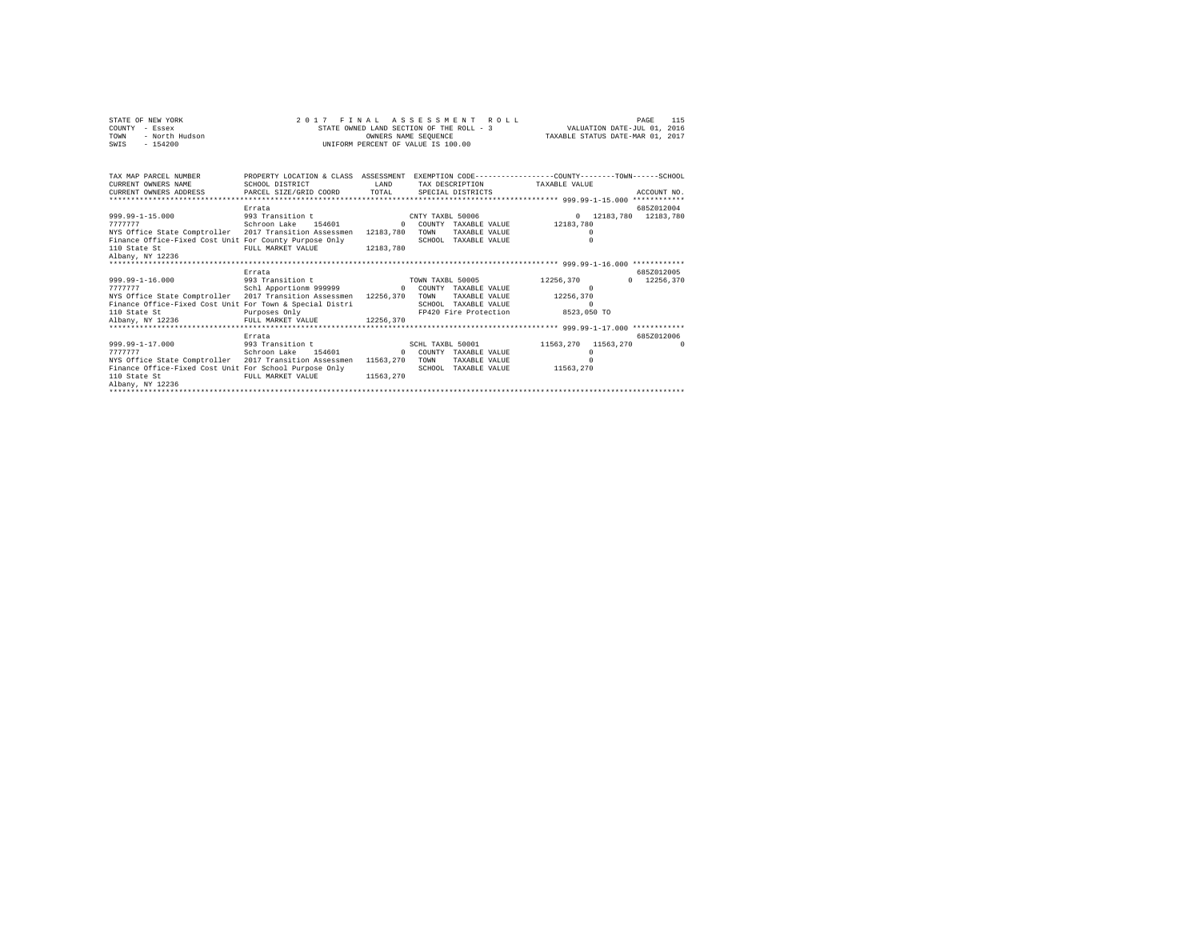STATE OF NEW YORK
COUNTY - Essex
TOWN - North Hudson
SWIS - 154200

2 0 1 7 F I N A L A S S E S S M E N T R O L L
STATE OWNED LAND SECTION OF THE ROLL - 3
OWNERS NAME SEQUENCE
UNIFORM PERCENT OF VALUE IS 100.00

VALUATION DATE-JUL 01, 2016
TAXABLE STATUS DATE-MAR 01, 2017

| TAX MAP PARCEL NUMBER / CURRENT OWNERS NAME / CURRENT OWNERS ADDRESS | PROPERTY LOCATION & CLASS / SCHOOL DISTRICT / PARCEL SIZE/GRID COORD | ASSESSMENT LAND / TOTAL | EXEMPTION CODE / TAX DESCRIPTION / SPECIAL DISTRICTS | COUNTY | TOWN | SCHOOL / ACCOUNT NO. |
|---|---|---|---|---|---|---|
| **999.99-1-15.000** | Errata | | | | | 685Z012004 |
| 999.99-1-15.000 | 993 Transition t | | CNTY TAXBL 50006 | 0 | 12183,780 | 12183,780 |
| 7777777 | Schroon Lake 154601 | 0 | COUNTY TAXABLE VALUE | 12183,780 | | |
| NYS Office State Comptroller | 2017 Transition Assessmen | 12183,780 | TOWN TAXABLE VALUE | 0 | | |
| Finance Office-Fixed Cost Unit | For County Purpose Only | | SCHOOL TAXABLE VALUE | 0 | | |
| 110 State St | FULL MARKET VALUE | 12183,780 | | | | |
| Albany, NY 12236 | | | | | | |
| **999.99-1-16.000** | Errata | | | | | 685Z012005 |
| 999.99-1-16.000 | 993 Transition t | | TOWN TAXBL 50005 | 12256,370 | 0 | 12256,370 |
| 7777777 | Schl Apportionm 999999 | 0 | COUNTY TAXABLE VALUE | 0 | | |
| NYS Office State Comptroller | 2017 Transition Assessmen | 12256,370 | TOWN TAXABLE VALUE | 12256,370 | | |
| Finance Office-Fixed Cost Unit | For Town & Special Distri | | SCHOOL TAXABLE VALUE | 0 | | |
| 110 State St | Purposes Only | | FP420 Fire Protection | 8523,050 TO | | |
| Albany, NY 12236 | FULL MARKET VALUE | 12256,370 | | | | |
| **999.99-1-17.000** | Errata | | | | | 685Z012006 |
| 999.99-1-17.000 | 993 Transition t | | SCHL TAXBL 50001 | 11563,270 | 11563,270 | 0 |
| 7777777 | Schroon Lake 154601 | 0 | COUNTY TAXABLE VALUE | 0 | | |
| NYS Office State Comptroller | 2017 Transition Assessmen | 11563,270 | TOWN TAXABLE VALUE | 0 | | |
| Finance Office-Fixed Cost Unit | For School Purpose Only | | SCHOOL TAXABLE VALUE | 11563,270 | | |
| 110 State St | FULL MARKET VALUE | 11563,270 | | | | |
| Albany, NY 12236 | | | | | | |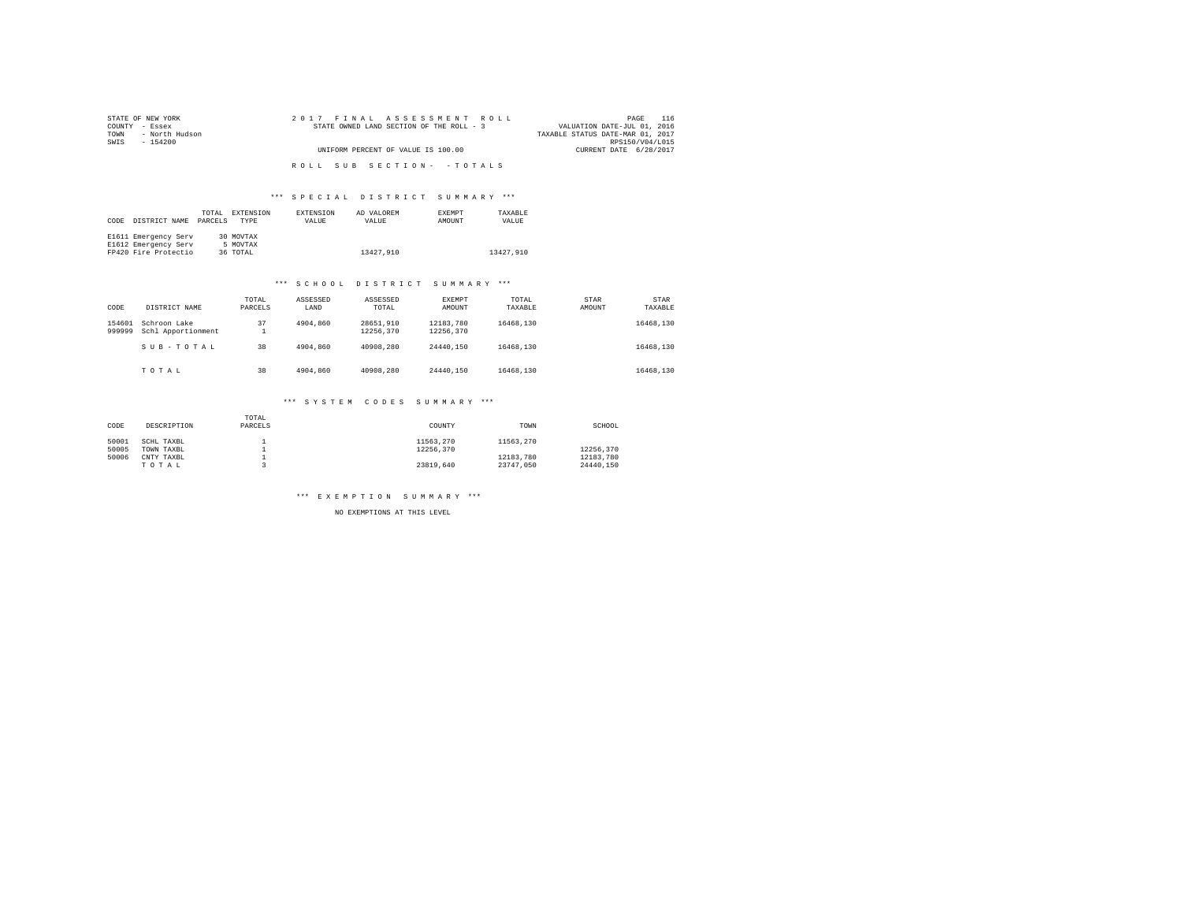STATE OF NEW YORK
COUNTY - Essex
TOWN - North Hudson
SWIS - 154200

2 0 1 7 F I N A L A S S E S S M E N T R O L L
STATE OWNED LAND SECTION OF THE ROLL - 3
UNIFORM PERCENT OF VALUE IS 100.00

VALUATION DATE-JUL 01, 2016
TAXABLE STATUS DATE-MAR 01, 2017
RPS150/V04/L015
CURRENT DATE 6/28/2017

R O L L S U B S E C T I O N - - T O T A L S

### *** S P E C I A L D I S T R I C T S U M M A R Y ***

| CODE | DISTRICT NAME | TOTAL PARCELS | EXTENSION TYPE | EXTENSION VALUE | AD VALOREM VALUE | EXEMPT AMOUNT | TAXABLE VALUE |
|---|---|---|---|---|---|---|---|
| E1611 | Emergency Serv | 30 | MOVTAX | | | | |
| E1612 | Emergency Serv | 5 | MOVTAX | | | | |
| FP420 | Fire Protectio | 36 | TOTAL | | 13427,910 | | 13427,910 |

### *** S C H O O L D I S T R I C T S U M M A R Y ***

| CODE | DISTRICT NAME | TOTAL PARCELS | ASSESSED LAND | ASSESSED TOTAL | EXEMPT AMOUNT | TOTAL TAXABLE | STAR AMOUNT | STAR TAXABLE |
|---|---|---|---|---|---|---|---|---|
| 154601 | Schroon Lake | 37 | 4904,860 | 28651,910 | 12183,780 | 16468,130 | | 16468,130 |
| 999999 | Schl Apportionment | 1 | | 12256,370 | 12256,370 | | | |
| | S U B - T O T A L | 38 | 4904,860 | 40908,280 | 24440,150 | 16468,130 | | 16468,130 |
| | T O T A L | 38 | 4904,860 | 40908,280 | 24440,150 | 16468,130 | | 16468,130 |

### *** S Y S T E M C O D E S S U M M A R Y ***

| CODE | DESCRIPTION | TOTAL PARCELS | COUNTY | TOWN | SCHOOL |
|---|---|---|---|---|---|
| 50001 | SCHL TAXBL | 1 | 11563,270 | 11563,270 | |
| 50005 | TOWN TAXBL | 1 | 12256,370 | | 12256,370 |
| 50006 | CNTY TAXBL | 1 | | 12183,780 | 12183,780 |
| | T O T A L | 3 | 23819,640 | 23747,050 | 24440,150 |

### *** E X E M P T I O N S U M M A R Y ***

NO EXEMPTIONS AT THIS LEVEL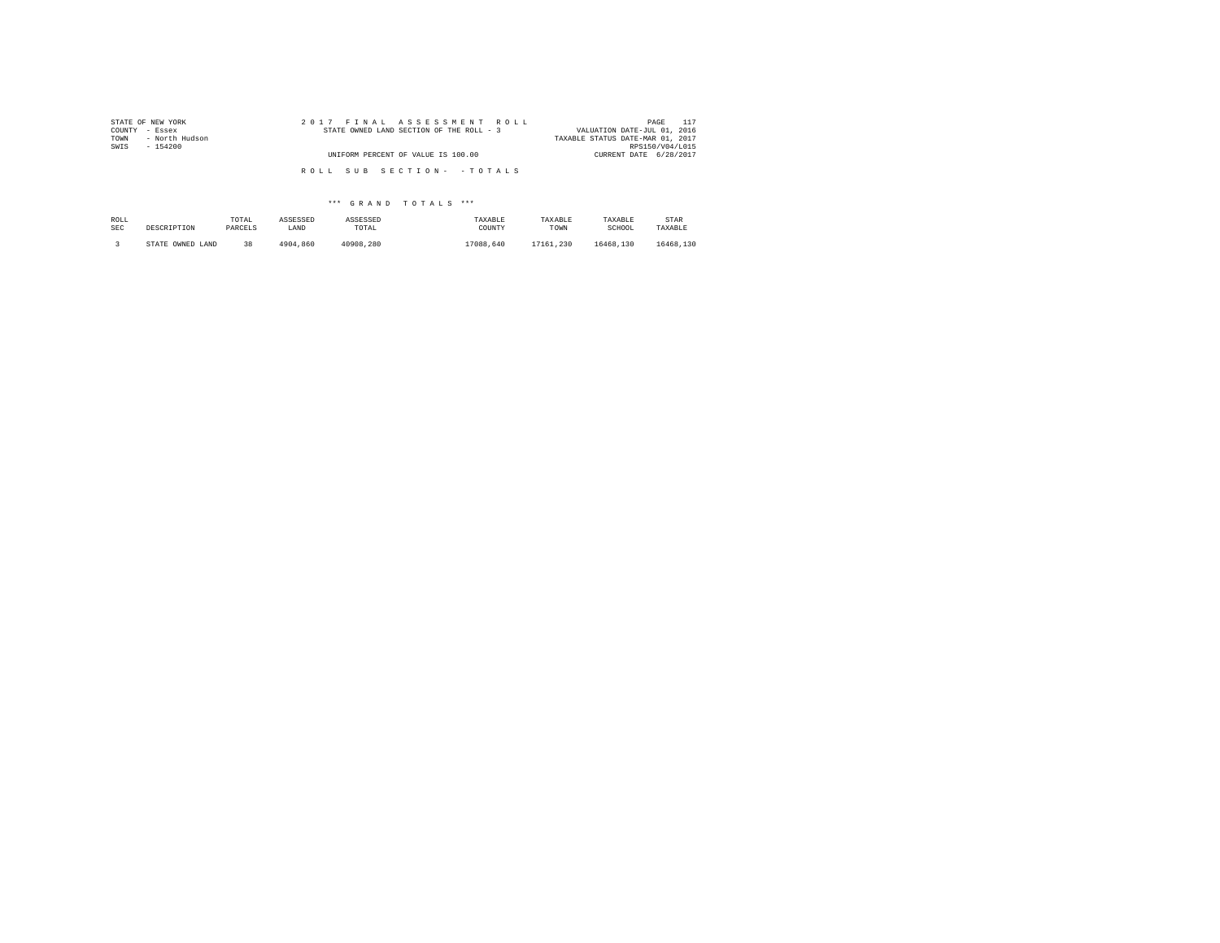STATE OF NEW YORK
COUNTY - Essex
TOWN - North Hudson
SWIS - 154200

2017 FINAL ASSESSMENT ROLL
STATE OWNED LAND SECTION OF THE ROLL - 3

UNIFORM PERCENT OF VALUE IS 100.00

VALUATION DATE-JUL 01, 2016
TAXABLE STATUS DATE-MAR 01, 2017
RPS150/V04/L015
CURRENT DATE 6/28/2017

ROLL SUB SECTION- - TOTALS

*** GRAND TOTALS ***

| ROLL SEC | DESCRIPTION | TOTAL PARCELS | ASSESSED LAND | ASSESSED TOTAL | TAXABLE COUNTY | TAXABLE TOWN | TAXABLE SCHOOL | STAR TAXABLE |
|---|---|---|---|---|---|---|---|---|
| 3 | STATE OWNED LAND | 38 | 4904,860 | 40908,280 | 17088,640 | 17161,230 | 16468,130 | 16468,130 |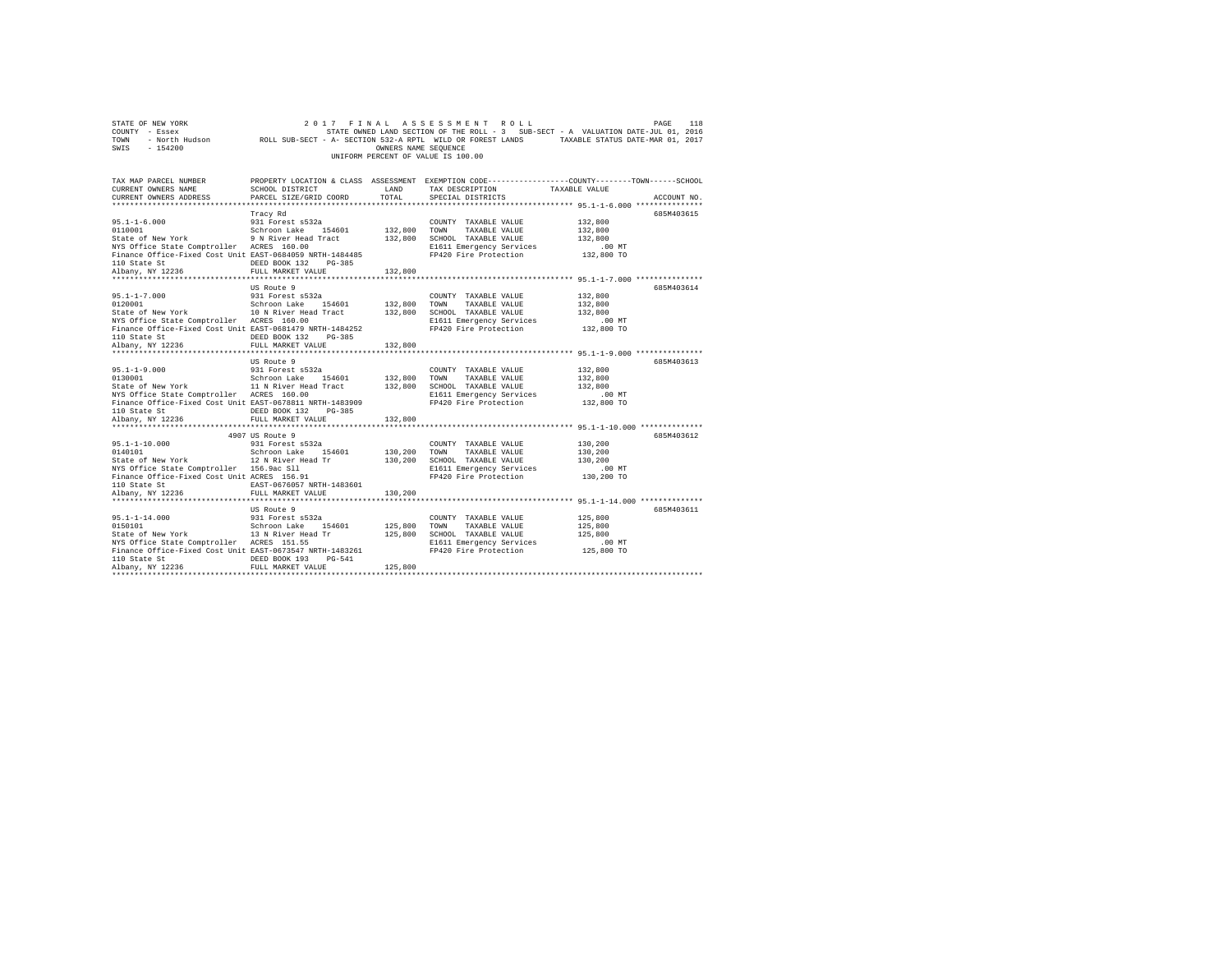STATE OF NEW YORK 2017 FINAL ASSESSMENT ROLL
COUNTY - Essex STATE OWNED LAND SECTION OF THE ROLL - 3 SUB-SECT - A VALUATION DATE-JUL 01, 2016
TOWN - North Hudson ROLL SUB-SECT - A- SECTION 532-A RPTL WILD OR FOREST LANDS TAXABLE STATUS DATE-MAR 01, 2017
SWIS - 154200 OWNERS NAME SEQUENCE
UNIFORM PERCENT OF VALUE IS 100.00

```
TAX MAP PARCEL NUMBER          PROPERTY LOCATION & CLASS  ASSESSMENT  EXEMPTION CODE------------------COUNTY--------TOWN------SCHOOL
CURRENT OWNERS NAME            SCHOOL DISTRICT             LAND       TAX DESCRIPTION            TAXABLE VALUE
CURRENT OWNERS ADDRESS         PARCEL SIZE/GRID COORD      TOTAL      SPECIAL DISTRICTS                                   ACCOUNT NO.
****************************************************************************************************** 95.1-1-6.000 ***************
                               Tracy Rd                                                                                685M403615
95.1-1-6.000                   931 Forest s532a                        COUNTY  TAXABLE VALUE          132,800
0110001                        Schroon Lake   154601      132,800      TOWN    TAXABLE VALUE          132,800
State of New York              9 N River Head Tract       132,800      SCHOOL  TAXABLE VALUE          132,800
NYS Office State Comptroller   ACRES 160.00                            E1611 Emergency Services           .00 MT
Finance Office-Fixed Cost Unit EAST-0684059 NRTH-1484485               FP420 Fire Protection          132,800 TO
110 State St                   DEED BOOK 132    PG-385
Albany, NY 12236               FULL MARKET VALUE          132,800
****************************************************************************************************** 95.1-1-7.000 ***************
                               US Route 9                                                                              685M403614
95.1-1-7.000                   931 Forest s532a                        COUNTY  TAXABLE VALUE          132,800
0120001                        Schroon Lake   154601      132,800      TOWN    TAXABLE VALUE          132,800
State of New York              10 N River Head Tract      132,800      SCHOOL  TAXABLE VALUE          132,800
NYS Office State Comptroller   ACRES 160.00                            E1611 Emergency Services           .00 MT
Finance Office-Fixed Cost Unit EAST-0681479 NRTH-1484252               FP420 Fire Protection          132,800 TO
110 State St                   DEED BOOK 132    PG-385
Albany, NY 12236               FULL MARKET VALUE          132,800
****************************************************************************************************** 95.1-1-9.000 ***************
                               US Route 9                                                                              685M403613
95.1-1-9.000                   931 Forest s532a                        COUNTY  TAXABLE VALUE          132,800
0130001                        Schroon Lake   154601      132,800      TOWN    TAXABLE VALUE          132,800
State of New York              11 N River Head Tract      132,800      SCHOOL  TAXABLE VALUE          132,800
NYS Office State Comptroller   ACRES 160.00                            E1611 Emergency Services           .00 MT
Finance Office-Fixed Cost Unit EAST-0678811 NRTH-1483909               FP420 Fire Protection          132,800 TO
110 State St                   DEED BOOK 132    PG-385
Albany, NY 12236               FULL MARKET VALUE          132,800
****************************************************************************************************** 95.1-1-10.000 **************
                          4907 US Route 9                                                                              685M403612
95.1-1-10.000                  931 Forest s532a                        COUNTY  TAXABLE VALUE          130,200
0140101                        Schroon Lake   154601      130,200      TOWN    TAXABLE VALUE          130,200
State of New York              12 N River Head Tr         130,200      SCHOOL  TAXABLE VALUE          130,200
NYS Office State Comptroller   156.9ac Sll                             E1611 Emergency Services           .00 MT
Finance Office-Fixed Cost Unit ACRES 156.91                            FP420 Fire Protection          130,200 TO
110 State St                   EAST-0676057 NRTH-1483601
Albany, NY 12236               FULL MARKET VALUE          130,200
****************************************************************************************************** 95.1-1-14.000 **************
                               US Route 9                                                                              685M403611
95.1-1-14.000                  931 Forest s532a                        COUNTY  TAXABLE VALUE          125,800
0150101                        Schroon Lake   154601      125,800      TOWN    TAXABLE VALUE          125,800
State of New York              13 N River Head Tr         125,800      SCHOOL  TAXABLE VALUE          125,800
NYS Office State Comptroller   ACRES 151.55                            E1611 Emergency Services           .00 MT
Finance Office-Fixed Cost Unit EAST-0673547 NRTH-1483261               FP420 Fire Protection          125,800 TO
110 State St                   DEED BOOK 193    PG-541
Albany, NY 12236               FULL MARKET VALUE          125,800
************************************************************************************************************************************
```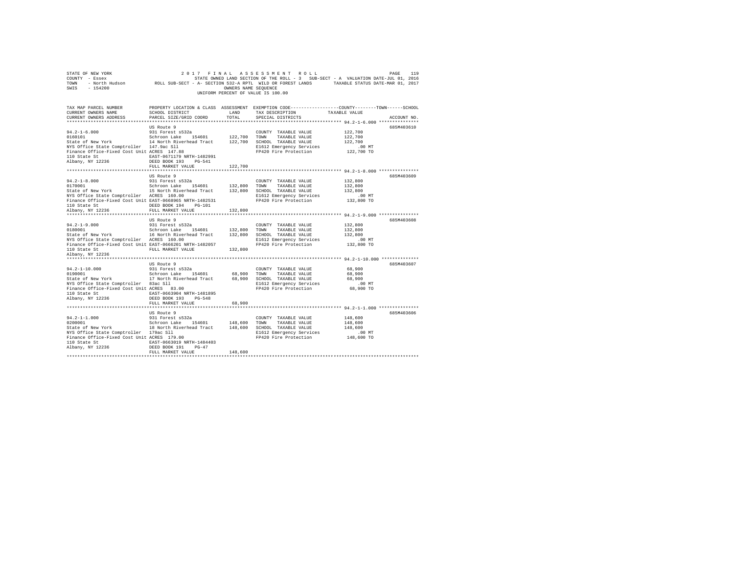STATE OF NEW YORK
COUNTY - Essex
TOWN - North Hudson
SWIS - 154200

2 0 1 7 F I N A L A S S E S S M E N T R O L L
STATE OWNED LAND SECTION OF THE ROLL - 3 SUB-SECT - A VALUATION DATE-JUL 01, 2016
ROLL SUB-SECT - A- SECTION 532-A RPTL WILD OR FOREST LANDS TAXABLE STATUS DATE-MAR 01, 2017
OWNERS NAME SEQUENCE
UNIFORM PERCENT OF VALUE IS 100.00

| TAX MAP PARCEL NUMBER / CURRENT OWNERS NAME / CURRENT OWNERS ADDRESS | PROPERTY LOCATION & CLASS / SCHOOL DISTRICT / PARCEL SIZE/GRID COORD | ASSESSMENT LAND / TOTAL | EXEMPTION CODE / TAX DESCRIPTION / SPECIAL DISTRICTS | COUNTY--------TOWN------SCHOOL TAXABLE VALUE | ACCOUNT NO. |
|---|---|---|---|---|---|
| 94.2-1-6.000 | US Route 9 | | | | 685M403610 |
| 94.2-1-6.000 | 931 Forest s532a | | COUNTY TAXABLE VALUE | 122,700 | |
| 0160101 | Schroon Lake 154601 | 122,700 | TOWN TAXABLE VALUE | 122,700 | |
| State of New York | 14 North Riverhead Tract | 122,700 | SCHOOL TAXABLE VALUE | 122,700 | |
| NYS Office State Comptroller | 147.9ac Sll | | E1612 Emergency Services | .00 MT | |
| Finance Office-Fixed Cost Unit | ACRES 147.88 | | FP420 Fire Protection | 122,700 TO | |
| 110 State St | EAST-0671179 NRTH-1482991 | | | | |
| Albany, NY 12236 | DEED BOOK 193 PG-541 | | | | |
| | FULL MARKET VALUE | 122,700 | | | |
| 94.2-1-8.000 | US Route 9 | | | | 685M403609 |
| 94.2-1-8.000 | 931 Forest s532a | | COUNTY TAXABLE VALUE | 132,800 | |
| 0170001 | Schroon Lake 154601 | 132,800 | TOWN TAXABLE VALUE | 132,800 | |
| State of New York | 15 North Riverhead Tract | 132,800 | SCHOOL TAXABLE VALUE | 132,800 | |
| NYS Office State Comptroller | ACRES 160.00 | | E1612 Emergency Services | .00 MT | |
| Finance Office-Fixed Cost Unit | EAST-0668965 NRTH-1482531 | | FP420 Fire Protection | 132,800 TO | |
| 110 State St | DEED BOOK 194 PG-101 | | | | |
| Albany, NY 12236 | FULL MARKET VALUE | 132,800 | | | |
| 94.2-1-9.000 | US Route 9 | | | | 685M403608 |
| 94.2-1-9.000 | 931 Forest s532a | | COUNTY TAXABLE VALUE | 132,800 | |
| 0180001 | Schroon Lake 154601 | 132,800 | TOWN TAXABLE VALUE | 132,800 | |
| State of New York | 16 North Riverhead Tract | 132,800 | SCHOOL TAXABLE VALUE | 132,800 | |
| NYS Office State Comptroller | ACRES 160.00 | | E1612 Emergency Services | .00 MT | |
| Finance Office-Fixed Cost Unit | EAST-0666201 NRTH-1482057 | | FP420 Fire Protection | 132,800 TO | |
| 110 State St | FULL MARKET VALUE | 132,800 | | | |
| Albany, NY 12236 | | | | | |
| 94.2-1-10.000 | US Route 9 | | | | 685M403607 |
| 94.2-1-10.000 | 931 Forest s532a | | COUNTY TAXABLE VALUE | 68,900 | |
| 0190001 | Schroon Lake 154601 | 68,900 | TOWN TAXABLE VALUE | 68,900 | |
| State of New York | 17 North Riverhead Tract | 68,900 | SCHOOL TAXABLE VALUE | 68,900 | |
| NYS Office State Comptroller | 83ac Sll | | E1612 Emergency Services | .00 MT | |
| Finance Office-Fixed Cost Unit | ACRES 83.00 | | FP420 Fire Protection | 68,900 TO | |
| 110 State St | EAST-0663904 NRTH-1481895 | | | | |
| Albany, NY 12236 | DEED BOOK 193 PG-548 | | | | |
| | FULL MARKET VALUE | 68,900 | | | |
| 94.2-1-1.000 | US Route 9 | | | | 685M403606 |
| 94.2-1-1.000 | 931 Forest s532a | | COUNTY TAXABLE VALUE | 148,600 | |
| 0200001 | Schroon Lake 154601 | 148,600 | TOWN TAXABLE VALUE | 148,600 | |
| State of New York | 18 North Riverhead Tract | 148,600 | SCHOOL TAXABLE VALUE | 148,600 | |
| NYS Office State Comptroller | 179ac Sll | | E1612 Emergency Services | .00 MT | |
| Finance Office-Fixed Cost Unit | ACRES 179.00 | | FP420 Fire Protection | 148,600 TO | |
| 110 State St | EAST-0663019 NRTH-1484403 | | | | |
| Albany, NY 12236 | DEED BOOK 191 PG-47 | | | | |
| | FULL MARKET VALUE | 148,600 | | | |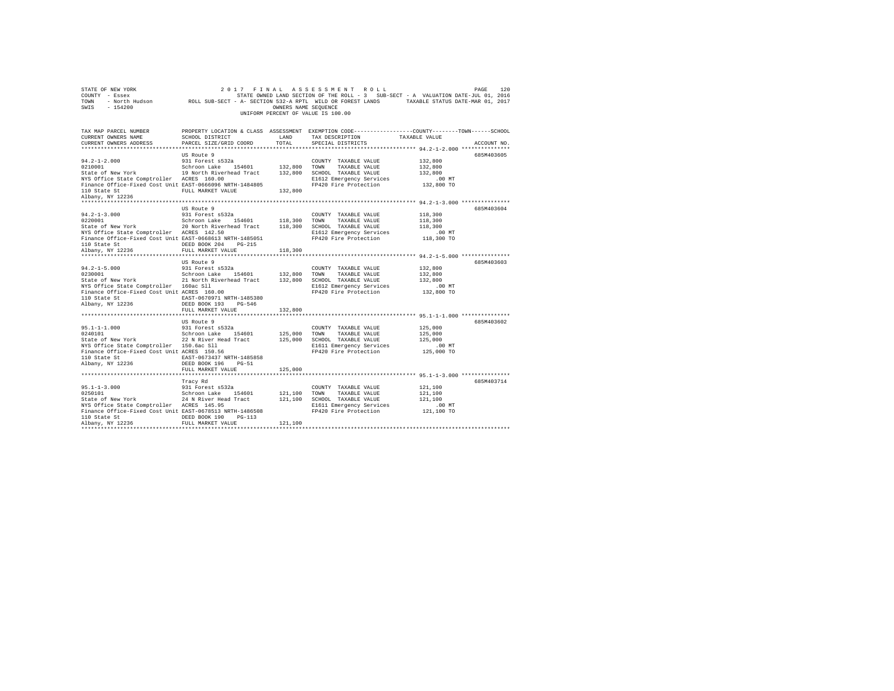STATE OF NEW YORK                    2 0 1 7   F I N A L   A S S E S S M E N T   R O L L                    PAGE  120
COUNTY - Essex                    STATE OWNED LAND SECTION OF THE ROLL - 3   SUB-SECT - A  VALUATION DATE-JUL 01, 2016
TOWN  - North Hudson        ROLL SUB-SECT - A- SECTION 532-A RPTL  WILD OR FOREST LANDS     TAXABLE STATUS DATE-MAR 01, 2017
SWIS  - 154200                                   OWNERS NAME SEQUENCE
UNIFORM PERCENT OF VALUE IS 100.00

| TAX MAP PARCEL NUMBER / CURRENT OWNERS NAME / CURRENT OWNERS ADDRESS | PROPERTY LOCATION & CLASS / SCHOOL DISTRICT / PARCEL SIZE/GRID COORD | ASSESSMENT LAND / TOTAL | EXEMPTION CODE / TAX DESCRIPTION / SPECIAL DISTRICTS | TAXABLE VALUE (COUNTY / TOWN / SCHOOL) | ACCOUNT NO. |
|---|---|---|---|---|---|
| 94.2-1-2.000 | US Route 9 | | | | 685M403605 |
| 0210001 | 931 Forest s532a | | COUNTY TAXABLE VALUE | 132,800 | |
| State of New York | Schroon Lake 154601 | 132,800 | TOWN TAXABLE VALUE | 132,800 | |
| NYS Office State Comptroller | 19 North Riverhead Tract | 132,800 | SCHOOL TAXABLE VALUE | 132,800 | |
| Finance Office-Fixed Cost Unit | ACRES 160.00 | | E1612 Emergency Services | .00 MT | |
| 110 State St | EAST-0666096 NRTH-1484805 | | FP420 Fire Protection | 132,800 TO | |
| Albany, NY 12236 | FULL MARKET VALUE | 132,800 | | | |
| 94.2-1-3.000 | US Route 9 | | | | 685M403604 |
| 0220001 | 931 Forest s532a | | COUNTY TAXABLE VALUE | 118,300 | |
| State of New York | Schroon Lake 154601 | 118,300 | TOWN TAXABLE VALUE | 118,300 | |
| NYS Office State Comptroller | 20 North Riverhead Tract | 118,300 | SCHOOL TAXABLE VALUE | 118,300 | |
| Finance Office-Fixed Cost Unit | ACRES 142.50 | | E1612 Emergency Services | .00 MT | |
| 110 State St | EAST-0668613 NRTH-1485051 | | FP420 Fire Protection | 118,300 TO | |
| Albany, NY 12236 | DEED BOOK 204 PG-215 | | | | |
| | FULL MARKET VALUE | 118,300 | | | |
| 94.2-1-5.000 | US Route 9 | | | | 685M403603 |
| 0230001 | 931 Forest s532a | | COUNTY TAXABLE VALUE | 132,800 | |
| State of New York | Schroon Lake 154601 | 132,800 | TOWN TAXABLE VALUE | 132,800 | |
| NYS Office State Comptroller | 21 North Riverhead Tract | 132,800 | SCHOOL TAXABLE VALUE | 132,800 | |
| Finance Office-Fixed Cost Unit | 160ac Sll | | E1612 Emergency Services | .00 MT | |
| 110 State St | ACRES 160.00 | | FP420 Fire Protection | 132,800 TO | |
| Albany, NY 12236 | EAST-0670971 NRTH-1485380 | | | | |
| | DEED BOOK 193 PG-546 | | | | |
| | FULL MARKET VALUE | 132,800 | | | |
| 95.1-1-1.000 | US Route 9 | | | | 685M403602 |
| 0240101 | 931 Forest s532a | | COUNTY TAXABLE VALUE | 125,000 | |
| State of New York | Schroon Lake 154601 | 125,000 | TOWN TAXABLE VALUE | 125,000 | |
| NYS Office State Comptroller | 22 N River Head Tract | 125,000 | SCHOOL TAXABLE VALUE | 125,000 | |
| Finance Office-Fixed Cost Unit | 150.6ac Sll | | E1611 Emergency Services | .00 MT | |
| 110 State St | ACRES 150.56 | | FP420 Fire Protection | 125,000 TO | |
| Albany, NY 12236 | EAST-0673437 NRTH-1485858 | | | | |
| | DEED BOOK 196 PG-51 | | | | |
| | FULL MARKET VALUE | 125,000 | | | |
| 95.1-1-3.000 | Tracy Rd | | | | 685M403714 |
| 0250101 | 931 Forest s532a | | COUNTY TAXABLE VALUE | 121,100 | |
| State of New York | Schroon Lake 154601 | 121,100 | TOWN TAXABLE VALUE | 121,100 | |
| NYS Office State Comptroller | 24 N River Head Tract | 121,100 | SCHOOL TAXABLE VALUE | 121,100 | |
| Finance Office-Fixed Cost Unit | ACRES 145.95 | | E1611 Emergency Services | .00 MT | |
| 110 State St | EAST-0678513 NRTH-1486508 | | FP420 Fire Protection | 121,100 TO | |
| Albany, NY 12236 | DEED BOOK 190 PG-113 | | | | |
| | FULL MARKET VALUE | 121,100 | | | |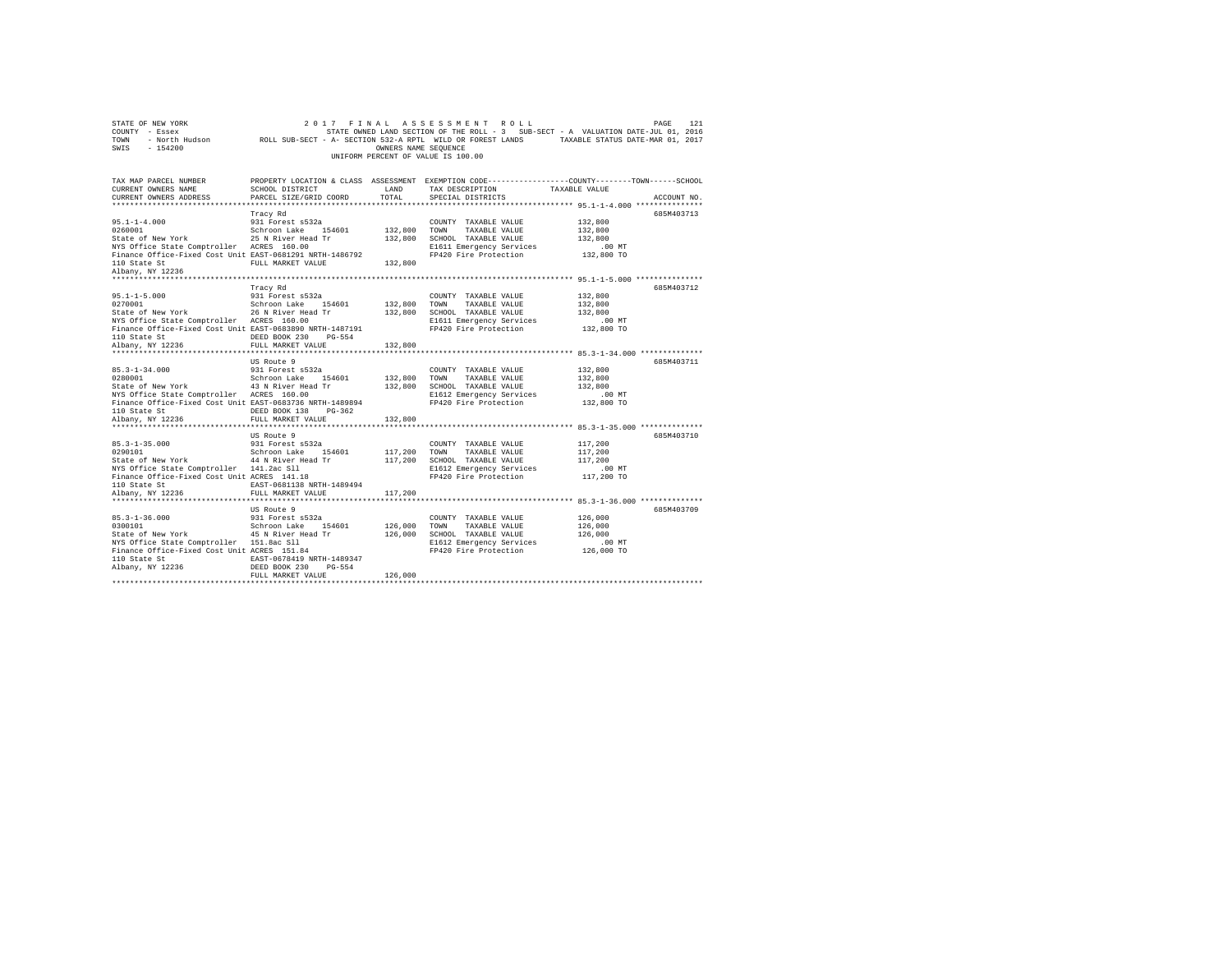STATE OF NEW YORK 2 0 1 7 F I N A L A S S E S S M E N T R O L L
COUNTY - Essex STATE OWNED LAND SECTION OF THE ROLL - 3 SUB-SECT - A VALUATION DATE-JUL 01, 2016
TOWN - North Hudson ROLL SUB-SECT - A- SECTION 532-A RPTL WILD OR FOREST LANDS TAXABLE STATUS DATE-MAR 01, 2017
SWIS - 154200 OWNERS NAME SEQUENCE
UNIFORM PERCENT OF VALUE IS 100.00

| TAX MAP PARCEL NUMBER / CURRENT OWNERS NAME / CURRENT OWNERS ADDRESS | PROPERTY LOCATION & CLASS / SCHOOL DISTRICT / PARCEL SIZE/GRID COORD | ASSESSMENT LAND / TOTAL | EXEMPTION CODE / TAX DESCRIPTION / SPECIAL DISTRICTS | COUNTY--------TOWN------SCHOOL TAXABLE VALUE | ACCOUNT NO. |
|---|---|---|---|---|---|
| 95.1-1-4.000 | Tracy Rd | | | | 685M403713 |
| 0260001 | 931 Forest s532a | | COUNTY TAXABLE VALUE | 132,800 | |
| State of New York | Schroon Lake 154601 | 132,800 | TOWN TAXABLE VALUE | 132,800 | |
| NYS Office State Comptroller | 25 N River Head Tr | 132,800 | SCHOOL TAXABLE VALUE | 132,800 | |
| Finance Office-Fixed Cost Unit | ACRES 160.00 | | E1611 Emergency Services | .00 MT | |
| 110 State St | EAST-0681291 NRTH-1486792 | | FP420 Fire Protection | 132,800 TO | |
| Albany, NY 12236 | FULL MARKET VALUE | 132,800 | | | |
| 95.1-1-5.000 | Tracy Rd | | | | 685M403712 |
| 0270001 | 931 Forest s532a | | COUNTY TAXABLE VALUE | 132,800 | |
| State of New York | Schroon Lake 154601 | 132,800 | TOWN TAXABLE VALUE | 132,800 | |
| NYS Office State Comptroller | 26 N River Head Tr | 132,800 | SCHOOL TAXABLE VALUE | 132,800 | |
| Finance Office-Fixed Cost Unit | ACRES 160.00 | | E1611 Emergency Services | .00 MT | |
| 110 State St | EAST-0683890 NRTH-1487191 | | FP420 Fire Protection | 132,800 TO | |
| Albany, NY 12236 | DEED BOOK 230 PG-554 | | | | |
| | FULL MARKET VALUE | 132,800 | | | |
| 85.3-1-34.000 | US Route 9 | | | | 685M403711 |
| 0280001 | 931 Forest s532a | | COUNTY TAXABLE VALUE | 132,800 | |
| State of New York | Schroon Lake 154601 | 132,800 | TOWN TAXABLE VALUE | 132,800 | |
| NYS Office State Comptroller | 43 N River Head Tr | 132,800 | SCHOOL TAXABLE VALUE | 132,800 | |
| Finance Office-Fixed Cost Unit | ACRES 160.00 | | E1612 Emergency Services | .00 MT | |
| 110 State St | EAST-0683736 NRTH-1489894 | | FP420 Fire Protection | 132,800 TO | |
| Albany, NY 12236 | DEED BOOK 138 PG-362 | | | | |
| | FULL MARKET VALUE | 132,800 | | | |
| 85.3-1-35.000 | US Route 9 | | | | 685M403710 |
| 0290101 | 931 Forest s532a | | COUNTY TAXABLE VALUE | 117,200 | |
| State of New York | Schroon Lake 154601 | 117,200 | TOWN TAXABLE VALUE | 117,200 | |
| NYS Office State Comptroller | 44 N River Head Tr | 117,200 | SCHOOL TAXABLE VALUE | 117,200 | |
| Finance Office-Fixed Cost Unit | 141.2ac Sll | | E1612 Emergency Services | .00 MT | |
| 110 State St | ACRES 141.18 | | FP420 Fire Protection | 117,200 TO | |
| Albany, NY 12236 | EAST-0681138 NRTH-1489494 | | | | |
| | FULL MARKET VALUE | 117,200 | | | |
| 85.3-1-36.000 | US Route 9 | | | | 685M403709 |
| 0300101 | 931 Forest s532a | | COUNTY TAXABLE VALUE | 126,000 | |
| State of New York | Schroon Lake 154601 | 126,000 | TOWN TAXABLE VALUE | 126,000 | |
| NYS Office State Comptroller | 45 N River Head Tr | 126,000 | SCHOOL TAXABLE VALUE | 126,000 | |
| Finance Office-Fixed Cost Unit | 151.8ac Sll | | E1612 Emergency Services | .00 MT | |
| 110 State St | ACRES 151.84 | | FP420 Fire Protection | 126,000 TO | |
| Albany, NY 12236 | EAST-0678419 NRTH-1489347 | | | | |
| | DEED BOOK 230 PG-554 | | | | |
| | FULL MARKET VALUE | 126,000 | | | |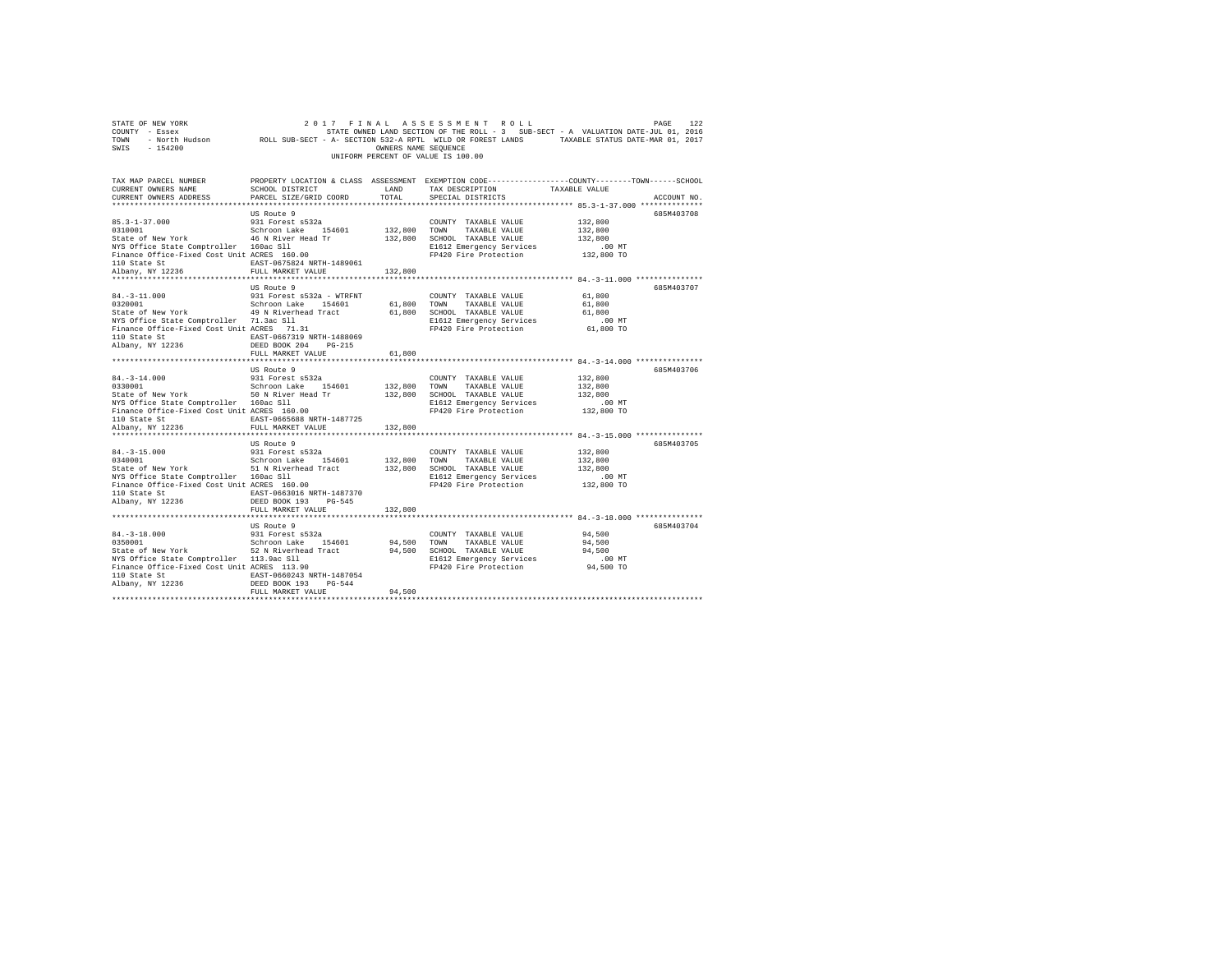STATE OF NEW YORK 2017 FINAL ASSESSMENT ROLL
COUNTY - Essex STATE OWNED LAND SECTION OF THE ROLL - 3 SUB-SECT - A VALUATION DATE-JUL 01, 2016
TOWN - North Hudson ROLL SUB-SECT - A- SECTION 532-A RPTL WILD OR FOREST LANDS TAXABLE STATUS DATE-MAR 01, 2017
SWIS - 154200 OWNERS NAME SEQUENCE
UNIFORM PERCENT OF VALUE IS 100.00

| TAX MAP PARCEL NUMBER / CURRENT OWNERS NAME / CURRENT OWNERS ADDRESS | PROPERTY LOCATION & CLASS / SCHOOL DISTRICT / PARCEL SIZE/GRID COORD | ASSESSMENT LAND | TOTAL | EXEMPTION CODE / TAX DESCRIPTION / SPECIAL DISTRICTS | TAXABLE VALUE (COUNTY / TOWN / SCHOOL) | ACCOUNT NO. |
|---|---|---|---|---|---|---|
| 85.3-1-37.000 | US Route 9 | | | | | 685M403708 |
| 0310001 | 931 Forest s532a | | | COUNTY TAXABLE VALUE | 132,800 | |
| State of New York | Schroon Lake 154601 | 132,800 | | TOWN TAXABLE VALUE | 132,800 | |
| NYS Office State Comptroller | 46 N River Head Tr | | 132,800 | SCHOOL TAXABLE VALUE | 132,800 | |
| Finance Office-Fixed Cost Unit | 160ac Sll | | | E1612 Emergency Services | .00 MT | |
| 110 State St | ACRES 160.00 | | | FP420 Fire Protection | 132,800 TO | |
| Albany, NY 12236 | EAST-0675824 NRTH-1489061 | | | | | |
| | FULL MARKET VALUE | | 132,800 | | | |
| 84.-3-11.000 | US Route 9 | | | | | 685M403707 |
| 0320001 | 931 Forest s532a - WTRFNT | | | COUNTY TAXABLE VALUE | 61,800 | |
| State of New York | Schroon Lake 154601 | 61,800 | | TOWN TAXABLE VALUE | 61,800 | |
| NYS Office State Comptroller | 49 N Riverhead Tract | | 61,800 | SCHOOL TAXABLE VALUE | 61,800 | |
| Finance Office-Fixed Cost Unit | 71.3ac Sll | | | E1612 Emergency Services | .00 MT | |
| 110 State St | ACRES 71.31 | | | FP420 Fire Protection | 61,800 TO | |
| Albany, NY 12236 | EAST-0667319 NRTH-1488069 | | | | | |
| | DEED BOOK 204 PG-215 | | | | | |
| | FULL MARKET VALUE | | 61,800 | | | |
| 84.-3-14.000 | US Route 9 | | | | | 685M403706 |
| 0330001 | 931 Forest s532a | | | COUNTY TAXABLE VALUE | 132,800 | |
| State of New York | Schroon Lake 154601 | 132,800 | | TOWN TAXABLE VALUE | 132,800 | |
| NYS Office State Comptroller | 50 N River Head Tr | | 132,800 | SCHOOL TAXABLE VALUE | 132,800 | |
| Finance Office-Fixed Cost Unit | 160ac Sll | | | E1612 Emergency Services | .00 MT | |
| 110 State St | ACRES 160.00 | | | FP420 Fire Protection | 132,800 TO | |
| Albany, NY 12236 | EAST-0665688 NRTH-1487725 | | | | | |
| | FULL MARKET VALUE | | 132,800 | | | |
| 84.-3-15.000 | US Route 9 | | | | | 685M403705 |
| 0340001 | 931 Forest s532a | | | COUNTY TAXABLE VALUE | 132,800 | |
| State of New York | Schroon Lake 154601 | 132,800 | | TOWN TAXABLE VALUE | 132,800 | |
| NYS Office State Comptroller | 51 N Riverhead Tract | | 132,800 | SCHOOL TAXABLE VALUE | 132,800 | |
| Finance Office-Fixed Cost Unit | 160ac Sll | | | E1612 Emergency Services | .00 MT | |
| 110 State St | ACRES 160.00 | | | FP420 Fire Protection | 132,800 TO | |
| Albany, NY 12236 | EAST-0663016 NRTH-1487370 | | | | | |
| | DEED BOOK 193 PG-545 | | | | | |
| | FULL MARKET VALUE | | 132,800 | | | |
| 84.-3-18.000 | US Route 9 | | | | | 685M403704 |
| 0350001 | 931 Forest s532a | | | COUNTY TAXABLE VALUE | 94,500 | |
| State of New York | Schroon Lake 154601 | 94,500 | | TOWN TAXABLE VALUE | 94,500 | |
| NYS Office State Comptroller | 52 N Riverhead Tract | | 94,500 | SCHOOL TAXABLE VALUE | 94,500 | |
| Finance Office-Fixed Cost Unit | 113.9ac Sll | | | E1612 Emergency Services | .00 MT | |
| 110 State St | ACRES 113.90 | | | FP420 Fire Protection | 94,500 TO | |
| Albany, NY 12236 | EAST-0660243 NRTH-1487054 | | | | | |
| | DEED BOOK 193 PG-544 | | | | | |
| | FULL MARKET VALUE | | 94,500 | | | |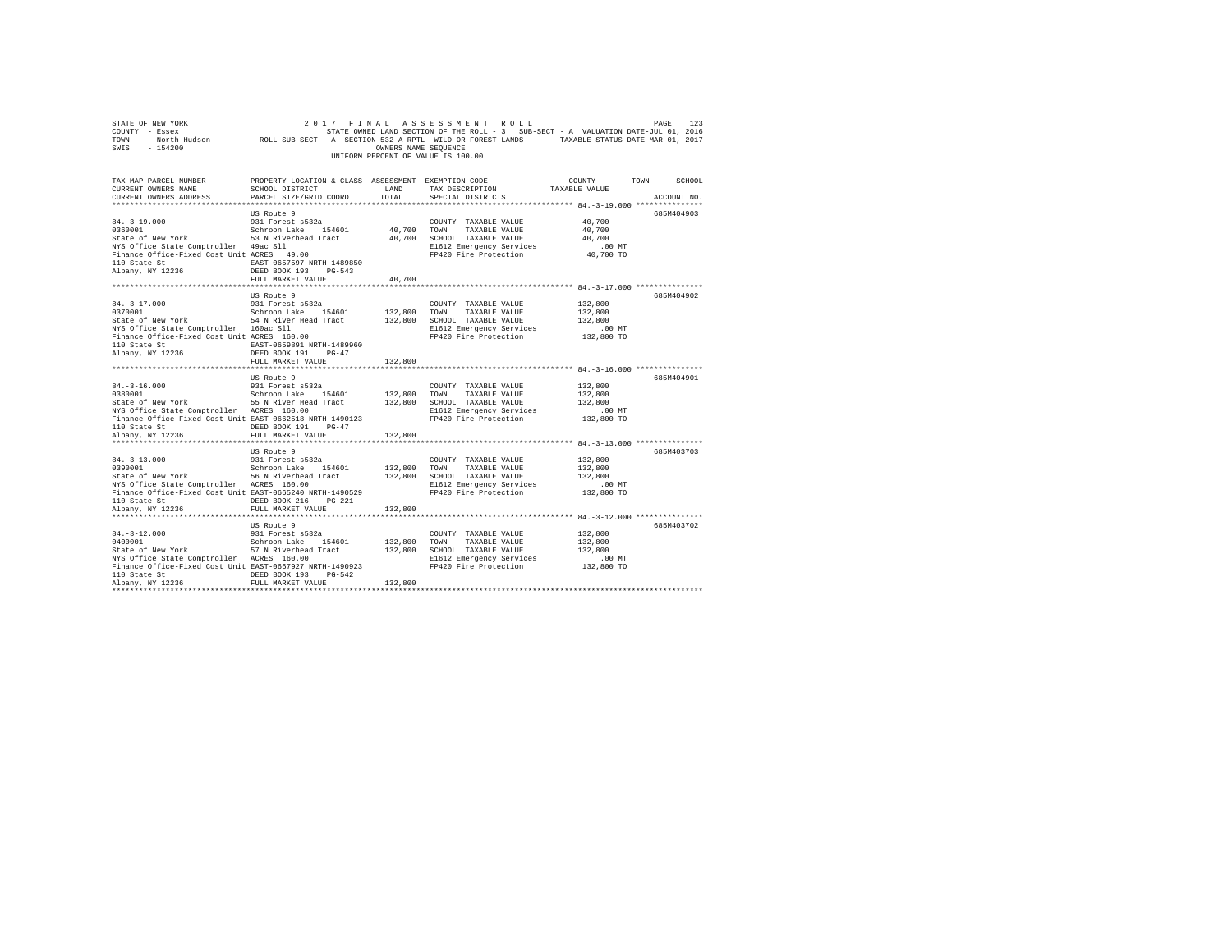STATE OF NEW YORK
COUNTY - Essex
TOWN - North Hudson
SWIS - 154200

2017 FINAL ASSESSMENT ROLL
STATE OWNED LAND SECTION OF THE ROLL - 3 SUB-SECT - A VALUATION DATE-JUL 01, 2016
ROLL SUB-SECT - A- SECTION 532-A RPTL WILD OR FOREST LANDS TAXABLE STATUS DATE-MAR 01, 2017
OWNERS NAME SEQUENCE
UNIFORM PERCENT OF VALUE IS 100.00

| TAX MAP PARCEL NUMBER / CURRENT OWNERS NAME / CURRENT OWNERS ADDRESS | PROPERTY LOCATION & CLASS / SCHOOL DISTRICT / PARCEL SIZE/GRID COORD | ASSESSMENT LAND / TOTAL | EXEMPTION CODE / TAX DESCRIPTION / SPECIAL DISTRICTS | TAXABLE VALUE (COUNTY / TOWN / SCHOOL) | ACCOUNT NO. |
|---|---|---|---|---|---|
| **84.-3-19.000** | US Route 9 | | | | 685M404903 |
| 0360001 | 931 Forest s532a | | COUNTY TAXABLE VALUE | 40,700 | |
| State of New York | Schroon Lake 154601 | 40,700 | TOWN TAXABLE VALUE | 40,700 | |
| NYS Office State Comptroller | 53 N Riverhead Tract | 40,700 | SCHOOL TAXABLE VALUE | 40,700 | |
| Finance Office-Fixed Cost Unit | 49ac Sll | | E1612 Emergency Services | .00 MT | |
| 110 State St | ACRES 49.00 | | FP420 Fire Protection | 40,700 TO | |
| Albany, NY 12236 | EAST-0657597 NRTH-1489850 | | | | |
| | DEED BOOK 193 PG-543 | | | | |
| | FULL MARKET VALUE | 40,700 | | | |
| **84.-3-17.000** | US Route 9 | | | | 685M404902 |
| 0370001 | 931 Forest s532a | | COUNTY TAXABLE VALUE | 132,800 | |
| State of New York | Schroon Lake 154601 | 132,800 | TOWN TAXABLE VALUE | 132,800 | |
| NYS Office State Comptroller | 54 N River Head Tract | 132,800 | SCHOOL TAXABLE VALUE | 132,800 | |
| Finance Office-Fixed Cost Unit | 160ac Sll | | E1612 Emergency Services | .00 MT | |
| 110 State St | ACRES 160.00 | | FP420 Fire Protection | 132,800 TO | |
| Albany, NY 12236 | EAST-0659891 NRTH-1489960 | | | | |
| | DEED BOOK 191 PG-47 | | | | |
| | FULL MARKET VALUE | 132,800 | | | |
| **84.-3-16.000** | US Route 9 | | | | 685M404901 |
| 0380001 | 931 Forest s532a | | COUNTY TAXABLE VALUE | 132,800 | |
| State of New York | Schroon Lake 154601 | 132,800 | TOWN TAXABLE VALUE | 132,800 | |
| NYS Office State Comptroller | 55 N River Head Tract | 132,800 | SCHOOL TAXABLE VALUE | 132,800 | |
| Finance Office-Fixed Cost Unit | ACRES 160.00 | | E1612 Emergency Services | .00 MT | |
| 110 State St | EAST-0662518 NRTH-1490123 | | FP420 Fire Protection | 132,800 TO | |
| Albany, NY 12236 | DEED BOOK 191 PG-47 | | | | |
| | FULL MARKET VALUE | 132,800 | | | |
| **84.-3-13.000** | US Route 9 | | | | 685M403703 |
| 0390001 | 931 Forest s532a | | COUNTY TAXABLE VALUE | 132,800 | |
| State of New York | Schroon Lake 154601 | 132,800 | TOWN TAXABLE VALUE | 132,800 | |
| NYS Office State Comptroller | 56 N Riverhead Tract | 132,800 | SCHOOL TAXABLE VALUE | 132,800 | |
| Finance Office-Fixed Cost Unit | ACRES 160.00 | | E1612 Emergency Services | .00 MT | |
| 110 State St | EAST-0665240 NRTH-1490529 | | FP420 Fire Protection | 132,800 TO | |
| Albany, NY 12236 | DEED BOOK 216 PG-221 | | | | |
| | FULL MARKET VALUE | 132,800 | | | |
| **84.-3-12.000** | US Route 9 | | | | 685M403702 |
| 0400001 | 931 Forest s532a | | COUNTY TAXABLE VALUE | 132,800 | |
| State of New York | Schroon Lake 154601 | 132,800 | TOWN TAXABLE VALUE | 132,800 | |
| NYS Office State Comptroller | 57 N Riverhead Tract | 132,800 | SCHOOL TAXABLE VALUE | 132,800 | |
| Finance Office-Fixed Cost Unit | ACRES 160.00 | | E1612 Emergency Services | .00 MT | |
| 110 State St | EAST-0667927 NRTH-1490923 | | FP420 Fire Protection | 132,800 TO | |
| Albany, NY 12236 | DEED BOOK 193 PG-542 | | | | |
| | FULL MARKET VALUE | 132,800 | | | |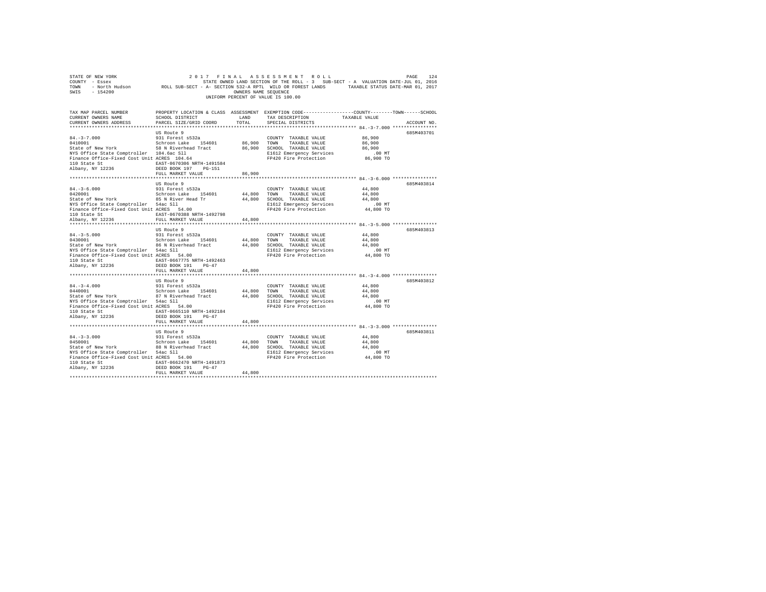STATE OF NEW YORK  
COUNTY - Essex  
TOWN - North Hudson  
SWIS - 154200

2017 FINAL ASSESSMENT ROLL  
STATE OWNED LAND SECTION OF THE ROLL - 3 SUB-SECT - A VALUATION DATE-JUL 01, 2016  
ROLL SUB-SECT - A- SECTION 532-A RPTL WILD OR FOREST LANDS TAXABLE STATUS DATE-MAR 01, 2017  
OWNERS NAME SEQUENCE  
UNIFORM PERCENT OF VALUE IS 100.00

| TAX MAP PARCEL NUMBER / CURRENT OWNERS NAME / CURRENT OWNERS ADDRESS | PROPERTY LOCATION & CLASS / SCHOOL DISTRICT / PARCEL SIZE/GRID COORD | ASSESSMENT LAND | TOTAL | EXEMPTION CODE / TAX DESCRIPTION / SPECIAL DISTRICTS | COUNTY / TOWN / SCHOOL TAXABLE VALUE | ACCOUNT NO. |
|---|---|---|---|---|---|---|
| **84.-3-7.000** | US Route 9 | | | | | 685M403701 |
| 84.-3-7.000 | 931 Forest s532a | | | COUNTY TAXABLE VALUE | 86,900 | |
| 0410001 | Schroon Lake 154601 | 86,900 | | TOWN TAXABLE VALUE | 86,900 | |
| State of New York | 58 N Riverhead Tract | | 86,900 | SCHOOL TAXABLE VALUE | 86,900 | |
| NYS Office State Comptroller | 104.6ac Sll | | | E1612 Emergency Services | .00 MT | |
| Finance Office-Fixed Cost Unit | ACRES 104.64 | | | FP420 Fire Protection | 86,900 TO | |
| 110 State St | EAST-0670306 NRTH-1491584 | | | | | |
| Albany, NY 12236 | DEED BOOK 197 PG-151 | | | | | |
| | FULL MARKET VALUE | | 86,900 | | | |
| **84.-3-6.000** | US Route 9 | | | | | 685M403814 |
| 84.-3-6.000 | 931 Forest s532a | | | COUNTY TAXABLE VALUE | 44,800 | |
| 0420001 | Schroon Lake 154601 | 44,800 | | TOWN TAXABLE VALUE | 44,800 | |
| State of New York | 85 N River Head Tr | | 44,800 | SCHOOL TAXABLE VALUE | 44,800 | |
| NYS Office State Comptroller | 54ac Sll | | | E1612 Emergency Services | .00 MT | |
| Finance Office-Fixed Cost Unit | ACRES 54.00 | | | FP420 Fire Protection | 44,800 TO | |
| 110 State St | EAST-0670308 NRTH-1492798 | | | | | |
| Albany, NY 12236 | FULL MARKET VALUE | | 44,800 | | | |
| **84.-3-5.000** | US Route 9 | | | | | 685M403813 |
| 84.-3-5.000 | 931 Forest s532a | | | COUNTY TAXABLE VALUE | 44,800 | |
| 0430001 | Schroon Lake 154601 | 44,800 | | TOWN TAXABLE VALUE | 44,800 | |
| State of New York | 86 N Riverhead Tract | | 44,800 | SCHOOL TAXABLE VALUE | 44,800 | |
| NYS Office State Comptroller | 54ac Sll | | | E1612 Emergency Services | .00 MT | |
| Finance Office-Fixed Cost Unit | ACRES 54.00 | | | FP420 Fire Protection | 44,800 TO | |
| 110 State St | EAST-0667775 NRTH-1492463 | | | | | |
| Albany, NY 12236 | DEED BOOK 191 PG-47 | | | | | |
| | FULL MARKET VALUE | | 44,800 | | | |
| **84.-3-4.000** | US Route 9 | | | | | 685M403812 |
| 84.-3-4.000 | 931 Forest s532a | | | COUNTY TAXABLE VALUE | 44,800 | |
| 0440001 | Schroon Lake 154601 | 44,800 | | TOWN TAXABLE VALUE | 44,800 | |
| State of New York | 87 N Riverhead Tract | | 44,800 | SCHOOL TAXABLE VALUE | 44,800 | |
| NYS Office State Comptroller | 54ac Sll | | | E1612 Emergency Services | .00 MT | |
| Finance Office-Fixed Cost Unit | ACRES 54.00 | | | FP420 Fire Protection | 44,800 TO | |
| 110 State St | EAST-0665110 NRTH-1492184 | | | | | |
| Albany, NY 12236 | DEED BOOK 191 PG-47 | | | | | |
| | FULL MARKET VALUE | | 44,800 | | | |
| **84.-3-3.000** | US Route 9 | | | | | 685M403811 |
| 84.-3-3.000 | 931 Forest s532a | | | COUNTY TAXABLE VALUE | 44,800 | |
| 0450001 | Schroon Lake 154601 | 44,800 | | TOWN TAXABLE VALUE | 44,800 | |
| State of New York | 88 N Riverhead Tract | | 44,800 | SCHOOL TAXABLE VALUE | 44,800 | |
| NYS Office State Comptroller | 54ac Sll | | | E1612 Emergency Services | .00 MT | |
| Finance Office-Fixed Cost Unit | ACRES 54.00 | | | FP420 Fire Protection | 44,800 TO | |
| 110 State St | EAST-0662470 NRTH-1491873 | | | | | |
| Albany, NY 12236 | DEED BOOK 191 PG-47 | | | | | |
| | FULL MARKET VALUE | | 44,800 | | | |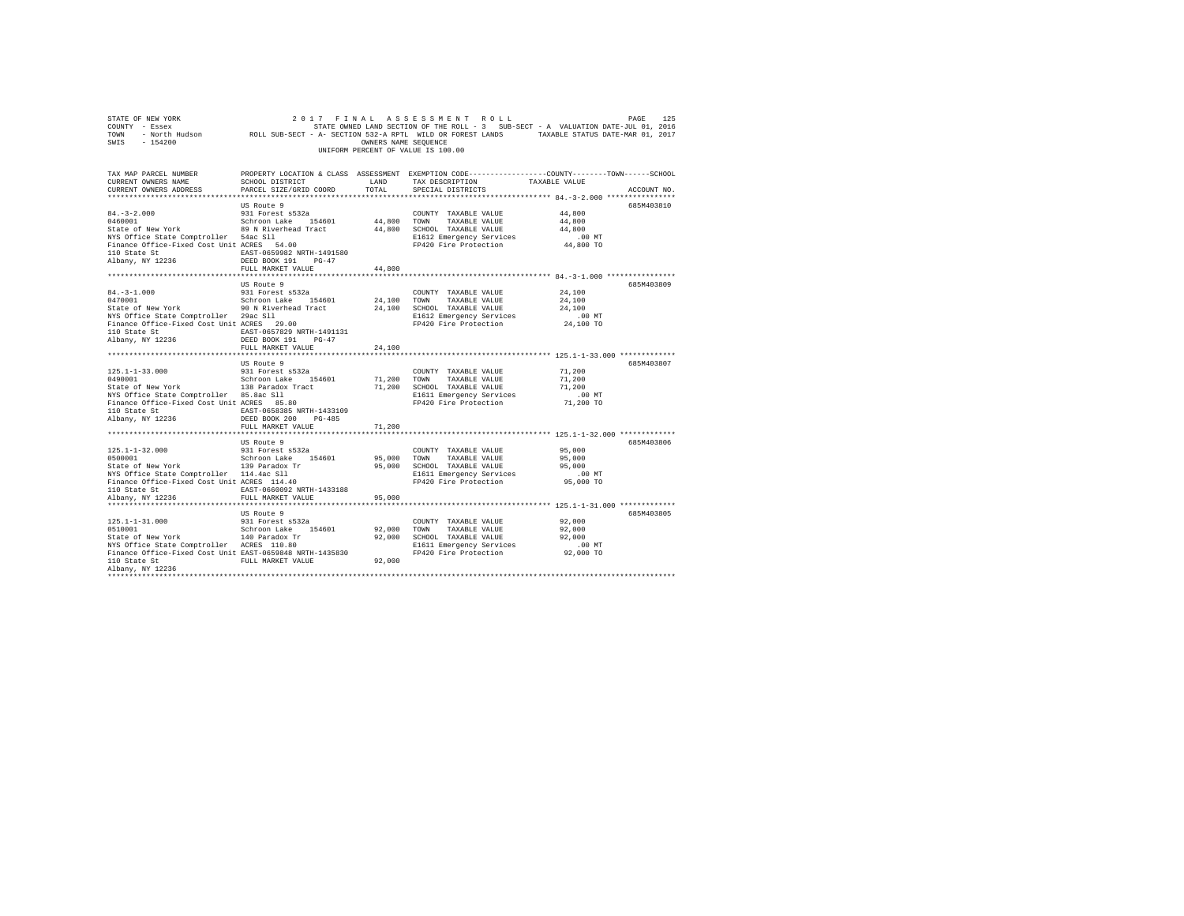STATE OF NEW YORK 2017 FINAL ASSESSMENT ROLL
COUNTY - Essex STATE OWNED LAND SECTION OF THE ROLL - 3 SUB-SECT - A VALUATION DATE-JUL 01, 2016
TOWN - North Hudson ROLL SUB-SECT - A- SECTION 532-A RPTL WILD OR FOREST LANDS TAXABLE STATUS DATE-MAR 01, 2017
SWIS - 154200 OWNERS NAME SEQUENCE
UNIFORM PERCENT OF VALUE IS 100.00

| TAX MAP PARCEL NUMBER / CURRENT OWNERS NAME / CURRENT OWNERS ADDRESS | PROPERTY LOCATION & CLASS / SCHOOL DISTRICT / PARCEL SIZE/GRID COORD | ASSESSMENT LAND / TOTAL | EXEMPTION CODE / TAX DESCRIPTION / SPECIAL DISTRICTS | COUNTY / TOWN / SCHOOL TAXABLE VALUE | ACCOUNT NO. |
|---|---|---|---|---|---|
| **84.-3-2.000** | US Route 9 | | | | 685M403810 |
| 84.-3-2.000 | 931 Forest s532a | | COUNTY TAXABLE VALUE | 44,800 | |
| 0460001 | Schroon Lake 154601 | 44,800 | TOWN TAXABLE VALUE | 44,800 | |
| State of New York | 89 N Riverhead Tract | 44,800 | SCHOOL TAXABLE VALUE | 44,800 | |
| NYS Office State Comptroller | 54ac Sll | | E1612 Emergency Services | .00 MT | |
| Finance Office-Fixed Cost Unit | ACRES 54.00 | | FP420 Fire Protection | 44,800 TO | |
| 110 State St | EAST-0659982 NRTH-1491580 | | | | |
| Albany, NY 12236 | DEED BOOK 191 PG-47 | | | | |
| | FULL MARKET VALUE | 44,800 | | | |
| **84.-3-1.000** | US Route 9 | | | | 685M403809 |
| 84.-3-1.000 | 931 Forest s532a | | COUNTY TAXABLE VALUE | 24,100 | |
| 0470001 | Schroon Lake 154601 | 24,100 | TOWN TAXABLE VALUE | 24,100 | |
| State of New York | 90 N Riverhead Tract | 24,100 | SCHOOL TAXABLE VALUE | 24,100 | |
| NYS Office State Comptroller | 29ac Sll | | E1612 Emergency Services | .00 MT | |
| Finance Office-Fixed Cost Unit | ACRES 29.00 | | FP420 Fire Protection | 24,100 TO | |
| 110 State St | EAST-0657829 NRTH-1491131 | | | | |
| Albany, NY 12236 | DEED BOOK 191 PG-47 | | | | |
| | FULL MARKET VALUE | 24,100 | | | |
| **125.1-1-33.000** | US Route 9 | | | | 685M403807 |
| 125.1-1-33.000 | 931 Forest s532a | | COUNTY TAXABLE VALUE | 71,200 | |
| 0490001 | Schroon Lake 154601 | 71,200 | TOWN TAXABLE VALUE | 71,200 | |
| State of New York | 138 Paradox Tract | 71,200 | SCHOOL TAXABLE VALUE | 71,200 | |
| NYS Office State Comptroller | 85.8ac Sll | | E1611 Emergency Services | .00 MT | |
| Finance Office-Fixed Cost Unit | ACRES 85.80 | | FP420 Fire Protection | 71,200 TO | |
| 110 State St | EAST-0658385 NRTH-1433109 | | | | |
| Albany, NY 12236 | DEED BOOK 200 PG-485 | | | | |
| | FULL MARKET VALUE | 71,200 | | | |
| **125.1-1-32.000** | US Route 9 | | | | 685M403806 |
| 125.1-1-32.000 | 931 Forest s532a | | COUNTY TAXABLE VALUE | 95,000 | |
| 0500001 | Schroon Lake 154601 | 95,000 | TOWN TAXABLE VALUE | 95,000 | |
| State of New York | 139 Paradox Tr | 95,000 | SCHOOL TAXABLE VALUE | 95,000 | |
| NYS Office State Comptroller | 114.4ac Sll | | E1611 Emergency Services | .00 MT | |
| Finance Office-Fixed Cost Unit | ACRES 114.40 | | FP420 Fire Protection | 95,000 TO | |
| 110 State St | EAST-0660092 NRTH-1433188 | | | | |
| Albany, NY 12236 | FULL MARKET VALUE | 95,000 | | | |
| **125.1-1-31.000** | US Route 9 | | | | 685M403805 |
| 125.1-1-31.000 | 931 Forest s532a | | COUNTY TAXABLE VALUE | 92,000 | |
| 0510001 | Schroon Lake 154601 | 92,000 | TOWN TAXABLE VALUE | 92,000 | |
| State of New York | 140 Paradox Tr | 92,000 | SCHOOL TAXABLE VALUE | 92,000 | |
| NYS Office State Comptroller | ACRES 110.80 | | E1611 Emergency Services | .00 MT | |
| Finance Office-Fixed Cost Unit | EAST-0659848 NRTH-1435830 | | FP420 Fire Protection | 92,000 TO | |
| 110 State St | FULL MARKET VALUE | 92,000 | | | |
| Albany, NY 12236 | | | | | |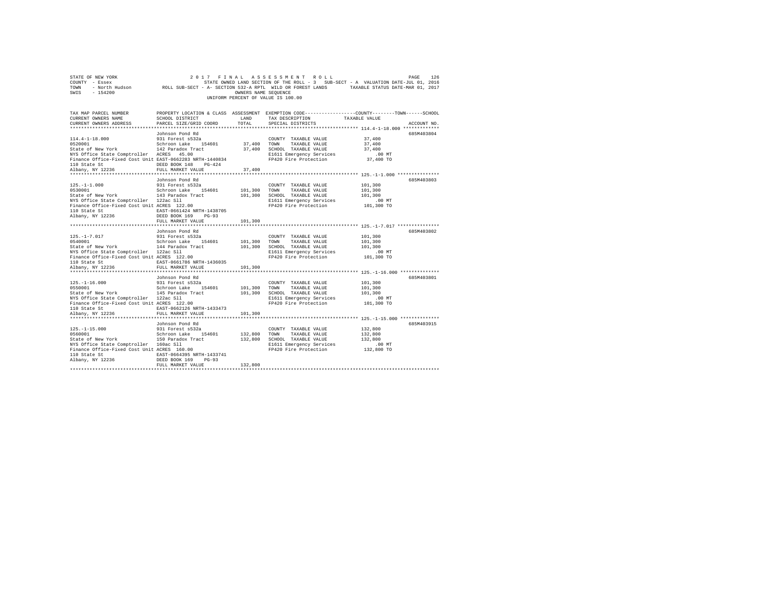STATE OF NEW YORK  
COUNTY - Essex  
TOWN - North Hudson  
SWIS - 154200

2 0 1 7 F I N A L A S S E S S M E N T R O L L  
STATE OWNED LAND SECTION OF THE ROLL - 3 SUB-SECT - A VALUATION DATE-JUL 01, 2016  
ROLL SUB-SECT - A- SECTION 532-A RPTL WILD OR FOREST LANDS TAXABLE STATUS DATE-MAR 01, 2017  
OWNERS NAME SEQUENCE  
UNIFORM PERCENT OF VALUE IS 100.00

| TAX MAP PARCEL NUMBER / CURRENT OWNERS NAME / CURRENT OWNERS ADDRESS | PROPERTY LOCATION & CLASS / SCHOOL DISTRICT / PARCEL SIZE/GRID COORD | ASSESSMENT LAND / TOTAL | EXEMPTION CODE / TAX DESCRIPTION / SPECIAL DISTRICTS | COUNTY / TOWN / SCHOOL TAXABLE VALUE | ACCOUNT NO. |
|---|---|---|---|---|---|
| 114.4-1-18.000 | Johnson Pond Rd | | | | 685M403804 |
| 0520001 | 931 Forest s532a | | COUNTY TAXABLE VALUE | 37,400 | |
| State of New York | Schroon Lake 154601 | 37,400 | TOWN TAXABLE VALUE | 37,400 | |
| NYS Office State Comptroller | 142 Paradox Tract | 37,400 | SCHOOL TAXABLE VALUE | 37,400 | |
| Finance Office-Fixed Cost Unit | ACRES 45.00 | | E1611 Emergency Services | .00 MT | |
| 110 State St | EAST-0662283 NRTH-1440834 | | FP420 Fire Protection | 37,400 TO | |
| Albany, NY 12236 | DEED BOOK 148 PG-424 | | | | |
| | FULL MARKET VALUE | 37,400 | | | |
| 125.-1-1.000 | Johnson Pond Rd | | | | 685M403803 |
| 0530001 | 931 Forest s532a | | COUNTY TAXABLE VALUE | 101,300 | |
| State of New York | Schroon Lake 154601 | 101,300 | TOWN TAXABLE VALUE | 101,300 | |
| NYS Office State Comptroller | 143 Paradox Tract | 101,300 | SCHOOL TAXABLE VALUE | 101,300 | |
| Finance Office-Fixed Cost Unit | 122ac Sll | | E1611 Emergency Services | .00 MT | |
| 110 State St | ACRES 122.00 | | FP420 Fire Protection | 101,300 TO | |
| Albany, NY 12236 | EAST-0661424 NRTH-1438705 | | | | |
| | DEED BOOK 169 PG-93 | | | | |
| | FULL MARKET VALUE | 101,300 | | | |
| 125.-1-7.017 | Johnson Pond Rd | | | | 685M403802 |
| 0540001 | 931 Forest s532a | | COUNTY TAXABLE VALUE | 101,300 | |
| State of New York | Schroon Lake 154601 | 101,300 | TOWN TAXABLE VALUE | 101,300 | |
| NYS Office State Comptroller | 144 Paradox Tract | 101,300 | SCHOOL TAXABLE VALUE | 101,300 | |
| Finance Office-Fixed Cost Unit | 122ac Sll | | E1611 Emergency Services | .00 MT | |
| 110 State St | ACRES 122.00 | | FP420 Fire Protection | 101,300 TO | |
| Albany, NY 12236 | EAST-0661786 NRTH-1436035 | | | | |
| | FULL MARKET VALUE | 101,300 | | | |
| 125.-1-16.000 | Johnson Pond Rd | | | | 685M403801 |
| 0550001 | 931 Forest s532a | | COUNTY TAXABLE VALUE | 101,300 | |
| State of New York | Schroon Lake 154601 | 101,300 | TOWN TAXABLE VALUE | 101,300 | |
| NYS Office State Comptroller | 145 Paradox Tract | 101,300 | SCHOOL TAXABLE VALUE | 101,300 | |
| Finance Office-Fixed Cost Unit | 122ac Sll | | E1611 Emergency Services | .00 MT | |
| 110 State St | ACRES 122.00 | | FP420 Fire Protection | 101,300 TO | |
| Albany, NY 12236 | EAST-0662126 NRTH-1433473 | | | | |
| | FULL MARKET VALUE | 101,300 | | | |
| 125.-1-15.000 | Johnson Pond Rd | | | | 685M403915 |
| 0560001 | 931 Forest s532a | | COUNTY TAXABLE VALUE | 132,800 | |
| State of New York | Schroon Lake 154601 | 132,800 | TOWN TAXABLE VALUE | 132,800 | |
| NYS Office State Comptroller | 150 Paradox Tract | 132,800 | SCHOOL TAXABLE VALUE | 132,800 | |
| Finance Office-Fixed Cost Unit | 160ac Sll | | E1611 Emergency Services | .00 MT | |
| 110 State St | ACRES 160.00 | | FP420 Fire Protection | 132,800 TO | |
| Albany, NY 12236 | EAST-0664395 NRTH-1433741 | | | | |
| | DEED BOOK 169 PG-93 | | | | |
| | FULL MARKET VALUE | 132,800 | | | |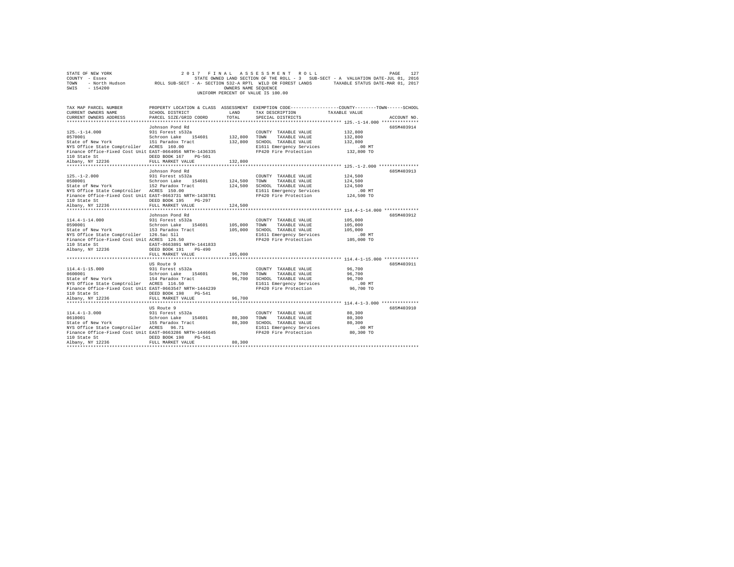STATE OF NEW YORK 2 0 1 7 F I N A L A S S E S S M E N T R O L L
COUNTY - Essex STATE OWNED LAND SECTION OF THE ROLL - 3 SUB-SECT - A VALUATION DATE-JUL 01, 2016
TOWN - North Hudson ROLL SUB-SECT - A- SECTION 532-A RPTL WILD OR FOREST LANDS TAXABLE STATUS DATE-MAR 01, 2017
SWIS - 154200 OWNERS NAME SEQUENCE
UNIFORM PERCENT OF VALUE IS 100.00

```
TAX MAP PARCEL NUMBER          PROPERTY LOCATION & CLASS  ASSESSMENT  EXEMPTION CODE-----------------COUNTY--------TOWN------SCHOOL
CURRENT OWNERS NAME            SCHOOL DISTRICT             LAND       TAX DESCRIPTION             TAXABLE VALUE
CURRENT OWNERS ADDRESS         PARCEL SIZE/GRID COORD      TOTAL      SPECIAL DISTRICTS                                    ACCOUNT NO.
*********************************************************************************************************** 125.-1-14.000 **************
                               Johnson Pond Rd                                                                              685M403914
125.-1-14.000                  931 Forest s532a                        COUNTY  TAXABLE VALUE           132,800
0570001                        Schroon Lake    154601      132,800     TOWN    TAXABLE VALUE           132,800
State of New York              151 Paradox Tract           132,800     SCHOOL  TAXABLE VALUE           132,800
NYS Office State Comptroller   ACRES 160.00                            E1611 Emergency Services            .00 MT
Finance Office-Fixed Cost Unit EAST-0664056 NRTH-1436335               FP420 Fire Protection           132,800 TO
110 State St                   DEED BOOK 167    PG-501
Albany, NY 12236               FULL MARKET VALUE           132,800
*********************************************************************************************************** 125.-1-2.000 ***************
                               Johnson Pond Rd                                                                              685M403913
125.-1-2.000                   931 Forest s532a                        COUNTY  TAXABLE VALUE           124,500
0580001                        Schroon Lake    154601      124,500     TOWN    TAXABLE VALUE           124,500
State of New York              152 Paradox Tract           124,500     SCHOOL  TAXABLE VALUE           124,500
NYS Office State Comptroller   ACRES 150.00                            E1611 Emergency Services            .00 MT
Finance Office-Fixed Cost Unit EAST-0663731 NRTH-1438781               FP420 Fire Protection           124,500 TO
110 State St                   DEED BOOK 195    PG-297
Albany, NY 12236               FULL MARKET VALUE           124,500
*********************************************************************************************************** 114.4-1-14.000 *************
                               Johnson Pond Rd                                                                              685M403912
114.4-1-14.000                 931 Forest s532a                        COUNTY  TAXABLE VALUE           105,000
0590001                        Schroon Lake    154601      105,000     TOWN    TAXABLE VALUE           105,000
State of New York              153 Paradox Tract           105,000     SCHOOL  TAXABLE VALUE           105,000
NYS Office State Comptroller   126.5ac Sll                             E1611 Emergency Services            .00 MT
Finance Office-Fixed Cost Unit ACRES 126.50                            FP420 Fire Protection           105,000 TO
110 State St                   EAST-0663891 NRTH-1441833
Albany, NY 12236               DEED BOOK 191    PG-490
                               FULL MARKET VALUE           105,000
*********************************************************************************************************** 114.4-1-15.000 *************
                               US Route 9                                                                                   685M403911
114.4-1-15.000                 931 Forest s532a                        COUNTY  TAXABLE VALUE            96,700
0600001                        Schroon Lake    154601       96,700     TOWN    TAXABLE VALUE            96,700
State of New York              154 Paradox Tract            96,700     SCHOOL  TAXABLE VALUE            96,700
NYS Office State Comptroller   ACRES 116.50                            E1611 Emergency Services            .00 MT
Finance Office-Fixed Cost Unit EAST-0663547 NRTH-1444239               FP420 Fire Protection            96,700 TO
110 State St                   DEED BOOK 198    PG-541
Albany, NY 12236               FULL MARKET VALUE            96,700
*********************************************************************************************************** 114.4-1-3.000 **************
                               US Route 9                                                                                   685M403910
114.4-1-3.000                  931 Forest s532a                        COUNTY  TAXABLE VALUE            80,300
0610001                        Schroon Lake    154601       80,300     TOWN    TAXABLE VALUE            80,300
State of New York              155 Paradox Tract            80,300     SCHOOL  TAXABLE VALUE            80,300
NYS Office State Comptroller   ACRES  96.71                            E1611 Emergency Services            .00 MT
Finance Office-Fixed Cost Unit EAST-0663286 NRTH-1446645               FP420 Fire Protection            80,300 TO
110 State St                   DEED BOOK 198    PG-541
Albany, NY 12236               FULL MARKET VALUE            80,300
****************************************************************************************************************************************
```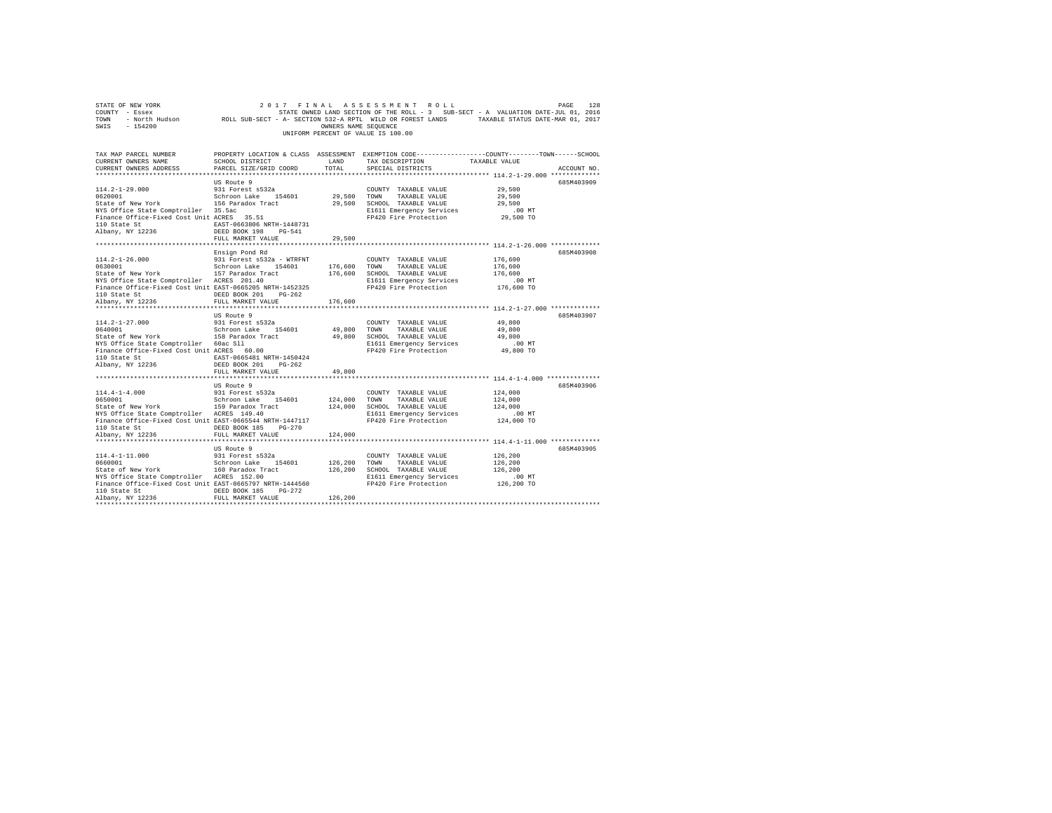STATE OF NEW YORK 2 0 1 7 F I N A L A S S E S S M E N T R O L L
COUNTY - Essex STATE OWNED LAND SECTION OF THE ROLL - 3 SUB-SECT - A VALUATION DATE-JUL 01, 2016
TOWN - North Hudson ROLL SUB-SECT - A- SECTION 532-A RPTL WILD OR FOREST LANDS TAXABLE STATUS DATE-MAR 01, 2017
SWIS - 154200 OWNERS NAME SEQUENCE
UNIFORM PERCENT OF VALUE IS 100.00

| TAX MAP PARCEL NUMBER / CURRENT OWNERS NAME / CURRENT OWNERS ADDRESS | PROPERTY LOCATION & CLASS / SCHOOL DISTRICT / PARCEL SIZE/GRID COORD | ASSESSMENT LAND | TOTAL | EXEMPTION CODE / TAX DESCRIPTION / SPECIAL DISTRICTS | TAXABLE VALUE (COUNTY / TOWN / SCHOOL) | ACCOUNT NO. |
|---|---|---|---|---|---|---|
| 114.2-1-29.000 | US Route 9 | | | | | 685M403909 |
| 0620001 | 931 Forest s532a | | | COUNTY TAXABLE VALUE | 29,500 | |
| State of New York | Schroon Lake 154601 | 29,500 | | TOWN TAXABLE VALUE | 29,500 | |
| NYS Office State Comptroller | 156 Paradox Tract | | 29,500 | SCHOOL TAXABLE VALUE | 29,500 | |
| Finance Office-Fixed Cost Unit | 35.5ac | | | E1611 Emergency Services | .00 MT | |
| 110 State St | ACRES 35.51 | | | FP420 Fire Protection | 29,500 TO | |
| Albany, NY 12236 | EAST-0663806 NRTH-1448731 | | | | | |
| | DEED BOOK 198 PG-541 | | | | | |
| | FULL MARKET VALUE | | 29,500 | | | |
| 114.2-1-26.000 | Ensign Pond Rd | | | | | 685M403908 |
| 0630001 | 931 Forest s532a - WTRFNT | | | COUNTY TAXABLE VALUE | 176,600 | |
| State of New York | Schroon Lake 154601 | 176,600 | | TOWN TAXABLE VALUE | 176,600 | |
| NYS Office State Comptroller | 157 Paradox Tract | | 176,600 | SCHOOL TAXABLE VALUE | 176,600 | |
| Finance Office-Fixed Cost Unit | ACRES 201.40 | | | E1611 Emergency Services | .00 MT | |
| 110 State St | EAST-0665205 NRTH-1452325 | | | FP420 Fire Protection | 176,600 TO | |
| Albany, NY 12236 | DEED BOOK 201 PG-262 | | | | | |
| | FULL MARKET VALUE | | 176,600 | | | |
| 114.2-1-27.000 | US Route 9 | | | | | 685M403907 |
| 0640001 | 931 Forest s532a | | | COUNTY TAXABLE VALUE | 49,800 | |
| State of New York | Schroon Lake 154601 | 49,800 | | TOWN TAXABLE VALUE | 49,800 | |
| NYS Office State Comptroller | 158 Paradox Tract | | 49,800 | SCHOOL TAXABLE VALUE | 49,800 | |
| Finance Office-Fixed Cost Unit | 60ac Sll | | | E1611 Emergency Services | .00 MT | |
| 110 State St | ACRES 60.00 | | | FP420 Fire Protection | 49,800 TO | |
| Albany, NY 12236 | EAST-0665481 NRTH-1450424 | | | | | |
| | DEED BOOK 201 PG-262 | | | | | |
| | FULL MARKET VALUE | | 49,800 | | | |
| 114.4-1-4.000 | US Route 9 | | | | | 685M403906 |
| 0650001 | 931 Forest s532a | | | COUNTY TAXABLE VALUE | 124,000 | |
| State of New York | Schroon Lake 154601 | 124,000 | | TOWN TAXABLE VALUE | 124,000 | |
| NYS Office State Comptroller | 159 Paradox Tract | | 124,000 | SCHOOL TAXABLE VALUE | 124,000 | |
| Finance Office-Fixed Cost Unit | ACRES 149.40 | | | E1611 Emergency Services | .00 MT | |
| 110 State St | EAST-0665544 NRTH-1447117 | | | FP420 Fire Protection | 124,000 TO | |
| Albany, NY 12236 | DEED BOOK 185 PG-270 | | | | | |
| | FULL MARKET VALUE | | 124,000 | | | |
| 114.4-1-11.000 | US Route 9 | | | | | 685M403905 |
| 0660001 | 931 Forest s532a | | | COUNTY TAXABLE VALUE | 126,200 | |
| State of New York | Schroon Lake 154601 | 126,200 | | TOWN TAXABLE VALUE | 126,200 | |
| NYS Office State Comptroller | 160 Paradox Tract | | 126,200 | SCHOOL TAXABLE VALUE | 126,200 | |
| Finance Office-Fixed Cost Unit | ACRES 152.00 | | | E1611 Emergency Services | .00 MT | |
| 110 State St | EAST-0665797 NRTH-1444560 | | | FP420 Fire Protection | 126,200 TO | |
| Albany, NY 12236 | DEED BOOK 185 PG-272 | | | | | |
| | FULL MARKET VALUE | | 126,200 | | | |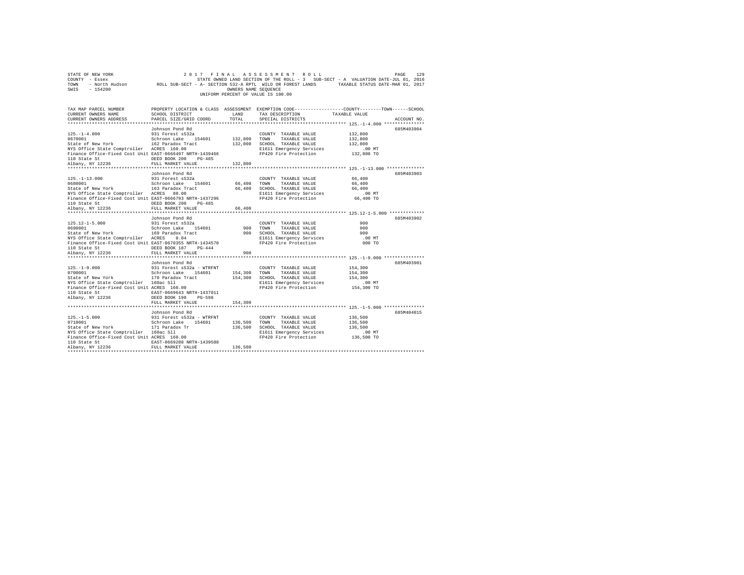STATE OF NEW YORK 2 0 1 7 F I N A L A S S E S S M E N T R O L L
COUNTY - Essex STATE OWNED LAND SECTION OF THE ROLL - 3 SUB-SECT - A VALUATION DATE-JUL 01, 2016
TOWN - North Hudson ROLL SUB-SECT - A- SECTION 532-A RPTL WILD OR FOREST LANDS TAXABLE STATUS DATE-MAR 01, 2017
SWIS - 154200 OWNERS NAME SEQUENCE
UNIFORM PERCENT OF VALUE IS 100.00

```
TAX MAP PARCEL NUMBER          PROPERTY LOCATION & CLASS  ASSESSMENT  EXEMPTION CODE------------------COUNTY--------TOWN------SCHOOL
CURRENT OWNERS NAME            SCHOOL DISTRICT             LAND       TAX DESCRIPTION           TAXABLE VALUE
CURRENT OWNERS ADDRESS         PARCEL SIZE/GRID COORD      TOTAL      SPECIAL DISTRICTS                                    ACCOUNT NO.
*********************************************************************************************** 125.-1-4.000 ***************
                               Johnson Pond Rd                                                                      685M403904
125.-1-4.000                   931 Forest s532a                        COUNTY  TAXABLE VALUE         132,800
0670001                        Schroon Lake   154601      132,800      TOWN    TAXABLE VALUE         132,800
State of New York              162 Paradox Tract          132,800      SCHOOL  TAXABLE VALUE         132,800
NYS Office State Comptroller   ACRES  160.00                           E1611 Emergency Services          .00 MT
Finance Office-Fixed Cost Unit EAST-0666497 NRTH-1439466               FP420 Fire Protection         132,800 TO
110 State St                   DEED BOOK 200    PG-485
Albany, NY 12236               FULL MARKET VALUE          132,800
*********************************************************************************************** 125.-1-13.000 **************
                               Johnson Pond Rd                                                                      685M403903
125.-1-13.000                  931 Forest s532a                        COUNTY  TAXABLE VALUE          66,400
0680001                        Schroon Lake   154601       66,400      TOWN    TAXABLE VALUE          66,400
State of New York              163 Paradox Tract           66,400      SCHOOL  TAXABLE VALUE          66,400
NYS Office State Comptroller   ACRES   80.00                           E1611 Emergency Services          .00 MT
Finance Office-Fixed Cost Unit EAST-0666793 NRTH-1437296               FP420 Fire Protection          66,400 TO
110 State St                   DEED BOOK 200    PG-485
Albany, NY 12236               FULL MARKET VALUE           66,400
*********************************************************************************************** 125.12-1-5.000 *************
                               Johnson Pond Rd                                                                      685M403902
125.12-1-5.000                 931 Forest s532a                        COUNTY  TAXABLE VALUE             900
0690001                        Schroon Lake   154601          900      TOWN    TAXABLE VALUE             900
State of New York              169 Paradox Tract              900      SCHOOL  TAXABLE VALUE             900
NYS Office State Comptroller   ACRES    0.04                           E1611 Emergency Services          .00 MT
Finance Office-Fixed Cost Unit EAST-0670355 NRTH-1434570               FP420 Fire Protection             900 TO
110 State St                   DEED BOOK 187    PG-444
Albany, NY 12236               FULL MARKET VALUE              900
*********************************************************************************************** 125.-1-9.000 ***************
                               Johnson Pond Rd                                                                      685M403901
125.-1-9.000                   931 Forest s532a - WTRFNT               COUNTY  TAXABLE VALUE         154,300
0700001                        Schroon Lake   154601      154,300      TOWN    TAXABLE VALUE         154,300
State of New York              170 Paradox Tract          154,300      SCHOOL  TAXABLE VALUE         154,300
NYS Office State Comptroller   160ac Sll                               E1611 Emergency Services          .00 MT
Finance Office-Fixed Cost Unit ACRES  160.00                           FP420 Fire Protection         154,300 TO
110 State St                   EAST-0669643 NRTH-1437011
Albany, NY 12236               DEED BOOK 198    PG-598
                               FULL MARKET VALUE          154,300
*********************************************************************************************** 125.-1-5.000 ***************
                               Johnson Pond Rd                                                                      685M404015
125.-1-5.000                   931 Forest s532a - WTRFNT               COUNTY  TAXABLE VALUE         136,500
0710001                        Schroon Lake   154601      136,500      TOWN    TAXABLE VALUE         136,500
State of New York              171 Paradox Tr             136,500      SCHOOL  TAXABLE VALUE         136,500
NYS Office State Comptroller   160ac Sll                               E1611 Emergency Services          .00 MT
Finance Office-Fixed Cost Unit ACRES  160.00                           FP420 Fire Protection         136,500 TO
110 State St                   EAST-0669288 NRTH-1439588
Albany, NY 12236               FULL MARKET VALUE          136,500
****************************************************************************************************************************
```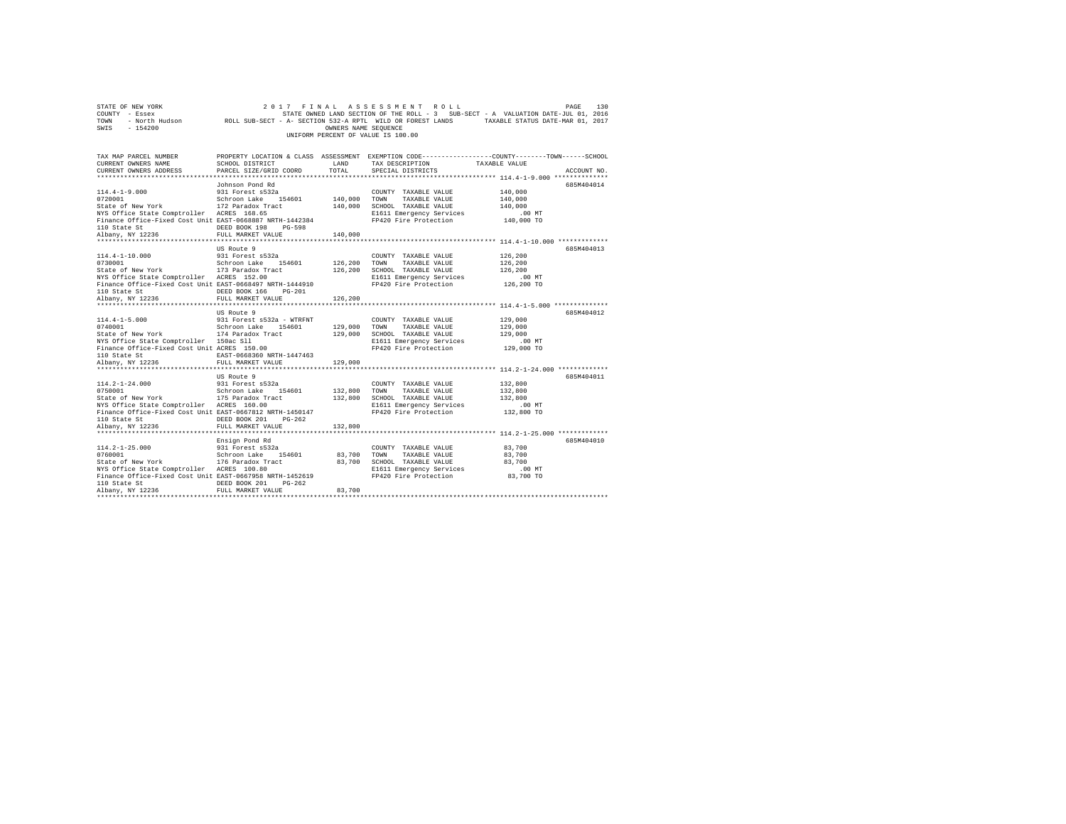STATE OF NEW YORK 2 0 1 7 F I N A L A S S E S S M E N T R O L L
COUNTY - Essex STATE OWNED LAND SECTION OF THE ROLL - 3 SUB-SECT - A VALUATION DATE-JUL 01, 2016
TOWN - North Hudson ROLL SUB-SECT - A- SECTION 532-A RPTL WILD OR FOREST LANDS TAXABLE STATUS DATE-MAR 01, 2017
SWIS - 154200 OWNERS NAME SEQUENCE
UNIFORM PERCENT OF VALUE IS 100.00

```
TAX MAP PARCEL NUMBER          PROPERTY LOCATION & CLASS  ASSESSMENT  EXEMPTION CODE-----------------COUNTY--------TOWN------SCHOOL
CURRENT OWNERS NAME            SCHOOL DISTRICT              LAND      TAX DESCRIPTION              TAXABLE VALUE
CURRENT OWNERS ADDRESS         PARCEL SIZE/GRID COORD       TOTAL     SPECIAL DISTRICTS                                  ACCOUNT NO.
*************************************************************************************************** 114.4-1-9.000 **************
                               Johnson Pond Rd                                                                         685M404014
114.4-1-9.000                  931 Forest s532a                        COUNTY  TAXABLE VALUE          140,000
0720001                        Schroon Lake   154601       140,000    TOWN    TAXABLE VALUE          140,000
State of New York              172 Paradox Tract           140,000    SCHOOL  TAXABLE VALUE          140,000
NYS Office State Comptroller   ACRES  168.65                          E1611 Emergency Services            .00 MT
Finance Office-Fixed Cost Unit EAST-0668887 NRTH-1442384              FP420 Fire Protection           140,000 TO
110 State St                   DEED BOOK 198    PG-598
Albany, NY 12236               FULL MARKET VALUE           140,000
*************************************************************************************************** 114.4-1-10.000 *************
                               US Route 9                                                                              685M404013
114.4-1-10.000                 931 Forest s532a                        COUNTY  TAXABLE VALUE          126,200
0730001                        Schroon Lake   154601       126,200    TOWN    TAXABLE VALUE          126,200
State of New York              173 Paradox Tract           126,200    SCHOOL  TAXABLE VALUE          126,200
NYS Office State Comptroller   ACRES  152.00                          E1611 Emergency Services            .00 MT
Finance Office-Fixed Cost Unit EAST-0668497 NRTH-1444910              FP420 Fire Protection           126,200 TO
110 State St                   DEED BOOK 166    PG-201
Albany, NY 12236               FULL MARKET VALUE           126,200
*************************************************************************************************** 114.4-1-5.000 **************
                               US Route 9                                                                              685M404012
114.4-1-5.000                  931 Forest s532a - WTRFNT               COUNTY  TAXABLE VALUE          129,000
0740001                        Schroon Lake   154601       129,000    TOWN    TAXABLE VALUE          129,000
State of New York              174 Paradox Tract           129,000    SCHOOL  TAXABLE VALUE          129,000
NYS Office State Comptroller   150ac Sll                              E1611 Emergency Services            .00 MT
Finance Office-Fixed Cost Unit ACRES  150.00                          FP420 Fire Protection           129,000 TO
110 State St                   EAST-0668360 NRTH-1447463
Albany, NY 12236               FULL MARKET VALUE           129,000
*************************************************************************************************** 114.2-1-24.000 *************
                               US Route 9                                                                              685M404011
114.2-1-24.000                 931 Forest s532a                        COUNTY  TAXABLE VALUE          132,800
0750001                        Schroon Lake   154601       132,800    TOWN    TAXABLE VALUE          132,800
State of New York              175 Paradox Tract           132,800    SCHOOL  TAXABLE VALUE          132,800
NYS Office State Comptroller   ACRES  160.00                          E1611 Emergency Services            .00 MT
Finance Office-Fixed Cost Unit EAST-0667812 NRTH-1450147              FP420 Fire Protection           132,800 TO
110 State St                   DEED BOOK 201    PG-262
Albany, NY 12236               FULL MARKET VALUE           132,800
*************************************************************************************************** 114.2-1-25.000 *************
                               Ensign Pond Rd                                                                          685M404010
114.2-1-25.000                 931 Forest s532a                        COUNTY  TAXABLE VALUE           83,700
0760001                        Schroon Lake   154601        83,700    TOWN    TAXABLE VALUE           83,700
State of New York              176 Paradox Tract            83,700    SCHOOL  TAXABLE VALUE           83,700
NYS Office State Comptroller   ACRES  100.80                          E1611 Emergency Services            .00 MT
Finance Office-Fixed Cost Unit EAST-0667958 NRTH-1452619              FP420 Fire Protection            83,700 TO
110 State St                   DEED BOOK 201    PG-262
Albany, NY 12236               FULL MARKET VALUE            83,700
********************************************************************************************************************************
```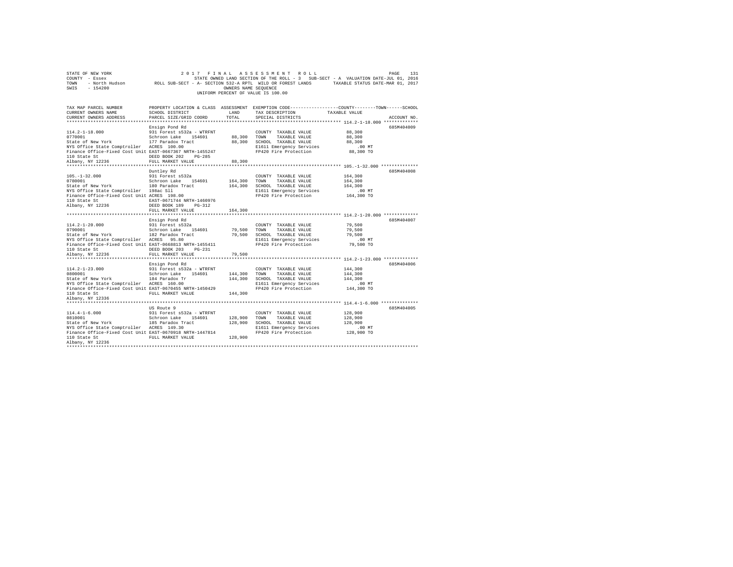STATE OF NEW YORK — 2017 FINAL ASSESSMENT ROLL
COUNTY - Essex — STATE OWNED LAND SECTION OF THE ROLL - 3 SUB-SECT - A VALUATION DATE-JUL 01, 2016
TOWN - North Hudson — ROLL SUB-SECT - A- SECTION 532-A RPTL WILD OR FOREST LANDS — TAXABLE STATUS DATE-MAR 01, 2017
SWIS - 154200 — OWNERS NAME SEQUENCE
UNIFORM PERCENT OF VALUE IS 100.00

| TAX MAP PARCEL NUMBER / CURRENT OWNERS NAME / CURRENT OWNERS ADDRESS | PROPERTY LOCATION & CLASS / SCHOOL DISTRICT / PARCEL SIZE/GRID COORD | ASSESSMENT LAND / TOTAL | EXEMPTION CODE / TAX DESCRIPTION / SPECIAL DISTRICTS | COUNTY / TOWN / SCHOOL TAXABLE VALUE | ACCOUNT NO. |
|---|---|---|---|---|---|
| **114.2-1-18.000** | Ensign Pond Rd | | | | 685M404009 |
| 114.2-1-18.000 | 931 Forest s532a - WTRFNT | | COUNTY TAXABLE VALUE | 88,300 | |
| 0770001 | Schroon Lake 154601 | 88,300 | TOWN TAXABLE VALUE | 88,300 | |
| State of New York | 177 Paradox Tract | 88,300 | SCHOOL TAXABLE VALUE | 88,300 | |
| NYS Office State Comptroller | ACRES 100.00 | | E1611 Emergency Services | .00 MT | |
| Finance Office-Fixed Cost Unit | EAST-0667367 NRTH-1455247 | | FP420 Fire Protection | 88,300 TO | |
| 110 State St | DEED BOOK 202 PG-285 | | | | |
| Albany, NY 12236 | FULL MARKET VALUE | 88,300 | | | |
| **105.-1-32.000** | Duntley Rd | | | | 685M404008 |
| 105.-1-32.000 | 931 Forest s532a | | COUNTY TAXABLE VALUE | 164,300 | |
| 0780001 | Schroon Lake 154601 | 164,300 | TOWN TAXABLE VALUE | 164,300 | |
| State of New York | 180 Paradox Tract | 164,300 | SCHOOL TAXABLE VALUE | 164,300 | |
| NYS Office State Comptroller | 198ac Sll | | E1611 Emergency Services | .00 MT | |
| Finance Office-Fixed Cost Unit | ACRES 198.00 | | FP420 Fire Protection | 164,300 TO | |
| 110 State St | EAST-0671744 NRTH-1460976 | | | | |
| Albany, NY 12236 | DEED BOOK 189 PG-312 | | | | |
| | FULL MARKET VALUE | 164,300 | | | |
| **114.2-1-20.000** | Ensign Pond Rd | | | | 685M404007 |
| 114.2-1-20.000 | 931 Forest s532a | | COUNTY TAXABLE VALUE | 79,500 | |
| 0790001 | Schroon Lake 154601 | 79,500 | TOWN TAXABLE VALUE | 79,500 | |
| State of New York | 182 Paradox Tract | 79,500 | SCHOOL TAXABLE VALUE | 79,500 | |
| NYS Office State Comptroller | ACRES 95.80 | | E1611 Emergency Services | .00 MT | |
| Finance Office-Fixed Cost Unit | EAST-0668813 NRTH-1455411 | | FP420 Fire Protection | 79,500 TO | |
| 110 State St | DEED BOOK 203 PG-231 | | | | |
| Albany, NY 12236 | FULL MARKET VALUE | 79,500 | | | |
| **114.2-1-23.000** | Ensign Pond Rd | | | | 685M404006 |
| 114.2-1-23.000 | 931 Forest s532a - WTRFNT | | COUNTY TAXABLE VALUE | 144,300 | |
| 0800001 | Schroon Lake 154601 | 144,300 | TOWN TAXABLE VALUE | 144,300 | |
| State of New York | 184 Paradox Tr | 144,300 | SCHOOL TAXABLE VALUE | 144,300 | |
| NYS Office State Comptroller | ACRES 160.00 | | E1611 Emergency Services | .00 MT | |
| Finance Office-Fixed Cost Unit | EAST-0670455 NRTH-1450429 | | FP420 Fire Protection | 144,300 TO | |
| 110 State St | FULL MARKET VALUE | 144,300 | | | |
| Albany, NY 12336 | | | | | |
| **114.4-1-6.000** | US Route 9 | | | | 685M404005 |
| 114.4-1-6.000 | 931 Forest s532a - WTRFNT | | COUNTY TAXABLE VALUE | 128,900 | |
| 0810001 | Schroon Lake 154601 | 128,900 | TOWN TAXABLE VALUE | 128,900 | |
| State of New York | 185 Paradox Tract | 128,900 | SCHOOL TAXABLE VALUE | 128,900 | |
| NYS Office State Comptroller | ACRES 149.30 | | E1611 Emergency Services | .00 MT | |
| Finance Office-Fixed Cost Unit | EAST-0670918 NRTH-1447814 | | FP420 Fire Protection | 128,900 TO | |
| 110 State St | FULL MARKET VALUE | 128,900 | | | |
| Albany, NY 12236 | | | | | |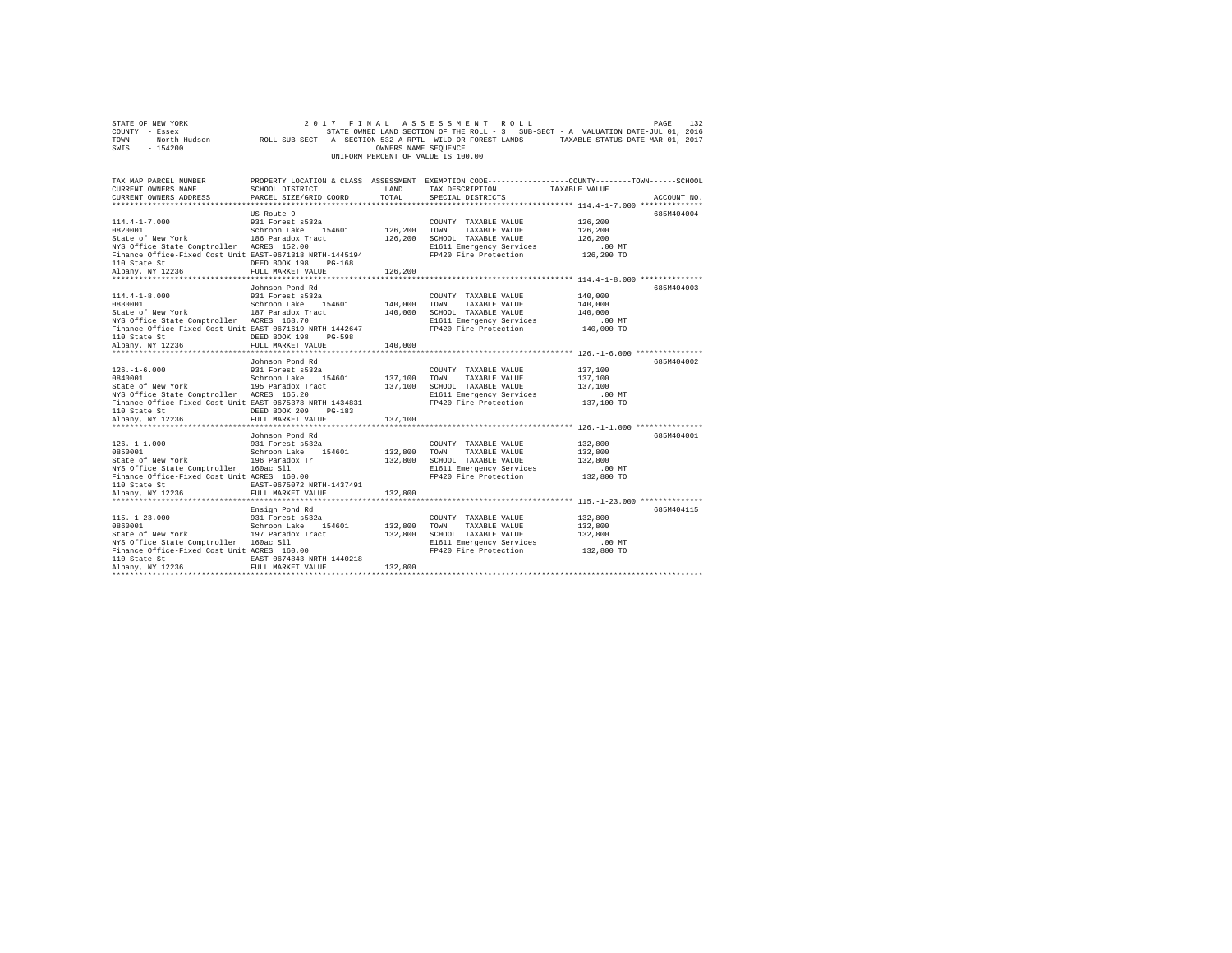STATE OF NEW YORK 2 0 1 7 F I N A L A S S E S S M E N T R O L L
COUNTY - Essex STATE OWNED LAND SECTION OF THE ROLL - 3 SUB-SECT - A VALUATION DATE-JUL 01, 2016
TOWN - North Hudson ROLL SUB-SECT - A- SECTION 532-A RPTL WILD OR FOREST LANDS TAXABLE STATUS DATE-MAR 01, 2017
SWIS - 154200 OWNERS NAME SEQUENCE
UNIFORM PERCENT OF VALUE IS 100.00

| TAX MAP PARCEL NUMBER / CURRENT OWNERS NAME / CURRENT OWNERS ADDRESS | PROPERTY LOCATION & CLASS / SCHOOL DISTRICT / PARCEL SIZE/GRID COORD | ASSESSMENT LAND | TOTAL | EXEMPTION CODE / TAX DESCRIPTION / SPECIAL DISTRICTS | COUNTY / TOWN / SCHOOL TAXABLE VALUE | ACCOUNT NO. |
|---|---|---|---|---|---|---|
| **114.4-1-7.000** | US Route 9 | | | | | 685M404004 |
| 114.4-1-7.000 | 931 Forest s532a | | | COUNTY TAXABLE VALUE | 126,200 | |
| 0820001 | Schroon Lake 154601 | 126,200 | | TOWN TAXABLE VALUE | 126,200 | |
| State of New York | 186 Paradox Tract | | 126,200 | SCHOOL TAXABLE VALUE | 126,200 | |
| NYS Office State Comptroller | ACRES 152.00 | | | E1611 Emergency Services | .00 MT | |
| Finance Office-Fixed Cost Unit | EAST-0671318 NRTH-1445194 | | | FP420 Fire Protection | 126,200 TO | |
| 110 State St | DEED BOOK 198 PG-168 | | | | | |
| Albany, NY 12236 | FULL MARKET VALUE | | 126,200 | | | |
| **114.4-1-8.000** | Johnson Pond Rd | | | | | 685M404003 |
| 114.4-1-8.000 | 931 Forest s532a | | | COUNTY TAXABLE VALUE | 140,000 | |
| 0830001 | Schroon Lake 154601 | 140,000 | | TOWN TAXABLE VALUE | 140,000 | |
| State of New York | 187 Paradox Tract | | 140,000 | SCHOOL TAXABLE VALUE | 140,000 | |
| NYS Office State Comptroller | ACRES 168.70 | | | E1611 Emergency Services | .00 MT | |
| Finance Office-Fixed Cost Unit | EAST-0671619 NRTH-1442647 | | | FP420 Fire Protection | 140,000 TO | |
| 110 State St | DEED BOOK 198 PG-598 | | | | | |
| Albany, NY 12236 | FULL MARKET VALUE | | 140,000 | | | |
| **126.-1-6.000** | Johnson Pond Rd | | | | | 685M404002 |
| 126.-1-6.000 | 931 Forest s532a | | | COUNTY TAXABLE VALUE | 137,100 | |
| 0840001 | Schroon Lake 154601 | 137,100 | | TOWN TAXABLE VALUE | 137,100 | |
| State of New York | 195 Paradox Tract | | 137,100 | SCHOOL TAXABLE VALUE | 137,100 | |
| NYS Office State Comptroller | ACRES 165.20 | | | E1611 Emergency Services | .00 MT | |
| Finance Office-Fixed Cost Unit | EAST-0675378 NRTH-1434831 | | | FP420 Fire Protection | 137,100 TO | |
| 110 State St | DEED BOOK 209 PG-183 | | | | | |
| Albany, NY 12236 | FULL MARKET VALUE | | 137,100 | | | |
| **126.-1-1.000** | Johnson Pond Rd | | | | | 685M404001 |
| 126.-1-1.000 | 931 Forest s532a | | | COUNTY TAXABLE VALUE | 132,800 | |
| 0850001 | Schroon Lake 154601 | 132,800 | | TOWN TAXABLE VALUE | 132,800 | |
| State of New York | 196 Paradox Tr | | 132,800 | SCHOOL TAXABLE VALUE | 132,800 | |
| NYS Office State Comptroller | 160ac Sll | | | E1611 Emergency Services | .00 MT | |
| Finance Office-Fixed Cost Unit | ACRES 160.00 | | | FP420 Fire Protection | 132,800 TO | |
| 110 State St | EAST-0675072 NRTH-1437491 | | | | | |
| Albany, NY 12236 | FULL MARKET VALUE | | 132,800 | | | |
| **115.-1-23.000** | Ensign Pond Rd | | | | | 685M404115 |
| 115.-1-23.000 | 931 Forest s532a | | | COUNTY TAXABLE VALUE | 132,800 | |
| 0860001 | Schroon Lake 154601 | 132,800 | | TOWN TAXABLE VALUE | 132,800 | |
| State of New York | 197 Paradox Tract | | 132,800 | SCHOOL TAXABLE VALUE | 132,800 | |
| NYS Office State Comptroller | 160ac Sll | | | E1611 Emergency Services | .00 MT | |
| Finance Office-Fixed Cost Unit | ACRES 160.00 | | | FP420 Fire Protection | 132,800 TO | |
| 110 State St | EAST-0674843 NRTH-1440218 | | | | | |
| Albany, NY 12236 | FULL MARKET VALUE | | 132,800 | | | |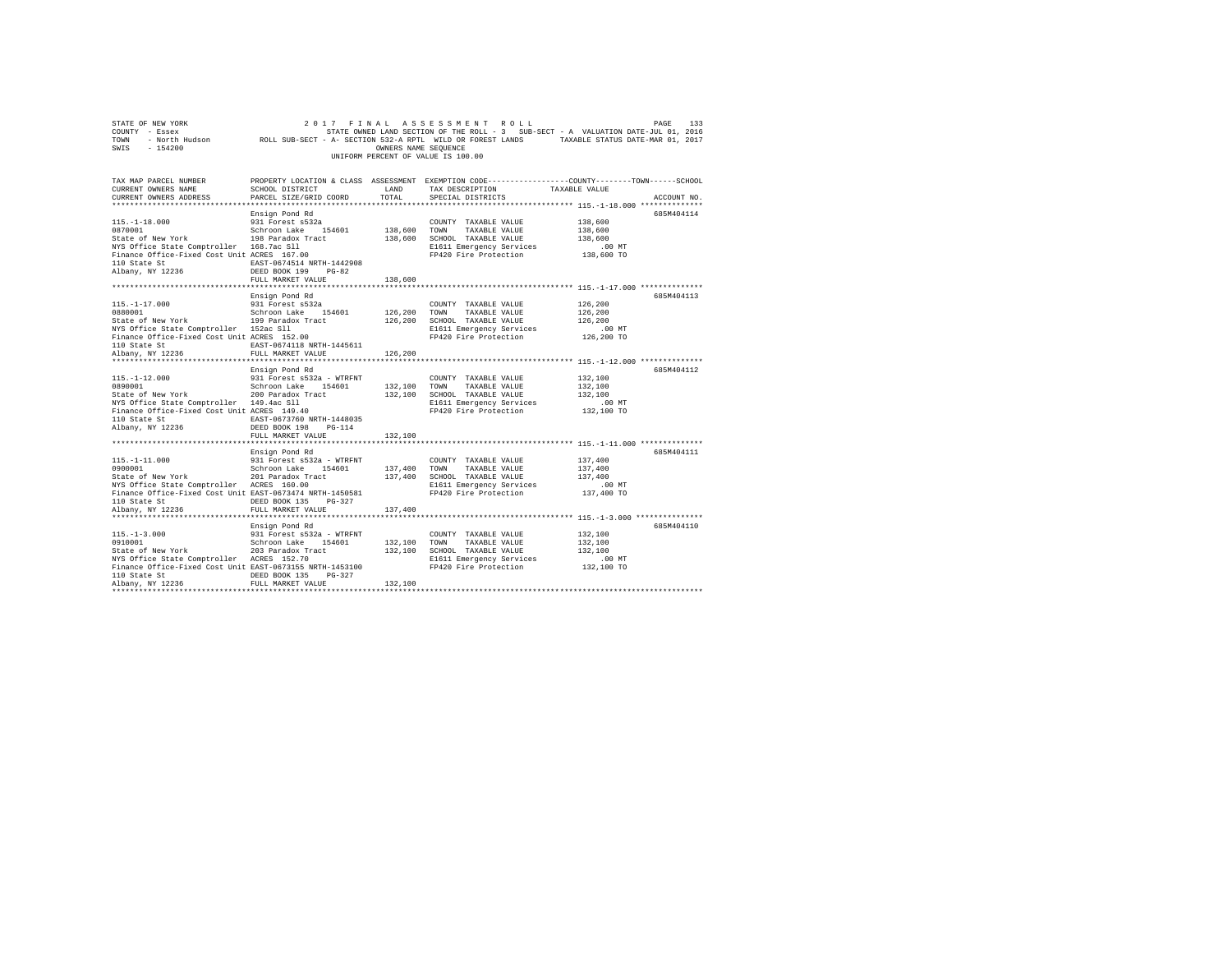STATE OF NEW YORK 2 0 1 7 F I N A L A S S E S S M E N T R O L L
COUNTY - Essex STATE OWNED LAND SECTION OF THE ROLL - 3 SUB-SECT - A VALUATION DATE-JUL 01, 2016
TOWN - North Hudson ROLL SUB-SECT - A- SECTION 532-A RPTL WILD OR FOREST LANDS TAXABLE STATUS DATE-MAR 01, 2017
SWIS - 154200 OWNERS NAME SEQUENCE
UNIFORM PERCENT OF VALUE IS 100.00

| TAX MAP PARCEL NUMBER / CURRENT OWNERS NAME / CURRENT OWNERS ADDRESS | PROPERTY LOCATION & CLASS / SCHOOL DISTRICT / PARCEL SIZE/GRID COORD | ASSESSMENT LAND | TOTAL | EXEMPTION CODE / TAX DESCRIPTION / SPECIAL DISTRICTS | TAXABLE VALUE (COUNTY/TOWN/SCHOOL) | ACCOUNT NO. |
|---|---|---|---|---|---|---|
| 115.-1-18.000 | Ensign Pond Rd | | | | | 685M404114 |
| 0870001 | 931 Forest s532a | | | COUNTY TAXABLE VALUE | 138,600 | |
| State of New York | Schroon Lake 154601 | 138,600 | | TOWN TAXABLE VALUE | 138,600 | |
| NYS Office State Comptroller | 198 Paradox Tract | | 138,600 | SCHOOL TAXABLE VALUE | 138,600 | |
| Finance Office-Fixed Cost Unit | 168.7ac Sll | | | E1611 Emergency Services | .00 MT | |
| 110 State St | ACRES 167.00 | | | FP420 Fire Protection | 138,600 TO | |
| Albany, NY 12236 | EAST-0674514 NRTH-1442908 | | | | | |
| | DEED BOOK 199 PG-82 | | | | | |
| | FULL MARKET VALUE | | 138,600 | | | |
| 115.-1-17.000 | Ensign Pond Rd | | | | | 685M404113 |
| 0880001 | 931 Forest s532a | | | COUNTY TAXABLE VALUE | 126,200 | |
| State of New York | Schroon Lake 154601 | 126,200 | | TOWN TAXABLE VALUE | 126,200 | |
| NYS Office State Comptroller | 199 Paradox Tract | | 126,200 | SCHOOL TAXABLE VALUE | 126,200 | |
| Finance Office-Fixed Cost Unit | 152ac Sll | | | E1611 Emergency Services | .00 MT | |
| 110 State St | ACRES 152.00 | | | FP420 Fire Protection | 126,200 TO | |
| Albany, NY 12236 | EAST-0674118 NRTH-1445611 | | | | | |
| | FULL MARKET VALUE | | 126,200 | | | |
| 115.-1-12.000 | Ensign Pond Rd | | | | | 685M404112 |
| 0890001 | 931 Forest s532a - WTRFNT | | | COUNTY TAXABLE VALUE | 132,100 | |
| State of New York | Schroon Lake 154601 | 132,100 | | TOWN TAXABLE VALUE | 132,100 | |
| NYS Office State Comptroller | 200 Paradox Tract | | 132,100 | SCHOOL TAXABLE VALUE | 132,100 | |
| Finance Office-Fixed Cost Unit | 149.4ac Sll | | | E1611 Emergency Services | .00 MT | |
| 110 State St | ACRES 149.40 | | | FP420 Fire Protection | 132,100 TO | |
| Albany, NY 12236 | EAST-0673760 NRTH-1448035 | | | | | |
| | DEED BOOK 198 PG-114 | | | | | |
| | FULL MARKET VALUE | | 132,100 | | | |
| 115.-1-11.000 | Ensign Pond Rd | | | | | 685M404111 |
| 0900001 | 931 Forest s532a - WTRFNT | | | COUNTY TAXABLE VALUE | 137,400 | |
| State of New York | Schroon Lake 154601 | 137,400 | | TOWN TAXABLE VALUE | 137,400 | |
| NYS Office State Comptroller | 201 Paradox Tract | | 137,400 | SCHOOL TAXABLE VALUE | 137,400 | |
| Finance Office-Fixed Cost Unit | ACRES 160.00 | | | E1611 Emergency Services | .00 MT | |
| 110 State St | EAST-0673474 NRTH-1450581 | | | FP420 Fire Protection | 137,400 TO | |
| Albany, NY 12236 | DEED BOOK 135 PG-327 | | | | | |
| | FULL MARKET VALUE | | 137,400 | | | |
| 115.-1-3.000 | Ensign Pond Rd | | | | | 685M404110 |
| 0910001 | 931 Forest s532a - WTRFNT | | | COUNTY TAXABLE VALUE | 132,100 | |
| State of New York | Schroon Lake 154601 | 132,100 | | TOWN TAXABLE VALUE | 132,100 | |
| NYS Office State Comptroller | 203 Paradox Tract | | 132,100 | SCHOOL TAXABLE VALUE | 132,100 | |
| Finance Office-Fixed Cost Unit | ACRES 152.70 | | | E1611 Emergency Services | .00 MT | |
| 110 State St | EAST-0673155 NRTH-1453100 | | | FP420 Fire Protection | 132,100 TO | |
| Albany, NY 12236 | DEED BOOK 135 PG-327 | | | | | |
| | FULL MARKET VALUE | | 132,100 | | | |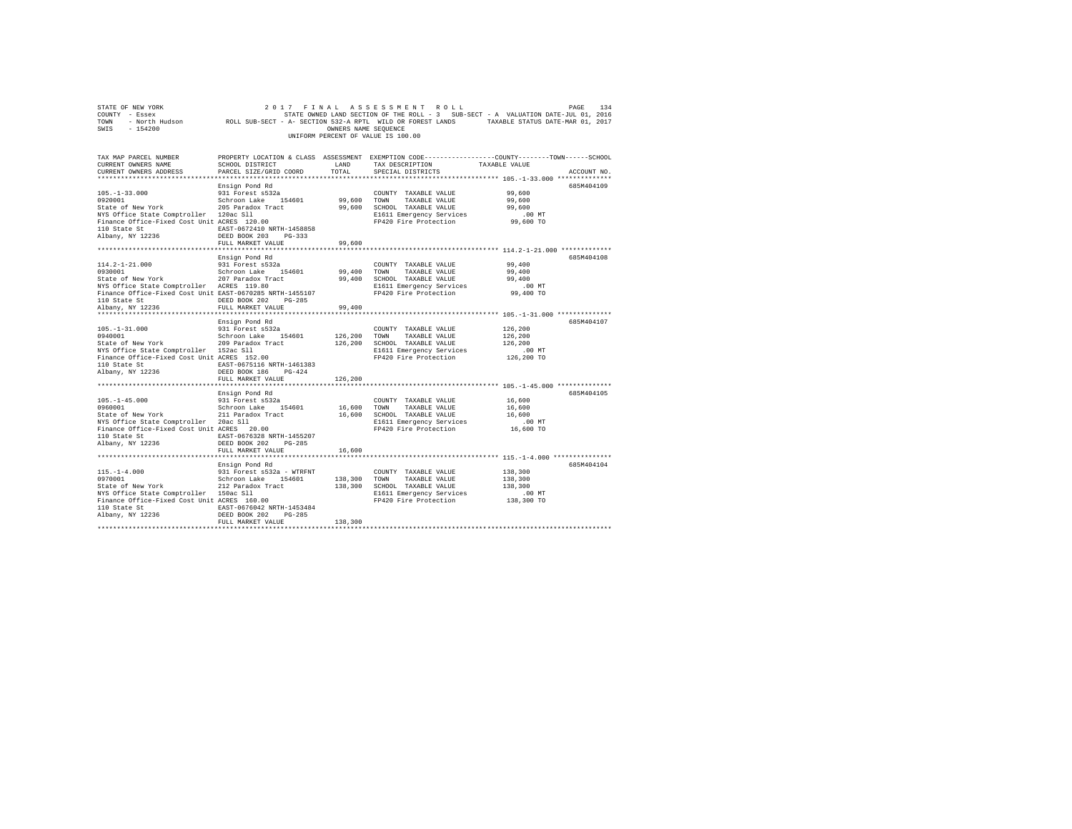STATE OF NEW YORK — 2017 FINAL ASSESSMENT ROLL
COUNTY - Essex — STATE OWNED LAND SECTION OF THE ROLL - 3 SUB-SECT - A VALUATION DATE-JUL 01, 2016
TOWN - North Hudson — ROLL SUB-SECT - A- SECTION 532-A RPTL WILD OR FOREST LANDS — TAXABLE STATUS DATE-MAR 01, 2017
SWIS - 154200 — OWNERS NAME SEQUENCE
UNIFORM PERCENT OF VALUE IS 100.00

| TAX MAP PARCEL NUMBER / CURRENT OWNERS NAME / CURRENT OWNERS ADDRESS | PROPERTY LOCATION & CLASS / SCHOOL DISTRICT / PARCEL SIZE/GRID COORD | ASSESSMENT LAND / TOTAL | EXEMPTION CODE / TAX DESCRIPTION / SPECIAL DISTRICTS | COUNTY / TOWN / SCHOOL TAXABLE VALUE | ACCOUNT NO. |
|---|---|---|---|---|---|
| 105.-1-33.000 | Ensign Pond Rd | | | | 685M404109 |
| 105.-1-33.000 | 931 Forest s532a | | COUNTY TAXABLE VALUE | 99,600 | |
| 0920001 | Schroon Lake 154601 | 99,600 | TOWN TAXABLE VALUE | 99,600 | |
| State of New York | 205 Paradox Tract | 99,600 | SCHOOL TAXABLE VALUE | 99,600 | |
| NYS Office State Comptroller | 120ac Sll | | E1611 Emergency Services | .00 MT | |
| Finance Office-Fixed Cost Unit | ACRES 120.00 | | FP420 Fire Protection | 99,600 TO | |
| 110 State St | EAST-0672410 NRTH-1458858 | | | | |
| Albany, NY 12236 | DEED BOOK 203 PG-333 | | | | |
| | FULL MARKET VALUE | 99,600 | | | |
| 114.2-1-21.000 | Ensign Pond Rd | | | | 685M404108 |
| 114.2-1-21.000 | 931 Forest s532a | | COUNTY TAXABLE VALUE | 99,400 | |
| 0930001 | Schroon Lake 154601 | 99,400 | TOWN TAXABLE VALUE | 99,400 | |
| State of New York | 207 Paradox Tract | 99,400 | SCHOOL TAXABLE VALUE | 99,400 | |
| NYS Office State Comptroller | ACRES 119.80 | | E1611 Emergency Services | .00 MT | |
| Finance Office-Fixed Cost Unit | EAST-0670285 NRTH-1455107 | | FP420 Fire Protection | 99,400 TO | |
| 110 State St | DEED BOOK 202 PG-285 | | | | |
| Albany, NY 12236 | FULL MARKET VALUE | 99,400 | | | |
| 105.-1-31.000 | Ensign Pond Rd | | | | 685M404107 |
| 105.-1-31.000 | 931 Forest s532a | | COUNTY TAXABLE VALUE | 126,200 | |
| 0940001 | Schroon Lake 154601 | 126,200 | TOWN TAXABLE VALUE | 126,200 | |
| State of New York | 209 Paradox Tract | 126,200 | SCHOOL TAXABLE VALUE | 126,200 | |
| NYS Office State Comptroller | 152ac Sll | | E1611 Emergency Services | .00 MT | |
| Finance Office-Fixed Cost Unit | ACRES 152.00 | | FP420 Fire Protection | 126,200 TO | |
| 110 State St | EAST-0675116 NRTH-1461383 | | | | |
| Albany, NY 12236 | DEED BOOK 186 PG-424 | | | | |
| | FULL MARKET VALUE | 126,200 | | | |
| 105.-1-45.000 | Ensign Pond Rd | | | | 685M404105 |
| 105.-1-45.000 | 931 Forest s532a | | COUNTY TAXABLE VALUE | 16,600 | |
| 0960001 | Schroon Lake 154601 | 16,600 | TOWN TAXABLE VALUE | 16,600 | |
| State of New York | 211 Paradox Tract | 16,600 | SCHOOL TAXABLE VALUE | 16,600 | |
| NYS Office State Comptroller | 20ac Sll | | E1611 Emergency Services | .00 MT | |
| Finance Office-Fixed Cost Unit | ACRES 20.00 | | FP420 Fire Protection | 16,600 TO | |
| 110 State St | EAST-0676328 NRTH-1455207 | | | | |
| Albany, NY 12236 | DEED BOOK 202 PG-285 | | | | |
| | FULL MARKET VALUE | 16,600 | | | |
| 115.-1-4.000 | Ensign Pond Rd | | | | 685M404104 |
| 115.-1-4.000 | 931 Forest s532a - WTRFNT | | COUNTY TAXABLE VALUE | 138,300 | |
| 0970001 | Schroon Lake 154601 | 138,300 | TOWN TAXABLE VALUE | 138,300 | |
| State of New York | 212 Paradox Tract | 138,300 | SCHOOL TAXABLE VALUE | 138,300 | |
| NYS Office State Comptroller | 150ac Sll | | E1611 Emergency Services | .00 MT | |
| Finance Office-Fixed Cost Unit | ACRES 160.00 | | FP420 Fire Protection | 138,300 TO | |
| 110 State St | EAST-0676042 NRTH-1453484 | | | | |
| Albany, NY 12236 | DEED BOOK 202 PG-285 | | | | |
| | FULL MARKET VALUE | 138,300 | | | |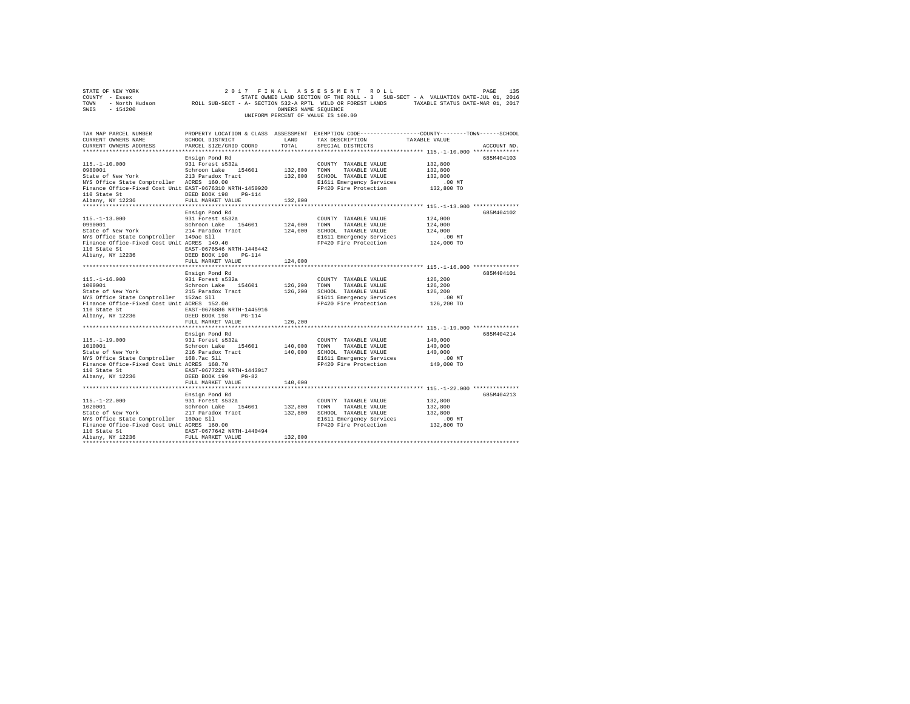```
STATE OF NEW YORK                    2 0 1 7   F I N A L   A S S E S S M E N T   R O L L                          PAGE   135
COUNTY - Essex                                STATE OWNED LAND SECTION OF THE ROLL - 3  SUB-SECT - A  VALUATION DATE-JUL 01, 2016
TOWN   - North Hudson         ROLL SUB-SECT - A- SECTION 532-A RPTL  WILD OR FOREST LANDS        TAXABLE STATUS DATE-MAR 01, 2017
SWIS   - 154200                                               OWNERS NAME SEQUENCE
                                                       UNIFORM PERCENT OF VALUE IS 100.00

TAX MAP PARCEL NUMBER          PROPERTY LOCATION & CLASS  ASSESSMENT  EXEMPTION CODE-----------------COUNTY--------TOWN------SCHOOL
CURRENT OWNERS NAME            SCHOOL DISTRICT              LAND      TAX DESCRIPTION             TAXABLE VALUE
CURRENT OWNERS ADDRESS         PARCEL SIZE/GRID COORD       TOTAL     SPECIAL DISTRICTS                                  ACCOUNT NO.
******************************************************************************************************* 115.-1-10.000 **************
                               Ensign Pond Rd                                                                         685M404103
115.-1-10.000                  931 Forest s532a                       COUNTY  TAXABLE VALUE           132,800
0980001                        Schroon Lake   154601      132,800     TOWN    TAXABLE VALUE           132,800
State of New York              213 Paradox Tract          132,800     SCHOOL  TAXABLE VALUE           132,800
NYS Office State Comptroller   ACRES  160.00                          E1611 Emergency Services           .00 MT
Finance Office-Fixed Cost Unit EAST-0676310 NRTH-1450920              FP420 Fire Protection           132,800 TO
110 State St                   DEED BOOK 198    PG-114
Albany, NY 12236               FULL MARKET VALUE          132,800
******************************************************************************************************* 115.-1-13.000 **************
                               Ensign Pond Rd                                                                         685M404102
115.-1-13.000                  931 Forest s532a                       COUNTY  TAXABLE VALUE           124,000
0990001                        Schroon Lake   154601      124,000     TOWN    TAXABLE VALUE           124,000
State of New York              214 Paradox Tract          124,000     SCHOOL  TAXABLE VALUE           124,000
NYS Office State Comptroller   149ac Sll                              E1611 Emergency Services           .00 MT
Finance Office-Fixed Cost Unit ACRES  149.40                          FP420 Fire Protection           124,000 TO
110 State St                   EAST-0676546 NRTH-1448442
Albany, NY 12236               DEED BOOK 198    PG-114
                               FULL MARKET VALUE          124,000
******************************************************************************************************* 115.-1-16.000 **************
                               Ensign Pond Rd                                                                         685M404101
115.-1-16.000                  931 Forest s532a                       COUNTY  TAXABLE VALUE           126,200
1000001                        Schroon Lake   154601      126,200     TOWN    TAXABLE VALUE           126,200
State of New York              215 Paradox Tract          126,200     SCHOOL  TAXABLE VALUE           126,200
NYS Office State Comptroller   152ac Sll                              E1611 Emergency Services           .00 MT
Finance Office-Fixed Cost Unit ACRES  152.00                          FP420 Fire Protection           126,200 TO
110 State St                   EAST-0676886 NRTH-1445916
Albany, NY 12236               DEED BOOK 198    PG-114
                               FULL MARKET VALUE          126,200
******************************************************************************************************* 115.-1-19.000 **************
                               Ensign Pond Rd                                                                         685M404214
115.-1-19.000                  931 Forest s532a                       COUNTY  TAXABLE VALUE           140,000
1010001                        Schroon Lake   154601      140,000     TOWN    TAXABLE VALUE           140,000
State of New York              216 Paradox Tract          140,000     SCHOOL  TAXABLE VALUE           140,000
NYS Office State Comptroller   168.7ac Sll                            E1611 Emergency Services           .00 MT
Finance Office-Fixed Cost Unit ACRES  168.70                          FP420 Fire Protection           140,000 TO
110 State St                   EAST-0677221 NRTH-1443017
Albany, NY 12236               DEED BOOK 199    PG-82
                               FULL MARKET VALUE          140,000
******************************************************************************************************* 115.-1-22.000 **************
                               Ensign Pond Rd                                                                         685M404213
115.-1-22.000                  931 Forest s532a                       COUNTY  TAXABLE VALUE           132,800
1020001                        Schroon Lake   154601      132,800     TOWN    TAXABLE VALUE           132,800
State of New York              217 Paradox Tract          132,800     SCHOOL  TAXABLE VALUE           132,800
NYS Office State Comptroller   160ac Sll                              E1611 Emergency Services           .00 MT
Finance Office-Fixed Cost Unit ACRES  160.00                          FP420 Fire Protection           132,800 TO
110 State St                   EAST-0677642 NRTH-1440494
Albany, NY 12236               FULL MARKET VALUE          132,800
************************************************************************************************************************************
```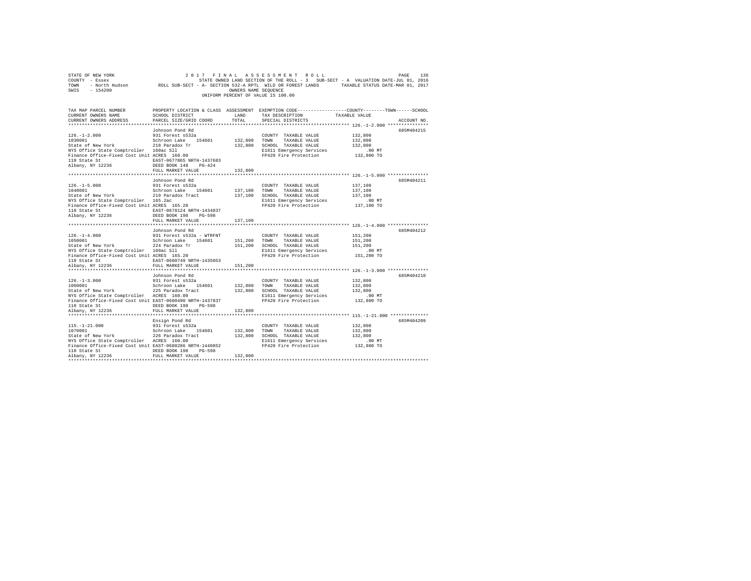STATE OF NEW YORK                2 0 1 7   F I N A L   A S S E S S M E N T   R O L L
COUNTY - Essex                   STATE OWNED LAND SECTION OF THE ROLL - 3   SUB-SECT - A  VALUATION DATE-JUL 01, 2016
TOWN   - North Hudson            ROLL SUB-SECT - A- SECTION 532-A RPTL  WILD OR FOREST LANDS      TAXABLE STATUS DATE-MAR 01, 2017
SWIS   - 154200                  OWNERS NAME SEQUENCE
UNIFORM PERCENT OF VALUE IS 100.00

| TAX MAP PARCEL NUMBER / CURRENT OWNERS NAME / CURRENT OWNERS ADDRESS | PROPERTY LOCATION & CLASS / SCHOOL DISTRICT / PARCEL SIZE/GRID COORD | ASSESSMENT LAND | TOTAL | EXEMPTION CODE / TAX DESCRIPTION / SPECIAL DISTRICTS | COUNTY--------TOWN------SCHOOL TAXABLE VALUE | ACCOUNT NO. |
|---|---|---|---|---|---|---|
| **126.-1-2.000** | Johnson Pond Rd | | | | | 685M404215 |
| 126.-1-2.000 | 931 Forest s532a | | | COUNTY TAXABLE VALUE | 132,800 | |
| 1030001 | Schroon Lake 154601 | 132,800 | | TOWN TAXABLE VALUE | 132,800 | |
| State of New York | 218 Paradox Tr | | 132,800 | SCHOOL TAXABLE VALUE | 132,800 | |
| NYS Office State Comptroller | 160ac Sll | | | E1611 Emergency Services | .00 MT | |
| Finance Office-Fixed Cost Unit | ACRES 160.00 | | | FP420 Fire Protection | 132,800 TO | |
| 110 State St | EAST-0677865 NRTH-1437683 | | | | | |
| Albany, NY 12236 | DEED BOOK 148 PG-424 | | | | | |
| | FULL MARKET VALUE | | 132,800 | | | |
| **126.-1-5.000** | Johnson Pond Rd | | | | | 685M404211 |
| 126.-1-5.000 | 931 Forest s532a | | | COUNTY TAXABLE VALUE | 137,100 | |
| 1040001 | Schroon Lake 154601 | 137,100 | | TOWN TAXABLE VALUE | 137,100 | |
| State of New York | 219 Paradox Tract | | 137,100 | SCHOOL TAXABLE VALUE | 137,100 | |
| NYS Office State Comptroller | 165.2ac | | | E1611 Emergency Services | .00 MT | |
| Finance Office-Fixed Cost Unit | ACRES 165.20 | | | FP420 Fire Protection | 137,100 TO | |
| 110 State St | EAST-0678124 NRTH-1434837 | | | | | |
| Albany, NY 12236 | DEED BOOK 198 PG-598 | | | | | |
| | FULL MARKET VALUE | | 137,100 | | | |
| **126.-1-4.000** | Johnson Pond Rd | | | | | 685M404212 |
| 126.-1-4.000 | 931 Forest s532a - WTRFNT | | | COUNTY TAXABLE VALUE | 151,200 | |
| 1050001 | Schroon Lake 154601 | 151,200 | | TOWN TAXABLE VALUE | 151,200 | |
| State of New York | 224 Paradox Tr | | 151,200 | SCHOOL TAXABLE VALUE | 151,200 | |
| NYS Office State Comptroller | 160ac Sll | | | E1611 Emergency Services | .00 MT | |
| Finance Office-Fixed Cost Unit | ACRES 165.20 | | | FP420 Fire Protection | 151,200 TO | |
| 110 State St | EAST-0680749 NRTH-1435053 | | | | | |
| Albany, NY 12236 | FULL MARKET VALUE | | 151,200 | | | |
| **126.-1-3.000** | Johnson Pond Rd | | | | | 685M404210 |
| 126.-1-3.000 | 931 Forest s532a | | | COUNTY TAXABLE VALUE | 132,800 | |
| 1060001 | Schroon Lake 154601 | 132,800 | | TOWN TAXABLE VALUE | 132,800 | |
| State of New York | 225 Paradox Tract | | 132,800 | SCHOOL TAXABLE VALUE | 132,800 | |
| NYS Office State Comptroller | ACRES 160.00 | | | E1611 Emergency Services | .00 MT | |
| Finance Office-Fixed Cost Unit | EAST-0680490 NRTH-1437837 | | | FP420 Fire Protection | 132,800 TO | |
| 110 State St | DEED BOOK 198 PG-598 | | | | | |
| Albany, NY 12236 | FULL MARKET VALUE | | 132,800 | | | |
| **115.-1-21.000** | Ensign Pond Rd | | | | | 685M404209 |
| 115.-1-21.000 | 931 Forest s532a | | | COUNTY TAXABLE VALUE | 132,800 | |
| 1070001 | Schroon Lake 154601 | 132,800 | | TOWN TAXABLE VALUE | 132,800 | |
| State of New York | 226 Paradox Tract | | 132,800 | SCHOOL TAXABLE VALUE | 132,800 | |
| NYS Office State Comptroller | ACRES 160.00 | | | E1611 Emergency Services | .00 MT | |
| Finance Office-Fixed Cost Unit | EAST-0680286 NRTH-1440852 | | | FP420 Fire Protection | 132,800 TO | |
| 110 State St | DEED BOOK 198 PG-598 | | | | | |
| Albany, NY 12236 | FULL MARKET VALUE | | 132,800 | | | |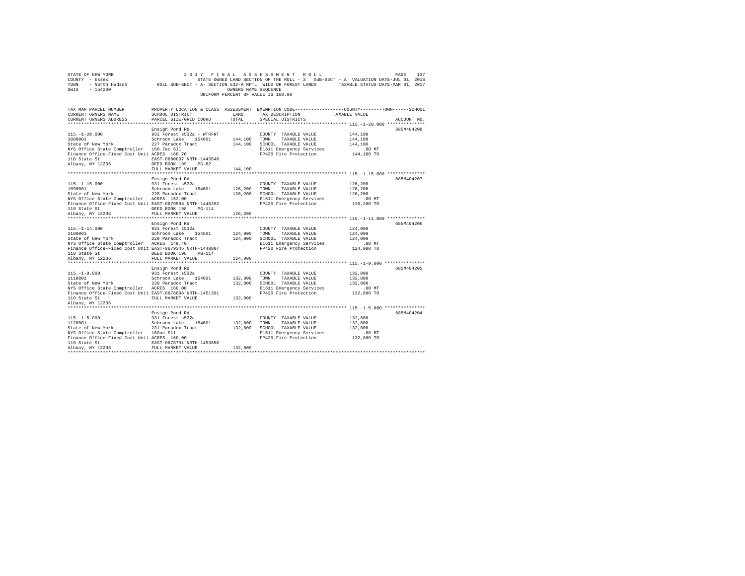STATE OF NEW YORK                    2 0 1 7   F I N A L   A S S E S S M E N T   R O L L
COUNTY - Essex                       STATE OWNED LAND SECTION OF THE ROLL - 3   SUB-SECT - A  VALUATION DATE-JUL 01, 2016
TOWN - North Hudson                  ROLL SUB-SECT - A- SECTION 532-A RPTL WILD OR FOREST LANDS     TAXABLE STATUS DATE-MAR 01, 2017
SWIS - 154200                        OWNERS NAME SEQUENCE
UNIFORM PERCENT OF VALUE IS 100.00

| TAX MAP PARCEL NUMBER / CURRENT OWNERS NAME / CURRENT OWNERS ADDRESS | PROPERTY LOCATION & CLASS / SCHOOL DISTRICT / PARCEL SIZE/GRID COORD | ASSESSMENT LAND | TOTAL | EXEMPTION CODE / TAX DESCRIPTION / SPECIAL DISTRICTS | TAXABLE VALUE (COUNTY / TOWN / SCHOOL) | ACCOUNT NO. |
|---|---|---|---|---|---|---|
| 115.-1-20.000 | Ensign Pond Rd | | | | | 685M404208 |
| 1080001 | 931 Forest s532a - WTRFNT | | | COUNTY TAXABLE VALUE | 144,100 | |
| State of New York | Schroon Lake 154601 | 144,100 | | TOWN TAXABLE VALUE | 144,100 | |
| NYS Office State Comptroller | 227 Paradox Tract | | 144,100 | SCHOOL TAXABLE VALUE | 144,100 | |
| Finance Office-Fixed Cost Unit | 168.7ac Sll | | | E1611 Emergency Services | .00 MT | |
| 110 State St | ACRES 168.70 | | | FP420 Fire Protection | 144,100 TO | |
| Albany, NY 12236 | EAST-0680007 NRTH-1443548 | | | | | |
| | DEED BOOK 199 PG-82 | | | | | |
| | FULL MARKET VALUE | | 144,100 | | | |
| 115.-1-15.000 | Ensign Pond Rd | | | | | 685M404207 |
| 1090001 | 931 Forest s532a | | | COUNTY TAXABLE VALUE | 126,200 | |
| State of New York | Schroon Lake 154601 | 126,200 | | TOWN TAXABLE VALUE | 126,200 | |
| NYS Office State Comptroller | 228 Paradox Tract | | 126,200 | SCHOOL TAXABLE VALUE | 126,200 | |
| Finance Office-Fixed Cost Unit | ACRES 152.00 | | | E1611 Emergency Services | .00 MT | |
| 110 State St | EAST-0679598 NRTH-1446252 | | | FP420 Fire Protection | 126,200 TO | |
| Albany, NY 12236 | DEED BOOK 198 PG-114 | | | | | |
| | FULL MARKET VALUE | | 126,200 | | | |
| 115.-1-14.000 | Ensign Pond Rd | | | | | 685M404206 |
| 1100001 | 931 Forest s532a | | | COUNTY TAXABLE VALUE | 124,000 | |
| State of New York | Schroon Lake 154601 | 124,000 | | TOWN TAXABLE VALUE | 124,000 | |
| NYS Office State Comptroller | 229 Paradox Tract | | 124,000 | SCHOOL TAXABLE VALUE | 124,000 | |
| Finance Office-Fixed Cost Unit | ACRES 149.40 | | | E1611 Emergency Services | .00 MT | |
| 110 State St | EAST-0679345 NRTH-1448807 | | | FP420 Fire Protection | 124,000 TO | |
| Albany, NY 12236 | DEED BOOK 198 PG-114 | | | | | |
| | FULL MARKET VALUE | | 124,000 | | | |
| 115.-1-9.000 | Ensign Pond Rd | | | | | 685M404205 |
| 1110001 | 931 Forest s532a | | | COUNTY TAXABLE VALUE | 132,800 | |
| State of New York | Schroon Lake 154601 | 132,800 | | TOWN TAXABLE VALUE | 132,800 | |
| NYS Office State Comptroller | 230 Paradox Tract | | 132,800 | SCHOOL TAXABLE VALUE | 132,800 | |
| Finance Office-Fixed Cost Unit | ACRES 160.00 | | | E1611 Emergency Services | .00 MT | |
| 110 State St | EAST-0678898 NRTH-1451391 | | | FP420 Fire Protection | 132,800 TO | |
| Albany, NY 12236 | FULL MARKET VALUE | | 132,800 | | | |
| 115.-1-5.000 | Ensign Pond Rd | | | | | 685M404204 |
| 1120001 | 931 Forest s532a | | | COUNTY TAXABLE VALUE | 132,800 | |
| State of New York | Schroon Lake 154601 | 132,800 | | TOWN TAXABLE VALUE | 132,800 | |
| NYS Office State Comptroller | 231 Paradox Tract | | 132,800 | SCHOOL TAXABLE VALUE | 132,800 | |
| Finance Office-Fixed Cost Unit | 160ac Sll | | | E1611 Emergency Services | .00 MT | |
| 110 State St | ACRES 160.00 | | | FP420 Fire Protection | 132,800 TO | |
| Albany, NY 12236 | EAST-0678731 NRTH-1453856 | | | | | |
| | FULL MARKET VALUE | | 132,800 | | | |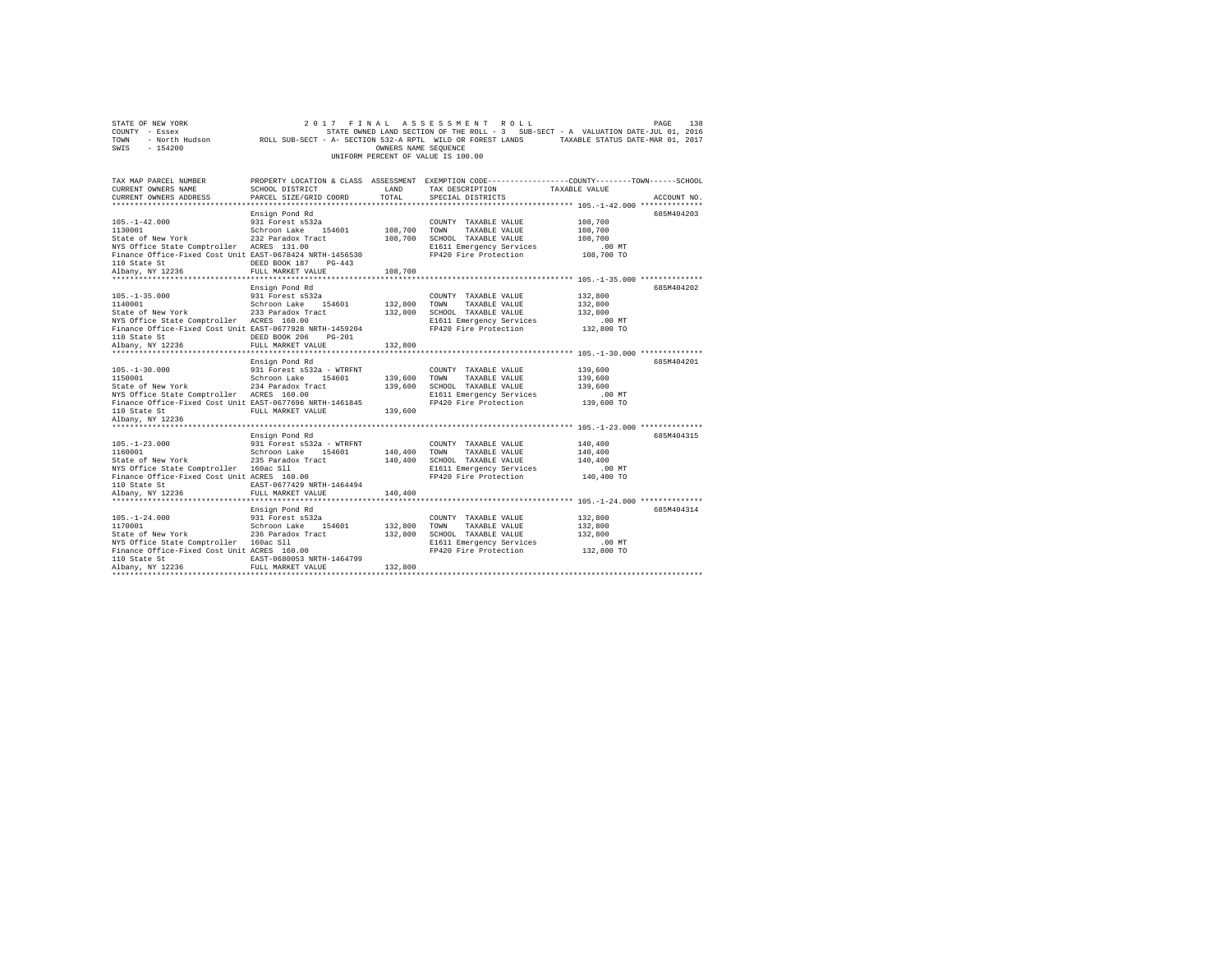STATE OF NEW YORK 2 0 1 7 F I N A L A S S E S S M E N T R O L L
COUNTY - Essex STATE OWNED LAND SECTION OF THE ROLL - 3 SUB-SECT - A VALUATION DATE-JUL 01, 2016
TOWN - North Hudson ROLL SUB-SECT - A- SECTION 532-A RPTL WILD OR FOREST LANDS TAXABLE STATUS DATE-MAR 01, 2017
SWIS - 154200 OWNERS NAME SEQUENCE
UNIFORM PERCENT OF VALUE IS 100.00

| TAX MAP PARCEL NUMBER / CURRENT OWNERS NAME / CURRENT OWNERS ADDRESS | PROPERTY LOCATION & CLASS / SCHOOL DISTRICT / PARCEL SIZE/GRID COORD | ASSESSMENT LAND / TOTAL | EXEMPTION CODE / TAX DESCRIPTION / SPECIAL DISTRICTS | TAXABLE VALUE (COUNTY / TOWN / SCHOOL) | ACCOUNT NO. |
|---|---|---|---|---|---|
| 105.-1-42.000 | Ensign Pond Rd | | | | 685M404203 |
| 1130001 | 931 Forest s532a | | COUNTY TAXABLE VALUE | 108,700 | |
| State of New York | Schroon Lake 154601 | 108,700 | TOWN TAXABLE VALUE | 108,700 | |
| NYS Office State Comptroller | 232 Paradox Tract | 108,700 | SCHOOL TAXABLE VALUE | 108,700 | |
| Finance Office-Fixed Cost Unit | ACRES 131.00 | | E1611 Emergency Services | .00 MT | |
| 110 State St | EAST-0678424 NRTH-1456530 | | FP420 Fire Protection | 108,700 TO | |
| Albany, NY 12236 | DEED BOOK 187 PG-443 | | | | |
| | FULL MARKET VALUE | 108,700 | | | |
| 105.-1-35.000 | Ensign Pond Rd | | | | 685M404202 |
| 1140001 | 931 Forest s532a | | COUNTY TAXABLE VALUE | 132,800 | |
| State of New York | Schroon Lake 154601 | 132,800 | TOWN TAXABLE VALUE | 132,800 | |
| NYS Office State Comptroller | 233 Paradox Tract | 132,800 | SCHOOL TAXABLE VALUE | 132,800 | |
| Finance Office-Fixed Cost Unit | ACRES 160.00 | | E1611 Emergency Services | .00 MT | |
| 110 State St | EAST-0677928 NRTH-1459204 | | FP420 Fire Protection | 132,800 TO | |
| Albany, NY 12236 | DEED BOOK 206 PG-201 | | | | |
| | FULL MARKET VALUE | 132,800 | | | |
| 105.-1-30.000 | Ensign Pond Rd | | | | 685M404201 |
| 1150001 | 931 Forest s532a - WTRFNT | | COUNTY TAXABLE VALUE | 139,600 | |
| State of New York | Schroon Lake 154601 | 139,600 | TOWN TAXABLE VALUE | 139,600 | |
| NYS Office State Comptroller | 234 Paradox Tract | 139,600 | SCHOOL TAXABLE VALUE | 139,600 | |
| Finance Office-Fixed Cost Unit | ACRES 160.00 | | E1611 Emergency Services | .00 MT | |
| 110 State St | EAST-0677696 NRTH-1461845 | | FP420 Fire Protection | 139,600 TO | |
| Albany, NY 12236 | FULL MARKET VALUE | 139,600 | | | |
| 105.-1-23.000 | Ensign Pond Rd | | | | 685M404315 |
| 1160001 | 931 Forest s532a - WTRFNT | | COUNTY TAXABLE VALUE | 140,400 | |
| State of New York | Schroon Lake 154601 | 140,400 | TOWN TAXABLE VALUE | 140,400 | |
| NYS Office State Comptroller | 235 Paradox Tract | 140,400 | SCHOOL TAXABLE VALUE | 140,400 | |
| Finance Office-Fixed Cost Unit | 160ac Sll | | E1611 Emergency Services | .00 MT | |
| 110 State St | ACRES 160.00 | | FP420 Fire Protection | 140,400 TO | |
| Albany, NY 12236 | EAST-0677429 NRTH-1464494 | | | | |
| | FULL MARKET VALUE | 140,400 | | | |
| 105.-1-24.000 | Ensign Pond Rd | | | | 685M404314 |
| 1170001 | 931 Forest s532a | | COUNTY TAXABLE VALUE | 132,800 | |
| State of New York | Schroon Lake 154601 | 132,800 | TOWN TAXABLE VALUE | 132,800 | |
| NYS Office State Comptroller | 236 Paradox Tract | 132,800 | SCHOOL TAXABLE VALUE | 132,800 | |
| Finance Office-Fixed Cost Unit | 160ac Sll | | E1611 Emergency Services | .00 MT | |
| 110 State St | ACRES 160.00 | | FP420 Fire Protection | 132,800 TO | |
| Albany, NY 12236 | EAST-0680053 NRTH-1464799 | | | | |
| | FULL MARKET VALUE | 132,800 | | | |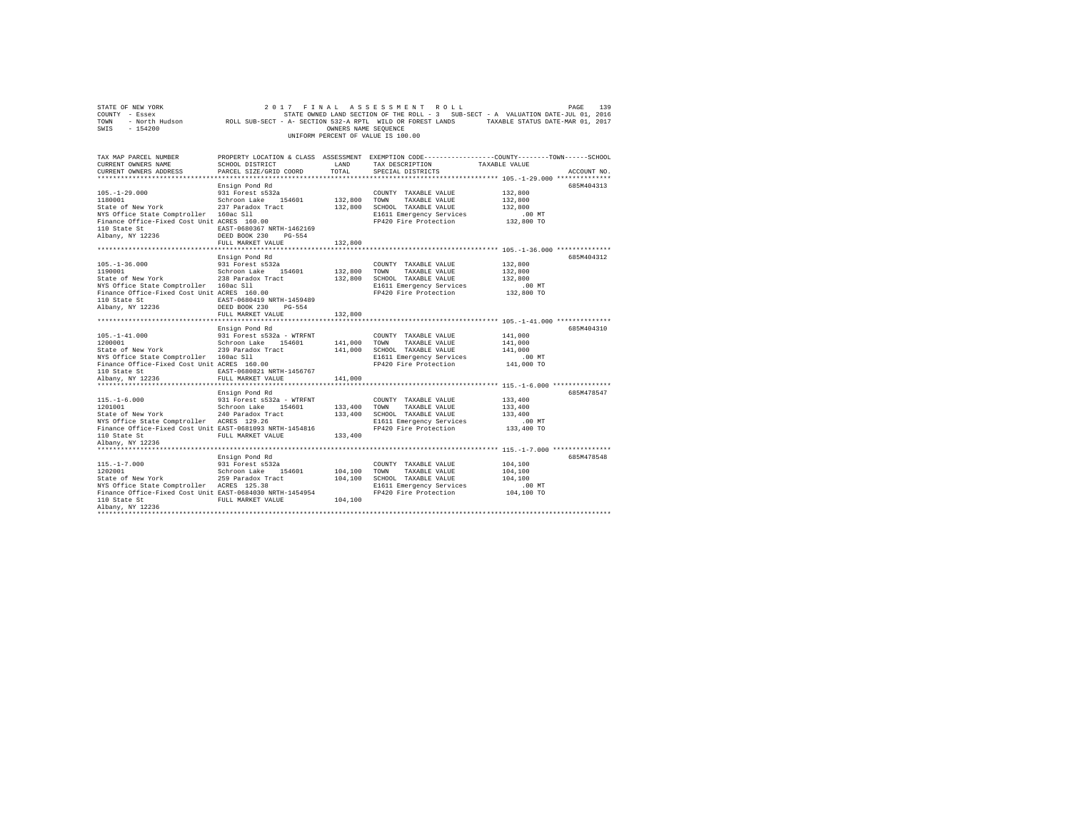STATE OF NEW YORK — 2017 FINAL ASSESSMENT ROLL
COUNTY - Essex — STATE OWNED LAND SECTION OF THE ROLL - 3 SUB-SECT - A VALUATION DATE-JUL 01, 2016
TOWN - North Hudson — ROLL SUB-SECT - A- SECTION 532-A RPTL WILD OR FOREST LANDS — TAXABLE STATUS DATE-MAR 01, 2017
SWIS - 154200 — OWNERS NAME SEQUENCE
UNIFORM PERCENT OF VALUE IS 100.00

| TAX MAP PARCEL NUMBER / CURRENT OWNERS NAME / CURRENT OWNERS ADDRESS | PROPERTY LOCATION & CLASS / SCHOOL DISTRICT / PARCEL SIZE/GRID COORD | ASSESSMENT LAND | TOTAL | EXEMPTION CODE / TAX DESCRIPTION / SPECIAL DISTRICTS | COUNTY / TOWN / SCHOOL TAXABLE VALUE | ACCOUNT NO. |
|---|---|---|---|---|---|---|
| **105.-1-29.000** | Ensign Pond Rd | | | | | 685M404313 |
| 105.-1-29.000 | 931 Forest s532a | | | COUNTY TAXABLE VALUE | 132,800 | |
| 1180001 | Schroon Lake 154601 | 132,800 | | TOWN TAXABLE VALUE | 132,800 | |
| State of New York | 237 Paradox Tract | | 132,800 | SCHOOL TAXABLE VALUE | 132,800 | |
| NYS Office State Comptroller | 160ac Sll | | | E1611 Emergency Services | .00 MT | |
| Finance Office-Fixed Cost Unit | ACRES 160.00 | | | FP420 Fire Protection | 132,800 TO | |
| 110 State St | EAST-0680367 NRTH-1462169 | | | | | |
| Albany, NY 12236 | DEED BOOK 230 PG-554 | | | | | |
| | FULL MARKET VALUE | | 132,800 | | | |
| **105.-1-36.000** | Ensign Pond Rd | | | | | 685M404312 |
| 105.-1-36.000 | 931 Forest s532a | | | COUNTY TAXABLE VALUE | 132,800 | |
| 1190001 | Schroon Lake 154601 | 132,800 | | TOWN TAXABLE VALUE | 132,800 | |
| State of New York | 238 Paradox Tract | | 132,800 | SCHOOL TAXABLE VALUE | 132,800 | |
| NYS Office State Comptroller | 160ac Sll | | | E1611 Emergency Services | .00 MT | |
| Finance Office-Fixed Cost Unit | ACRES 160.00 | | | FP420 Fire Protection | 132,800 TO | |
| 110 State St | EAST-0680419 NRTH-1459489 | | | | | |
| Albany, NY 12236 | DEED BOOK 230 PG-554 | | | | | |
| | FULL MARKET VALUE | | 132,800 | | | |
| **105.-1-41.000** | Ensign Pond Rd | | | | | 685M404310 |
| 105.-1-41.000 | 931 Forest s532a - WTRFNT | | | COUNTY TAXABLE VALUE | 141,000 | |
| 1200001 | Schroon Lake 154601 | 141,000 | | TOWN TAXABLE VALUE | 141,000 | |
| State of New York | 239 Paradox Tract | | 141,000 | SCHOOL TAXABLE VALUE | 141,000 | |
| NYS Office State Comptroller | 160ac Sll | | | E1611 Emergency Services | .00 MT | |
| Finance Office-Fixed Cost Unit | ACRES 160.00 | | | FP420 Fire Protection | 141,000 TO | |
| 110 State St | EAST-0680821 NRTH-1456767 | | | | | |
| Albany, NY 12236 | FULL MARKET VALUE | | 141,000 | | | |
| **115.-1-6.000** | Ensign Pond Rd | | | | | 685M478547 |
| 115.-1-6.000 | 931 Forest s532a - WTRFNT | | | COUNTY TAXABLE VALUE | 133,400 | |
| 1201001 | Schroon Lake 154601 | 133,400 | | TOWN TAXABLE VALUE | 133,400 | |
| State of New York | 240 Paradox Tract | | 133,400 | SCHOOL TAXABLE VALUE | 133,400 | |
| NYS Office State Comptroller | ACRES 129.26 | | | E1611 Emergency Services | .00 MT | |
| Finance Office-Fixed Cost Unit | EAST-0681093 NRTH-1454816 | | | FP420 Fire Protection | 133,400 TO | |
| 110 State St | FULL MARKET VALUE | | 133,400 | | | |
| Albany, NY 12236 | | | | | | |
| **115.-1-7.000** | Ensign Pond Rd | | | | | 685M478548 |
| 115.-1-7.000 | 931 Forest s532a | | | COUNTY TAXABLE VALUE | 104,100 | |
| 1202001 | Schroon Lake 154601 | 104,100 | | TOWN TAXABLE VALUE | 104,100 | |
| State of New York | 259 Paradox Tract | | 104,100 | SCHOOL TAXABLE VALUE | 104,100 | |
| NYS Office State Comptroller | ACRES 125.38 | | | E1611 Emergency Services | .00 MT | |
| Finance Office-Fixed Cost Unit | EAST-0684030 NRTH-1454954 | | | FP420 Fire Protection | 104,100 TO | |
| 110 State St | FULL MARKET VALUE | | 104,100 | | | |
| Albany, NY 12236 | | | | | | |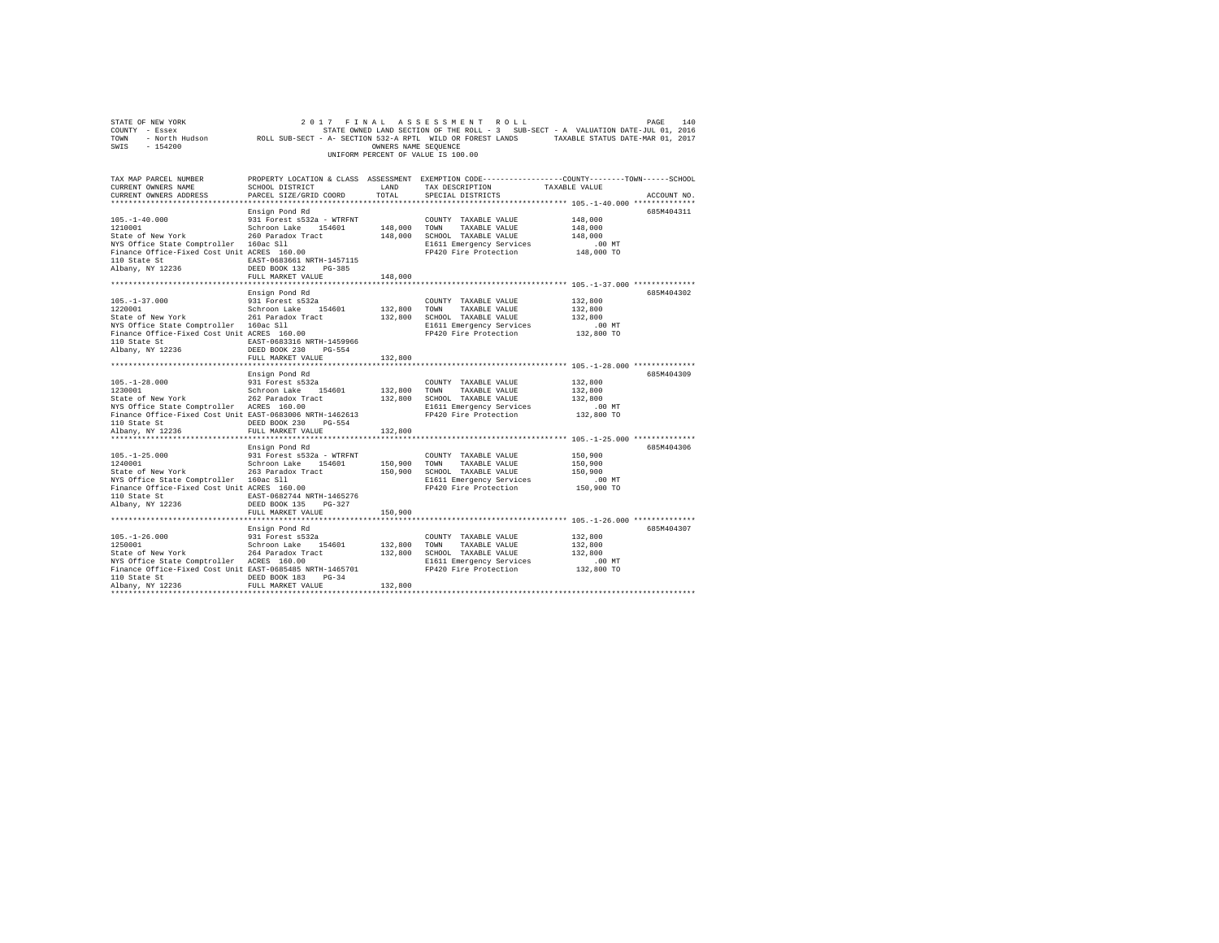STATE OF NEW YORK 2 0 1 7 F I N A L A S S E S S M E N T R O L L
COUNTY - Essex STATE OWNED LAND SECTION OF THE ROLL - 3 SUB-SECT - A VALUATION DATE-JUL 01, 2016
TOWN - North Hudson ROLL SUB-SECT - A- SECTION 532-A RPTL WILD OR FOREST LANDS TAXABLE STATUS DATE-MAR 01, 2017
SWIS - 154200 OWNERS NAME SEQUENCE
UNIFORM PERCENT OF VALUE IS 100.00

| TAX MAP PARCEL NUMBER / CURRENT OWNERS NAME / CURRENT OWNERS ADDRESS | PROPERTY LOCATION & CLASS / SCHOOL DISTRICT / PARCEL SIZE/GRID COORD | ASSESSMENT LAND | TOTAL | EXEMPTION CODE / TAX DESCRIPTION / SPECIAL DISTRICTS | COUNTY / TOWN / SCHOOL TAXABLE VALUE | ACCOUNT NO. |
|---|---|---|---|---|---|---|
| 105.-1-40.000 | Ensign Pond Rd | | | | | 685M404311 |
| 1210001 | 931 Forest s532a - WTRFNT | | | COUNTY TAXABLE VALUE | 148,000 | |
| State of New York | Schroon Lake 154601 | 148,000 | | TOWN TAXABLE VALUE | 148,000 | |
| NYS Office State Comptroller | 260 Paradox Tract | | 148,000 | SCHOOL TAXABLE VALUE | 148,000 | |
| Finance Office-Fixed Cost Unit | 160ac Sll | | | E1611 Emergency Services | .00 MT | |
| 110 State St | ACRES 160.00 | | | FP420 Fire Protection | 148,000 TO | |
| Albany, NY 12236 | EAST-0683661 NRTH-1457115 | | | | | |
| | DEED BOOK 132 PG-385 | | | | | |
| | FULL MARKET VALUE | | 148,000 | | | |
| 105.-1-37.000 | Ensign Pond Rd | | | | | 685M404302 |
| 1220001 | 931 Forest s532a | | | COUNTY TAXABLE VALUE | 132,800 | |
| State of New York | Schroon Lake 154601 | 132,800 | | TOWN TAXABLE VALUE | 132,800 | |
| NYS Office State Comptroller | 261 Paradox Tract | | 132,800 | SCHOOL TAXABLE VALUE | 132,800 | |
| Finance Office-Fixed Cost Unit | 160ac Sll | | | E1611 Emergency Services | .00 MT | |
| 110 State St | ACRES 160.00 | | | FP420 Fire Protection | 132,800 TO | |
| Albany, NY 12236 | EAST-0683316 NRTH-1459966 | | | | | |
| | DEED BOOK 230 PG-554 | | | | | |
| | FULL MARKET VALUE | | 132,800 | | | |
| 105.-1-28.000 | Ensign Pond Rd | | | | | 685M404309 |
| 1230001 | 931 Forest s532a | | | COUNTY TAXABLE VALUE | 132,800 | |
| State of New York | Schroon Lake 154601 | 132,800 | | TOWN TAXABLE VALUE | 132,800 | |
| NYS Office State Comptroller | 262 Paradox Tract | | 132,800 | SCHOOL TAXABLE VALUE | 132,800 | |
| Finance Office-Fixed Cost Unit | ACRES 160.00 | | | E1611 Emergency Services | .00 MT | |
| 110 State St | EAST-0683006 NRTH-1462613 | | | FP420 Fire Protection | 132,800 TO | |
| Albany, NY 12236 | DEED BOOK 230 PG-554 | | | | | |
| | FULL MARKET VALUE | | 132,800 | | | |
| 105.-1-25.000 | Ensign Pond Rd | | | | | 685M404306 |
| 1240001 | 931 Forest s532a - WTRFNT | | | COUNTY TAXABLE VALUE | 150,900 | |
| State of New York | Schroon Lake 154601 | 150,900 | | TOWN TAXABLE VALUE | 150,900 | |
| NYS Office State Comptroller | 263 Paradox Tract | | 150,900 | SCHOOL TAXABLE VALUE | 150,900 | |
| Finance Office-Fixed Cost Unit | 160ac Sll | | | E1611 Emergency Services | .00 MT | |
| 110 State St | ACRES 160.00 | | | FP420 Fire Protection | 150,900 TO | |
| Albany, NY 12236 | EAST-0682744 NRTH-1465276 | | | | | |
| | DEED BOOK 135 PG-327 | | | | | |
| | FULL MARKET VALUE | | 150,900 | | | |
| 105.-1-26.000 | Ensign Pond Rd | | | | | 685M404307 |
| 1250001 | 931 Forest s532a | | | COUNTY TAXABLE VALUE | 132,800 | |
| State of New York | Schroon Lake 154601 | 132,800 | | TOWN TAXABLE VALUE | 132,800 | |
| NYS Office State Comptroller | 264 Paradox Tract | | 132,800 | SCHOOL TAXABLE VALUE | 132,800 | |
| Finance Office-Fixed Cost Unit | ACRES 160.00 | | | E1611 Emergency Services | .00 MT | |
| 110 State St | EAST-0685485 NRTH-1465701 | | | FP420 Fire Protection | 132,800 TO | |
| Albany, NY 12236 | DEED BOOK 183 PG-34 | | | | | |
| | FULL MARKET VALUE | | 132,800 | | | |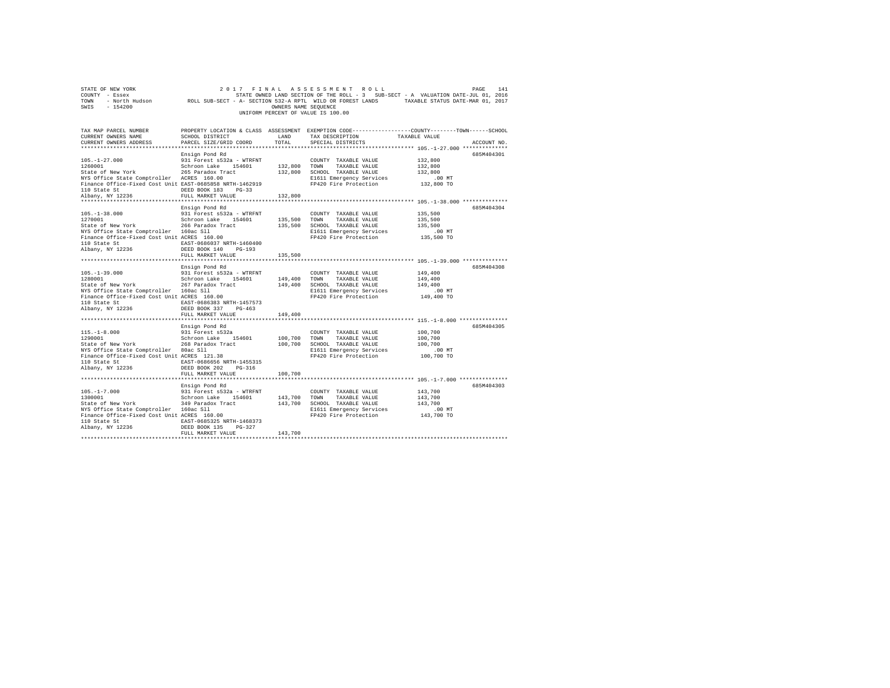STATE OF NEW YORK　　　　2 0 1 7　F I N A L　A S S E S S M E N T　R O L L
COUNTY - Essex　　　　STATE OWNED LAND SECTION OF THE ROLL - 3　SUB-SECT - A　VALUATION DATE-JUL 01, 2016
TOWN - North Hudson　　ROLL SUB-SECT - A- SECTION 532-A RPTL WILD OR FOREST LANDS　　TAXABLE STATUS DATE-MAR 01, 2017
SWIS - 154200　　　　OWNERS NAME SEQUENCE
UNIFORM PERCENT OF VALUE IS 100.00

| TAX MAP PARCEL NUMBER / CURRENT OWNERS NAME / CURRENT OWNERS ADDRESS | PROPERTY LOCATION & CLASS / SCHOOL DISTRICT / PARCEL SIZE/GRID COORD | ASSESSMENT LAND / TOTAL | EXEMPTION CODE / TAX DESCRIPTION / SPECIAL DISTRICTS | COUNTY / TOWN / SCHOOL TAXABLE VALUE | ACCOUNT NO. |
|---|---|---|---|---|---|
| 105.-1-27.000 | Ensign Pond Rd | | | | 685M404301 |
| 105.-1-27.000 | 931 Forest s532a - WTRFNT | | COUNTY TAXABLE VALUE | 132,800 | |
| 1260001 | Schroon Lake 154601 | 132,800 | TOWN TAXABLE VALUE | 132,800 | |
| State of New York | 265 Paradox Tract | 132,800 | SCHOOL TAXABLE VALUE | 132,800 | |
| NYS Office State Comptroller | ACRES 160.00 | | E1611 Emergency Services | .00 MT | |
| Finance Office-Fixed Cost Unit | EAST-0685858 NRTH-1462919 | | FP420 Fire Protection | 132,800 TO | |
| 110 State St | DEED BOOK 183 PG-33 | | | | |
| Albany, NY 12236 | FULL MARKET VALUE | 132,800 | | | |
| 105.-1-38.000 | Ensign Pond Rd | | | | 685M404304 |
| 105.-1-38.000 | 931 Forest s532a - WTRFNT | | COUNTY TAXABLE VALUE | 135,500 | |
| 1270001 | Schroon Lake 154601 | 135,500 | TOWN TAXABLE VALUE | 135,500 | |
| State of New York | 266 Paradox Tract | 135,500 | SCHOOL TAXABLE VALUE | 135,500 | |
| NYS Office State Comptroller | 160ac Sll | | E1611 Emergency Services | .00 MT | |
| Finance Office-Fixed Cost Unit | ACRES 160.00 | | FP420 Fire Protection | 135,500 TO | |
| 110 State St | EAST-0686037 NRTH-1460400 | | | | |
| Albany, NY 12236 | DEED BOOK 140 PG-193 | | | | |
| | FULL MARKET VALUE | 135,500 | | | |
| 105.-1-39.000 | Ensign Pond Rd | | | | 685M404308 |
| 105.-1-39.000 | 931 Forest s532a - WTRFNT | | COUNTY TAXABLE VALUE | 149,400 | |
| 1280001 | Schroon Lake 154601 | 149,400 | TOWN TAXABLE VALUE | 149,400 | |
| State of New York | 267 Paradox Tract | 149,400 | SCHOOL TAXABLE VALUE | 149,400 | |
| NYS Office State Comptroller | 160ac Sll | | E1611 Emergency Services | .00 MT | |
| Finance Office-Fixed Cost Unit | ACRES 160.00 | | FP420 Fire Protection | 149,400 TO | |
| 110 State St | EAST-0686383 NRTH-1457573 | | | | |
| Albany, NY 12236 | DEED BOOK 337 PG-463 | | | | |
| | FULL MARKET VALUE | 149,400 | | | |
| 115.-1-8.000 | Ensign Pond Rd | | | | 685M404305 |
| 115.-1-8.000 | 931 Forest s532a | | COUNTY TAXABLE VALUE | 100,700 | |
| 1290001 | Schroon Lake 154601 | 100,700 | TOWN TAXABLE VALUE | 100,700 | |
| State of New York | 268 Paradox Tract | 100,700 | SCHOOL TAXABLE VALUE | 100,700 | |
| NYS Office State Comptroller | 80ac Sll | | E1611 Emergency Services | .00 MT | |
| Finance Office-Fixed Cost Unit | ACRES 121.38 | | FP420 Fire Protection | 100,700 TO | |
| 110 State St | EAST-0686656 NRTH-1455315 | | | | |
| Albany, NY 12236 | DEED BOOK 202 PG-316 | | | | |
| | FULL MARKET VALUE | 100,700 | | | |
| 105.-1-7.000 | Ensign Pond Rd | | | | 685M404303 |
| 105.-1-7.000 | 931 Forest s532a - WTRFNT | | COUNTY TAXABLE VALUE | 143,700 | |
| 1300001 | Schroon Lake 154601 | 143,700 | TOWN TAXABLE VALUE | 143,700 | |
| State of New York | 349 Paradox Tract | 143,700 | SCHOOL TAXABLE VALUE | 143,700 | |
| NYS Office State Comptroller | 160ac Sll | | E1611 Emergency Services | .00 MT | |
| Finance Office-Fixed Cost Unit | ACRES 160.00 | | FP420 Fire Protection | 143,700 TO | |
| 110 State St | EAST-0685325 NRTH-1468373 | | | | |
| Albany, NY 12236 | DEED BOOK 135 PG-327 | | | | |
| | FULL MARKET VALUE | 143,700 | | | |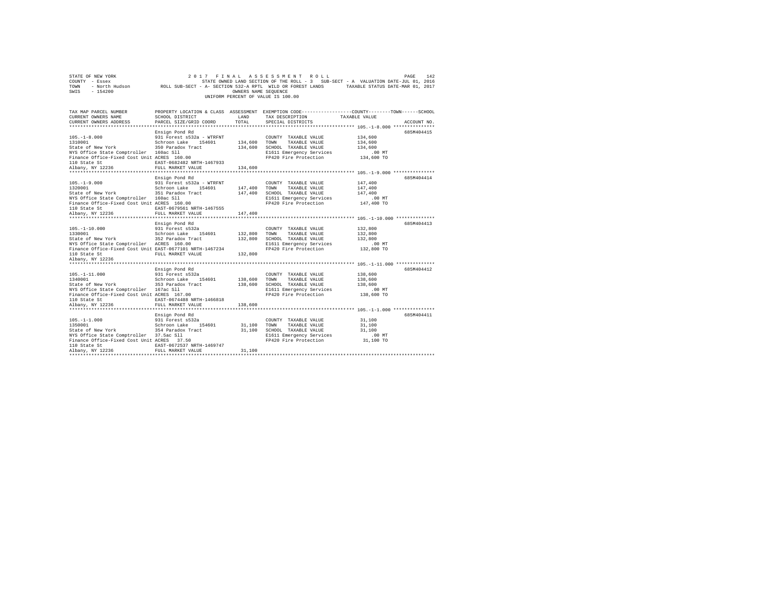STATE OF NEW YORK 2 0 1 7 F I N A L A S S E S S M E N T R O L L
COUNTY - Essex STATE OWNED LAND SECTION OF THE ROLL - 3 SUB-SECT - A VALUATION DATE-JUL 01, 2016
TOWN - North Hudson ROLL SUB-SECT - A- SECTION 532-A RPTL WILD OR FOREST LANDS TAXABLE STATUS DATE-MAR 01, 2017
SWIS - 154200 OWNERS NAME SEQUENCE
UNIFORM PERCENT OF VALUE IS 100.00

| TAX MAP PARCEL NUMBER / CURRENT OWNERS NAME / CURRENT OWNERS ADDRESS | PROPERTY LOCATION & CLASS / SCHOOL DISTRICT / PARCEL SIZE/GRID COORD | ASSESSMENT LAND / TOTAL | EXEMPTION CODE / TAX DESCRIPTION / SPECIAL DISTRICTS | COUNTY--------TOWN------SCHOOL TAXABLE VALUE | ACCOUNT NO. |
|---|---|---|---|---|---|
| 105.-1-8.000 | Ensign Pond Rd | | | | 685M404415 |
| | 931 Forest s532a - WTRFNT | | COUNTY TAXABLE VALUE | 134,600 | |
| 1310001 | Schroon Lake 154601 | 134,600 | TOWN TAXABLE VALUE | 134,600 | |
| State of New York | 350 Paradox Tract | 134,600 | SCHOOL TAXABLE VALUE | 134,600 | |
| NYS Office State Comptroller | 160ac Sll | | E1611 Emergency Services | .00 MT | |
| Finance Office-Fixed Cost Unit | ACRES 160.00 | | FP420 Fire Protection | 134,600 TO | |
| 110 State St | EAST-0682482 NRTH-1467933 | | | | |
| Albany, NY 12236 | FULL MARKET VALUE | 134,600 | | | |
| 105.-1-9.000 | Ensign Pond Rd | | | | 685M404414 |
| | 931 Forest s532a - WTRFNT | | COUNTY TAXABLE VALUE | 147,400 | |
| 1320001 | Schroon Lake 154601 | 147,400 | TOWN TAXABLE VALUE | 147,400 | |
| State of New York | 351 Paradox Tract | 147,400 | SCHOOL TAXABLE VALUE | 147,400 | |
| NYS Office State Comptroller | 160ac Sll | | E1611 Emergency Services | .00 MT | |
| Finance Office-Fixed Cost Unit | ACRES 160.00 | | FP420 Fire Protection | 147,400 TO | |
| 110 State St | EAST-0679561 NRTH-1467555 | | | | |
| Albany, NY 12236 | FULL MARKET VALUE | 147,400 | | | |
| 105.-1-10.000 | Ensign Pond Rd | | | | 685M404413 |
| | 931 Forest s532a | | COUNTY TAXABLE VALUE | 132,800 | |
| 1330001 | Schroon Lake 154601 | 132,800 | TOWN TAXABLE VALUE | 132,800 | |
| State of New York | 352 Paradox Tract | 132,800 | SCHOOL TAXABLE VALUE | 132,800 | |
| NYS Office State Comptroller | ACRES 160.00 | | E1611 Emergency Services | .00 MT | |
| Finance Office-Fixed Cost Unit | EAST-0677101 NRTH-1467234 | | FP420 Fire Protection | 132,800 TO | |
| 110 State St | FULL MARKET VALUE | 132,800 | | | |
| Albany, NY 12236 | | | | | |
| 105.-1-11.000 | Ensign Pond Rd | | | | 685M404412 |
| | 931 Forest s532a | | COUNTY TAXABLE VALUE | 138,600 | |
| 1340001 | Schroon Lake 154601 | 138,600 | TOWN TAXABLE VALUE | 138,600 | |
| State of New York | 353 Paradox Tract | 138,600 | SCHOOL TAXABLE VALUE | 138,600 | |
| NYS Office State Comptroller | 167ac Sll | | E1611 Emergency Services | .00 MT | |
| Finance Office-Fixed Cost Unit | ACRES 167.00 | | FP420 Fire Protection | 138,600 TO | |
| 110 State St | EAST-0674488 NRTH-1466818 | | | | |
| Albany, NY 12236 | FULL MARKET VALUE | 138,600 | | | |
| 105.-1-1.000 | Ensign Pond Rd | | | | 685M404411 |
| | 931 Forest s532a | | COUNTY TAXABLE VALUE | 31,100 | |
| 1350001 | Schroon Lake 154601 | 31,100 | TOWN TAXABLE VALUE | 31,100 | |
| State of New York | 354 Paradox Tract | 31,100 | SCHOOL TAXABLE VALUE | 31,100 | |
| NYS Office State Comptroller | 37.5ac Sll | | E1611 Emergency Services | .00 MT | |
| Finance Office-Fixed Cost Unit | ACRES 37.50 | | FP420 Fire Protection | 31,100 TO | |
| 110 State St | EAST-0672537 NRTH-1469747 | | | | |
| Albany, NY 12236 | FULL MARKET VALUE | 31,100 | | | |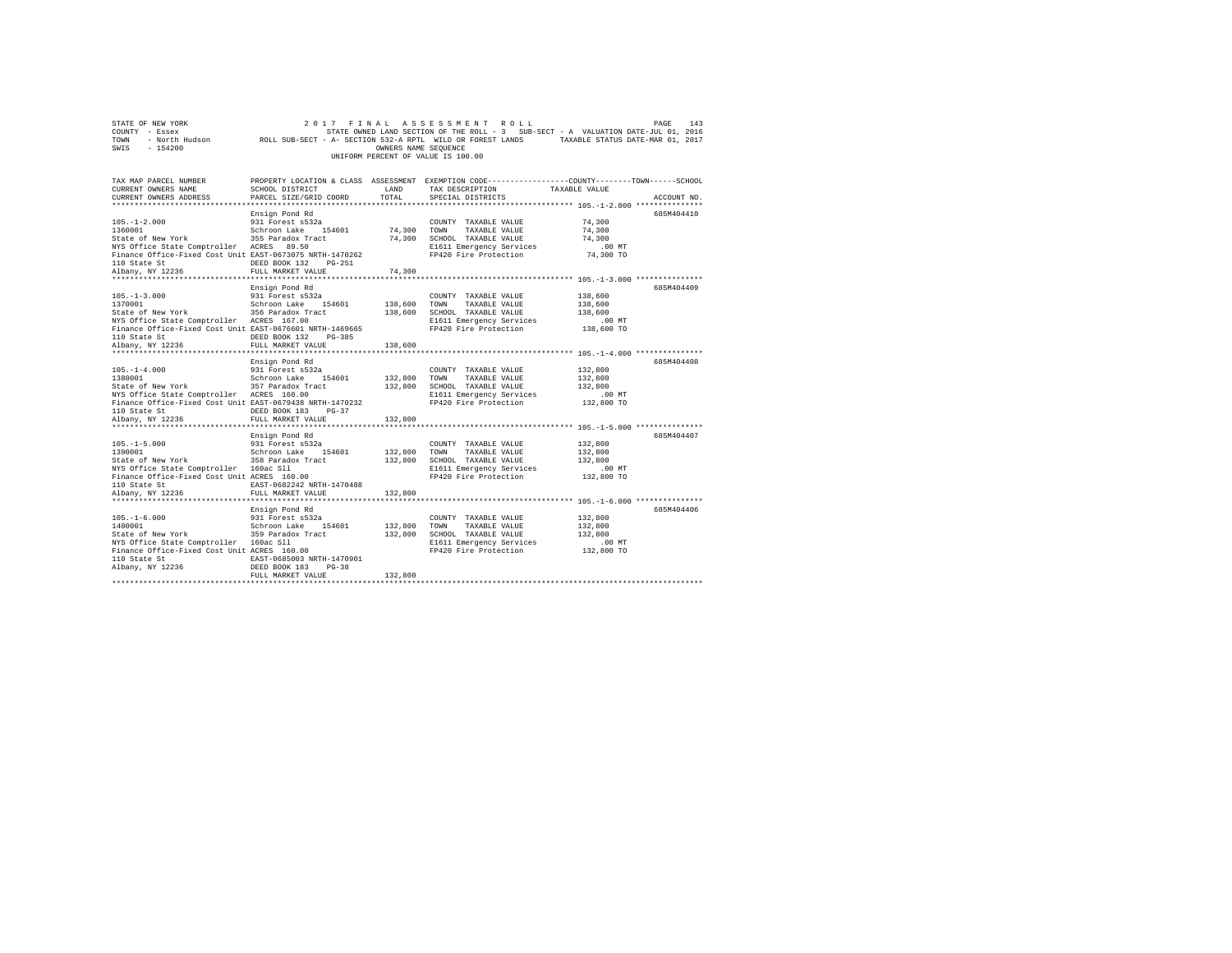STATE OF NEW YORK — 2017 FINAL ASSESSMENT ROLL
COUNTY - Essex — STATE OWNED LAND SECTION OF THE ROLL - 3 SUB-SECT - A VALUATION DATE-JUL 01, 2016
TOWN - North Hudson — ROLL SUB-SECT - A- SECTION 532-A RPTL WILD OR FOREST LANDS — TAXABLE STATUS DATE-MAR 01, 2017
SWIS - 154200 — OWNERS NAME SEQUENCE
UNIFORM PERCENT OF VALUE IS 100.00

| TAX MAP PARCEL NUMBER / CURRENT OWNERS NAME / CURRENT OWNERS ADDRESS | PROPERTY LOCATION & CLASS / SCHOOL DISTRICT / PARCEL SIZE/GRID COORD | ASSESSMENT LAND / TOTAL | EXEMPTION CODE / TAX DESCRIPTION / SPECIAL DISTRICTS | COUNTY / TOWN / SCHOOL TAXABLE VALUE | ACCOUNT NO. |
|---|---|---|---|---|---|
| 105.-1-2.000 | Ensign Pond Rd | | | | 685M404410 |
| 105.-1-2.000 | 931 Forest s532a | | COUNTY TAXABLE VALUE | 74,300 | |
| 1360001 | Schroon Lake 154601 | 74,300 | TOWN TAXABLE VALUE | 74,300 | |
| State of New York | 355 Paradox Tract | 74,300 | SCHOOL TAXABLE VALUE | 74,300 | |
| NYS Office State Comptroller | ACRES 89.50 | | E1611 Emergency Services | .00 MT | |
| Finance Office-Fixed Cost Unit | EAST-0673075 NRTH-1470262 | | FP420 Fire Protection | 74,300 TO | |
| 110 State St | DEED BOOK 132 PG-251 | | | | |
| Albany, NY 12236 | FULL MARKET VALUE | 74,300 | | | |
| 105.-1-3.000 | Ensign Pond Rd | | | | 685M404409 |
| 105.-1-3.000 | 931 Forest s532a | | COUNTY TAXABLE VALUE | 138,600 | |
| 1370001 | Schroon Lake 154601 | 138,600 | TOWN TAXABLE VALUE | 138,600 | |
| State of New York | 356 Paradox Tract | 138,600 | SCHOOL TAXABLE VALUE | 138,600 | |
| NYS Office State Comptroller | ACRES 167.00 | | E1611 Emergency Services | .00 MT | |
| Finance Office-Fixed Cost Unit | EAST-0676601 NRTH-1469665 | | FP420 Fire Protection | 138,600 TO | |
| 110 State St | DEED BOOK 132 PG-385 | | | | |
| Albany, NY 12236 | FULL MARKET VALUE | 138,600 | | | |
| 105.-1-4.000 | Ensign Pond Rd | | | | 685M404408 |
| 105.-1-4.000 | 931 Forest s532a | | COUNTY TAXABLE VALUE | 132,800 | |
| 1380001 | Schroon Lake 154601 | 132,800 | TOWN TAXABLE VALUE | 132,800 | |
| State of New York | 357 Paradox Tract | 132,800 | SCHOOL TAXABLE VALUE | 132,800 | |
| NYS Office State Comptroller | ACRES 160.00 | | E1611 Emergency Services | .00 MT | |
| Finance Office-Fixed Cost Unit | EAST-0679438 NRTH-1470232 | | FP420 Fire Protection | 132,800 TO | |
| 110 State St | DEED BOOK 183 PG-37 | | | | |
| Albany, NY 12236 | FULL MARKET VALUE | 132,800 | | | |
| 105.-1-5.000 | Ensign Pond Rd | | | | 685M404407 |
| 105.-1-5.000 | 931 Forest s532a | | COUNTY TAXABLE VALUE | 132,800 | |
| 1390001 | Schroon Lake 154601 | 132,800 | TOWN TAXABLE VALUE | 132,800 | |
| State of New York | 358 Paradox Tract | 132,800 | SCHOOL TAXABLE VALUE | 132,800 | |
| NYS Office State Comptroller | 160ac Sll | | E1611 Emergency Services | .00 MT | |
| Finance Office-Fixed Cost Unit | ACRES 160.00 | | FP420 Fire Protection | 132,800 TO | |
| 110 State St | EAST-0682242 NRTH-1470488 | | | | |
| Albany, NY 12236 | FULL MARKET VALUE | 132,800 | | | |
| 105.-1-6.000 | Ensign Pond Rd | | | | 685M404406 |
| 105.-1-6.000 | 931 Forest s532a | | COUNTY TAXABLE VALUE | 132,800 | |
| 1400001 | Schroon Lake 154601 | 132,800 | TOWN TAXABLE VALUE | 132,800 | |
| State of New York | 359 Paradox Tract | 132,800 | SCHOOL TAXABLE VALUE | 132,800 | |
| NYS Office State Comptroller | 160ac Sll | | E1611 Emergency Services | .00 MT | |
| Finance Office-Fixed Cost Unit | ACRES 160.00 | | FP420 Fire Protection | 132,800 TO | |
| 110 State St | EAST-0685003 NRTH-1470901 | | | | |
| Albany, NY 12236 | DEED BOOK 183 PG-38 | | | | |
| | FULL MARKET VALUE | 132,800 | | | |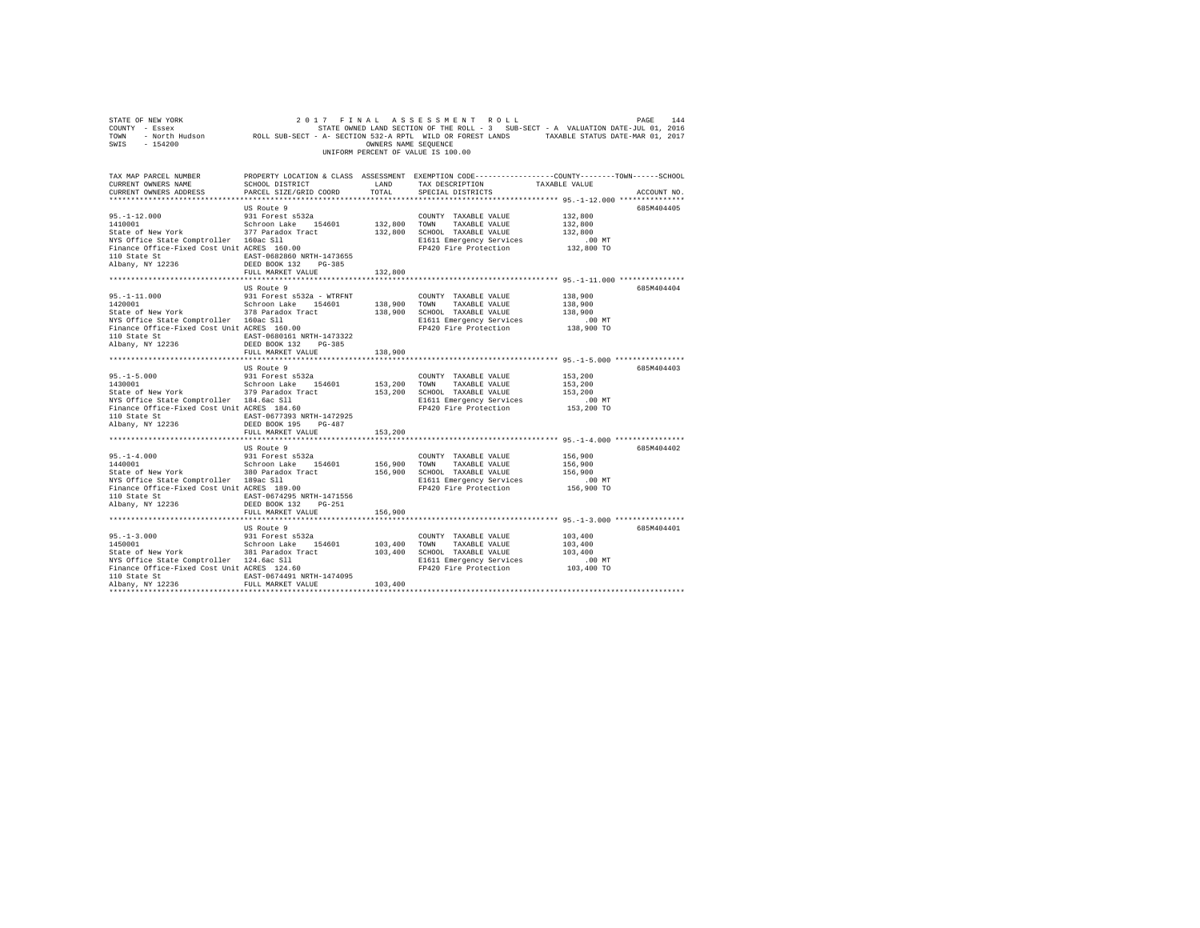STATE OF NEW YORK — 2017 FINAL ASSESSMENT ROLL
COUNTY - Essex — STATE OWNED LAND SECTION OF THE ROLL - 3 SUB-SECT - A VALUATION DATE-JUL 01, 2016
TOWN - North Hudson — ROLL SUB-SECT - A- SECTION 532-A RPTL WILD OR FOREST LANDS — TAXABLE STATUS DATE-MAR 01, 2017
SWIS - 154200 — OWNERS NAME SEQUENCE
UNIFORM PERCENT OF VALUE IS 100.00

| TAX MAP PARCEL NUMBER / CURRENT OWNERS NAME / CURRENT OWNERS ADDRESS | PROPERTY LOCATION & CLASS / SCHOOL DISTRICT / PARCEL SIZE/GRID COORD | ASSESSMENT LAND / TOTAL | EXEMPTION CODE / TAX DESCRIPTION / SPECIAL DISTRICTS | COUNTY / TOWN / SCHOOL TAXABLE VALUE | ACCOUNT NO. |
|---|---|---|---|---|---|
| **95.-1-12.000** | US Route 9 | | | | 685M404405 |
| 1410001 | 931 Forest s532a | | COUNTY TAXABLE VALUE | 132,800 | |
| State of New York | Schroon Lake 154601 | 132,800 | TOWN TAXABLE VALUE | 132,800 | |
| NYS Office State Comptroller | 377 Paradox Tract | 132,800 | SCHOOL TAXABLE VALUE | 132,800 | |
| Finance Office-Fixed Cost Unit | 160ac Sll | | E1611 Emergency Services | .00 MT | |
| 110 State St | ACRES 160.00 | | FP420 Fire Protection | 132,800 TO | |
| Albany, NY 12236 | EAST-0682860 NRTH-1473655 | | | | |
| | DEED BOOK 132 PG-385 | | | | |
| | FULL MARKET VALUE | 132,800 | | | |
| **95.-1-11.000** | US Route 9 | | | | 685M404404 |
| 1420001 | 931 Forest s532a - WTRFNT | | COUNTY TAXABLE VALUE | 138,900 | |
| State of New York | Schroon Lake 154601 | 138,900 | TOWN TAXABLE VALUE | 138,900 | |
| NYS Office State Comptroller | 378 Paradox Tract | 138,900 | SCHOOL TAXABLE VALUE | 138,900 | |
| Finance Office-Fixed Cost Unit | 160ac Sll | | E1611 Emergency Services | .00 MT | |
| 110 State St | ACRES 160.00 | | FP420 Fire Protection | 138,900 TO | |
| Albany, NY 12236 | EAST-0680161 NRTH-1473322 | | | | |
| | DEED BOOK 132 PG-385 | | | | |
| | FULL MARKET VALUE | 138,900 | | | |
| **95.-1-5.000** | US Route 9 | | | | 685M404403 |
| 1430001 | 931 Forest s532a | | COUNTY TAXABLE VALUE | 153,200 | |
| State of New York | Schroon Lake 154601 | 153,200 | TOWN TAXABLE VALUE | 153,200 | |
| NYS Office State Comptroller | 379 Paradox Tract | 153,200 | SCHOOL TAXABLE VALUE | 153,200 | |
| Finance Office-Fixed Cost Unit | 184.6ac Sll | | E1611 Emergency Services | .00 MT | |
| 110 State St | ACRES 184.60 | | FP420 Fire Protection | 153,200 TO | |
| Albany, NY 12236 | EAST-0677393 NRTH-1472925 | | | | |
| | DEED BOOK 195 PG-487 | | | | |
| | FULL MARKET VALUE | 153,200 | | | |
| **95.-1-4.000** | US Route 9 | | | | 685M404402 |
| 1440001 | 931 Forest s532a | | COUNTY TAXABLE VALUE | 156,900 | |
| State of New York | Schroon Lake 154601 | 156,900 | TOWN TAXABLE VALUE | 156,900 | |
| NYS Office State Comptroller | 380 Paradox Tract | 156,900 | SCHOOL TAXABLE VALUE | 156,900 | |
| Finance Office-Fixed Cost Unit | 189ac Sll | | E1611 Emergency Services | .00 MT | |
| 110 State St | ACRES 189.00 | | FP420 Fire Protection | 156,900 TO | |
| Albany, NY 12236 | EAST-0674295 NRTH-1471556 | | | | |
| | DEED BOOK 132 PG-251 | | | | |
| | FULL MARKET VALUE | 156,900 | | | |
| **95.-1-3.000** | US Route 9 | | | | 685M404401 |
| 1450001 | 931 Forest s532a | | COUNTY TAXABLE VALUE | 103,400 | |
| State of New York | Schroon Lake 154601 | 103,400 | TOWN TAXABLE VALUE | 103,400 | |
| NYS Office State Comptroller | 381 Paradox Tract | 103,400 | SCHOOL TAXABLE VALUE | 103,400 | |
| Finance Office-Fixed Cost Unit | 124.6ac Sll | | E1611 Emergency Services | .00 MT | |
| 110 State St | ACRES 124.60 | | FP420 Fire Protection | 103,400 TO | |
| Albany, NY 12236 | EAST-0674491 NRTH-1474095 | | | | |
| | FULL MARKET VALUE | 103,400 | | | |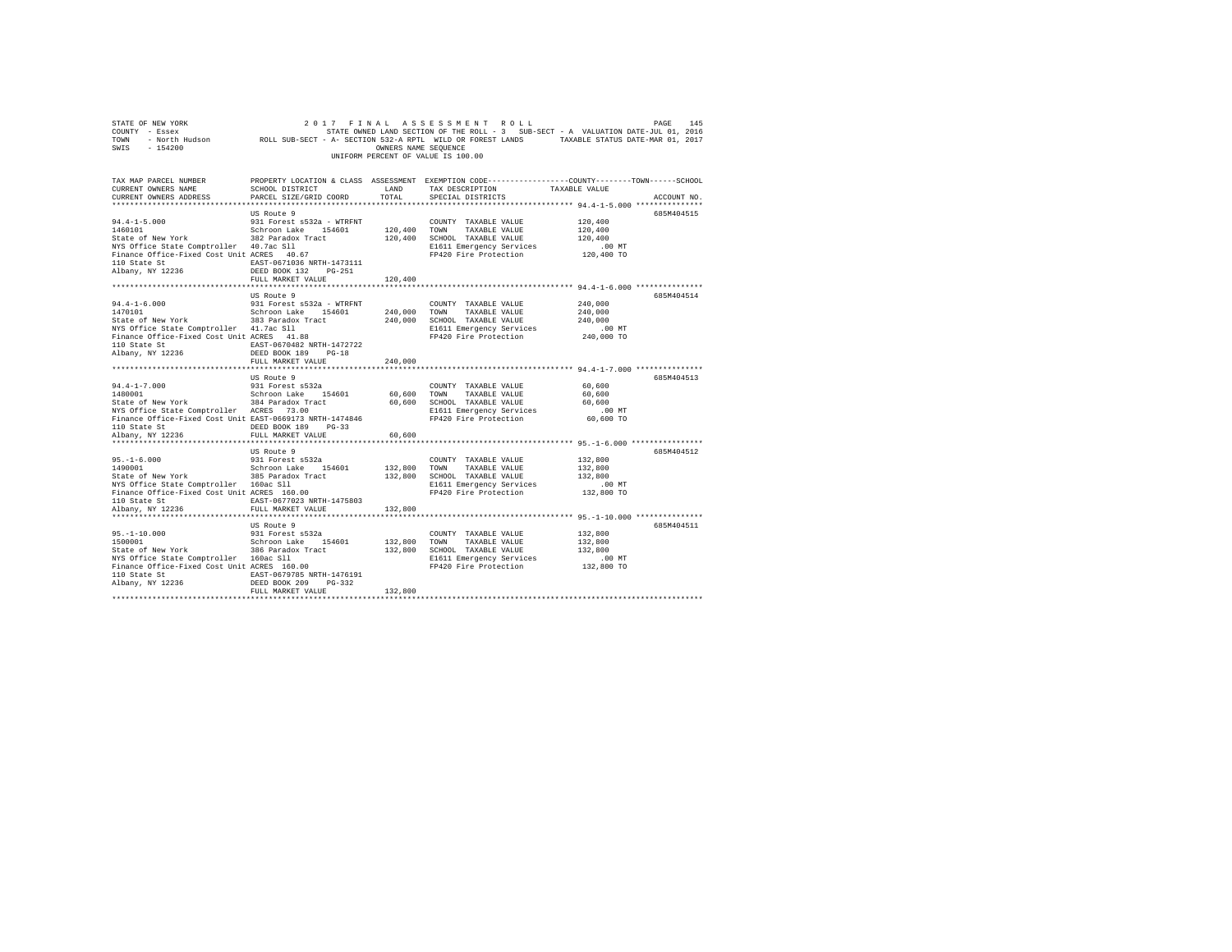STATE OF NEW YORK 2017 FINAL ASSESSMENT ROLL
COUNTY - Essex STATE OWNED LAND SECTION OF THE ROLL - 3 SUB-SECT - A VALUATION DATE-JUL 01, 2016
TOWN - North Hudson ROLL SUB-SECT - A- SECTION 532-A RPTL WILD OR FOREST LANDS TAXABLE STATUS DATE-MAR 01, 2017
SWIS - 154200 OWNERS NAME SEQUENCE
UNIFORM PERCENT OF VALUE IS 100.00

| TAX MAP PARCEL NUMBER / CURRENT OWNERS NAME / CURRENT OWNERS ADDRESS | PROPERTY LOCATION & CLASS / SCHOOL DISTRICT / PARCEL SIZE/GRID COORD | ASSESSMENT LAND / TOTAL | EXEMPTION CODE / TAX DESCRIPTION / SPECIAL DISTRICTS | TAXABLE VALUE (COUNTY / TOWN / SCHOOL) | ACCOUNT NO. |
|---|---|---|---|---|---|
| 94.4-1-5.000 | US Route 9 | | | | 685M404515 |
| 94.4-1-5.000 | 931 Forest s532a - WTRFNT | | COUNTY TAXABLE VALUE | 120,400 | |
| 1460101 | Schroon Lake 154601 | 120,400 | TOWN TAXABLE VALUE | 120,400 | |
| State of New York | 382 Paradox Tract | 120,400 | SCHOOL TAXABLE VALUE | 120,400 | |
| NYS Office State Comptroller | 40.7ac Sll | | E1611 Emergency Services | .00 MT | |
| Finance Office-Fixed Cost Unit | ACRES 40.67 | | FP420 Fire Protection | 120,400 TO | |
| 110 State St | EAST-0671036 NRTH-1473111 | | | | |
| Albany, NY 12236 | DEED BOOK 132 PG-251 | | | | |
| | FULL MARKET VALUE | 120,400 | | | |
| 94.4-1-6.000 | US Route 9 | | | | 685M404514 |
| 94.4-1-6.000 | 931 Forest s532a - WTRFNT | | COUNTY TAXABLE VALUE | 240,000 | |
| 1470101 | Schroon Lake 154601 | 240,000 | TOWN TAXABLE VALUE | 240,000 | |
| State of New York | 383 Paradox Tract | 240,000 | SCHOOL TAXABLE VALUE | 240,000 | |
| NYS Office State Comptroller | 41.7ac Sll | | E1611 Emergency Services | .00 MT | |
| Finance Office-Fixed Cost Unit | ACRES 41.88 | | FP420 Fire Protection | 240,000 TO | |
| 110 State St | EAST-0670482 NRTH-1472722 | | | | |
| Albany, NY 12236 | DEED BOOK 189 PG-18 | | | | |
| | FULL MARKET VALUE | 240,000 | | | |
| 94.4-1-7.000 | US Route 9 | | | | 685M404513 |
| 94.4-1-7.000 | 931 Forest s532a | | COUNTY TAXABLE VALUE | 60,600 | |
| 1480001 | Schroon Lake 154601 | 60,600 | TOWN TAXABLE VALUE | 60,600 | |
| State of New York | 384 Paradox Tract | 60,600 | SCHOOL TAXABLE VALUE | 60,600 | |
| NYS Office State Comptroller | ACRES 73.00 | | E1611 Emergency Services | .00 MT | |
| Finance Office-Fixed Cost Unit | EAST-0669173 NRTH-1474846 | | FP420 Fire Protection | 60,600 TO | |
| 110 State St | DEED BOOK 189 PG-33 | | | | |
| Albany, NY 12236 | FULL MARKET VALUE | 60,600 | | | |
| 95.-1-6.000 | US Route 9 | | | | 685M404512 |
| 95.-1-6.000 | 931 Forest s532a | | COUNTY TAXABLE VALUE | 132,800 | |
| 1490001 | Schroon Lake 154601 | 132,800 | TOWN TAXABLE VALUE | 132,800 | |
| State of New York | 385 Paradox Tract | 132,800 | SCHOOL TAXABLE VALUE | 132,800 | |
| NYS Office State Comptroller | 160ac Sll | | E1611 Emergency Services | .00 MT | |
| Finance Office-Fixed Cost Unit | ACRES 160.00 | | FP420 Fire Protection | 132,800 TO | |
| 110 State St | EAST-0677023 NRTH-1475803 | | | | |
| Albany, NY 12236 | FULL MARKET VALUE | 132,800 | | | |
| 95.-1-10.000 | US Route 9 | | | | 685M404511 |
| 95.-1-10.000 | 931 Forest s532a | | COUNTY TAXABLE VALUE | 132,800 | |
| 1500001 | Schroon Lake 154601 | 132,800 | TOWN TAXABLE VALUE | 132,800 | |
| State of New York | 386 Paradox Tract | 132,800 | SCHOOL TAXABLE VALUE | 132,800 | |
| NYS Office State Comptroller | 160ac Sll | | E1611 Emergency Services | .00 MT | |
| Finance Office-Fixed Cost Unit | ACRES 160.00 | | FP420 Fire Protection | 132,800 TO | |
| 110 State St | EAST-0679785 NRTH-1476191 | | | | |
| Albany, NY 12236 | DEED BOOK 209 PG-332 | | | | |
| | FULL MARKET VALUE | 132,800 | | | |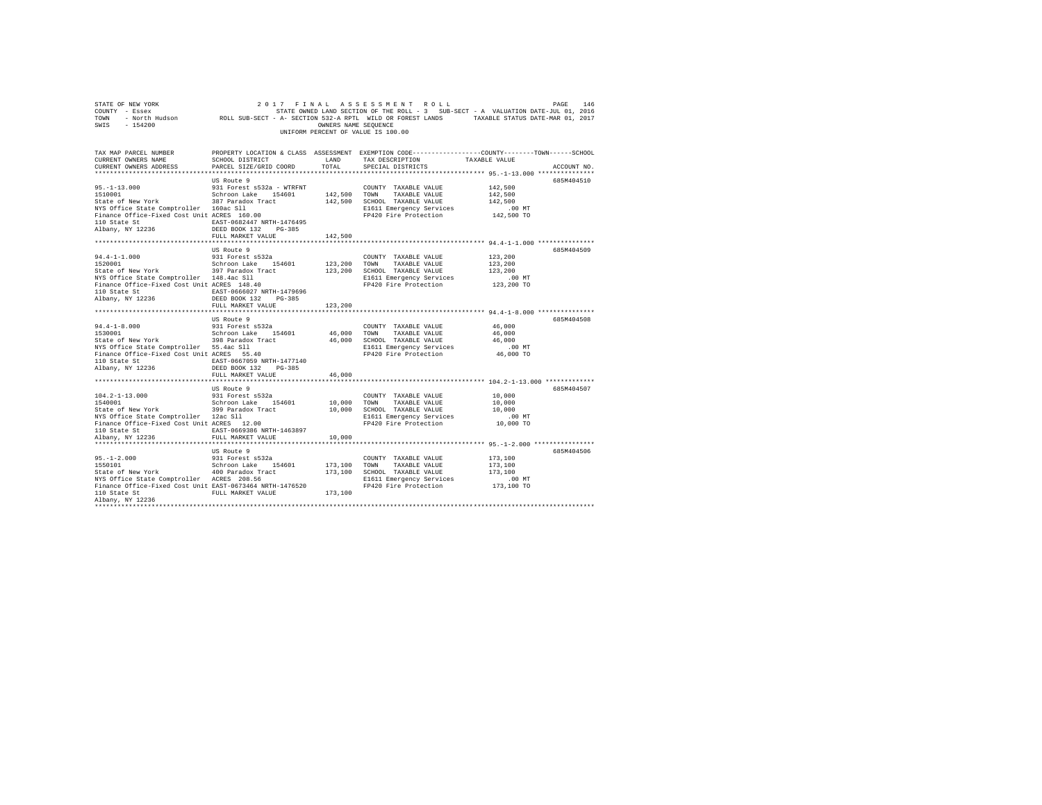STATE OF NEW YORK  2 0 1 7  F I N A L  A S S E S S M E N T  R O L L
COUNTY - Essex  STATE OWNED LAND SECTION OF THE ROLL - 3  SUB-SECT - A  VALUATION DATE-JUL 01, 2016
TOWN - North Hudson  ROLL SUB-SECT - A- SECTION 532-A RPTL WILD OR FOREST LANDS  TAXABLE STATUS DATE-MAR 01, 2017
SWIS - 154200  OWNERS NAME SEQUENCE
UNIFORM PERCENT OF VALUE IS 100.00

| TAX MAP PARCEL NUMBER / CURRENT OWNERS NAME / CURRENT OWNERS ADDRESS | PROPERTY LOCATION & CLASS / SCHOOL DISTRICT / PARCEL SIZE/GRID COORD | ASSESSMENT LAND | TOTAL | EXEMPTION CODE / TAX DESCRIPTION / SPECIAL DISTRICTS | COUNTY--------TOWN------SCHOOL TAXABLE VALUE | ACCOUNT NO. |
|---|---|---|---|---|---|---|
| 95.-1-13.000 | US Route 9 | | | | | 685M404510 |
| 1510001 | 931 Forest s532a - WTRFNT | | | COUNTY TAXABLE VALUE | 142,500 | |
| State of New York | Schroon Lake 154601 | 142,500 | | TOWN TAXABLE VALUE | 142,500 | |
| NYS Office State Comptroller | 387 Paradox Tract | | 142,500 | SCHOOL TAXABLE VALUE | 142,500 | |
| Finance Office-Fixed Cost Unit | 160ac Sll | | | E1611 Emergency Services | .00 MT | |
| 110 State St | ACRES 160.00 | | | FP420 Fire Protection | 142,500 TO | |
| Albany, NY 12236 | EAST-0682447 NRTH-1476495 | | | | | |
| | DEED BOOK 132 PG-385 | | | | | |
| | FULL MARKET VALUE | | 142,500 | | | |
| 94.4-1-1.000 | US Route 9 | | | | | 685M404509 |
| 1520001 | 931 Forest s532a | | | COUNTY TAXABLE VALUE | 123,200 | |
| State of New York | Schroon Lake 154601 | 123,200 | | TOWN TAXABLE VALUE | 123,200 | |
| NYS Office State Comptroller | 397 Paradox Tract | | 123,200 | SCHOOL TAXABLE VALUE | 123,200 | |
| Finance Office-Fixed Cost Unit | 148.4ac Sll | | | E1611 Emergency Services | .00 MT | |
| 110 State St | ACRES 148.40 | | | FP420 Fire Protection | 123,200 TO | |
| Albany, NY 12236 | EAST-0666027 NRTH-1479696 | | | | | |
| | DEED BOOK 132 PG-385 | | | | | |
| | FULL MARKET VALUE | | 123,200 | | | |
| 94.4-1-8.000 | US Route 9 | | | | | 685M404508 |
| 1530001 | 931 Forest s532a | | | COUNTY TAXABLE VALUE | 46,000 | |
| State of New York | Schroon Lake 154601 | 46,000 | | TOWN TAXABLE VALUE | 46,000 | |
| NYS Office State Comptroller | 398 Paradox Tract | | 46,000 | SCHOOL TAXABLE VALUE | 46,000 | |
| Finance Office-Fixed Cost Unit | 55.4ac Sll | | | E1611 Emergency Services | .00 MT | |
| 110 State St | ACRES 55.40 | | | FP420 Fire Protection | 46,000 TO | |
| Albany, NY 12236 | EAST-0667059 NRTH-1477140 | | | | | |
| | DEED BOOK 132 PG-385 | | | | | |
| | FULL MARKET VALUE | | 46,000 | | | |
| 104.2-1-13.000 | US Route 9 | | | | | 685M404507 |
| 1540001 | 931 Forest s532a | | | COUNTY TAXABLE VALUE | 10,000 | |
| State of New York | Schroon Lake 154601 | 10,000 | | TOWN TAXABLE VALUE | 10,000 | |
| NYS Office State Comptroller | 399 Paradox Tract | | 10,000 | SCHOOL TAXABLE VALUE | 10,000 | |
| Finance Office-Fixed Cost Unit | 12ac Sll | | | E1611 Emergency Services | .00 MT | |
| 110 State St | ACRES 12.00 | | | FP420 Fire Protection | 10,000 TO | |
| Albany, NY 12236 | EAST-0669386 NRTH-1463897 | | | | | |
| | FULL MARKET VALUE | | 10,000 | | | |
| 95.-1-2.000 | US Route 9 | | | | | 685M404506 |
| 1550101 | 931 Forest s532a | | | COUNTY TAXABLE VALUE | 173,100 | |
| State of New York | Schroon Lake 154601 | 173,100 | | TOWN TAXABLE VALUE | 173,100 | |
| NYS Office State Comptroller | 400 Paradox Tract | | 173,100 | SCHOOL TAXABLE VALUE | 173,100 | |
| Finance Office-Fixed Cost Unit | ACRES 208.56 | | | E1611 Emergency Services | .00 MT | |
| 110 State St | EAST-0673464 NRTH-1476520 | | | FP420 Fire Protection | 173,100 TO | |
| Albany, NY 12236 | FULL MARKET VALUE | | 173,100 | | | |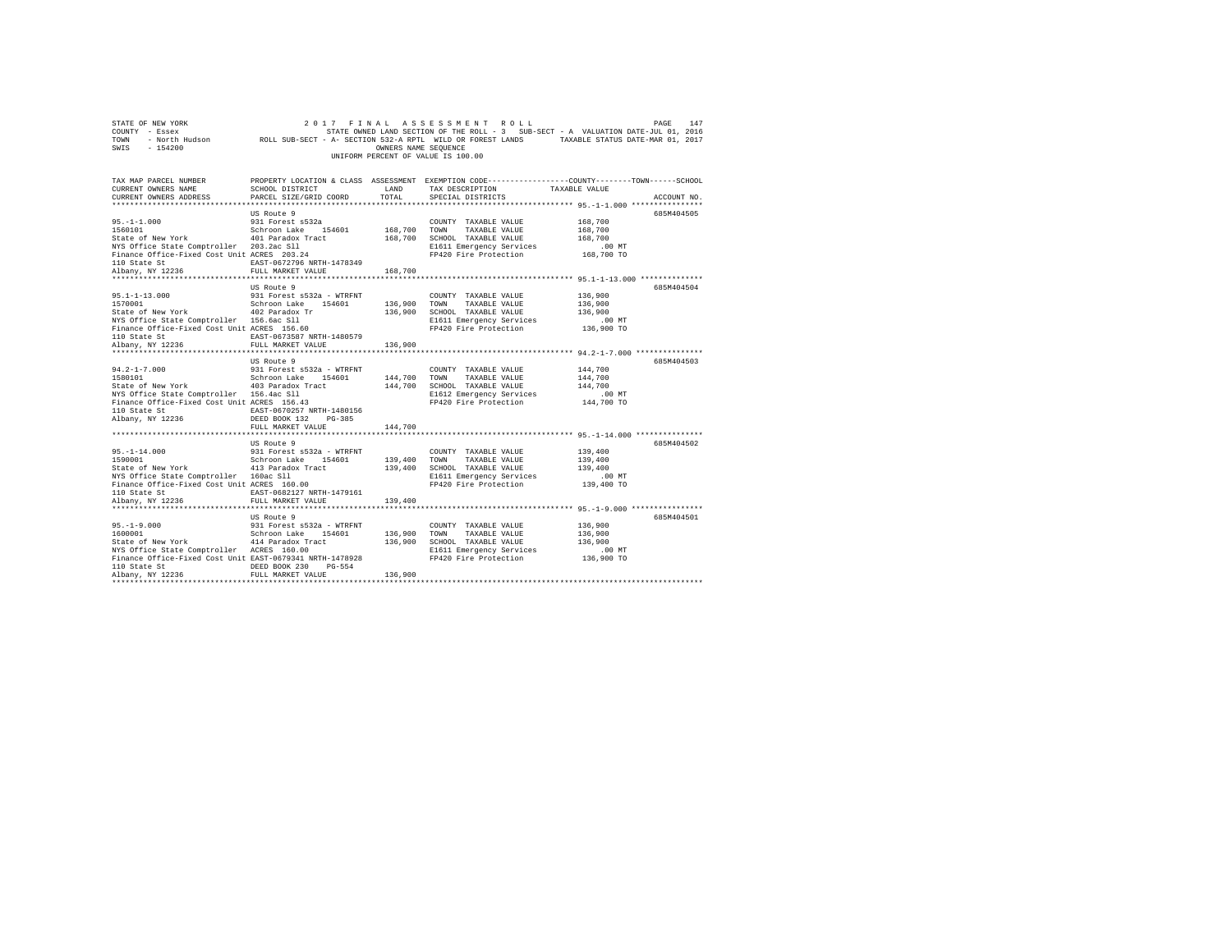STATE OF NEW YORK 2017 FINAL ASSESSMENT ROLL
COUNTY - Essex STATE OWNED LAND SECTION OF THE ROLL - 3 SUB-SECT - A VALUATION DATE-JUL 01, 2016
TOWN - North Hudson ROLL SUB-SECT - A- SECTION 532-A RPTL WILD OR FOREST LANDS TAXABLE STATUS DATE-MAR 01, 2017
SWIS - 154200 OWNERS NAME SEQUENCE
UNIFORM PERCENT OF VALUE IS 100.00

| TAX MAP PARCEL NUMBER / CURRENT OWNERS NAME / CURRENT OWNERS ADDRESS | PROPERTY LOCATION & CLASS / SCHOOL DISTRICT / PARCEL SIZE/GRID COORD | ASSESSMENT LAND / TOTAL | EXEMPTION CODE / TAX DESCRIPTION / SPECIAL DISTRICTS | TAXABLE VALUE (COUNTY / TOWN / SCHOOL) | ACCOUNT NO. |
|---|---|---|---|---|---|
| 95.-1-1.000 | US Route 9 | | | | 685M404505 |
| 1560101 | 931 Forest s532a | | COUNTY TAXABLE VALUE | 168,700 | |
| State of New York | Schroon Lake 154601 | 168,700 | TOWN TAXABLE VALUE | 168,700 | |
| NYS Office State Comptroller | 401 Paradox Tract | 168,700 | SCHOOL TAXABLE VALUE | 168,700 | |
| Finance Office-Fixed Cost Unit | 203.2ac Sll | | E1611 Emergency Services | .00 MT | |
| 110 State St | ACRES 203.24 | | FP420 Fire Protection | 168,700 TO | |
| Albany, NY 12236 | EAST-0672796 NRTH-1478349 | | | | |
| | FULL MARKET VALUE | 168,700 | | | |
| 95.1-1-13.000 | US Route 9 | | | | 685M404504 |
| 1570001 | 931 Forest s532a - WTRFNT | | COUNTY TAXABLE VALUE | 136,900 | |
| State of New York | Schroon Lake 154601 | 136,900 | TOWN TAXABLE VALUE | 136,900 | |
| NYS Office State Comptroller | 402 Paradox Tr | 136,900 | SCHOOL TAXABLE VALUE | 136,900 | |
| Finance Office-Fixed Cost Unit | 156.6ac Sll | | E1611 Emergency Services | .00 MT | |
| 110 State St | ACRES 156.60 | | FP420 Fire Protection | 136,900 TO | |
| Albany, NY 12236 | EAST-0673587 NRTH-1480579 | | | | |
| | FULL MARKET VALUE | 136,900 | | | |
| 94.2-1-7.000 | US Route 9 | | | | 685M404503 |
| 1580101 | 931 Forest s532a - WTRFNT | | COUNTY TAXABLE VALUE | 144,700 | |
| State of New York | Schroon Lake 154601 | 144,700 | TOWN TAXABLE VALUE | 144,700 | |
| NYS Office State Comptroller | 403 Paradox Tract | 144,700 | SCHOOL TAXABLE VALUE | 144,700 | |
| Finance Office-Fixed Cost Unit | 156.4ac Sll | | E1612 Emergency Services | .00 MT | |
| 110 State St | ACRES 156.43 | | FP420 Fire Protection | 144,700 TO | |
| Albany, NY 12236 | EAST-0670257 NRTH-1480156 | | | | |
| | DEED BOOK 132 PG-385 | | | | |
| | FULL MARKET VALUE | 144,700 | | | |
| 95.-1-14.000 | US Route 9 | | | | 685M404502 |
| 1590001 | 931 Forest s532a - WTRFNT | | COUNTY TAXABLE VALUE | 139,400 | |
| State of New York | Schroon Lake 154601 | 139,400 | TOWN TAXABLE VALUE | 139,400 | |
| NYS Office State Comptroller | 413 Paradox Tract | 139,400 | SCHOOL TAXABLE VALUE | 139,400 | |
| Finance Office-Fixed Cost Unit | 160ac Sll | | E1611 Emergency Services | .00 MT | |
| 110 State St | ACRES 160.00 | | FP420 Fire Protection | 139,400 TO | |
| Albany, NY 12236 | EAST-0682127 NRTH-1479161 | | | | |
| | FULL MARKET VALUE | 139,400 | | | |
| 95.-1-9.000 | US Route 9 | | | | 685M404501 |
| 1600001 | 931 Forest s532a - WTRFNT | | COUNTY TAXABLE VALUE | 136,900 | |
| State of New York | Schroon Lake 154601 | 136,900 | TOWN TAXABLE VALUE | 136,900 | |
| NYS Office State Comptroller | 414 Paradox Tract | 136,900 | SCHOOL TAXABLE VALUE | 136,900 | |
| Finance Office-Fixed Cost Unit | ACRES 160.00 | | E1611 Emergency Services | .00 MT | |
| 110 State St | EAST-0679341 NRTH-1478928 | | FP420 Fire Protection | 136,900 TO | |
| Albany, NY 12236 | DEED BOOK 230 PG-554 | | | | |
| | FULL MARKET VALUE | 136,900 | | | |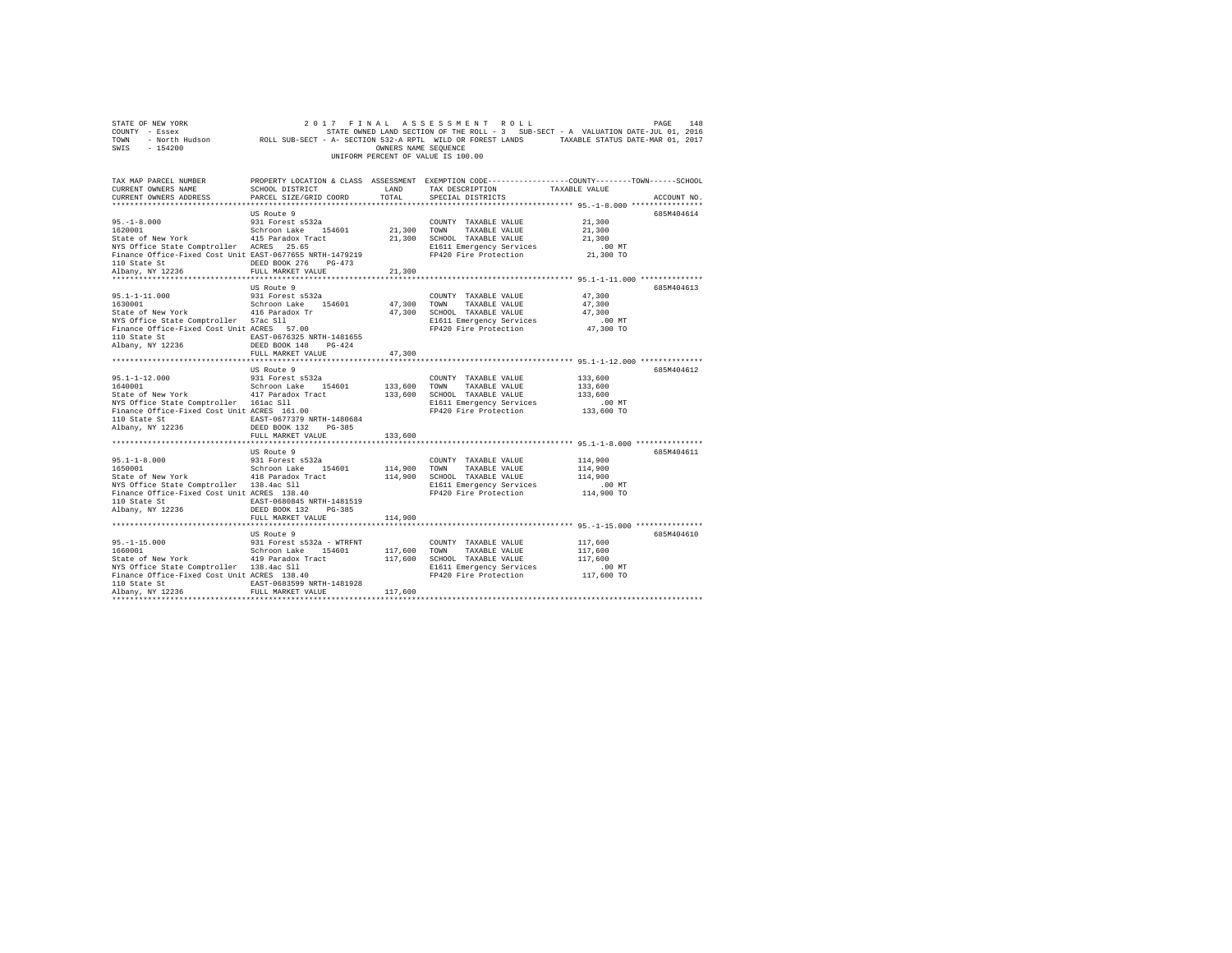STATE OF NEW YORK · COUNTY - Essex · TOWN - North Hudson · SWIS - 154200

# 2017 FINAL ASSESSMENT ROLL

STATE OWNED LAND SECTION OF THE ROLL - 3 SUB-SECT - A VALUATION DATE-JUL 01, 2016
ROLL SUB-SECT - A- SECTION 532-A RPTL WILD OR FOREST LANDS TAXABLE STATUS DATE-MAR 01, 2017
OWNERS NAME SEQUENCE
UNIFORM PERCENT OF VALUE IS 100.00

| TAX MAP PARCEL NUMBER / CURRENT OWNERS NAME / CURRENT OWNERS ADDRESS | PROPERTY LOCATION & CLASS / SCHOOL DISTRICT / PARCEL SIZE/GRID COORD | ASSESSMENT LAND | ASSESSMENT TOTAL | EXEMPTION CODE / TAX DESCRIPTION / SPECIAL DISTRICTS | TAXABLE VALUE (COUNTY / TOWN / SCHOOL) | ACCOUNT NO. |
|---|---|---|---|---|---|---|
| 95.-1-8.000 | US Route 9 | | | | | 685M404614 |
| 1620001 | 931 Forest s532a | | | COUNTY TAXABLE VALUE | 21,300 | |
| State of New York | Schroon Lake 154601 | 21,300 | | TOWN TAXABLE VALUE | 21,300 | |
| NYS Office State Comptroller | 415 Paradox Tract | | 21,300 | SCHOOL TAXABLE VALUE | 21,300 | |
| Finance Office-Fixed Cost Unit | ACRES 25.65 | | | E1611 Emergency Services | .00 MT | |
| 110 State St | EAST-0677655 NRTH-1479219 | | | FP420 Fire Protection | 21,300 TO | |
| Albany, NY 12236 | DEED BOOK 276 PG-473 | | | | | |
| | FULL MARKET VALUE | | 21,300 | | | |
| 95.1-1-11.000 | US Route 9 | | | | | 685M404613 |
| 1630001 | 931 Forest s532a | | | COUNTY TAXABLE VALUE | 47,300 | |
| State of New York | Schroon Lake 154601 | 47,300 | | TOWN TAXABLE VALUE | 47,300 | |
| NYS Office State Comptroller | 416 Paradox Tr | | 47,300 | SCHOOL TAXABLE VALUE | 47,300 | |
| Finance Office-Fixed Cost Unit | 57ac Sll | | | E1611 Emergency Services | .00 MT | |
| 110 State St | ACRES 57.00 | | | FP420 Fire Protection | 47,300 TO | |
| Albany, NY 12236 | EAST-0676325 NRTH-1481655 | | | | | |
| | DEED BOOK 148 PG-424 | | | | | |
| | FULL MARKET VALUE | | 47,300 | | | |
| 95.1-1-12.000 | US Route 9 | | | | | 685M404612 |
| 1640001 | 931 Forest s532a | | | COUNTY TAXABLE VALUE | 133,600 | |
| State of New York | Schroon Lake 154601 | 133,600 | | TOWN TAXABLE VALUE | 133,600 | |
| NYS Office State Comptroller | 417 Paradox Tract | | 133,600 | SCHOOL TAXABLE VALUE | 133,600 | |
| Finance Office-Fixed Cost Unit | 161ac Sll | | | E1611 Emergency Services | .00 MT | |
| 110 State St | ACRES 161.00 | | | FP420 Fire Protection | 133,600 TO | |
| Albany, NY 12236 | EAST-0677379 NRTH-1480684 | | | | | |
| | DEED BOOK 132 PG-385 | | | | | |
| | FULL MARKET VALUE | | 133,600 | | | |
| 95.1-1-8.000 | US Route 9 | | | | | 685M404611 |
| 1650001 | 931 Forest s532a | | | COUNTY TAXABLE VALUE | 114,900 | |
| State of New York | Schroon Lake 154601 | 114,900 | | TOWN TAXABLE VALUE | 114,900 | |
| NYS Office State Comptroller | 418 Paradox Tract | | 114,900 | SCHOOL TAXABLE VALUE | 114,900 | |
| Finance Office-Fixed Cost Unit | 138.4ac Sll | | | E1611 Emergency Services | .00 MT | |
| 110 State St | ACRES 138.40 | | | FP420 Fire Protection | 114,900 TO | |
| Albany, NY 12236 | EAST-0680845 NRTH-1481519 | | | | | |
| | DEED BOOK 132 PG-385 | | | | | |
| | FULL MARKET VALUE | | 114,900 | | | |
| 95.-1-15.000 | US Route 9 | | | | | 685M404610 |
| 1660001 | 931 Forest s532a - WTRFNT | | | COUNTY TAXABLE VALUE | 117,600 | |
| State of New York | Schroon Lake 154601 | 117,600 | | TOWN TAXABLE VALUE | 117,600 | |
| NYS Office State Comptroller | 419 Paradox Tract | | 117,600 | SCHOOL TAXABLE VALUE | 117,600 | |
| Finance Office-Fixed Cost Unit | 138.4ac Sll | | | E1611 Emergency Services | .00 MT | |
| 110 State St | ACRES 138.40 | | | FP420 Fire Protection | 117,600 TO | |
| Albany, NY 12236 | EAST-0683599 NRTH-1481928 | | | | | |
| | FULL MARKET VALUE | | 117,600 | | | |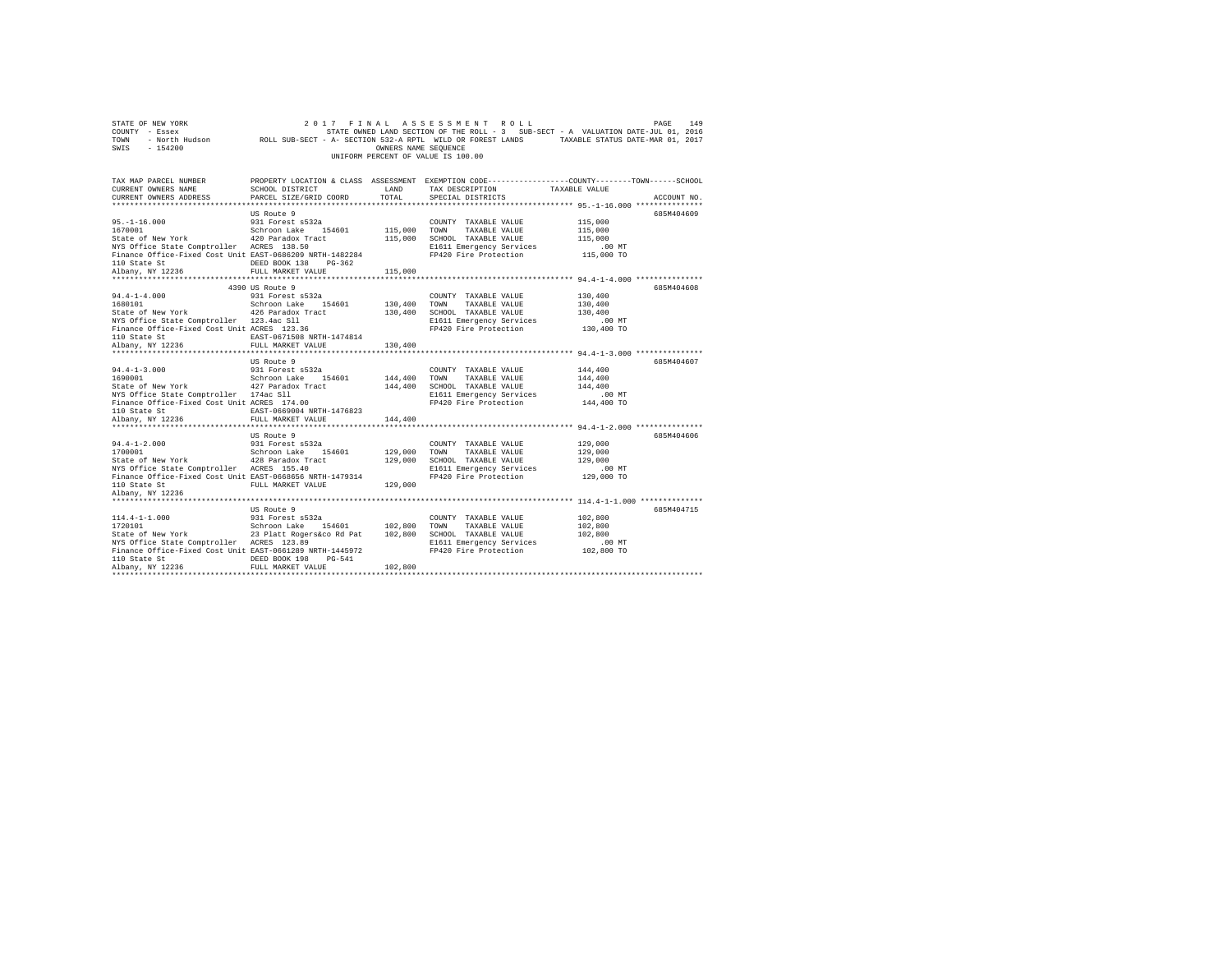STATE OF NEW YORK                    2 0 1 7   F I N A L   A S S E S S M E N T   R O L L
COUNTY - Essex                       STATE OWNED LAND SECTION OF THE ROLL - 3   SUB-SECT - A  VALUATION DATE-JUL 01, 2016
TOWN - North Hudson          ROLL SUB-SECT - A- SECTION 532-A RPTL  WILD OR FOREST LANDS     TAXABLE STATUS DATE-MAR 01, 2017
SWIS - 154200                        OWNERS NAME SEQUENCE
                                     UNIFORM PERCENT OF VALUE IS 100.00

| TAX MAP PARCEL NUMBER / CURRENT OWNERS NAME / CURRENT OWNERS ADDRESS | PROPERTY LOCATION & CLASS / SCHOOL DISTRICT / PARCEL SIZE/GRID COORD | ASSESSMENT LAND / TOTAL | EXEMPTION CODE / TAX DESCRIPTION / SPECIAL DISTRICTS | COUNTY--------TOWN------SCHOOL TAXABLE VALUE | ACCOUNT NO. |
|---|---|---|---|---|---|
| 95.-1-16.000 | US Route 9 | | | | 685M404609 |
| 1670001 | 931 Forest s532a | | COUNTY TAXABLE VALUE | 115,000 | |
| State of New York | Schroon Lake 154601 | 115,000 | TOWN TAXABLE VALUE | 115,000 | |
| NYS Office State Comptroller | 420 Paradox Tract | 115,000 | SCHOOL TAXABLE VALUE | 115,000 | |
| Finance Office-Fixed Cost Unit | ACRES 138.50 | | E1611 Emergency Services | .00 MT | |
| 110 State St | EAST-0686209 NRTH-1482284 | | FP420 Fire Protection | 115,000 TO | |
| Albany, NY 12236 | DEED BOOK 138 PG-362 | | | | |
| | FULL MARKET VALUE | 115,000 | | | |
| 94.4-1-4.000 | 4390 US Route 9 | | | | 685M404608 |
| 1680101 | 931 Forest s532a | | COUNTY TAXABLE VALUE | 130,400 | |
| State of New York | Schroon Lake 154601 | 130,400 | TOWN TAXABLE VALUE | 130,400 | |
| NYS Office State Comptroller | 426 Paradox Tract | 130,400 | SCHOOL TAXABLE VALUE | 130,400 | |
| Finance Office-Fixed Cost Unit | 123.4ac Sll | | E1611 Emergency Services | .00 MT | |
| 110 State St | ACRES 123.36 | | FP420 Fire Protection | 130,400 TO | |
| Albany, NY 12236 | EAST-0671508 NRTH-1474814 | | | | |
| | FULL MARKET VALUE | 130,400 | | | |
| 94.4-1-3.000 | US Route 9 | | | | 685M404607 |
| 1690001 | 931 Forest s532a | | COUNTY TAXABLE VALUE | 144,400 | |
| State of New York | Schroon Lake 154601 | 144,400 | TOWN TAXABLE VALUE | 144,400 | |
| NYS Office State Comptroller | 427 Paradox Tract | 144,400 | SCHOOL TAXABLE VALUE | 144,400 | |
| Finance Office-Fixed Cost Unit | 174ac Sll | | E1611 Emergency Services | .00 MT | |
| 110 State St | ACRES 174.00 | | FP420 Fire Protection | 144,400 TO | |
| Albany, NY 12236 | EAST-0669004 NRTH-1476823 | | | | |
| | FULL MARKET VALUE | 144,400 | | | |
| 94.4-1-2.000 | US Route 9 | | | | 685M404606 |
| 1700001 | 931 Forest s532a | | COUNTY TAXABLE VALUE | 129,000 | |
| State of New York | Schroon Lake 154601 | 129,000 | TOWN TAXABLE VALUE | 129,000 | |
| NYS Office State Comptroller | 428 Paradox Tract | 129,000 | SCHOOL TAXABLE VALUE | 129,000 | |
| Finance Office-Fixed Cost Unit | ACRES 155.40 | | E1611 Emergency Services | .00 MT | |
| 110 State St | EAST-0668656 NRTH-1479314 | | FP420 Fire Protection | 129,000 TO | |
| Albany, NY 12236 | FULL MARKET VALUE | 129,000 | | | |
| 114.4-1-1.000 | US Route 9 | | | | 685M404715 |
| 1720101 | 931 Forest s532a | | COUNTY TAXABLE VALUE | 102,800 | |
| State of New York | Schroon Lake 154601 | 102,800 | TOWN TAXABLE VALUE | 102,800 | |
| NYS Office State Comptroller | 23 Platt Rogers&co Rd Pat | 102,800 | SCHOOL TAXABLE VALUE | 102,800 | |
| Finance Office-Fixed Cost Unit | ACRES 123.89 | | E1611 Emergency Services | .00 MT | |
| 110 State St | EAST-0661289 NRTH-1445972 | | FP420 Fire Protection | 102,800 TO | |
| Albany, NY 12236 | DEED BOOK 198 PG-541 | | | | |
| | FULL MARKET VALUE | 102,800 | | | |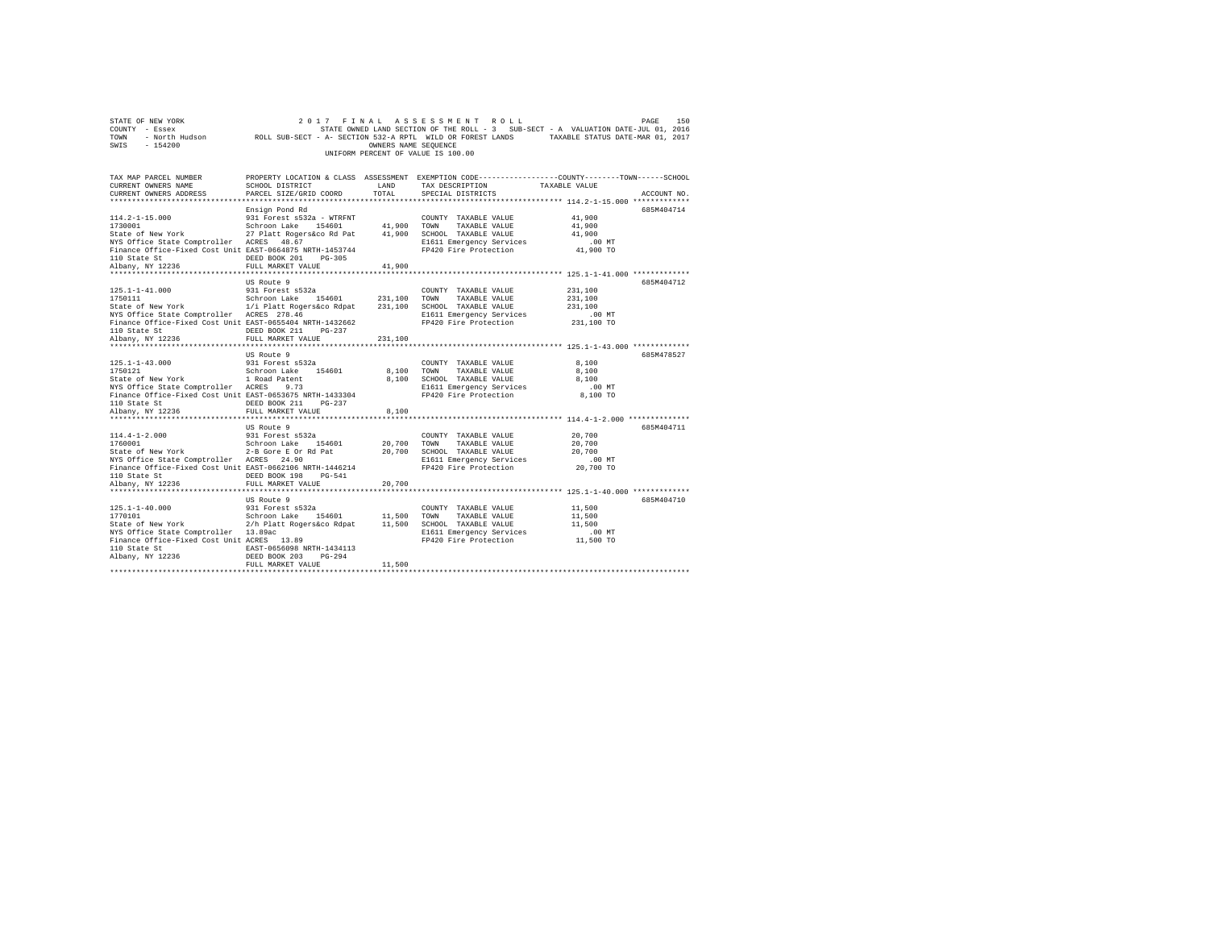STATE OF NEW YORK 2 0 1 7 F I N A L A S S E S S M E N T R O L L
COUNTY - Essex STATE OWNED LAND SECTION OF THE ROLL - 3 SUB-SECT - A VALUATION DATE-JUL 01, 2016
TOWN - North Hudson ROLL SUB-SECT - A- SECTION 532-A RPTL WILD OR FOREST LANDS TAXABLE STATUS DATE-MAR 01, 2017
SWIS - 154200 OWNERS NAME SEQUENCE
UNIFORM PERCENT OF VALUE IS 100.00

| TAX MAP PARCEL NUMBER / CURRENT OWNERS NAME / CURRENT OWNERS ADDRESS | PROPERTY LOCATION & CLASS / SCHOOL DISTRICT / PARCEL SIZE/GRID COORD | ASSESSMENT LAND / TOTAL | EXEMPTION CODE / TAX DESCRIPTION / SPECIAL DISTRICTS | COUNTY / TOWN / SCHOOL TAXABLE VALUE | ACCOUNT NO. |
|---|---|---|---|---|---|
| 114.2-1-15.000 | Ensign Pond Rd | | | | 685M404714 |
| 1730001 | 931 Forest s532a - WTRFNT | | COUNTY TAXABLE VALUE | 41,900 | |
| State of New York | Schroon Lake 154601 | 41,900 | TOWN TAXABLE VALUE | 41,900 | |
| NYS Office State Comptroller | 27 Platt Rogers&co Rd Pat | 41,900 | SCHOOL TAXABLE VALUE | 41,900 | |
| Finance Office-Fixed Cost Unit | ACRES 48.67 | | E1611 Emergency Services | .00 MT | |
| 110 State St | EAST-0664875 NRTH-1453744 | | FP420 Fire Protection | 41,900 TO | |
| Albany, NY 12236 | DEED BOOK 201 PG-305 | | | | |
| | FULL MARKET VALUE | 41,900 | | | |
| 125.1-1-41.000 | US Route 9 | | | | 685M404712 |
| 1750111 | 931 Forest s532a | | COUNTY TAXABLE VALUE | 231,100 | |
| State of New York | Schroon Lake 154601 | 231,100 | TOWN TAXABLE VALUE | 231,100 | |
| NYS Office State Comptroller | 1/i Platt Rogers&co Rdpat | 231,100 | SCHOOL TAXABLE VALUE | 231,100 | |
| Finance Office-Fixed Cost Unit | ACRES 278.46 | | E1611 Emergency Services | .00 MT | |
| 110 State St | EAST-0655404 NRTH-1432662 | | FP420 Fire Protection | 231,100 TO | |
| Albany, NY 12236 | DEED BOOK 211 PG-237 | | | | |
| | FULL MARKET VALUE | 231,100 | | | |
| 125.1-1-43.000 | US Route 9 | | | | 685M478527 |
| 1750121 | 931 Forest s532a | | COUNTY TAXABLE VALUE | 8,100 | |
| State of New York | Schroon Lake 154601 | 8,100 | TOWN TAXABLE VALUE | 8,100 | |
| NYS Office State Comptroller | 1 Road Patent | 8,100 | SCHOOL TAXABLE VALUE | 8,100 | |
| Finance Office-Fixed Cost Unit | ACRES 9.73 | | E1611 Emergency Services | .00 MT | |
| 110 State St | EAST-0653675 NRTH-1433304 | | FP420 Fire Protection | 8,100 TO | |
| Albany, NY 12236 | DEED BOOK 211 PG-237 | | | | |
| | FULL MARKET VALUE | 8,100 | | | |
| 114.4-1-2.000 | US Route 9 | | | | 685M404711 |
| 1760001 | 931 Forest s532a | | COUNTY TAXABLE VALUE | 20,700 | |
| State of New York | Schroon Lake 154601 | 20,700 | TOWN TAXABLE VALUE | 20,700 | |
| NYS Office State Comptroller | 2-B Gore E Or Rd Pat | 20,700 | SCHOOL TAXABLE VALUE | 20,700 | |
| Finance Office-Fixed Cost Unit | ACRES 24.90 | | E1611 Emergency Services | .00 MT | |
| 110 State St | EAST-0662106 NRTH-1446214 | | FP420 Fire Protection | 20,700 TO | |
| Albany, NY 12236 | DEED BOOK 198 PG-541 | | | | |
| | FULL MARKET VALUE | 20,700 | | | |
| 125.1-1-40.000 | US Route 9 | | | | 685M404710 |
| 1770101 | 931 Forest s532a | | COUNTY TAXABLE VALUE | 11,500 | |
| State of New York | Schroon Lake 154601 | 11,500 | TOWN TAXABLE VALUE | 11,500 | |
| NYS Office State Comptroller | 2/h Platt Rogers&co Rdpat | 11,500 | SCHOOL TAXABLE VALUE | 11,500 | |
| Finance Office-Fixed Cost Unit | 13.89ac | | E1611 Emergency Services | .00 MT | |
| 110 State St | ACRES 13.89 | | FP420 Fire Protection | 11,500 TO | |
| Albany, NY 12236 | EAST-0656098 NRTH-1434113 | | | | |
| | DEED BOOK 203 PG-294 | | | | |
| | FULL MARKET VALUE | 11,500 | | | |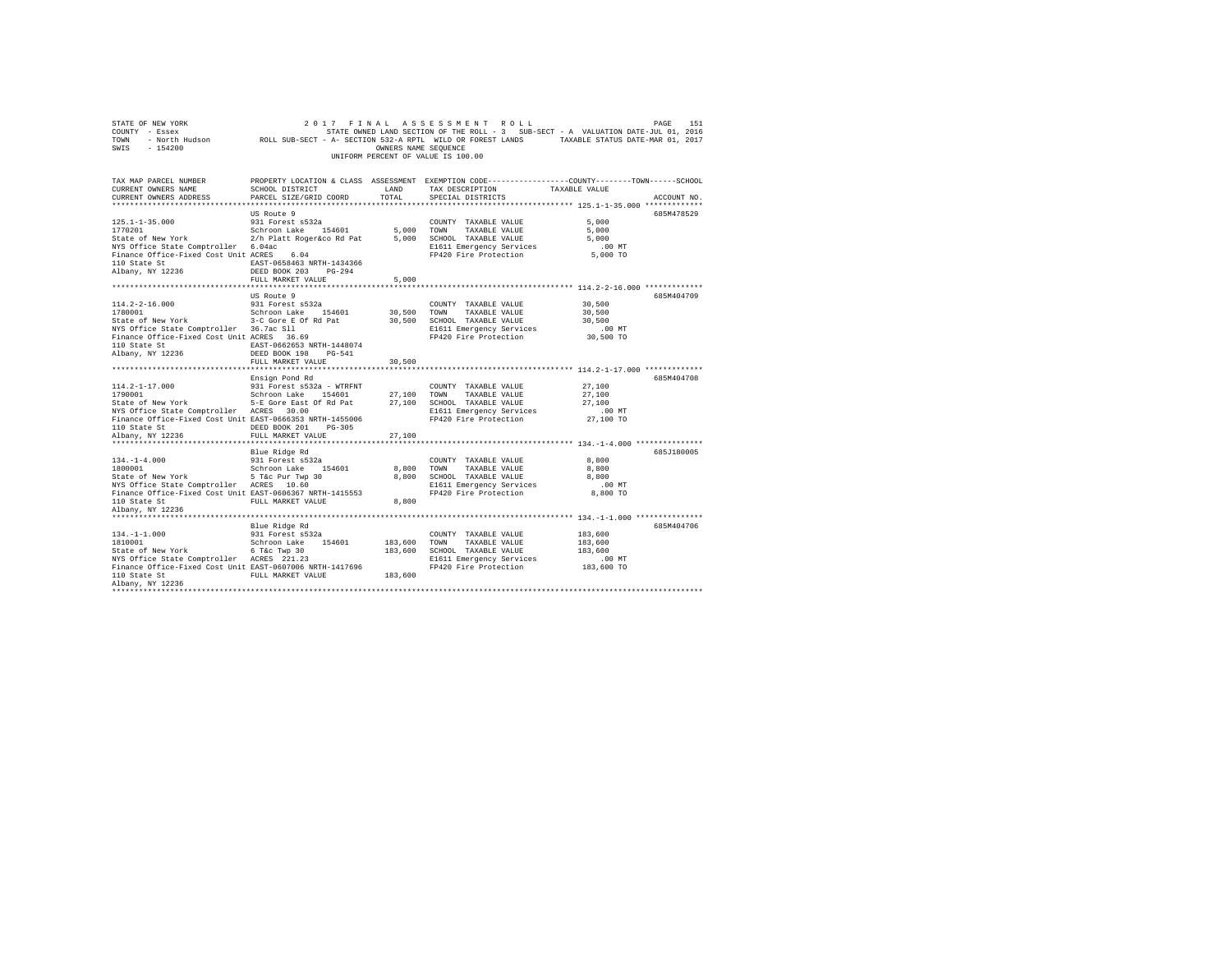STATE OF NEW YORK 2 0 1 7 F I N A L A S S E S S M E N T R O L L PAGE 151
COUNTY - Essex STATE OWNED LAND SECTION OF THE ROLL - 3 SUB-SECT - A VALUATION DATE-JUL 01, 2016
TOWN - North Hudson ROLL SUB-SECT - A- SECTION 532-A RPTL WILD OR FOREST LANDS TAXABLE STATUS DATE-MAR 01, 2017
SWIS - 154200 OWNERS NAME SEQUENCE
UNIFORM PERCENT OF VALUE IS 100.00

```
TAX MAP PARCEL NUMBER          PROPERTY LOCATION & CLASS  ASSESSMENT  EXEMPTION CODE-----------------COUNTY--------TOWN------SCHOOL
CURRENT OWNERS NAME            SCHOOL DISTRICT             LAND       TAX DESCRIPTION             TAXABLE VALUE
CURRENT OWNERS ADDRESS         PARCEL SIZE/GRID COORD      TOTAL      SPECIAL DISTRICTS                                  ACCOUNT NO.
****************************************************************************************************** 125.1-1-35.000 *************
                               US Route 9                                                                             685M478529
125.1-1-35.000                 931 Forest s532a                       COUNTY  TAXABLE VALUE              5,000
1770201                        Schroon Lake   154601        5,000     TOWN    TAXABLE VALUE              5,000
State of New York              2/h Platt Roger&co Rd Pat    5,000     SCHOOL  TAXABLE VALUE              5,000
NYS Office State Comptroller   6.04ac                                 E1611 Emergency Services            .00 MT
Finance Office-Fixed Cost Unit ACRES    6.04                          FP420 Fire Protection             5,000 TO
110 State St                   EAST-0658463 NRTH-1434366
Albany, NY 12236               DEED BOOK 203    PG-294
                               FULL MARKET VALUE            5,000
****************************************************************************************************** 114.2-2-16.000 *************
                               US Route 9                                                                             685M404709
114.2-2-16.000                 931 Forest s532a                       COUNTY  TAXABLE VALUE             30,500
1780001                        Schroon Lake   154601       30,500     TOWN    TAXABLE VALUE             30,500
State of New York              3-C Gore E Of Rd Pat        30,500     SCHOOL  TAXABLE VALUE             30,500
NYS Office State Comptroller   36.7ac Sll                             E1611 Emergency Services            .00 MT
Finance Office-Fixed Cost Unit ACRES   36.69                          FP420 Fire Protection            30,500 TO
110 State St                   EAST-0662653 NRTH-1448074
Albany, NY 12236               DEED BOOK 198    PG-541
                               FULL MARKET VALUE           30,500
****************************************************************************************************** 114.2-1-17.000 *************
                               Ensign Pond Rd                                                                         685M404708
114.2-1-17.000                 931 Forest s532a - WTRFNT              COUNTY  TAXABLE VALUE             27,100
1790001                        Schroon Lake   154601       27,100     TOWN    TAXABLE VALUE             27,100
State of New York              5-E Gore East Of Rd Pat     27,100     SCHOOL  TAXABLE VALUE             27,100
NYS Office State Comptroller   ACRES   30.00                          E1611 Emergency Services            .00 MT
Finance Office-Fixed Cost Unit EAST-0666353 NRTH-1455006              FP420 Fire Protection            27,100 TO
110 State St                   DEED BOOK 201    PG-305
Albany, NY 12236               FULL MARKET VALUE           27,100
****************************************************************************************************** 134.-1-4.000 ***************
                               Blue Ridge Rd                                                                          685J180005
134.-1-4.000                   931 Forest s532a                       COUNTY  TAXABLE VALUE              8,800
1800001                        Schroon Lake   154601        8,800     TOWN    TAXABLE VALUE              8,800
State of New York              5 T&c Pur Twp 30             8,800     SCHOOL  TAXABLE VALUE              8,800
NYS Office State Comptroller   ACRES   10.60                          E1611 Emergency Services            .00 MT
Finance Office-Fixed Cost Unit EAST-0606367 NRTH-1415553              FP420 Fire Protection             8,800 TO
110 State St                   FULL MARKET VALUE            8,800
Albany, NY 12236
****************************************************************************************************** 134.-1-1.000 ***************
                               Blue Ridge Rd                                                                          685M404706
134.-1-1.000                   931 Forest s532a                       COUNTY  TAXABLE VALUE            183,600
1810001                        Schroon Lake   154601      183,600     TOWN    TAXABLE VALUE            183,600
State of New York              6 T&c Twp 30               183,600     SCHOOL  TAXABLE VALUE            183,600
NYS Office State Comptroller   ACRES  221.23                          E1611 Emergency Services            .00 MT
Finance Office-Fixed Cost Unit EAST-0607006 NRTH-1417696              FP420 Fire Protection           183,600 TO
110 State St                   FULL MARKET VALUE          183,600
Albany, NY 12236
************************************************************************************************************************************
```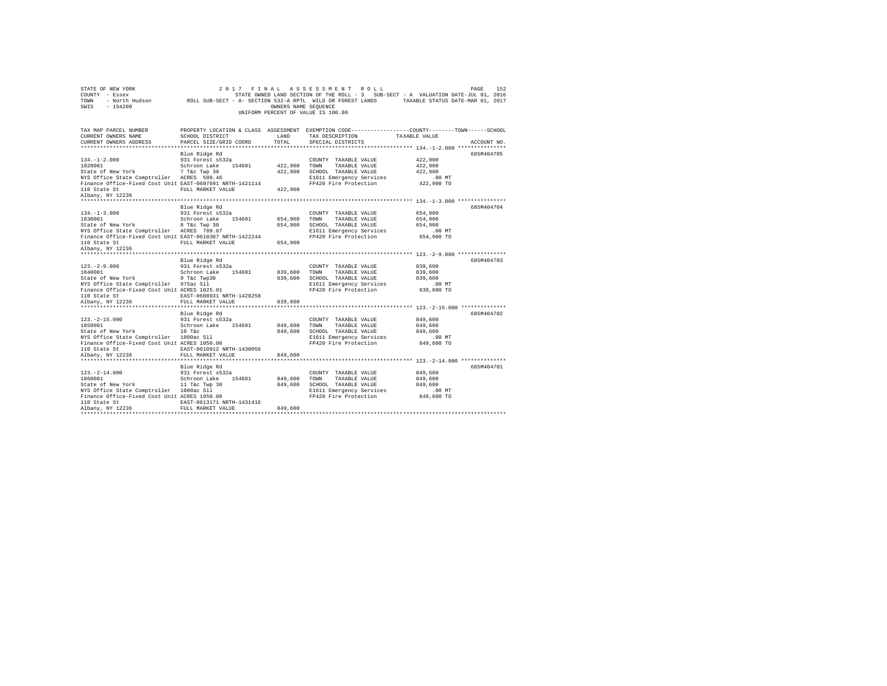STATE OF NEW YORK                    2 0 1 7   F I N A L   A S S E S S M E N T   R O L L
COUNTY - Essex                       STATE OWNED LAND SECTION OF THE ROLL - 3   SUB-SECT - A  VALUATION DATE-JUL 01, 2016
TOWN  - North Hudson        ROLL SUB-SECT - A- SECTION 532-A RPTL  WILD OR FOREST LANDS     TAXABLE STATUS DATE-MAR 01, 2017
SWIS  - 154200                                    OWNERS NAME SEQUENCE
                                            UNIFORM PERCENT OF VALUE IS 100.00

| TAX MAP PARCEL NUMBER / CURRENT OWNERS NAME / CURRENT OWNERS ADDRESS | PROPERTY LOCATION & CLASS / SCHOOL DISTRICT / PARCEL SIZE/GRID COORD | ASSESSMENT LAND | TOTAL | EXEMPTION CODE / TAX DESCRIPTION / SPECIAL DISTRICTS | TAXABLE VALUE (COUNTY / TOWN / SCHOOL) | ACCOUNT NO. |
|---|---|---|---|---|---|---|
| 134.-1-2.000 | Blue Ridge Rd | | | | | 685M404705 |
| 1820001 | 931 Forest s532a | | | COUNTY TAXABLE VALUE | 422,900 | |
| State of New York | Schroon Lake 154601 | 422,900 | | TOWN TAXABLE VALUE | 422,900 | |
| NYS Office State Comptroller | 7 T&c Twp 30 | | 422,900 | SCHOOL TAXABLE VALUE | 422,900 | |
| Finance Office-Fixed Cost Unit | ACRES 509.46 | | | E1611 Emergency Services | .00 MT | |
| 110 State St | EAST-0607691 NRTH-1421114 | | | FP420 Fire Protection | 422,900 TO | |
| Albany, NY 12236 | FULL MARKET VALUE | | 422,900 | | | |
| 134.-1-3.000 | Blue Ridge Rd | | | | | 685M404704 |
| 1830001 | 931 Forest s532a | | | COUNTY TAXABLE VALUE | 654,900 | |
| State of New York | Schroon Lake 154601 | 654,900 | | TOWN TAXABLE VALUE | 654,900 | |
| NYS Office State Comptroller | 8 T&c Twp 30 | | 654,900 | SCHOOL TAXABLE VALUE | 654,900 | |
| Finance Office-Fixed Cost Unit | ACRES 789.07 | | | E1611 Emergency Services | .00 MT | |
| 110 State St | EAST-0610307 NRTH-1422244 | | | FP420 Fire Protection | 654,900 TO | |
| Albany, NY 12236 | FULL MARKET VALUE | | 654,900 | | | |
| 123.-2-9.000 | Blue Ridge Rd | | | | | 685M404703 |
| 1840001 | 931 Forest s532a | | | COUNTY TAXABLE VALUE | 839,600 | |
| State of New York | Schroon Lake 154601 | 839,600 | | TOWN TAXABLE VALUE | 839,600 | |
| NYS Office State Comptroller | 9 T&c Twp30 | | 839,600 | SCHOOL TAXABLE VALUE | 839,600 | |
| Finance Office-Fixed Cost Unit | 975ac Sll | | | E1611 Emergency Services | .00 MT | |
| 110 State St | ACRES 1025.01 | | | FP420 Fire Protection | 839,600 TO | |
| Albany, NY 12236 | EAST-0608931 NRTH-1428258 | | | | | |
| | FULL MARKET VALUE | | 839,600 | | | |
| 123.-2-15.000 | Blue Ridge Rd | | | | | 685M404702 |
| 1850001 | 931 Forest s532a | | | COUNTY TAXABLE VALUE | 849,600 | |
| State of New York | Schroon Lake 154601 | 849,600 | | TOWN TAXABLE VALUE | 849,600 | |
| NYS Office State Comptroller | 10 T&c | | 849,600 | SCHOOL TAXABLE VALUE | 849,600 | |
| Finance Office-Fixed Cost Unit | 1000ac Sll | | | E1611 Emergency Services | .00 MT | |
| 110 State St | ACRES 1050.00 | | | FP420 Fire Protection | 849,600 TO | |
| Albany, NY 12236 | EAST-0610912 NRTH-1430056 | | | | | |
| | FULL MARKET VALUE | | 849,600 | | | |
| 123.-2-14.000 | Blue Ridge Rd | | | | | 685M404701 |
| 1860001 | 931 Forest s532a | | | COUNTY TAXABLE VALUE | 849,600 | |
| State of New York | Schroon Lake 154601 | 849,600 | | TOWN TAXABLE VALUE | 849,600 | |
| NYS Office State Comptroller | 11 T&c Twp 30 | | 849,600 | SCHOOL TAXABLE VALUE | 849,600 | |
| Finance Office-Fixed Cost Unit | 1000ac Sll | | | E1611 Emergency Services | .00 MT | |
| 110 State St | ACRES 1050.00 | | | FP420 Fire Protection | 849,600 TO | |
| Albany, NY 12236 | EAST-0613171 NRTH-1431416 | | | | | |
| | FULL MARKET VALUE | | 849,600 | | | |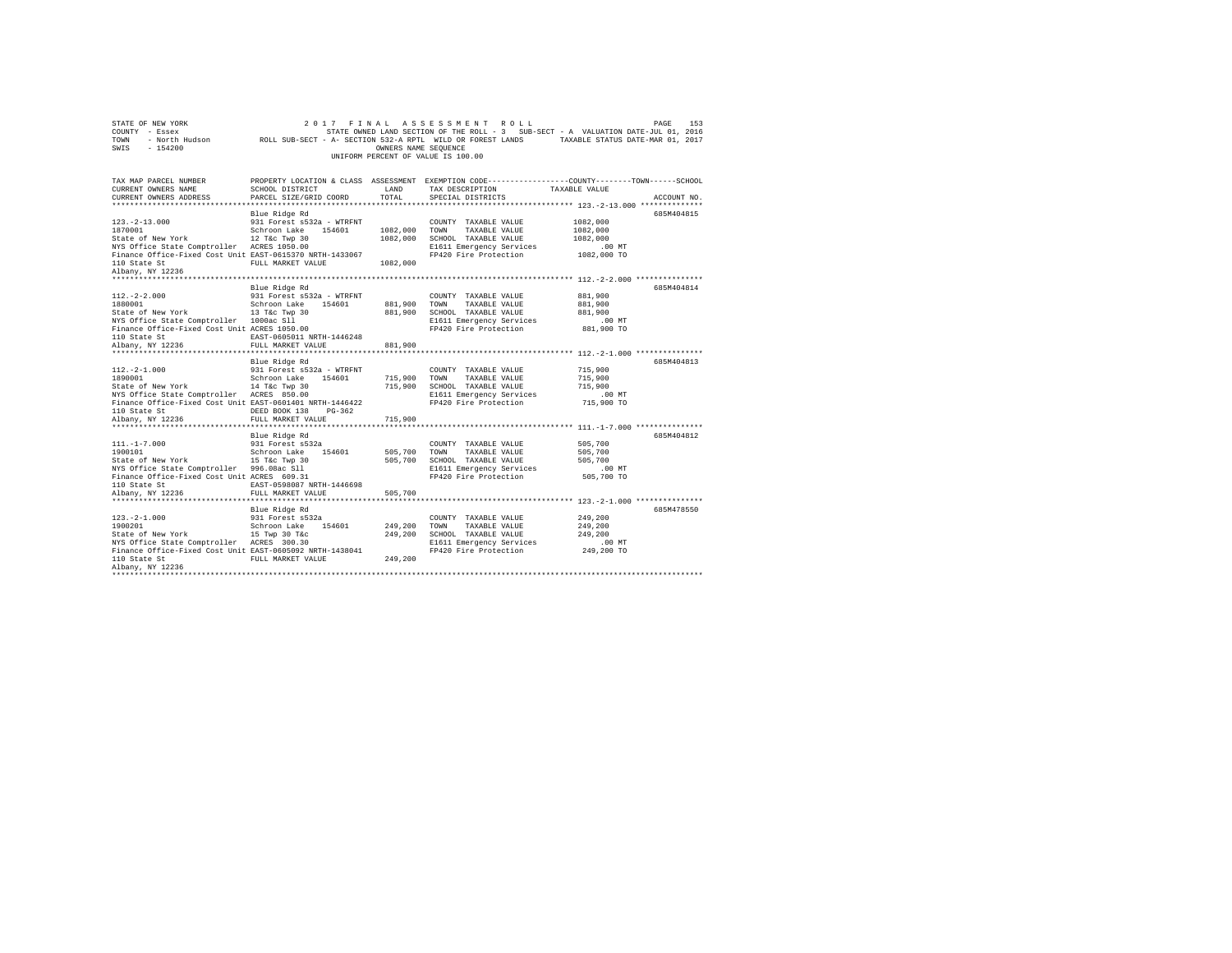STATE OF NEW YORK — 2017 FINAL ASSESSMENT ROLL
COUNTY - Essex — STATE OWNED LAND SECTION OF THE ROLL - 3 SUB-SECT - A VALUATION DATE-JUL 01, 2016
TOWN - North Hudson — ROLL SUB-SECT - A- SECTION 532-A RPTL WILD OR FOREST LANDS — TAXABLE STATUS DATE-MAR 01, 2017
SWIS - 154200 — OWNERS NAME SEQUENCE
UNIFORM PERCENT OF VALUE IS 100.00

| TAX MAP PARCEL NUMBER / CURRENT OWNERS NAME / CURRENT OWNERS ADDRESS | PROPERTY LOCATION & CLASS / SCHOOL DISTRICT / PARCEL SIZE/GRID COORD | ASSESSMENT LAND / TOTAL | EXEMPTION CODE / TAX DESCRIPTION / SPECIAL DISTRICTS | COUNTY--TOWN--SCHOOL TAXABLE VALUE | ACCOUNT NO. |
|---|---|---|---|---|---|
| **123.-2-13.000** | Blue Ridge Rd | | | | 685M404815 |
| 123.-2-13.000 | 931 Forest s532a - WTRFNT | | COUNTY TAXABLE VALUE | 1082,000 | |
| 1870001 | Schroon Lake 154601 | 1082,000 | TOWN TAXABLE VALUE | 1082,000 | |
| State of New York | 12 T&c Twp 30 | 1082,000 | SCHOOL TAXABLE VALUE | 1082,000 | |
| NYS Office State Comptroller | ACRES 1050.00 | | E1611 Emergency Services | .00 MT | |
| Finance Office-Fixed Cost Unit | EAST-0615370 NRTH-1433067 | | FP420 Fire Protection | 1082,000 TO | |
| 110 State St | FULL MARKET VALUE | 1082,000 | | | |
| Albany, NY 12236 | | | | | |
| **112.-2-2.000** | Blue Ridge Rd | | | | 685M404814 |
| 112.-2-2.000 | 931 Forest s532a - WTRFNT | | COUNTY TAXABLE VALUE | 881,900 | |
| 1880001 | Schroon Lake 154601 | 881,900 | TOWN TAXABLE VALUE | 881,900 | |
| State of New York | 13 T&c Twp 30 | 881,900 | SCHOOL TAXABLE VALUE | 881,900 | |
| NYS Office State Comptroller | 1000ac Sll | | E1611 Emergency Services | .00 MT | |
| Finance Office-Fixed Cost Unit | ACRES 1050.00 | | FP420 Fire Protection | 881,900 TO | |
| 110 State St | EAST-0605011 NRTH-1446248 | | | | |
| Albany, NY 12236 | FULL MARKET VALUE | 881,900 | | | |
| **112.-2-1.000** | Blue Ridge Rd | | | | 685M404813 |
| 112.-2-1.000 | 931 Forest s532a - WTRFNT | | COUNTY TAXABLE VALUE | 715,900 | |
| 1890001 | Schroon Lake 154601 | 715,900 | TOWN TAXABLE VALUE | 715,900 | |
| State of New York | 14 T&c Twp 30 | 715,900 | SCHOOL TAXABLE VALUE | 715,900 | |
| NYS Office State Comptroller | ACRES 850.00 | | E1611 Emergency Services | .00 MT | |
| Finance Office-Fixed Cost Unit | EAST-0601401 NRTH-1446422 | | FP420 Fire Protection | 715,900 TO | |
| 110 State St | DEED BOOK 138 PG-362 | | | | |
| Albany, NY 12236 | FULL MARKET VALUE | 715,900 | | | |
| **111.-1-7.000** | Blue Ridge Rd | | | | 685M404812 |
| 111.-1-7.000 | 931 Forest s532a | | COUNTY TAXABLE VALUE | 505,700 | |
| 1900101 | Schroon Lake 154601 | 505,700 | TOWN TAXABLE VALUE | 505,700 | |
| State of New York | 15 T&c Twp 30 | 505,700 | SCHOOL TAXABLE VALUE | 505,700 | |
| NYS Office State Comptroller | 996.08ac Sll | | E1611 Emergency Services | .00 MT | |
| Finance Office-Fixed Cost Unit | ACRES 609.31 | | FP420 Fire Protection | 505,700 TO | |
| 110 State St | EAST-0598087 NRTH-1446698 | | | | |
| Albany, NY 12236 | FULL MARKET VALUE | 505,700 | | | |
| **123.-2-1.000** | Blue Ridge Rd | | | | 685M478550 |
| 123.-2-1.000 | 931 Forest s532a | | COUNTY TAXABLE VALUE | 249,200 | |
| 1900201 | Schroon Lake 154601 | 249,200 | TOWN TAXABLE VALUE | 249,200 | |
| State of New York | 15 Twp 30 T&c | 249,200 | SCHOOL TAXABLE VALUE | 249,200 | |
| NYS Office State Comptroller | ACRES 300.30 | | E1611 Emergency Services | .00 MT | |
| Finance Office-Fixed Cost Unit | EAST-0605092 NRTH-1438041 | | FP420 Fire Protection | 249,200 TO | |
| 110 State St | FULL MARKET VALUE | 249,200 | | | |
| Albany, NY 12236 | | | | | |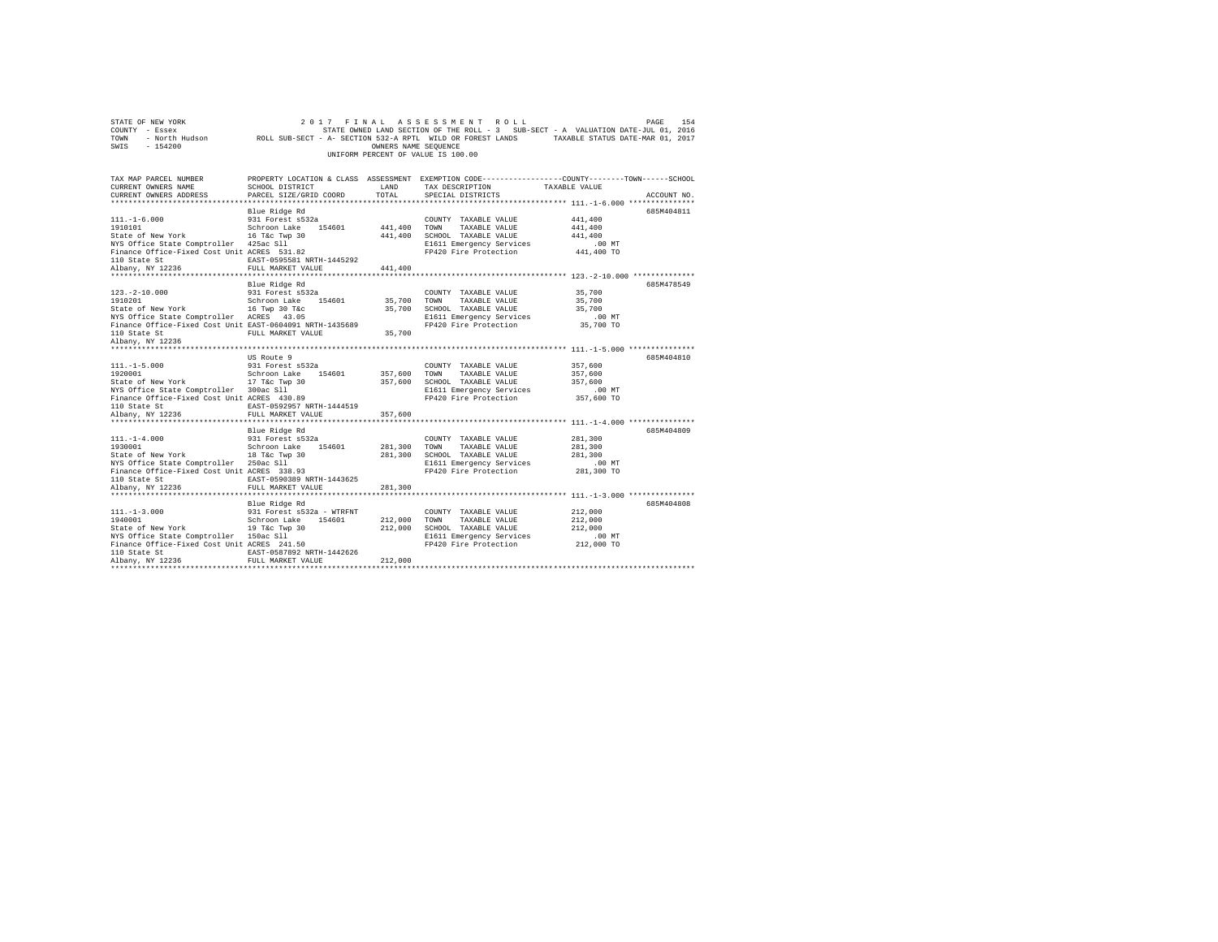STATE OF NEW YORK — 2017 FINAL ASSESSMENT ROLL
COUNTY - Essex — STATE OWNED LAND SECTION OF THE ROLL - 3 SUB-SECT - A VALUATION DATE-JUL 01, 2016
TOWN - North Hudson — ROLL SUB-SECT - A- SECTION 532-A RPTL WILD OR FOREST LANDS — TAXABLE STATUS DATE-MAR 01, 2017
SWIS - 154200 — OWNERS NAME SEQUENCE
UNIFORM PERCENT OF VALUE IS 100.00

| TAX MAP PARCEL NUMBER / CURRENT OWNERS NAME / CURRENT OWNERS ADDRESS | PROPERTY LOCATION & CLASS / SCHOOL DISTRICT / PARCEL SIZE/GRID COORD | ASSESSMENT LAND | TOTAL | EXEMPTION CODE / TAX DESCRIPTION / SPECIAL DISTRICTS | TAXABLE VALUE (COUNTY / TOWN / SCHOOL) | ACCOUNT NO. |
|---|---|---|---|---|---|---|
| 111.-1-6.000 | Blue Ridge Rd | | | | | 685M404811 |
| 1910101 | 931 Forest s532a | | | COUNTY TAXABLE VALUE | 441,400 | |
| State of New York | Schroon Lake 154601 | 441,400 | | TOWN TAXABLE VALUE | 441,400 | |
| NYS Office State Comptroller | 16 T&c Twp 30 | | 441,400 | SCHOOL TAXABLE VALUE | 441,400 | |
| Finance Office-Fixed Cost Unit | 425ac Sll | | | E1611 Emergency Services | .00 MT | |
| 110 State St | ACRES 531.82 | | | FP420 Fire Protection | 441,400 TO | |
| Albany, NY 12236 | EAST-0595581 NRTH-1445292 | | | | | |
| | FULL MARKET VALUE | | 441,400 | | | |
| 123.-2-10.000 | Blue Ridge Rd | | | | | 685M478549 |
| 1910201 | 931 Forest s532a | | | COUNTY TAXABLE VALUE | 35,700 | |
| State of New York | Schroon Lake 154601 | 35,700 | | TOWN TAXABLE VALUE | 35,700 | |
| NYS Office State Comptroller | 16 Twp 30 T&c | | 35,700 | SCHOOL TAXABLE VALUE | 35,700 | |
| Finance Office-Fixed Cost Unit | ACRES 43.05 | | | E1611 Emergency Services | .00 MT | |
| 110 State St | EAST-0604091 NRTH-1435689 | | | FP420 Fire Protection | 35,700 TO | |
| Albany, NY 12236 | FULL MARKET VALUE | | 35,700 | | | |
| 111.-1-5.000 | US Route 9 | | | | | 685M404810 |
| 1920001 | 931 Forest s532a | | | COUNTY TAXABLE VALUE | 357,600 | |
| State of New York | Schroon Lake 154601 | 357,600 | | TOWN TAXABLE VALUE | 357,600 | |
| NYS Office State Comptroller | 17 T&c Twp 30 | | 357,600 | SCHOOL TAXABLE VALUE | 357,600 | |
| Finance Office-Fixed Cost Unit | 300ac Sll | | | E1611 Emergency Services | .00 MT | |
| 110 State St | ACRES 430.89 | | | FP420 Fire Protection | 357,600 TO | |
| Albany, NY 12236 | EAST-0592957 NRTH-1444519 | | | | | |
| | FULL MARKET VALUE | | 357,600 | | | |
| 111.-1-4.000 | Blue Ridge Rd | | | | | 685M404809 |
| 1930001 | 931 Forest s532a | | | COUNTY TAXABLE VALUE | 281,300 | |
| State of New York | Schroon Lake 154601 | 281,300 | | TOWN TAXABLE VALUE | 281,300 | |
| NYS Office State Comptroller | 18 T&c Twp 30 | | 281,300 | SCHOOL TAXABLE VALUE | 281,300 | |
| Finance Office-Fixed Cost Unit | 250ac Sll | | | E1611 Emergency Services | .00 MT | |
| 110 State St | ACRES 338.93 | | | FP420 Fire Protection | 281,300 TO | |
| Albany, NY 12236 | EAST-0590389 NRTH-1443625 | | | | | |
| | FULL MARKET VALUE | | 281,300 | | | |
| 111.-1-3.000 | Blue Ridge Rd | | | | | 685M404808 |
| 1940001 | 931 Forest s532a - WTRFNT | | | COUNTY TAXABLE VALUE | 212,000 | |
| State of New York | Schroon Lake 154601 | 212,000 | | TOWN TAXABLE VALUE | 212,000 | |
| NYS Office State Comptroller | 19 T&c Twp 30 | | 212,000 | SCHOOL TAXABLE VALUE | 212,000 | |
| Finance Office-Fixed Cost Unit | 150ac Sll | | | E1611 Emergency Services | .00 MT | |
| 110 State St | ACRES 241.50 | | | FP420 Fire Protection | 212,000 TO | |
| Albany, NY 12236 | EAST-0587892 NRTH-1442626 | | | | | |
| | FULL MARKET VALUE | | 212,000 | | | |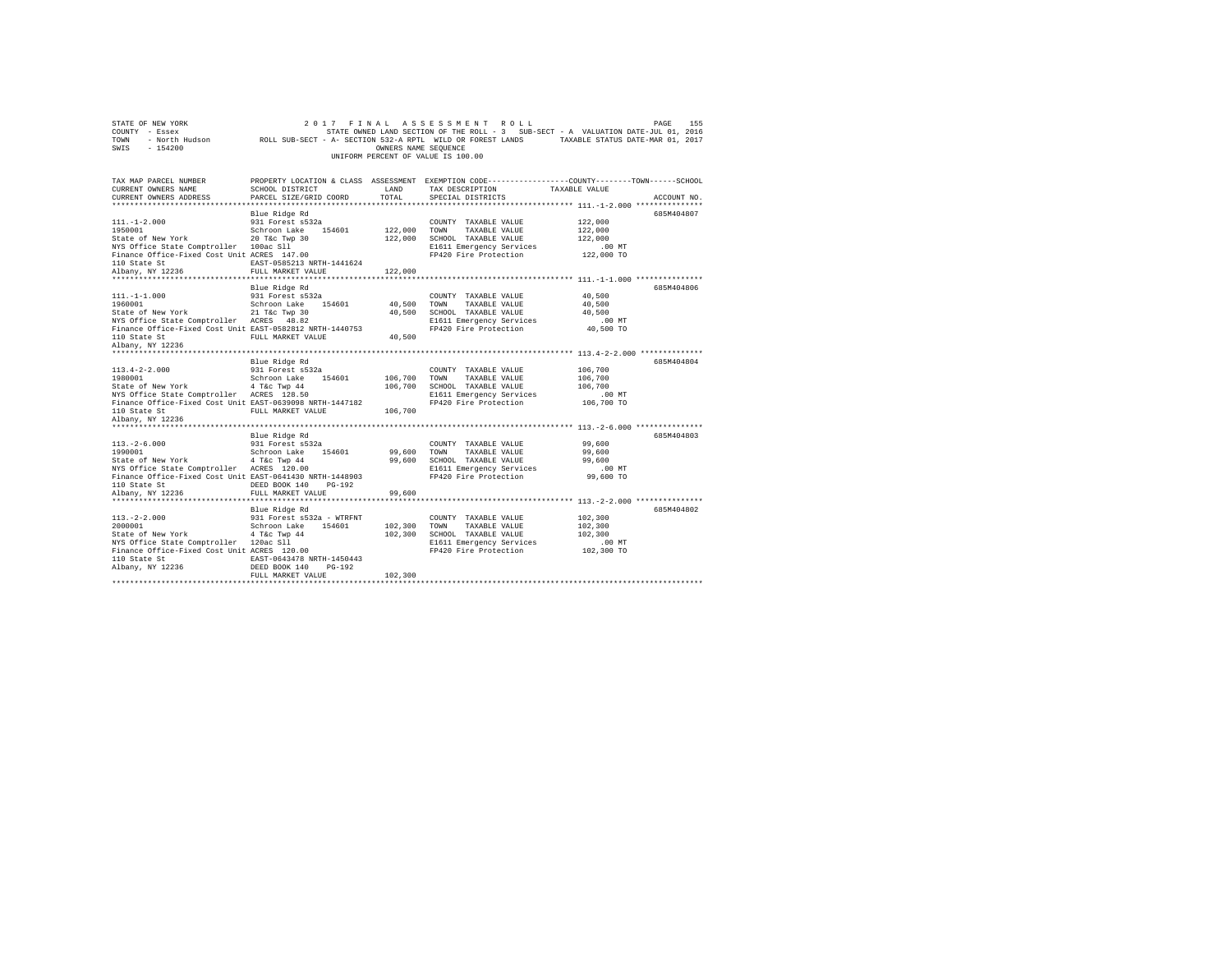STATE OF NEW YORK
COUNTY - Essex
TOWN - North Hudson
SWIS - 154200

2 0 1 7 F I N A L A S S E S S M E N T R O L L
STATE OWNED LAND SECTION OF THE ROLL - 3 SUB-SECT - A VALUATION DATE-JUL 01, 2016
ROLL SUB-SECT - A- SECTION 532-A RPTL WILD OR FOREST LANDS TAXABLE STATUS DATE-MAR 01, 2017
OWNERS NAME SEQUENCE
UNIFORM PERCENT OF VALUE IS 100.00

```
TAX MAP PARCEL NUMBER          PROPERTY LOCATION & CLASS  ASSESSMENT  EXEMPTION CODE-----------------COUNTY--------TOWN------SCHOOL
CURRENT OWNERS NAME            SCHOOL DISTRICT               LAND      TAX DESCRIPTION            TAXABLE VALUE
CURRENT OWNERS ADDRESS         PARCEL SIZE/GRID COORD        TOTAL     SPECIAL DISTRICTS                                 ACCOUNT NO.
******************************************************************************************************* 111.-1-2.000 ***************
                               Blue Ridge Rd                                                                              685M404807
111.-1-2.000                   931 Forest s532a                          COUNTY  TAXABLE VALUE           122,000
1950001                        Schroon Lake    154601       122,000     TOWN    TAXABLE VALUE           122,000
State of New York              20 T&c Twp 30                122,000     SCHOOL  TAXABLE VALUE           122,000
NYS Office State Comptroller   100ac Sll                                 E1611 Emergency Services            .00 MT
Finance Office-Fixed Cost Unit ACRES  147.00                             FP420 Fire Protection           122,000 TO
110 State St                   EAST-0585213 NRTH-1441624
Albany, NY 12236               FULL MARKET VALUE            122,000
******************************************************************************************************* 111.-1-1.000 ***************
                               Blue Ridge Rd                                                                              685M404806
111.-1-1.000                   931 Forest s532a                          COUNTY  TAXABLE VALUE            40,500
1960001                        Schroon Lake    154601        40,500     TOWN    TAXABLE VALUE            40,500
State of New York              21 T&c Twp 30                 40,500     SCHOOL  TAXABLE VALUE            40,500
NYS Office State Comptroller   ACRES   48.82                             E1611 Emergency Services            .00 MT
Finance Office-Fixed Cost Unit EAST-0582812 NRTH-1440753                 FP420 Fire Protection            40,500 TO
110 State St                   FULL MARKET VALUE             40,500
Albany, NY 12236
******************************************************************************************************* 113.4-2-2.000 **************
                               Blue Ridge Rd                                                                              685M404804
113.4-2-2.000                  931 Forest s532a                          COUNTY  TAXABLE VALUE           106,700
1980001                        Schroon Lake    154601       106,700     TOWN    TAXABLE VALUE           106,700
State of New York              4 T&c Twp 44                 106,700     SCHOOL  TAXABLE VALUE           106,700
NYS Office State Comptroller   ACRES  128.50                             E1611 Emergency Services            .00 MT
Finance Office-Fixed Cost Unit EAST-0639098 NRTH-1447182                 FP420 Fire Protection           106,700 TO
110 State St                   FULL MARKET VALUE            106,700
Albany, NY 12236
******************************************************************************************************* 113.-2-6.000 ***************
                               Blue Ridge Rd                                                                              685M404803
113.-2-6.000                   931 Forest s532a                          COUNTY  TAXABLE VALUE            99,600
1990001                        Schroon Lake    154601        99,600     TOWN    TAXABLE VALUE            99,600
State of New York              4 T&c Twp 44                  99,600     SCHOOL  TAXABLE VALUE            99,600
NYS Office State Comptroller   ACRES  120.00                             E1611 Emergency Services            .00 MT
Finance Office-Fixed Cost Unit EAST-0641430 NRTH-1448903                 FP420 Fire Protection            99,600 TO
110 State St                   DEED BOOK 140    PG-192
Albany, NY 12236               FULL MARKET VALUE             99,600
******************************************************************************************************* 113.-2-2.000 ***************
                               Blue Ridge Rd                                                                              685M404802
113.-2-2.000                   931 Forest s532a - WTRFNT                 COUNTY  TAXABLE VALUE           102,300
2000001                        Schroon Lake    154601       102,300     TOWN    TAXABLE VALUE           102,300
State of New York              4 T&c Twp 44                 102,300     SCHOOL  TAXABLE VALUE           102,300
NYS Office State Comptroller   120ac Sll                                 E1611 Emergency Services            .00 MT
Finance Office-Fixed Cost Unit ACRES  120.00                             FP420 Fire Protection           102,300 TO
110 State St                   EAST-0643478 NRTH-1450443
Albany, NY 12236               DEED BOOK 140    PG-192
                               FULL MARKET VALUE            102,300
************************************************************************************************************************************
```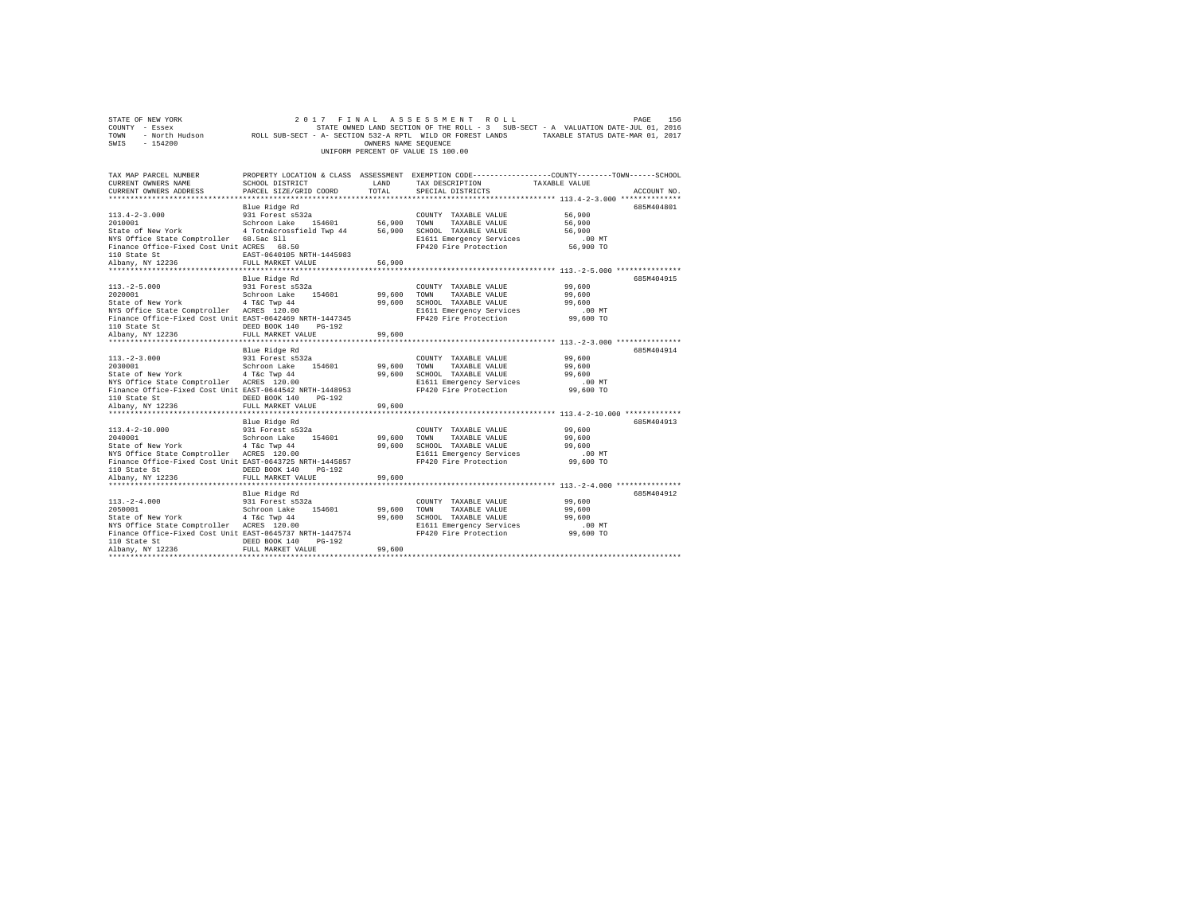STATE OF NEW YORK 2 0 1 7 F I N A L A S S E S S M E N T R O L L
COUNTY - Essex STATE OWNED LAND SECTION OF THE ROLL - 3 SUB-SECT - A VALUATION DATE-JUL 01, 2016
TOWN - North Hudson ROLL SUB-SECT - A- SECTION 532-A RPTL WILD OR FOREST LANDS TAXABLE STATUS DATE-MAR 01, 2017
SWIS - 154200 OWNERS NAME SEQUENCE
UNIFORM PERCENT OF VALUE IS 100.00

```
TAX MAP PARCEL NUMBER          PROPERTY LOCATION & CLASS  ASSESSMENT  EXEMPTION CODE-----------------COUNTY--------TOWN------SCHOOL
CURRENT OWNERS NAME            SCHOOL DISTRICT               LAND      TAX DESCRIPTION            TAXABLE VALUE
CURRENT OWNERS ADDRESS         PARCEL SIZE/GRID COORD        TOTAL     SPECIAL DISTRICTS                                   ACCOUNT NO.
******************************************************************************************************* 113.4-2-3.000 **************
                               Blue Ridge Rd                                                                            685M404801
113.4-2-3.000                  931 Forest s532a                        COUNTY  TAXABLE VALUE           56,900
2010001                        Schroon Lake    154601      56,900      TOWN    TAXABLE VALUE           56,900
State of New York              4 Totn&crossfield Twp 44    56,900      SCHOOL  TAXABLE VALUE           56,900
NYS Office State Comptroller   68.5ac Sll                              E1611 Emergency Services            .00 MT
Finance Office-Fixed Cost Unit ACRES   68.50                           FP420 Fire Protection           56,900 TO
110 State St                   EAST-0640105 NRTH-1445983
Albany, NY 12236               FULL MARKET VALUE           56,900
******************************************************************************************************* 113.-2-5.000 ***************
                               Blue Ridge Rd                                                                            685M404915
113.-2-5.000                   931 Forest s532a                        COUNTY  TAXABLE VALUE           99,600
2020001                        Schroon Lake    154601      99,600      TOWN    TAXABLE VALUE           99,600
State of New York              4 T&C Twp 44                99,600      SCHOOL  TAXABLE VALUE           99,600
NYS Office State Comptroller   ACRES  120.00                           E1611 Emergency Services            .00 MT
Finance Office-Fixed Cost Unit EAST-0642469 NRTH-1447345               FP420 Fire Protection           99,600 TO
110 State St                   DEED BOOK 140    PG-192
Albany, NY 12236               FULL MARKET VALUE           99,600
******************************************************************************************************* 113.-2-3.000 ***************
                               Blue Ridge Rd                                                                            685M404914
113.-2-3.000                   931 Forest s532a                        COUNTY  TAXABLE VALUE           99,600
2030001                        Schroon Lake    154601      99,600      TOWN    TAXABLE VALUE           99,600
State of New York              4 T&C Twp 44                99,600      SCHOOL  TAXABLE VALUE           99,600
NYS Office State Comptroller   ACRES  120.00                           E1611 Emergency Services            .00 MT
Finance Office-Fixed Cost Unit EAST-0644542 NRTH-1448953               FP420 Fire Protection           99,600 TO
110 State St                   DEED BOOK 140    PG-192
Albany, NY 12236               FULL MARKET VALUE           99,600
******************************************************************************************************* 113.4-2-10.000 *************
                               Blue Ridge Rd                                                                            685M404913
113.4-2-10.000                 931 Forest s532a                        COUNTY  TAXABLE VALUE           99,600
2040001                        Schroon Lake    154601      99,600      TOWN    TAXABLE VALUE           99,600
State of New York              4 T&c Twp 44                99,600      SCHOOL  TAXABLE VALUE           99,600
NYS Office State Comptroller   ACRES  120.00                           E1611 Emergency Services            .00 MT
Finance Office-Fixed Cost Unit EAST-0643725 NRTH-1445857               FP420 Fire Protection           99,600 TO
110 State St                   DEED BOOK 140    PG-192
Albany, NY 12236               FULL MARKET VALUE           99,600
******************************************************************************************************* 113.-2-4.000 ***************
                               Blue Ridge Rd                                                                            685M404912
113.-2-4.000                   931 Forest s532a                        COUNTY  TAXABLE VALUE           99,600
2050001                        Schroon Lake    154601      99,600      TOWN    TAXABLE VALUE           99,600
State of New York              4 T&c Twp 44                99,600      SCHOOL  TAXABLE VALUE           99,600
NYS Office State Comptroller   ACRES  120.00                           E1611 Emergency Services            .00 MT
Finance Office-Fixed Cost Unit EAST-0645737 NRTH-1447574               FP420 Fire Protection           99,600 TO
110 State St                   DEED BOOK 140    PG-192
Albany, NY 12236               FULL MARKET VALUE           99,600
************************************************************************************************************************************
```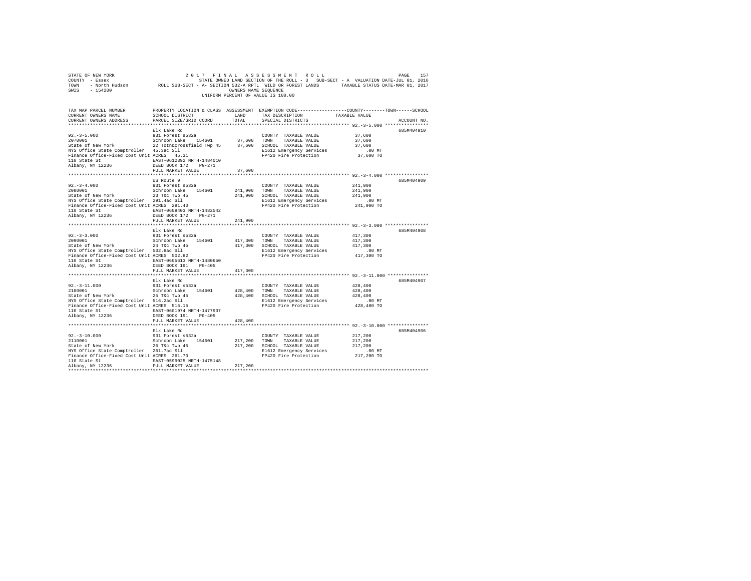STATE OF NEW YORK 2 0 1 7 F I N A L A S S E S S M E N T R O L L
COUNTY - Essex STATE OWNED LAND SECTION OF THE ROLL - 3 SUB-SECT - A VALUATION DATE-JUL 01, 2016
TOWN - North Hudson ROLL SUB-SECT - A- SECTION 532-A RPTL WILD OR FOREST LANDS TAXABLE STATUS DATE-MAR 01, 2017
SWIS - 154200 OWNERS NAME SEQUENCE
UNIFORM PERCENT OF VALUE IS 100.00

| TAX MAP PARCEL NUMBER / CURRENT OWNERS NAME / CURRENT OWNERS ADDRESS | PROPERTY LOCATION & CLASS / SCHOOL DISTRICT / PARCEL SIZE/GRID COORD | ASSESSMENT LAND | TOTAL | EXEMPTION CODE / TAX DESCRIPTION / SPECIAL DISTRICTS | TAXABLE VALUE (COUNTY / TOWN / SCHOOL) | ACCOUNT NO. |
|---|---|---|---|---|---|---|
| 92.-3-5.000 | Elk Lake Rd | | | | | 685M404910 |
| | 931 Forest s532a | | | COUNTY TAXABLE VALUE | 37,600 | |
| 2070001 | Schroon Lake 154601 | 37,600 | | TOWN TAXABLE VALUE | 37,600 | |
| State of New York | 22 Totn&crossfield Twp 45 | | 37,600 | SCHOOL TAXABLE VALUE | 37,600 | |
| NYS Office State Comptroller | 45.3ac Sll | | | E1612 Emergency Services | .00 MT | |
| Finance Office-Fixed Cost Unit | ACRES 45.31 | | | FP420 Fire Protection | 37,600 TO | |
| 110 State St | EAST-0612392 NRTH-1484010 | | | | | |
| Albany, NY 12236 | DEED BOOK 172 PG-271 | | | | | |
| | FULL MARKET VALUE | | 37,600 | | | |
| 92.-3-4.000 | US Route 9 | | | | | 685M404909 |
| | 931 Forest s532a | | | COUNTY TAXABLE VALUE | 241,900 | |
| 2080001 | Schroon Lake 154601 | 241,900 | | TOWN TAXABLE VALUE | 241,900 | |
| State of New York | 23 T&c Twp 45 | | 241,900 | SCHOOL TAXABLE VALUE | 241,900 | |
| NYS Office State Comptroller | 291.4ac Sll | | | E1612 Emergency Services | .00 MT | |
| Finance Office-Fixed Cost Unit | ACRES 291.40 | | | FP420 Fire Protection | 241,900 TO | |
| 110 State St | EAST-0609403 NRTH-1482542 | | | | | |
| Albany, NY 12236 | DEED BOOK 172 PG-271 | | | | | |
| | FULL MARKET VALUE | | 241,900 | | | |
| 92.-3-3.000 | Elk Lake Rd | | | | | 685M404908 |
| | 931 Forest s532a | | | COUNTY TAXABLE VALUE | 417,300 | |
| 2090001 | Schroon Lake 154601 | 417,300 | | TOWN TAXABLE VALUE | 417,300 | |
| State of New York | 24 T&c Twp 45 | | 417,300 | SCHOOL TAXABLE VALUE | 417,300 | |
| NYS Office State Comptroller | 502.8ac Sll | | | E1612 Emergency Services | .00 MT | |
| Finance Office-Fixed Cost Unit | ACRES 502.82 | | | FP420 Fire Protection | 417,300 TO | |
| 110 State St | EAST-0605613 NRTH-1480650 | | | | | |
| Albany, NY 12236 | DEED BOOK 191 PG-405 | | | | | |
| | FULL MARKET VALUE | | 417,300 | | | |
| 92.-3-11.000 | Elk Lake Rd | | | | | 685M404907 |
| | 931 Forest s532a | | | COUNTY TAXABLE VALUE | 428,400 | |
| 2100001 | Schroon Lake 154601 | 428,400 | | TOWN TAXABLE VALUE | 428,400 | |
| State of New York | 25 T&c Twp 45 | | 428,400 | SCHOOL TAXABLE VALUE | 428,400 | |
| NYS Office State Comptroller | 516.2ac Sll | | | E1612 Emergency Services | .00 MT | |
| Finance Office-Fixed Cost Unit | ACRES 516.15 | | | FP420 Fire Protection | 428,400 TO | |
| 110 State St | EAST-0601974 NRTH-1477937 | | | | | |
| Albany, NY 12236 | DEED BOOK 191 PG-405 | | | | | |
| | FULL MARKET VALUE | | 428,400 | | | |
| 92.-3-10.000 | Elk Lake Rd | | | | | 685M404906 |
| | 931 Forest s532a | | | COUNTY TAXABLE VALUE | 217,200 | |
| 2110001 | Schroon Lake 154601 | 217,200 | | TOWN TAXABLE VALUE | 217,200 | |
| State of New York | 26 T&c Twp 45 | | 217,200 | SCHOOL TAXABLE VALUE | 217,200 | |
| NYS Office State Comptroller | 261.7ac Sll | | | E1612 Emergency Services | .00 MT | |
| Finance Office-Fixed Cost Unit | ACRES 261.70 | | | FP420 Fire Protection | 217,200 TO | |
| 110 State St | EAST-0599025 NRTH-1475148 | | | | | |
| Albany, NY 12236 | FULL MARKET VALUE | | 217,200 | | | |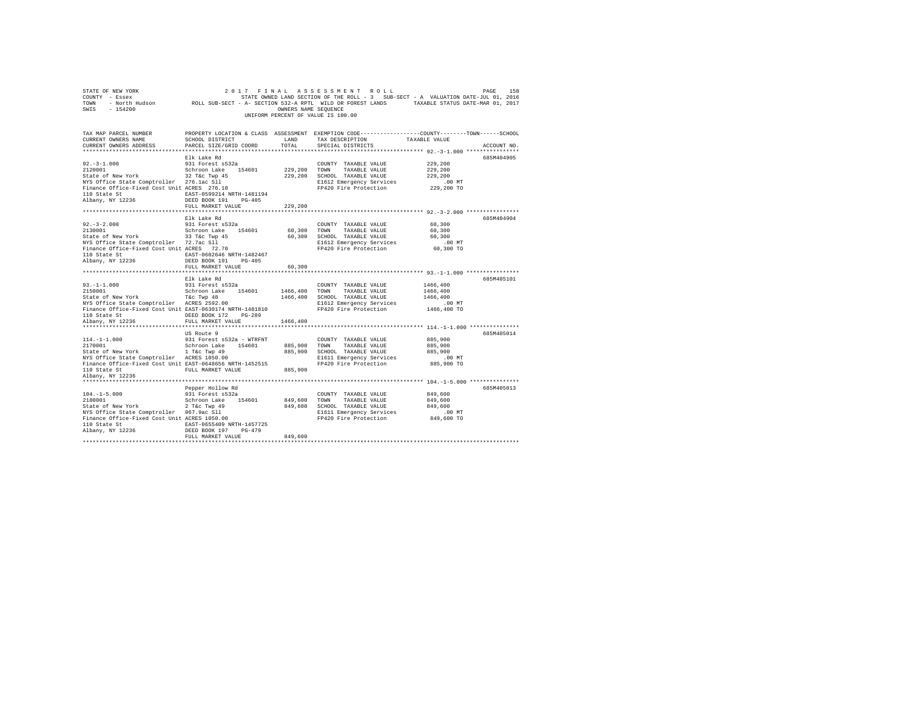STATE OF NEW YORK 2017 FINAL ASSESSMENT ROLL
COUNTY - Essex STATE OWNED LAND SECTION OF THE ROLL - 3 SUB-SECT - A VALUATION DATE-JUL 01, 2016
TOWN - North Hudson ROLL SUB-SECT - A- SECTION 532-A RPTL WILD OR FOREST LANDS TAXABLE STATUS DATE-MAR 01, 2017
SWIS - 154200 OWNERS NAME SEQUENCE
UNIFORM PERCENT OF VALUE IS 100.00

| TAX MAP PARCEL NUMBER / CURRENT OWNERS NAME / CURRENT OWNERS ADDRESS | PROPERTY LOCATION & CLASS / SCHOOL DISTRICT / PARCEL SIZE/GRID COORD | ASSESSMENT LAND | TOTAL | EXEMPTION CODE / TAX DESCRIPTION / SPECIAL DISTRICTS | COUNTY / TOWN / SCHOOL TAXABLE VALUE | ACCOUNT NO. |
|---|---|---|---|---|---|---|
| 92.-3-1.000 | Elk Lake Rd | | | | | 685M404905 |
| 2120001 | 931 Forest s532a | | | COUNTY TAXABLE VALUE | 229,200 | |
| State of New York | Schroon Lake 154601 | 229,200 | | TOWN TAXABLE VALUE | 229,200 | |
| NYS Office State Comptroller | 32 T&c Twp 45 | | 229,200 | SCHOOL TAXABLE VALUE | 229,200 | |
| Finance Office-Fixed Cost Unit | 276.1ac Sll | | | E1612 Emergency Services | .00 MT | |
| 110 State St | ACRES 276.10 | | | FP420 Fire Protection | 229,200 TO | |
| Albany, NY 12236 | EAST-0599214 NRTH-1481194 | | | | | |
| | DEED BOOK 191 PG-405 | | | | | |
| | FULL MARKET VALUE | | 229,200 | | | |
| 92.-3-2.000 | Elk Lake Rd | | | | | 685M404904 |
| 2130001 | 931 Forest s532a | | | COUNTY TAXABLE VALUE | 60,300 | |
| State of New York | Schroon Lake 154601 | 60,300 | | TOWN TAXABLE VALUE | 60,300 | |
| NYS Office State Comptroller | 33 T&c Twp 45 | | 60,300 | SCHOOL TAXABLE VALUE | 60,300 | |
| Finance Office-Fixed Cost Unit | 72.7ac Sll | | | E1612 Emergency Services | .00 MT | |
| 110 State St | ACRES 72.70 | | | FP420 Fire Protection | 60,300 TO | |
| Albany, NY 12236 | EAST-0602646 NRTH-1482467 | | | | | |
| | DEED BOOK 191 PG-405 | | | | | |
| | FULL MARKET VALUE | | 60,300 | | | |
| 93.-1-1.000 | Elk Lake Rd | | | | | 685M405101 |
| 2150001 | 931 Forest s532a | | | COUNTY TAXABLE VALUE | 1466,400 | |
| State of New York | Schroon Lake 154601 | 1466,400 | | TOWN TAXABLE VALUE | 1466,400 | |
| NYS Office State Comptroller | T&c Twp 48 | | 1466,400 | SCHOOL TAXABLE VALUE | 1466,400 | |
| Finance Office-Fixed Cost Unit | ACRES 2592.00 | | | E1612 Emergency Services | .00 MT | |
| 110 State St | EAST-0630174 NRTH-1481810 | | | FP420 Fire Protection | 1466,400 TO | |
| Albany, NY 12236 | DEED BOOK 172 PG-289 | | | | | |
| | FULL MARKET VALUE | | 1466,400 | | | |
| 114.-1-1.000 | US Route 9 | | | | | 685M405014 |
| 2170001 | 931 Forest s532a - WTRFNT | | | COUNTY TAXABLE VALUE | 885,900 | |
| State of New York | Schroon Lake 154601 | 885,900 | | TOWN TAXABLE VALUE | 885,900 | |
| NYS Office State Comptroller | 1 T&c Twp 49 | | 885,900 | SCHOOL TAXABLE VALUE | 885,900 | |
| Finance Office-Fixed Cost Unit | ACRES 1050.00 | | | E1611 Emergency Services | .00 MT | |
| 110 State St | EAST-0648656 NRTH-1452515 | | | FP420 Fire Protection | 885,900 TO | |
| Albany, NY 12236 | FULL MARKET VALUE | | 885,900 | | | |
| 104.-1-5.000 | Pepper Hollow Rd | | | | | 685M405013 |
| 2180001 | 931 Forest s532a | | | COUNTY TAXABLE VALUE | 849,600 | |
| State of New York | Schroon Lake 154601 | 849,600 | | TOWN TAXABLE VALUE | 849,600 | |
| NYS Office State Comptroller | 2 T&c Twp 49 | | 849,600 | SCHOOL TAXABLE VALUE | 849,600 | |
| Finance Office-Fixed Cost Unit | 967.9ac Sll | | | E1611 Emergency Services | .00 MT | |
| 110 State St | ACRES 1050.00 | | | FP420 Fire Protection | 849,600 TO | |
| Albany, NY 12236 | EAST-0655409 NRTH-1457725 | | | | | |
| | DEED BOOK 197 PG-479 | | | | | |
| | FULL MARKET VALUE | | 849,600 | | | |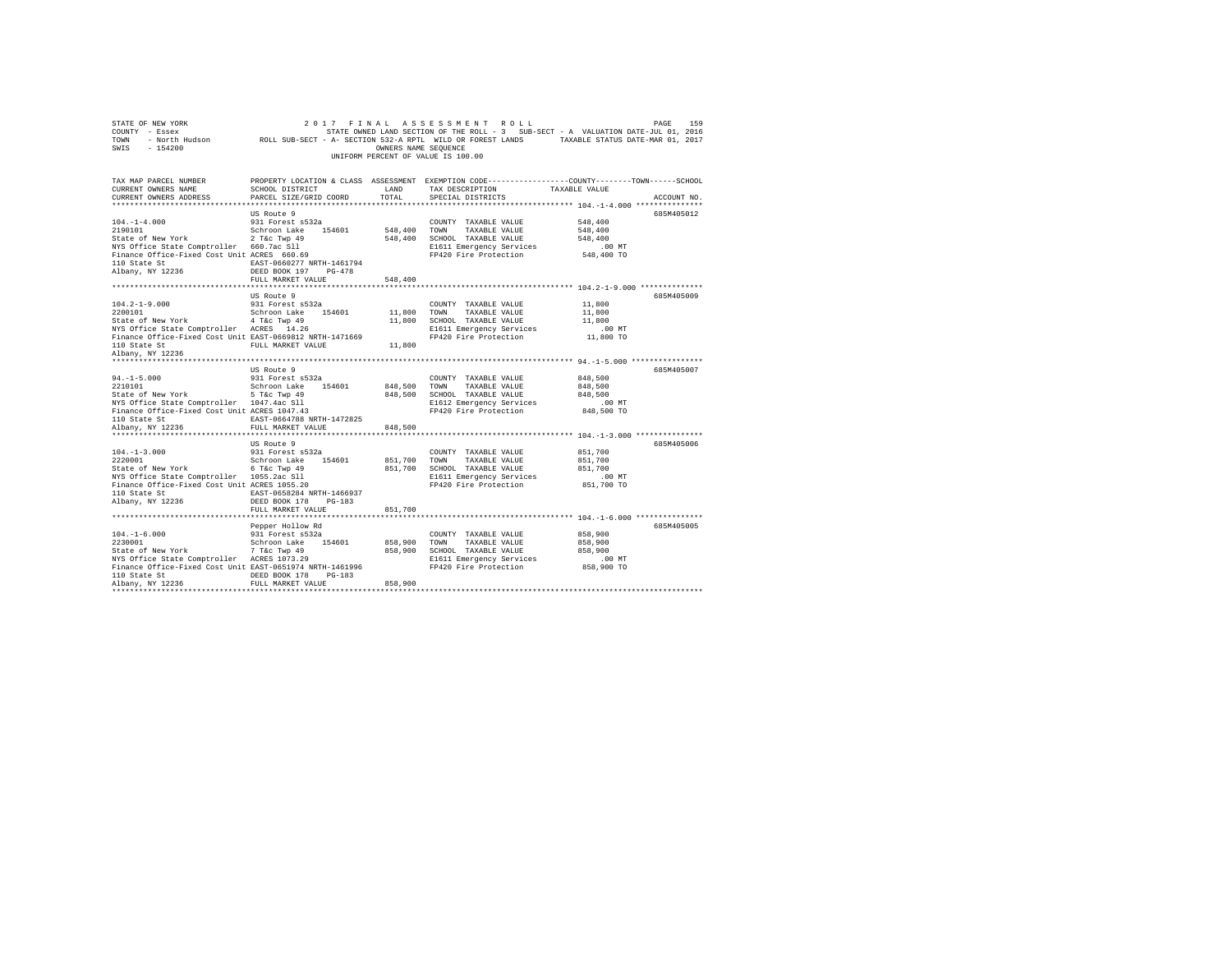STATE OF NEW YORK 2017 FINAL ASSESSMENT ROLL
COUNTY - Essex STATE OWNED LAND SECTION OF THE ROLL - 3 SUB-SECT - A VALUATION DATE-JUL 01, 2016
TOWN - North Hudson ROLL SUB-SECT - A- SECTION 532-A RPTL WILD OR FOREST LANDS TAXABLE STATUS DATE-MAR 01, 2017
SWIS - 154200 OWNERS NAME SEQUENCE
UNIFORM PERCENT OF VALUE IS 100.00

```
TAX MAP PARCEL NUMBER          PROPERTY LOCATION & CLASS  ASSESSMENT  EXEMPTION CODE-----------------COUNTY--------TOWN------SCHOOL
CURRENT OWNERS NAME            SCHOOL DISTRICT              LAND      TAX DESCRIPTION            TAXABLE VALUE
CURRENT OWNERS ADDRESS         PARCEL SIZE/GRID COORD       TOTAL     SPECIAL DISTRICTS                                    ACCOUNT NO.
****************************************************************************************************** 104.-1-4.000 ***************
                               US Route 9                                                                               685M405012
104.-1-4.000                   931 Forest s532a                        COUNTY  TAXABLE VALUE          548,400
2190101                        Schroon Lake    154601      548,400     TOWN    TAXABLE VALUE          548,400
State of New York              2 T&c Twp 49                548,400     SCHOOL  TAXABLE VALUE          548,400
NYS Office State Comptroller   660.7ac Sll                             E1611 Emergency Services           .00 MT
Finance Office-Fixed Cost Unit ACRES  660.69                           FP420 Fire Protection          548,400 TO
110 State St                   EAST-0660277 NRTH-1461794
Albany, NY 12236               DEED BOOK 197    PG-478
                               FULL MARKET VALUE           548,400
****************************************************************************************************** 104.2-1-9.000 **************
                               US Route 9                                                                               685M405009
104.2-1-9.000                  931 Forest s532a                        COUNTY  TAXABLE VALUE           11,800
2200101                        Schroon Lake    154601       11,800     TOWN    TAXABLE VALUE           11,800
State of New York              4 T&c Twp 49                 11,800     SCHOOL  TAXABLE VALUE           11,800
NYS Office State Comptroller   ACRES   14.26                           E1611 Emergency Services           .00 MT
Finance Office-Fixed Cost Unit EAST-0669812 NRTH-1471669               FP420 Fire Protection           11,800 TO
110 State St                   FULL MARKET VALUE            11,800
Albany, NY 12236
****************************************************************************************************** 94.-1-5.000 ****************
                               US Route 9                                                                               685M405007
94.-1-5.000                    931 Forest s532a                        COUNTY  TAXABLE VALUE          848,500
2210101                        Schroon Lake    154601      848,500     TOWN    TAXABLE VALUE          848,500
State of New York              5 T&c Twp 49                848,500     SCHOOL  TAXABLE VALUE          848,500
NYS Office State Comptroller   1047.4ac Sll                            E1612 Emergency Services           .00 MT
Finance Office-Fixed Cost Unit ACRES 1047.43                           FP420 Fire Protection          848,500 TO
110 State St                   EAST-0664788 NRTH-1472825
Albany, NY 12236               FULL MARKET VALUE           848,500
****************************************************************************************************** 104.-1-3.000 ***************
                               US Route 9                                                                               685M405006
104.-1-3.000                   931 Forest s532a                        COUNTY  TAXABLE VALUE          851,700
2220001                        Schroon Lake    154601      851,700     TOWN    TAXABLE VALUE          851,700
State of New York              6 T&c Twp 49                851,700     SCHOOL  TAXABLE VALUE          851,700
NYS Office State Comptroller   1055.2ac Sll                            E1611 Emergency Services           .00 MT
Finance Office-Fixed Cost Unit ACRES 1055.20                           FP420 Fire Protection          851,700 TO
110 State St                   EAST-0658284 NRTH-1466937
Albany, NY 12236               DEED BOOK 178    PG-183
                               FULL MARKET VALUE           851,700
****************************************************************************************************** 104.-1-6.000 ***************
                               Pepper Hollow Rd                                                                         685M405005
104.-1-6.000                   931 Forest s532a                        COUNTY  TAXABLE VALUE          858,900
2230001                        Schroon Lake    154601      858,900     TOWN    TAXABLE VALUE          858,900
State of New York              7 T&c Twp 49                858,900     SCHOOL  TAXABLE VALUE          858,900
NYS Office State Comptroller   ACRES 1073.29                           E1611 Emergency Services           .00 MT
Finance Office-Fixed Cost Unit EAST-0651974 NRTH-1461996               FP420 Fire Protection          858,900 TO
110 State St                   DEED BOOK 178    PG-183
Albany, NY 12236               FULL MARKET VALUE           858,900
************************************************************************************************************************************
```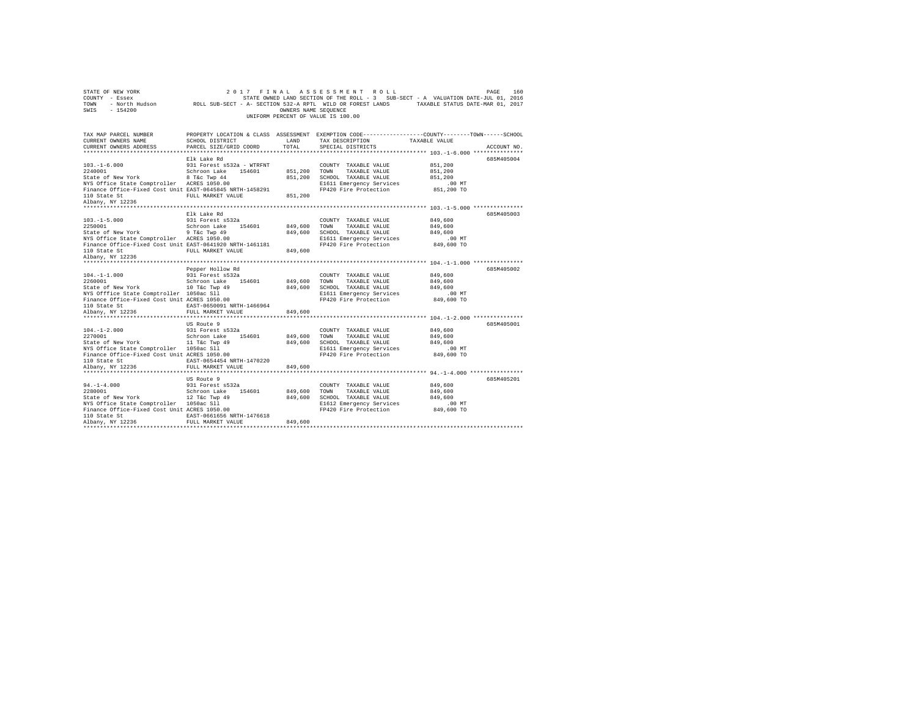```
STATE OF NEW YORK                    2 0 1 7   F I N A L   A S S E S S M E N T   R O L L                              PAGE   160
COUNTY  - Essex                          STATE OWNED LAND SECTION OF THE ROLL - 3   SUB-SECT - A  VALUATION DATE-JUL 01, 2016
TOWN    - North Hudson          ROLL SUB-SECT - A- SECTION 532-A RPTL  WILD OR FOREST LANDS        TAXABLE STATUS DATE-MAR 01, 2017
SWIS    - 154200                                         OWNERS NAME SEQUENCE
                                                    UNIFORM PERCENT OF VALUE IS 100.00


TAX MAP PARCEL NUMBER          PROPERTY LOCATION & CLASS  ASSESSMENT  EXEMPTION CODE-----------------COUNTY--------TOWN------SCHOOL
CURRENT OWNERS NAME            SCHOOL DISTRICT             LAND       TAX DESCRIPTION             TAXABLE VALUE
CURRENT OWNERS ADDRESS         PARCEL SIZE/GRID COORD      TOTAL      SPECIAL DISTRICTS                                    ACCOUNT NO.
******************************************************************************************************* 103.-1-6.000 ***************
                               Elk Lake Rd                                                                              685M405004
103.-1-6.000                   931 Forest s532a - WTRFNT               COUNTY  TAXABLE VALUE          851,200
2240001                        Schroon Lake    154601       851,200   TOWN    TAXABLE VALUE          851,200
State of New York              8 T&c Twp 44                 851,200   SCHOOL  TAXABLE VALUE          851,200
NYS Office State Comptroller   ACRES 1050.00                          E1611 Emergency Services           .00 MT
Finance Office-Fixed Cost Unit EAST-0645845 NRTH-1458291              FP420 Fire Protection          851,200 TO
110 State St                   FULL MARKET VALUE            851,200
Albany, NY 12236
******************************************************************************************************* 103.-1-5.000 ***************
                               Elk Lake Rd                                                                              685M405003
103.-1-5.000                   931 Forest s532a                        COUNTY  TAXABLE VALUE          849,600
2250001                        Schroon Lake    154601       849,600   TOWN    TAXABLE VALUE          849,600
State of New York              9 T&c Twp 49                 849,600   SCHOOL  TAXABLE VALUE          849,600
NYS Office State Comptroller   ACRES 1050.00                          E1611 Emergency Services           .00 MT
Finance Office-Fixed Cost Unit EAST-0641920 NRTH-1461181              FP420 Fire Protection          849,600 TO
110 State St                   FULL MARKET VALUE            849,600
Albany, NY 12236
******************************************************************************************************* 104.-1-1.000 ***************
                               Pepper Hollow Rd                                                                         685M405002
104.-1-1.000                   931 Forest s532a                        COUNTY  TAXABLE VALUE          849,600
2260001                        Schroon Lake    154601       849,600   TOWN    TAXABLE VALUE          849,600
State of New York              10 T&c Twp 49                849,600   SCHOOL  TAXABLE VALUE          849,600
NYS Offfice State Comptroller  1050ac Sll                             E1611 Emergency Services           .00 MT
Finance Office-Fixed Cost Unit ACRES 1050.00                          FP420 Fire Protection          849,600 TO
110 State St                   EAST-0650091 NRTH-1466964
Albany, NY 12236               FULL MARKET VALUE            849,600
******************************************************************************************************* 104.-1-2.000 ***************
                               US Route 9                                                                               685M405001
104.-1-2.000                   931 Forest s532a                        COUNTY  TAXABLE VALUE          849,600
2270001                        Schroon Lake    154601       849,600   TOWN    TAXABLE VALUE          849,600
State of New York              11 T&c Twp 49                849,600   SCHOOL  TAXABLE VALUE          849,600
NYS Office State Comptroller   1050ac Sll                             E1611 Emergency Services           .00 MT
Finance Office-Fixed Cost Unit ACRES 1050.00                          FP420 Fire Protection          849,600 TO
110 State St                   EAST-0654454 NRTH-1470220
Albany, NY 12236               FULL MARKET VALUE            849,600
******************************************************************************************************* 94.-1-4.000 ****************
                               US Route 9                                                                               685M405201
94.-1-4.000                    931 Forest s532a                        COUNTY  TAXABLE VALUE          849,600
2280001                        Schroon Lake    154601       849,600   TOWN    TAXABLE VALUE          849,600
State of New York              12 T&c Twp 49                849,600   SCHOOL  TAXABLE VALUE          849,600
NYS Office State Comptroller   1050ac Sll                             E1612 Emergency Services           .00 MT
Finance Office-Fixed Cost Unit ACRES 1050.00                          FP420 Fire Protection          849,600 TO
110 State St                   EAST-0661656 NRTH-1476618
Albany, NY 12236               FULL MARKET VALUE            849,600
************************************************************************************************************************************
```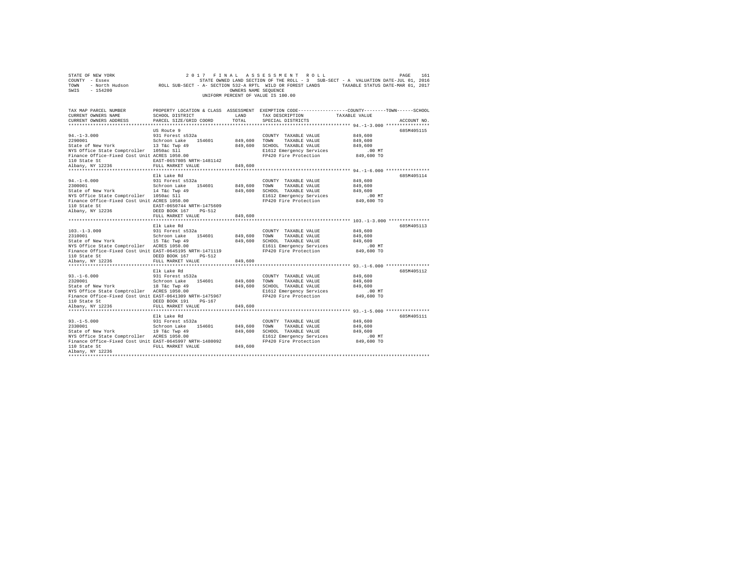STATE OF NEW YORK — 2017 FINAL ASSESSMENT ROLL
COUNTY - Essex — STATE OWNED LAND SECTION OF THE ROLL - 3 SUB-SECT - A VALUATION DATE-JUL 01, 2016
TOWN - North Hudson — ROLL SUB-SECT - A- SECTION 532-A RPTL WILD OR FOREST LANDS — TAXABLE STATUS DATE-MAR 01, 2017
SWIS - 154200 — OWNERS NAME SEQUENCE
UNIFORM PERCENT OF VALUE IS 100.00

| TAX MAP PARCEL NUMBER / CURRENT OWNERS NAME / CURRENT OWNERS ADDRESS | PROPERTY LOCATION & CLASS / SCHOOL DISTRICT / PARCEL SIZE/GRID COORD | ASSESSMENT LAND / TOTAL | EXEMPTION CODE / TAX DESCRIPTION / SPECIAL DISTRICTS | COUNTY / TOWN / SCHOOL TAXABLE VALUE | ACCOUNT NO. |
|---|---|---|---|---|---|
| **94.-1-3.000** | US Route 9 | | | | 685M405115 |
| 94.-1-3.000 | 931 Forest s532a | | COUNTY TAXABLE VALUE | 849,600 | |
| 2290001 | Schroon Lake 154601 | 849,600 | TOWN TAXABLE VALUE | 849,600 | |
| State of New York | 13 T&c Twp 49 | 849,600 | SCHOOL TAXABLE VALUE | 849,600 | |
| NYS Office State Comptroller | 1050ac Sll | | E1612 Emergency Services | .00 MT | |
| Finance Office-Fixed Cost Unit | ACRES 1050.00 | | FP420 Fire Protection | 849,600 TO | |
| 110 State St | EAST-0657805 NRTH-1481142 | | | | |
| Albany, NY 12236 | FULL MARKET VALUE | 849,600 | | | |
| **94.-1-6.000** | Elk Lake Rd | | | | 685M405114 |
| 94.-1-6.000 | 931 Forest s532a | | COUNTY TAXABLE VALUE | 849,600 | |
| 2300001 | Schroon Lake 154601 | 849,600 | TOWN TAXABLE VALUE | 849,600 | |
| State of New York | 14 T&c Twp 49 | 849,600 | SCHOOL TAXABLE VALUE | 849,600 | |
| NYS Office State Comptroller | 1050ac Sll | | E1612 Emergency Services | .00 MT | |
| Finance Office-Fixed Cost Unit | ACRES 1050.00 | | FP420 Fire Protection | 849,600 TO | |
| 110 State St | EAST-0650744 NRTH-1475609 | | | | |
| Albany, NY 12236 | DEED BOOK 167 PG-512 | | | | |
| | FULL MARKET VALUE | 849,600 | | | |
| **103.-1-3.000** | Elk Lake Rd | | | | 685M405113 |
| 103.-1-3.000 | 931 Forest s532a | | COUNTY TAXABLE VALUE | 849,600 | |
| 2310001 | Schroon Lake 154601 | 849,600 | TOWN TAXABLE VALUE | 849,600 | |
| State of New York | 15 T&c Twp 49 | 849,600 | SCHOOL TAXABLE VALUE | 849,600 | |
| NYS Office State Comptroller | ACRES 1050.00 | | E1611 Emergency Services | .00 MT | |
| Finance Office-Fixed Cost Unit | EAST-0645195 NRTH-1471119 | | FP420 Fire Protection | 849,600 TO | |
| 110 State St | DEED BOOK 167 PG-512 | | | | |
| Albany, NY 12236 | FULL MARKET VALUE | 849,600 | | | |
| **93.-1-6.000** | Elk Lake Rd | | | | 685M405112 |
| 93.-1-6.000 | 931 Forest s532a | | COUNTY TAXABLE VALUE | 849,600 | |
| 2320001 | Schroon Lake 154601 | 849,600 | TOWN TAXABLE VALUE | 849,600 | |
| State of New York | 18 T&c Twp 49 | 849,600 | SCHOOL TAXABLE VALUE | 849,600 | |
| NYS Office State Comptroller | ACRES 1050.00 | | E1612 Emergency Services | .00 MT | |
| Finance Office-Fixed Cost Unit | EAST-0641309 NRTH-1475967 | | FP420 Fire Protection | 849,600 TO | |
| 110 State St | DEED BOOK 191 PG-167 | | | | |
| Albany, NY 12236 | FULL MARKET VALUE | 849,600 | | | |
| **93.-1-5.000** | Elk Lake Rd | | | | 685M405111 |
| 93.-1-5.000 | 931 Forest s532a | | COUNTY TAXABLE VALUE | 849,600 | |
| 2330001 | Schroon Lake 154601 | 849,600 | TOWN TAXABLE VALUE | 849,600 | |
| State of New York | 19 T&c Twp 49 | 849,600 | SCHOOL TAXABLE VALUE | 849,600 | |
| NYS Office State Comptroller | ACRES 1050.00 | | E1612 Emergency Services | .00 MT | |
| Finance Office-Fixed Cost Unit | EAST-0645997 NRTH-1480092 | | FP420 Fire Protection | 849,600 TO | |
| 110 State St | FULL MARKET VALUE | 849,600 | | | |
| Albany, NY 12236 | | | | | |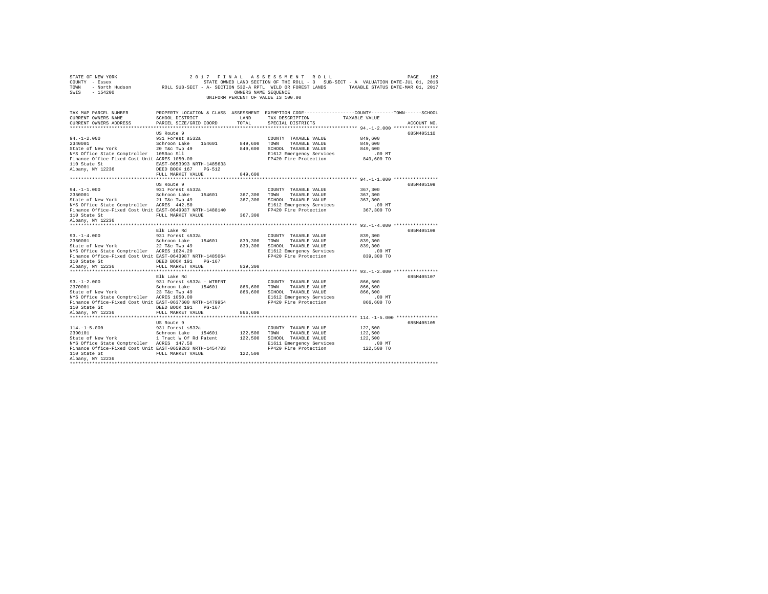```
STATE OF NEW YORK                    2 0 1 7   F I N A L   A S S E S S M E N T   R O L L                      PAGE   162
COUNTY  - Essex                           STATE OWNED LAND SECTION OF THE ROLL - 3   SUB-SECT - A  VALUATION DATE-JUL 01, 2016
TOWN    - North Hudson          ROLL SUB-SECT - A- SECTION 532-A RPTL  WILD OR FOREST LANDS       TAXABLE STATUS DATE-MAR 01, 2017
SWIS    - 154200                                          OWNERS NAME SEQUENCE
                                                    UNIFORM PERCENT OF VALUE IS 100.00

TAX MAP PARCEL NUMBER          PROPERTY LOCATION & CLASS  ASSESSMENT  EXEMPTION CODE------------------COUNTY--------TOWN------SCHOOL
CURRENT OWNERS NAME            SCHOOL DISTRICT               LAND      TAX DESCRIPTION            TAXABLE VALUE
CURRENT OWNERS ADDRESS         PARCEL SIZE/GRID COORD        TOTAL     SPECIAL DISTRICTS                                   ACCOUNT NO.
*************************************************************************************************** 94.-1-2.000 ****************
                               US Route 9                                                                          685M405110
94.-1-2.000                    931 Forest s532a                        COUNTY  TAXABLE VALUE            849,600
2340001                        Schroon Lake    154601      849,600     TOWN    TAXABLE VALUE            849,600
State of New York              20 T&c Twp 49               849,600     SCHOOL  TAXABLE VALUE            849,600
NYS Office State Comptroller   1050ac Sll                              E1612 Emergency Services             .00 MT
Finance Office-Fixed Cost Unit ACRES 1050.00                           FP420 Fire Protection            849,600 TO
110 State St                   EAST-0653993 NRTH-1485633
Albany, NY 12236               DEED BOOK 167    PG-512
                               FULL MARKET VALUE           849,600
*************************************************************************************************** 94.-1-1.000 ****************
                               US Route 9                                                                          685M405109
94.-1-1.000                    931 Forest s532a                        COUNTY  TAXABLE VALUE            367,300
2350001                        Schroon Lake    154601      367,300     TOWN    TAXABLE VALUE            367,300
State of New York              21 T&c Twp 49               367,300     SCHOOL  TAXABLE VALUE            367,300
NYS Office State Comptroller   ACRES  442.50                           E1612 Emergency Services             .00 MT
Finance Office-Fixed Cost Unit EAST-0649937 NRTH-1488140               FP420 Fire Protection            367,300 TO
110 State St                   FULL MARKET VALUE           367,300
Albany, NY 12236
*************************************************************************************************** 93.-1-4.000 ****************
                               Elk Lake Rd                                                                         685M405108
93.-1-4.000                    931 Forest s532a                        COUNTY  TAXABLE VALUE            839,300
2360001                        Schroon Lake    154601      839,300     TOWN    TAXABLE VALUE            839,300
State of New York              22 T&c Twp 49               839,300     SCHOOL  TAXABLE VALUE            839,300
NYS Office State Comptroller   ACRES 1024.20                           E1612 Emergency Services             .00 MT
Finance Office-Fixed Cost Unit EAST-0643987 NRTH-1485064               FP420 Fire Protection            839,300 TO
110 State St                   DEED BOOK 191    PG-167
Albany, NY 12236               FULL MARKET VALUE           839,300
*************************************************************************************************** 93.-1-2.000 ****************
                               Elk Lake Rd                                                                         685M405107
93.-1-2.000                    931 Forest s532a - WTRFNT               COUNTY  TAXABLE VALUE            866,600
2370001                        Schroon Lake    154601      866,600     TOWN    TAXABLE VALUE            866,600
State of New York              23 T&c Twp 49               866,600     SCHOOL  TAXABLE VALUE            866,600
NYS Office State Comptroller   ACRES 1050.00                           E1612 Emergency Services             .00 MT
Finance Office-Fixed Cost Unit EAST-0637600 NRTH-1479954               FP420 Fire Protection            866,600 TO
110 State St                   DEED BOOK 191    PG-167
Albany, NY 12236               FULL MARKET VALUE           866,600
*************************************************************************************************** 114.-1-5.000 ***************
                               US Route 9                                                                          685M405105
114.-1-5.000                   931 Forest s532a                        COUNTY  TAXABLE VALUE            122,500
2390101                        Schroon Lake    154601      122,500     TOWN    TAXABLE VALUE            122,500
State of New York              1 Tract W Of Rd Patent      122,500     SCHOOL  TAXABLE VALUE            122,500
NYS Office State Comptroller   ACRES  147.58                           E1611 Emergency Services             .00 MT
Finance Office-Fixed Cost Unit EAST-0659283 NRTH-1454703               FP420 Fire Protection            122,500 TO
110 State St                   FULL MARKET VALUE           122,500
Albany, NY 12236
********************************************************************************************************************************
```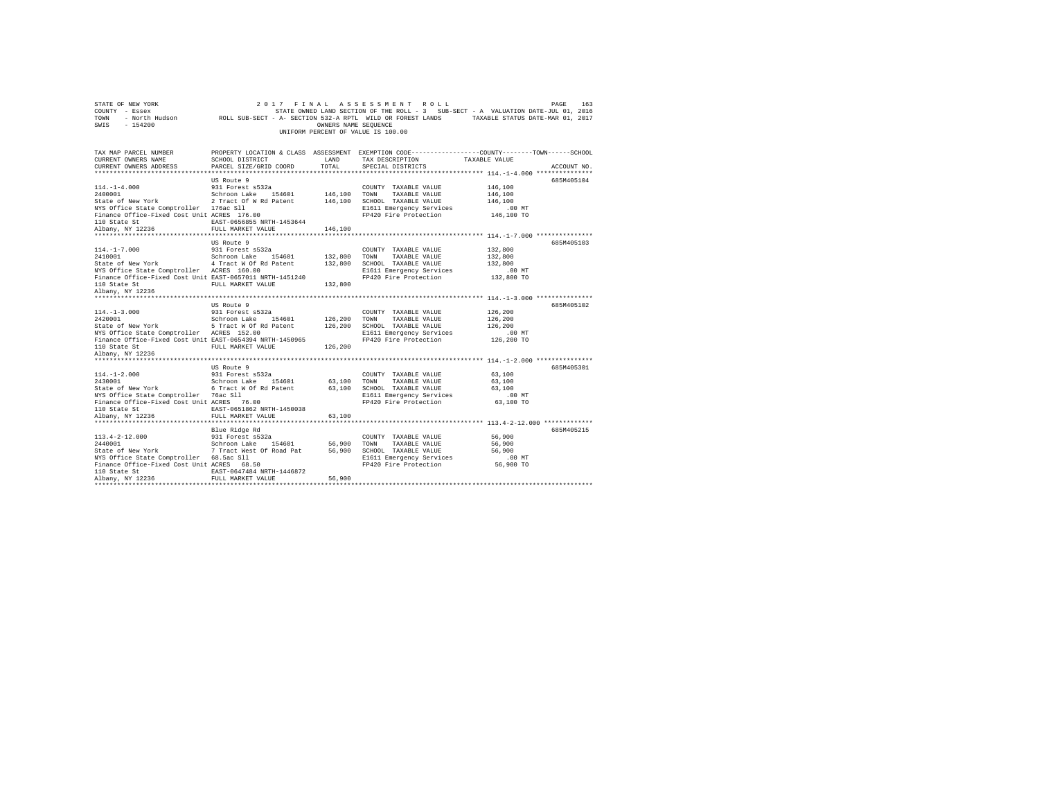```
STATE OF NEW YORK                    2 0 1 7   F I N A L   A S S E S S M E N T   R O L L                                PAGE   163
COUNTY  - Essex                          STATE OWNED LAND SECTION OF THE ROLL - 3   SUB-SECT - A  VALUATION DATE-JUL 01, 2016
TOWN    - North Hudson        ROLL SUB-SECT - A- SECTION 532-A RPTL  WILD OR FOREST LANDS        TAXABLE STATUS DATE-MAR 01, 2017
SWIS    - 154200                                         OWNERS NAME SEQUENCE
                                                   UNIFORM PERCENT OF VALUE IS 100.00

TAX MAP PARCEL NUMBER          PROPERTY LOCATION & CLASS  ASSESSMENT  EXEMPTION CODE------------------COUNTY--------TOWN------SCHOOL
CURRENT OWNERS NAME            SCHOOL DISTRICT               LAND      TAX DESCRIPTION             TAXABLE VALUE
CURRENT OWNERS ADDRESS         PARCEL SIZE/GRID COORD        TOTAL     SPECIAL DISTRICTS                                  ACCOUNT NO.
*********************************************************************************************************** 114.-1-4.000 ***************
                               US Route 9                                                                               685M405104
114.-1-4.000                   931 Forest s532a                        COUNTY  TAXABLE VALUE          146,100
2400001                        Schroon Lake    154601      146,100    TOWN    TAXABLE VALUE          146,100
State of New York              2 Tract Of W Rd Patent      146,100    SCHOOL  TAXABLE VALUE          146,100
NYS Office State Comptroller   176ac Sll                               E1611 Emergency Services           .00 MT
Finance Office-Fixed Cost Unit ACRES  176.00                           FP420 Fire Protection          146,100 TO
110 State St                   EAST-0656855 NRTH-1453644
Albany, NY 12236               FULL MARKET VALUE           146,100
*********************************************************************************************************** 114.-1-7.000 ***************
                               US Route 9                                                                               685M405103
114.-1-7.000                   931 Forest s532a                        COUNTY  TAXABLE VALUE          132,800
2410001                        Schroon Lake    154601      132,800    TOWN    TAXABLE VALUE          132,800
State of New York              4 Tract W Of Rd Patent      132,800    SCHOOL  TAXABLE VALUE          132,800
NYS Office State Comptroller   ACRES  160.00                           E1611 Emergency Services           .00 MT
Finance Office-Fixed Cost Unit EAST-0657011 NRTH-1451240               FP420 Fire Protection          132,800 TO
110 State St                   FULL MARKET VALUE           132,800
Albany, NY 12236
*********************************************************************************************************** 114.-1-3.000 ***************
                               US Route 9                                                                               685M405102
114.-1-3.000                   931 Forest s532a                        COUNTY  TAXABLE VALUE          126,200
2420001                        Schroon Lake    154601      126,200    TOWN    TAXABLE VALUE          126,200
State of New York              5 Tract W Of Rd Patent      126,200    SCHOOL  TAXABLE VALUE          126,200
NYS Office State Comptroller   ACRES  152.00                           E1611 Emergency Services           .00 MT
Finance Office-Fixed Cost Unit EAST-0654394 NRTH-1450965               FP420 Fire Protection          126,200 TO
110 State St                   FULL MARKET VALUE           126,200
Albany, NY 12236
*********************************************************************************************************** 114.-1-2.000 ***************
                               US Route 9                                                                               685M405301
114.-1-2.000                   931 Forest s532a                        COUNTY  TAXABLE VALUE           63,100
2430001                        Schroon Lake    154601       63,100    TOWN    TAXABLE VALUE           63,100
State of New York              6 Tract W Of Rd Patent       63,100    SCHOOL  TAXABLE VALUE           63,100
NYS Office State Comptroller   76ac Sll                                E1611 Emergency Services           .00 MT
Finance Office-Fixed Cost Unit ACRES   76.00                           FP420 Fire Protection           63,100 TO
110 State St                   EAST-0651862 NRTH-1450038
Albany, NY 12236               FULL MARKET VALUE            63,100
*********************************************************************************************************** 113.4-2-12.000 *************
                               Blue Ridge Rd                                                                            685M405215
113.4-2-12.000                 931 Forest s532a                        COUNTY  TAXABLE VALUE           56,900
2440001                        Schroon Lake    154601       56,900    TOWN    TAXABLE VALUE           56,900
State of New York              7 Tract West Of Road Pat     56,900    SCHOOL  TAXABLE VALUE           56,900
NYS Office State Comptroller   68.5ac Sll                              E1611 Emergency Services           .00 MT
Finance Office-Fixed Cost Unit ACRES   68.50                           FP420 Fire Protection           56,900 TO
110 State St                   EAST-0647484 NRTH-1446872
Albany, NY 12236               FULL MARKET VALUE            56,900
****************************************************************************************************************************************
```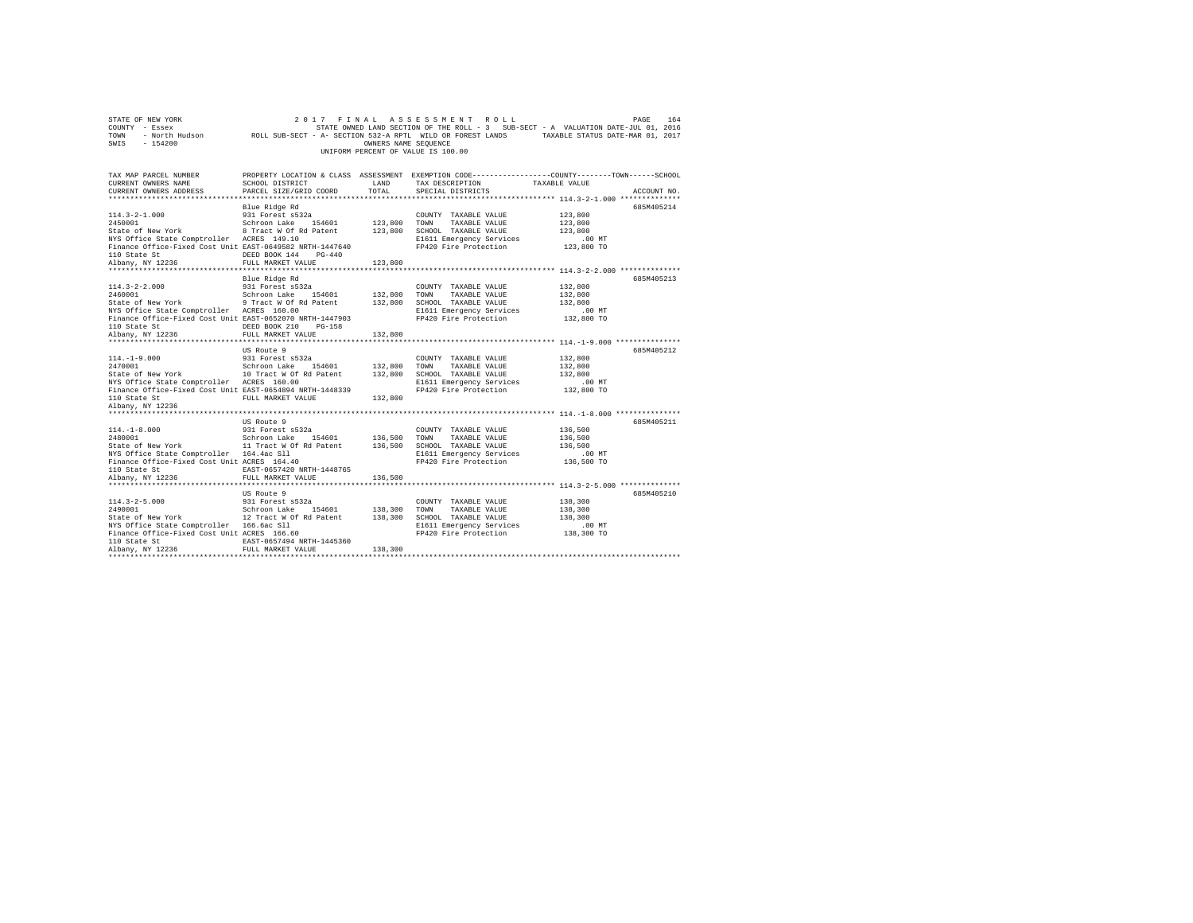STATE OF NEW YORK — 2017 FINAL ASSESSMENT ROLL — PAGE 164
COUNTY - Essex — STATE OWNED LAND SECTION OF THE ROLL - 3 SUB-SECT - A VALUATION DATE-JUL 01, 2016
TOWN - North Hudson — ROLL SUB-SECT - A- SECTION 532-A RPTL WILD OR FOREST LANDS — TAXABLE STATUS DATE-MAR 01, 2017
SWIS - 154200 — OWNERS NAME SEQUENCE
UNIFORM PERCENT OF VALUE IS 100.00

| TAX MAP PARCEL NUMBER / CURRENT OWNERS NAME / CURRENT OWNERS ADDRESS | PROPERTY LOCATION & CLASS / SCHOOL DISTRICT / PARCEL SIZE/GRID COORD | ASSESSMENT LAND / TOTAL | EXEMPTION CODE / TAX DESCRIPTION / SPECIAL DISTRICTS | COUNTY / TOWN / SCHOOL TAXABLE VALUE | ACCOUNT NO. |
|---|---|---|---|---|---|
| 114.3-2-1.000 | Blue Ridge Rd | | | | 685M405214 |
| 114.3-2-1.000 | 931 Forest s532a | | COUNTY TAXABLE VALUE | 123,800 | |
| 2450001 | Schroon Lake 154601 | 123,800 | TOWN TAXABLE VALUE | 123,800 | |
| State of New York | 8 Tract W Of Rd Patent | 123,800 | SCHOOL TAXABLE VALUE | 123,800 | |
| NYS Office State Comptroller | ACRES 149.10 | | E1611 Emergency Services | .00 MT | |
| Finance Office-Fixed Cost Unit | EAST-0649582 NRTH-1447640 | | FP420 Fire Protection | 123,800 TO | |
| 110 State St | DEED BOOK 144 PG-440 | | | | |
| Albany, NY 12236 | FULL MARKET VALUE | 123,800 | | | |
| 114.3-2-2.000 | Blue Ridge Rd | | | | 685M405213 |
| 114.3-2-2.000 | 931 Forest s532a | | COUNTY TAXABLE VALUE | 132,800 | |
| 2460001 | Schroon Lake 154601 | 132,800 | TOWN TAXABLE VALUE | 132,800 | |
| State of New York | 9 Tract W Of Rd Patent | 132,800 | SCHOOL TAXABLE VALUE | 132,800 | |
| NYS Office State Comptroller | ACRES 160.00 | | E1611 Emergency Services | .00 MT | |
| Finance Office-Fixed Cost Unit | EAST-0652070 NRTH-1447903 | | FP420 Fire Protection | 132,800 TO | |
| 110 State St | DEED BOOK 210 PG-158 | | | | |
| Albany, NY 12236 | FULL MARKET VALUE | 132,800 | | | |
| 114.-1-9.000 | US Route 9 | | | | 685M405212 |
| 114.-1-9.000 | 931 Forest s532a | | COUNTY TAXABLE VALUE | 132,800 | |
| 2470001 | Schroon Lake 154601 | 132,800 | TOWN TAXABLE VALUE | 132,800 | |
| State of New York | 10 Tract W Of Rd Patent | 132,800 | SCHOOL TAXABLE VALUE | 132,800 | |
| NYS Office State Comptroller | ACRES 160.00 | | E1611 Emergency Services | .00 MT | |
| Finance Office-Fixed Cost Unit | EAST-0654894 NRTH-1448339 | | FP420 Fire Protection | 132,800 TO | |
| 110 State St | FULL MARKET VALUE | 132,800 | | | |
| Albany, NY 12236 | | | | | |
| 114.-1-8.000 | US Route 9 | | | | 685M405211 |
| 114.-1-8.000 | 931 Forest s532a | | COUNTY TAXABLE VALUE | 136,500 | |
| 2480001 | Schroon Lake 154601 | 136,500 | TOWN TAXABLE VALUE | 136,500 | |
| State of New York | 11 Tract W Of Rd Patent | 136,500 | SCHOOL TAXABLE VALUE | 136,500 | |
| NYS Office State Comptroller | 164.4ac Sll | | E1611 Emergency Services | .00 MT | |
| Finance Office-Fixed Cost Unit | ACRES 164.40 | | FP420 Fire Protection | 136,500 TO | |
| 110 State St | EAST-0657420 NRTH-1448765 | | | | |
| Albany, NY 12236 | FULL MARKET VALUE | 136,500 | | | |
| 114.3-2-5.000 | US Route 9 | | | | 685M405210 |
| 114.3-2-5.000 | 931 Forest s532a | | COUNTY TAXABLE VALUE | 138,300 | |
| 2490001 | Schroon Lake 154601 | 138,300 | TOWN TAXABLE VALUE | 138,300 | |
| State of New York | 12 Tract W Of Rd Patent | 138,300 | SCHOOL TAXABLE VALUE | 138,300 | |
| NYS Office State Comptroller | 166.6ac Sll | | E1611 Emergency Services | .00 MT | |
| Finance Office-Fixed Cost Unit | ACRES 166.60 | | FP420 Fire Protection | 138,300 TO | |
| 110 State St | EAST-0657494 NRTH-1445360 | | | | |
| Albany, NY 12236 | FULL MARKET VALUE | 138,300 | | | |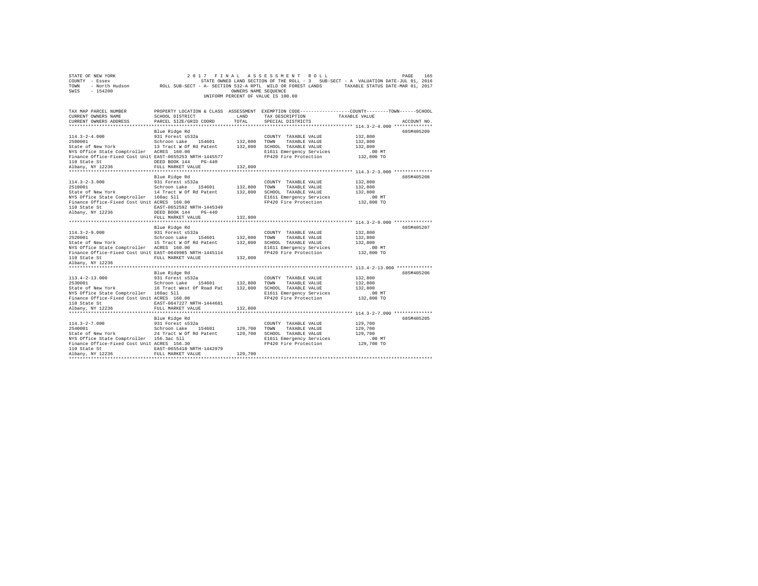STATE OF NEW YORK — 2017 FINAL ASSESSMENT ROLL
COUNTY - Essex — STATE OWNED LAND SECTION OF THE ROLL - 3 SUB-SECT - A VALUATION DATE-JUL 01, 2016
TOWN - North Hudson — ROLL SUB-SECT - A- SECTION 532-A RPTL WILD OR FOREST LANDS — TAXABLE STATUS DATE-MAR 01, 2017
SWIS - 154200 — OWNERS NAME SEQUENCE
UNIFORM PERCENT OF VALUE IS 100.00

| TAX MAP PARCEL NUMBER / CURRENT OWNERS NAME / CURRENT OWNERS ADDRESS | PROPERTY LOCATION & CLASS / SCHOOL DISTRICT / PARCEL SIZE/GRID COORD | ASSESSMENT LAND / TOTAL | EXEMPTION CODE / TAX DESCRIPTION / SPECIAL DISTRICTS | COUNTY / TOWN / SCHOOL TAXABLE VALUE | ACCOUNT NO. |
|---|---|---|---|---|---|
| 114.3-2-4.000 | Blue Ridge Rd | | | | 685M405209 |
| 114.3-2-4.000 | 931 Forest s532a | | COUNTY TAXABLE VALUE | 132,800 | |
| 2500001 | Schroon Lake 154601 | 132,800 | TOWN TAXABLE VALUE | 132,800 | |
| State of New York | 13 Tract W Of Rd Patent | 132,800 | SCHOOL TAXABLE VALUE | 132,800 | |
| NYS Office State Comptroller | ACRES 160.00 | | E1611 Emergency Services | .00 MT | |
| Finance Office-Fixed Cost Unit | EAST-0655253 NRTH-1445577 | | FP420 Fire Protection | 132,800 TO | |
| 110 State St | DEED BOOK 144 PG-440 | | | | |
| Albany, NY 12236 | FULL MARKET VALUE | 132,800 | | | |
| 114.3-2-3.000 | Blue Ridge Rd | | | | 685M405208 |
| 114.3-2-3.000 | 931 Forest s532a | | COUNTY TAXABLE VALUE | 132,800 | |
| 2510001 | Schroon Lake 154601 | 132,800 | TOWN TAXABLE VALUE | 132,800 | |
| State of New York | 14 Tract W Of Rd Patent | 132,800 | SCHOOL TAXABLE VALUE | 132,800 | |
| NYS Office State Comptroller | 160ac Sll | | E1611 Emergency Services | .00 MT | |
| Finance Office-Fixed Cost Unit | ACRES 160.00 | | FP420 Fire Protection | 132,800 TO | |
| 110 State St | EAST-0652592 NRTH-1445349 | | | | |
| Albany, NY 12236 | DEED BOOK 144 PG-440 | | | | |
| | FULL MARKET VALUE | 132,800 | | | |
| 114.3-2-9.000 | Blue Ridge Rd | | | | 685M405207 |
| 114.3-2-9.000 | 931 Forest s532a | | COUNTY TAXABLE VALUE | 132,800 | |
| 2520001 | Schroon Lake 154601 | 132,800 | TOWN TAXABLE VALUE | 132,800 | |
| State of New York | 15 Tract W Of Rd Patent | 132,800 | SCHOOL TAXABLE VALUE | 132,800 | |
| NYS Office State Comptroller | ACRES 160.00 | | E1611 Emergency Services | .00 MT | |
| Finance Office-Fixed Cost Unit | EAST-0649985 NRTH-1445114 | | FP420 Fire Protection | 132,800 TO | |
| 110 State St | FULL MARKET VALUE | 132,800 | | | |
| Albany, NY 12236 | | | | | |
| 113.4-2-13.000 | Blue Ridge Rd | | | | 685M405206 |
| 113.4-2-13.000 | 931 Forest s532a | | COUNTY TAXABLE VALUE | 132,800 | |
| 2530001 | Schroon Lake 154601 | 132,800 | TOWN TAXABLE VALUE | 132,800 | |
| State of New York | 16 Tract West Of Road Pat | 132,800 | SCHOOL TAXABLE VALUE | 132,800 | |
| NYS Office State Comptroller | 160ac Sll | | E1611 Emergency Services | .00 MT | |
| Finance Office-Fixed Cost Unit | ACRES 160.00 | | FP420 Fire Protection | 132,800 TO | |
| 110 State St | EAST-0647227 NRTH-1444681 | | | | |
| Albany, NY 12236 | FULL MARKET VALUE | 132,800 | | | |
| 114.3-2-7.000 | Blue Ridge Rd | | | | 685M405205 |
| 114.3-2-7.000 | 931 Forest s532a | | COUNTY TAXABLE VALUE | 129,700 | |
| 2540001 | Schroon Lake 154601 | 129,700 | TOWN TAXABLE VALUE | 129,700 | |
| State of New York | 24 Tract W Of Rd Patent | 129,700 | SCHOOL TAXABLE VALUE | 129,700 | |
| NYS Office State Comptroller | 156.3ac Sll | | E1611 Emergency Services | .00 MT | |
| Finance Office-Fixed Cost Unit | ACRES 156.30 | | FP420 Fire Protection | 129,700 TO | |
| 110 State St | EAST-0655418 NRTH-1442979 | | | | |
| Albany, NY 12236 | FULL MARKET VALUE | 129,700 | | | |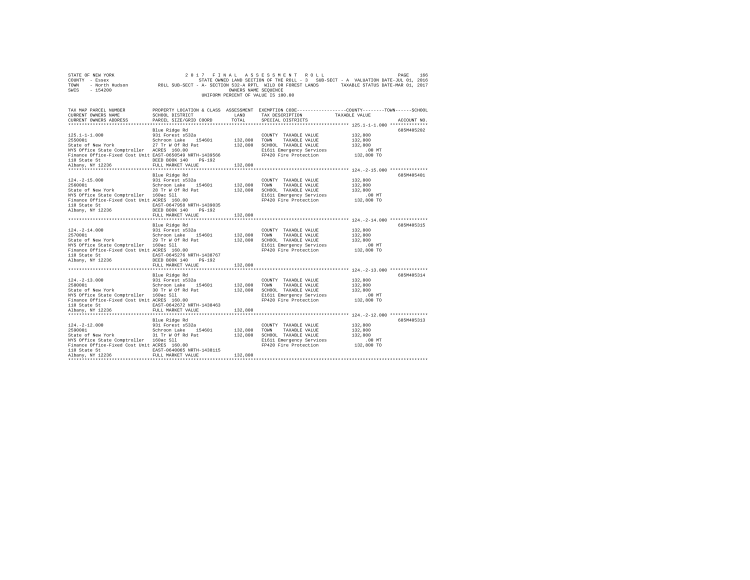STATE OF NEW YORK  
COUNTY - Essex  
TOWN - North Hudson  
SWIS - 154200

2 0 1 7 F I N A L A S S E S S M E N T R O L L  
STATE OWNED LAND SECTION OF THE ROLL - 3 SUB-SECT - A VALUATION DATE-JUL 01, 2016  
ROLL SUB-SECT - A- SECTION 532-A RPTL WILD OR FOREST LANDS TAXABLE STATUS DATE-MAR 01, 2017  
OWNERS NAME SEQUENCE  
UNIFORM PERCENT OF VALUE IS 100.00

| TAX MAP PARCEL NUMBER / CURRENT OWNERS NAME / CURRENT OWNERS ADDRESS | PROPERTY LOCATION & CLASS / SCHOOL DISTRICT / PARCEL SIZE/GRID COORD | ASSESSMENT LAND / TOTAL | EXEMPTION CODE / TAX DESCRIPTION / SPECIAL DISTRICTS | COUNTY--------TOWN------SCHOOL TAXABLE VALUE | ACCOUNT NO. |
|---|---|---|---|---|---|
| 125.1-1-1.000 | Blue Ridge Rd | | | | 685M405202 |
| 125.1-1-1.000 | 931 Forest s532a | | COUNTY TAXABLE VALUE | 132,800 | |
| 2550001 | Schroon Lake 154601 | 132,800 | TOWN TAXABLE VALUE | 132,800 | |
| State of New York | 27 Tr W Of Rd Pat | 132,800 | SCHOOL TAXABLE VALUE | 132,800 | |
| NYS Office State Comptroller | ACRES 160.00 | | E1611 Emergency Services | .00 MT | |
| Finance Office-Fixed Cost Unit | EAST-0650549 NRTH-1439566 | | FP420 Fire Protection | 132,800 TO | |
| 110 State St | DEED BOOK 140 PG-192 | | | | |
| Albany, NY 12236 | FULL MARKET VALUE | 132,800 | | | |
| 124.-2-15.000 | Blue Ridge Rd | | | | 685M405401 |
| 124.-2-15.000 | 931 Forest s532a | | COUNTY TAXABLE VALUE | 132,800 | |
| 2560001 | Schroon Lake 154601 | 132,800 | TOWN TAXABLE VALUE | 132,800 | |
| State of New York | 28 Tr W Of Rd Pat | 132,800 | SCHOOL TAXABLE VALUE | 132,800 | |
| NYS Office State Comptroller | 160ac Sll | | E1611 Emergency Services | .00 MT | |
| Finance Office-Fixed Cost Unit | ACRES 160.00 | | FP420 Fire Protection | 132,800 TO | |
| 110 State St | EAST-0647958 NRTH-1439035 | | | | |
| Albany, NY 12236 | DEED BOOK 140 PG-192 | | | | |
| | FULL MARKET VALUE | 132,800 | | | |
| 124.-2-14.000 | Blue Ridge Rd | | | | 685M405315 |
| 124.-2-14.000 | 931 Forest s532a | | COUNTY TAXABLE VALUE | 132,800 | |
| 2570001 | Schroon Lake 154601 | 132,800 | TOWN TAXABLE VALUE | 132,800 | |
| State of New York | 29 Tr W Of Rd Pat | 132,800 | SCHOOL TAXABLE VALUE | 132,800 | |
| NYS Office State Comptroller | 160ac Sll | | E1611 Emergency Services | .00 MT | |
| Finance Office-Fixed Cost Unit | ACRES 160.00 | | FP420 Fire Protection | 132,800 TO | |
| 110 State St | EAST-0645276 NRTH-1438767 | | | | |
| Albany, NY 12236 | DEED BOOK 140 PG-192 | | | | |
| | FULL MARKET VALUE | 132,800 | | | |
| 124.-2-13.000 | Blue Ridge Rd | | | | 685M405314 |
| 124.-2-13.000 | 931 Forest s532a | | COUNTY TAXABLE VALUE | 132,800 | |
| 2580001 | Schroon Lake 154601 | 132,800 | TOWN TAXABLE VALUE | 132,800 | |
| State of New York | 30 Tr W Of Rd Pat | 132,800 | SCHOOL TAXABLE VALUE | 132,800 | |
| NYS Office State Comptroller | 160ac Sll | | E1611 Emergency Services | .00 MT | |
| Finance Office-Fixed Cost Unit | ACRES 160.00 | | FP420 Fire Protection | 132,800 TO | |
| 110 State St | EAST-0642672 NRTH-1438463 | | | | |
| Albany, NY 12236 | FULL MARKET VALUE | 132,800 | | | |
| 124.-2-12.000 | Blue Ridge Rd | | | | 685M405313 |
| 124.-2-12.000 | 931 Forest s532a | | COUNTY TAXABLE VALUE | 132,800 | |
| 2590001 | Schroon Lake 154601 | 132,800 | TOWN TAXABLE VALUE | 132,800 | |
| State of New York | 31 Tr W Of Rd Pat | 132,800 | SCHOOL TAXABLE VALUE | 132,800 | |
| NYS Office State Comptroller | 160ac Sll | | E1611 Emergency Services | .00 MT | |
| Finance Office-Fixed Cost Unit | ACRES 160.00 | | FP420 Fire Protection | 132,800 TO | |
| 110 State St | EAST-0640065 NRTH-1438115 | | | | |
| Albany, NY 12236 | FULL MARKET VALUE | 132,800 | | | |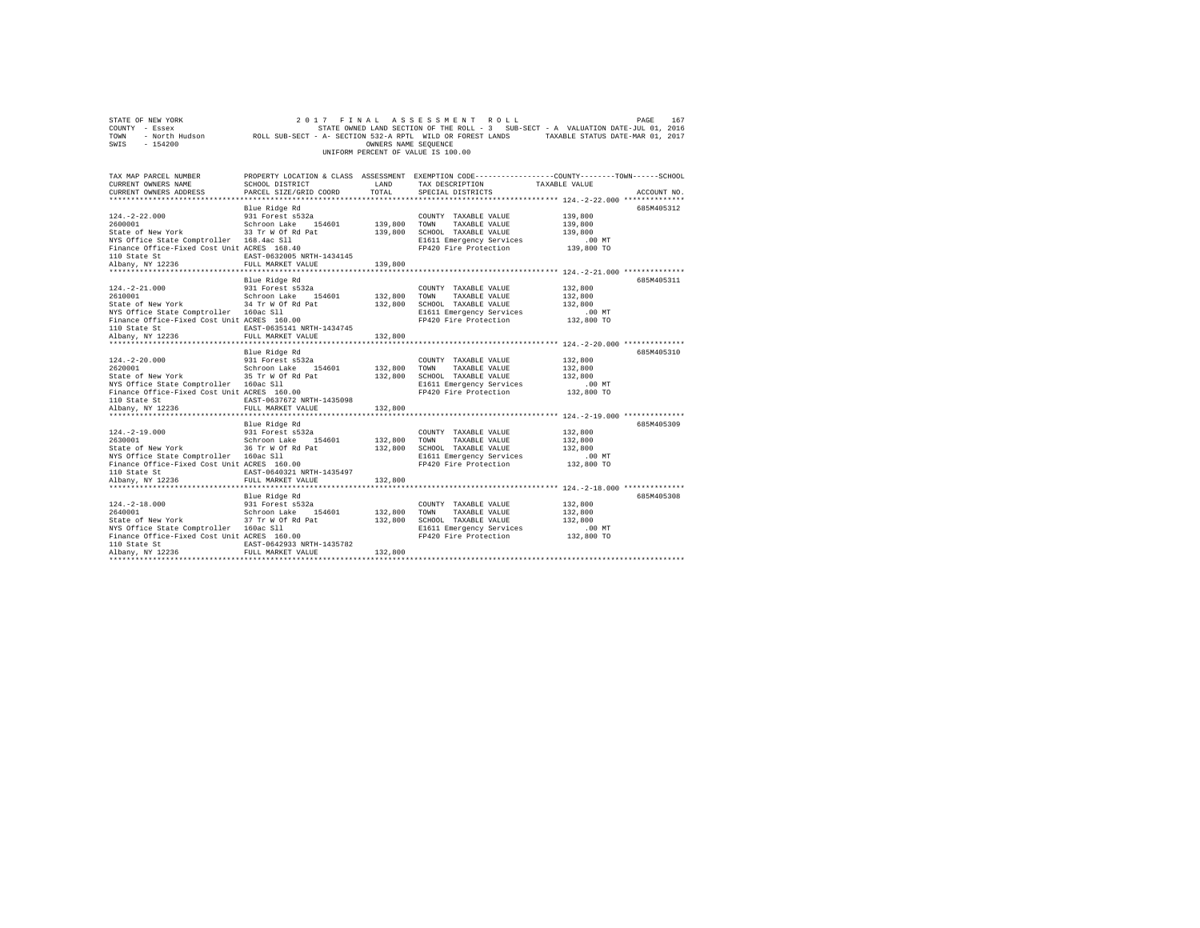STATE OF NEW YORK 2 0 1 7 F I N A L A S S E S S M E N T R O L L
COUNTY - Essex STATE OWNED LAND SECTION OF THE ROLL - 3 SUB-SECT - A VALUATION DATE-JUL 01, 2016
TOWN - North Hudson ROLL SUB-SECT - A- SECTION 532-A RPTL WILD OR FOREST LANDS TAXABLE STATUS DATE-MAR 01, 2017
SWIS - 154200 OWNERS NAME SEQUENCE
UNIFORM PERCENT OF VALUE IS 100.00

| TAX MAP PARCEL NUMBER / CURRENT OWNERS NAME / CURRENT OWNERS ADDRESS | PROPERTY LOCATION & CLASS / SCHOOL DISTRICT / PARCEL SIZE/GRID COORD | ASSESSMENT LAND | TOTAL | EXEMPTION CODE / TAX DESCRIPTION / SPECIAL DISTRICTS | COUNTY--------TOWN------SCHOOL TAXABLE VALUE | ACCOUNT NO. |
|---|---|---|---|---|---|---|
| 124.-2-22.000 | Blue Ridge Rd | | | | | 685M405312 |
| | 931 Forest s532a | | | COUNTY TAXABLE VALUE | 139,800 | |
| 2600001 | Schroon Lake 154601 | 139,800 | | TOWN TAXABLE VALUE | 139,800 | |
| State of New York | 33 Tr W Of Rd Pat | | 139,800 | SCHOOL TAXABLE VALUE | 139,800 | |
| NYS Office State Comptroller | 168.4ac Sll | | | E1611 Emergency Services | .00 MT | |
| Finance Office-Fixed Cost Unit | ACRES 168.40 | | | FP420 Fire Protection | 139,800 TO | |
| 110 State St | EAST-0632005 NRTH-1434145 | | | | | |
| Albany, NY 12236 | FULL MARKET VALUE | | 139,800 | | | |
| 124.-2-21.000 | Blue Ridge Rd | | | | | 685M405311 |
| | 931 Forest s532a | | | COUNTY TAXABLE VALUE | 132,800 | |
| 2610001 | Schroon Lake 154601 | 132,800 | | TOWN TAXABLE VALUE | 132,800 | |
| State of New York | 34 Tr W Of Rd Pat | | 132,800 | SCHOOL TAXABLE VALUE | 132,800 | |
| NYS Office State Comptroller | 160ac Sll | | | E1611 Emergency Services | .00 MT | |
| Finance Office-Fixed Cost Unit | ACRES 160.00 | | | FP420 Fire Protection | 132,800 TO | |
| 110 State St | EAST-0635141 NRTH-1434745 | | | | | |
| Albany, NY 12236 | FULL MARKET VALUE | | 132,800 | | | |
| 124.-2-20.000 | Blue Ridge Rd | | | | | 685M405310 |
| | 931 Forest s532a | | | COUNTY TAXABLE VALUE | 132,800 | |
| 2620001 | Schroon Lake 154601 | 132,800 | | TOWN TAXABLE VALUE | 132,800 | |
| State of New York | 35 Tr W Of Rd Pat | | 132,800 | SCHOOL TAXABLE VALUE | 132,800 | |
| NYS Office State Comptroller | 160ac Sll | | | E1611 Emergency Services | .00 MT | |
| Finance Office-Fixed Cost Unit | ACRES 160.00 | | | FP420 Fire Protection | 132,800 TO | |
| 110 State St | EAST-0637672 NRTH-1435098 | | | | | |
| Albany, NY 12236 | FULL MARKET VALUE | | 132,800 | | | |
| 124.-2-19.000 | Blue Ridge Rd | | | | | 685M405309 |
| | 931 Forest s532a | | | COUNTY TAXABLE VALUE | 132,800 | |
| 2630001 | Schroon Lake 154601 | 132,800 | | TOWN TAXABLE VALUE | 132,800 | |
| State of New York | 36 Tr W Of Rd Pat | | 132,800 | SCHOOL TAXABLE VALUE | 132,800 | |
| NYS Office State Comptroller | 160ac Sll | | | E1611 Emergency Services | .00 MT | |
| Finance Office-Fixed Cost Unit | ACRES 160.00 | | | FP420 Fire Protection | 132,800 TO | |
| 110 State St | EAST-0640321 NRTH-1435497 | | | | | |
| Albany, NY 12236 | FULL MARKET VALUE | | 132,800 | | | |
| 124.-2-18.000 | Blue Ridge Rd | | | | | 685M405308 |
| | 931 Forest s532a | | | COUNTY TAXABLE VALUE | 132,800 | |
| 2640001 | Schroon Lake 154601 | 132,800 | | TOWN TAXABLE VALUE | 132,800 | |
| State of New York | 37 Tr W Of Rd Pat | | 132,800 | SCHOOL TAXABLE VALUE | 132,800 | |
| NYS Office State Comptroller | 160ac Sll | | | E1611 Emergency Services | .00 MT | |
| Finance Office-Fixed Cost Unit | ACRES 160.00 | | | FP420 Fire Protection | 132,800 TO | |
| 110 State St | EAST-0642933 NRTH-1435782 | | | | | |
| Albany, NY 12236 | FULL MARKET VALUE | | 132,800 | | | |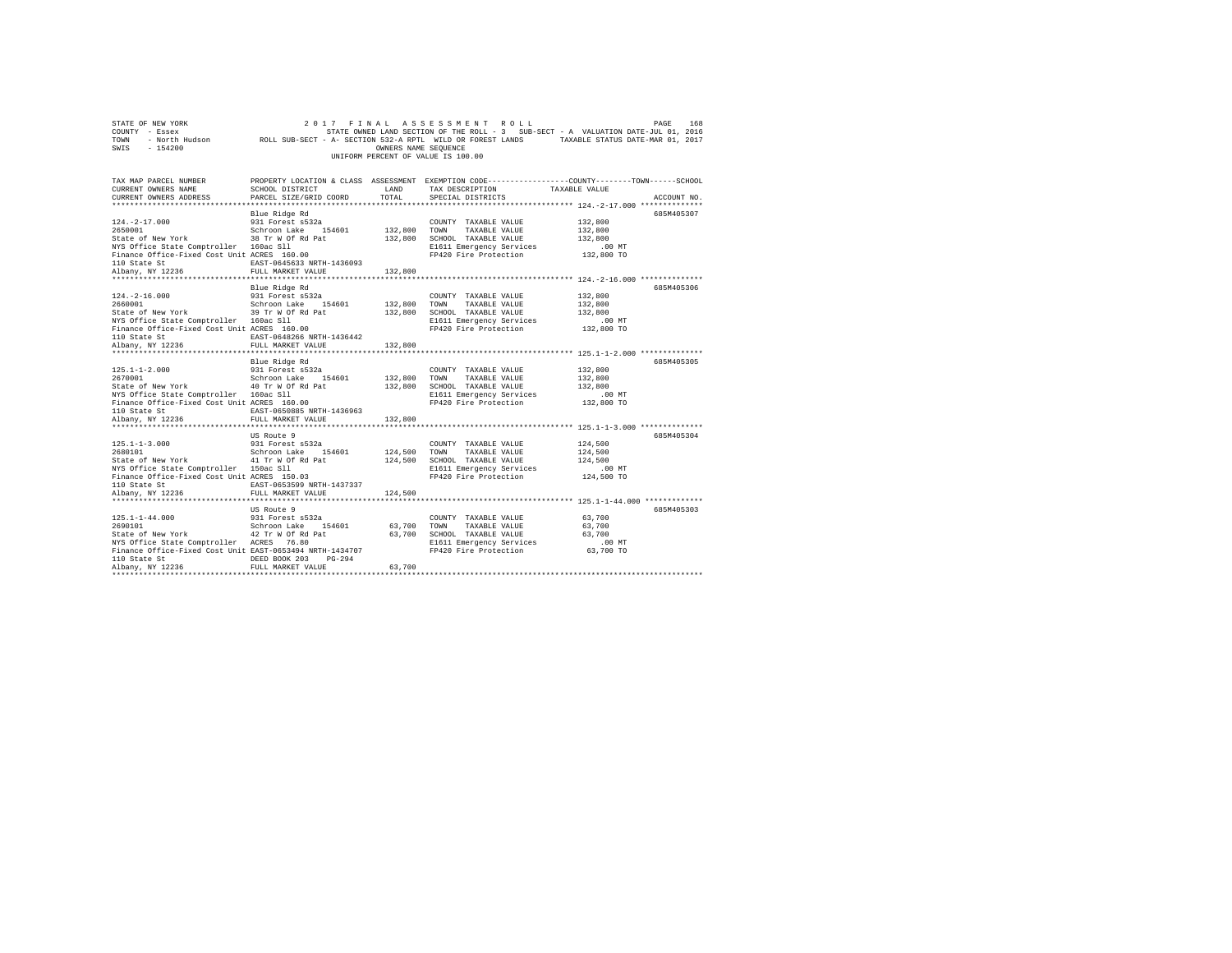```
STATE OF NEW YORK                    2 0 1 7   F I N A L   A S S E S S M E N T   R O L L                            PAGE   168
COUNTY  - Essex                                STATE OWNED LAND SECTION OF THE ROLL - 3   SUB-SECT - A  VALUATION DATE-JUL 01, 2016
TOWN    - North Hudson         ROLL SUB-SECT - A- SECTION 532-A RPTL  WILD OR FOREST LANDS       TAXABLE STATUS DATE-MAR 01, 2017
SWIS    - 154200                                          OWNERS NAME SEQUENCE
                                                   UNIFORM PERCENT OF VALUE IS 100.00

TAX MAP PARCEL NUMBER          PROPERTY LOCATION & CLASS  ASSESSMENT  EXEMPTION CODE------------------COUNTY--------TOWN------SCHOOL
CURRENT OWNERS NAME            SCHOOL DISTRICT               LAND      TAX DESCRIPTION            TAXABLE VALUE
CURRENT OWNERS ADDRESS         PARCEL SIZE/GRID COORD        TOTAL     SPECIAL DISTRICTS                                  ACCOUNT NO.
******************************************************************************************************* 124.-2-17.000 **************
                               Blue Ridge Rd                                                                             685M405307
124.-2-17.000                  931 Forest s532a                         COUNTY  TAXABLE VALUE          132,800
2650001                        Schroon Lake    154601       132,800    TOWN    TAXABLE VALUE          132,800
State of New York              38 Tr W Of Rd Pat            132,800    SCHOOL  TAXABLE VALUE          132,800
NYS Office State Comptroller   160ac Sll                               E1611 Emergency Services           .00 MT
Finance Office-Fixed Cost Unit ACRES  160.00                           FP420 Fire Protection          132,800 TO
110 State St                   EAST-0645633 NRTH-1436093
Albany, NY 12236               FULL MARKET VALUE            132,800
******************************************************************************************************* 124.-2-16.000 **************
                               Blue Ridge Rd                                                                             685M405306
124.-2-16.000                  931 Forest s532a                         COUNTY  TAXABLE VALUE          132,800
2660001                        Schroon Lake    154601       132,800    TOWN    TAXABLE VALUE          132,800
State of New York              39 Tr W Of Rd Pat            132,800    SCHOOL  TAXABLE VALUE          132,800
NYS Office State Comptroller   160ac Sll                               E1611 Emergency Services           .00 MT
Finance Office-Fixed Cost Unit ACRES  160.00                           FP420 Fire Protection          132,800 TO
110 State St                   EAST-0648266 NRTH-1436442
Albany, NY 12236               FULL MARKET VALUE            132,800
******************************************************************************************************* 125.1-1-2.000 **************
                               Blue Ridge Rd                                                                             685M405305
125.1-1-2.000                  931 Forest s532a                         COUNTY  TAXABLE VALUE          132,800
2670001                        Schroon Lake    154601       132,800    TOWN    TAXABLE VALUE          132,800
State of New York              40 Tr W Of Rd Pat            132,800    SCHOOL  TAXABLE VALUE          132,800
NYS Office State Comptroller   160ac Sll                               E1611 Emergency Services           .00 MT
Finance Office-Fixed Cost Unit ACRES  160.00                           FP420 Fire Protection          132,800 TO
110 State St                   EAST-0650885 NRTH-1436963
Albany, NY 12236               FULL MARKET VALUE            132,800
******************************************************************************************************* 125.1-1-3.000 **************
                               US Route 9                                                                                685M405304
125.1-1-3.000                  931 Forest s532a                         COUNTY  TAXABLE VALUE          124,500
2680101                        Schroon Lake    154601       124,500    TOWN    TAXABLE VALUE          124,500
State of New York              41 Tr W Of Rd Pat            124,500    SCHOOL  TAXABLE VALUE          124,500
NYS Office State Comptroller   150ac Sll                               E1611 Emergency Services           .00 MT
Finance Office-Fixed Cost Unit ACRES  150.03                           FP420 Fire Protection          124,500 TO
110 State St                   EAST-0653599 NRTH-1437337
Albany, NY 12236               FULL MARKET VALUE            124,500
******************************************************************************************************* 125.1-1-44.000 *************
                               US Route 9                                                                                685M405303
125.1-1-44.000                 931 Forest s532a                         COUNTY  TAXABLE VALUE           63,700
2690101                        Schroon Lake    154601        63,700    TOWN    TAXABLE VALUE           63,700
State of New York              42 Tr W Of Rd Pat             63,700    SCHOOL  TAXABLE VALUE           63,700
NYS Office State Comptroller   ACRES   76.80                           E1611 Emergency Services           .00 MT
Finance Office-Fixed Cost Unit EAST-0653494 NRTH-1434707               FP420 Fire Protection           63,700 TO
110 State St                   DEED BOOK 203    PG-294
Albany, NY 12236               FULL MARKET VALUE             63,700
************************************************************************************************************************************
```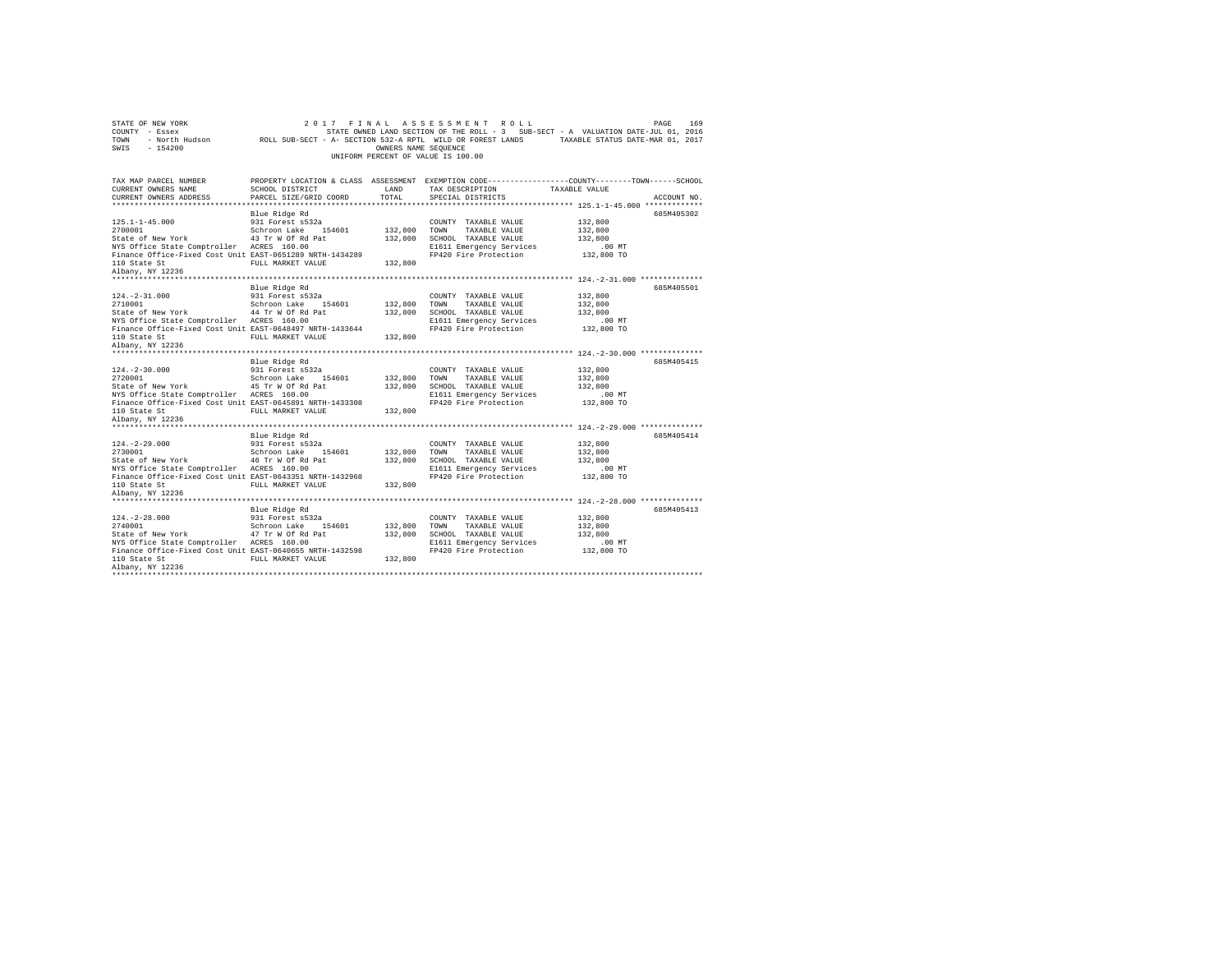STATE OF NEW YORK
COUNTY - Essex
TOWN - North Hudson
SWIS - 154200

2 0 1 7 F I N A L A S S E S S M E N T R O L L
STATE OWNED LAND SECTION OF THE ROLL - 3 SUB-SECT - A VALUATION DATE-JUL 01, 2016
ROLL SUB-SECT - A- SECTION 532-A RPTL WILD OR FOREST LANDS TAXABLE STATUS DATE-MAR 01, 2017
OWNERS NAME SEQUENCE
UNIFORM PERCENT OF VALUE IS 100.00

| TAX MAP PARCEL NUMBER / CURRENT OWNERS NAME / CURRENT OWNERS ADDRESS | PROPERTY LOCATION & CLASS / SCHOOL DISTRICT / PARCEL SIZE/GRID COORD | ASSESSMENT LAND / TOTAL | EXEMPTION CODE / TAX DESCRIPTION / SPECIAL DISTRICTS | TAXABLE VALUE (COUNTY--TOWN--SCHOOL) | ACCOUNT NO. |
|---|---|---|---|---|---|
| **125.1-1-45.000** | Blue Ridge Rd | | | | 685M405302 |
| 125.1-1-45.000 | 931 Forest s532a | | COUNTY TAXABLE VALUE | 132,800 | |
| 2700001 | Schroon Lake 154601 | 132,800 | TOWN TAXABLE VALUE | 132,800 | |
| State of New York | 43 Tr W Of Rd Pat | 132,800 | SCHOOL TAXABLE VALUE | 132,800 | |
| NYS Office State Comptroller | ACRES 160.00 | | E1611 Emergency Services | .00 MT | |
| Finance Office-Fixed Cost Unit | EAST-0651289 NRTH-1434289 | | FP420 Fire Protection | 132,800 TO | |
| 110 State St | FULL MARKET VALUE | 132,800 | | | |
| Albany, NY 12236 | | | | | |
| **124.-2-31.000** | Blue Ridge Rd | | | | 685M405501 |
| 124.-2-31.000 | 931 Forest s532a | | COUNTY TAXABLE VALUE | 132,800 | |
| 2710001 | Schroon Lake 154601 | 132,800 | TOWN TAXABLE VALUE | 132,800 | |
| State of New York | 44 Tr W Of Rd Pat | 132,800 | SCHOOL TAXABLE VALUE | 132,800 | |
| NYS Office State Comptroller | ACRES 160.00 | | E1611 Emergency Services | .00 MT | |
| Finance Office-Fixed Cost Unit | EAST-0648497 NRTH-1433644 | | FP420 Fire Protection | 132,800 TO | |
| 110 State St | FULL MARKET VALUE | 132,800 | | | |
| Albany, NY 12236 | | | | | |
| **124.-2-30.000** | Blue Ridge Rd | | | | 685M405415 |
| 124.-2-30.000 | 931 Forest s532a | | COUNTY TAXABLE VALUE | 132,800 | |
| 2720001 | Schroon Lake 154601 | 132,800 | TOWN TAXABLE VALUE | 132,800 | |
| State of New York | 45 Tr W Of Rd Pat | 132,800 | SCHOOL TAXABLE VALUE | 132,800 | |
| NYS Office State Comptroller | ACRES 160.00 | | E1611 Emergency Services | .00 MT | |
| Finance Office-Fixed Cost Unit | EAST-0645891 NRTH-1433308 | | FP420 Fire Protection | 132,800 TO | |
| 110 State St | FULL MARKET VALUE | 132,800 | | | |
| Albany, NY 12236 | | | | | |
| **124.-2-29.000** | Blue Ridge Rd | | | | 685M405414 |
| 124.-2-29.000 | 931 Forest s532a | | COUNTY TAXABLE VALUE | 132,800 | |
| 2730001 | Schroon Lake 154601 | 132,800 | TOWN TAXABLE VALUE | 132,800 | |
| State of New York | 46 Tr W Of Rd Pat | 132,800 | SCHOOL TAXABLE VALUE | 132,800 | |
| NYS Office State Comptroller | ACRES 160.00 | | E1611 Emergency Services | .00 MT | |
| Finance Office-Fixed Cost Unit | EAST-0643351 NRTH-1432968 | | FP420 Fire Protection | 132,800 TO | |
| 110 State St | FULL MARKET VALUE | 132,800 | | | |
| Albany, NY 12236 | | | | | |
| **124.-2-28.000** | Blue Ridge Rd | | | | 685M405413 |
| 124.-2-28.000 | 931 Forest s532a | | COUNTY TAXABLE VALUE | 132,800 | |
| 2740001 | Schroon Lake 154601 | 132,800 | TOWN TAXABLE VALUE | 132,800 | |
| State of New York | 47 Tr W Of Rd Pat | 132,800 | SCHOOL TAXABLE VALUE | 132,800 | |
| NYS Office State Comptroller | ACRES 160.00 | | E1611 Emergency Services | .00 MT | |
| Finance Office-Fixed Cost Unit | EAST-0640655 NRTH-1432598 | | FP420 Fire Protection | 132,800 TO | |
| 110 State St | FULL MARKET VALUE | 132,800 | | | |
| Albany, NY 12236 | | | | | |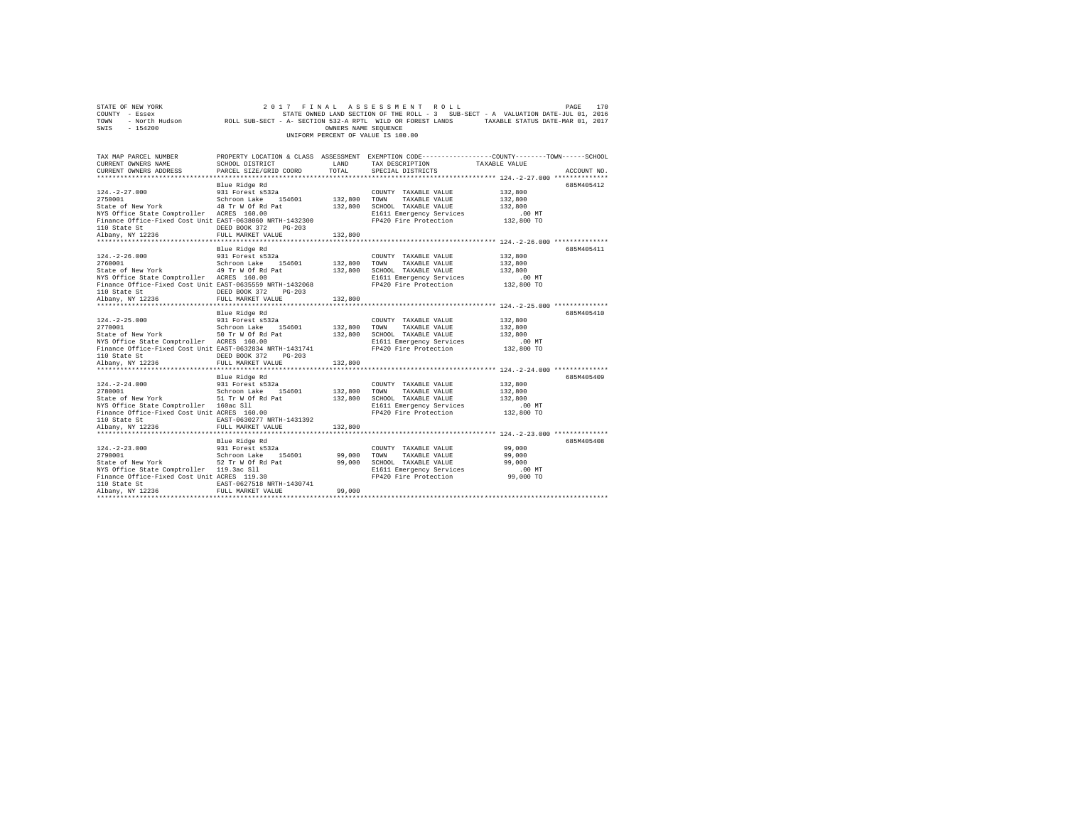STATE OF NEW YORK                2 0 1 7   F I N A L   A S S E S S M E N T   R O L L
COUNTY - Essex                   STATE OWNED LAND SECTION OF THE ROLL - 3   SUB-SECT - A  VALUATION DATE-JUL 01, 2016
TOWN - North Hudson              ROLL SUB-SECT - A- SECTION 532-A RPTL WILD OR FOREST LANDS   TAXABLE STATUS DATE-MAR 01, 2017
SWIS - 154200                    OWNERS NAME SEQUENCE
UNIFORM PERCENT OF VALUE IS 100.00

| TAX MAP PARCEL NUMBER / CURRENT OWNERS NAME / CURRENT OWNERS ADDRESS | PROPERTY LOCATION & CLASS / SCHOOL DISTRICT / PARCEL SIZE/GRID COORD | ASSESSMENT LAND | TOTAL | EXEMPTION CODE / TAX DESCRIPTION / SPECIAL DISTRICTS | TAXABLE VALUE (COUNTY--TOWN--SCHOOL) | ACCOUNT NO. |
|---|---|---|---|---|---|---|
| 124.-2-27.000 | Blue Ridge Rd | | | | | 685M405412 |
| 2750001 | 931 Forest s532a | | | COUNTY TAXABLE VALUE | 132,800 | |
| State of New York | Schroon Lake 154601 | 132,800 | | TOWN TAXABLE VALUE | 132,800 | |
| NYS Office State Comptroller | 48 Tr W Of Rd Pat | | 132,800 | SCHOOL TAXABLE VALUE | 132,800 | |
| Finance Office-Fixed Cost Unit | ACRES 160.00 | | | E1611 Emergency Services | .00 MT | |
| 110 State St | EAST-0638060 NRTH-1432300 | | | FP420 Fire Protection | 132,800 TO | |
| Albany, NY 12236 | DEED BOOK 372 PG-203 | | | | | |
| | FULL MARKET VALUE | | 132,800 | | | |
| 124.-2-26.000 | Blue Ridge Rd | | | | | 685M405411 |
| 2760001 | 931 Forest s532a | | | COUNTY TAXABLE VALUE | 132,800 | |
| State of New York | Schroon Lake 154601 | 132,800 | | TOWN TAXABLE VALUE | 132,800 | |
| NYS Office State Comptroller | 49 Tr W Of Rd Pat | | 132,800 | SCHOOL TAXABLE VALUE | 132,800 | |
| Finance Office-Fixed Cost Unit | ACRES 160.00 | | | E1611 Emergency Services | .00 MT | |
| 110 State St | EAST-0635559 NRTH-1432068 | | | FP420 Fire Protection | 132,800 TO | |
| Albany, NY 12236 | DEED BOOK 372 PG-203 | | | | | |
| | FULL MARKET VALUE | | 132,800 | | | |
| 124.-2-25.000 | Blue Ridge Rd | | | | | 685M405410 |
| 2770001 | 931 Forest s532a | | | COUNTY TAXABLE VALUE | 132,800 | |
| State of New York | Schroon Lake 154601 | 132,800 | | TOWN TAXABLE VALUE | 132,800 | |
| NYS Office State Comptroller | 50 Tr W Of Rd Pat | | 132,800 | SCHOOL TAXABLE VALUE | 132,800 | |
| Finance Office-Fixed Cost Unit | ACRES 160.00 | | | E1611 Emergency Services | .00 MT | |
| 110 State St | EAST-0632834 NRTH-1431741 | | | FP420 Fire Protection | 132,800 TO | |
| Albany, NY 12236 | DEED BOOK 372 PG-203 | | | | | |
| | FULL MARKET VALUE | | 132,800 | | | |
| 124.-2-24.000 | Blue Ridge Rd | | | | | 685M405409 |
| 2780001 | 931 Forest s532a | | | COUNTY TAXABLE VALUE | 132,800 | |
| State of New York | Schroon Lake 154601 | 132,800 | | TOWN TAXABLE VALUE | 132,800 | |
| NYS Office State Comptroller | 51 Tr W Of Rd Pat | | 132,800 | SCHOOL TAXABLE VALUE | 132,800 | |
| Finance Office-Fixed Cost Unit | 160ac Sll | | | E1611 Emergency Services | .00 MT | |
| 110 State St | ACRES 160.00 | | | FP420 Fire Protection | 132,800 TO | |
| Albany, NY 12236 | EAST-0630277 NRTH-1431392 | | | | | |
| | FULL MARKET VALUE | | 132,800 | | | |
| 124.-2-23.000 | Blue Ridge Rd | | | | | 685M405408 |
| 2790001 | 931 Forest s532a | | | COUNTY TAXABLE VALUE | 99,000 | |
| State of New York | Schroon Lake 154601 | 99,000 | | TOWN TAXABLE VALUE | 99,000 | |
| NYS Office State Comptroller | 52 Tr W Of Rd Pat | | 99,000 | SCHOOL TAXABLE VALUE | 99,000 | |
| Finance Office-Fixed Cost Unit | 119.3ac Sll | | | E1611 Emergency Services | .00 MT | |
| 110 State St | ACRES 119.30 | | | FP420 Fire Protection | 99,000 TO | |
| Albany, NY 12236 | EAST-0627518 NRTH-1430741 | | | | | |
| | FULL MARKET VALUE | | 99,000 | | | |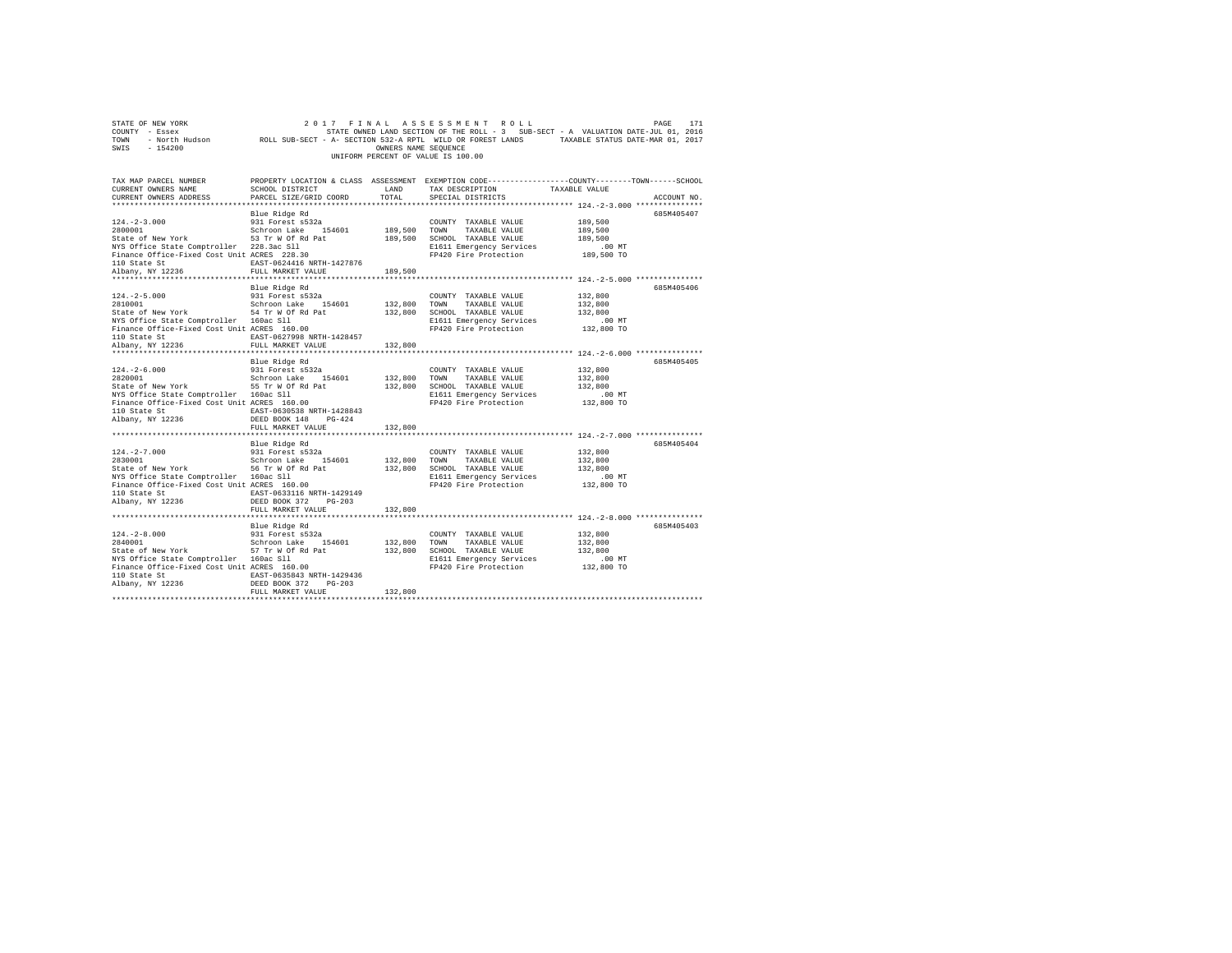STATE OF NEW YORK 2017 FINAL ASSESSMENT ROLL
COUNTY - Essex STATE OWNED LAND SECTION OF THE ROLL - 3 SUB-SECT - A VALUATION DATE-JUL 01, 2016
TOWN - North Hudson ROLL SUB-SECT - A- SECTION 532-A RPTL WILD OR FOREST LANDS TAXABLE STATUS DATE-MAR 01, 2017
SWIS - 154200 OWNERS NAME SEQUENCE
UNIFORM PERCENT OF VALUE IS 100.00

| TAX MAP PARCEL NUMBER / CURRENT OWNERS NAME / CURRENT OWNERS ADDRESS | PROPERTY LOCATION & CLASS / SCHOOL DISTRICT / PARCEL SIZE/GRID COORD | ASSESSMENT LAND / TOTAL | EXEMPTION CODE / TAX DESCRIPTION / SPECIAL DISTRICTS | COUNTY--------TOWN------SCHOOL TAXABLE VALUE | ACCOUNT NO. |
|---|---|---|---|---|---|
| 124.-2-3.000 | Blue Ridge Rd | | | | 685M405407 |
| 124.-2-3.000 | 931 Forest s532a | | COUNTY TAXABLE VALUE | 189,500 | |
| 2800001 | Schroon Lake 154601 | 189,500 | TOWN TAXABLE VALUE | 189,500 | |
| State of New York | 53 Tr W Of Rd Pat | 189,500 | SCHOOL TAXABLE VALUE | 189,500 | |
| NYS Office State Comptroller | 228.3ac Sll | | E1611 Emergency Services | .00 MT | |
| Finance Office-Fixed Cost Unit | ACRES 228.30 | | FP420 Fire Protection | 189,500 TO | |
| 110 State St | EAST-0624416 NRTH-1427876 | | | | |
| Albany, NY 12236 | FULL MARKET VALUE | 189,500 | | | |
| 124.-2-5.000 | Blue Ridge Rd | | | | 685M405406 |
| 124.-2-5.000 | 931 Forest s532a | | COUNTY TAXABLE VALUE | 132,800 | |
| 2810001 | Schroon Lake 154601 | 132,800 | TOWN TAXABLE VALUE | 132,800 | |
| State of New York | 54 Tr W Of Rd Pat | 132,800 | SCHOOL TAXABLE VALUE | 132,800 | |
| NYS Office State Comptroller | 160ac Sll | | E1611 Emergency Services | .00 MT | |
| Finance Office-Fixed Cost Unit | ACRES 160.00 | | FP420 Fire Protection | 132,800 TO | |
| 110 State St | EAST-0627998 NRTH-1428457 | | | | |
| Albany, NY 12236 | FULL MARKET VALUE | 132,800 | | | |
| 124.-2-6.000 | Blue Ridge Rd | | | | 685M405405 |
| 124.-2-6.000 | 931 Forest s532a | | COUNTY TAXABLE VALUE | 132,800 | |
| 2820001 | Schroon Lake 154601 | 132,800 | TOWN TAXABLE VALUE | 132,800 | |
| State of New York | 55 Tr W Of Rd Pat | 132,800 | SCHOOL TAXABLE VALUE | 132,800 | |
| NYS Office State Comptroller | 160ac Sll | | E1611 Emergency Services | .00 MT | |
| Finance Office-Fixed Cost Unit | ACRES 160.00 | | FP420 Fire Protection | 132,800 TO | |
| 110 State St | EAST-0630538 NRTH-1428843 | | | | |
| Albany, NY 12236 | DEED BOOK 148 PG-424 | | | | |
| | FULL MARKET VALUE | 132,800 | | | |
| 124.-2-7.000 | Blue Ridge Rd | | | | 685M405404 |
| 124.-2-7.000 | 931 Forest s532a | | COUNTY TAXABLE VALUE | 132,800 | |
| 2830001 | Schroon Lake 154601 | 132,800 | TOWN TAXABLE VALUE | 132,800 | |
| State of New York | 56 Tr W Of Rd Pat | 132,800 | SCHOOL TAXABLE VALUE | 132,800 | |
| NYS Office State Comptroller | 160ac Sll | | E1611 Emergency Services | .00 MT | |
| Finance Office-Fixed Cost Unit | ACRES 160.00 | | FP420 Fire Protection | 132,800 TO | |
| 110 State St | EAST-0633116 NRTH-1429149 | | | | |
| Albany, NY 12236 | DEED BOOK 372 PG-203 | | | | |
| | FULL MARKET VALUE | 132,800 | | | |
| 124.-2-8.000 | Blue Ridge Rd | | | | 685M405403 |
| 124.-2-8.000 | 931 Forest s532a | | COUNTY TAXABLE VALUE | 132,800 | |
| 2840001 | Schroon Lake 154601 | 132,800 | TOWN TAXABLE VALUE | 132,800 | |
| State of New York | 57 Tr W Of Rd Pat | 132,800 | SCHOOL TAXABLE VALUE | 132,800 | |
| NYS Office State Comptroller | 160ac Sll | | E1611 Emergency Services | .00 MT | |
| Finance Office-Fixed Cost Unit | ACRES 160.00 | | FP420 Fire Protection | 132,800 TO | |
| 110 State St | EAST-0635843 NRTH-1429436 | | | | |
| Albany, NY 12236 | DEED BOOK 372 PG-203 | | | | |
| | FULL MARKET VALUE | 132,800 | | | |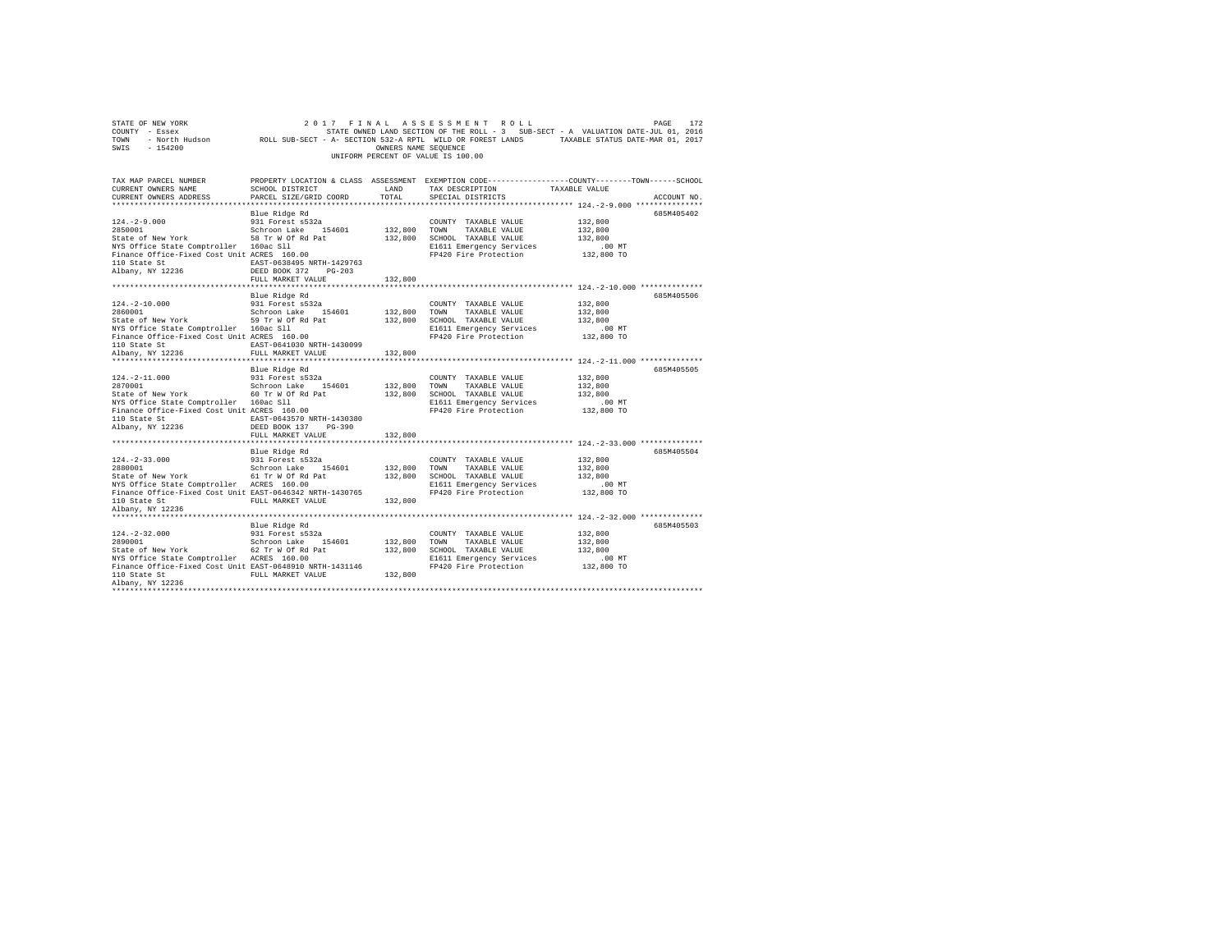STATE OF NEW YORK
COUNTY - Essex
TOWN - North Hudson
SWIS - 154200

2017 FINAL ASSESSMENT ROLL
STATE OWNED LAND SECTION OF THE ROLL - 3 SUB-SECT - A VALUATION DATE-JUL 01, 2016
ROLL SUB-SECT - A- SECTION 532-A RPTL WILD OR FOREST LANDS TAXABLE STATUS DATE-MAR 01, 2017
OWNERS NAME SEQUENCE
UNIFORM PERCENT OF VALUE IS 100.00

| TAX MAP PARCEL NUMBER / CURRENT OWNERS NAME / CURRENT OWNERS ADDRESS | PROPERTY LOCATION & CLASS / SCHOOL DISTRICT / PARCEL SIZE/GRID COORD | ASSESSMENT LAND | TOTAL | EXEMPTION CODE / TAX DESCRIPTION / SPECIAL DISTRICTS | TAXABLE VALUE (COUNTY / TOWN / SCHOOL) | ACCOUNT NO. |
|---|---|---|---|---|---|---|
| **124.-2-9.000** | Blue Ridge Rd | | | | | 685M405402 |
| 124.-2-9.000 | 931 Forest s532a | | | COUNTY TAXABLE VALUE | 132,800 | |
| 2850001 | Schroon Lake 154601 | 132,800 | | TOWN TAXABLE VALUE | 132,800 | |
| State of New York | 58 Tr W Of Rd Pat | | 132,800 | SCHOOL TAXABLE VALUE | 132,800 | |
| NYS Office State Comptroller | 160ac Sll | | | E1611 Emergency Services | .00 MT | |
| Finance Office-Fixed Cost Unit | ACRES 160.00 | | | FP420 Fire Protection | 132,800 TO | |
| 110 State St | EAST-0638495 NRTH-1429763 | | | | | |
| Albany, NY 12236 | DEED BOOK 372 PG-203 | | | | | |
| | FULL MARKET VALUE | | 132,800 | | | |
| **124.-2-10.000** | Blue Ridge Rd | | | | | 685M405506 |
| 124.-2-10.000 | 931 Forest s532a | | | COUNTY TAXABLE VALUE | 132,800 | |
| 2860001 | Schroon Lake 154601 | 132,800 | | TOWN TAXABLE VALUE | 132,800 | |
| State of New York | 59 Tr W Of Rd Pat | | 132,800 | SCHOOL TAXABLE VALUE | 132,800 | |
| NYS Office State Comptroller | 160ac Sll | | | E1611 Emergency Services | .00 MT | |
| Finance Office-Fixed Cost Unit | ACRES 160.00 | | | FP420 Fire Protection | 132,800 TO | |
| 110 State St | EAST-0641030 NRTH-1430099 | | | | | |
| Albany, NY 12236 | FULL MARKET VALUE | | 132,800 | | | |
| **124.-2-11.000** | Blue Ridge Rd | | | | | 685M405505 |
| 124.-2-11.000 | 931 Forest s532a | | | COUNTY TAXABLE VALUE | 132,800 | |
| 2870001 | Schroon Lake 154601 | 132,800 | | TOWN TAXABLE VALUE | 132,800 | |
| State of New York | 60 Tr W Of Rd Pat | | 132,800 | SCHOOL TAXABLE VALUE | 132,800 | |
| NYS Office State Comptroller | 160ac Sll | | | E1611 Emergency Services | .00 MT | |
| Finance Office-Fixed Cost Unit | ACRES 160.00 | | | FP420 Fire Protection | 132,800 TO | |
| 110 State St | EAST-0643570 NRTH-1430380 | | | | | |
| Albany, NY 12236 | DEED BOOK 137 PG-390 | | | | | |
| | FULL MARKET VALUE | | 132,800 | | | |
| **124.-2-33.000** | Blue Ridge Rd | | | | | 685M405504 |
| 124.-2-33.000 | 931 Forest s532a | | | COUNTY TAXABLE VALUE | 132,800 | |
| 2880001 | Schroon Lake 154601 | 132,800 | | TOWN TAXABLE VALUE | 132,800 | |
| State of New York | 61 Tr W Of Rd Pat | | 132,800 | SCHOOL TAXABLE VALUE | 132,800 | |
| NYS Office State Comptroller | ACRES 160.00 | | | E1611 Emergency Services | .00 MT | |
| Finance Office-Fixed Cost Unit | EAST-0646342 NRTH-1430765 | | | FP420 Fire Protection | 132,800 TO | |
| 110 State St | FULL MARKET VALUE | | 132,800 | | | |
| Albany, NY 12236 | | | | | | |
| **124.-2-32.000** | Blue Ridge Rd | | | | | 685M405503 |
| 124.-2-32.000 | 931 Forest s532a | | | COUNTY TAXABLE VALUE | 132,800 | |
| 2890001 | Schroon Lake 154601 | 132,800 | | TOWN TAXABLE VALUE | 132,800 | |
| State of New York | 62 Tr W Of Rd Pat | | 132,800 | SCHOOL TAXABLE VALUE | 132,800 | |
| NYS Office State Comptroller | ACRES 160.00 | | | E1611 Emergency Services | .00 MT | |
| Finance Office-Fixed Cost Unit | EAST-0648910 NRTH-1431146 | | | FP420 Fire Protection | 132,800 TO | |
| 110 State St | FULL MARKET VALUE | | 132,800 | | | |
| Albany, NY 12236 | | | | | | |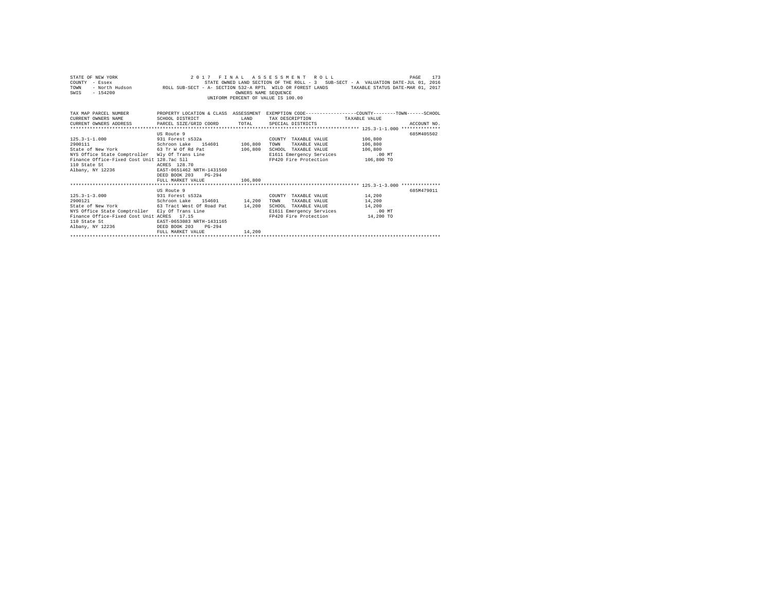STATE OF NEW YORK 2 0 1 7 F I N A L A S S E S S M E N T R O L L
COUNTY - Essex STATE OWNED LAND SECTION OF THE ROLL - 3 SUB-SECT - A VALUATION DATE-JUL 01, 2016
TOWN - North Hudson ROLL SUB-SECT - A- SECTION 532-A RPTL WILD OR FOREST LANDS TAXABLE STATUS DATE-MAR 01, 2017
SWIS - 154200 OWNERS NAME SEQUENCE
UNIFORM PERCENT OF VALUE IS 100.00

| TAX MAP PARCEL NUMBER / CURRENT OWNERS NAME / CURRENT OWNERS ADDRESS | PROPERTY LOCATION & CLASS / SCHOOL DISTRICT / PARCEL SIZE/GRID COORD | ASSESSMENT LAND / TOTAL | EXEMPTION CODE / TAX DESCRIPTION / SPECIAL DISTRICTS | TAXABLE VALUE (COUNTY / TOWN / SCHOOL) | ACCOUNT NO. |
|---|---|---|---|---|---|
| 125.3-1-1.000 | US Route 9 | | | | 685M405502 |
| 125.3-1-1.000 | 931 Forest s532a | | COUNTY TAXABLE VALUE | 106,800 | |
| 2900111 | Schroon Lake 154601 | 106,800 | TOWN TAXABLE VALUE | 106,800 | |
| State of New York | 63 Tr W Of Rd Pat | 106,800 | SCHOOL TAXABLE VALUE | 106,800 | |
| NYS Office State Comptroller | Wly Of Trans Line | | E1611 Emergency Services | .00 MT | |
| Finance Office-Fixed Cost Unit | 128.7ac Sll | | FP420 Fire Protection | 106,800 TO | |
| 110 State St | ACRES 128.70 | | | | |
| Albany, NY 12236 | EAST-0651462 NRTH-1431560 | | | | |
| | DEED BOOK 203 PG-294 | | | | |
| | FULL MARKET VALUE | 106,800 | | | |
| 125.3-1-3.000 | US Route 9 | | | | 685M479011 |
| 125.3-1-3.000 | 931 Forest s532a | | COUNTY TAXABLE VALUE | 14,200 | |
| 2900121 | Schroon Lake 154601 | 14,200 | TOWN TAXABLE VALUE | 14,200 | |
| State of New York | 63 Tract West Of Road Pat | 14,200 | SCHOOL TAXABLE VALUE | 14,200 | |
| NYS Office State Comptroller | Ely Of Trans Line | | E1611 Emergency Services | .00 MT | |
| Finance Office-Fixed Cost Unit | ACRES 17.15 | | FP420 Fire Protection | 14,200 TO | |
| 110 State St | EAST-0653083 NRTH-1431165 | | | | |
| Albany, NY 12236 | DEED BOOK 203 PG-294 | | | | |
| | FULL MARKET VALUE | 14,200 | | | |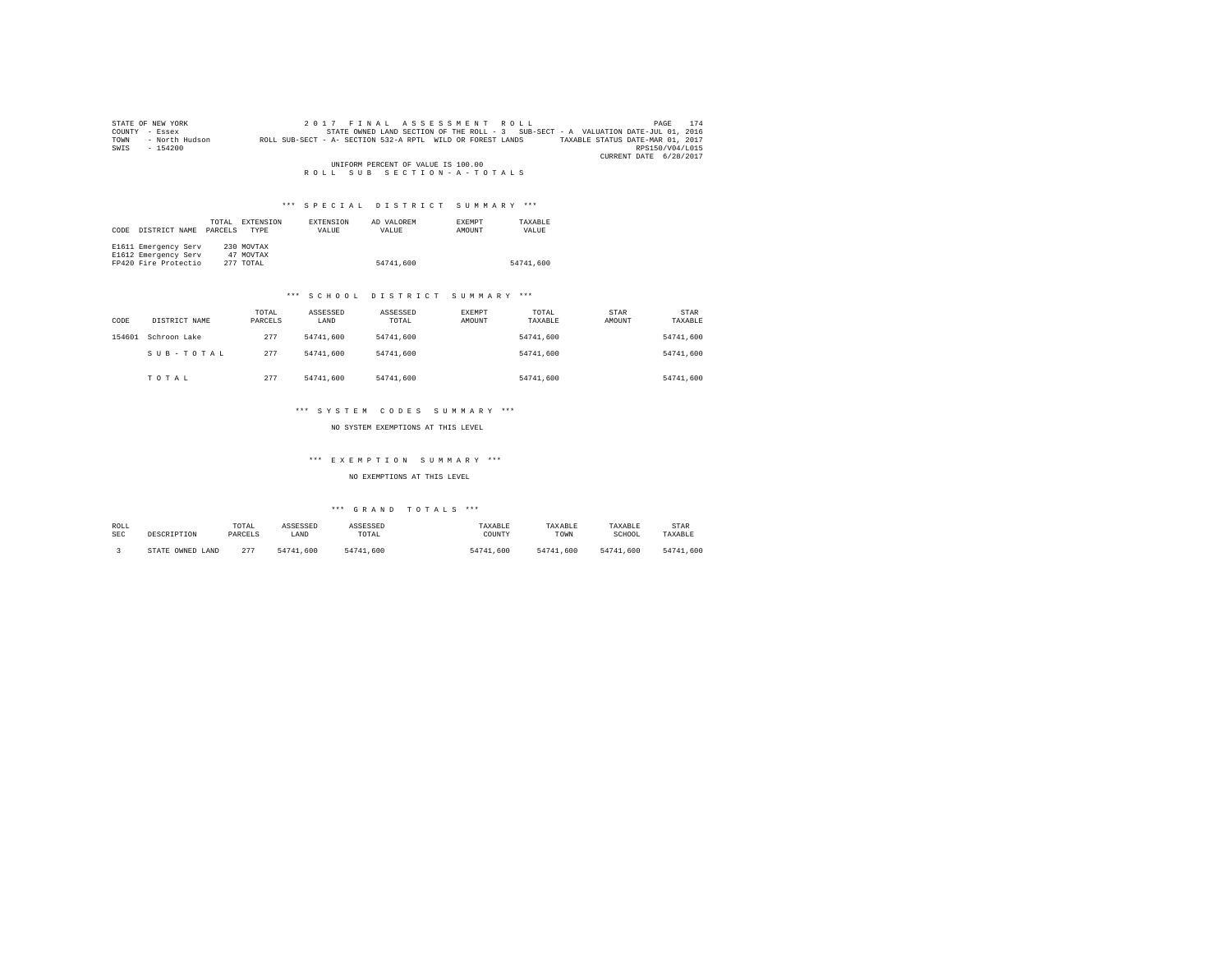STATE OF NEW YORK
COUNTY - Essex
TOWN - North Hudson
SWIS - 154200

2 0 1 7 F I N A L A S S E S S M E N T R O L L
STATE OWNED LAND SECTION OF THE ROLL - 3 SUB-SECT - A VALUATION DATE-JUL 01, 2016
ROLL SUB-SECT - A- SECTION 532-A RPTL WILD OR FOREST LANDS TAXABLE STATUS DATE-MAR 01, 2017
RPS150/V04/L015
CURRENT DATE 6/28/2017

UNIFORM PERCENT OF VALUE IS 100.00

R O L L S U B S E C T I O N - A - T O T A L S

*** S P E C I A L D I S T R I C T S U M M A R Y ***

| CODE | DISTRICT NAME | TOTAL PARCELS | EXTENSION TYPE | EXTENSION VALUE | AD VALOREM VALUE | EXEMPT AMOUNT | TAXABLE VALUE |
|---|---|---|---|---|---|---|---|
| E1611 | Emergency Serv | 230 | MOVTAX | | | | |
| E1612 | Emergency Serv | 47 | MOVTAX | | | | |
| FP420 | Fire Protectio | 277 | TOTAL | | 54741,600 | | 54741,600 |

*** S C H O O L D I S T R I C T S U M M A R Y ***

| CODE | DISTRICT NAME | TOTAL PARCELS | ASSESSED LAND | ASSESSED TOTAL | EXEMPT AMOUNT | TOTAL TAXABLE | STAR AMOUNT | STAR TAXABLE |
|---|---|---|---|---|---|---|---|---|
| 154601 | Schroon Lake | 277 | 54741,600 | 54741,600 | | 54741,600 | | 54741,600 |
| | S U B - T O T A L | 277 | 54741,600 | 54741,600 | | 54741,600 | | 54741,600 |
| | T O T A L | 277 | 54741,600 | 54741,600 | | 54741,600 | | 54741,600 |

*** S Y S T E M C O D E S S U M M A R Y ***

NO SYSTEM EXEMPTIONS AT THIS LEVEL

*** E X E M P T I O N S U M M A R Y ***

NO EXEMPTIONS AT THIS LEVEL

*** G R A N D T O T A L S ***

| ROLL SEC | DESCRIPTION | TOTAL PARCELS | ASSESSED LAND | ASSESSED TOTAL | TAXABLE COUNTY | TAXABLE TOWN | TAXABLE SCHOOL | STAR TAXABLE |
|---|---|---|---|---|---|---|---|---|
| 3 | STATE OWNED LAND | 277 | 54741,600 | 54741,600 | 54741,600 | 54741,600 | 54741,600 | 54741,600 |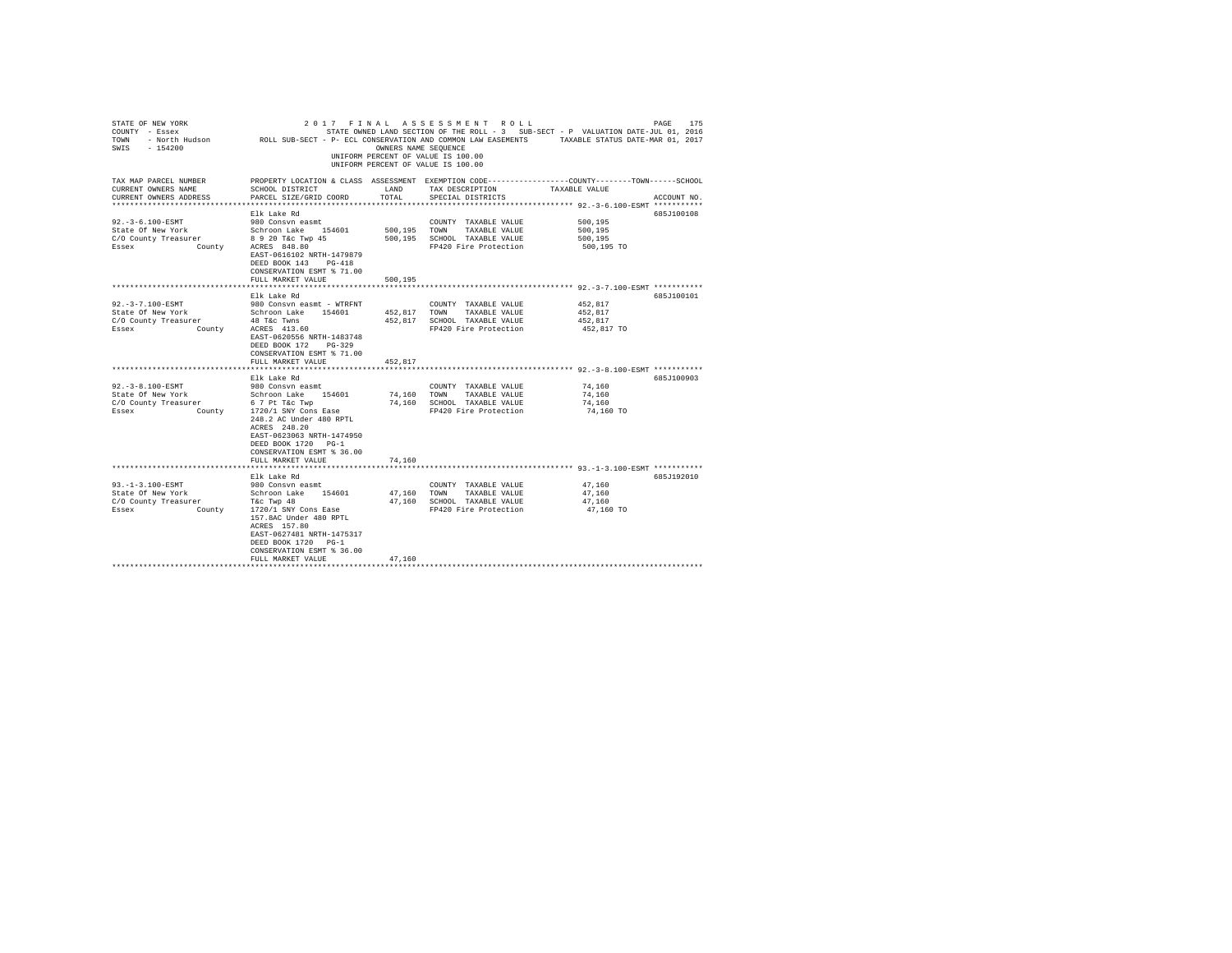STATE OF NEW YORK — 2017 FINAL ASSESSMENT ROLL — PAGE 175
COUNTY - Essex — STATE OWNED LAND SECTION OF THE ROLL - 3 SUB-SECT - P VALUATION DATE-JUL 01, 2016
TOWN - North Hudson — ROLL SUB-SECT - P- ECL CONSERVATION AND COMMON LAW EASEMENTS — TAXABLE STATUS DATE-MAR 01, 2017
SWIS - 154200 — OWNERS NAME SEQUENCE
UNIFORM PERCENT OF VALUE IS 100.00

| TAX MAP PARCEL NUMBER / CURRENT OWNERS NAME / CURRENT OWNERS ADDRESS | PROPERTY LOCATION & CLASS / SCHOOL DISTRICT / PARCEL SIZE/GRID COORD | ASSESSMENT LAND / TOTAL | EXEMPTION CODE / TAX DESCRIPTION / SPECIAL DISTRICTS | COUNTY / TOWN / SCHOOL TAXABLE VALUE | ACCOUNT NO. |
|---|---|---|---|---|---|
| 92.-3-6.100-ESMT | Elk Lake Rd | | | | 685J100108 |
| 92.-3-6.100-ESMT | 980 Consvn easmt | | COUNTY TAXABLE VALUE | 500,195 | |
| State Of New York | Schroon Lake 154601 | 500,195 | TOWN TAXABLE VALUE | 500,195 | |
| C/O County Treasurer | 8 9 20 T&c Twp 45 | 500,195 | SCHOOL TAXABLE VALUE | 500,195 | |
| Essex County | ACRES 848.80 | | FP420 Fire Protection | 500,195 TO | |
| | EAST-0616102 NRTH-1479879 | | | | |
| | DEED BOOK 143 PG-418 | | | | |
| | CONSERVATION ESMT % 71.00 | | | | |
| | FULL MARKET VALUE | 500,195 | | | |
| 92.-3-7.100-ESMT | Elk Lake Rd | | | | 685J100101 |
| 92.-3-7.100-ESMT | 980 Consvn easmt - WTRFNT | | COUNTY TAXABLE VALUE | 452,817 | |
| State Of New York | Schroon Lake 154601 | 452,817 | TOWN TAXABLE VALUE | 452,817 | |
| C/O County Treasurer | 48 T&c Twns | 452,817 | SCHOOL TAXABLE VALUE | 452,817 | |
| Essex County | ACRES 413.60 | | FP420 Fire Protection | 452,817 TO | |
| | EAST-0620556 NRTH-1483748 | | | | |
| | DEED BOOK 172 PG-329 | | | | |
| | CONSERVATION ESMT % 71.00 | | | | |
| | FULL MARKET VALUE | 452,817 | | | |
| 92.-3-8.100-ESMT | Elk Lake Rd | | | | 685J100903 |
| 92.-3-8.100-ESMT | 980 Consvn easmt | | COUNTY TAXABLE VALUE | 74,160 | |
| State Of New York | Schroon Lake 154601 | 74,160 | TOWN TAXABLE VALUE | 74,160 | |
| C/O County Treasurer | 6 7 Pt T&c Twp | 74,160 | SCHOOL TAXABLE VALUE | 74,160 | |
| Essex County | 1720/1 SNY Cons Ease | | FP420 Fire Protection | 74,160 TO | |
| | 248.2 AC Under 480 RPTL | | | | |
| | ACRES 248.20 | | | | |
| | EAST-0623063 NRTH-1474950 | | | | |
| | DEED BOOK 1720 PG-1 | | | | |
| | CONSERVATION ESMT % 36.00 | | | | |
| | FULL MARKET VALUE | 74,160 | | | |
| 93.-1-3.100-ESMT | Elk Lake Rd | | | | 685J192010 |
| 93.-1-3.100-ESMT | 980 Consvn easmt | | COUNTY TAXABLE VALUE | 47,160 | |
| State Of New York | Schroon Lake 154601 | 47,160 | TOWN TAXABLE VALUE | 47,160 | |
| C/O County Treasurer | T&c Twp 48 | 47,160 | SCHOOL TAXABLE VALUE | 47,160 | |
| Essex County | 1720/1 SNY Cons Ease | | FP420 Fire Protection | 47,160 TO | |
| | 157.8AC Under 480 RPTL | | | | |
| | ACRES 157.80 | | | | |
| | EAST-0627481 NRTH-1475317 | | | | |
| | DEED BOOK 1720 PG-1 | | | | |
| | CONSERVATION ESMT % 36.00 | | | | |
| | FULL MARKET VALUE | 47,160 | | | |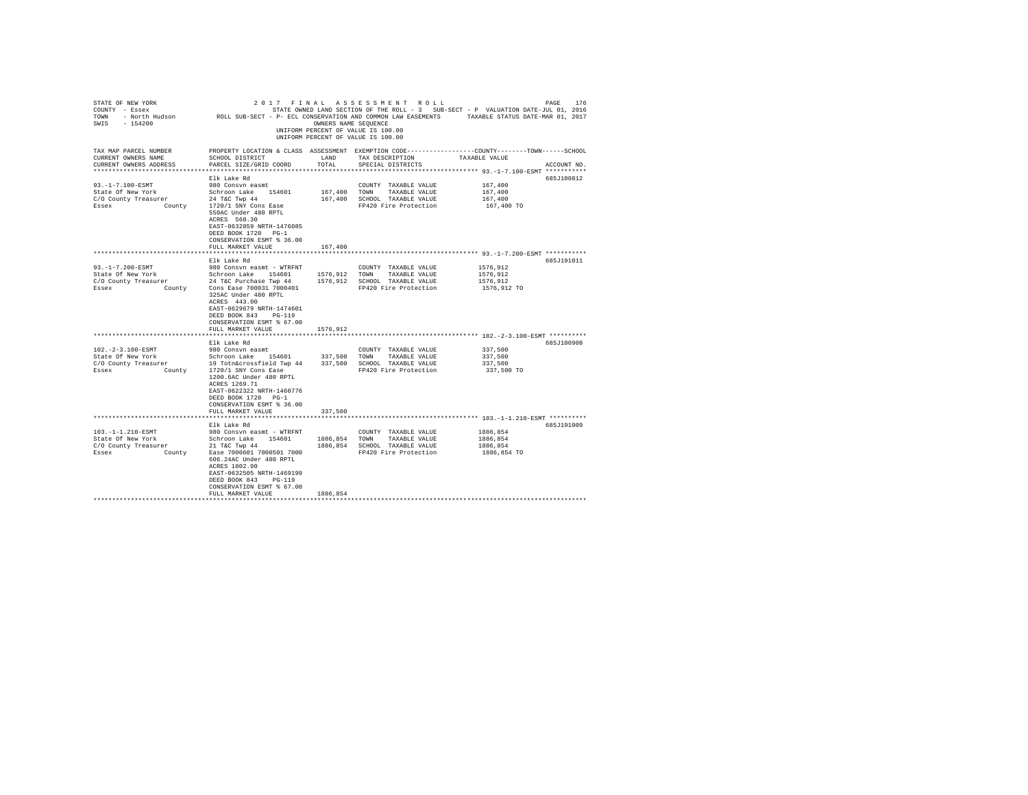```
STATE OF NEW YORK                    2 0 1 7   F I N A L   A S S E S S M E N T   R O L L                          PAGE   176
COUNTY  - Essex                          STATE OWNED LAND SECTION OF THE ROLL - 3   SUB-SECT - P  VALUATION DATE-JUL 01, 2016
TOWN    - North Hudson        ROLL SUB-SECT - P- ECL CONSERVATION AND COMMON LAW EASEMENTS      TAXABLE STATUS DATE-MAR 01, 2017
SWIS    - 154200                                     OWNERS NAME SEQUENCE
                                             UNIFORM PERCENT OF VALUE IS 100.00
                                             UNIFORM PERCENT OF VALUE IS 100.00

TAX MAP PARCEL NUMBER          PROPERTY LOCATION & CLASS  ASSESSMENT  EXEMPTION CODE-----------------COUNTY--------TOWN------SCHOOL
CURRENT OWNERS NAME            SCHOOL DISTRICT              LAND      TAX DESCRIPTION            TAXABLE VALUE
CURRENT OWNERS ADDRESS         PARCEL SIZE/GRID COORD       TOTAL     SPECIAL DISTRICTS                                  ACCOUNT NO.
************************************************************************************************ 93.-1-7.100-ESMT ***********
                               Elk Lake Rd                                                                          685J100812
93.-1-7.100-ESMT               980 Consvn easmt                       COUNTY  TAXABLE VALUE           167,400
State Of New York              Schroon Lake    154601       167,400   TOWN    TAXABLE VALUE           167,400
C/O County Treasurer           24 T&C Twp 44                167,400   SCHOOL  TAXABLE VALUE           167,400
Essex              County      1720/1 SNY Cons Ease                   FP420 Fire Protection            167,400 TO
                               550AC Under 480 RPTL
                               ACRES  560.30
                               EAST-0632859 NRTH-1476085
                               DEED BOOK 1720   PG-1
                               CONSERVATION ESMT % 36.00
                               FULL MARKET VALUE            167,400
************************************************************************************************ 93.-1-7.200-ESMT ***********
                               Elk Lake Rd                                                                          685J191011
93.-1-7.200-ESMT               980 Consvn easmt - WTRFNT              COUNTY  TAXABLE VALUE          1576,912
State Of New York              Schroon Lake    154601      1576,912   TOWN    TAXABLE VALUE          1576,912
C/O County Treasurer           24 T&C Purchase Twp 44      1576,912   SCHOOL  TAXABLE VALUE          1576,912
Essex              County      Cons Ease 700031 7000401               FP420 Fire Protection           1576,912 TO
                               325AC Under 480 RPTL
                               ACRES  443.00
                               EAST-0629679 NRTH-1474601
                               DEED BOOK 843    PG-119
                               CONSERVATION ESMT % 67.00
                               FULL MARKET VALUE           1576,912
************************************************************************************************ 102.-2-3.100-ESMT **********
                               Elk Lake Rd                                                                          685J100908
102.-2-3.100-ESMT              980 Consvn easmt                       COUNTY  TAXABLE VALUE           337,500
State Of New York              Schroon Lake    154601       337,500   TOWN    TAXABLE VALUE           337,500
C/O County Treasurer           19 Totn&crossfield Twp 44    337,500   SCHOOL  TAXABLE VALUE           337,500
Essex              County      1720/1 SNY Cons Ease                   FP420 Fire Protection            337,500 TO
                               1200.6AC Under 480 RPTL
                               ACRES 1269.71
                               EAST-0622322 NRTH-1460776
                               DEED BOOK 1720   PG-1
                               CONSERVATION ESMT % 36.00
                               FULL MARKET VALUE            337,500
************************************************************************************************ 103.-1-1.210-ESMT **********
                               Elk Lake Rd                                                                          685J191009
103.-1-1.210-ESMT              980 Consvn easmt - WTRFNT              COUNTY  TAXABLE VALUE          1886,854
State Of New York              Schroon Lake    154601      1886,854   TOWN    TAXABLE VALUE          1886,854
C/O County Treasurer           21 T&C Twp 44               1886,854   SCHOOL  TAXABLE VALUE          1886,854
Essex              County      Ease 7000601 7000501 7000              FP420 Fire Protection           1886,854 TO
                               606.24AC Under 480 RPTL
                               ACRES 1002.90
                               EAST-0632505 NRTH-1469199
                               DEED BOOK 843    PG-119
                               CONSERVATION ESMT % 67.00
                               FULL MARKET VALUE           1886,854
*******************************************************************************************************************************
```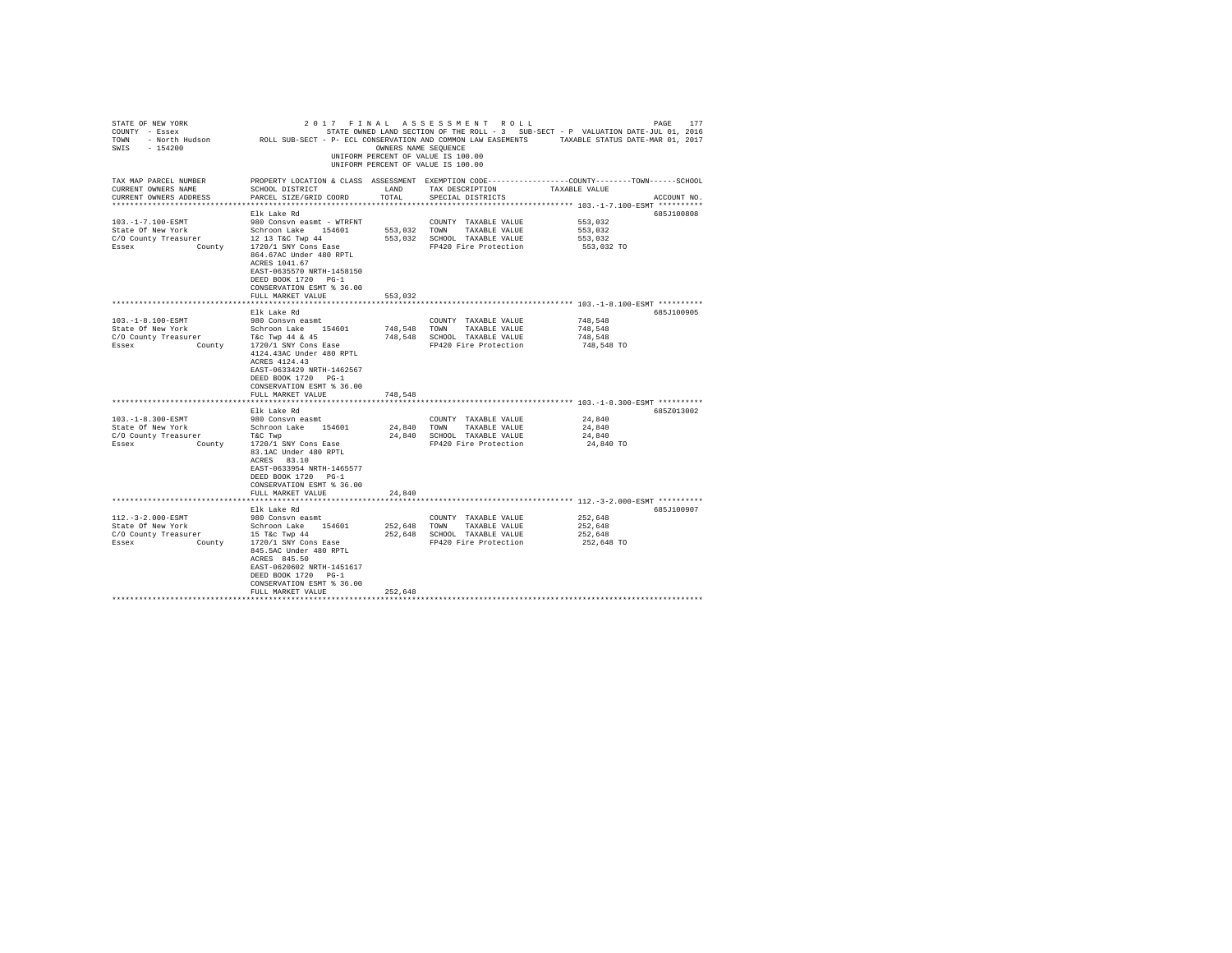STATE OF NEW YORK — 2017 FINAL ASSESSMENT ROLL
COUNTY - Essex — STATE OWNED LAND SECTION OF THE ROLL - 3 SUB-SECT - P VALUATION DATE-JUL 01, 2016
TOWN - North Hudson — ROLL SUB-SECT - P- ECL CONSERVATION AND COMMON LAW EASEMENTS — TAXABLE STATUS DATE-MAR 01, 2017
SWIS - 154200 — OWNERS NAME SEQUENCE
UNIFORM PERCENT OF VALUE IS 100.00

| TAX MAP PARCEL NUMBER / CURRENT OWNERS NAME / CURRENT OWNERS ADDRESS | PROPERTY LOCATION & CLASS / SCHOOL DISTRICT / PARCEL SIZE/GRID COORD | ASSESSMENT LAND | TOTAL | EXEMPTION CODE / TAX DESCRIPTION / SPECIAL DISTRICTS | TAXABLE VALUE (COUNTY / TOWN / SCHOOL) | ACCOUNT NO. |
|---|---|---|---|---|---|---|
| **103.-1-7.100-ESMT** | Elk Lake Rd | | | | | 685J100808 |
| 103.-1-7.100-ESMT | 980 Consvn easmt - WTRFNT | | | COUNTY TAXABLE VALUE | 553,032 | |
| State Of New York | Schroon Lake 154601 | 553,032 | | TOWN TAXABLE VALUE | 553,032 | |
| C/O County Treasurer | 12 13 T&C Twp 44 | | 553,032 | SCHOOL TAXABLE VALUE | 553,032 | |
| Essex County | 1720/1 SNY Cons Ease | | | FP420 Fire Protection | 553,032 TO | |
| | 864.67AC Under 480 RPTL | | | | | |
| | ACRES 1041.67 | | | | | |
| | EAST-0635570 NRTH-1458150 | | | | | |
| | DEED BOOK 1720 PG-1 | | | | | |
| | CONSERVATION ESMT % 36.00 | | | | | |
| | FULL MARKET VALUE | | 553,032 | | | |
| **103.-1-8.100-ESMT** | Elk Lake Rd | | | | | 685J100905 |
| 103.-1-8.100-ESMT | 980 Consvn easmt | | | COUNTY TAXABLE VALUE | 748,548 | |
| State Of New York | Schroon Lake 154601 | 748,548 | | TOWN TAXABLE VALUE | 748,548 | |
| C/O County Treasurer | T&c Twp 44 & 45 | | 748,548 | SCHOOL TAXABLE VALUE | 748,548 | |
| Essex County | 1720/1 SNY Cons Ease | | | FP420 Fire Protection | 748,548 TO | |
| | 4124.43AC Under 480 RPTL | | | | | |
| | ACRES 4124.43 | | | | | |
| | EAST-0633429 NRTH-1462567 | | | | | |
| | DEED BOOK 1720 PG-1 | | | | | |
| | CONSERVATION ESMT % 36.00 | | | | | |
| | FULL MARKET VALUE | | 748,548 | | | |
| **103.-1-8.300-ESMT** | Elk Lake Rd | | | | | 685Z013002 |
| 103.-1-8.300-ESMT | 980 Consvn easmt | | | COUNTY TAXABLE VALUE | 24,840 | |
| State Of New York | Schroon Lake 154601 | 24,840 | | TOWN TAXABLE VALUE | 24,840 | |
| C/O County Treasurer | T&C Twp | | 24,840 | SCHOOL TAXABLE VALUE | 24,840 | |
| Essex County | 1720/1 SNY Cons Ease | | | FP420 Fire Protection | 24,840 TO | |
| | 83.1AC Under 480 RPTL | | | | | |
| | ACRES 83.10 | | | | | |
| | EAST-0633954 NRTH-1465577 | | | | | |
| | DEED BOOK 1720 PG-1 | | | | | |
| | CONSERVATION ESMT % 36.00 | | | | | |
| | FULL MARKET VALUE | | 24,840 | | | |
| **112.-3-2.000-ESMT** | Elk Lake Rd | | | | | 685J100907 |
| 112.-3-2.000-ESMT | 980 Consvn easmt | | | COUNTY TAXABLE VALUE | 252,648 | |
| State Of New York | Schroon Lake 154601 | 252,648 | | TOWN TAXABLE VALUE | 252,648 | |
| C/O County Treasurer | 15 T&c Twp 44 | | 252,648 | SCHOOL TAXABLE VALUE | 252,648 | |
| Essex County | 1720/1 SNY Cons Ease | | | FP420 Fire Protection | 252,648 TO | |
| | 845.5AC Under 480 RPTL | | | | | |
| | ACRES 845.50 | | | | | |
| | EAST-0620602 NRTH-1451617 | | | | | |
| | DEED BOOK 1720 PG-1 | | | | | |
| | CONSERVATION ESMT % 36.00 | | | | | |
| | FULL MARKET VALUE | | 252,648 | | | |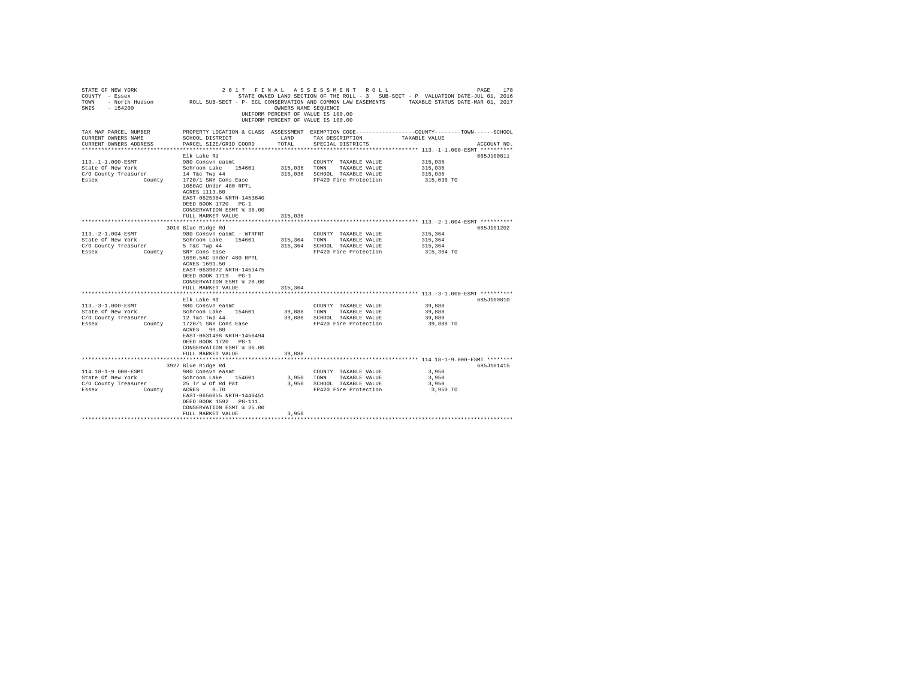STATE OF NEW YORK — 2017 FINAL ASSESSMENT ROLL
COUNTY - Essex — STATE OWNED LAND SECTION OF THE ROLL - 3 SUB-SECT - P VALUATION DATE-JUL 01, 2016
TOWN - North Hudson — ROLL SUB-SECT - P- ECL CONSERVATION AND COMMON LAW EASEMENTS — TAXABLE STATUS DATE-MAR 01, 2017
SWIS - 154200 — OWNERS NAME SEQUENCE
UNIFORM PERCENT OF VALUE IS 100.00

| TAX MAP PARCEL NUMBER / CURRENT OWNERS NAME / CURRENT OWNERS ADDRESS | PROPERTY LOCATION & CLASS / SCHOOL DISTRICT / PARCEL SIZE/GRID COORD | ASSESSMENT LAND / TOTAL | EXEMPTION CODE / TAX DESCRIPTION / SPECIAL DISTRICTS | COUNTY / TOWN / SCHOOL TAXABLE VALUE | ACCOUNT NO. |
|---|---|---|---|---|---|
| **113.-1-1.000-ESMT** | Elk Lake Rd | | | | 685J100811 |
| 113.-1-1.000-ESMT | 980 Consvn easmt | | COUNTY TAXABLE VALUE | 315,036 | |
| State Of New York | Schroon Lake 154601 | 315,036 | TOWN TAXABLE VALUE | 315,036 | |
| C/O County Treasurer | 14 T&c Twp 44 | 315,036 | SCHOOL TAXABLE VALUE | 315,036 | |
| Essex County | 1720/1 SNY Cons Ease | | FP420 Fire Protection | 315,036 TO | |
| | 1050AC Under 480 RPTL | | | | |
| | ACRES 1113.80 | | | | |
| | EAST-0625964 NRTH-1453840 | | | | |
| | DEED BOOK 1720 PG-1 | | | | |
| | CONSERVATION ESMT % 36.00 | | | | |
| | FULL MARKET VALUE | 315,036 | | | |
| **113.-2-1.004-ESMT** | 3010 Blue Ridge Rd | | | | 685J101202 |
| 113.-2-1.004-ESMT | 980 Consvn easmt - WTRFNT | | COUNTY TAXABLE VALUE | 315,364 | |
| State Of New York | Schroon Lake 154601 | 315,364 | TOWN TAXABLE VALUE | 315,364 | |
| C/O County Treasurer | 5 T&C Twp 44 | 315,364 | SCHOOL TAXABLE VALUE | 315,364 | |
| Essex County | SNY Cons Ease | | FP420 Fire Protection | 315,364 TO | |
| | 1690.5AC Under 480 RPTL | | | | |
| | ACRES 1691.50 | | | | |
| | EAST-0639072 NRTH-1451475 | | | | |
| | DEED BOOK 1719 PG-1 | | | | |
| | CONSERVATION ESMT % 28.00 | | | | |
| | FULL MARKET VALUE | 315,364 | | | |
| **113.-3-1.000-ESMT** | Elk Lake Rd | | | | 685J100810 |
| 113.-3-1.000-ESMT | 980 Consvn easmt | | COUNTY TAXABLE VALUE | 39,888 | |
| State Of New York | Schroon Lake 154601 | 39,888 | TOWN TAXABLE VALUE | 39,888 | |
| C/O County Treasurer | 12 T&c Twp 44 | 39,888 | SCHOOL TAXABLE VALUE | 39,888 | |
| Essex County | 1720/1 SNY Cons Ease | | FP420 Fire Protection | 39,888 TO | |
| | ACRES 99.80 | | | | |
| | EAST-0631498 NRTH-1456494 | | | | |
| | DEED BOOK 1720 PG-1 | | | | |
| | CONSERVATION ESMT % 36.00 | | | | |
| | FULL MARKET VALUE | 39,888 | | | |
| **114.18-1-9.000-ESMT** | 3927 Blue Ridge Rd | | | | 685J101415 |
| 114.18-1-9.000-ESMT | 980 Consvn easmt | | COUNTY TAXABLE VALUE | 3,950 | |
| State Of New York | Schroon Lake 154601 | 3,950 | TOWN TAXABLE VALUE | 3,950 | |
| C/O County Treasurer | 25 Tr W Of Rd Pat | 3,950 | SCHOOL TAXABLE VALUE | 3,950 | |
| Essex County | ACRES 0.70 | | FP420 Fire Protection | 3,950 TO | |
| | EAST-0656055 NRTH-1440451 | | | | |
| | DEED BOOK 1592 PG-111 | | | | |
| | CONSERVATION ESMT % 25.00 | | | | |
| | FULL MARKET VALUE | 3,950 | | | |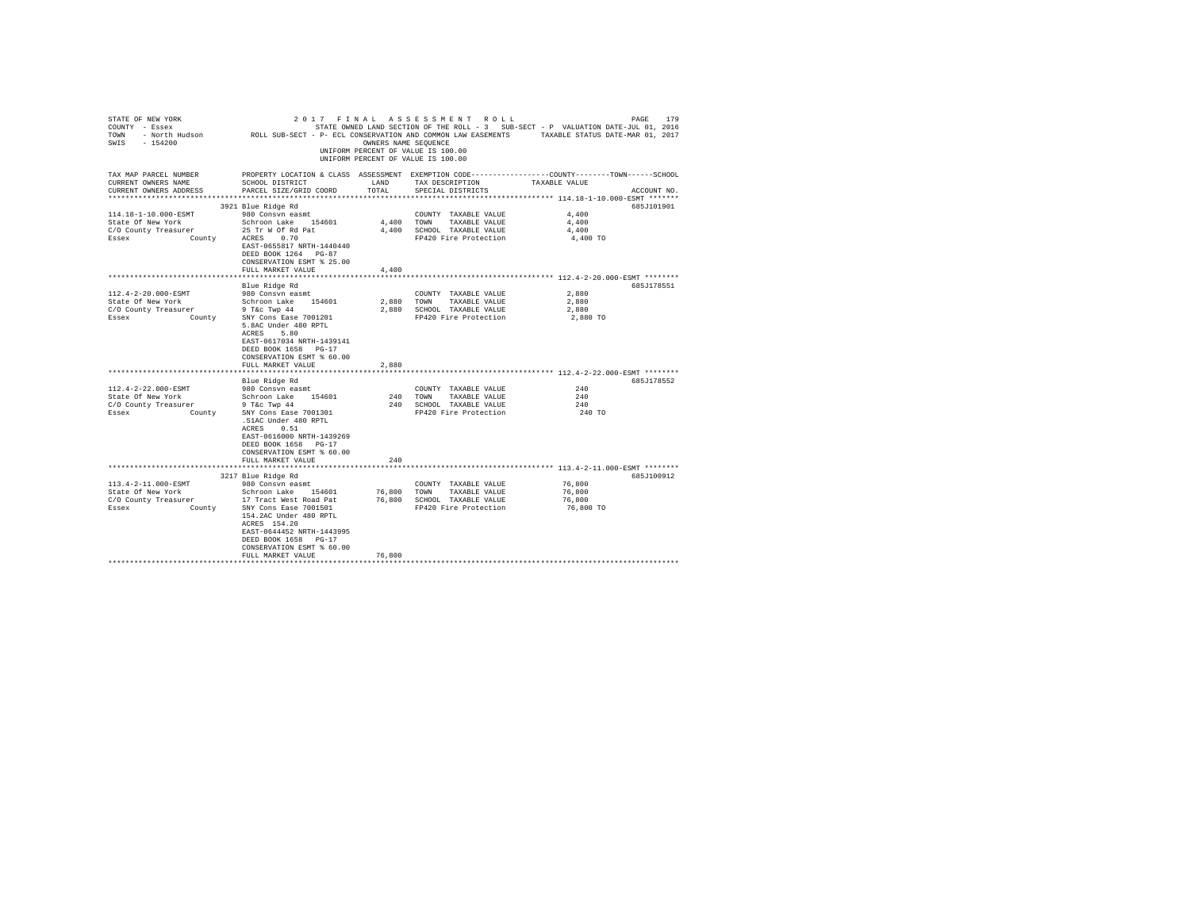STATE OF NEW YORK — 2017 FINAL ASSESSMENT ROLL
COUNTY - Essex — STATE OWNED LAND SECTION OF THE ROLL - 3 SUB-SECT - P VALUATION DATE-JUL 01, 2016
TOWN - North Hudson — ROLL SUB-SECT - P- ECL CONSERVATION AND COMMON LAW EASEMENTS — TAXABLE STATUS DATE-MAR 01, 2017
SWIS - 154200 — OWNERS NAME SEQUENCE
UNIFORM PERCENT OF VALUE IS 100.00

| TAX MAP PARCEL NUMBER / CURRENT OWNERS NAME / CURRENT OWNERS ADDRESS | PROPERTY LOCATION & CLASS / SCHOOL DISTRICT / PARCEL SIZE/GRID COORD | ASSESSMENT LAND | TOTAL | EXEMPTION CODE / TAX DESCRIPTION / SPECIAL DISTRICTS | COUNTY--------TOWN------SCHOOL TAXABLE VALUE | ACCOUNT NO. |
|---|---|---|---|---|---|---|
| **114.18-1-10.000-ESMT** | 3921 Blue Ridge Rd | | | | | 685J101901 |
| 114.18-1-10.000-ESMT | 980 Consvn easmt | | | COUNTY TAXABLE VALUE | 4,400 | |
| State Of New York | Schroon Lake 154601 | 4,400 | | TOWN TAXABLE VALUE | 4,400 | |
| C/O County Treasurer | 25 Tr W Of Rd Pat | | 4,400 | SCHOOL TAXABLE VALUE | 4,400 | |
| Essex County | ACRES 0.70 | | | FP420 Fire Protection | 4,400 TO | |
| | EAST-0655817 NRTH-1440440 | | | | | |
| | DEED BOOK 1264 PG-87 | | | | | |
| | CONSERVATION ESMT % 25.00 | | | | | |
| | FULL MARKET VALUE | | 4,400 | | | |
| **112.4-2-20.000-ESMT** | Blue Ridge Rd | | | | | 685J178551 |
| 112.4-2-20.000-ESMT | 980 Consvn easmt | | | COUNTY TAXABLE VALUE | 2,880 | |
| State Of New York | Schroon Lake 154601 | 2,880 | | TOWN TAXABLE VALUE | 2,880 | |
| C/O County Treasurer | 9 T&c Twp 44 | | 2,880 | SCHOOL TAXABLE VALUE | 2,880 | |
| Essex County | SNY Cons Ease 7001201 | | | FP420 Fire Protection | 2,880 TO | |
| | 5.8AC Under 480 RPTL | | | | | |
| | ACRES 5.80 | | | | | |
| | EAST-0617034 NRTH-1439141 | | | | | |
| | DEED BOOK 1658 PG-17 | | | | | |
| | CONSERVATION ESMT % 60.00 | | | | | |
| | FULL MARKET VALUE | | 2,880 | | | |
| **112.4-2-22.000-ESMT** | Blue Ridge Rd | | | | | 685J178552 |
| 112.4-2-22.000-ESMT | 980 Consvn easmt | | | COUNTY TAXABLE VALUE | 240 | |
| State Of New York | Schroon Lake 154601 | 240 | | TOWN TAXABLE VALUE | 240 | |
| C/O County Treasurer | 9 T&c Twp 44 | | 240 | SCHOOL TAXABLE VALUE | 240 | |
| Essex County | SNY Cons Ease 7001301 | | | FP420 Fire Protection | 240 TO | |
| | .51AC Under 480 RPTL | | | | | |
| | ACRES 0.51 | | | | | |
| | EAST-0616000 NRTH-1439269 | | | | | |
| | DEED BOOK 1658 PG-17 | | | | | |
| | CONSERVATION ESMT % 60.00 | | | | | |
| | FULL MARKET VALUE | | 240 | | | |
| **113.4-2-11.000-ESMT** | 3217 Blue Ridge Rd | | | | | 685J100912 |
| 113.4-2-11.000-ESMT | 980 Consvn easmt | | | COUNTY TAXABLE VALUE | 76,800 | |
| State Of New York | Schroon Lake 154601 | 76,800 | | TOWN TAXABLE VALUE | 76,800 | |
| C/O County Treasurer | 17 Tract West Road Pat | | 76,800 | SCHOOL TAXABLE VALUE | 76,800 | |
| Essex County | SNY Cons Ease 7001501 | | | FP420 Fire Protection | 76,800 TO | |
| | 154.2AC Under 480 RPTL | | | | | |
| | ACRES 154.20 | | | | | |
| | EAST-0644452 NRTH-1443995 | | | | | |
| | DEED BOOK 1658 PG-17 | | | | | |
| | CONSERVATION ESMT % 60.00 | | | | | |
| | FULL MARKET VALUE | | 76,800 | | | |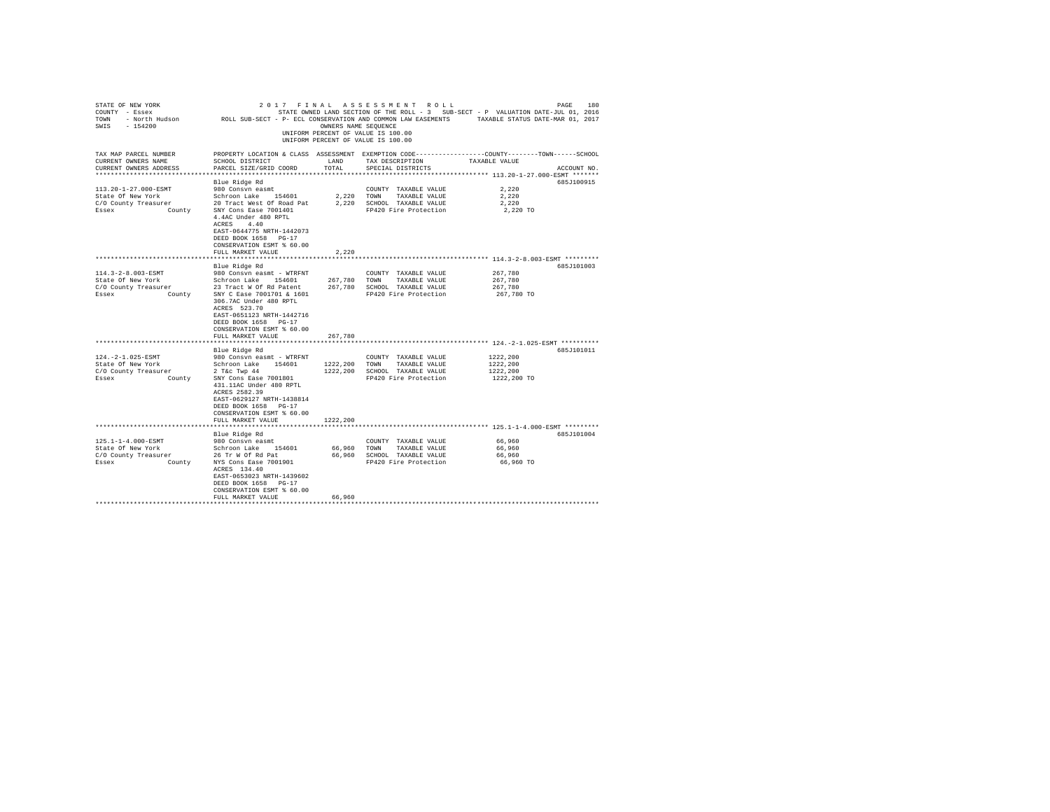STATE OF NEW YORK — 2017 FINAL ASSESSMENT ROLL — PAGE 180
COUNTY - Essex — STATE OWNED LAND SECTION OF THE ROLL - 3 SUB-SECT - P VALUATION DATE-JUL 01, 2016
TOWN - North Hudson — ROLL SUB-SECT - P- ECL CONSERVATION AND COMMON LAW EASEMENTS — TAXABLE STATUS DATE-MAR 01, 2017
SWIS - 154200 — OWNERS NAME SEQUENCE
UNIFORM PERCENT OF VALUE IS 100.00
UNIFORM PERCENT OF VALUE IS 100.00

| TAX MAP PARCEL NUMBER / CURRENT OWNERS NAME / CURRENT OWNERS ADDRESS | PROPERTY LOCATION & CLASS / SCHOOL DISTRICT / PARCEL SIZE/GRID COORD | ASSESSMENT LAND | TOTAL | EXEMPTION CODE / TAX DESCRIPTION / SPECIAL DISTRICTS | COUNTY--------TOWN------SCHOOL TAXABLE VALUE | ACCOUNT NO. |
|---|---|---|---|---|---|---|
| **113.20-1-27.000-ESMT** | Blue Ridge Rd | | | | | 685J100915 |
| 113.20-1-27.000-ESMT | 980 Consvn easmt | | | COUNTY TAXABLE VALUE | 2,220 | |
| State Of New York | Schroon Lake 154601 | 2,220 | | TOWN TAXABLE VALUE | 2,220 | |
| C/O County Treasurer | 20 Tract West Of Road Pat | | 2,220 | SCHOOL TAXABLE VALUE | 2,220 | |
| Essex County | SNY Cons Ease 7001401 | | | FP420 Fire Protection | 2,220 TO | |
| | 4.4AC Under 480 RPTL | | | | | |
| | ACRES 4.40 | | | | | |
| | EAST-0644775 NRTH-1442073 | | | | | |
| | DEED BOOK 1658 PG-17 | | | | | |
| | CONSERVATION ESMT % 60.00 | | | | | |
| | FULL MARKET VALUE | | 2,220 | | | |
| **114.3-2-8.003-ESMT** | Blue Ridge Rd | | | | | 685J101003 |
| 114.3-2-8.003-ESMT | 980 Consvn easmt - WTRFNT | | | COUNTY TAXABLE VALUE | 267,780 | |
| State Of New York | Schroon Lake 154601 | 267,780 | | TOWN TAXABLE VALUE | 267,780 | |
| C/O County Treasurer | 23 Tract W Of Rd Patent | | 267,780 | SCHOOL TAXABLE VALUE | 267,780 | |
| Essex County | SNY C Ease 7001701 & 1601 | | | FP420 Fire Protection | 267,780 TO | |
| | 306.7AC Under 480 RPTL | | | | | |
| | ACRES 523.70 | | | | | |
| | EAST-0651123 NRTH-1442716 | | | | | |
| | DEED BOOK 1658 PG-17 | | | | | |
| | CONSERVATION ESMT % 60.00 | | | | | |
| | FULL MARKET VALUE | | 267,780 | | | |
| **124.-2-1.025-ESMT** | Blue Ridge Rd | | | | | 685J101011 |
| 124.-2-1.025-ESMT | 980 Consvn easmt - WTRFNT | | | COUNTY TAXABLE VALUE | 1222,200 | |
| State Of New York | Schroon Lake 154601 | 1222,200 | | TOWN TAXABLE VALUE | 1222,200 | |
| C/O County Treasurer | 2 T&c Twp 44 | | 1222,200 | SCHOOL TAXABLE VALUE | 1222,200 | |
| Essex County | SNY Cons Ease 7001801 | | | FP420 Fire Protection | 1222,200 TO | |
| | 431.11AC Under 480 RPTL | | | | | |
| | ACRES 2582.39 | | | | | |
| | EAST-0629127 NRTH-1438814 | | | | | |
| | DEED BOOK 1658 PG-17 | | | | | |
| | CONSERVATION ESMT % 60.00 | | | | | |
| | FULL MARKET VALUE | | 1222,200 | | | |
| **125.1-1-4.000-ESMT** | Blue Ridge Rd | | | | | 685J101004 |
| 125.1-1-4.000-ESMT | 980 Consvn easmt | | | COUNTY TAXABLE VALUE | 66,960 | |
| State Of New York | Schroon Lake 154601 | 66,960 | | TOWN TAXABLE VALUE | 66,960 | |
| C/O County Treasurer | 26 Tr W Of Rd Pat | | 66,960 | SCHOOL TAXABLE VALUE | 66,960 | |
| Essex County | NYS Cons Ease 7001901 | | | FP420 Fire Protection | 66,960 TO | |
| | ACRES 134.40 | | | | | |
| | EAST-0653023 NRTH-1439602 | | | | | |
| | DEED BOOK 1658 PG-17 | | | | | |
| | CONSERVATION ESMT % 60.00 | | | | | |
| | FULL MARKET VALUE | | 66,960 | | | |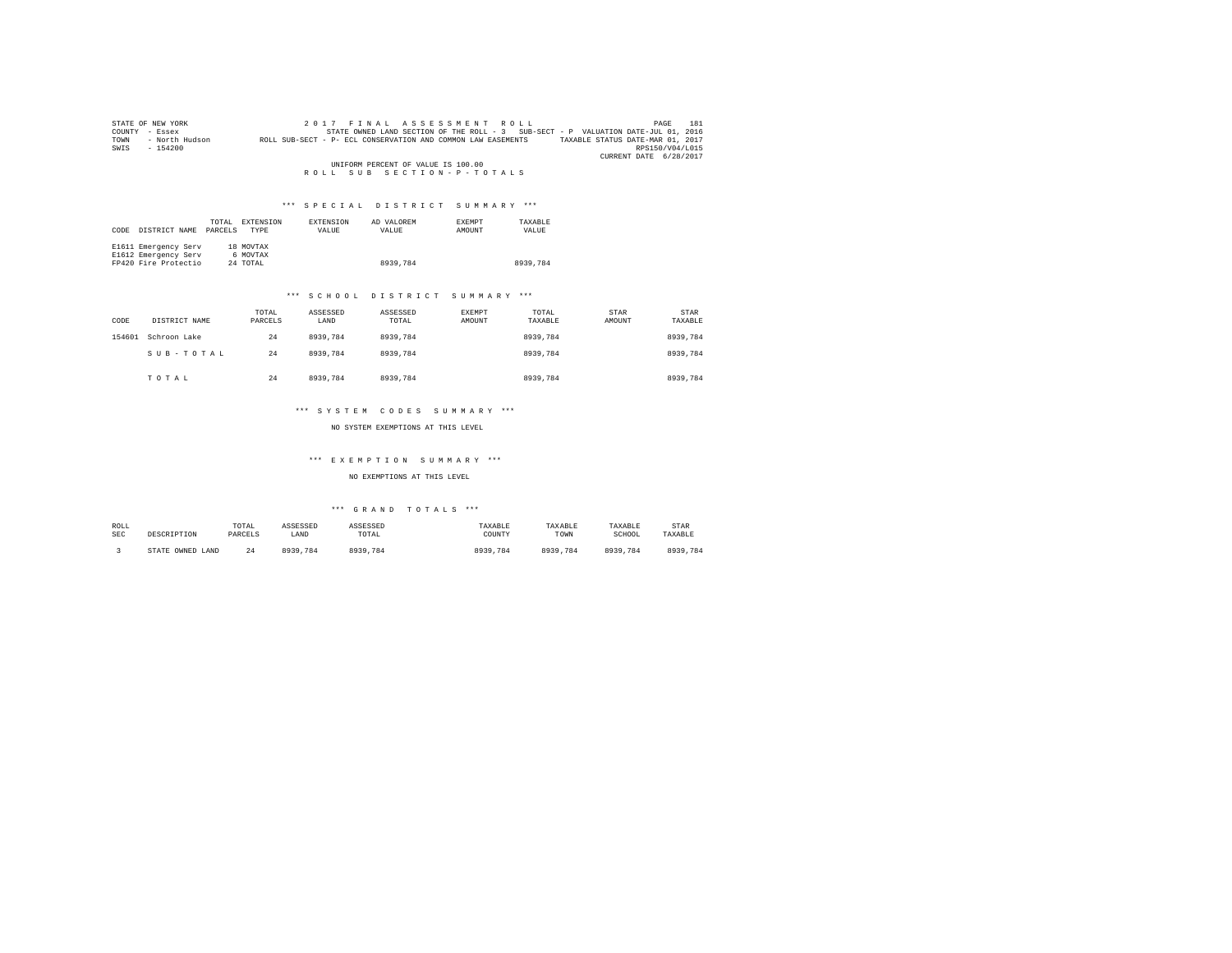STATE OF NEW YORK — 2017 FINAL ASSESSMENT ROLL
COUNTY - Essex — STATE OWNED LAND SECTION OF THE ROLL - 3 SUB-SECT - P VALUATION DATE-JUL 01, 2016
TOWN - North Hudson — ROLL SUB-SECT - P- ECL CONSERVATION AND COMMON LAW EASEMENTS — TAXABLE STATUS DATE-MAR 01, 2017
SWIS - 154200 — RPS150/V04/L015
CURRENT DATE 6/28/2017

UNIFORM PERCENT OF VALUE IS 100.00

ROLL SUB SECTION-P-TOTALS

### *** SPECIAL DISTRICT SUMMARY ***

| CODE | DISTRICT NAME | TOTAL PARCELS | EXTENSION TYPE | EXTENSION VALUE | AD VALOREM VALUE | EXEMPT AMOUNT | TAXABLE VALUE |
|---|---|---|---|---|---|---|---|
| E1611 | Emergency Serv | 18 | MOVTAX | | | | |
| E1612 | Emergency Serv | 6 | MOVTAX | | | | |
| FP420 | Fire Protectio | 24 | TOTAL | | 8939,784 | | 8939,784 |

### *** SCHOOL DISTRICT SUMMARY ***

| CODE | DISTRICT NAME | TOTAL PARCELS | ASSESSED LAND | ASSESSED TOTAL | EXEMPT AMOUNT | TOTAL TAXABLE | STAR AMOUNT | STAR TAXABLE |
|---|---|---|---|---|---|---|---|---|
| 154601 | Schroon Lake | 24 | 8939,784 | 8939,784 | | 8939,784 | | 8939,784 |
| | SUB-TOTAL | 24 | 8939,784 | 8939,784 | | 8939,784 | | 8939,784 |
| | TOTAL | 24 | 8939,784 | 8939,784 | | 8939,784 | | 8939,784 |

### *** SYSTEM CODES SUMMARY ***

NO SYSTEM EXEMPTIONS AT THIS LEVEL

### *** EXEMPTION SUMMARY ***

NO EXEMPTIONS AT THIS LEVEL

### *** GRAND TOTALS ***

| ROLL SEC | DESCRIPTION | TOTAL PARCELS | ASSESSED LAND | ASSESSED TOTAL | TAXABLE COUNTY | TAXABLE TOWN | TAXABLE SCHOOL | STAR TAXABLE |
|---|---|---|---|---|---|---|---|---|
| 3 | STATE OWNED LAND | 24 | 8939,784 | 8939,784 | 8939,784 | 8939,784 | 8939,784 | 8939,784 |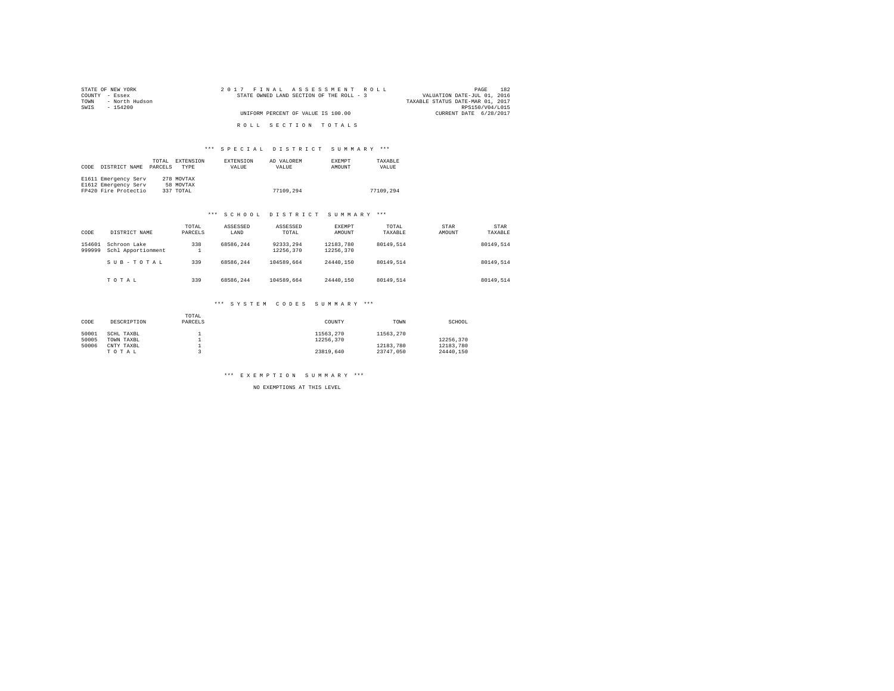STATE OF NEW YORK
COUNTY - Essex
TOWN - North Hudson
SWIS - 154200

2017 FINAL ASSESSMENT ROLL
STATE OWNED LAND SECTION OF THE ROLL - 3
UNIFORM PERCENT OF VALUE IS 100.00

VALUATION DATE-JUL 01, 2016
TAXABLE STATUS DATE-MAR 01, 2017
RPS150/V04/L015
CURRENT DATE 6/28/2017

## ROLL SECTION TOTALS

### *** SPECIAL DISTRICT SUMMARY ***

| CODE | DISTRICT NAME | TOTAL PARCELS | EXTENSION TYPE | EXTENSION VALUE | AD VALOREM VALUE | EXEMPT AMOUNT | TAXABLE VALUE |
|---|---|---|---|---|---|---|---|
| E1611 | Emergency Serv | 278 | MOVTAX | | | | |
| E1612 | Emergency Serv | 58 | MOVTAX | | | | |
| FP420 | Fire Protectio | 337 | TOTAL | | 77109,294 | | 77109,294 |

### *** SCHOOL DISTRICT SUMMARY ***

| CODE | DISTRICT NAME | TOTAL PARCELS | ASSESSED LAND | ASSESSED TOTAL | EXEMPT AMOUNT | TOTAL TAXABLE | STAR AMOUNT | STAR TAXABLE |
|---|---|---|---|---|---|---|---|---|
| 154601 | Schroon Lake | 338 | 68586,244 | 92333,294 | 12183,780 | 80149,514 | | 80149,514 |
| 999999 | Schl Apportionment | 1 | | 12256,370 | 12256,370 | | | |
| | SUB-TOTAL | 339 | 68586,244 | 104589,664 | 24440,150 | 80149,514 | | 80149,514 |
| | TOTAL | 339 | 68586,244 | 104589,664 | 24440,150 | 80149,514 | | 80149,514 |

### *** SYSTEM CODES SUMMARY ***

| CODE | DESCRIPTION | TOTAL PARCELS | COUNTY | TOWN | SCHOOL |
|---|---|---|---|---|---|
| 50001 | SCHL TAXBL | 1 | 11563,270 | 11563,270 | |
| 50005 | TOWN TAXBL | 1 | 12256,370 | | 12256,370 |
| 50006 | CNTY TAXBL | 1 | | 12183,780 | 12183,780 |
| | TOTAL | 3 | 23819,640 | 23747,050 | 24440,150 |

### *** EXEMPTION SUMMARY ***

NO EXEMPTIONS AT THIS LEVEL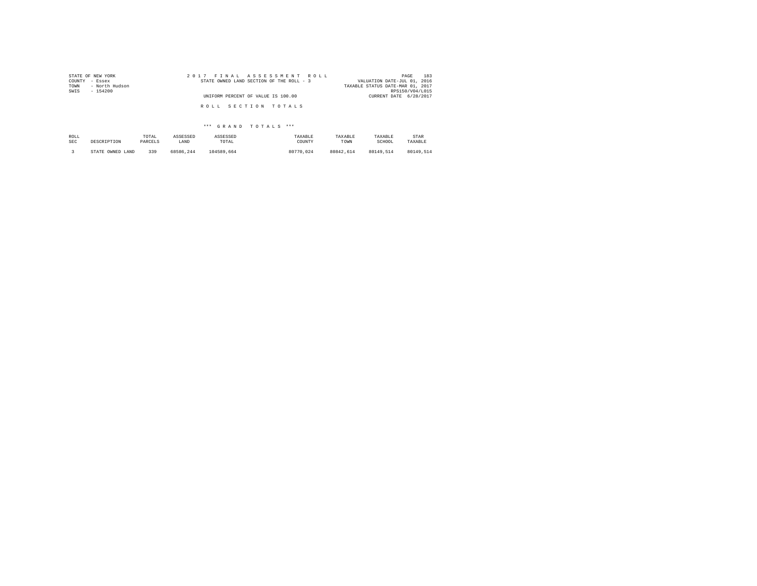STATE OF NEW YORK
COUNTY - Essex
TOWN - North Hudson
SWIS - 154200

2 0 1 7 F I N A L A S S E S S M E N T R O L L
STATE OWNED LAND SECTION OF THE ROLL - 3

UNIFORM PERCENT OF VALUE IS 100.00

VALUATION DATE-JUL 01, 2016
TAXABLE STATUS DATE-MAR 01, 2017
RPS150/V04/L015
CURRENT DATE 6/28/2017

R O L L S E C T I O N T O T A L S

\*\*\* G R A N D T O T A L S \*\*\*

| ROLL SEC | DESCRIPTION | TOTAL PARCELS | ASSESSED LAND | ASSESSED TOTAL | TAXABLE COUNTY | TAXABLE TOWN | TAXABLE SCHOOL | STAR TAXABLE |
|---|---|---|---|---|---|---|---|---|
| 3 | STATE OWNED LAND | 339 | 68586,244 | 104589,664 | 80770,024 | 80842,614 | 80149,514 | 80149,514 |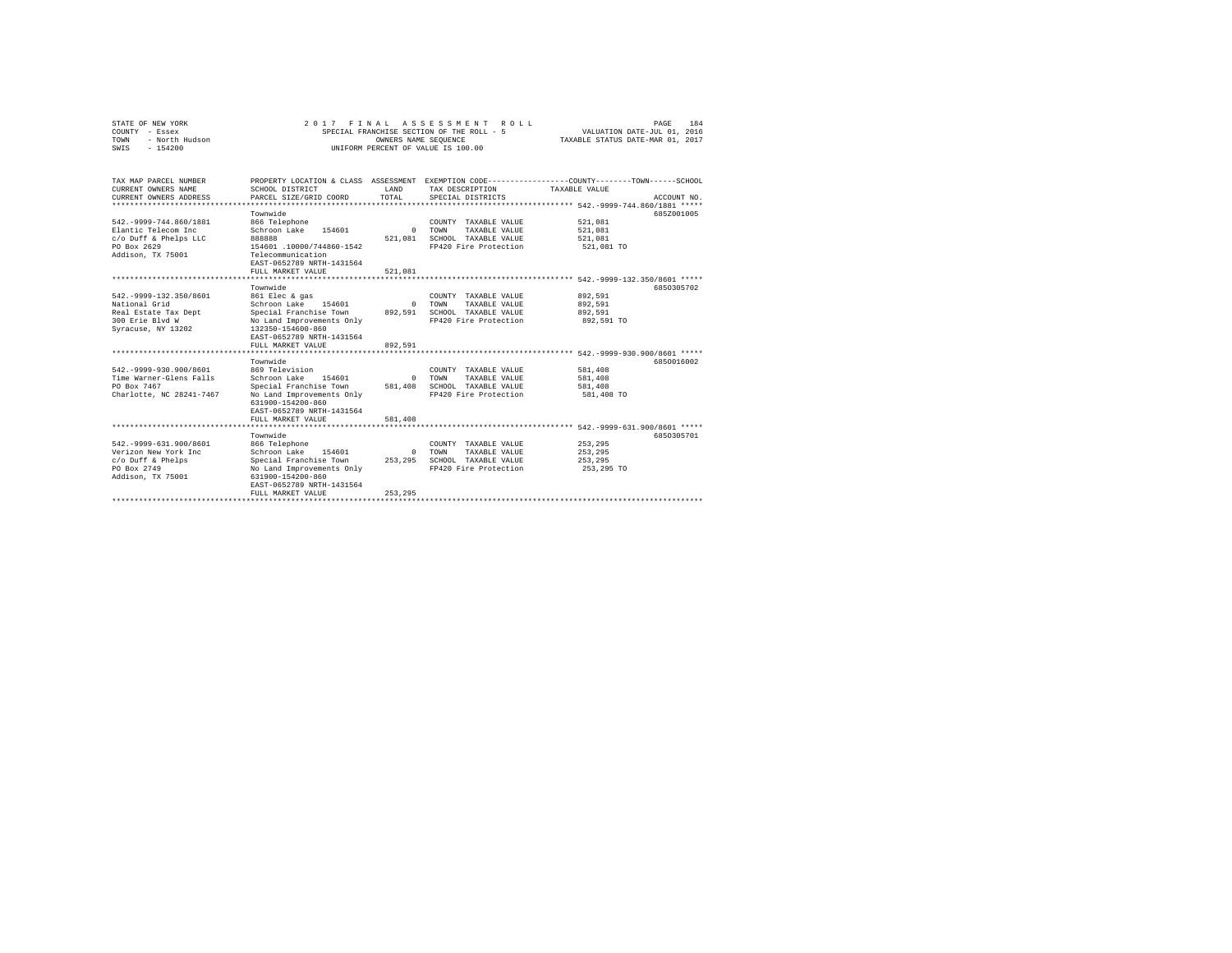STATE OF NEW YORK
COUNTY - Essex
TOWN - North Hudson
SWIS - 154200

2017 FINAL ASSESSMENT ROLL
SPECIAL FRANCHISE SECTION OF THE ROLL - 5
OWNERS NAME SEQUENCE
UNIFORM PERCENT OF VALUE IS 100.00

VALUATION DATE-JUL 01, 2016
TAXABLE STATUS DATE-MAR 01, 2017

| TAX MAP PARCEL NUMBER / CURRENT OWNERS NAME / CURRENT OWNERS ADDRESS | PROPERTY LOCATION & CLASS / SCHOOL DISTRICT / PARCEL SIZE/GRID COORD | ASSESSMENT LAND / TOTAL | EXEMPTION CODE / TAX DESCRIPTION / SPECIAL DISTRICTS | COUNTY--------TOWN------SCHOOL TAXABLE VALUE | ACCOUNT NO. |
|---|---|---|---|---|---|
| **542.-9999-744.860/1881** | Townwide | | | | 685Z001005 |
| 542.-9999-744.860/1881 | 866 Telephone | | COUNTY TAXABLE VALUE | 521,081 | |
| Elantic Telecom Inc | Schroon Lake 154601 | 0 | TOWN TAXABLE VALUE | 521,081 | |
| c/o Duff & Phelps LLC | 888888 | 521,081 | SCHOOL TAXABLE VALUE | 521,081 | |
| PO Box 2629 | 154601 .10000/744860-1542 | | FP420 Fire Protection | 521,081 TO | |
| Addison, TX 75001 | Telecommunication | | | | |
| | EAST-0652789 NRTH-1431564 | | | | |
| | FULL MARKET VALUE | 521,081 | | | |
| **542.-9999-132.350/8601** | Townwide | | | | 6850305702 |
| 542.-9999-132.350/8601 | 861 Elec & gas | | COUNTY TAXABLE VALUE | 892,591 | |
| National Grid | Schroon Lake 154601 | 0 | TOWN TAXABLE VALUE | 892,591 | |
| Real Estate Tax Dept | Special Franchise Town | 892,591 | SCHOOL TAXABLE VALUE | 892,591 | |
| 300 Erie Blvd W | No Land Improvements Only | | FP420 Fire Protection | 892,591 TO | |
| Syracuse, NY 13202 | 132350-154600-860 | | | | |
| | EAST-0652789 NRTH-1431564 | | | | |
| | FULL MARKET VALUE | 892,591 | | | |
| **542.-9999-930.900/8601** | Townwide | | | | 6850016002 |
| 542.-9999-930.900/8601 | 869 Television | | COUNTY TAXABLE VALUE | 581,408 | |
| Time Warner-Glens Falls | Schroon Lake 154601 | 0 | TOWN TAXABLE VALUE | 581,408 | |
| PO Box 7467 | Special Franchise Town | 581,408 | SCHOOL TAXABLE VALUE | 581,408 | |
| Charlotte, NC 28241-7467 | No Land Improvements Only | | FP420 Fire Protection | 581,408 TO | |
| | 631900-154200-860 | | | | |
| | EAST-0652789 NRTH-1431564 | | | | |
| | FULL MARKET VALUE | 581,408 | | | |
| **542.-9999-631.900/8601** | Townwide | | | | 6850305701 |
| 542.-9999-631.900/8601 | 866 Telephone | | COUNTY TAXABLE VALUE | 253,295 | |
| Verizon New York Inc | Schroon Lake 154601 | 0 | TOWN TAXABLE VALUE | 253,295 | |
| c/o Duff & Phelps | Special Franchise Town | 253,295 | SCHOOL TAXABLE VALUE | 253,295 | |
| PO Box 2749 | No Land Improvements Only | | FP420 Fire Protection | 253,295 TO | |
| Addison, TX 75001 | 631900-154200-860 | | | | |
| | EAST-0652789 NRTH-1431564 | | | | |
| | FULL MARKET VALUE | 253,295 | | | |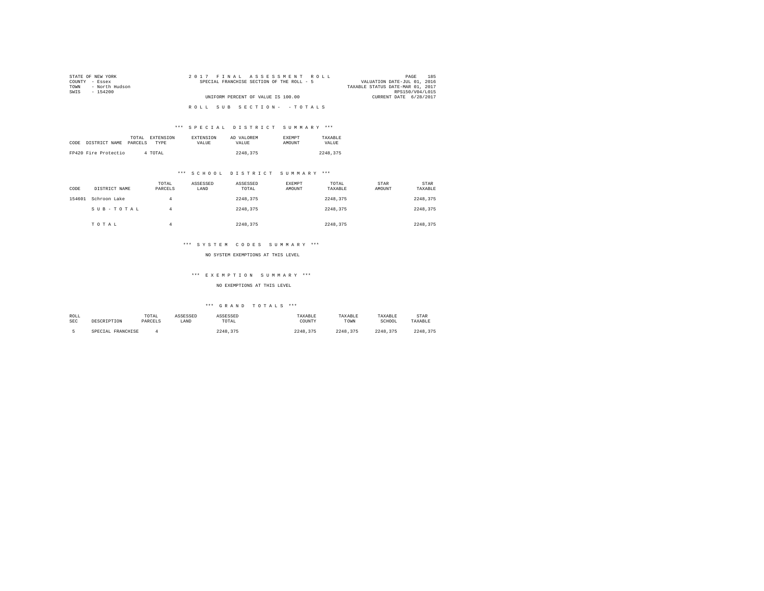STATE OF NEW YORK  
COUNTY - Essex  
TOWN - North Hudson  
SWIS - 154200

2 0 1 7 F I N A L A S S E S S M E N T R O L L  
SPECIAL FRANCHISE SECTION OF THE ROLL - 5

UNIFORM PERCENT OF VALUE IS 100.00

VALUATION DATE-JUL 01, 2016  
TAXABLE STATUS DATE-MAR 01, 2017  
RPS150/V04/L015  
CURRENT DATE 6/28/2017

R O L L S U B S E C T I O N - - T O T A L S

## *** S P E C I A L D I S T R I C T S U M M A R Y ***

| CODE | DISTRICT NAME | TOTAL PARCELS | EXTENSION TYPE | EXTENSION VALUE | AD VALOREM VALUE | EXEMPT AMOUNT | TAXABLE VALUE |
|---|---|---|---|---|---|---|---|
| FP420 | Fire Protectio | 4 | TOTAL | | 2248,375 | | 2248,375 |

## *** S C H O O L D I S T R I C T S U M M A R Y ***

| CODE | DISTRICT NAME | TOTAL PARCELS | ASSESSED LAND | ASSESSED TOTAL | EXEMPT AMOUNT | TOTAL TAXABLE | STAR AMOUNT | STAR TAXABLE |
|---|---|---|---|---|---|---|---|---|
| 154601 | Schroon Lake | 4 | | 2248,375 | | 2248,375 | | 2248,375 |
| | S U B - T O T A L | 4 | | 2248,375 | | 2248,375 | | 2248,375 |
| | T O T A L | 4 | | 2248,375 | | 2248,375 | | 2248,375 |

## *** S Y S T E M C O D E S S U M M A R Y ***

NO SYSTEM EXEMPTIONS AT THIS LEVEL

## *** E X E M P T I O N S U M M A R Y ***

NO EXEMPTIONS AT THIS LEVEL

## *** G R A N D T O T A L S ***

| ROLL SEC | DESCRIPTION | TOTAL PARCELS | ASSESSED LAND | ASSESSED TOTAL | TAXABLE COUNTY | TAXABLE TOWN | TAXABLE SCHOOL | STAR TAXABLE |
|---|---|---|---|---|---|---|---|---|
| 5 | SPECIAL FRANCHISE | 4 | | 2248,375 | 2248,375 | 2248,375 | 2248,375 | 2248,375 |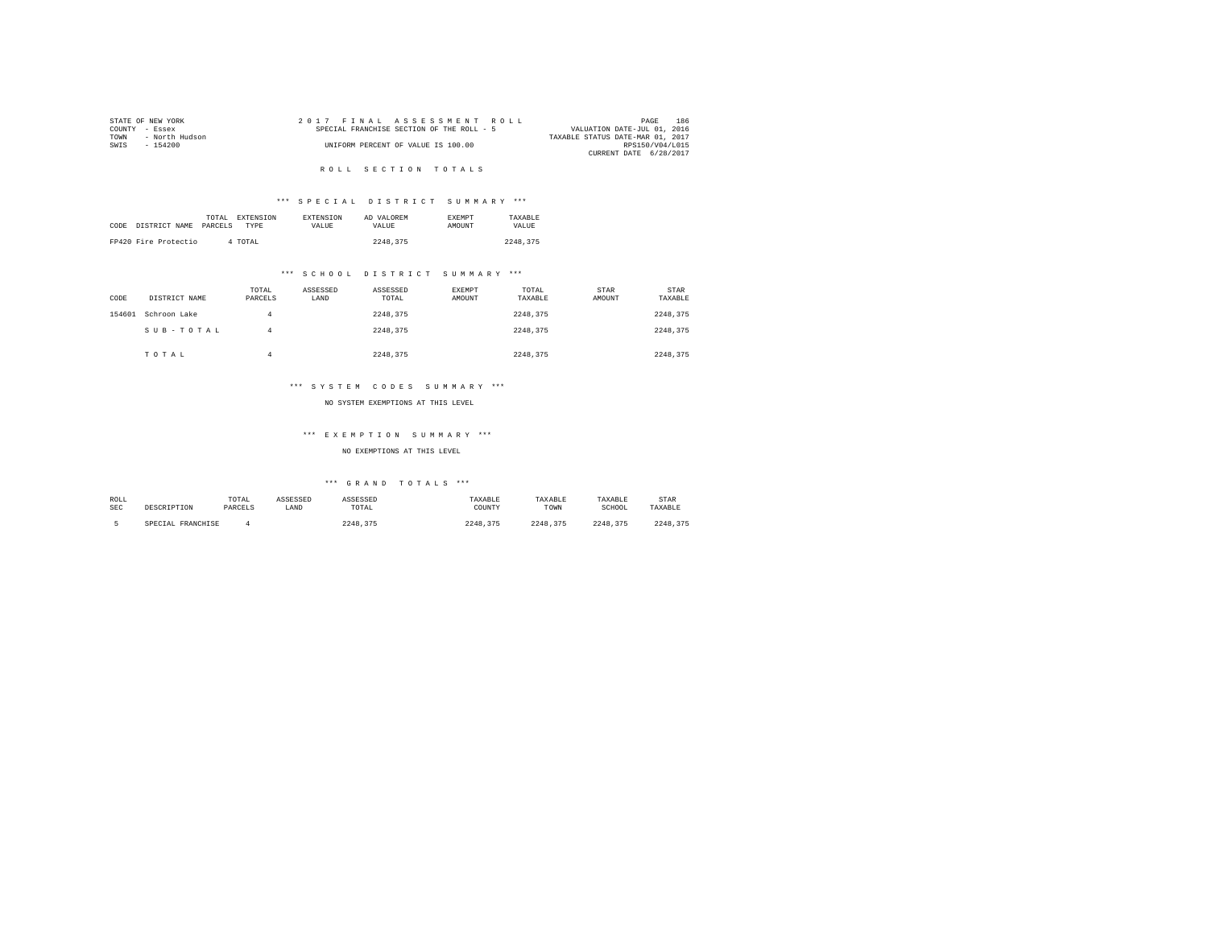STATE OF NEW YORK
COUNTY - Essex
TOWN - North Hudson
SWIS - 154200

2 0 1 7 F I N A L A S S E S S M E N T R O L L
SPECIAL FRANCHISE SECTION OF THE ROLL - 5
UNIFORM PERCENT OF VALUE IS 100.00

VALUATION DATE-JUL 01, 2016
TAXABLE STATUS DATE-MAR 01, 2017
RPS150/V04/L015
CURRENT DATE 6/28/2017

R O L L S E C T I O N T O T A L S

*** S P E C I A L D I S T R I C T S U M M A R Y ***

| CODE | DISTRICT NAME | TOTAL PARCELS | EXTENSION TYPE | EXTENSION VALUE | AD VALOREM VALUE | EXEMPT AMOUNT | TAXABLE VALUE |
|---|---|---|---|---|---|---|---|
| FP420 | Fire Protectio | 4 | TOTAL | | 2248,375 | | 2248,375 |

*** S C H O O L D I S T R I C T S U M M A R Y ***

| CODE | DISTRICT NAME | TOTAL PARCELS | ASSESSED LAND | ASSESSED TOTAL | EXEMPT AMOUNT | TOTAL TAXABLE | STAR AMOUNT | STAR TAXABLE |
|---|---|---|---|---|---|---|---|---|
| 154601 | Schroon Lake | 4 | | 2248,375 | | 2248,375 | | 2248,375 |
| | S U B - T O T A L | 4 | | 2248,375 | | 2248,375 | | 2248,375 |
| | T O T A L | 4 | | 2248,375 | | 2248,375 | | 2248,375 |

*** S Y S T E M C O D E S S U M M A R Y ***

NO SYSTEM EXEMPTIONS AT THIS LEVEL

*** E X E M P T I O N S U M M A R Y ***

NO EXEMPTIONS AT THIS LEVEL

*** G R A N D T O T A L S ***

| ROLL SEC | DESCRIPTION | TOTAL PARCELS | ASSESSED LAND | ASSESSED TOTAL | TAXABLE COUNTY | TAXABLE TOWN | TAXABLE SCHOOL | STAR TAXABLE |
|---|---|---|---|---|---|---|---|---|
| 5 | SPECIAL FRANCHISE | 4 | | 2248,375 | 2248,375 | 2248,375 | 2248,375 | 2248,375 |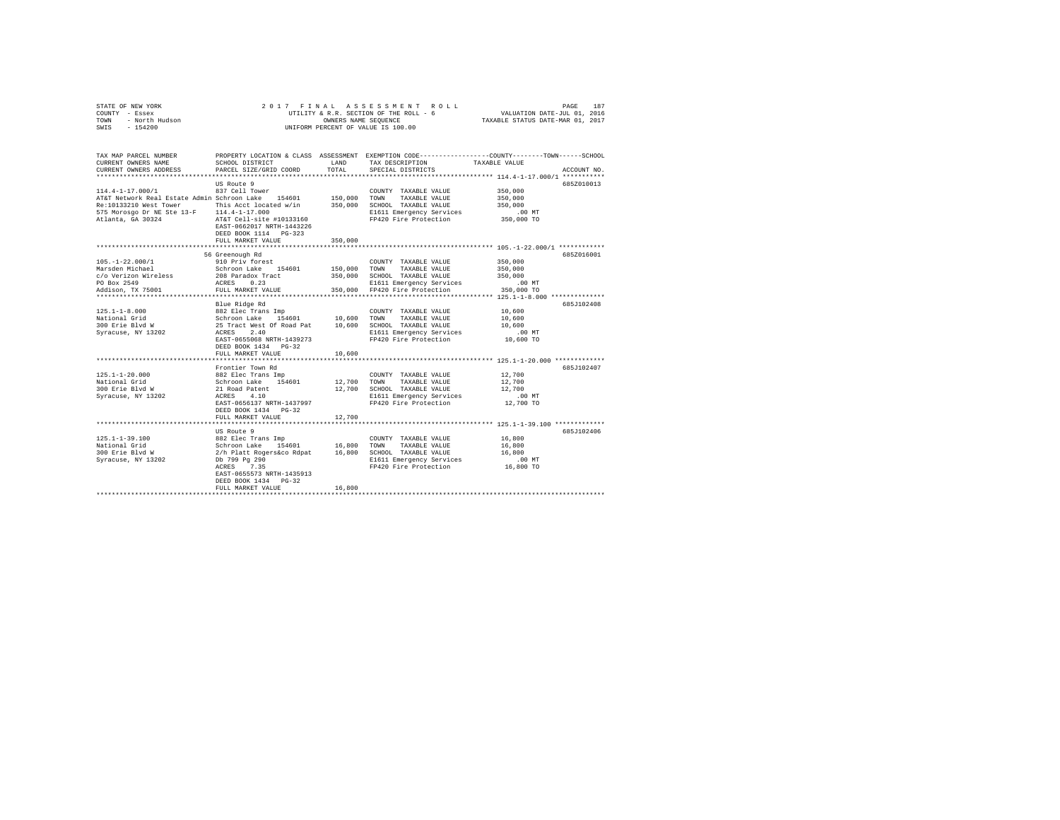STATE OF NEW YORK 2017 FINAL ASSESSMENT ROLL
COUNTY - Essex UTILITY & R.R. SECTION OF THE ROLL - 6 VALUATION DATE-JUL 01, 2016
TOWN - North Hudson OWNERS NAME SEQUENCE TAXABLE STATUS DATE-MAR 01, 2017
SWIS - 154200 UNIFORM PERCENT OF VALUE IS 100.00

| TAX MAP PARCEL NUMBER / CURRENT OWNERS NAME / CURRENT OWNERS ADDRESS | PROPERTY LOCATION & CLASS / SCHOOL DISTRICT / PARCEL SIZE/GRID COORD | ASSESSMENT LAND | TOTAL | EXEMPTION CODE / TAX DESCRIPTION / SPECIAL DISTRICTS | TAXABLE VALUE (COUNTY / TOWN / SCHOOL) | ACCOUNT NO. |
|---|---|---|---|---|---|---|
| **114.4-1-17.000/1** | US Route 9 | | | | | 685Z010013 |
| 114.4-1-17.000/1 | 837 Cell Tower | | | COUNTY TAXABLE VALUE | 350,000 | |
| AT&T Network Real Estate Admin | Schroon Lake 154601 | 150,000 | | TOWN TAXABLE VALUE | 350,000 | |
| Re:10133210 West Tower | This Acct located w/in | | 350,000 | SCHOOL TAXABLE VALUE | 350,000 | |
| 575 Morosgo Dr NE Ste 13-F | 114.4-1-17.000 | | | E1611 Emergency Services | .00 MT | |
| Atlanta, GA 30324 | AT&T Cell-site #10133160 | | | FP420 Fire Protection | 350,000 TO | |
| | EAST-0662017 NRTH-1443226 | | | | | |
| | DEED BOOK 1114 PG-323 | | | | | |
| | FULL MARKET VALUE | | 350,000 | | | |
| **105.-1-22.000/1** | 56 Greenough Rd | | | | | 685Z016001 |
| 105.-1-22.000/1 | 910 Priv forest | | | COUNTY TAXABLE VALUE | 350,000 | |
| Marsden Michael | Schroon Lake 154601 | 150,000 | | TOWN TAXABLE VALUE | 350,000 | |
| c/o Verizon Wireless | 208 Paradox Tract | | 350,000 | SCHOOL TAXABLE VALUE | 350,000 | |
| PO Box 2549 | ACRES 0.23 | | | E1611 Emergency Services | .00 MT | |
| Addison, TX 75001 | FULL MARKET VALUE | | 350,000 | FP420 Fire Protection | 350,000 TO | |
| **125.1-1-8.000** | Blue Ridge Rd | | | | | 685J102408 |
| 125.1-1-8.000 | 882 Elec Trans Imp | | | COUNTY TAXABLE VALUE | 10,600 | |
| National Grid | Schroon Lake 154601 | 10,600 | | TOWN TAXABLE VALUE | 10,600 | |
| 300 Erie Blvd W | 25 Tract West Of Road Pat | | 10,600 | SCHOOL TAXABLE VALUE | 10,600 | |
| Syracuse, NY 13202 | ACRES 2.40 | | | E1611 Emergency Services | .00 MT | |
| | EAST-0655068 NRTH-1439273 | | | FP420 Fire Protection | 10,600 TO | |
| | DEED BOOK 1434 PG-32 | | | | | |
| | FULL MARKET VALUE | | 10,600 | | | |
| **125.1-1-20.000** | Frontier Town Rd | | | | | 685J102407 |
| 125.1-1-20.000 | 882 Elec Trans Imp | | | COUNTY TAXABLE VALUE | 12,700 | |
| National Grid | Schroon Lake 154601 | 12,700 | | TOWN TAXABLE VALUE | 12,700 | |
| 300 Erie Blvd W | 21 Road Patent | | 12,700 | SCHOOL TAXABLE VALUE | 12,700 | |
| Syracuse, NY 13202 | ACRES 4.10 | | | E1611 Emergency Services | .00 MT | |
| | EAST-0656137 NRTH-1437997 | | | FP420 Fire Protection | 12,700 TO | |
| | DEED BOOK 1434 PG-32 | | | | | |
| | FULL MARKET VALUE | | 12,700 | | | |
| **125.1-1-39.100** | US Route 9 | | | | | 685J102406 |
| 125.1-1-39.100 | 882 Elec Trans Imp | | | COUNTY TAXABLE VALUE | 16,800 | |
| National Grid | Schroon Lake 154601 | 16,800 | | TOWN TAXABLE VALUE | 16,800 | |
| 300 Erie Blvd W | 2/h Platt Rogers&co Rdpat | | 16,800 | SCHOOL TAXABLE VALUE | 16,800 | |
| Syracuse, NY 13202 | Db 799 Pg 290 | | | E1611 Emergency Services | .00 MT | |
| | ACRES 7.35 | | | FP420 Fire Protection | 16,800 TO | |
| | EAST-0655573 NRTH-1435913 | | | | | |
| | DEED BOOK 1434 PG-32 | | | | | |
| | FULL MARKET VALUE | | 16,800 | | | |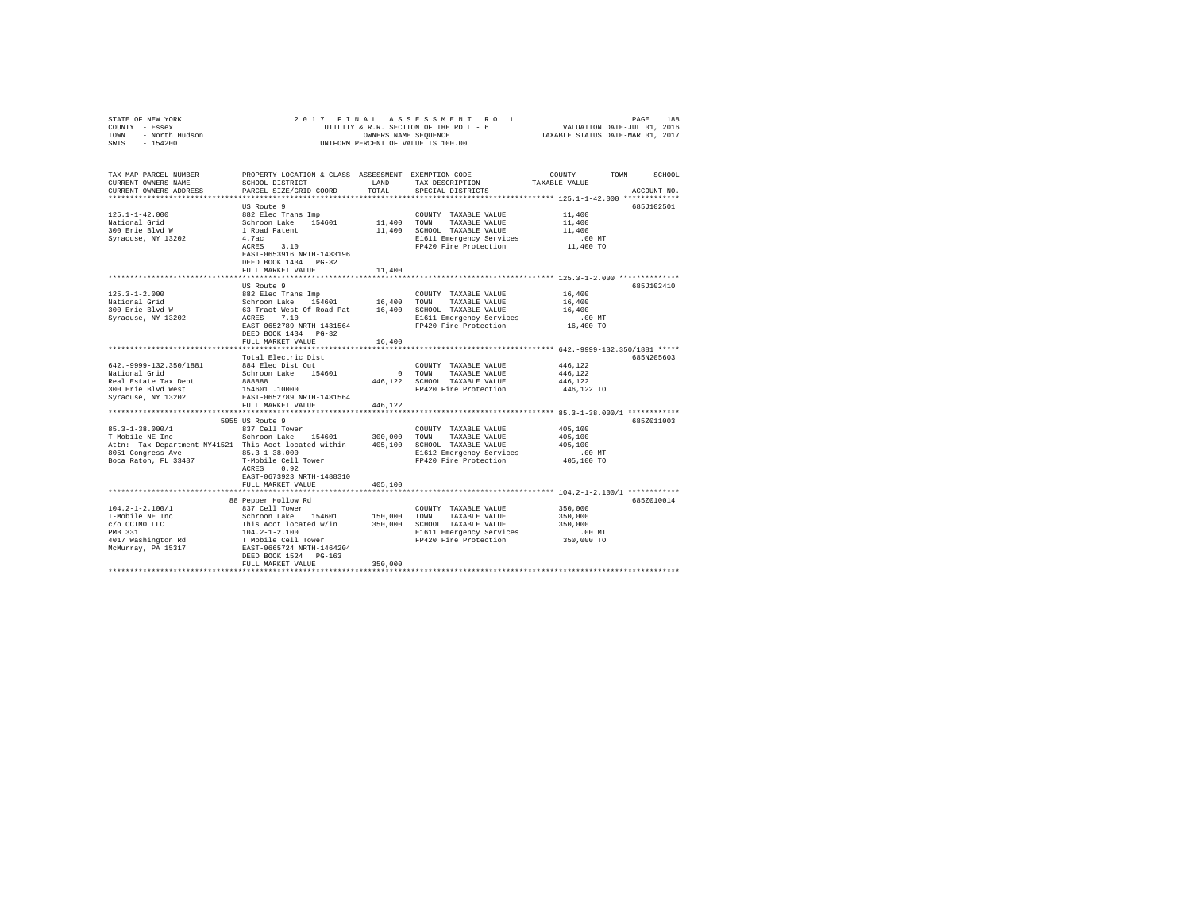STATE OF NEW YORK | 2017 FINAL ASSESSMENT ROLL | PAGE 188
COUNTY - Essex | UTILITY & R.R. SECTION OF THE ROLL - 6 | VALUATION DATE-JUL 01, 2016
TOWN - North Hudson | OWNERS NAME SEQUENCE | TAXABLE STATUS DATE-MAR 01, 2017
SWIS - 154200 | UNIFORM PERCENT OF VALUE IS 100.00

| TAX MAP PARCEL NUMBER / CURRENT OWNERS NAME / CURRENT OWNERS ADDRESS | PROPERTY LOCATION & CLASS / SCHOOL DISTRICT / PARCEL SIZE/GRID COORD | ASSESSMENT LAND | TOTAL | EXEMPTION CODE / TAX DESCRIPTION / SPECIAL DISTRICTS | TAXABLE VALUE (COUNTY--TOWN--SCHOOL) | ACCOUNT NO. |
|---|---|---|---|---|---|---|
| **125.1-1-42.000** | US Route 9 | | | | | 685J102501 |
| 125.1-1-42.000 | 882 Elec Trans Imp | | | COUNTY TAXABLE VALUE | 11,400 | |
| National Grid | Schroon Lake 154601 | 11,400 | | TOWN TAXABLE VALUE | 11,400 | |
| 300 Erie Blvd W | 1 Road Patent | | 11,400 | SCHOOL TAXABLE VALUE | 11,400 | |
| Syracuse, NY 13202 | 4.7ac | | | E1611 Emergency Services | .00 MT | |
| | ACRES 3.10 | | | FP420 Fire Protection | 11,400 TO | |
| | EAST-0653916 NRTH-1433196 | | | | | |
| | DEED BOOK 1434 PG-32 | | | | | |
| | FULL MARKET VALUE | | 11,400 | | | |
| **125.3-1-2.000** | US Route 9 | | | | | 685J102410 |
| 125.3-1-2.000 | 882 Elec Trans Imp | | | COUNTY TAXABLE VALUE | 16,400 | |
| National Grid | Schroon Lake 154601 | 16,400 | | TOWN TAXABLE VALUE | 16,400 | |
| 300 Erie Blvd W | 63 Tract West Of Road Pat | | 16,400 | SCHOOL TAXABLE VALUE | 16,400 | |
| Syracuse, NY 13202 | ACRES 7.10 | | | E1611 Emergency Services | .00 MT | |
| | EAST-0652789 NRTH-1431564 | | | FP420 Fire Protection | 16,400 TO | |
| | DEED BOOK 1434 PG-32 | | | | | |
| | FULL MARKET VALUE | | 16,400 | | | |
| **642.-9999-132.350/1881** | Total Electric Dist | | | | | 685N205603 |
| 642.-9999-132.350/1881 | 884 Elec Dist Out | | | COUNTY TAXABLE VALUE | 446,122 | |
| National Grid | Schroon Lake 154601 | 0 | | TOWN TAXABLE VALUE | 446,122 | |
| Real Estate Tax Dept | 888888 | | 446,122 | SCHOOL TAXABLE VALUE | 446,122 | |
| 300 Erie Blvd West | 154601 .10000 | | | FP420 Fire Protection | 446,122 TO | |
| Syracuse, NY 13202 | EAST-0652789 NRTH-1431564 | | | | | |
| | FULL MARKET VALUE | | 446,122 | | | |
| **85.3-1-38.000/1** | 5055 US Route 9 | | | | | 685Z011003 |
| 85.3-1-38.000/1 | 837 Cell Tower | | | COUNTY TAXABLE VALUE | 405,100 | |
| T-Mobile NE Inc | Schroon Lake 154601 | 300,000 | | TOWN TAXABLE VALUE | 405,100 | |
| Attn: Tax Department-NY41521 | This Acct located within | | 405,100 | SCHOOL TAXABLE VALUE | 405,100 | |
| 8051 Congress Ave | 85.3-1-38.000 | | | E1612 Emergency Services | .00 MT | |
| Boca Raton, FL 33487 | T-Mobile Cell Tower | | | FP420 Fire Protection | 405,100 TO | |
| | ACRES 0.92 | | | | | |
| | EAST-0673923 NRTH-1488310 | | | | | |
| | FULL MARKET VALUE | | 405,100 | | | |
| **104.2-1-2.100/1** | 88 Pepper Hollow Rd | | | | | 685Z010014 |
| 104.2-1-2.100/1 | 837 Cell Tower | | | COUNTY TAXABLE VALUE | 350,000 | |
| T-Mobile NE Inc | Schroon Lake 154601 | 150,000 | | TOWN TAXABLE VALUE | 350,000 | |
| c/o CCTMO LLC | This Acct located w/in | | 350,000 | SCHOOL TAXABLE VALUE | 350,000 | |
| PMB 331 | 104.2-1-2.100 | | | E1611 Emergency Services | .00 MT | |
| 4017 Washington Rd | T Mobile Cell Tower | | | FP420 Fire Protection | 350,000 TO | |
| McMurray, PA 15317 | EAST-0665724 NRTH-1464204 | | | | | |
| | DEED BOOK 1524 PG-163 | | | | | |
| | FULL MARKET VALUE | | 350,000 | | | |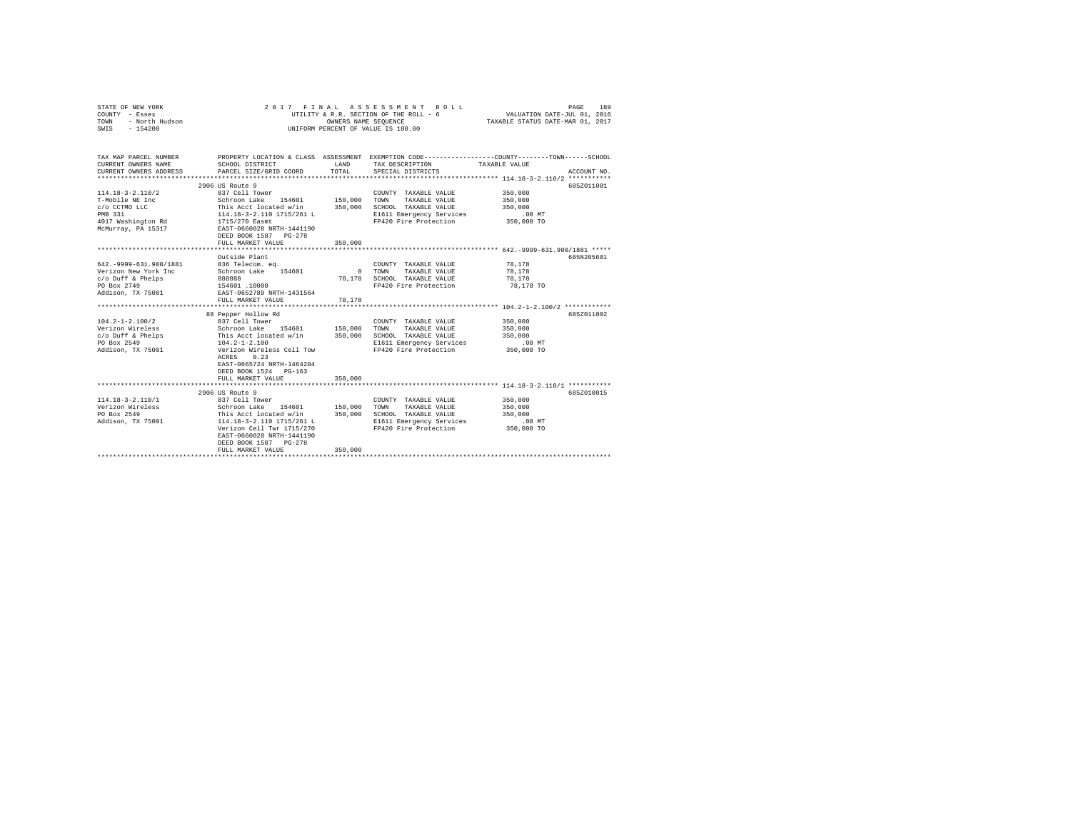STATE OF NEW YORK
COUNTY - Essex
TOWN - North Hudson
SWIS - 154200

2 0 1 7 F I N A L A S S E S S M E N T R O L L
UTILITY & R.R. SECTION OF THE ROLL - 6
OWNERS NAME SEQUENCE
UNIFORM PERCENT OF VALUE IS 100.00

VALUATION DATE-JUL 01, 2016
TAXABLE STATUS DATE-MAR 01, 2017

```
TAX MAP PARCEL NUMBER     PROPERTY LOCATION & CLASS  ASSESSMENT  EXEMPTION CODE-----------------COUNTY--------TOWN------SCHOOL
CURRENT OWNERS NAME       SCHOOL DISTRICT              LAND      TAX DESCRIPTION            TAXABLE VALUE
CURRENT OWNERS ADDRESS    PARCEL SIZE/GRID COORD       TOTAL     SPECIAL DISTRICTS                                  ACCOUNT NO.
******************************************************************************************* 114.18-3-2.110/2 ***********
                          2906 US Route 9                                                                        685Z011001
114.18-3-2.110/2          837 Cell Tower                          COUNTY  TAXABLE VALUE          350,000
T-Mobile NE Inc           Schroon Lake   154601       150,000     TOWN    TAXABLE VALUE          350,000
c/o CCTMO LLC             This Acct located w/in      350,000     SCHOOL  TAXABLE VALUE          350,000
PMB 331                   114.18-3-2.110 1715/261 L               E1611 Emergency Services           .00 MT
4017 Washington Rd        1715/270 Easmt                          FP420 Fire Protection          350,000 TO
McMurray, PA 15317        EAST-0660028 NRTH-1441190
                          DEED BOOK 1587   PG-278
                          FULL MARKET VALUE           350,000
******************************************************************************************* 642.-9999-631.900/1881 *****
                          Outside Plant                                                                          685N205601
642.-9999-631.900/1881    836 Telecom. eq.                        COUNTY  TAXABLE VALUE           78,178
Verizon New York Inc      Schroon Lake   154601             0     TOWN    TAXABLE VALUE           78,178
c/o Duff & Phelps         888888                       78,178     SCHOOL  TAXABLE VALUE           78,178
PO Box 2749               154601 .10000                           FP420 Fire Protection           78,178 TO
Addison, TX 75001         EAST-0652789 NRTH-1431564
                          FULL MARKET VALUE            78,178
******************************************************************************************* 104.2-1-2.100/2 ************
                          88 Pepper Hollow Rd                                                                    685Z011002
104.2-1-2.100/2           837 Cell Tower                          COUNTY  TAXABLE VALUE          350,000
Verizon Wireless          Schroon Lake   154601       150,000     TOWN    TAXABLE VALUE          350,000
c/o Duff & Phelps         This Acct located w/in      350,000     SCHOOL  TAXABLE VALUE          350,000
PO Box 2549               104.2-1-2.100                           E1611 Emergency Services           .00 MT
Addison, TX 75001         Verizon Wireless Cell Tow               FP420 Fire Protection          350,000 TO
                          ACRES    0.23
                          EAST-0665724 NRTH-1464204
                          DEED BOOK 1524   PG-163
                          FULL MARKET VALUE           350,000
******************************************************************************************* 114.18-3-2.110/1 ***********
                          2906 US Route 9                                                                        685Z010015
114.18-3-2.110/1          837 Cell Tower                          COUNTY  TAXABLE VALUE          350,000
Verizon Wireless          Schroon Lake   154601       150,000     TOWN    TAXABLE VALUE          350,000
PO Box 2549               This Acct located w/in      350,000     SCHOOL  TAXABLE VALUE          350,000
Addison, TX 75001         114.18-3-2.110 1715/261 L               E1611 Emergency Services           .00 MT
                          Verizon Cell Twr 1715/270               FP420 Fire Protection          350,000 TO
                          EAST-0660028 NRTH-1441190
                          DEED BOOK 1587   PG-278
                          FULL MARKET VALUE           350,000
************************************************************************************************************************
```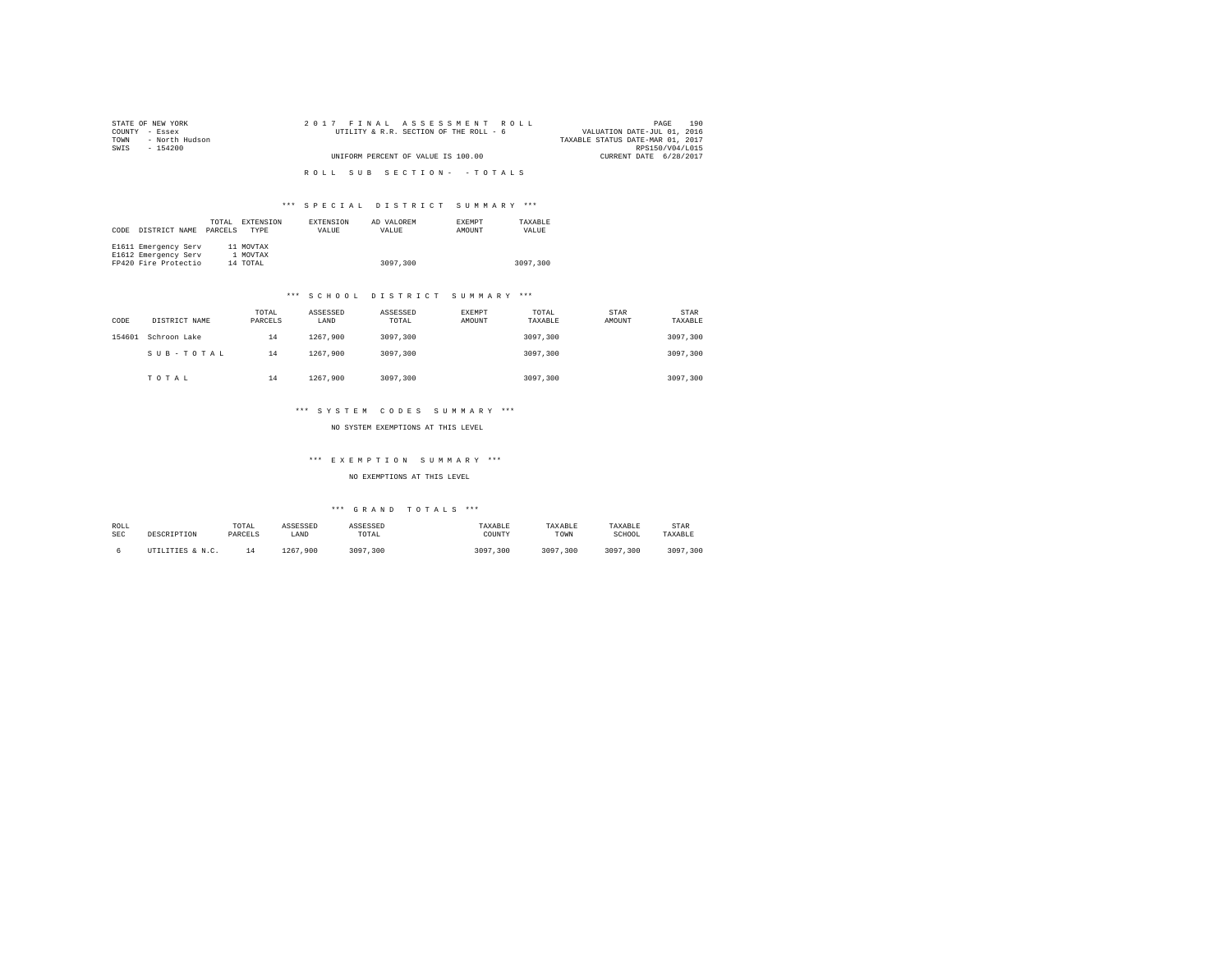STATE OF NEW YORK
COUNTY - Essex
TOWN - North Hudson
SWIS - 154200

2017 FINAL ASSESSMENT ROLL
UTILITY & R.R. SECTION OF THE ROLL - 6
UNIFORM PERCENT OF VALUE IS 100.00

VALUATION DATE-JUL 01, 2016
TAXABLE STATUS DATE-MAR 01, 2017
RPS150/V04/L015
CURRENT DATE 6/28/2017

ROLL SUB SECTION- - TOTALS

### *** SPECIAL DISTRICT SUMMARY ***

| CODE | DISTRICT NAME | TOTAL PARCELS | EXTENSION TYPE | EXTENSION VALUE | AD VALOREM VALUE | EXEMPT AMOUNT | TAXABLE VALUE |
|---|---|---|---|---|---|---|---|
| E1611 | Emergency Serv | 11 | MOVTAX | | | | |
| E1612 | Emergency Serv | 1 | MOVTAX | | | | |
| FP420 | Fire Protectio | 14 | TOTAL | | 3097,300 | | 3097,300 |

### *** SCHOOL DISTRICT SUMMARY ***

| CODE | DISTRICT NAME | TOTAL PARCELS | ASSESSED LAND | ASSESSED TOTAL | EXEMPT AMOUNT | TOTAL TAXABLE | STAR AMOUNT | STAR TAXABLE |
|---|---|---|---|---|---|---|---|---|
| 154601 | Schroon Lake | 14 | 1267,900 | 3097,300 | | 3097,300 | | 3097,300 |
| | S U B - T O T A L | 14 | 1267,900 | 3097,300 | | 3097,300 | | 3097,300 |
| | T O T A L | 14 | 1267,900 | 3097,300 | | 3097,300 | | 3097,300 |

### *** SYSTEM CODES SUMMARY ***

NO SYSTEM EXEMPTIONS AT THIS LEVEL

### *** EXEMPTION SUMMARY ***

NO EXEMPTIONS AT THIS LEVEL

### *** GRAND TOTALS ***

| ROLL SEC | DESCRIPTION | TOTAL PARCELS | ASSESSED LAND | ASSESSED TOTAL | TAXABLE COUNTY | TAXABLE TOWN | TAXABLE SCHOOL | STAR TAXABLE |
|---|---|---|---|---|---|---|---|---|
| 6 | UTILITIES & N.C. | 14 | 1267,900 | 3097,300 | 3097,300 | 3097,300 | 3097,300 | 3097,300 |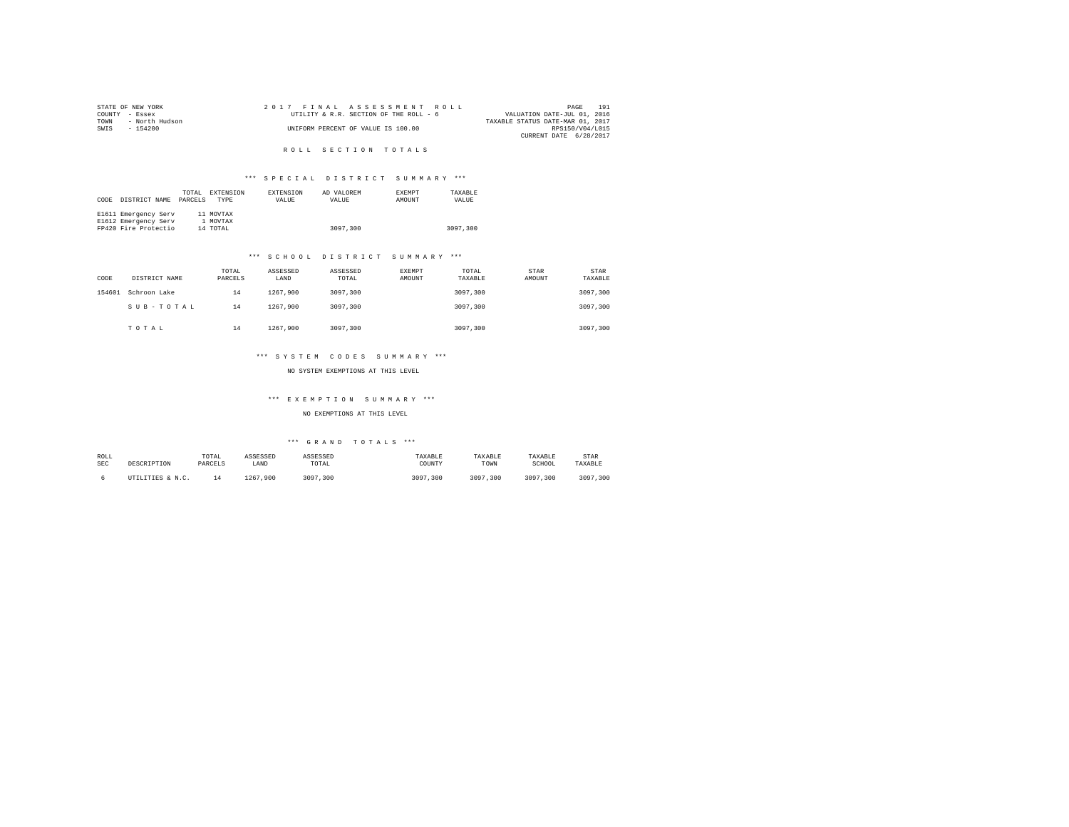STATE OF NEW YORK
COUNTY - Essex
TOWN - North Hudson
SWIS - 154200

2017 FINAL ASSESSMENT ROLL
UTILITY & R.R. SECTION OF THE ROLL - 6
UNIFORM PERCENT OF VALUE IS 100.00

VALUATION DATE-JUL 01, 2016
TAXABLE STATUS DATE-MAR 01, 2017
RPS150/V04/L015
CURRENT DATE 6/28/2017

## ROLL SECTION TOTALS

### *** SPECIAL DISTRICT SUMMARY ***

| CODE | DISTRICT NAME | TOTAL PARCELS | EXTENSION TYPE | EXTENSION VALUE | AD VALOREM VALUE | EXEMPT AMOUNT | TAXABLE VALUE |
|---|---|---|---|---|---|---|---|
| E1611 | Emergency Serv | 11 | MOVTAX | | | | |
| E1612 | Emergency Serv | 1 | MOVTAX | | | | |
| FP420 | Fire Protectio | 14 | TOTAL | | 3097,300 | | 3097,300 |

### *** SCHOOL DISTRICT SUMMARY ***

| CODE | DISTRICT NAME | TOTAL PARCELS | ASSESSED LAND | ASSESSED TOTAL | EXEMPT AMOUNT | TOTAL TAXABLE | STAR AMOUNT | STAR TAXABLE |
|---|---|---|---|---|---|---|---|---|
| 154601 | Schroon Lake | 14 | 1267,900 | 3097,300 | | 3097,300 | | 3097,300 |
| | S U B - T O T A L | 14 | 1267,900 | 3097,300 | | 3097,300 | | 3097,300 |
| | T O T A L | 14 | 1267,900 | 3097,300 | | 3097,300 | | 3097,300 |

### *** SYSTEM CODES SUMMARY ***

NO SYSTEM EXEMPTIONS AT THIS LEVEL

### *** EXEMPTION SUMMARY ***

NO EXEMPTIONS AT THIS LEVEL

### *** GRAND TOTALS ***

| ROLL SEC | DESCRIPTION | TOTAL PARCELS | ASSESSED LAND | ASSESSED TOTAL | TAXABLE COUNTY | TAXABLE TOWN | TAXABLE SCHOOL | STAR TAXABLE |
|---|---|---|---|---|---|---|---|---|
| 6 | UTILITIES & N.C. | 14 | 1267,900 | 3097,300 | 3097,300 | 3097,300 | 3097,300 | 3097,300 |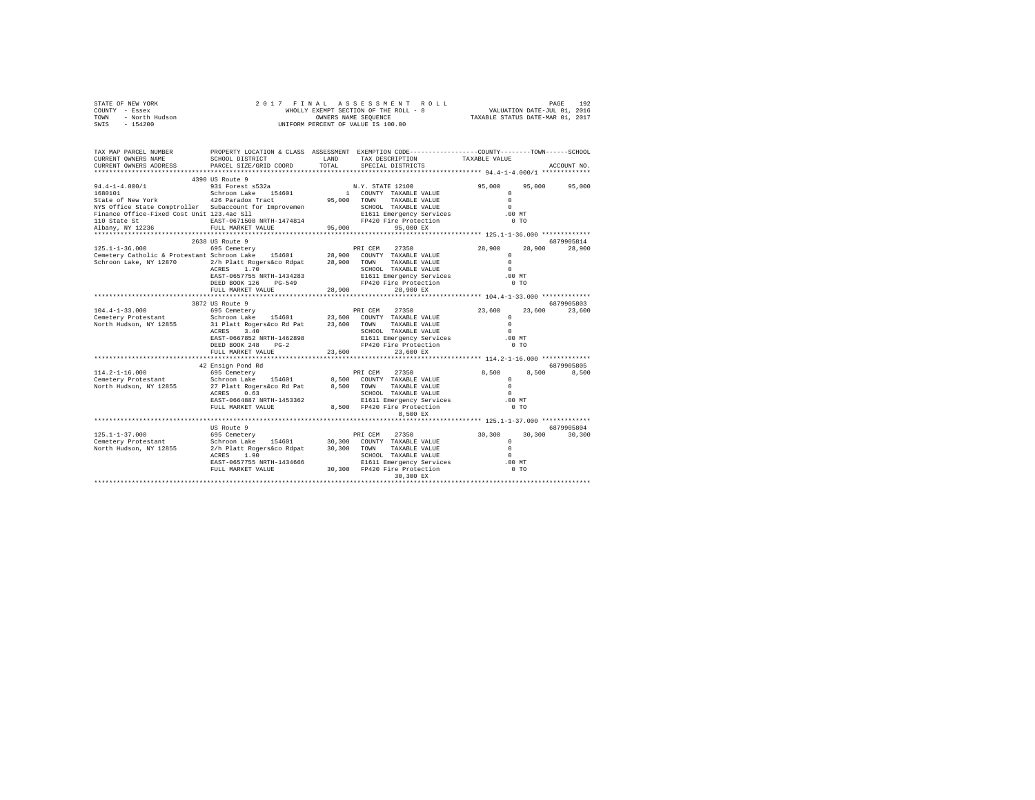STATE OF NEW YORK
COUNTY - Essex
TOWN - North Hudson
SWIS - 154200

2 0 1 7 F I N A L A S S E S S M E N T R O L L
WHOLLY EXEMPT SECTION OF THE ROLL - 8
OWNERS NAME SEQUENCE
UNIFORM PERCENT OF VALUE IS 100.00

VALUATION DATE-JUL 01, 2016
TAXABLE STATUS DATE-MAR 01, 2017

```
TAX MAP PARCEL NUMBER          PROPERTY LOCATION & CLASS  ASSESSMENT  EXEMPTION CODE-----------------COUNTY--------TOWN------SCHOOL
CURRENT OWNERS NAME            SCHOOL DISTRICT             LAND       TAX DESCRIPTION            TAXABLE VALUE
CURRENT OWNERS ADDRESS         PARCEL SIZE/GRID COORD      TOTAL      SPECIAL DISTRICTS                                      ACCOUNT NO.
************************************************************************************************** 94.4-1-4.000/1 *************
                         4390 US Route 9
94.4-1-4.000/1               931 Forest s532a                        N.Y. STATE 12100             95,000      95,000      95,000
1680101                      Schroon Lake    154601          1     COUNTY  TAXABLE VALUE              0
State of New York            426 Paradox Tract            95,000   TOWN    TAXABLE VALUE              0
NYS Office State Comptroller Subaccount for Improvemen             SCHOOL  TAXABLE VALUE              0
Finance Office-Fixed Cost Unit 123.4ac Sll                         E1611 Emergency Services         .00 MT
110 State St                 EAST-0671508 NRTH-1474814             FP420 Fire Protection              0 TO
Albany, NY 12236             FULL MARKET VALUE            95,000          95,000 EX
************************************************************************************************** 125.1-1-36.000 *************
                         2638 US Route 9                                                                              6879905814
125.1-1-36.000               695 Cemetery                            PRI CEM    27350             28,900      28,900      28,900
Cemetery Catholic & Protestant Schroon Lake   154601      28,900   COUNTY  TAXABLE VALUE              0
Schroon Lake, NY 12870       2/h Platt Rogers&co Rdpat    28,900   TOWN    TAXABLE VALUE              0
                             ACRES    1.70                         SCHOOL  TAXABLE VALUE              0
                             EAST-0657755 NRTH-1434283             E1611 Emergency Services         .00 MT
                             DEED BOOK 126    PG-549               FP420 Fire Protection              0 TO
                             FULL MARKET VALUE            28,900          28,900 EX
************************************************************************************************** 104.4-1-33.000 *************
                         3872 US Route 9                                                                              6879905803
104.4-1-33.000               695 Cemetery                            PRI CEM    27350             23,600      23,600      23,600
Cemetery Protestant          Schroon Lake    154601       23,600   COUNTY  TAXABLE VALUE              0
North Hudson, NY 12855       31 Platt Rogers&co Rd Pat    23,600   TOWN    TAXABLE VALUE              0
                             ACRES    3.40                         SCHOOL  TAXABLE VALUE              0
                             EAST-0667852 NRTH-1462898             E1611 Emergency Services         .00 MT
                             DEED BOOK 248    PG-2                 FP420 Fire Protection              0 TO
                             FULL MARKET VALUE            23,600          23,600 EX
************************************************************************************************** 114.2-1-16.000 *************
                         42 Ensign Pond Rd                                                                            6879905805
114.2-1-16.000               695 Cemetery                            PRI CEM    27350              8,500       8,500       8,500
Cemetery Protestant          Schroon Lake    154601        8,500   COUNTY  TAXABLE VALUE              0
North Hudson, NY 12855       27 Platt Rogers&co Rd Pat     8,500   TOWN    TAXABLE VALUE              0
                             ACRES    0.63                         SCHOOL  TAXABLE VALUE              0
                             EAST-0664807 NRTH-1453362             E1611 Emergency Services         .00 MT
                             FULL MARKET VALUE             8,500   FP420 Fire Protection              0 TO
                                                                          8,500 EX
************************************************************************************************** 125.1-1-37.000 *************
                         US Route 9                                                                                   6879905804
125.1-1-37.000               695 Cemetery                            PRI CEM    27350             30,300      30,300      30,300
Cemetery Protestant          Schroon Lake    154601       30,300   COUNTY  TAXABLE VALUE              0
North Hudson, NY 12855       2/h Platt Rogers&co Rdpat    30,300   TOWN    TAXABLE VALUE              0
                             ACRES    1.90                         SCHOOL  TAXABLE VALUE              0
                             EAST-0657755 NRTH-1434666             E1611 Emergency Services         .00 MT
                             FULL MARKET VALUE            30,300   FP420 Fire Protection              0 TO
                                                                         30,300 EX
*******************************************************************************************************************************
```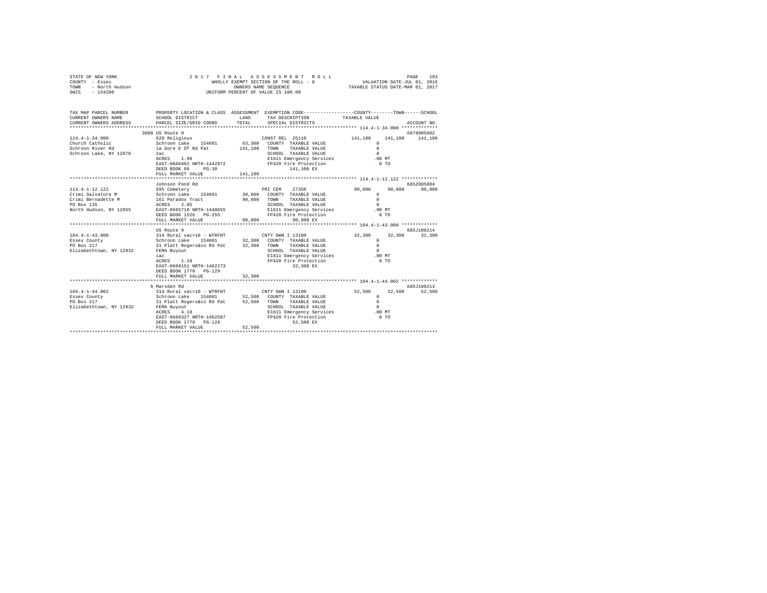STATE OF NEW YORK
COUNTY - Essex
TOWN - North Hudson
SWIS - 154200

2 0 1 7 F I N A L A S S E S S M E N T R O L L
WHOLLY EXEMPT SECTION OF THE ROLL - 8
OWNERS NAME SEQUENCE
UNIFORM PERCENT OF VALUE IS 100.00

VALUATION DATE-JUL 01, 2016
TAXABLE STATUS DATE-MAR 01, 2017

```
TAX MAP PARCEL NUMBER          PROPERTY LOCATION & CLASS  ASSESSMENT  EXEMPTION CODE-----------------COUNTY--------TOWN------SCHOOL
CURRENT OWNERS NAME            SCHOOL DISTRICT             LAND      TAX DESCRIPTION            TAXABLE VALUE
CURRENT OWNERS ADDRESS         PARCEL SIZE/GRID COORD      TOTAL     SPECIAL DISTRICTS                                    ACCOUNT NO.
*********************************************************************************************** 114.4-1-34.000 *************
                          3008 US Route 9                                                                            6879905802
114.4-1-34.000             620 Religious                         CONST REL  25110             141,100    141,100    141,100
Church Catholic            Schroon Lake   154601       63,300   COUNTY  TAXABLE VALUE               0
Schroon River Rd           1a Gore E Of Rd Pat        141,100   TOWN    TAXABLE VALUE               0
Schroon Lake, NY 12870     2ac                                  SCHOOL  TAXABLE VALUE               0
                           ACRES    1.90                        E1611 Emergency Services          .00 MT
                           EAST-0660462 NRTH-1442972            FP420 Fire Protection               0 TO
                           DEED BOOK 99     PG-30                        141,100 EX
                           FULL MARKET VALUE          141,100
*********************************************************************************************** 114.4-1-12.122 *************
                           Johnson Pond Rd                                                                           685Z005004
114.4-1-12.122             695 Cemetery                          PRI CEM    27350              90,800     90,800     90,800
Crimi Salvatore M          Schroon Lake   154601       30,800   COUNTY  TAXABLE VALUE               0
Crimi Bernadette M         161 Paradox Tract           90,800   TOWN    TAXABLE VALUE               0
PO Box 135                 ACRES    2.85                        SCHOOL  TAXABLE VALUE               0
North Hudson, NY 12855     EAST-0665718 NRTH-1440655            E1611 Emergency Services          .00 MT
                           DEED BOOK 1526   PG-255              FP420 Fire Protection               0 TO
                           FULL MARKET VALUE           90,800            90,800 EX
*********************************************************************************************** 104.4-1-43.000 *************
                           US Route 9                                                                                685J100214
104.4-1-43.000             314 Rural vac<10 - WTRFNT             CNTY OWN I 13100              32,300     32,300     32,300
Essex County               Schroon Lake   154601       32,300   COUNTY  TAXABLE VALUE               0
PO Box 217                 31 Platt Rogers&co Rd Pat   32,300   TOWN    TAXABLE VALUE               0
Elizabethtown, NY 12932    FEMA Buyout                          SCHOOL  TAXABLE VALUE               0
                           1ac                                  E1611 Emergency Services          .00 MT
                           ACRES    1.10                        FP420 Fire Protection               0 TO
                           EAST-0668151 NRTH-1462273                      32,300 EX
                           DEED BOOK 1770   PG-129
                           FULL MARKET VALUE           32,300
*********************************************************************************************** 104.4-1-44.002 *************
                           6 Marsden Rd                                                                              685J100213
104.4-1-44.002             314 Rural vac<10 - WTRFNT             CNTY OWN I 13100              52,500     52,500     52,500
Essex County               Schroon Lake   154601       52,500   COUNTY  TAXABLE VALUE               0
PO Box 217                 31 Platt Rogers&co Rd Pat   52,500   TOWN    TAXABLE VALUE               0
Elizabethtown, NY 12932    FEMA Buyout                          SCHOOL  TAXABLE VALUE               0
                           ACRES    4.18                        E1611 Emergency Services          .00 MT
                           EAST-0668327 NRTH-1462587            FP420 Fire Protection               0 TO
                           DEED BOOK 1770   PG-129                        52,500 EX
                           FULL MARKET VALUE           52,500
****************************************************************************************************************************
```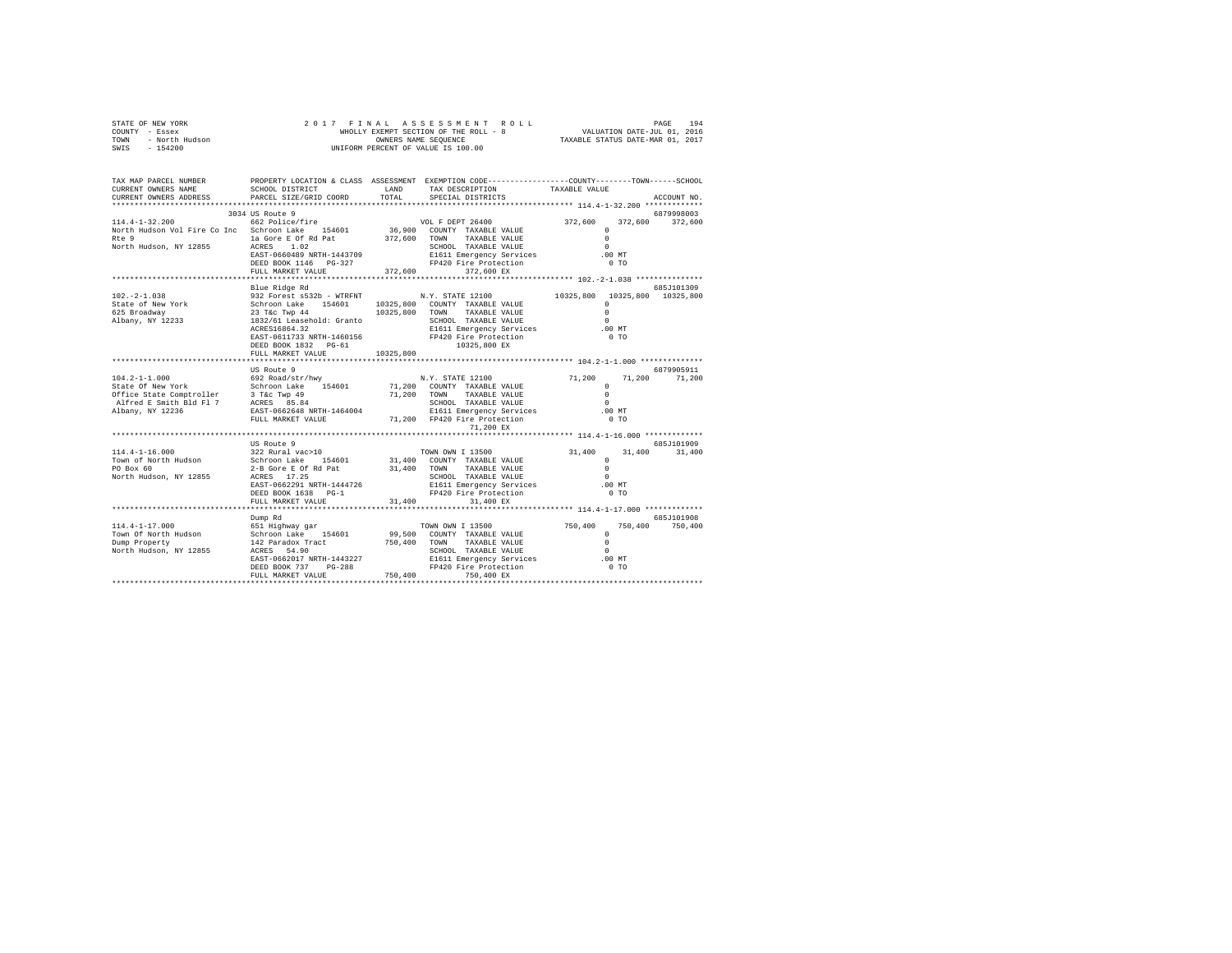STATE OF NEW YORK
COUNTY - Essex
TOWN - North Hudson
SWIS - 154200

2 0 1 7 F I N A L A S S E S S M E N T R O L L
WHOLLY EXEMPT SECTION OF THE ROLL - 8
OWNERS NAME SEQUENCE
UNIFORM PERCENT OF VALUE IS 100.00

VALUATION DATE-JUL 01, 2016
TAXABLE STATUS DATE-MAR 01, 2017

| TAX MAP PARCEL NUMBER / CURRENT OWNERS NAME / CURRENT OWNERS ADDRESS | PROPERTY LOCATION & CLASS / SCHOOL DISTRICT / PARCEL SIZE/GRID COORD | ASSESSMENT LAND / TOTAL | EXEMPTION CODE / TAX DESCRIPTION / SPECIAL DISTRICTS | COUNTY TAXABLE VALUE | TOWN | SCHOOL | ACCOUNT NO. |
|---|---|---|---|---|---|---|---|
| 114.4-1-32.200 | 3034 US Route 9 | | | | | | 6879998003 |
| | 662 Police/fire | | VOL F DEPT 26400 | 372,600 | 372,600 | 372,600 | |
| North Hudson Vol Fire Co Inc | Schroon Lake 154601 | 36,900 | COUNTY TAXABLE VALUE | 0 | | | |
| Rte 9 | 1a Gore E Of Rd Pat | 372,600 | TOWN TAXABLE VALUE | 0 | | | |
| North Hudson, NY 12855 | ACRES 1.02 | | SCHOOL TAXABLE VALUE | 0 | | | |
| | EAST-0660489 NRTH-1443709 | | E1611 Emergency Services | .00 MT | | | |
| | DEED BOOK 1146 PG-327 | | FP420 Fire Protection | 0 TO | | | |
| | FULL MARKET VALUE | 372,600 | 372,600 EX | | | | |
| 102.-2-1.038 | Blue Ridge Rd | | | | | | 685J101309 |
| | 932 Forest s532b - WTRFNT | | N.Y. STATE 12100 | 10325,800 | 10325,800 | 10325,800 | |
| State of New York | Schroon Lake 154601 | 10325,800 | COUNTY TAXABLE VALUE | 0 | | | |
| 625 Broadway | 23 T&c Twp 44 | 10325,800 | TOWN TAXABLE VALUE | 0 | | | |
| Albany, NY 12233 | 1832/61 Leasehold: Granto | | SCHOOL TAXABLE VALUE | 0 | | | |
| | ACRES16864.32 | | E1611 Emergency Services | .00 MT | | | |
| | EAST-0611733 NRTH-1460156 | | FP420 Fire Protection | 0 TO | | | |
| | DEED BOOK 1832 PG-61 | | 10325,800 EX | | | | |
| | FULL MARKET VALUE | 10325,800 | | | | | |
| 104.2-1-1.000 | US Route 9 | | | | | | 6879905911 |
| | 692 Road/str/hwy | | N.Y. STATE 12100 | 71,200 | 71,200 | 71,200 | |
| State Of New York | Schroon Lake 154601 | 71,200 | COUNTY TAXABLE VALUE | 0 | | | |
| Office State Comptroller | 3 T&c Twp 49 | 71,200 | TOWN TAXABLE VALUE | 0 | | | |
| Alfred E Smith Bld Fl 7 | ACRES 85.84 | | SCHOOL TAXABLE VALUE | 0 | | | |
| Albany, NY 12236 | EAST-0662648 NRTH-1464004 | | E1611 Emergency Services | .00 MT | | | |
| | FULL MARKET VALUE | 71,200 | FP420 Fire Protection | 0 TO | | | |
| | | | 71,200 EX | | | | |
| 114.4-1-16.000 | US Route 9 | | | | | | 685J101909 |
| | 322 Rural vac>10 | | TOWN OWN I 13500 | 31,400 | 31,400 | 31,400 | |
| Town of North Hudson | Schroon Lake 154601 | 31,400 | COUNTY TAXABLE VALUE | 0 | | | |
| PO Box 60 | 2-B Gore E Of Rd Pat | 31,400 | TOWN TAXABLE VALUE | 0 | | | |
| North Hudson, NY 12855 | ACRES 17.25 | | SCHOOL TAXABLE VALUE | 0 | | | |
| | EAST-0662291 NRTH-1444726 | | E1611 Emergency Services | .00 MT | | | |
| | DEED BOOK 1638 PG-1 | | FP420 Fire Protection | 0 TO | | | |
| | FULL MARKET VALUE | 31,400 | 31,400 EX | | | | |
| 114.4-1-17.000 | Dump Rd | | | | | | 685J101908 |
| | 651 Highway gar | | TOWN OWN I 13500 | 750,400 | 750,400 | 750,400 | |
| Town Of North Hudson | Schroon Lake 154601 | 99,500 | COUNTY TAXABLE VALUE | 0 | | | |
| Dump Property | 142 Paradox Tract | 750,400 | TOWN TAXABLE VALUE | 0 | | | |
| North Hudson, NY 12855 | ACRES 54.90 | | SCHOOL TAXABLE VALUE | 0 | | | |
| | EAST-0662017 NRTH-1443227 | | E1611 Emergency Services | .00 MT | | | |
| | DEED BOOK 737 PG-288 | | FP420 Fire Protection | 0 TO | | | |
| | FULL MARKET VALUE | 750,400 | 750,400 EX | | | | |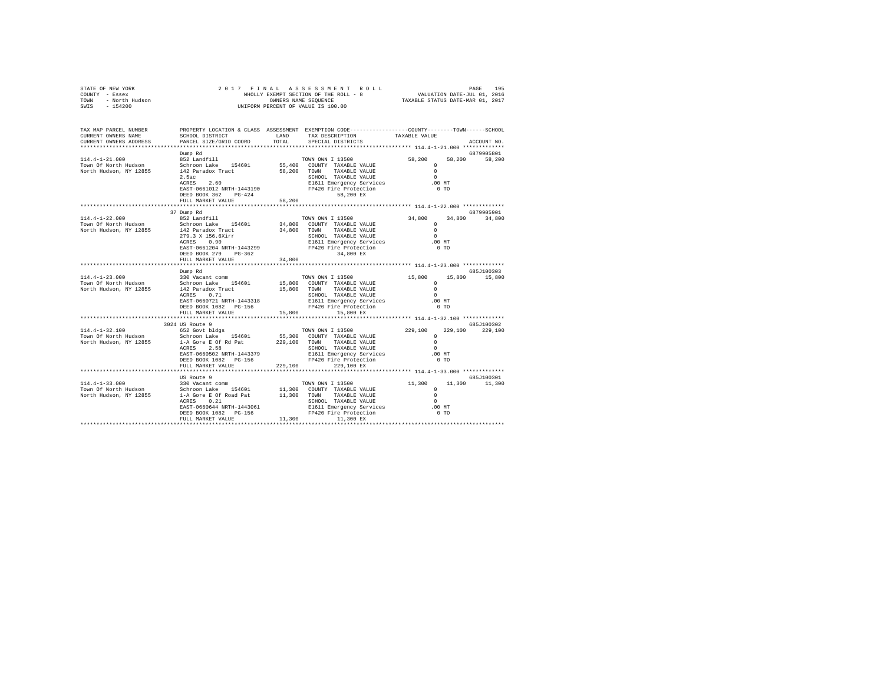STATE OF NEW YORK — 2017 FINAL ASSESSMENT ROLL
COUNTY - Essex — WHOLLY EXEMPT SECTION OF THE ROLL - 8 — VALUATION DATE-JUL 01, 2016
TOWN - North Hudson — OWNERS NAME SEQUENCE — TAXABLE STATUS DATE-MAR 01, 2017
SWIS - 154200 — UNIFORM PERCENT OF VALUE IS 100.00

```
TAX MAP PARCEL NUMBER        PROPERTY LOCATION & CLASS  ASSESSMENT  EXEMPTION CODE-----------------COUNTY--------TOWN------SCHOOL
CURRENT OWNERS NAME          SCHOOL DISTRICT               LAND      TAX DESCRIPTION              TAXABLE VALUE
CURRENT OWNERS ADDRESS       PARCEL SIZE/GRID COORD        TOTAL     SPECIAL DISTRICTS                                      ACCOUNT NO.
*********************************************************************************************** 114.4-1-21.000 *************
                             Dump Rd                                                                                   6879905801
114.4-1-21.000               852 Landfill                            TOWN OWN I 13500               58,200     58,200     58,200
Town Of North Hudson         Schroon Lake   154601         55,400    COUNTY  TAXABLE VALUE              0
North Hudson, NY 12855       142 Paradox Tract             58,200    TOWN    TAXABLE VALUE              0
                             2.5ac                                   SCHOOL  TAXABLE VALUE              0
                             ACRES    2.60                           E1611 Emergency Services          .00 MT
                             EAST-0661012 NRTH-1443190               FP420 Fire Protection               0 TO
                             DEED BOOK 362    PG-424                      58,200 EX
                             FULL MARKET VALUE             58,200
*********************************************************************************************** 114.4-1-22.000 *************
                             37 Dump Rd                                                                                6879905901
114.4-1-22.000               852 Landfill                            TOWN OWN I 13500               34,800     34,800     34,800
Town Of North Hudson         Schroon Lake   154601         34,800    COUNTY  TAXABLE VALUE              0
North Hudson, NY 12855       142 Paradox Tract             34,800    TOWN    TAXABLE VALUE              0
                             279.3 X 156.6Xirr                       SCHOOL  TAXABLE VALUE              0
                             ACRES    0.90                           E1611 Emergency Services          .00 MT
                             EAST-0661204 NRTH-1443299               FP420 Fire Protection               0 TO
                             DEED BOOK 279    PG-362                      34,800 EX
                             FULL MARKET VALUE             34,800
*********************************************************************************************** 114.4-1-23.000 *************
                             Dump Rd                                                                                   685J100303
114.4-1-23.000               330 Vacant comm                         TOWN OWN I 13500               15,800     15,800     15,800
Town Of North Hudson         Schroon Lake   154601         15,800    COUNTY  TAXABLE VALUE              0
North Hudson, NY 12855       142 Paradox Tract             15,800    TOWN    TAXABLE VALUE              0
                             ACRES    0.71                           SCHOOL  TAXABLE VALUE              0
                             EAST-0660721 NRTH-1443318               E1611 Emergency Services          .00 MT
                             DEED BOOK 1082   PG-156                 FP420 Fire Protection               0 TO
                             FULL MARKET VALUE             15,800         15,800 EX
*********************************************************************************************** 114.4-1-32.100 *************
                             3024 US Route 9                                                                           685J100302
114.4-1-32.100               652 Govt bldgs                          TOWN OWN I 13500              229,100    229,100    229,100
Town Of North Hudson         Schroon Lake   154601         55,300    COUNTY  TAXABLE VALUE              0
North Hudson, NY 12855       1-A Gore E Of Rd Pat         229,100    TOWN    TAXABLE VALUE              0
                             ACRES    2.50                           SCHOOL  TAXABLE VALUE              0
                             EAST-0660502 NRTH-1443379               E1611 Emergency Services          .00 MT
                             DEED BOOK 1082   PG-156                 FP420 Fire Protection               0 TO
                             FULL MARKET VALUE            229,100        229,100 EX
*********************************************************************************************** 114.4-1-33.000 *************
                             US Route 9                                                                                685J100301
114.4-1-33.000               330 Vacant comm                         TOWN OWN I 13500               11,300     11,300     11,300
Town Of North Hudson         Schroon Lake   154601         11,300    COUNTY  TAXABLE VALUE              0
North Hudson, NY 12855       1-A Gore E Of Road Pat        11,300    TOWN    TAXABLE VALUE              0
                             ACRES    0.21                           SCHOOL  TAXABLE VALUE              0
                             EAST-0660644 NRTH-1443061               E1611 Emergency Services          .00 MT
                             DEED BOOK 1082   PG-156                 FP420 Fire Protection               0 TO
                             FULL MARKET VALUE             11,300         11,300 EX
****************************************************************************************************************************
```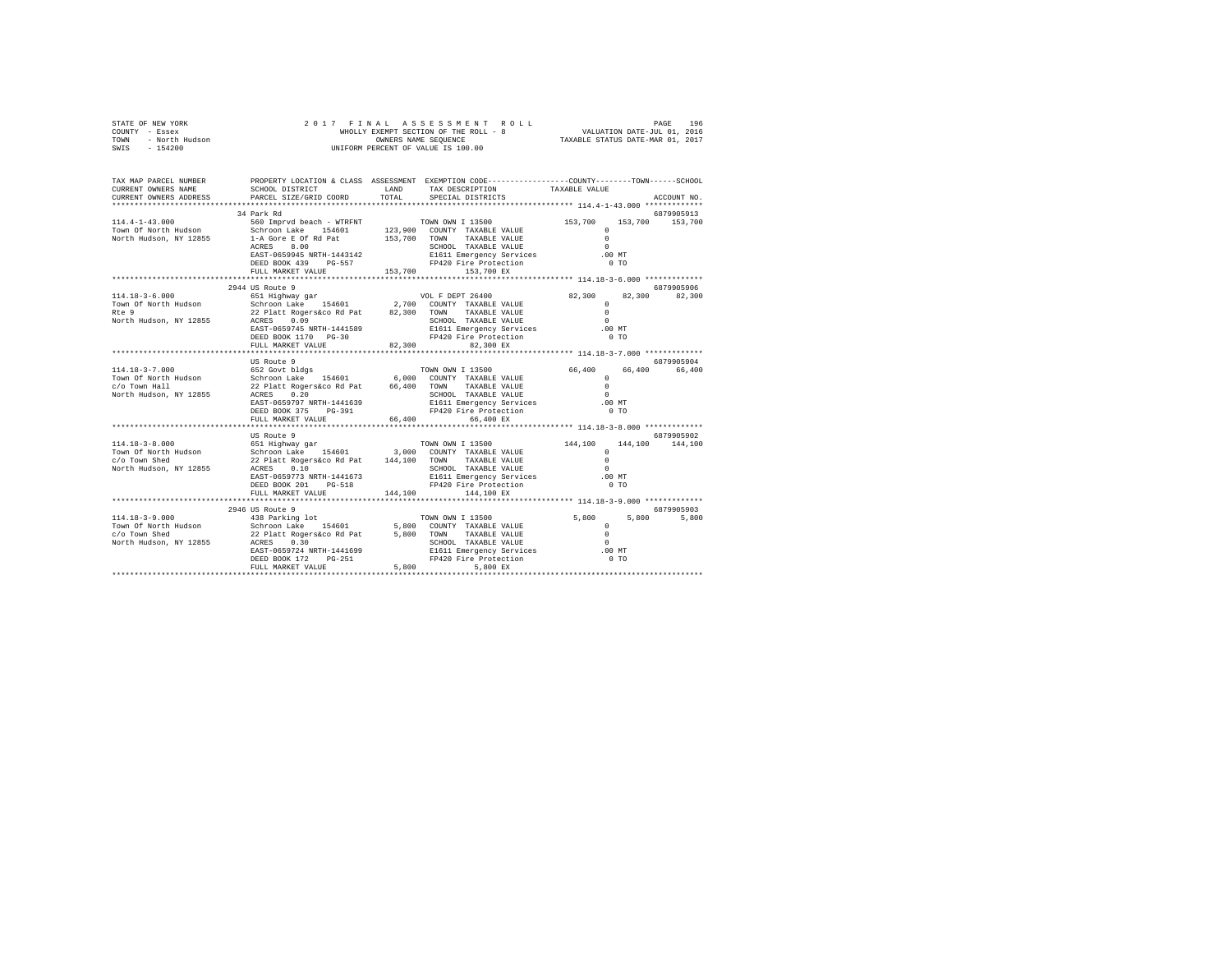STATE OF NEW YORK
COUNTY - Essex
TOWN - North Hudson
SWIS - 154200

2 0 1 7 F I N A L A S S E S S M E N T R O L L
WHOLLY EXEMPT SECTION OF THE ROLL - 8
OWNERS NAME SEQUENCE
UNIFORM PERCENT OF VALUE IS 100.00

VALUATION DATE-JUL 01, 2016
TAXABLE STATUS DATE-MAR 01, 2017

```
TAX MAP PARCEL NUMBER     PROPERTY LOCATION & CLASS  ASSESSMENT  EXEMPTION CODE-----------------COUNTY--------TOWN------SCHOOL
CURRENT OWNERS NAME       SCHOOL DISTRICT              LAND      TAX DESCRIPTION            TAXABLE VALUE
CURRENT OWNERS ADDRESS    PARCEL SIZE/GRID COORD       TOTAL     SPECIAL DISTRICTS                                  ACCOUNT NO.
******************************************************************************************** 114.4-1-43.000 *************
                          34 Park Rd                                                                                6879905913
114.4-1-43.000            560 Imprvd beach - WTRFNT             TOWN OWN I 13500           153,700    153,700    153,700
Town Of North Hudson      Schroon Lake   154601       123,900   COUNTY  TAXABLE VALUE            0
North Hudson, NY 12855    1-A Gore E Of Rd Pat        153,700   TOWN    TAXABLE VALUE            0
                          ACRES    8.00                         SCHOOL  TAXABLE VALUE            0
                          EAST-0659945 NRTH-1443142             E1611 Emergency Services       .00 MT
                          DEED BOOK 439    PG-557               FP420 Fire Protection            0 TO
                          FULL MARKET VALUE           153,700        153,700 EX
******************************************************************************************** 114.18-3-6.000 *************
                          2944 US Route 9                                                                           6879905906
114.18-3-6.000            651 Highway gar                       VOL F DEPT 26400            82,300     82,300     82,300
Town Of North Hudson      Schroon Lake   154601         2,700   COUNTY  TAXABLE VALUE            0
Rte 9                     22 Platt Rogers&co Rd Pat    82,300   TOWN    TAXABLE VALUE            0
North Hudson, NY 12855    ACRES    0.09                         SCHOOL  TAXABLE VALUE            0
                          EAST-0659745 NRTH-1441589             E1611 Emergency Services       .00 MT
                          DEED BOOK 1170   PG-30                FP420 Fire Protection            0 TO
                          FULL MARKET VALUE            82,300         82,300 EX
******************************************************************************************** 114.18-3-7.000 *************
                          US Route 9                                                                                6879905904
114.18-3-7.000            652 Govt bldgs                        TOWN OWN I 13500            66,400     66,400     66,400
Town Of North Hudson      Schroon Lake   154601         6,000   COUNTY  TAXABLE VALUE            0
c/o Town Hall             22 Platt Rogers&co Rd Pat    66,400   TOWN    TAXABLE VALUE            0
North Hudson, NY 12855    ACRES    0.20                         SCHOOL  TAXABLE VALUE            0
                          EAST-0659797 NRTH-1441639             E1611 Emergency Services       .00 MT
                          DEED BOOK 375    PG-391               FP420 Fire Protection            0 TO
                          FULL MARKET VALUE            66,400         66,400 EX
******************************************************************************************** 114.18-3-8.000 *************
                          US Route 9                                                                                6879905902
114.18-3-8.000            651 Highway gar                       TOWN OWN I 13500           144,100    144,100    144,100
Town Of North Hudson      Schroon Lake   154601         3,000   COUNTY  TAXABLE VALUE            0
c/o Town Shed             22 Platt Rogers&co Rd Pat   144,100   TOWN    TAXABLE VALUE            0
North Hudson, NY 12855    ACRES    0.10                         SCHOOL  TAXABLE VALUE            0
                          EAST-0659773 NRTH-1441673             E1611 Emergency Services       .00 MT
                          DEED BOOK 201    PG-518               FP420 Fire Protection            0 TO
                          FULL MARKET VALUE           144,100        144,100 EX
******************************************************************************************** 114.18-3-9.000 *************
                          2946 US Route 9                                                                           6879905903
114.18-3-9.000            438 Parking lot                       TOWN OWN I 13500             5,800      5,800      5,800
Town Of North Hudson      Schroon Lake   154601         5,800   COUNTY  TAXABLE VALUE            0
c/o Town Shed             22 Platt Rogers&co Rd Pat     5,800   TOWN    TAXABLE VALUE            0
North Hudson, NY 12855    ACRES    0.30                         SCHOOL  TAXABLE VALUE            0
                          EAST-0659724 NRTH-1441699             E1611 Emergency Services       .00 MT
                          DEED BOOK 172    PG-251               FP420 Fire Protection            0 TO
                          FULL MARKET VALUE             5,800          5,800 EX
************************************************************************************************************************
```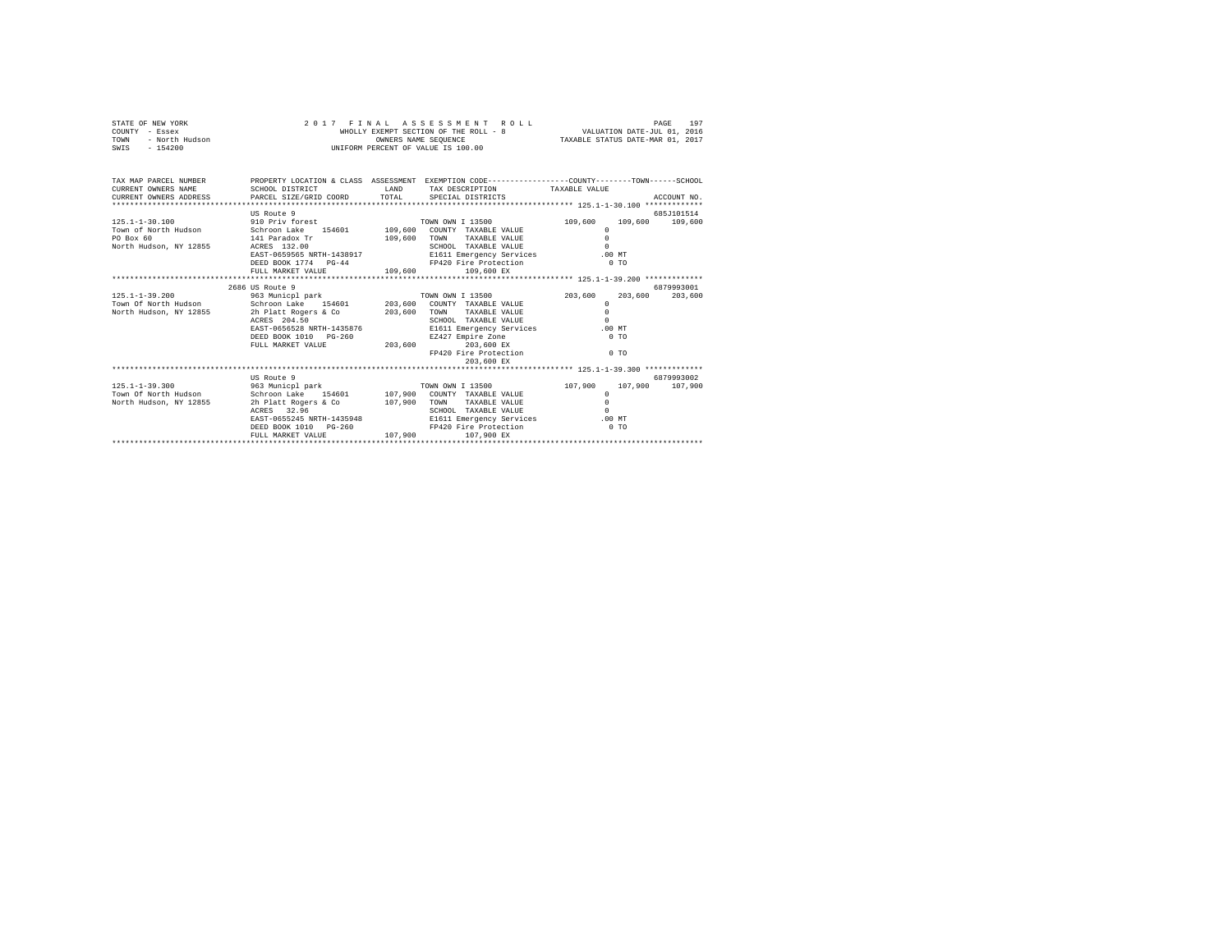STATE OF NEW YORK
COUNTY - Essex
TOWN - North Hudson
SWIS - 154200

2 0 1 7 F I N A L A S S E S S M E N T R O L L
WHOLLY EXEMPT SECTION OF THE ROLL - 8
OWNERS NAME SEQUENCE
UNIFORM PERCENT OF VALUE IS 100.00

VALUATION DATE-JUL 01, 2016
TAXABLE STATUS DATE-MAR 01, 2017

```
TAX MAP PARCEL NUMBER         PROPERTY LOCATION & CLASS  ASSESSMENT  EXEMPTION CODE-----------------COUNTY--------TOWN------SCHOOL
CURRENT OWNERS NAME           SCHOOL DISTRICT              LAND      TAX DESCRIPTION            TAXABLE VALUE
CURRENT OWNERS ADDRESS        PARCEL SIZE/GRID COORD       TOTAL     SPECIAL DISTRICTS                                   ACCOUNT NO.
*********************************************************************************************** 125.1-1-30.100 *************
                              US Route 9                                                                              685J101514
125.1-1-30.100                910 Priv forest                         TOWN OWN I 13500             109,600    109,600    109,600
Town of North Hudson          Schroon Lake   154601       109,600     COUNTY  TAXABLE VALUE              0
PO Box 60                     141 Paradox Tr              109,600     TOWN    TAXABLE VALUE              0
North Hudson, NY 12855        ACRES  132.00                           SCHOOL  TAXABLE VALUE              0
                              EAST-0659565 NRTH-1438917               E1611 Emergency Services          .00 MT
                              DEED BOOK 1774   PG-44                  FP420 Fire Protection              0 TO
                              FULL MARKET VALUE           109,600           109,600 EX
*********************************************************************************************** 125.1-1-39.200 *************
                              2686 US Route 9                                                                         6879993001
125.1-1-39.200                963 Municpl park                        TOWN OWN I 13500             203,600    203,600    203,600
Town Of North Hudson          Schroon Lake   154601       203,600     COUNTY  TAXABLE VALUE              0
North Hudson, NY 12855        2h Platt Rogers & Co        203,600     TOWN    TAXABLE VALUE              0
                              ACRES  204.50                           SCHOOL  TAXABLE VALUE              0
                              EAST-0656528 NRTH-1435876               E1611 Emergency Services          .00 MT
                              DEED BOOK 1010   PG-260                 EZ427 Empire Zone                  0 TO
                              FULL MARKET VALUE           203,600           203,600 EX
                                                                      FP420 Fire Protection              0 TO
                                                                            203,600 EX
*********************************************************************************************** 125.1-1-39.300 *************
                              US Route 9                                                                              6879993002
125.1-1-39.300                963 Municpl park                        TOWN OWN I 13500             107,900    107,900    107,900
Town Of North Hudson          Schroon Lake   154601       107,900     COUNTY  TAXABLE VALUE              0
North Hudson, NY 12855        2h Platt Rogers & Co        107,900     TOWN    TAXABLE VALUE              0
                              ACRES   32.96                           SCHOOL  TAXABLE VALUE              0
                              EAST-0655245 NRTH-1435948               E1611 Emergency Services          .00 MT
                              DEED BOOK 1010   PG-260                 FP420 Fire Protection              0 TO
                              FULL MARKET VALUE           107,900           107,900 EX
****************************************************************************************************************************
```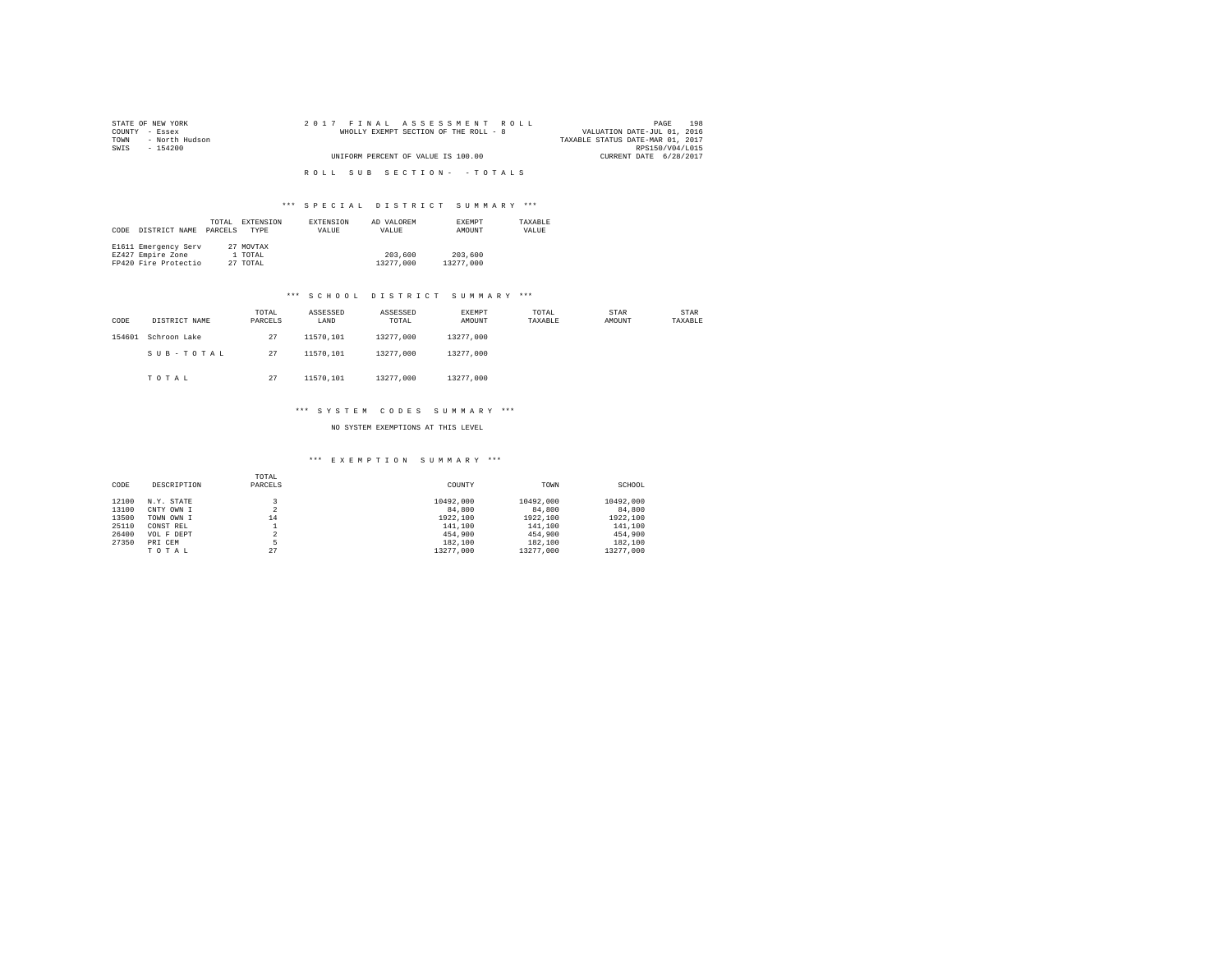STATE OF NEW YORK
COUNTY - Essex
TOWN - North Hudson
SWIS - 154200

2017 FINAL ASSESSMENT ROLL
WHOLLY EXEMPT SECTION OF THE ROLL - 8
UNIFORM PERCENT OF VALUE IS 100.00

VALUATION DATE-JUL 01, 2016
TAXABLE STATUS DATE-MAR 01, 2017
RPS150/V04/L015
CURRENT DATE 6/28/2017

ROLL SUB SECTION- - TOTALS

### *** SPECIAL DISTRICT SUMMARY ***

| CODE | DISTRICT NAME | TOTAL PARCELS | EXTENSION TYPE | EXTENSION VALUE | AD VALOREM VALUE | EXEMPT AMOUNT | TAXABLE VALUE |
|---|---|---|---|---|---|---|---|
| E1611 | Emergency Serv | 27 | MOVTAX | | | | |
| EZ427 | Empire Zone | 1 | TOTAL | | 203,600 | 203,600 | |
| FP420 | Fire Protectio | 27 | TOTAL | | 13277,000 | 13277,000 | |

### *** SCHOOL DISTRICT SUMMARY ***

| CODE | DISTRICT NAME | TOTAL PARCELS | ASSESSED LAND | ASSESSED TOTAL | EXEMPT AMOUNT | TOTAL TAXABLE | STAR AMOUNT | STAR TAXABLE |
|---|---|---|---|---|---|---|---|---|
| 154601 | Schroon Lake | 27 | 11570,101 | 13277,000 | 13277,000 | | | |
| | SUB-TOTAL | 27 | 11570,101 | 13277,000 | 13277,000 | | | |
| | TOTAL | 27 | 11570,101 | 13277,000 | 13277,000 | | | |

### *** SYSTEM CODES SUMMARY ***

NO SYSTEM EXEMPTIONS AT THIS LEVEL

### *** EXEMPTION SUMMARY ***

| CODE | DESCRIPTION | TOTAL PARCELS | COUNTY | TOWN | SCHOOL |
|---|---|---|---|---|---|
| 12100 | N.Y. STATE | 3 | 10492,000 | 10492,000 | 10492,000 |
| 13100 | CNTY OWN I | 2 | 84,800 | 84,800 | 84,800 |
| 13500 | TOWN OWN I | 14 | 1922,100 | 1922,100 | 1922,100 |
| 25110 | CONST REL | 1 | 141,100 | 141,100 | 141,100 |
| 26400 | VOL F DEPT | 2 | 454,900 | 454,900 | 454,900 |
| 27350 | PRI CEM | 5 | 182,100 | 182,100 | 182,100 |
| | TOTAL | 27 | 13277,000 | 13277,000 | 13277,000 |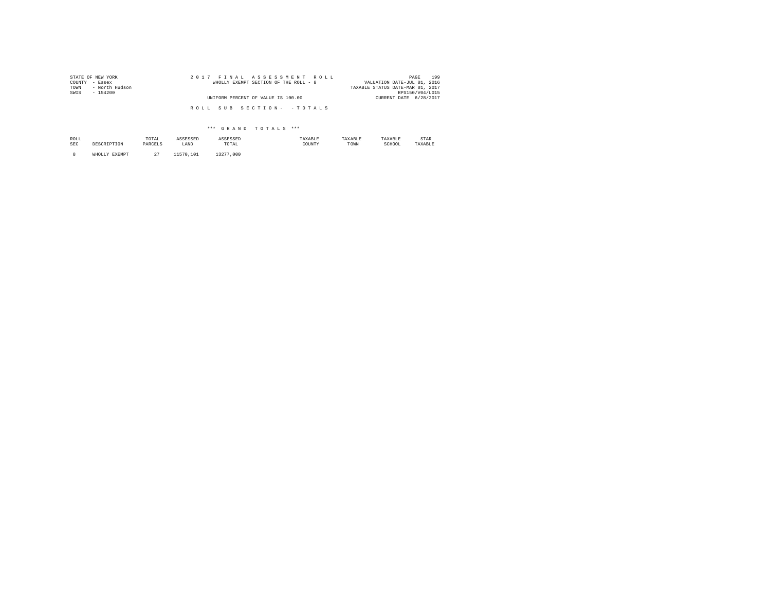STATE OF NEW YORK
COUNTY - Essex
TOWN - North Hudson
SWIS - 154200

2017 FINAL ASSESSMENT ROLL
WHOLLY EXEMPT SECTION OF THE ROLL - 8
UNIFORM PERCENT OF VALUE IS 100.00

VALUATION DATE-JUL 01, 2016
TAXABLE STATUS DATE-MAR 01, 2017
RPS150/V04/L015
CURRENT DATE 6/28/2017

ROLL SUB SECTION- - TOTALS

*** GRAND TOTALS ***

| ROLL SEC | DESCRIPTION | TOTAL PARCELS | ASSESSED LAND | ASSESSED TOTAL | TAXABLE COUNTY | TAXABLE TOWN | TAXABLE SCHOOL | STAR TAXABLE |
|---|---|---|---|---|---|---|---|---|
| 8 | WHOLLY EXEMPT | 27 | 11570,101 | 13277,000 | | | | |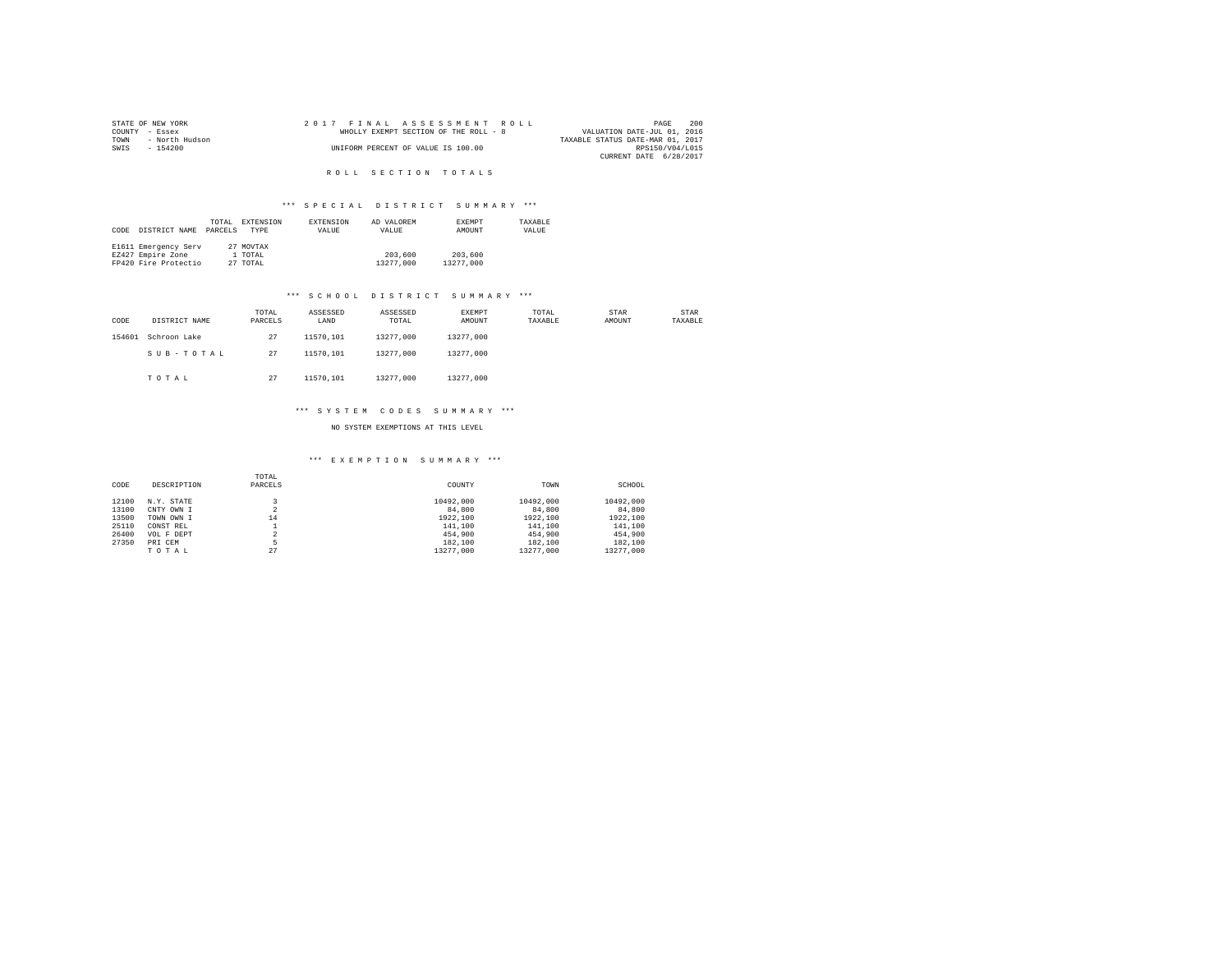STATE OF NEW YORK
COUNTY - Essex
TOWN - North Hudson
SWIS - 154200

2 0 1 7 F I N A L A S S E S S M E N T R O L L
WHOLLY EXEMPT SECTION OF THE ROLL - 8
UNIFORM PERCENT OF VALUE IS 100.00

PAGE 200
VALUATION DATE-JUL 01, 2016
TAXABLE STATUS DATE-MAR 01, 2017
RPS150/V04/L015
CURRENT DATE 6/28/2017

# R O L L S E C T I O N T O T A L S

## *** S P E C I A L D I S T R I C T S U M M A R Y ***

| CODE | DISTRICT NAME | TOTAL PARCELS | EXTENSION TYPE | EXTENSION VALUE | AD VALOREM VALUE | EXEMPT AMOUNT | TAXABLE VALUE |
|---|---|---|---|---|---|---|---|
| E1611 | Emergency Serv | 27 | MOVTAX | | | | |
| EZ427 | Empire Zone | 1 | TOTAL | | 203,600 | 203,600 | |
| FP420 | Fire Protectio | 27 | TOTAL | | 13277,000 | 13277,000 | |

## *** S C H O O L D I S T R I C T S U M M A R Y ***

| CODE | DISTRICT NAME | TOTAL PARCELS | ASSESSED LAND | ASSESSED TOTAL | EXEMPT AMOUNT | TOTAL TAXABLE | STAR AMOUNT | STAR TAXABLE |
|---|---|---|---|---|---|---|---|---|
| 154601 | Schroon Lake | 27 | 11570,101 | 13277,000 | 13277,000 | | | |
| | S U B - T O T A L | 27 | 11570,101 | 13277,000 | 13277,000 | | | |
| | T O T A L | 27 | 11570,101 | 13277,000 | 13277,000 | | | |

## *** S Y S T E M C O D E S S U M M A R Y ***

NO SYSTEM EXEMPTIONS AT THIS LEVEL

## *** E X E M P T I O N S U M M A R Y ***

| CODE | DESCRIPTION | TOTAL PARCELS | COUNTY | TOWN | SCHOOL |
|---|---|---|---|---|---|
| 12100 | N.Y. STATE | 3 | 10492,000 | 10492,000 | 10492,000 |
| 13100 | CNTY OWN I | 2 | 84,800 | 84,800 | 84,800 |
| 13500 | TOWN OWN I | 14 | 1922,100 | 1922,100 | 1922,100 |
| 25110 | CONST REL | 1 | 141,100 | 141,100 | 141,100 |
| 26400 | VOL F DEPT | 2 | 454,900 | 454,900 | 454,900 |
| 27350 | PRI CEM | 5 | 182,100 | 182,100 | 182,100 |
| | T O T A L | 27 | 13277,000 | 13277,000 | 13277,000 |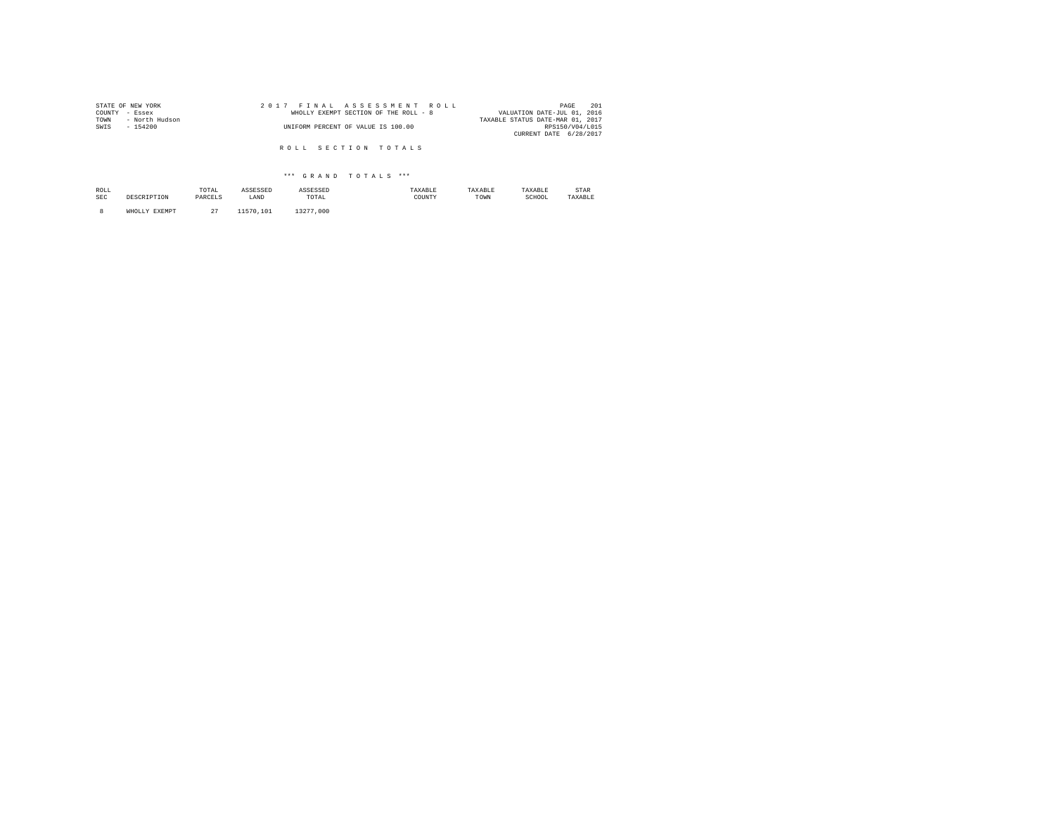STATE OF NEW YORK
COUNTY - Essex
TOWN - North Hudson
SWIS - 154200

2 0 1 7 F I N A L A S S E S S M E N T R O L L
WHOLLY EXEMPT SECTION OF THE ROLL - 8
UNIFORM PERCENT OF VALUE IS 100.00

VALUATION DATE-JUL 01, 2016
TAXABLE STATUS DATE-MAR 01, 2017
RPS150/V04/L015
CURRENT DATE 6/28/2017

R O L L S E C T I O N T O T A L S

*** G R A N D T O T A L S ***

| ROLL SEC | DESCRIPTION | TOTAL PARCELS | ASSESSED LAND | ASSESSED TOTAL | TAXABLE COUNTY | TAXABLE TOWN | TAXABLE SCHOOL | STAR TAXABLE |
|---|---|---|---|---|---|---|---|---|
| 8 | WHOLLY EXEMPT | 27 | 11570,101 | 13277,000 | | | | |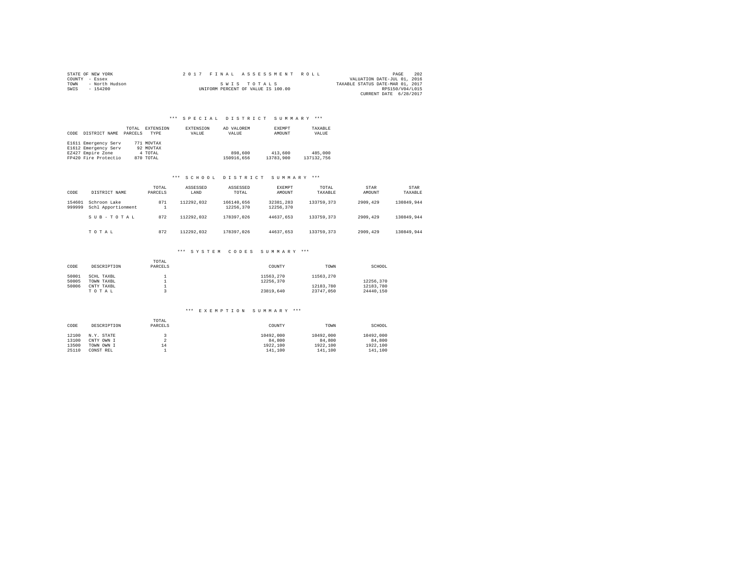STATE OF NEW YORK
COUNTY - Essex
TOWN - North Hudson
SWIS - 154200

2017 FINAL ASSESSMENT ROLL

SWIS TOTALS

UNIFORM PERCENT OF VALUE IS 100.00

VALUATION DATE-JUL 01, 2016
TAXABLE STATUS DATE-MAR 01, 2017
RPS150/V04/L015
CURRENT DATE 6/28/2017

### *** SPECIAL DISTRICT SUMMARY ***

| CODE | DISTRICT NAME | TOTAL PARCELS | EXTENSION TYPE | EXTENSION VALUE | AD VALOREM VALUE | EXEMPT AMOUNT | TAXABLE VALUE |
|---|---|---|---|---|---|---|---|
| E1611 | Emergency Serv | 771 | MOVTAX | | | | |
| E1612 | Emergency Serv | 92 | MOVTAX | | | | |
| EZ427 | Empire Zone | 4 | TOTAL | | 898,600 | 413,600 | 485,000 |
| FP420 | Fire Protectio | 870 | TOTAL | | 150916,656 | 13783,900 | 137132,756 |

### *** SCHOOL DISTRICT SUMMARY ***

| CODE | DISTRICT NAME | TOTAL PARCELS | ASSESSED LAND | ASSESSED TOTAL | EXEMPT AMOUNT | TOTAL TAXABLE | STAR AMOUNT | STAR TAXABLE |
|---|---|---|---|---|---|---|---|---|
| 154601 | Schroon Lake | 871 | 112292,032 | 166140,656 | 32381,283 | 133759,373 | 2909,429 | 130849,944 |
| 999999 | Schl Apportionment | 1 | | 12256,370 | 12256,370 | | | |
| | SUB-TOTAL | 872 | 112292,032 | 178397,026 | 44637,653 | 133759,373 | 2909,429 | 130849,944 |
| | TOTAL | 872 | 112292,032 | 178397,026 | 44637,653 | 133759,373 | 2909,429 | 130849,944 |

### *** SYSTEM CODES SUMMARY ***

| CODE | DESCRIPTION | TOTAL PARCELS | COUNTY | TOWN | SCHOOL |
|---|---|---|---|---|---|
| 50001 | SCHL TAXBL | 1 | 11563,270 | 11563,270 | |
| 50005 | TOWN TAXBL | 1 | 12256,370 | | 12256,370 |
| 50006 | CNTY TAXBL | 1 | | 12183,780 | 12183,780 |
| | TOTAL | 3 | 23819,640 | 23747,050 | 24440,150 |

### *** EXEMPTION SUMMARY ***

| CODE | DESCRIPTION | TOTAL PARCELS | COUNTY | TOWN | SCHOOL |
|---|---|---|---|---|---|
| 12100 | N.Y. STATE | 3 | 10492,000 | 10492,000 | 10492,000 |
| 13100 | CNTY OWN I | 2 | 84,800 | 84,800 | 84,800 |
| 13500 | TOWN OWN I | 14 | 1922,100 | 1922,100 | 1922,100 |
| 25110 | CONST REL | 1 | 141,100 | 141,100 | 141,100 |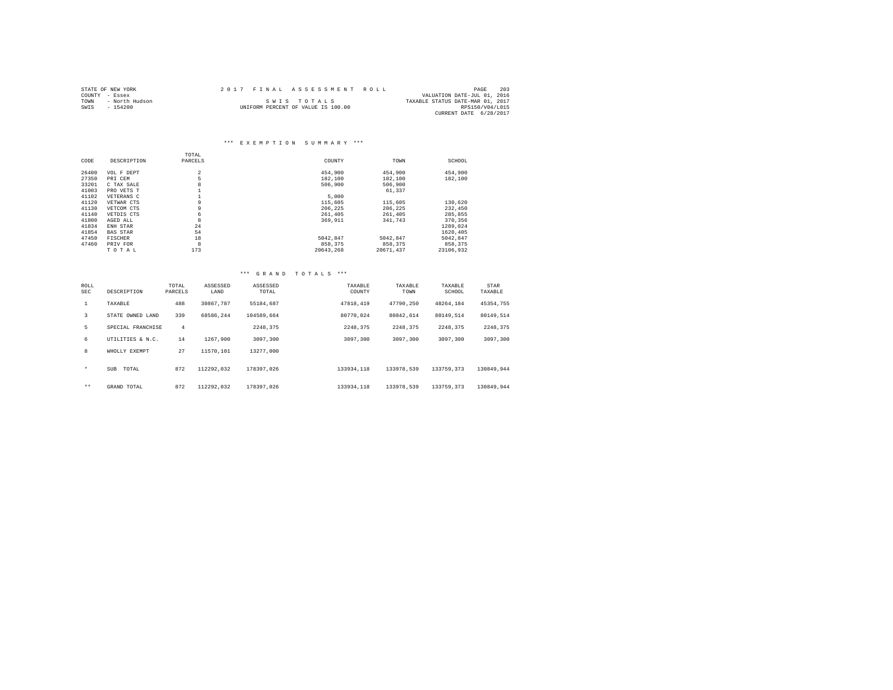STATE OF NEW YORK
COUNTY - Essex
TOWN - North Hudson
SWIS - 154200

2 0 1 7 F I N A L A S S E S S M E N T R O L L

S W I S T O T A L S

UNIFORM PERCENT OF VALUE IS 100.00

VALUATION DATE-JUL 01, 2016
TAXABLE STATUS DATE-MAR 01, 2017
RPS150/V04/L015
CURRENT DATE 6/28/2017

### *** E X E M P T I O N S U M M A R Y ***

| CODE | DESCRIPTION | TOTAL PARCELS | COUNTY | TOWN | SCHOOL |
|---|---|---|---|---|---|
| 26400 | VOL F DEPT | 2 | 454,900 | 454,900 | 454,900 |
| 27350 | PRI CEM | 5 | 182,100 | 182,100 | 182,100 |
| 33201 | C TAX SALE | 8 | 506,900 | 506,900 | |
| 41003 | PRO VETS T | 1 | | 61,337 | |
| 41102 | VETERANS C | 1 | 5,000 | | |
| 41120 | VETWAR CTS | 9 | 115,605 | 115,605 | 130,620 |
| 41130 | VETCOM CTS | 9 | 206,225 | 206,225 | 232,450 |
| 41140 | VETDIS CTS | 6 | 261,405 | 261,405 | 285,855 |
| 41800 | AGED ALL | 8 | 369,911 | 341,743 | 370,356 |
| 41834 | ENH STAR | 24 | | | 1289,024 |
| 41854 | BAS STAR | 54 | | | 1620,405 |
| 47450 | FISCHER | 18 | 5042,847 | 5042,847 | 5042,847 |
| 47460 | PRIV FOR | 8 | 858,375 | 858,375 | 858,375 |
| | T O T A L | 173 | 20643,268 | 20671,437 | 23106,932 |

### *** G R A N D T O T A L S ***

| ROLL SEC | DESCRIPTION | TOTAL PARCELS | ASSESSED LAND | ASSESSED TOTAL | TAXABLE COUNTY | TAXABLE TOWN | TAXABLE SCHOOL | STAR TAXABLE |
|---|---|---|---|---|---|---|---|---|
| 1 | TAXABLE | 488 | 30867,787 | 55184,687 | 47818,419 | 47790,250 | 48264,184 | 45354,755 |
| 3 | STATE OWNED LAND | 339 | 68586,244 | 104589,664 | 80770,024 | 80842,614 | 80149,514 | 80149,514 |
| 5 | SPECIAL FRANCHISE | 4 | | 2248,375 | 2248,375 | 2248,375 | 2248,375 | 2248,375 |
| 6 | UTILITIES & N.C. | 14 | 1267,900 | 3097,300 | 3097,300 | 3097,300 | 3097,300 | 3097,300 |
| 8 | WHOLLY EXEMPT | 27 | 11570,101 | 13277,000 | | | | |
| * | SUB TOTAL | 872 | 112292,032 | 178397,026 | 133934,118 | 133978,539 | 133759,373 | 130849,944 |
| ** | GRAND TOTAL | 872 | 112292,032 | 178397,026 | 133934,118 | 133978,539 | 133759,373 | 130849,944 |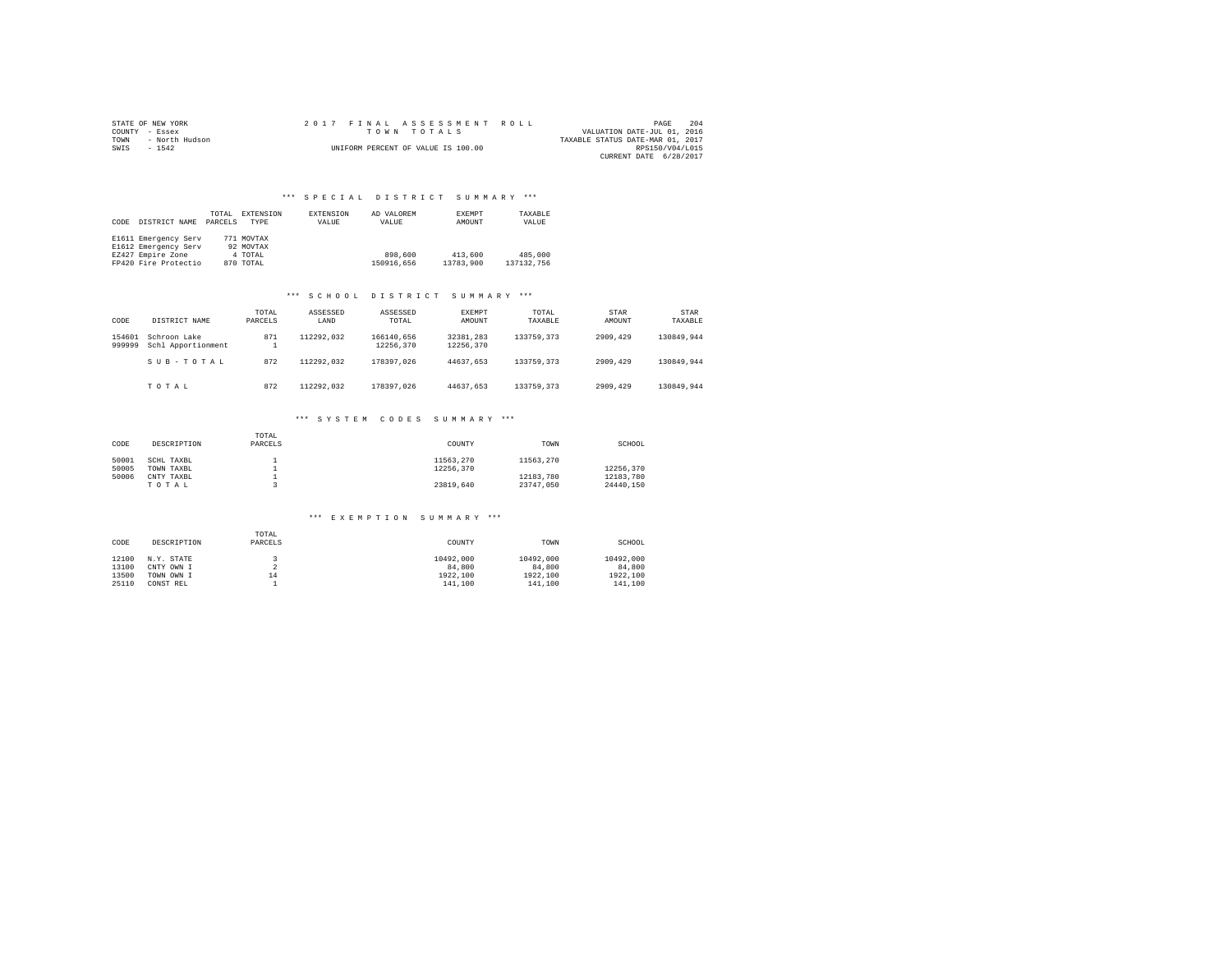STATE OF NEW YORK
COUNTY - Essex
TOWN - North Hudson
SWIS - 1542

2017 FINAL ASSESSMENT ROLL
TOWN TOTALS
UNIFORM PERCENT OF VALUE IS 100.00

VALUATION DATE-JUL 01, 2016
TAXABLE STATUS DATE-MAR 01, 2017
RPS150/V04/L015
CURRENT DATE 6/28/2017

### *** SPECIAL DISTRICT SUMMARY ***

| CODE | DISTRICT NAME | TOTAL PARCELS | EXTENSION TYPE | EXTENSION VALUE | AD VALOREM VALUE | EXEMPT AMOUNT | TAXABLE VALUE |
|---|---|---|---|---|---|---|---|
| E1611 | Emergency Serv | 771 | MOVTAX | | | | |
| E1612 | Emergency Serv | 92 | MOVTAX | | | | |
| EZ427 | Empire Zone | 4 | TOTAL | | 898,600 | 413,600 | 485,000 |
| FP420 | Fire Protectio | 870 | TOTAL | | 150916,656 | 13783,900 | 137132,756 |

### *** SCHOOL DISTRICT SUMMARY ***

| CODE | DISTRICT NAME | TOTAL PARCELS | ASSESSED LAND | ASSESSED TOTAL | EXEMPT AMOUNT | TOTAL TAXABLE | STAR AMOUNT | STAR TAXABLE |
|---|---|---|---|---|---|---|---|---|
| 154601 | Schroon Lake | 871 | 112292,032 | 166140,656 | 32381,283 | 133759,373 | 2909,429 | 130849,944 |
| 999999 | Schl Apportionment | 1 | | 12256,370 | 12256,370 | | | |
| | S U B - T O T A L | 872 | 112292,032 | 178397,026 | 44637,653 | 133759,373 | 2909,429 | 130849,944 |
| | T O T A L | 872 | 112292,032 | 178397,026 | 44637,653 | 133759,373 | 2909,429 | 130849,944 |

### *** SYSTEM CODES SUMMARY ***

| CODE | DESCRIPTION | TOTAL PARCELS | COUNTY | TOWN | SCHOOL |
|---|---|---|---|---|---|
| 50001 | SCHL TAXBL | 1 | 11563,270 | 11563,270 | |
| 50005 | TOWN TAXBL | 1 | 12256,370 | | 12256,370 |
| 50006 | CNTY TAXBL | 1 | | 12183,780 | 12183,780 |
| | T O T A L | 3 | 23819,640 | 23747,050 | 24440,150 |

### *** EXEMPTION SUMMARY ***

| CODE | DESCRIPTION | TOTAL PARCELS | COUNTY | TOWN | SCHOOL |
|---|---|---|---|---|---|
| 12100 | N.Y. STATE | 3 | 10492,000 | 10492,000 | 10492,000 |
| 13100 | CNTY OWN I | 2 | 84,800 | 84,800 | 84,800 |
| 13500 | TOWN OWN I | 14 | 1922,100 | 1922,100 | 1922,100 |
| 25110 | CONST REL | 1 | 141,100 | 141,100 | 141,100 |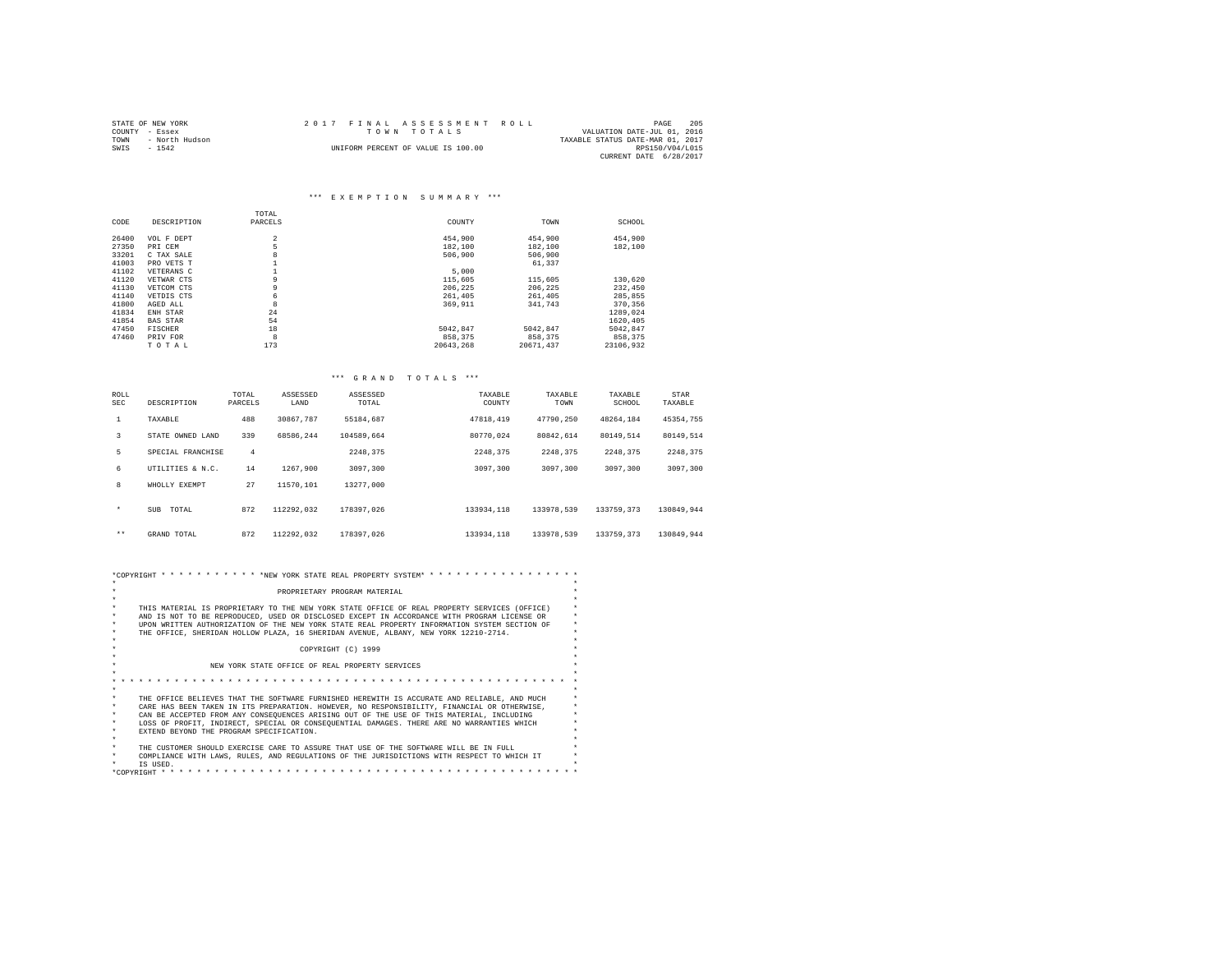STATE OF NEW YORK
COUNTY - Essex
TOWN - North Hudson
SWIS - 1542

2017 FINAL ASSESSMENT ROLL
TOWN TOTALS
UNIFORM PERCENT OF VALUE IS 100.00

VALUATION DATE-JUL 01, 2016
TAXABLE STATUS DATE-MAR 01, 2017
RPS150/V04/L015
CURRENT DATE 6/28/2017

### *** EXEMPTION SUMMARY ***

| CODE | DESCRIPTION | TOTAL PARCELS | COUNTY | TOWN | SCHOOL |
|---|---|---|---|---|---|
| 26400 | VOL F DEPT | 2 | 454,900 | 454,900 | 454,900 |
| 27350 | PRI CEM | 5 | 182,100 | 182,100 | 182,100 |
| 33201 | C TAX SALE | 8 | 506,900 | 506,900 | |
| 41003 | PRO VETS T | 1 | | 61,337 | |
| 41102 | VETERANS C | 1 | 5,000 | | |
| 41120 | VETWAR CTS | 9 | 115,605 | 115,605 | 130,620 |
| 41130 | VETCOM CTS | 9 | 206,225 | 206,225 | 232,450 |
| 41140 | VETDIS CTS | 6 | 261,405 | 261,405 | 285,855 |
| 41800 | AGED ALL | 8 | 369,911 | 341,743 | 370,356 |
| 41834 | ENH STAR | 24 | | | 1289,024 |
| 41854 | BAS STAR | 54 | | | 1620,405 |
| 47450 | FISCHER | 18 | 5042,847 | 5042,847 | 5042,847 |
| 47460 | PRIV FOR | 8 | 858,375 | 858,375 | 858,375 |
| | TOTAL | 173 | 20643,268 | 20671,437 | 23106,932 |

### *** GRAND TOTALS ***

| ROLL SEC | DESCRIPTION | TOTAL PARCELS | ASSESSED LAND | ASSESSED TOTAL | TAXABLE COUNTY | TAXABLE TOWN | TAXABLE SCHOOL | STAR TAXABLE |
|---|---|---|---|---|---|---|---|---|
| 1 | TAXABLE | 488 | 30867,787 | 55184,687 | 47818,419 | 47790,250 | 48264,184 | 45354,755 |
| 3 | STATE OWNED LAND | 339 | 68586,244 | 104589,664 | 80770,024 | 80842,614 | 80149,514 | 80149,514 |
| 5 | SPECIAL FRANCHISE | 4 | | 2248,375 | 2248,375 | 2248,375 | 2248,375 | 2248,375 |
| 6 | UTILITIES & N.C. | 14 | 1267,900 | 3097,300 | 3097,300 | 3097,300 | 3097,300 | 3097,300 |
| 8 | WHOLLY EXEMPT | 27 | 11570,101 | 13277,000 | | | | |
| * | SUB TOTAL | 872 | 112292,032 | 178397,026 | 133934,118 | 133978,539 | 133759,373 | 130849,944 |
| ** | GRAND TOTAL | 872 | 112292,032 | 178397,026 | 133934,118 | 133978,539 | 133759,373 | 130849,944 |

*COPYRIGHT * * * * * * * * * * * *NEW YORK STATE REAL PROPERTY SYSTEM* * * * * * * * * * * * * * * * * *

PROPRIETARY PROGRAM MATERIAL

THIS MATERIAL IS PROPRIETARY TO THE NEW YORK STATE OFFICE OF REAL PROPERTY SERVICES (OFFICE) AND IS NOT TO BE REPRODUCED, USED OR DISCLOSED EXCEPT IN ACCORDANCE WITH PROGRAM LICENSE OR UPON WRITTEN AUTHORIZATION OF THE NEW YORK STATE REAL PROPERTY INFORMATION SYSTEM SECTION OF THE OFFICE, SHERIDAN HOLLOW PLAZA, 16 SHERIDAN AVENUE, ALBANY, NEW YORK 12210-2714.

COPYRIGHT (C) 1999

NEW YORK STATE OFFICE OF REAL PROPERTY SERVICES

THE OFFICE BELIEVES THAT THE SOFTWARE FURNISHED HEREWITH IS ACCURATE AND RELIABLE, AND MUCH CARE HAS BEEN TAKEN IN ITS PREPARATION. HOWEVER, NO RESPONSIBILITY, FINANCIAL OR OTHERWISE, CAN BE ACCEPTED FROM ANY CONSEQUENCES ARISING OUT OF THE USE OF THIS MATERIAL, INCLUDING LOSS OF PROFIT, INDIRECT, SPECIAL OR CONSEQUENTIAL DAMAGES. THERE ARE NO WARRANTIES WHICH EXTEND BEYOND THE PROGRAM SPECIFICATION.

THE CUSTOMER SHOULD EXERCISE CARE TO ASSURE THAT USE OF THE SOFTWARE WILL BE IN FULL COMPLIANCE WITH LAWS, RULES, AND REGULATIONS OF THE JURISDICTIONS WITH RESPECT TO WHICH IT IS USED.

*COPYRIGHT * * * * * * * * * * * * * * * * * * * * * * * * * * * * * * * * * * * * * * * * * * * * * * * *